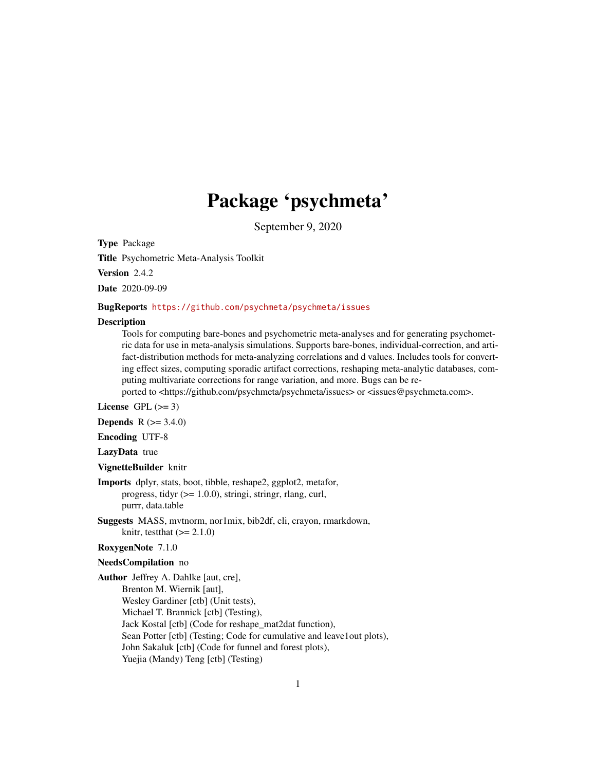# Package 'psychmeta'

September 9, 2020

**Type** Package

**Title** Psychometric Meta-Analysis Toolkit

**Version** 2.4.2

**Date** 2020-09-09

**BugReports** https://github.com/psychmeta/psychmeta/issues

**Description**
Tools for computing bare-bones and psychometric meta-analyses and for generating psychometric data for use in meta-analysis simulations. Supports bare-bones, individual-correction, and artifact-distribution methods for meta-analyzing correlations and d values. Includes tools for converting effect sizes, computing sporadic artifact corrections, reshaping meta-analytic databases, computing multivariate corrections for range variation, and more. Bugs can be reported to <https://github.com/psychmeta/psychmeta/issues> or <issues@psychmeta.com>.

**License** GPL (>= 3)

**Depends** R (>= 3.4.0)

**Encoding** UTF-8

**LazyData** true

**VignetteBuilder** knitr

**Imports** dplyr, stats, boot, tibble, reshape2, ggplot2, metafor, progress, tidyr (>= 1.0.0), stringi, stringr, rlang, curl, purrr, data.table

**Suggests** MASS, mvtnorm, nor1mix, bib2df, cli, crayon, rmarkdown, knitr, testthat (>= 2.1.0)

**RoxygenNote** 7.1.0

**NeedsCompilation** no

**Author** Jeffrey A. Dahlke [aut, cre],
Brenton M. Wiernik [aut],
Wesley Gardiner [ctb] (Unit tests),
Michael T. Brannick [ctb] (Testing),
Jack Kostal [ctb] (Code for reshape_mat2dat function),
Sean Potter [ctb] (Testing; Code for cumulative and leave1out plots),
John Sakaluk [ctb] (Code for funnel and forest plots),
Yuejia (Mandy) Teng [ctb] (Testing)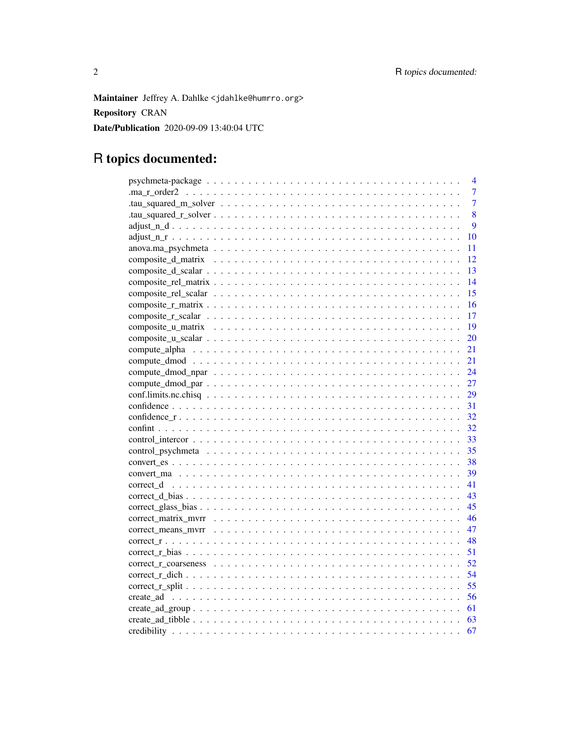**Maintainer** Jeffrey A. Dahlke <jdahlke@humrro.org>

**Repository** CRAN

**Date/Publication** 2020-09-09 13:40:04 UTC

# R topics documented:

psychmeta-package . . . . . . . . . . . . . . . . . . . . . . . . . . . . . . . . . . . 4
.ma_r_order2 . . . . . . . . . . . . . . . . . . . . . . . . . . . . . . . . . . . . . 7
.tau_squared_m_solver . . . . . . . . . . . . . . . . . . . . . . . . . . . . . . . . 7
.tau_squared_r_solver . . . . . . . . . . . . . . . . . . . . . . . . . . . . . . . . 8
adjust_n_d . . . . . . . . . . . . . . . . . . . . . . . . . . . . . . . . . . . . . . 9
adjust_n_r . . . . . . . . . . . . . . . . . . . . . . . . . . . . . . . . . . . . . . 10
anova.ma_psychmeta . . . . . . . . . . . . . . . . . . . . . . . . . . . . . . . . . 11
composite_d_matrix . . . . . . . . . . . . . . . . . . . . . . . . . . . . . . . . . 12
composite_d_scalar . . . . . . . . . . . . . . . . . . . . . . . . . . . . . . . . . 13
composite_rel_matrix . . . . . . . . . . . . . . . . . . . . . . . . . . . . . . . . 14
composite_rel_scalar . . . . . . . . . . . . . . . . . . . . . . . . . . . . . . . . 15
composite_r_matrix . . . . . . . . . . . . . . . . . . . . . . . . . . . . . . . . . 16
composite_r_scalar . . . . . . . . . . . . . . . . . . . . . . . . . . . . . . . . . 17
composite_u_matrix . . . . . . . . . . . . . . . . . . . . . . . . . . . . . . . . . 19
composite_u_scalar . . . . . . . . . . . . . . . . . . . . . . . . . . . . . . . . . 20
compute_alpha . . . . . . . . . . . . . . . . . . . . . . . . . . . . . . . . . . . . 21
compute_dmod . . . . . . . . . . . . . . . . . . . . . . . . . . . . . . . . . . . . 21
compute_dmod_npar . . . . . . . . . . . . . . . . . . . . . . . . . . . . . . . . . 24
compute_dmod_par . . . . . . . . . . . . . . . . . . . . . . . . . . . . . . . . . . 27
conf.limits.nc.chisq . . . . . . . . . . . . . . . . . . . . . . . . . . . . . . . . 29
confidence . . . . . . . . . . . . . . . . . . . . . . . . . . . . . . . . . . . . . . 31
confidence_r . . . . . . . . . . . . . . . . . . . . . . . . . . . . . . . . . . . . . 32
confint . . . . . . . . . . . . . . . . . . . . . . . . . . . . . . . . . . . . . . . . 32
control_intercor . . . . . . . . . . . . . . . . . . . . . . . . . . . . . . . . . . . 33
control_psychmeta . . . . . . . . . . . . . . . . . . . . . . . . . . . . . . . . . . 35
convert_es . . . . . . . . . . . . . . . . . . . . . . . . . . . . . . . . . . . . . . 38
convert_ma . . . . . . . . . . . . . . . . . . . . . . . . . . . . . . . . . . . . . . 39
correct_d . . . . . . . . . . . . . . . . . . . . . . . . . . . . . . . . . . . . . . . 41
correct_d_bias . . . . . . . . . . . . . . . . . . . . . . . . . . . . . . . . . . . . 43
correct_glass_bias . . . . . . . . . . . . . . . . . . . . . . . . . . . . . . . . . . 45
correct_matrix_mvrr . . . . . . . . . . . . . . . . . . . . . . . . . . . . . . . . . 46
correct_means_mvrr . . . . . . . . . . . . . . . . . . . . . . . . . . . . . . . . . . 47
correct_r . . . . . . . . . . . . . . . . . . . . . . . . . . . . . . . . . . . . . . . 48
correct_r_bias . . . . . . . . . . . . . . . . . . . . . . . . . . . . . . . . . . . . 51
correct_r_coarseness . . . . . . . . . . . . . . . . . . . . . . . . . . . . . . . . 52
correct_r_dich . . . . . . . . . . . . . . . . . . . . . . . . . . . . . . . . . . . . 54
correct_r_split . . . . . . . . . . . . . . . . . . . . . . . . . . . . . . . . . . . . 55
create_ad . . . . . . . . . . . . . . . . . . . . . . . . . . . . . . . . . . . . . . . 56
create_ad_group . . . . . . . . . . . . . . . . . . . . . . . . . . . . . . . . . . . 61
create_ad_tibble . . . . . . . . . . . . . . . . . . . . . . . . . . . . . . . . . . . 63
credibility . . . . . . . . . . . . . . . . . . . . . . . . . . . . . . . . . . . . . . 67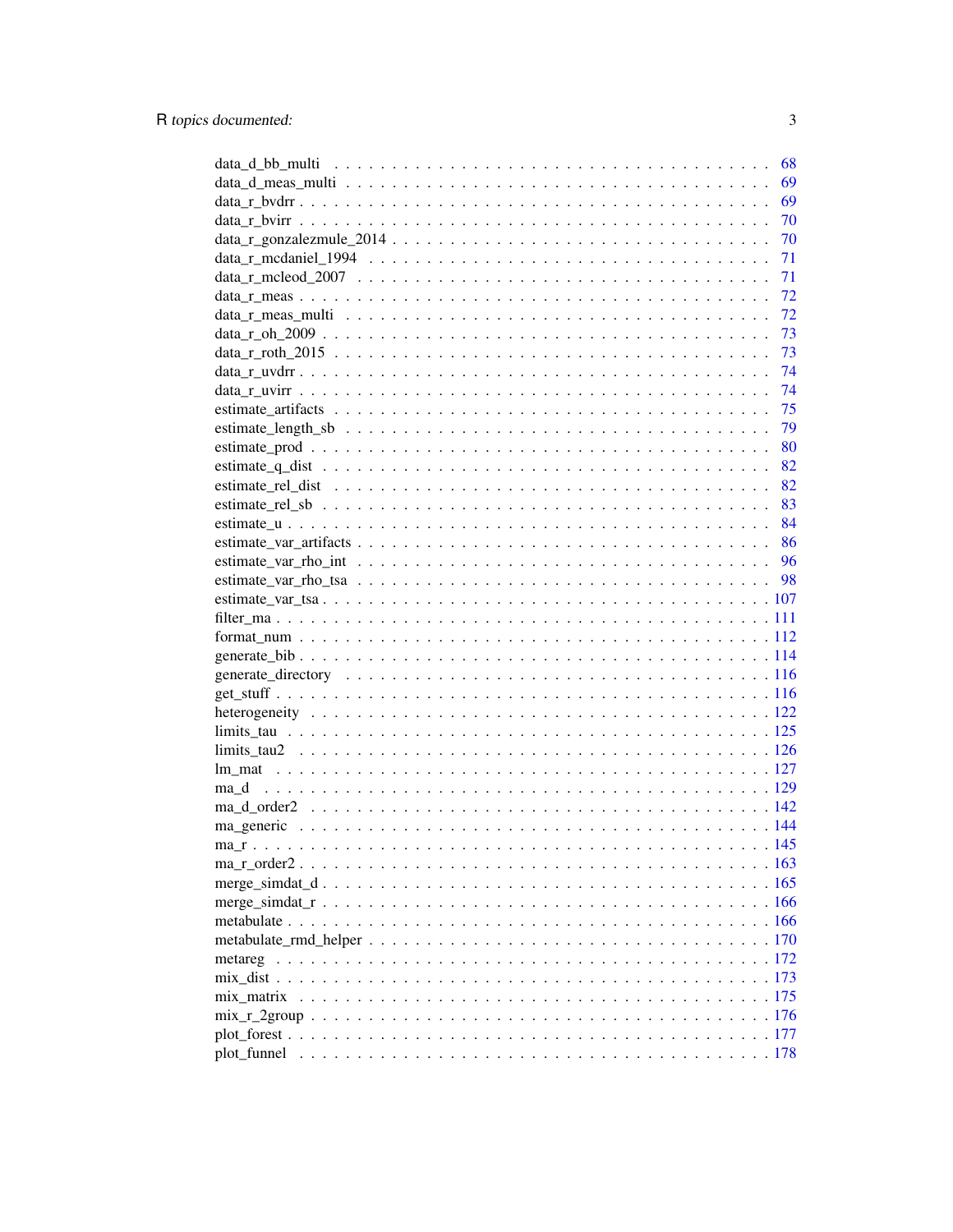data_d_bb_multi . . . . . . . . . . . . . . . . . . . . . . . . . . . . . . . . 68
data_d_meas_multi . . . . . . . . . . . . . . . . . . . . . . . . . . . . . . . 69
data_r_bvdrr . . . . . . . . . . . . . . . . . . . . . . . . . . . . . . . . . . 69
data_r_bvirr . . . . . . . . . . . . . . . . . . . . . . . . . . . . . . . . . . 70
data_r_gonzalezmule_2014 . . . . . . . . . . . . . . . . . . . . . . . . . . . . 70
data_r_mcdaniel_1994 . . . . . . . . . . . . . . . . . . . . . . . . . . . . . . 71
data_r_mcleod_2007 . . . . . . . . . . . . . . . . . . . . . . . . . . . . . . . 71
data_r_meas . . . . . . . . . . . . . . . . . . . . . . . . . . . . . . . . . . . 72
data_r_meas_multi . . . . . . . . . . . . . . . . . . . . . . . . . . . . . . . . 72
data_r_oh_2009 . . . . . . . . . . . . . . . . . . . . . . . . . . . . . . . . . 73
data_r_roth_2015 . . . . . . . . . . . . . . . . . . . . . . . . . . . . . . . . 73
data_r_uvdrr . . . . . . . . . . . . . . . . . . . . . . . . . . . . . . . . . . 74
data_r_uvirr . . . . . . . . . . . . . . . . . . . . . . . . . . . . . . . . . . 74
estimate_artifacts . . . . . . . . . . . . . . . . . . . . . . . . . . . . . . . 75
estimate_length_sb . . . . . . . . . . . . . . . . . . . . . . . . . . . . . . . 79
estimate_prod . . . . . . . . . . . . . . . . . . . . . . . . . . . . . . . . . . 80
estimate_q_dist . . . . . . . . . . . . . . . . . . . . . . . . . . . . . . . . . 82
estimate_rel_dist . . . . . . . . . . . . . . . . . . . . . . . . . . . . . . . . 82
estimate_rel_sb . . . . . . . . . . . . . . . . . . . . . . . . . . . . . . . . . 83
estimate_u . . . . . . . . . . . . . . . . . . . . . . . . . . . . . . . . . . . 84
estimate_var_artifacts . . . . . . . . . . . . . . . . . . . . . . . . . . . . . 86
estimate_var_rho_int . . . . . . . . . . . . . . . . . . . . . . . . . . . . . . 96
estimate_var_rho_tsa . . . . . . . . . . . . . . . . . . . . . . . . . . . . . . 98
estimate_var_tsa . . . . . . . . . . . . . . . . . . . . . . . . . . . . . . . . 107
filter_ma . . . . . . . . . . . . . . . . . . . . . . . . . . . . . . . . . . . . 111
format_num . . . . . . . . . . . . . . . . . . . . . . . . . . . . . . . . . . . 112
generate_bib . . . . . . . . . . . . . . . . . . . . . . . . . . . . . . . . . . 114
generate_directory . . . . . . . . . . . . . . . . . . . . . . . . . . . . . . . 116
get_stuff . . . . . . . . . . . . . . . . . . . . . . . . . . . . . . . . . . . . 116
heterogeneity . . . . . . . . . . . . . . . . . . . . . . . . . . . . . . . . . . 122
limits_tau . . . . . . . . . . . . . . . . . . . . . . . . . . . . . . . . . . . 125
limits_tau2 . . . . . . . . . . . . . . . . . . . . . . . . . . . . . . . . . . . 126
lm_mat . . . . . . . . . . . . . . . . . . . . . . . . . . . . . . . . . . . . . 127
ma_d . . . . . . . . . . . . . . . . . . . . . . . . . . . . . . . . . . . . . . 129
ma_d_order2 . . . . . . . . . . . . . . . . . . . . . . . . . . . . . . . . . . . 142
ma_generic . . . . . . . . . . . . . . . . . . . . . . . . . . . . . . . . . . . 144
ma_r . . . . . . . . . . . . . . . . . . . . . . . . . . . . . . . . . . . . . . 145
ma_r_order2 . . . . . . . . . . . . . . . . . . . . . . . . . . . . . . . . . . . 163
merge_simdat_d . . . . . . . . . . . . . . . . . . . . . . . . . . . . . . . . . 165
merge_simdat_r . . . . . . . . . . . . . . . . . . . . . . . . . . . . . . . . . 166
metabulate . . . . . . . . . . . . . . . . . . . . . . . . . . . . . . . . . . . 166
metabulate_rmd_helper . . . . . . . . . . . . . . . . . . . . . . . . . . . . . . 170
metareg . . . . . . . . . . . . . . . . . . . . . . . . . . . . . . . . . . . . . 172
mix_dist . . . . . . . . . . . . . . . . . . . . . . . . . . . . . . . . . . . . 173
mix_matrix . . . . . . . . . . . . . . . . . . . . . . . . . . . . . . . . . . . 175
mix_r_2group . . . . . . . . . . . . . . . . . . . . . . . . . . . . . . . . . . 176
plot_forest . . . . . . . . . . . . . . . . . . . . . . . . . . . . . . . . . . . 177
plot_funnel . . . . . . . . . . . . . . . . . . . . . . . . . . . . . . . . . . . 178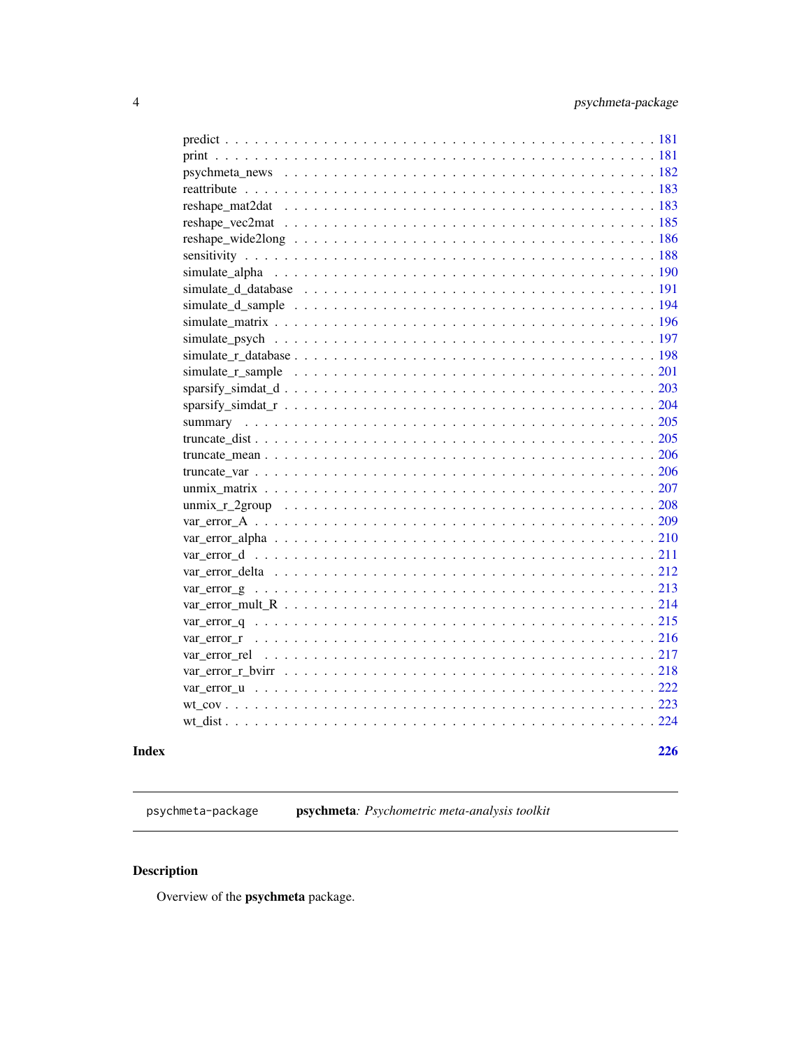| | |
|---|---|
| predict | 181 |
| print | 181 |
| psychmeta_news | 182 |
| reattribute | 183 |
| reshape_mat2dat | 183 |
| reshape_vec2mat | 185 |
| reshape_wide2long | 186 |
| sensitivity | 188 |
| simulate_alpha | 190 |
| simulate_d_database | 191 |
| simulate_d_sample | 194 |
| simulate_matrix | 196 |
| simulate_psych | 197 |
| simulate_r_database | 198 |
| simulate_r_sample | 201 |
| sparsify_simdat_d | 203 |
| sparsify_simdat_r | 204 |
| summary | 205 |
| truncate_dist | 205 |
| truncate_mean | 206 |
| truncate_var | 206 |
| unmix_matrix | 207 |
| unmix_r_2group | 208 |
| var_error_A | 209 |
| var_error_alpha | 210 |
| var_error_d | 211 |
| var_error_delta | 212 |
| var_error_g | 213 |
| var_error_mult_R | 214 |
| var_error_q | 215 |
| var_error_r | 216 |
| var_error_rel | 217 |
| var_error_r_bvirr | 218 |
| var_error_u | 222 |
| wt_cov | 223 |
| wt_dist | 224 |

**Index** **226**

---

`psychmeta-package` **psychmeta**: *Psychometric meta-analysis toolkit*

---

## Description

Overview of the **psychmeta** package.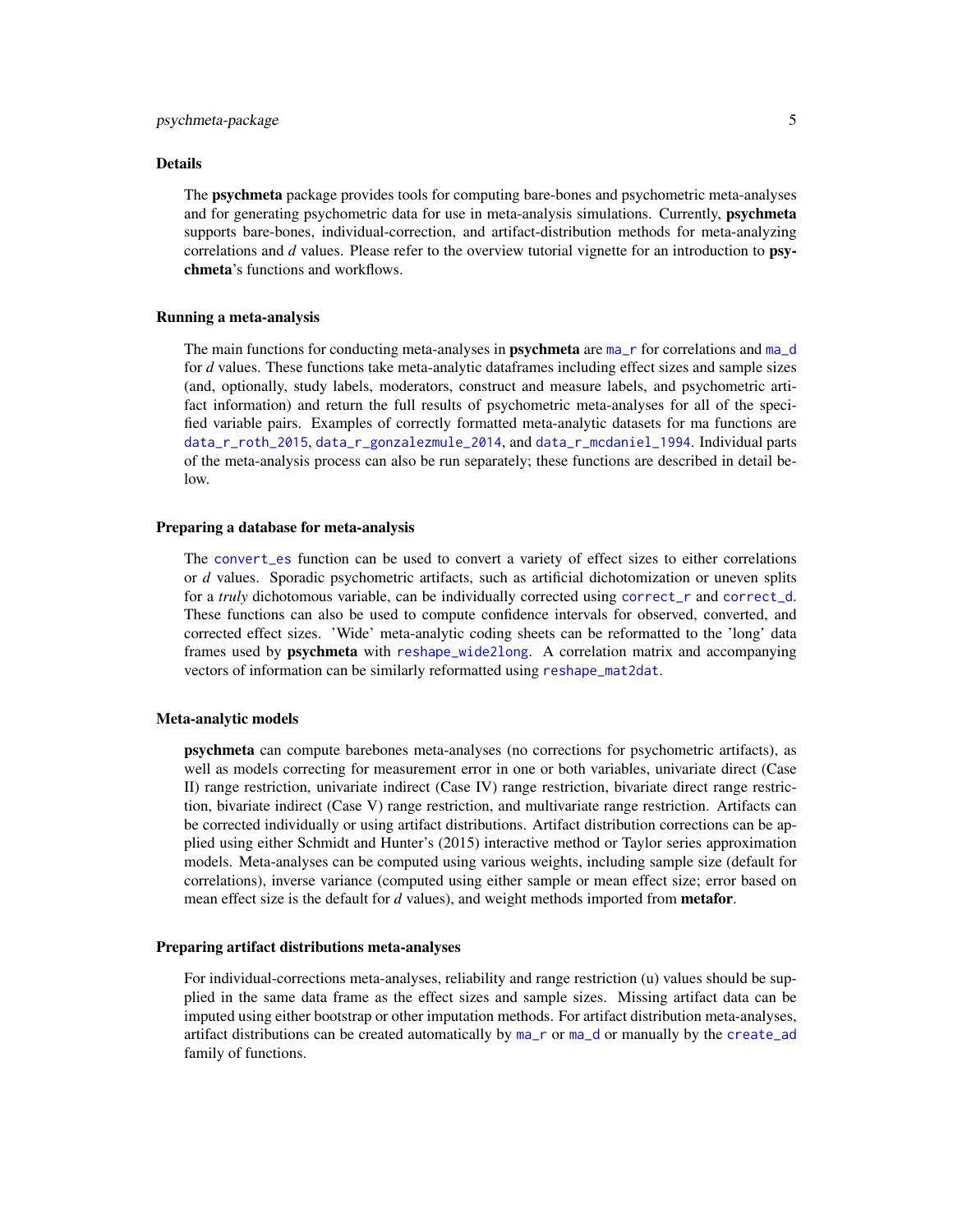## Details

The **psychmeta** package provides tools for computing bare-bones and psychometric meta-analyses and for generating psychometric data for use in meta-analysis simulations. Currently, **psychmeta** supports bare-bones, individual-correction, and artifact-distribution methods for meta-analyzing correlations and *d* values. Please refer to the overview tutorial vignette for an introduction to **psychmeta**'s functions and workflows.

### Running a meta-analysis

The main functions for conducting meta-analyses in **psychmeta** are `ma_r` for correlations and `ma_d` for *d* values. These functions take meta-analytic dataframes including effect sizes and sample sizes (and, optionally, study labels, moderators, construct and measure labels, and psychometric artifact information) and return the full results of psychometric meta-analyses for all of the specified variable pairs. Examples of correctly formatted meta-analytic datasets for ma functions are `data_r_roth_2015`, `data_r_gonzalezmule_2014`, and `data_r_mcdaniel_1994`. Individual parts of the meta-analysis process can also be run separately; these functions are described in detail below.

### Preparing a database for meta-analysis

The `convert_es` function can be used to convert a variety of effect sizes to either correlations or *d* values. Sporadic psychometric artifacts, such as artificial dichotomization or uneven splits for a *truly* dichotomous variable, can be individually corrected using `correct_r` and `correct_d`. These functions can also be used to compute confidence intervals for observed, converted, and corrected effect sizes. 'Wide' meta-analytic coding sheets can be reformatted to the 'long' data frames used by **psychmeta** with `reshape_wide2long`. A correlation matrix and accompanying vectors of information can be similarly reformatted using `reshape_mat2dat`.

### Meta-analytic models

**psychmeta** can compute barebones meta-analyses (no corrections for psychometric artifacts), as well as models correcting for measurement error in one or both variables, univariate direct (Case II) range restriction, univariate indirect (Case IV) range restriction, bivariate direct range restriction, bivariate indirect (Case V) range restriction, and multivariate range restriction. Artifacts can be corrected individually or using artifact distributions. Artifact distribution corrections can be applied using either Schmidt and Hunter's (2015) interactive method or Taylor series approximation models. Meta-analyses can be computed using various weights, including sample size (default for correlations), inverse variance (computed using either sample or mean effect size; error based on mean effect size is the default for *d* values), and weight methods imported from **metafor**.

### Preparing artifact distributions meta-analyses

For individual-corrections meta-analyses, reliability and range restriction (u) values should be supplied in the same data frame as the effect sizes and sample sizes. Missing artifact data can be imputed using either bootstrap or other imputation methods. For artifact distribution meta-analyses, artifact distributions can be created automatically by `ma_r` or `ma_d` or manually by the `create_ad` family of functions.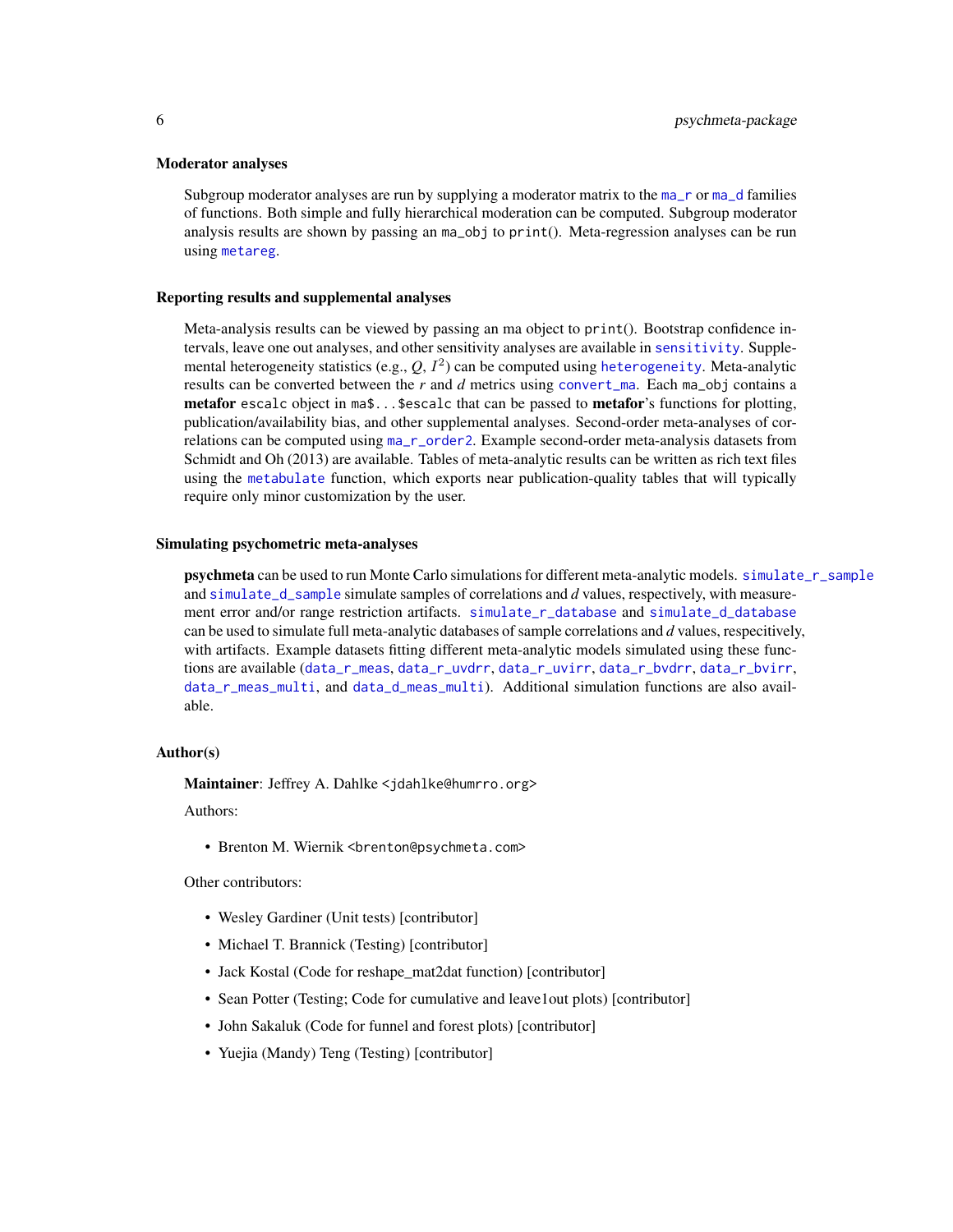### Moderator analyses

Subgroup moderator analyses are run by supplying a moderator matrix to the ma_r or ma_d families of functions. Both simple and fully hierarchical moderation can be computed. Subgroup moderator analysis results are shown by passing an ma_obj to print(). Meta-regression analyses can be run using metareg.

### Reporting results and supplemental analyses

Meta-analysis results can be viewed by passing an ma object to print(). Bootstrap confidence intervals, leave one out analyses, and other sensitivity analyses are available in sensitivity. Supplemental heterogeneity statistics (e.g., $Q$, $I^2$) can be computed using heterogeneity. Meta-analytic results can be converted between the $r$ and $d$ metrics using convert_ma. Each ma_obj contains a **metafor** escalc object in ma$...$escalc that can be passed to **metafor**'s functions for plotting, publication/availability bias, and other supplemental analyses. Second-order meta-analyses of correlations can be computed using ma_r_order2. Example second-order meta-analysis datasets from Schmidt and Oh (2013) are available. Tables of meta-analytic results can be written as rich text files using the metabulate function, which exports near publication-quality tables that will typically require only minor customization by the user.

### Simulating psychometric meta-analyses

**psychmeta** can be used to run Monte Carlo simulations for different meta-analytic models. simulate_r_sample and simulate_d_sample simulate samples of correlations and $d$ values, respectively, with measurement error and/or range restriction artifacts. simulate_r_database and simulate_d_database can be used to simulate full meta-analytic databases of sample correlations and $d$ values, respecitively, with artifacts. Example datasets fitting different meta-analytic models simulated using these functions are available (data_r_meas, data_r_uvdrr, data_r_uvirr, data_r_bvdrr, data_r_bvirr, data_r_meas_multi, and data_d_meas_multi). Additional simulation functions are also available.

### Author(s)

**Maintainer**: Jeffrey A. Dahlke <jdahlke@humrro.org>

Authors:

- Brenton M. Wiernik <brenton@psychmeta.com>

Other contributors:

- Wesley Gardiner (Unit tests) [contributor]
- Michael T. Brannick (Testing) [contributor]
- Jack Kostal (Code for reshape_mat2dat function) [contributor]
- Sean Potter (Testing; Code for cumulative and leave1out plots) [contributor]
- John Sakaluk (Code for funnel and forest plots) [contributor]
- Yuejia (Mandy) Teng (Testing) [contributor]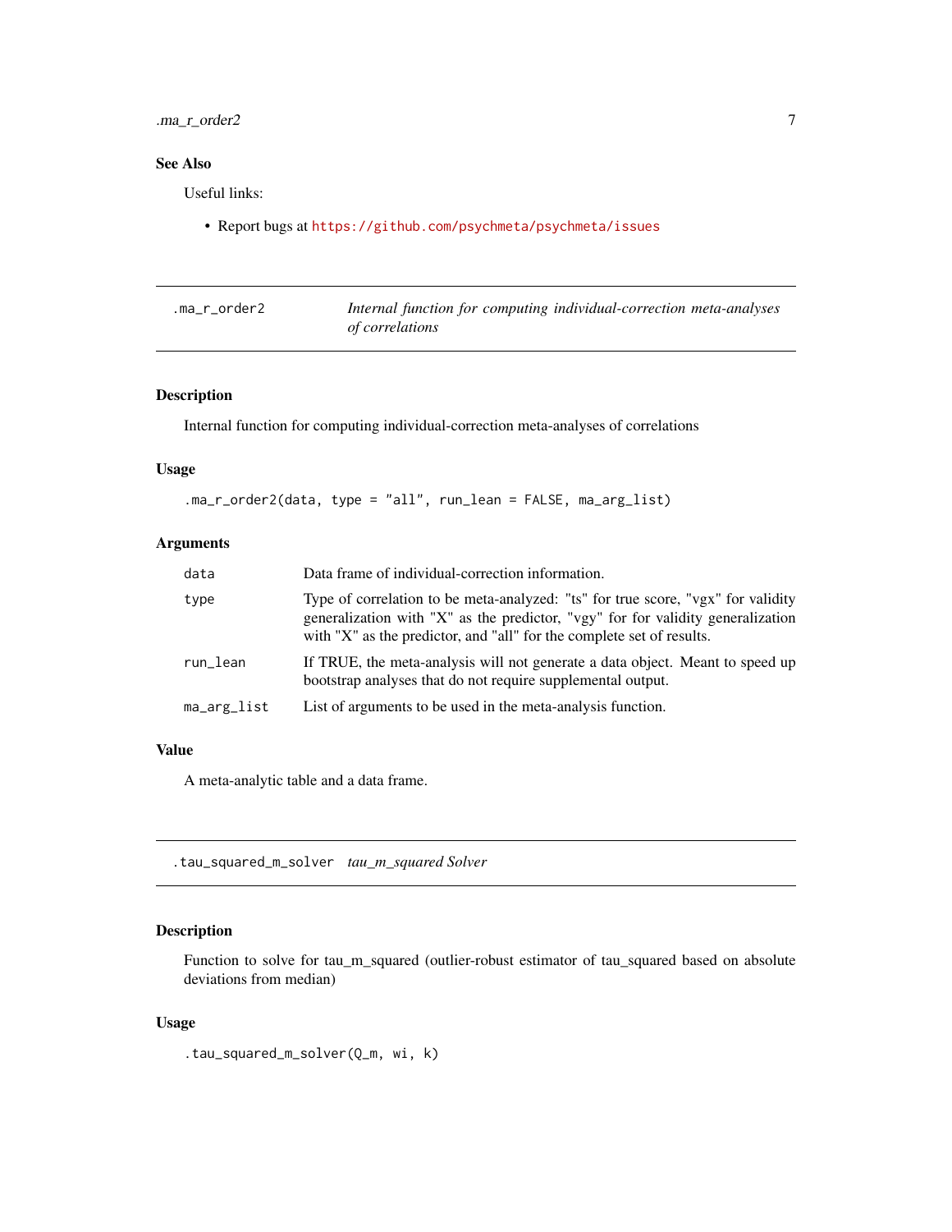## See Also

Useful links:

- Report bugs at https://github.com/psychmeta/psychmeta/issues

---

## .ma_r_order2 — *Internal function for computing individual-correction meta-analyses of correlations*

### Description

Internal function for computing individual-correction meta-analyses of correlations

### Usage

```
.ma_r_order2(data, type = "all", run_lean = FALSE, ma_arg_list)
```

### Arguments

| | |
|---|---|
| `data` | Data frame of individual-correction information. |
| `type` | Type of correlation to be meta-analyzed: "ts" for true score, "vgx" for validity generalization with "X" as the predictor, "vgy" for for validity generalization with "X" as the predictor, and "all" for the complete set of results. |
| `run_lean` | If TRUE, the meta-analysis will not generate a data object. Meant to speed up bootstrap analyses that do not require supplemental output. |
| `ma_arg_list` | List of arguments to be used in the meta-analysis function. |

### Value

A meta-analytic table and a data frame.

---

## .tau_squared_m_solver — *tau_m_squared Solver*

### Description

Function to solve for tau_m_squared (outlier-robust estimator of tau_squared based on absolute deviations from median)

### Usage

```
.tau_squared_m_solver(Q_m, wi, k)
```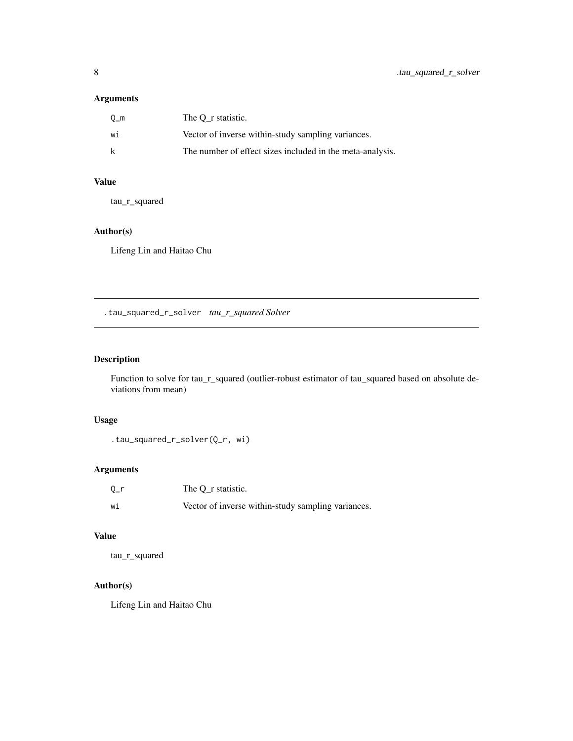## Arguments

| | |
|---|---|
| Q_m | The Q_r statistic. |
| wi | Vector of inverse within-study sampling variances. |
| k | The number of effect sizes included in the meta-analysis. |

## Value

tau_r_squared

## Author(s)

Lifeng Lin and Haitao Chu

---

# .tau_squared_r_solver *tau_r_squared Solver*

---

## Description

Function to solve for tau_r_squared (outlier-robust estimator of tau_squared based on absolute deviations from mean)

## Usage

```
.tau_squared_r_solver(Q_r, wi)
```

## Arguments

| | |
|---|---|
| Q_r | The Q_r statistic. |
| wi | Vector of inverse within-study sampling variances. |

## Value

tau_r_squared

## Author(s)

Lifeng Lin and Haitao Chu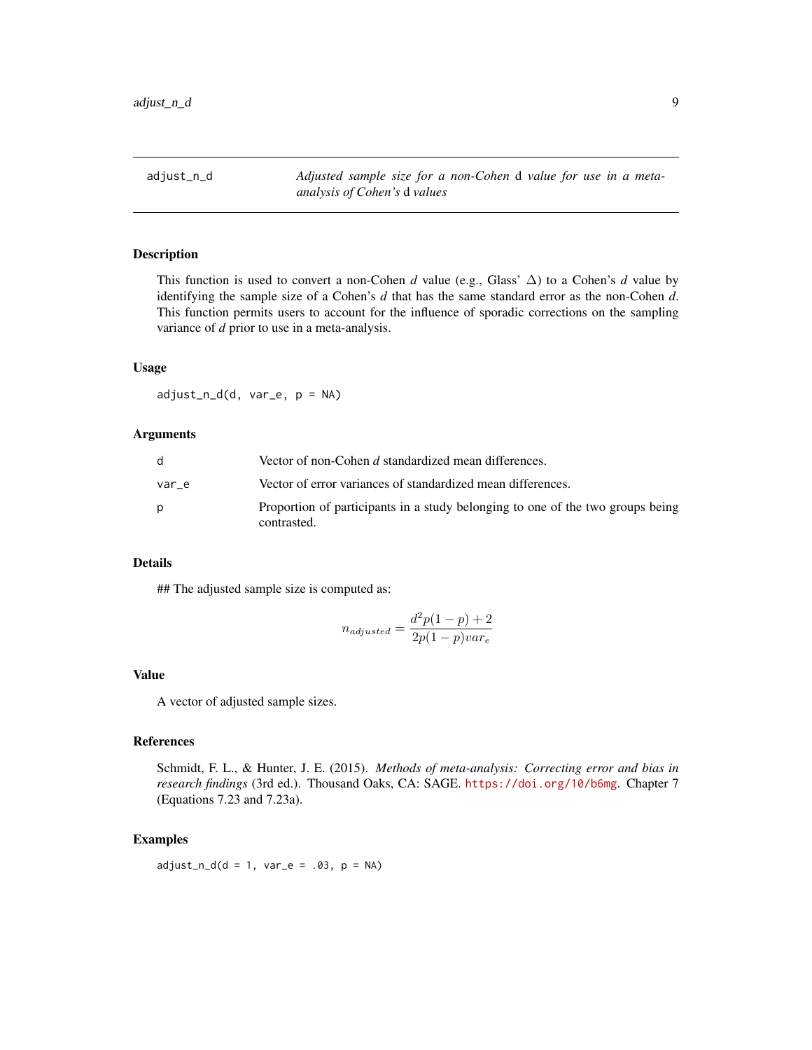# adjust_n_d — *Adjusted sample size for a non-Cohen* d *value for use in a meta-analysis of Cohen's* d *values*

## Description

This function is used to convert a non-Cohen $d$ value (e.g., Glass' $\Delta$) to a Cohen's $d$ value by identifying the sample size of a Cohen's $d$ that has the same standard error as the non-Cohen $d$. This function permits users to account for the influence of sporadic corrections on the sampling variance of $d$ prior to use in a meta-analysis.

## Usage

```
adjust_n_d(d, var_e, p = NA)
```

## Arguments

| | |
|---|---|
| d | Vector of non-Cohen $d$ standardized mean differences. |
| var_e | Vector of error variances of standardized mean differences. |
| p | Proportion of participants in a study belonging to one of the two groups being contrasted. |

## Details

## The adjusted sample size is computed as:

$$n_{adjusted} = \frac{d^2 p(1-p) + 2}{2p(1-p)var_e}$$

## Value

A vector of adjusted sample sizes.

## References

Schmidt, F. L., & Hunter, J. E. (2015). *Methods of meta-analysis: Correcting error and bias in research findings* (3rd ed.). Thousand Oaks, CA: SAGE. https://doi.org/10/b6mg. Chapter 7 (Equations 7.23 and 7.23a).

## Examples

```
adjust_n_d(d = 1, var_e = .03, p = NA)
```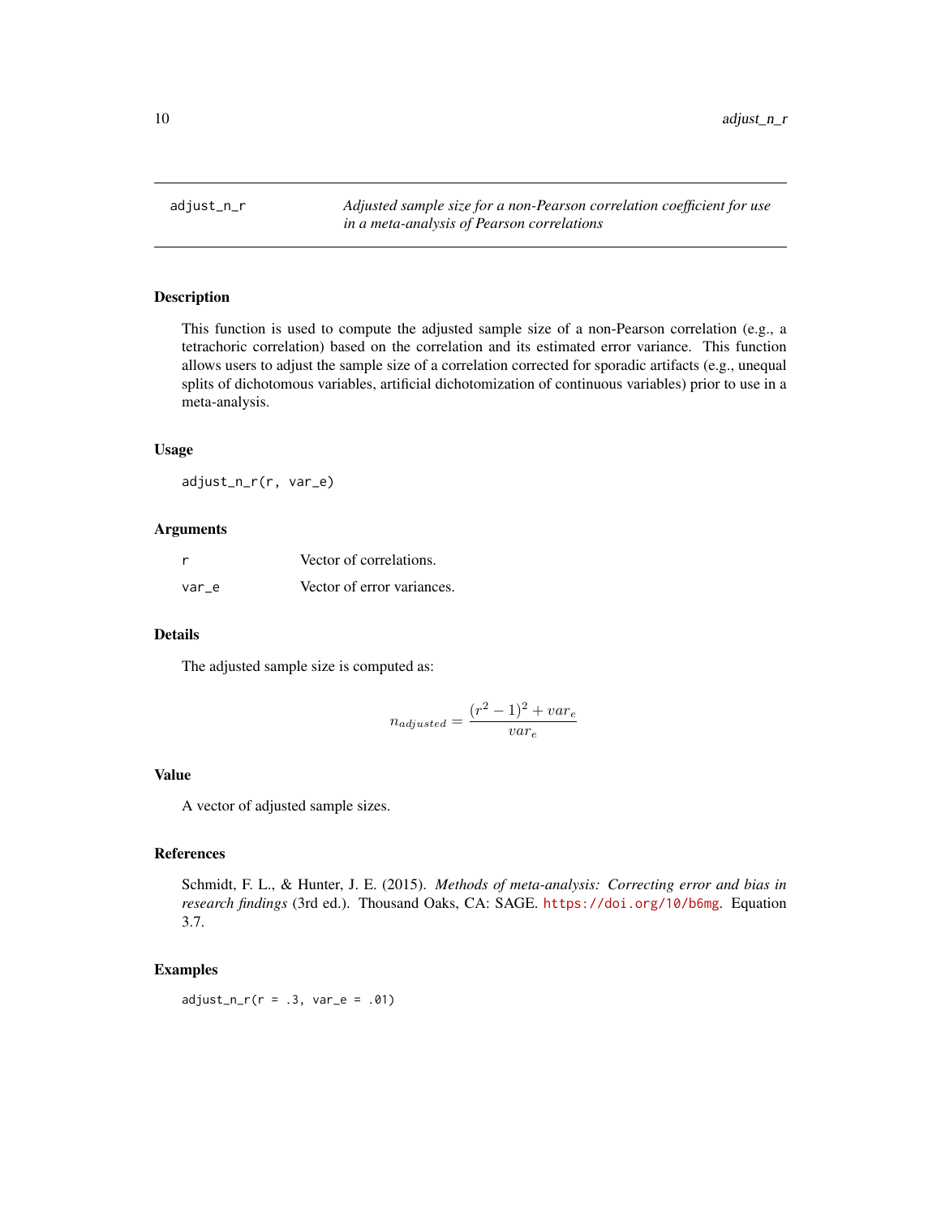# adjust_n_r

*Adjusted sample size for a non-Pearson correlation coefficient for use in a meta-analysis of Pearson correlations*

## Description

This function is used to compute the adjusted sample size of a non-Pearson correlation (e.g., a tetrachoric correlation) based on the correlation and its estimated error variance. This function allows users to adjust the sample size of a correlation corrected for sporadic artifacts (e.g., unequal splits of dichotomous variables, artificial dichotomization of continuous variables) prior to use in a meta-analysis.

## Usage

```
adjust_n_r(r, var_e)
```

## Arguments

| | |
|---|---|
| r | Vector of correlations. |
| var_e | Vector of error variances. |

## Details

The adjusted sample size is computed as:

$$n_{adjusted} = \frac{(r^2 - 1)^2 + var_e}{var_e}$$

## Value

A vector of adjusted sample sizes.

## References

Schmidt, F. L., & Hunter, J. E. (2015). *Methods of meta-analysis: Correcting error and bias in research findings* (3rd ed.). Thousand Oaks, CA: SAGE. https://doi.org/10/b6mg. Equation 3.7.

## Examples

```
adjust_n_r(r = .3, var_e = .01)
```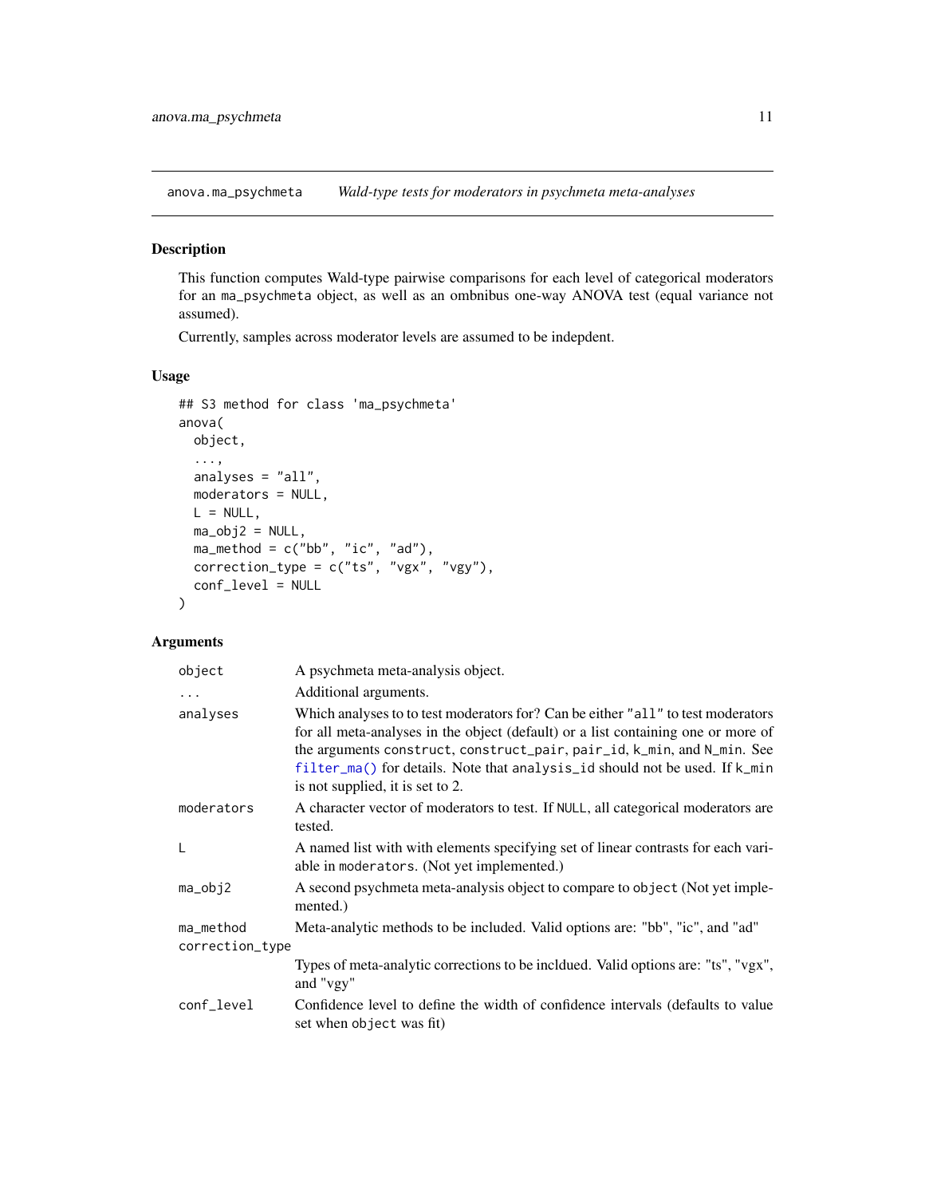anova.ma_psychmeta    *Wald-type tests for moderators in psychmeta meta-analyses*

## Description

This function computes Wald-type pairwise comparisons for each level of categorical moderators for an `ma_psychmeta` object, as well as an ombnibus one-way ANOVA test (equal variance not assumed).

Currently, samples across moderator levels are assumed to be indepdent.

## Usage

```
## S3 method for class 'ma_psychmeta'
anova(
  object,
  ...,
  analyses = "all",
  moderators = NULL,
  L = NULL,
  ma_obj2 = NULL,
  ma_method = c("bb", "ic", "ad"),
  correction_type = c("ts", "vgx", "vgy"),
  conf_level = NULL
)
```

## Arguments

| | |
|---|---|
| `object` | A psychmeta meta-analysis object. |
| `...` | Additional arguments. |
| `analyses` | Which analyses to to test moderators for? Can be either `"all"` to test moderators for all meta-analyses in the object (default) or a list containing one or more of the arguments `construct`, `construct_pair`, `pair_id`, `k_min`, and `N_min`. See `filter_ma()` for details. Note that `analysis_id` should not be used. If `k_min` is not supplied, it is set to 2. |
| `moderators` | A character vector of moderators to test. If `NULL`, all categorical moderators are tested. |
| `L` | A named list with with elements specifying set of linear contrasts for each variable in `moderators`. (Not yet implemented.) |
| `ma_obj2` | A second psychmeta meta-analysis object to compare to `object` (Not yet implemented.) |
| `ma_method` | Meta-analytic methods to be included. Valid options are: "bb", "ic", and "ad" |
| `correction_type` | Types of meta-analytic corrections to be incldued. Valid options are: "ts", "vgx", and "vgy" |
| `conf_level` | Confidence level to define the width of confidence intervals (defaults to value set when `object` was fit) |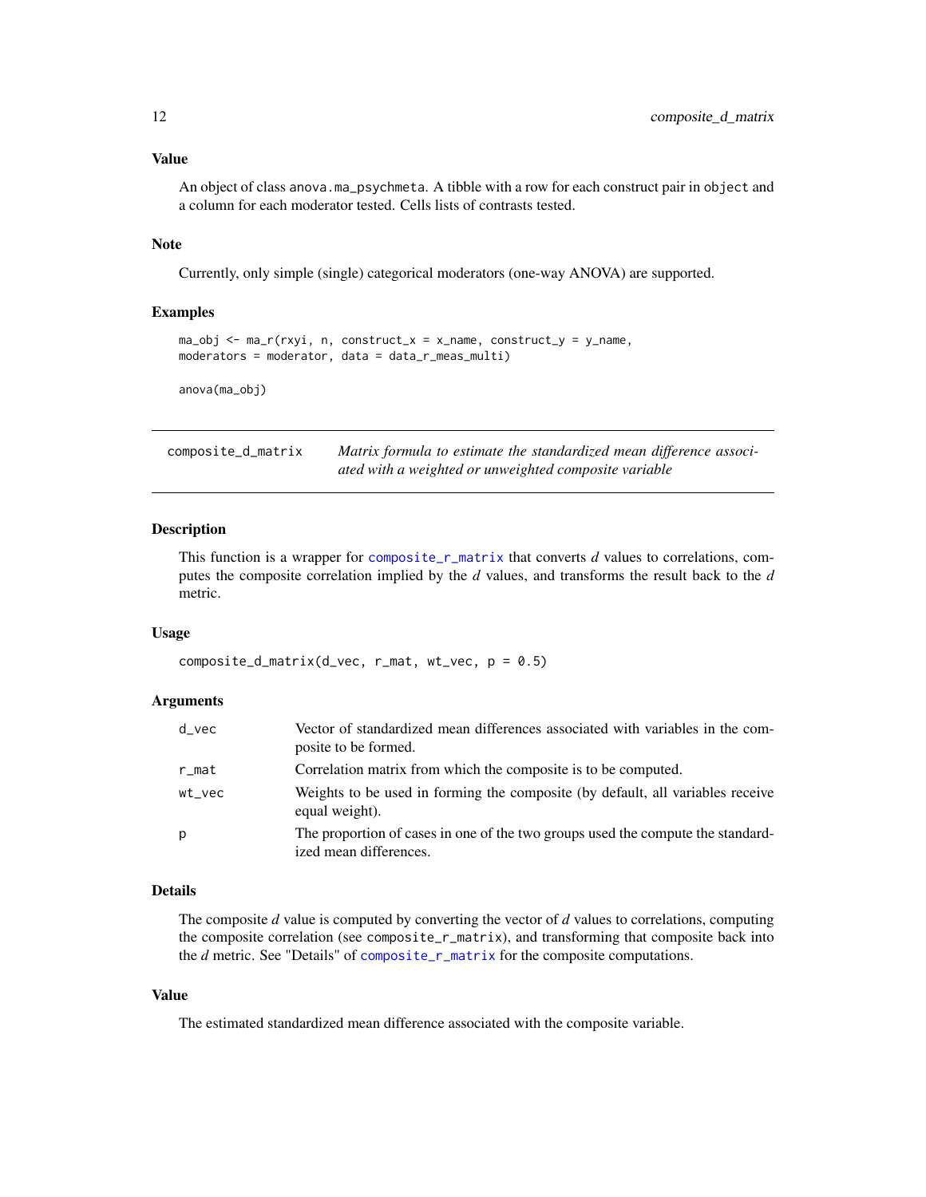## Value

An object of class `anova.ma_psychmeta`. A tibble with a row for each construct pair in `object` and a column for each moderator tested. Cells lists of contrasts tested.

## Note

Currently, only simple (single) categorical moderators (one-way ANOVA) are supported.

## Examples

```
ma_obj <- ma_r(rxyi, n, construct_x = x_name, construct_y = y_name,
moderators = moderator, data = data_r_meas_multi)

anova(ma_obj)
```

---

# composite_d_matrix

*Matrix formula to estimate the standardized mean difference associated with a weighted or unweighted composite variable*

## Description

This function is a wrapper for `composite_r_matrix` that converts *d* values to correlations, computes the composite correlation implied by the *d* values, and transforms the result back to the *d* metric.

## Usage

```
composite_d_matrix(d_vec, r_mat, wt_vec, p = 0.5)
```

## Arguments

| | |
|---|---|
| d_vec | Vector of standardized mean differences associated with variables in the composite to be formed. |
| r_mat | Correlation matrix from which the composite is to be computed. |
| wt_vec | Weights to be used in forming the composite (by default, all variables receive equal weight). |
| p | The proportion of cases in one of the two groups used the compute the standardized mean differences. |

## Details

The composite *d* value is computed by converting the vector of *d* values to correlations, computing the composite correlation (see `composite_r_matrix`), and transforming that composite back into the *d* metric. See "Details" of `composite_r_matrix` for the composite computations.

## Value

The estimated standardized mean difference associated with the composite variable.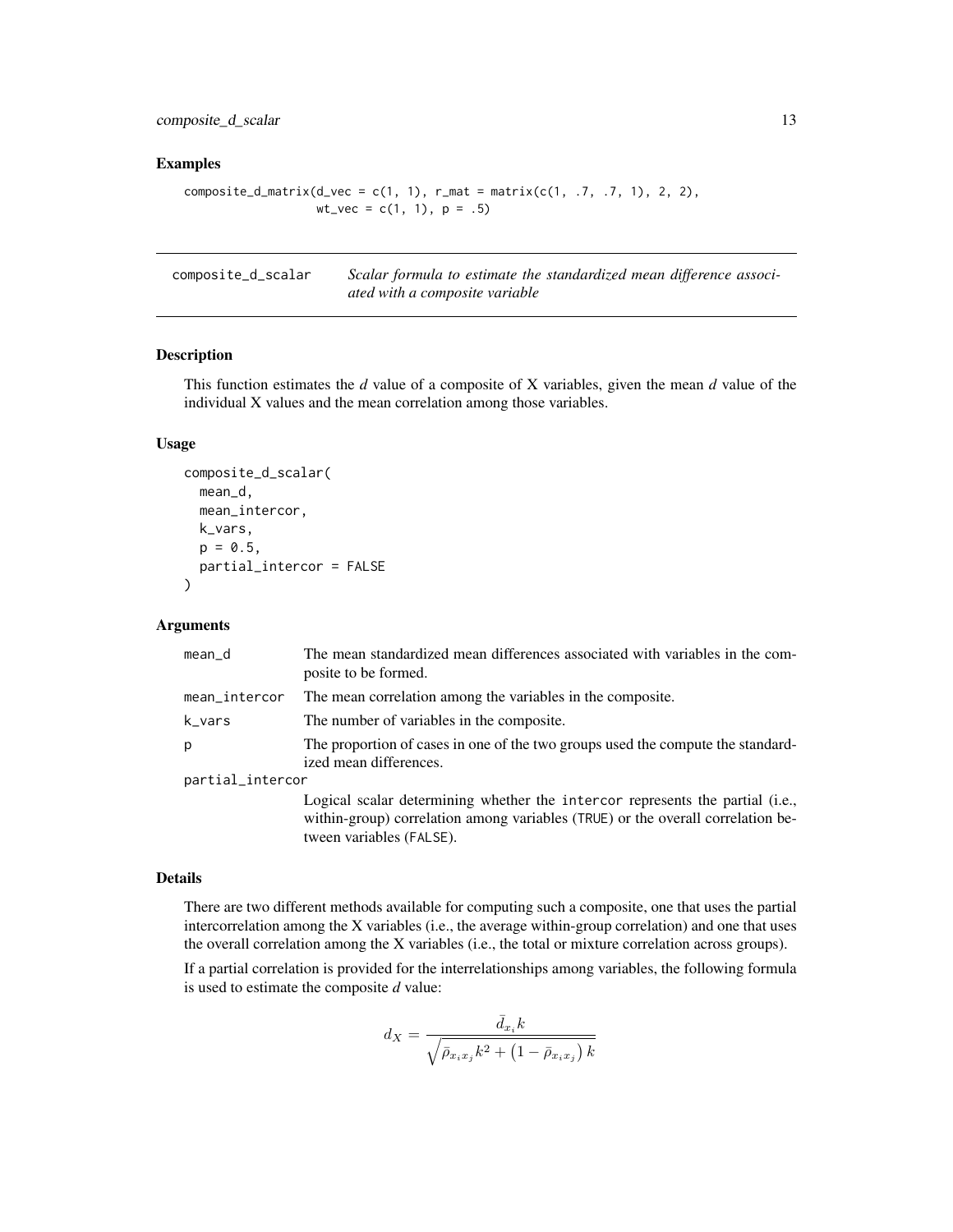## Examples

```
composite_d_matrix(d_vec = c(1, 1), r_mat = matrix(c(1, .7, .7, 1), 2, 2),
                   wt_vec = c(1, 1), p = .5)
```

---

# composite_d_scalar — *Scalar formula to estimate the standardized mean difference associated with a composite variable*

## Description

This function estimates the *d* value of a composite of X variables, given the mean *d* value of the individual X values and the mean correlation among those variables.

## Usage

```
composite_d_scalar(
  mean_d,
  mean_intercor,
  k_vars,
  p = 0.5,
  partial_intercor = FALSE
)
```

## Arguments

| Argument | Description |
|---|---|
| mean_d | The mean standardized mean differences associated with variables in the composite to be formed. |
| mean_intercor | The mean correlation among the variables in the composite. |
| k_vars | The number of variables in the composite. |
| p | The proportion of cases in one of the two groups used the compute the standardized mean differences. |
| partial_intercor | Logical scalar determining whether the intercor represents the partial (i.e., within-group) correlation among variables (TRUE) or the overall correlation between variables (FALSE). |

## Details

There are two different methods available for computing such a composite, one that uses the partial intercorrelation among the X variables (i.e., the average within-group correlation) and one that uses the overall correlation among the X variables (i.e., the total or mixture correlation across groups).

If a partial correlation is provided for the interrelationships among variables, the following formula is used to estimate the composite *d* value:

$$d_X = \frac{\bar{d}_{x_i} k}{\sqrt{\bar{\rho}_{x_i x_j} k^2 + \left(1 - \bar{\rho}_{x_i x_j}\right) k}}$$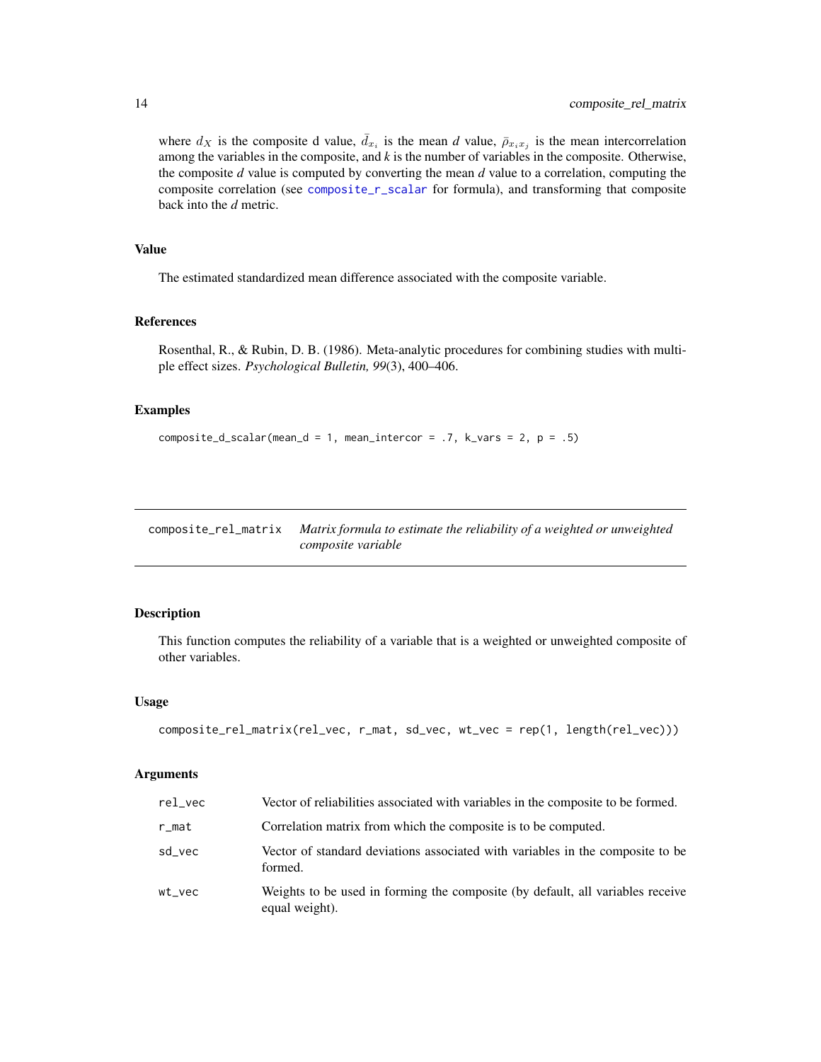where $d_X$ is the composite d value, $\bar{d}_{x_i}$ is the mean *d* value, $\bar{\rho}_{x_i x_j}$ is the mean intercorrelation among the variables in the composite, and *k* is the number of variables in the composite. Otherwise, the composite *d* value is computed by converting the mean *d* value to a correlation, computing the composite correlation (see composite_r_scalar for formula), and transforming that composite back into the *d* metric.

### Value

The estimated standardized mean difference associated with the composite variable.

### References

Rosenthal, R., & Rubin, D. B. (1986). Meta-analytic procedures for combining studies with multiple effect sizes. *Psychological Bulletin, 99*(3), 400–406.

### Examples

```
composite_d_scalar(mean_d = 1, mean_intercor = .7, k_vars = 2, p = .5)
```

---

## composite_rel_matrix — *Matrix formula to estimate the reliability of a weighted or unweighted composite variable*

---

### Description

This function computes the reliability of a variable that is a weighted or unweighted composite of other variables.

### Usage

```
composite_rel_matrix(rel_vec, r_mat, sd_vec, wt_vec = rep(1, length(rel_vec)))
```

### Arguments

| | |
|---|---|
| rel_vec | Vector of reliabilities associated with variables in the composite to be formed. |
| r_mat | Correlation matrix from which the composite is to be computed. |
| sd_vec | Vector of standard deviations associated with variables in the composite to be formed. |
| wt_vec | Weights to be used in forming the composite (by default, all variables receive equal weight). |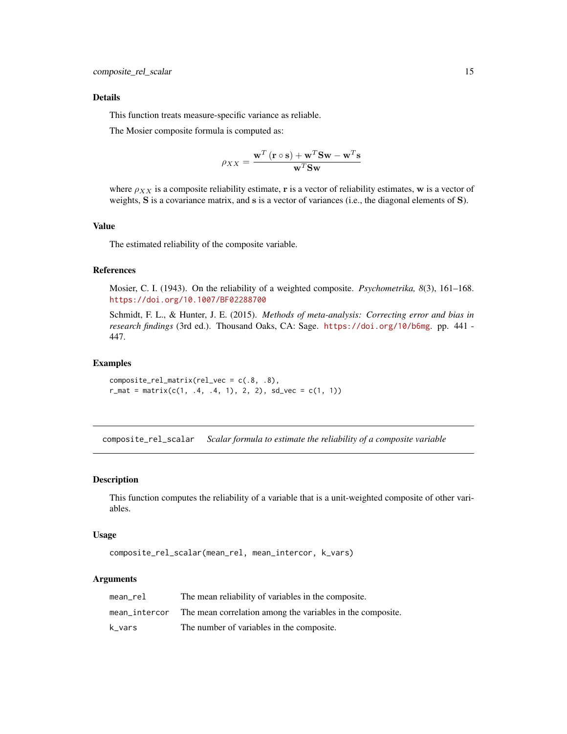## Details

This function treats measure-specific variance as reliable.

The Mosier composite formula is computed as:

$$\rho_{XX} = \frac{\mathbf{w}^T (\mathbf{r} \circ \mathbf{s}) + \mathbf{w}^T \mathbf{S} \mathbf{w} - \mathbf{w}^T \mathbf{s}}{\mathbf{w}^T \mathbf{S} \mathbf{w}}$$

where $\rho_{XX}$ is a composite reliability estimate, $\mathbf{r}$ is a vector of reliability estimates, $\mathbf{w}$ is a vector of weights, $\mathbf{S}$ is a covariance matrix, and $\mathbf{s}$ is a vector of variances (i.e., the diagonal elements of $\mathbf{S}$).

## Value

The estimated reliability of the composite variable.

## References

Mosier, C. I. (1943). On the reliability of a weighted composite. *Psychometrika, 8*(3), 161–168. https://doi.org/10.1007/BF02288700

Schmidt, F. L., & Hunter, J. E. (2015). *Methods of meta-analysis: Correcting error and bias in research findings* (3rd ed.). Thousand Oaks, CA: Sage. https://doi.org/10/b6mg. pp. 441 - 447.

## Examples

```
composite_rel_matrix(rel_vec = c(.8, .8),
r_mat = matrix(c(1, .4, .4, 1), 2, 2), sd_vec = c(1, 1))
```

---

# composite_rel_scalar *Scalar formula to estimate the reliability of a composite variable*

## Description

This function computes the reliability of a variable that is a unit-weighted composite of other variables.

## Usage

```
composite_rel_scalar(mean_rel, mean_intercor, k_vars)
```

## Arguments

| | |
|---|---|
| mean_rel | The mean reliability of variables in the composite. |
| mean_intercor | The mean correlation among the variables in the composite. |
| k_vars | The number of variables in the composite. |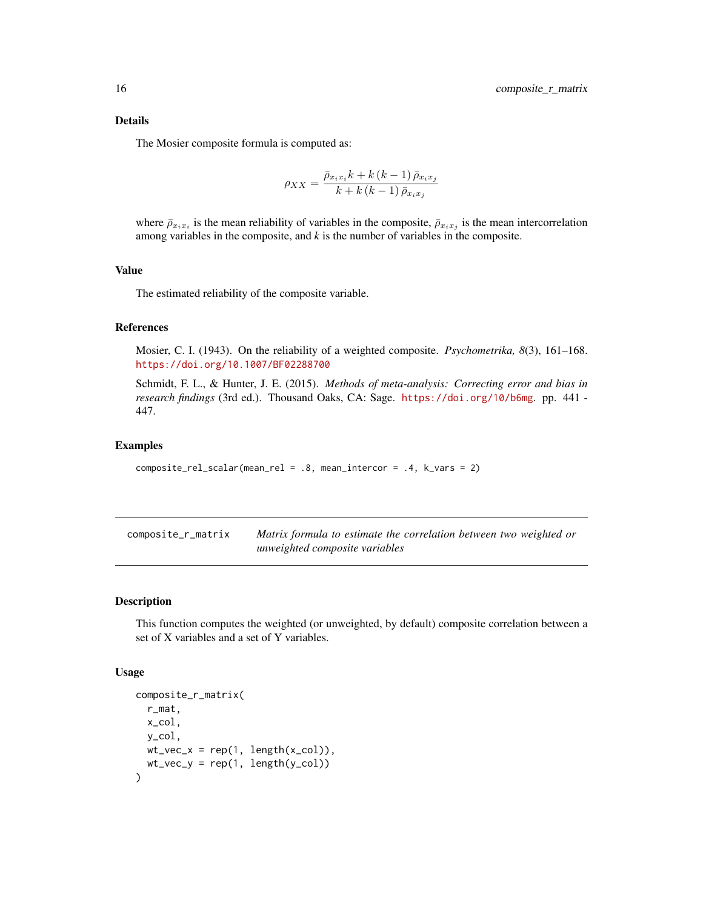### Details

The Mosier composite formula is computed as:

$$\rho_{XX} = \frac{\bar{\rho}_{x_i x_i} k + k(k-1)\bar{\rho}_{x_i x_j}}{k + k(k-1)\bar{\rho}_{x_i x_j}}$$

where $\bar{\rho}_{x_i x_i}$ is the mean reliability of variables in the composite, $\bar{\rho}_{x_i x_j}$ is the mean intercorrelation among variables in the composite, and $k$ is the number of variables in the composite.

### Value

The estimated reliability of the composite variable.

### References

Mosier, C. I. (1943). On the reliability of a weighted composite. *Psychometrika, 8*(3), 161–168. https://doi.org/10.1007/BF02288700

Schmidt, F. L., & Hunter, J. E. (2015). *Methods of meta-analysis: Correcting error and bias in research findings* (3rd ed.). Thousand Oaks, CA: Sage. https://doi.org/10/b6mg. pp. 441 - 447.

### Examples

```
composite_rel_scalar(mean_rel = .8, mean_intercor = .4, k_vars = 2)
```

---

## composite_r_matrix — *Matrix formula to estimate the correlation between two weighted or unweighted composite variables*

---

### Description

This function computes the weighted (or unweighted, by default) composite correlation between a set of X variables and a set of Y variables.

### Usage

```
composite_r_matrix(
  r_mat,
  x_col,
  y_col,
  wt_vec_x = rep(1, length(x_col)),
  wt_vec_y = rep(1, length(y_col))
)
```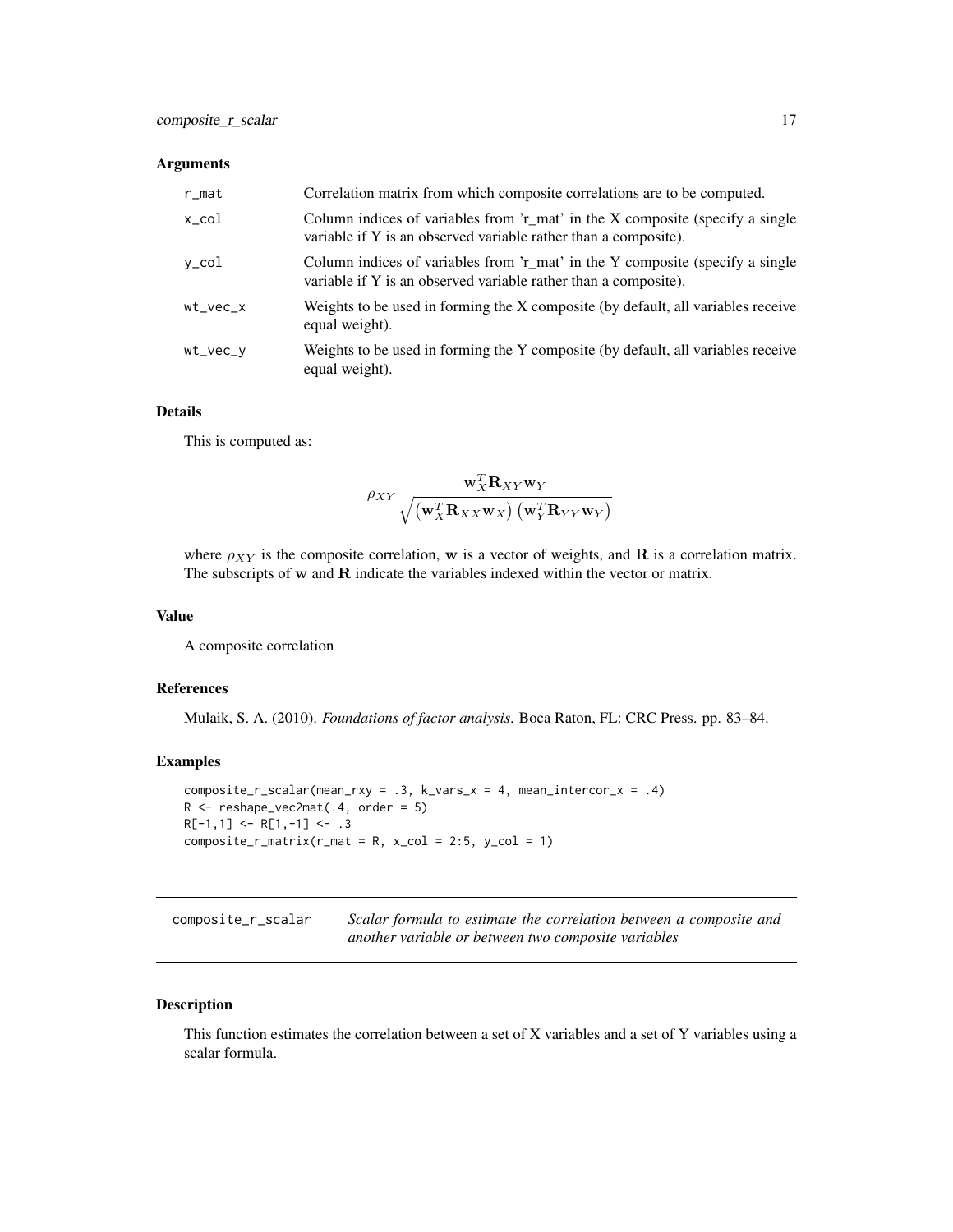### Arguments

| | |
|---|---|
| r_mat | Correlation matrix from which composite correlations are to be computed. |
| x_col | Column indices of variables from 'r_mat' in the X composite (specify a single variable if Y is an observed variable rather than a composite). |
| y_col | Column indices of variables from 'r_mat' in the Y composite (specify a single variable if Y is an observed variable rather than a composite). |
| wt_vec_x | Weights to be used in forming the X composite (by default, all variables receive equal weight). |
| wt_vec_y | Weights to be used in forming the Y composite (by default, all variables receive equal weight). |

### Details

This is computed as:

$$\rho_{XY} \frac{\mathbf{w}_X^T \mathbf{R}_{XY} \mathbf{w}_Y}{\sqrt{\left(\mathbf{w}_X^T \mathbf{R}_{XX} \mathbf{w}_X\right) \left(\mathbf{w}_Y^T \mathbf{R}_{YY} \mathbf{w}_Y\right)}}$$

where $\rho_{XY}$ is the composite correlation, $\mathbf{w}$ is a vector of weights, and $\mathbf{R}$ is a correlation matrix. The subscripts of $\mathbf{w}$ and $\mathbf{R}$ indicate the variables indexed within the vector or matrix.

### Value

A composite correlation

### References

Mulaik, S. A. (2010). *Foundations of factor analysis*. Boca Raton, FL: CRC Press. pp. 83–84.

### Examples

```
composite_r_scalar(mean_rxy = .3, k_vars_x = 4, mean_intercor_x = .4)
R <- reshape_vec2mat(.4, order = 5)
R[-1,1] <- R[1,-1] <- .3
composite_r_matrix(r_mat = R, x_col = 2:5, y_col = 1)
```

---

## composite_r_scalar

*Scalar formula to estimate the correlation between a composite and another variable or between two composite variables*

---

### Description

This function estimates the correlation between a set of X variables and a set of Y variables using a scalar formula.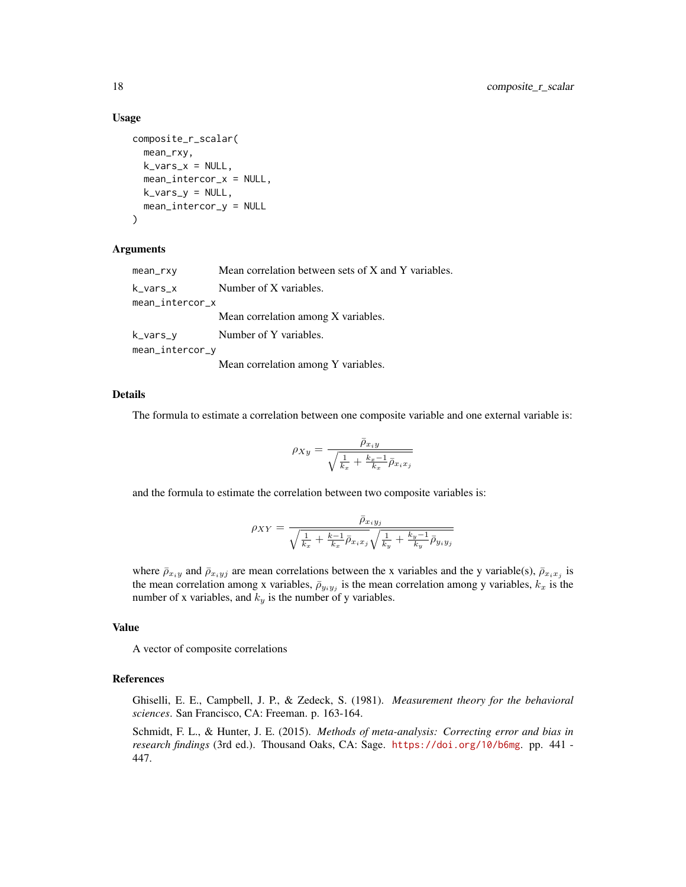## Usage

```
composite_r_scalar(
  mean_rxy,
  k_vars_x = NULL,
  mean_intercor_x = NULL,
  k_vars_y = NULL,
  mean_intercor_y = NULL
)
```

## Arguments

| | |
|---|---|
| `mean_rxy` | Mean correlation between sets of X and Y variables. |
| `k_vars_x` | Number of X variables. |
| `mean_intercor_x` | Mean correlation among X variables. |
| `k_vars_y` | Number of Y variables. |
| `mean_intercor_y` | Mean correlation among Y variables. |

## Details

The formula to estimate a correlation between one composite variable and one external variable is:

$$\rho_{Xy} = \frac{\bar{\rho}_{x_i y}}{\sqrt{\frac{1}{k_x} + \frac{k_x - 1}{k_x} \bar{\rho}_{x_i x_j}}}$$

and the formula to estimate the correlation between two composite variables is:

$$\rho_{XY} = \frac{\bar{\rho}_{x_i y_j}}{\sqrt{\frac{1}{k_x} + \frac{k-1}{k_x} \bar{\rho}_{x_i x_j}} \sqrt{\frac{1}{k_y} + \frac{k_y - 1}{k_y} \bar{\rho}_{y_i y_j}}}$$

where $\bar{\rho}_{x_i y}$ and $\bar{\rho}_{x_i y j}$ are mean correlations between the x variables and the y variable(s), $\bar{\rho}_{x_i x_j}$ is the mean correlation among x variables, $\bar{\rho}_{y_i y_j}$ is the mean correlation among y variables, $k_x$ is the number of x variables, and $k_y$ is the number of y variables.

## Value

A vector of composite correlations

## References

Ghiselli, E. E., Campbell, J. P., & Zedeck, S. (1981). *Measurement theory for the behavioral sciences*. San Francisco, CA: Freeman. p. 163-164.

Schmidt, F. L., & Hunter, J. E. (2015). *Methods of meta-analysis: Correcting error and bias in research findings* (3rd ed.). Thousand Oaks, CA: Sage. https://doi.org/10/b6mg. pp. 441 - 447.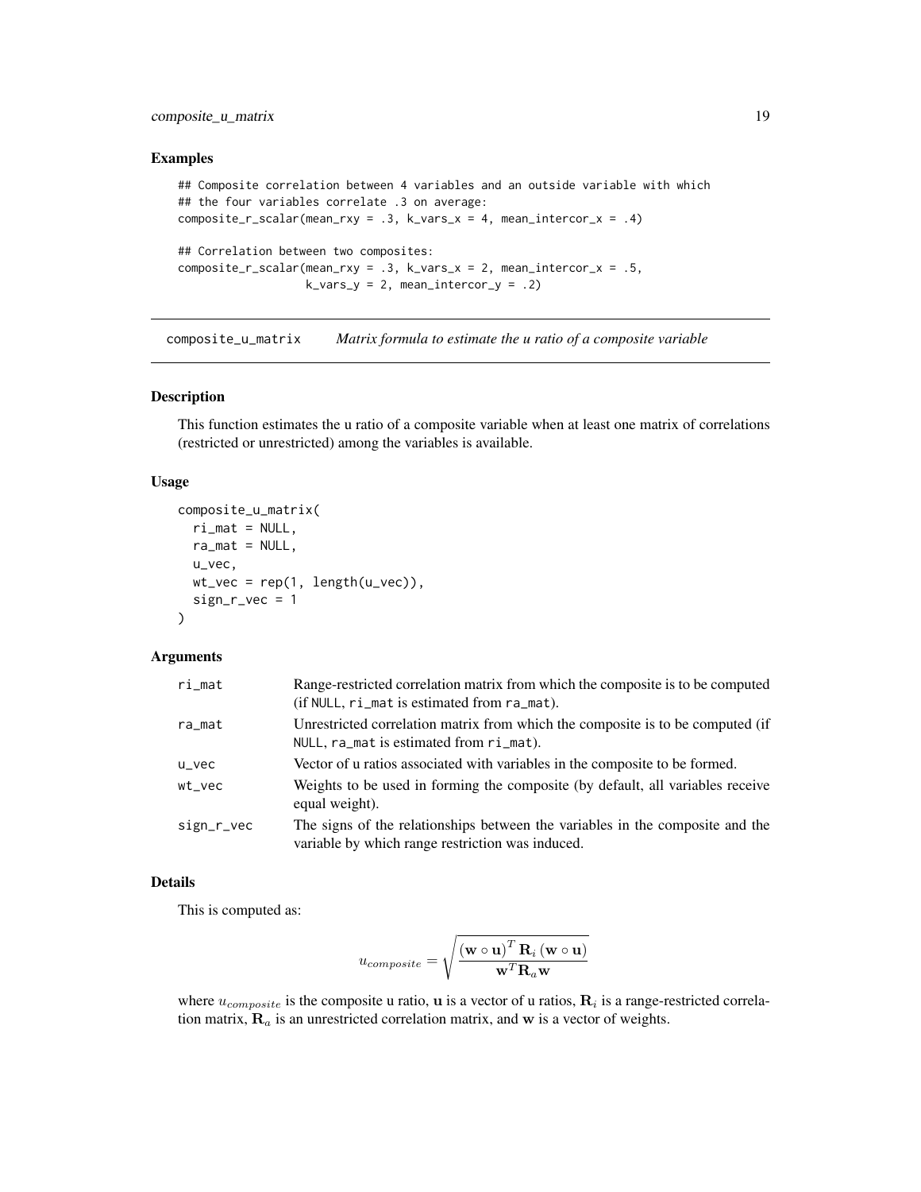## Examples

```
## Composite correlation between 4 variables and an outside variable with which
## the four variables correlate .3 on average:
composite_r_scalar(mean_rxy = .3, k_vars_x = 4, mean_intercor_x = .4)

## Correlation between two composites:
composite_r_scalar(mean_rxy = .3, k_vars_x = 2, mean_intercor_x = .5,
                   k_vars_y = 2, mean_intercor_y = .2)
```

---

# composite_u_matrix *Matrix formula to estimate the u ratio of a composite variable*

---

## Description

This function estimates the u ratio of a composite variable when at least one matrix of correlations (restricted or unrestricted) among the variables is available.

## Usage

```
composite_u_matrix(
  ri_mat = NULL,
  ra_mat = NULL,
  u_vec,
  wt_vec = rep(1, length(u_vec)),
  sign_r_vec = 1
)
```

## Arguments

| | |
|---|---|
| ri_mat | Range-restricted correlation matrix from which the composite is to be computed (if NULL, ri_mat is estimated from ra_mat). |
| ra_mat | Unrestricted correlation matrix from which the composite is to be computed (if NULL, ra_mat is estimated from ri_mat). |
| u_vec | Vector of u ratios associated with variables in the composite to be formed. |
| wt_vec | Weights to be used in forming the composite (by default, all variables receive equal weight). |
| sign_r_vec | The signs of the relationships between the variables in the composite and the variable by which range restriction was induced. |

## Details

This is computed as:

$$u_{composite} = \sqrt{\frac{(\mathbf{w} \circ \mathbf{u})^T \mathbf{R}_i (\mathbf{w} \circ \mathbf{u})}{\mathbf{w}^T \mathbf{R}_a \mathbf{w}}}$$

where $u_{composite}$ is the composite u ratio, $\mathbf{u}$ is a vector of u ratios, $\mathbf{R}_i$ is a range-restricted correlation matrix, $\mathbf{R}_a$ is an unrestricted correlation matrix, and $\mathbf{w}$ is a vector of weights.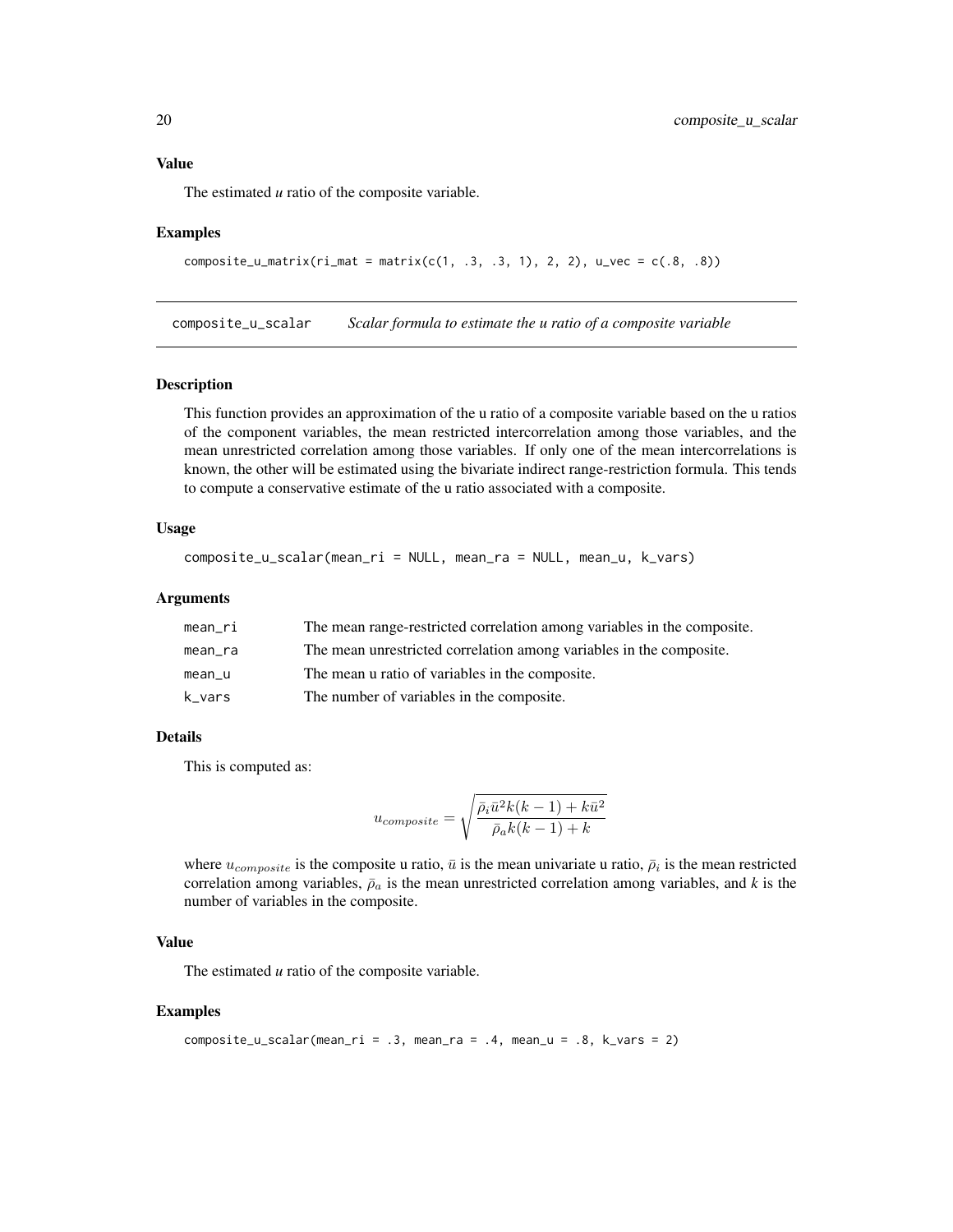### Value

The estimated *u* ratio of the composite variable.

### Examples

```
composite_u_matrix(ri_mat = matrix(c(1, .3, .3, 1), 2, 2), u_vec = c(.8, .8))
```

---

## composite_u_scalar — *Scalar formula to estimate the u ratio of a composite variable*

---

### Description

This function provides an approximation of the u ratio of a composite variable based on the u ratios of the component variables, the mean restricted intercorrelation among those variables, and the mean unrestricted correlation among those variables. If only one of the mean intercorrelations is known, the other will be estimated using the bivariate indirect range-restriction formula. This tends to compute a conservative estimate of the u ratio associated with a composite.

### Usage

```
composite_u_scalar(mean_ri = NULL, mean_ra = NULL, mean_u, k_vars)
```

### Arguments

| | |
|---|---|
| mean_ri | The mean range-restricted correlation among variables in the composite. |
| mean_ra | The mean unrestricted correlation among variables in the composite. |
| mean_u | The mean u ratio of variables in the composite. |
| k_vars | The number of variables in the composite. |

### Details

This is computed as:

$$u_{composite} = \sqrt{\frac{\bar{\rho}_i \bar{u}^2 k(k-1) + k\bar{u}^2}{\bar{\rho}_a k(k-1) + k}}$$

where $u_{composite}$ is the composite u ratio, $\bar{u}$ is the mean univariate u ratio, $\bar{\rho}_i$ is the mean restricted correlation among variables, $\bar{\rho}_a$ is the mean unrestricted correlation among variables, and *k* is the number of variables in the composite.

### Value

The estimated *u* ratio of the composite variable.

### Examples

```
composite_u_scalar(mean_ri = .3, mean_ra = .4, mean_u = .8, k_vars = 2)
```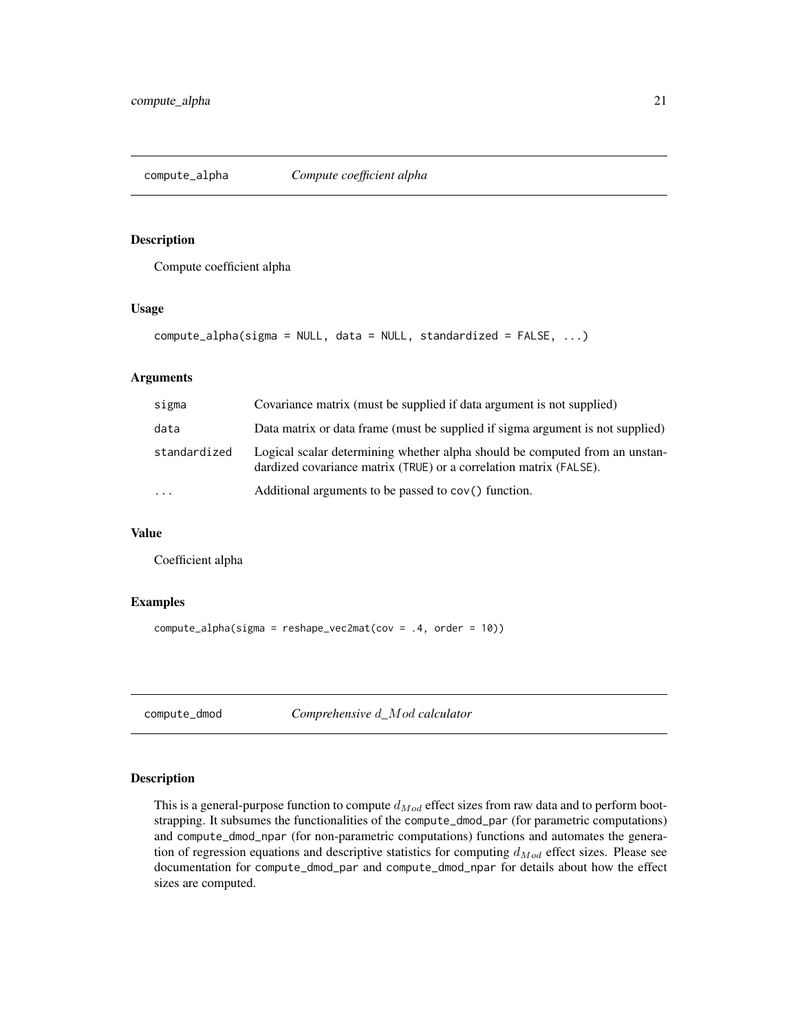## compute_alpha — *Compute coefficient alpha*

### Description

Compute coefficient alpha

### Usage

```
compute_alpha(sigma = NULL, data = NULL, standardized = FALSE, ...)
```

### Arguments

| | |
|---|---|
| sigma | Covariance matrix (must be supplied if data argument is not supplied) |
| data | Data matrix or data frame (must be supplied if sigma argument is not supplied) |
| standardized | Logical scalar determining whether alpha should be computed from an unstandardized covariance matrix (TRUE) or a correlation matrix (FALSE). |
| ... | Additional arguments to be passed to cov() function. |

### Value

Coefficient alpha

### Examples

```
compute_alpha(sigma = reshape_vec2mat(cov = .4, order = 10))
```

## compute_dmod — *Comprehensive $d\_Mod$ calculator*

### Description

This is a general-purpose function to compute $d_{Mod}$ effect sizes from raw data and to perform bootstrapping. It subsumes the functionalities of the compute_dmod_par (for parametric computations) and compute_dmod_npar (for non-parametric computations) functions and automates the generation of regression equations and descriptive statistics for computing $d_{Mod}$ effect sizes. Please see documentation for compute_dmod_par and compute_dmod_npar for details about how the effect sizes are computed.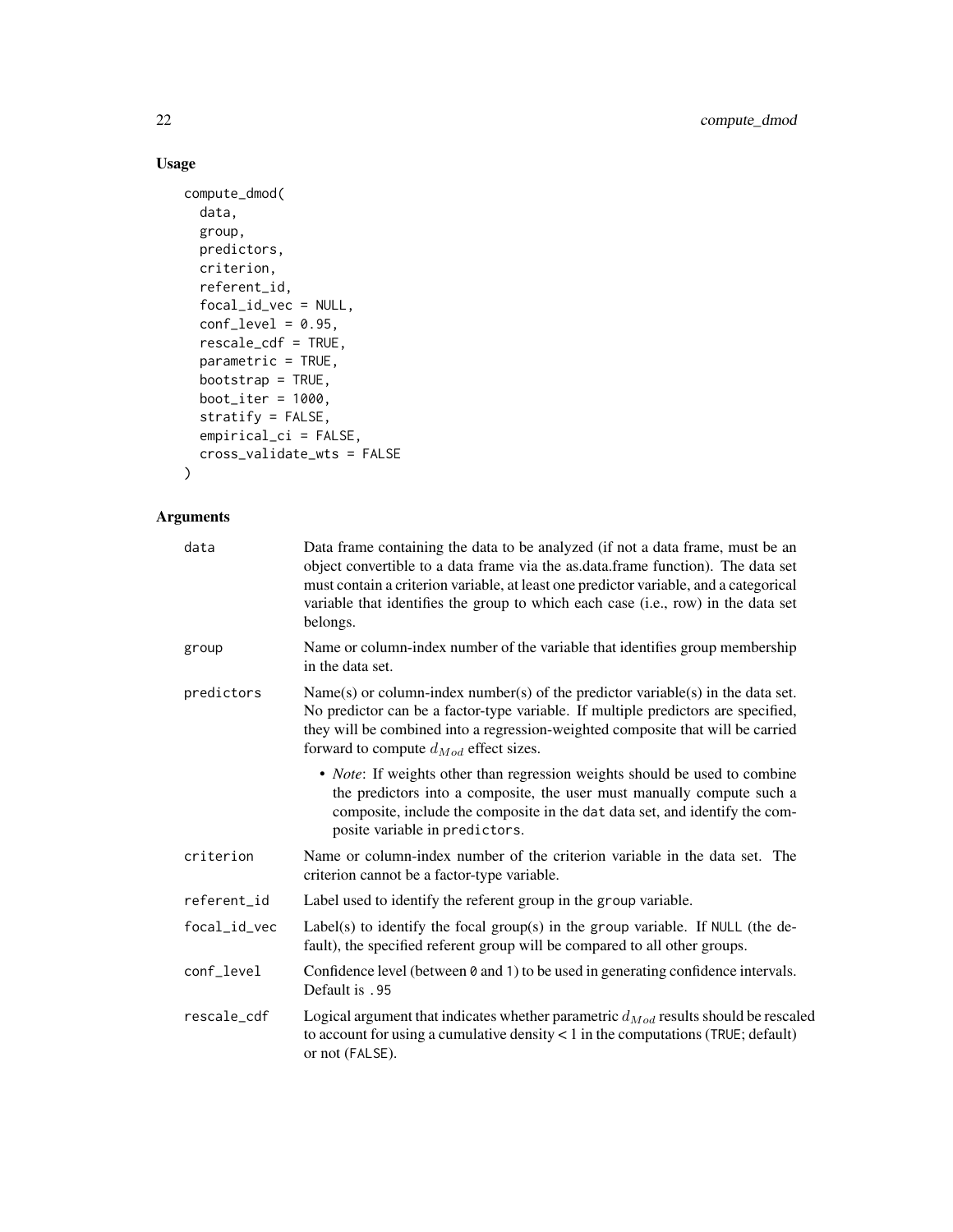## Usage

```
compute_dmod(
  data,
  group,
  predictors,
  criterion,
  referent_id,
  focal_id_vec = NULL,
  conf_level = 0.95,
  rescale_cdf = TRUE,
  parametric = TRUE,
  bootstrap = TRUE,
  boot_iter = 1000,
  stratify = FALSE,
  empirical_ci = FALSE,
  cross_validate_wts = FALSE
)
```

## Arguments

| | |
|---|---|
| `data` | Data frame containing the data to be analyzed (if not a data frame, must be an object convertible to a data frame via the as.data.frame function). The data set must contain a criterion variable, at least one predictor variable, and a categorical variable that identifies the group to which each case (i.e., row) in the data set belongs. |
| `group` | Name or column-index number of the variable that identifies group membership in the data set. |
| `predictors` | Name(s) or column-index number(s) of the predictor variable(s) in the data set. No predictor can be a factor-type variable. If multiple predictors are specified, they will be combined into a regression-weighted composite that will be carried forward to compute $d_{Mod}$ effect sizes. <br>• *Note*: If weights other than regression weights should be used to combine the predictors into a composite, the user must manually compute such a composite, include the composite in the `dat` data set, and identify the composite variable in `predictors`. |
| `criterion` | Name or column-index number of the criterion variable in the data set. The criterion cannot be a factor-type variable. |
| `referent_id` | Label used to identify the referent group in the `group` variable. |
| `focal_id_vec` | Label(s) to identify the focal group(s) in the `group` variable. If `NULL` (the default), the specified referent group will be compared to all other groups. |
| `conf_level` | Confidence level (between `0` and `1`) to be used in generating confidence intervals. Default is `.95` |
| `rescale_cdf` | Logical argument that indicates whether parametric $d_{Mod}$ results should be rescaled to account for using a cumulative density < 1 in the computations (`TRUE`; default) or not (`FALSE`). |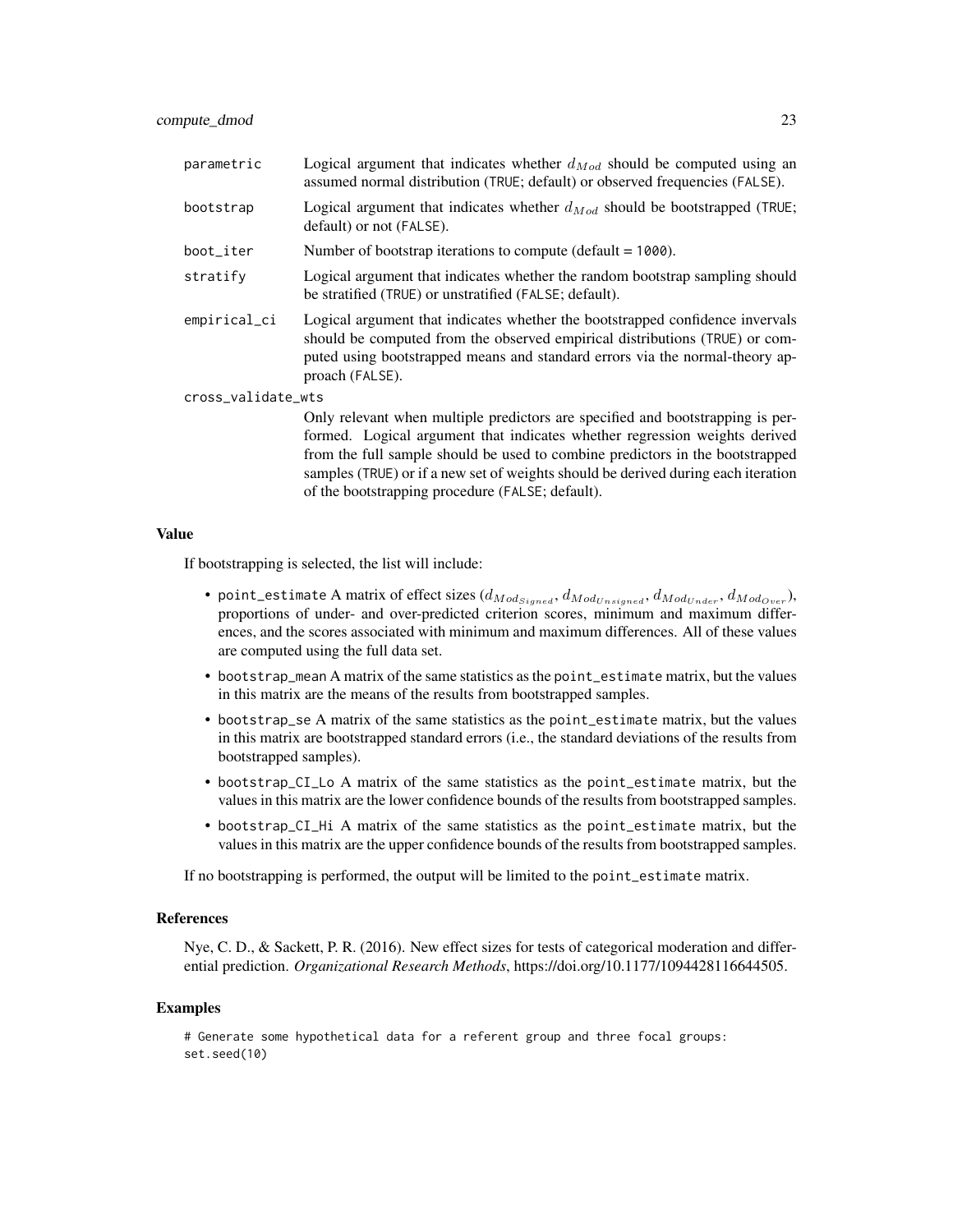| | |
|---|---|
| parametric | Logical argument that indicates whether $d_{Mod}$ should be computed using an assumed normal distribution (TRUE; default) or observed frequencies (FALSE). |
| bootstrap | Logical argument that indicates whether $d_{Mod}$ should be bootstrapped (TRUE; default) or not (FALSE). |
| boot_iter | Number of bootstrap iterations to compute (default = 1000). |
| stratify | Logical argument that indicates whether the random bootstrap sampling should be stratified (TRUE) or unstratified (FALSE; default). |
| empirical_ci | Logical argument that indicates whether the bootstrapped confidence invervals should be computed from the observed empirical distributions (TRUE) or computed using bootstrapped means and standard errors via the normal-theory approach (FALSE). |
| cross_validate_wts | Only relevant when multiple predictors are specified and bootstrapping is performed. Logical argument that indicates whether regression weights derived from the full sample should be used to combine predictors in the bootstrapped samples (TRUE) or if a new set of weights should be derived during each iteration of the bootstrapping procedure (FALSE; default). |

### Value

If bootstrapping is selected, the list will include:

- point_estimate A matrix of effect sizes ($d_{Mod_{Signed}}$, $d_{Mod_{Unsigned}}$, $d_{Mod_{Under}}$, $d_{Mod_{Over}}$), proportions of under- and over-predicted criterion scores, minimum and maximum differences, and the scores associated with minimum and maximum differences. All of these values are computed using the full data set.
- bootstrap_mean A matrix of the same statistics as the point_estimate matrix, but the values in this matrix are the means of the results from bootstrapped samples.
- bootstrap_se A matrix of the same statistics as the point_estimate matrix, but the values in this matrix are bootstrapped standard errors (i.e., the standard deviations of the results from bootstrapped samples).
- bootstrap_CI_Lo A matrix of the same statistics as the point_estimate matrix, but the values in this matrix are the lower confidence bounds of the results from bootstrapped samples.
- bootstrap_CI_Hi A matrix of the same statistics as the point_estimate matrix, but the values in this matrix are the upper confidence bounds of the results from bootstrapped samples.

If no bootstrapping is performed, the output will be limited to the point_estimate matrix.

### References

Nye, C. D., & Sackett, P. R. (2016). New effect sizes for tests of categorical moderation and differential prediction. *Organizational Research Methods*, https://doi.org/10.1177/1094428116644505.

### Examples

```
# Generate some hypothetical data for a referent group and three focal groups:
set.seed(10)
```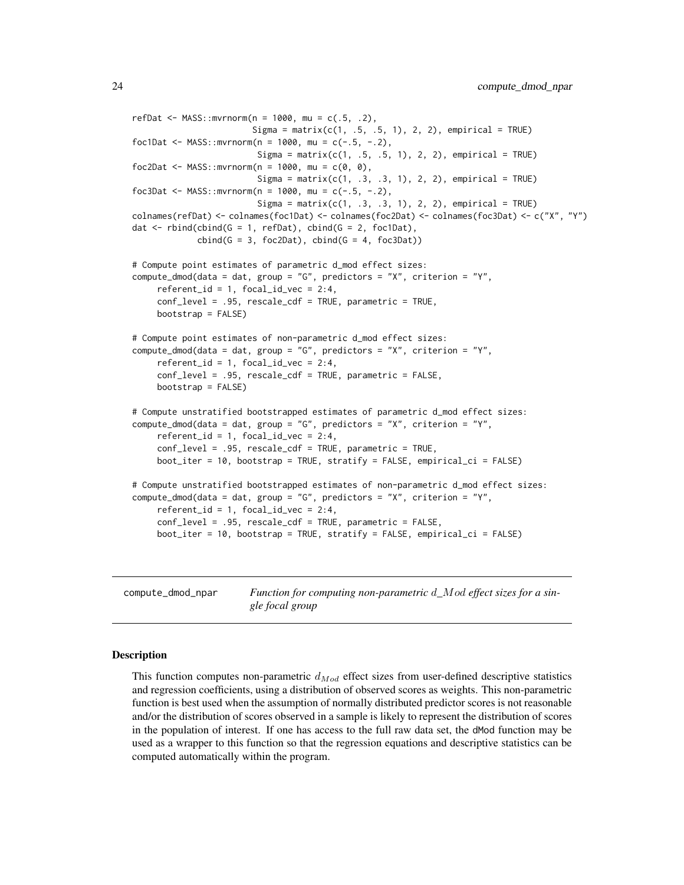```r
refDat <- MASS::mvrnorm(n = 1000, mu = c(.5, .2),
                        Sigma = matrix(c(1, .5, .5, 1), 2, 2), empirical = TRUE)
foc1Dat <- MASS::mvrnorm(n = 1000, mu = c(-.5, -.2),
                         Sigma = matrix(c(1, .5, .5, 1), 2, 2), empirical = TRUE)
foc2Dat <- MASS::mvrnorm(n = 1000, mu = c(0, 0),
                         Sigma = matrix(c(1, .3, .3, 1), 2, 2), empirical = TRUE)
foc3Dat <- MASS::mvrnorm(n = 1000, mu = c(-.5, -.2),
                         Sigma = matrix(c(1, .3, .3, 1), 2, 2), empirical = TRUE)
colnames(refDat) <- colnames(foc1Dat) <- colnames(foc2Dat) <- colnames(foc3Dat) <- c("X", "Y")
dat <- rbind(cbind(G = 1, refDat), cbind(G = 2, foc1Dat),
             cbind(G = 3, foc2Dat), cbind(G = 4, foc3Dat))

# Compute point estimates of parametric d_mod effect sizes:
compute_dmod(data = dat, group = "G", predictors = "X", criterion = "Y",
     referent_id = 1, focal_id_vec = 2:4,
     conf_level = .95, rescale_cdf = TRUE, parametric = TRUE,
     bootstrap = FALSE)

# Compute point estimates of non-parametric d_mod effect sizes:
compute_dmod(data = dat, group = "G", predictors = "X", criterion = "Y",
     referent_id = 1, focal_id_vec = 2:4,
     conf_level = .95, rescale_cdf = TRUE, parametric = FALSE,
     bootstrap = FALSE)

# Compute unstratified bootstrapped estimates of parametric d_mod effect sizes:
compute_dmod(data = dat, group = "G", predictors = "X", criterion = "Y",
     referent_id = 1, focal_id_vec = 2:4,
     conf_level = .95, rescale_cdf = TRUE, parametric = TRUE,
     boot_iter = 10, bootstrap = TRUE, stratify = FALSE, empirical_ci = FALSE)

# Compute unstratified bootstrapped estimates of non-parametric d_mod effect sizes:
compute_dmod(data = dat, group = "G", predictors = "X", criterion = "Y",
     referent_id = 1, focal_id_vec = 2:4,
     conf_level = .95, rescale_cdf = TRUE, parametric = FALSE,
     boot_iter = 10, bootstrap = TRUE, stratify = FALSE, empirical_ci = FALSE)
```

---

## compute_dmod_npar — *Function for computing non-parametric $d\_Mod$ effect sizes for a single focal group*

---

### Description

This function computes non-parametric $d_{Mod}$ effect sizes from user-defined descriptive statistics and regression coefficients, using a distribution of observed scores as weights. This non-parametric function is best used when the assumption of normally distributed predictor scores is not reasonable and/or the distribution of scores observed in a sample is likely to represent the distribution of scores in the population of interest. If one has access to the full raw data set, the dMod function may be used as a wrapper to this function so that the regression equations and descriptive statistics can be computed automatically within the program.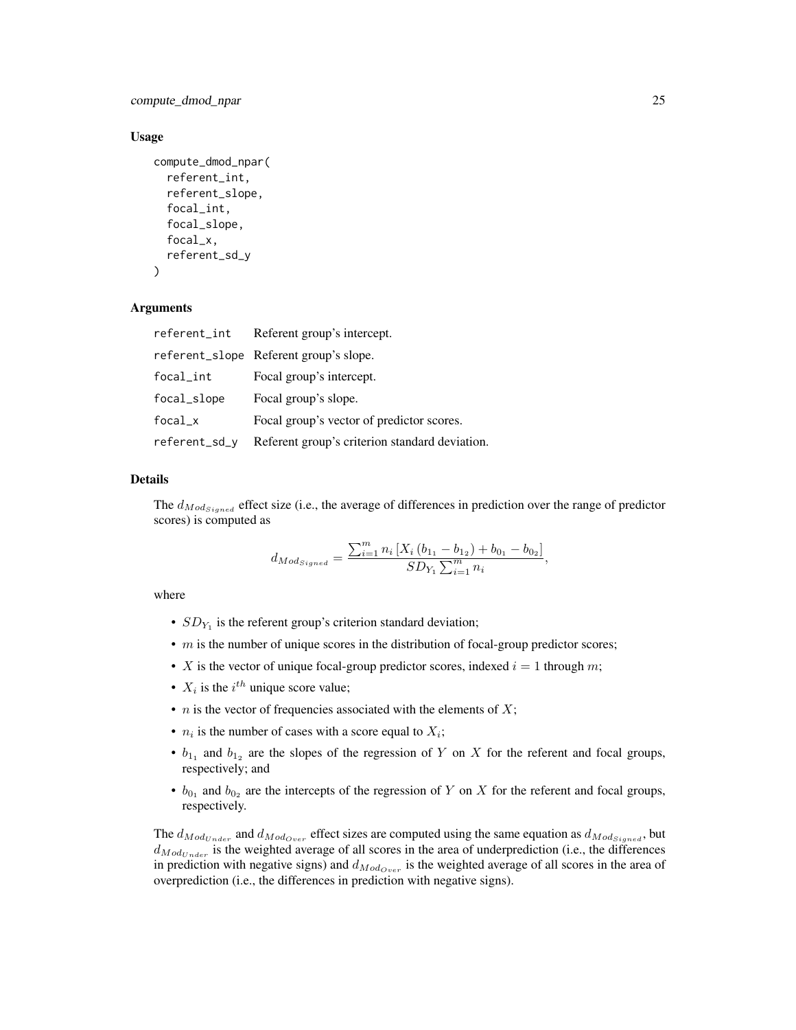### Usage

```
compute_dmod_npar(
  referent_int,
  referent_slope,
  focal_int,
  focal_slope,
  focal_x,
  referent_sd_y
)
```

### Arguments

| | |
|---|---|
| referent_int | Referent group's intercept. |
| referent_slope | Referent group's slope. |
| focal_int | Focal group's intercept. |
| focal_slope | Focal group's slope. |
| focal_x | Focal group's vector of predictor scores. |
| referent_sd_y | Referent group's criterion standard deviation. |

### Details

The $d_{Mod_{Signed}}$ effect size (i.e., the average of differences in prediction over the range of predictor scores) is computed as

$$d_{Mod_{Signed}} = \frac{\sum_{i=1}^{m} n_i \left[ X_i \left( b_{1_1} - b_{1_2} \right) + b_{0_1} - b_{0_2} \right]}{SD_{Y_1} \sum_{i=1}^{m} n_i},$$

where

- $SD_{Y_1}$ is the referent group's criterion standard deviation;
- $m$ is the number of unique scores in the distribution of focal-group predictor scores;
- $X$ is the vector of unique focal-group predictor scores, indexed $i = 1$ through $m$;
- $X_i$ is the $i^{th}$ unique score value;
- $n$ is the vector of frequencies associated with the elements of $X$;
- $n_i$ is the number of cases with a score equal to $X_i$;
- $b_{1_1}$ and $b_{1_2}$ are the slopes of the regression of $Y$ on $X$ for the referent and focal groups, respectively; and
- $b_{0_1}$ and $b_{0_2}$ are the intercepts of the regression of $Y$ on $X$ for the referent and focal groups, respectively.

The $d_{Mod_{Under}}$ and $d_{Mod_{Over}}$ effect sizes are computed using the same equation as $d_{Mod_{Signed}}$, but $d_{Mod_{Under}}$ is the weighted average of all scores in the area of underprediction (i.e., the differences in prediction with negative signs) and $d_{Mod_{Over}}$ is the weighted average of all scores in the area of overprediction (i.e., the differences in prediction with negative signs).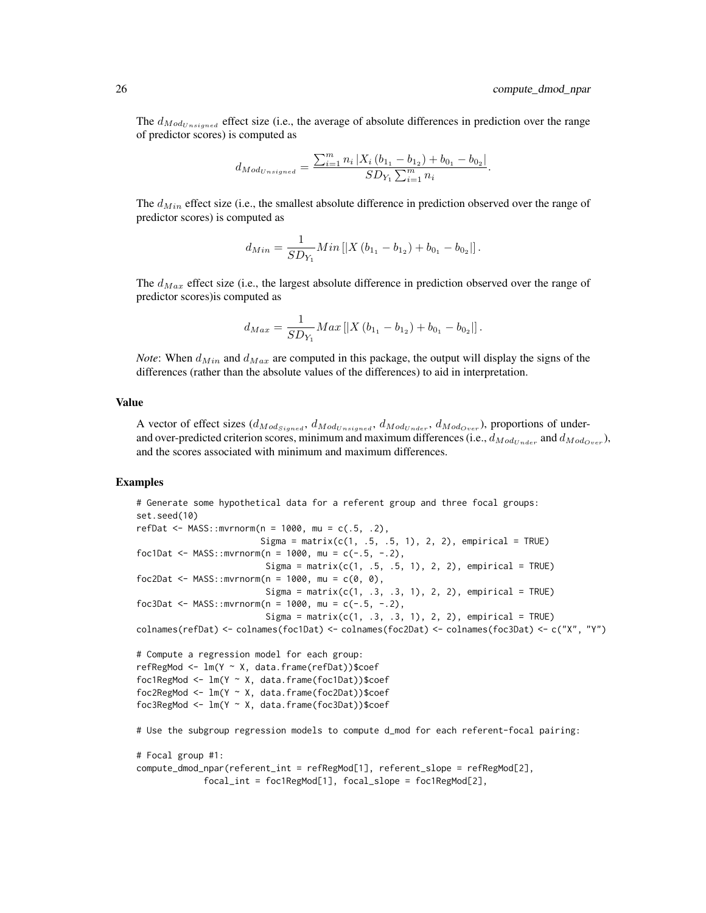The $d_{Mod_{Unsigned}}$ effect size (i.e., the average of absolute differences in prediction over the range of predictor scores) is computed as

$$d_{Mod_{Unsigned}} = \frac{\sum_{i=1}^{m} n_i \left| X_i \left( b_{1_1} - b_{1_2} \right) + b_{0_1} - b_{0_2} \right|}{SD_{Y_1} \sum_{i=1}^{m} n_i}.$$

The $d_{Min}$ effect size (i.e., the smallest absolute difference in prediction observed over the range of predictor scores) is computed as

$$d_{Min} = \frac{1}{SD_{Y_1}} Min \left[ \left| X \left( b_{1_1} - b_{1_2} \right) + b_{0_1} - b_{0_2} \right| \right].$$

The $d_{Max}$ effect size (i.e., the largest absolute difference in prediction observed over the range of predictor scores)is computed as

$$d_{Max} = \frac{1}{SD_{Y_1}} Max \left[ \left| X \left( b_{1_1} - b_{1_2} \right) + b_{0_1} - b_{0_2} \right| \right].$$

*Note*: When $d_{Min}$ and $d_{Max}$ are computed in this package, the output will display the signs of the differences (rather than the absolute values of the differences) to aid in interpretation.

## Value

A vector of effect sizes ($d_{Mod_{Signed}}$, $d_{Mod_{Unsigned}}$, $d_{Mod_{Under}}$, $d_{Mod_{Over}}$), proportions of under- and over-predicted criterion scores, minimum and maximum differences (i.e., $d_{Mod_{Under}}$ and $d_{Mod_{Over}}$), and the scores associated with minimum and maximum differences.

## Examples

```
# Generate some hypothetical data for a referent group and three focal groups:
set.seed(10)
refDat <- MASS::mvrnorm(n = 1000, mu = c(.5, .2),
                        Sigma = matrix(c(1, .5, .5, 1), 2, 2), empirical = TRUE)
foc1Dat <- MASS::mvrnorm(n = 1000, mu = c(-.5, -.2),
                         Sigma = matrix(c(1, .5, .5, 1), 2, 2), empirical = TRUE)
foc2Dat <- MASS::mvrnorm(n = 1000, mu = c(0, 0),
                         Sigma = matrix(c(1, .3, .3, 1), 2, 2), empirical = TRUE)
foc3Dat <- MASS::mvrnorm(n = 1000, mu = c(-.5, -.2),
                         Sigma = matrix(c(1, .3, .3, 1), 2, 2), empirical = TRUE)
colnames(refDat) <- colnames(foc1Dat) <- colnames(foc2Dat) <- colnames(foc3Dat) <- c("X", "Y")

# Compute a regression model for each group:
refRegMod <- lm(Y ~ X, data.frame(refDat))$coef
foc1RegMod <- lm(Y ~ X, data.frame(foc1Dat))$coef
foc2RegMod <- lm(Y ~ X, data.frame(foc2Dat))$coef
foc3RegMod <- lm(Y ~ X, data.frame(foc3Dat))$coef

# Use the subgroup regression models to compute d_mod for each referent-focal pairing:

# Focal group #1:
compute_dmod_npar(referent_int = refRegMod[1], referent_slope = refRegMod[2],
             focal_int = foc1RegMod[1], focal_slope = foc1RegMod[2],
```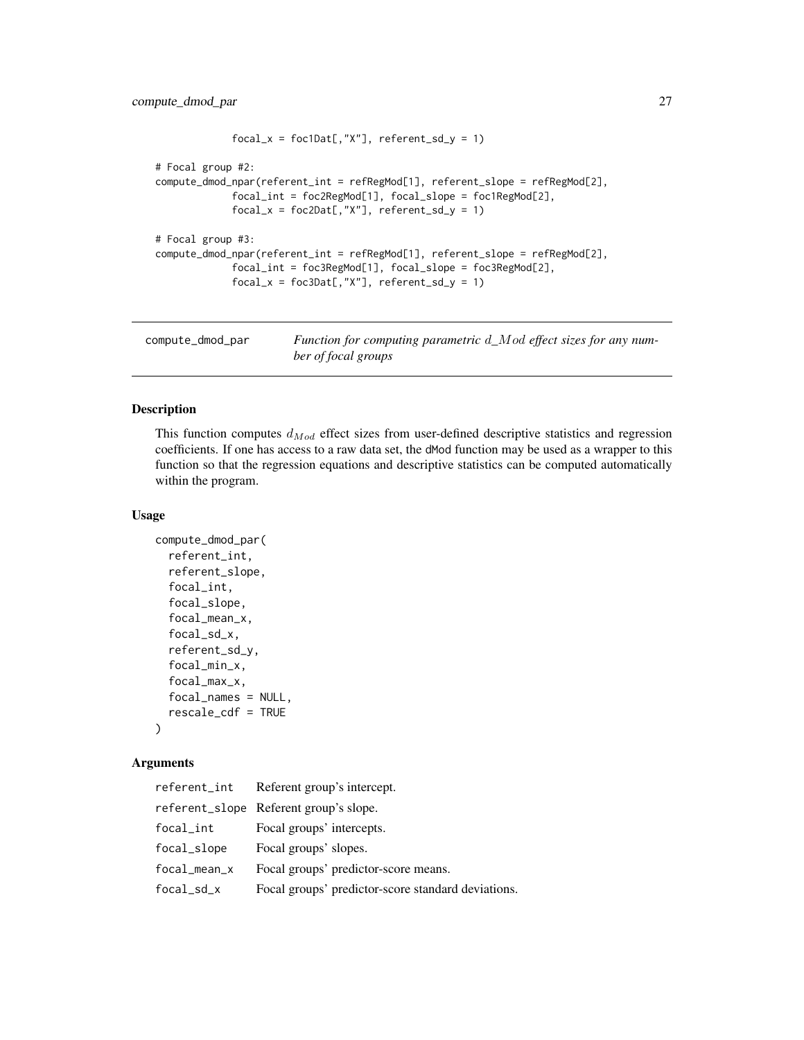```
             focal_x = foc1Dat[,"X"], referent_sd_y = 1)

# Focal group #2:
compute_dmod_npar(referent_int = refRegMod[1], referent_slope = refRegMod[2],
             focal_int = foc2RegMod[1], focal_slope = foc1RegMod[2],
             focal_x = foc2Dat[,"X"], referent_sd_y = 1)

# Focal group #3:
compute_dmod_npar(referent_int = refRegMod[1], referent_slope = refRegMod[2],
             focal_int = foc3RegMod[1], focal_slope = foc3RegMod[2],
             focal_x = foc3Dat[,"X"], referent_sd_y = 1)
```

## compute_dmod_par — *Function for computing parametric $d\_Mod$ effect sizes for any number of focal groups*

### Description

This function computes $d_{Mod}$ effect sizes from user-defined descriptive statistics and regression coefficients. If one has access to a raw data set, the dMod function may be used as a wrapper to this function so that the regression equations and descriptive statistics can be computed automatically within the program.

### Usage

```
compute_dmod_par(
  referent_int,
  referent_slope,
  focal_int,
  focal_slope,
  focal_mean_x,
  focal_sd_x,
  referent_sd_y,
  focal_min_x,
  focal_max_x,
  focal_names = NULL,
  rescale_cdf = TRUE
)
```

### Arguments

| | |
|---|---|
| referent_int | Referent group's intercept. |
| referent_slope | Referent group's slope. |
| focal_int | Focal groups' intercepts. |
| focal_slope | Focal groups' slopes. |
| focal_mean_x | Focal groups' predictor-score means. |
| focal_sd_x | Focal groups' predictor-score standard deviations. |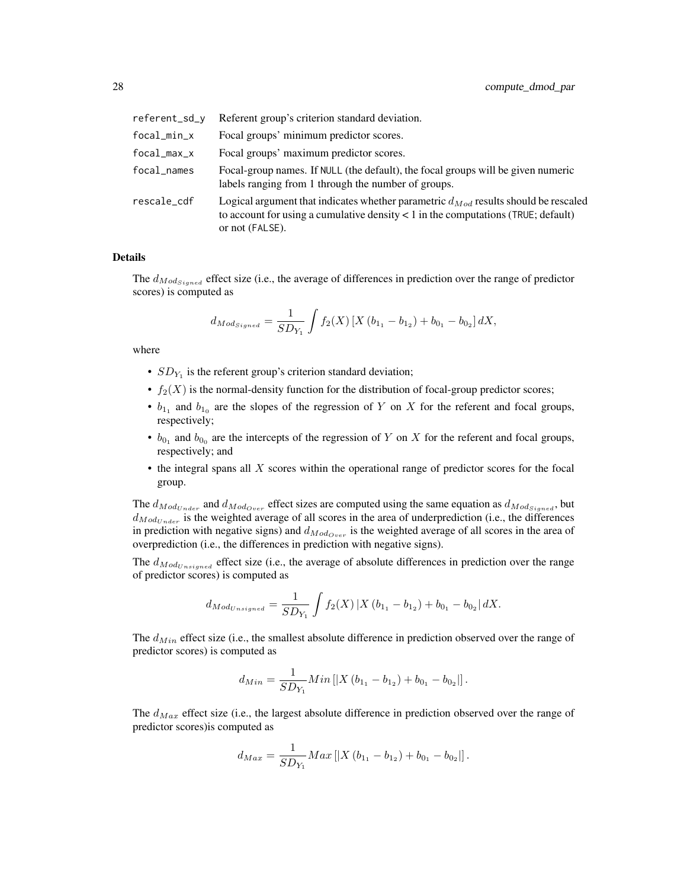| | |
|---|---|
| referent_sd_y | Referent group's criterion standard deviation. |
| focal_min_x | Focal groups' minimum predictor scores. |
| focal_max_x | Focal groups' maximum predictor scores. |
| focal_names | Focal-group names. If NULL (the default), the focal groups will be given numeric labels ranging from 1 through the number of groups. |
| rescale_cdf | Logical argument that indicates whether parametric $d_{Mod}$ results should be rescaled to account for using a cumulative density < 1 in the computations (TRUE; default) or not (FALSE). |

### Details

The $d_{Mod_{Signed}}$ effect size (i.e., the average of differences in prediction over the range of predictor scores) is computed as

$$d_{Mod_{Signed}} = \frac{1}{SD_{Y_1}} \int f_2(X) \left[ X \left( b_{1_1} - b_{1_2} \right) + b_{0_1} - b_{0_2} \right] dX,$$

where

- $SD_{Y_1}$ is the referent group's criterion standard deviation;
- $f_2(X)$ is the normal-density function for the distribution of focal-group predictor scores;
- $b_{1_1}$ and $b_{1_0}$ are the slopes of the regression of $Y$ on $X$ for the referent and focal groups, respectively;
- $b_{0_1}$ and $b_{0_0}$ are the intercepts of the regression of $Y$ on $X$ for the referent and focal groups, respectively; and
- the integral spans all $X$ scores within the operational range of predictor scores for the focal group.

The $d_{Mod_{Under}}$ and $d_{Mod_{Over}}$ effect sizes are computed using the same equation as $d_{Mod_{Signed}}$, but $d_{Mod_{Under}}$ is the weighted average of all scores in the area of underprediction (i.e., the differences in prediction with negative signs) and $d_{Mod_{Over}}$ is the weighted average of all scores in the area of overprediction (i.e., the differences in prediction with negative signs).

The $d_{Mod_{Unsigned}}$ effect size (i.e., the average of absolute differences in prediction over the range of predictor scores) is computed as

$$d_{Mod_{Unsigned}} = \frac{1}{SD_{Y_1}} \int f_2(X) \left| X \left( b_{1_1} - b_{1_2} \right) + b_{0_1} - b_{0_2} \right| dX.$$

The $d_{Min}$ effect size (i.e., the smallest absolute difference in prediction observed over the range of predictor scores) is computed as

$$d_{Min} = \frac{1}{SD_{Y_1}} Min \left[ \left| X \left( b_{1_1} - b_{1_2} \right) + b_{0_1} - b_{0_2} \right| \right].$$

The $d_{Max}$ effect size (i.e., the largest absolute difference in prediction observed over the range of predictor scores)is computed as

$$d_{Max} = \frac{1}{SD_{Y_1}} Max \left[ \left| X \left( b_{1_1} - b_{1_2} \right) + b_{0_1} - b_{0_2} \right| \right].$$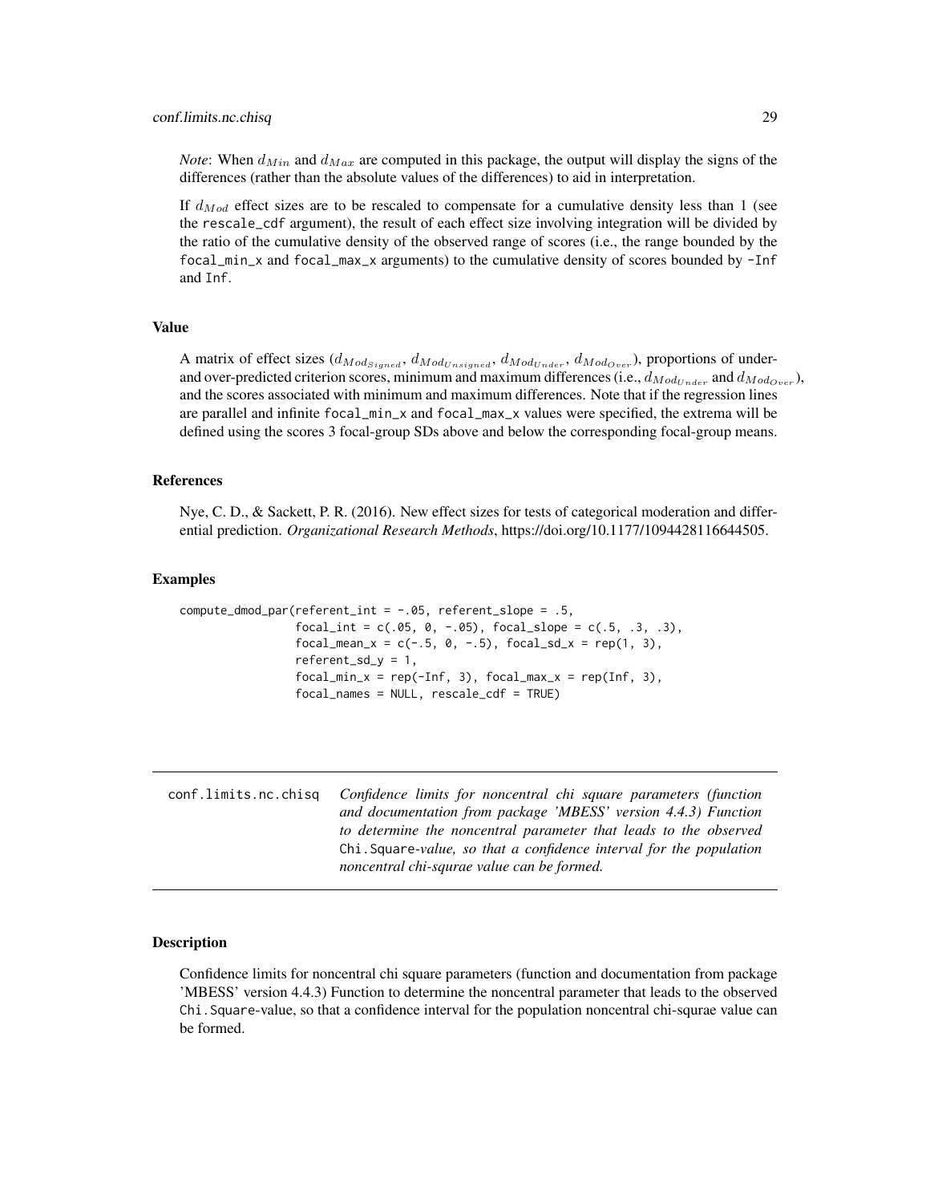*Note*: When $d_{Min}$ and $d_{Max}$ are computed in this package, the output will display the signs of the differences (rather than the absolute values of the differences) to aid in interpretation.

If $d_{Mod}$ effect sizes are to be rescaled to compensate for a cumulative density less than 1 (see the `rescale_cdf` argument), the result of each effect size involving integration will be divided by the ratio of the cumulative density of the observed range of scores (i.e., the range bounded by the `focal_min_x` and `focal_max_x` arguments) to the cumulative density of scores bounded by `-Inf` and `Inf`.

### Value

A matrix of effect sizes ($d_{Mod_{Signed}}$, $d_{Mod_{Unsigned}}$, $d_{Mod_{Under}}$, $d_{Mod_{Over}}$), proportions of under- and over-predicted criterion scores, minimum and maximum differences (i.e., $d_{Mod_{Under}}$ and $d_{Mod_{Over}}$), and the scores associated with minimum and maximum differences. Note that if the regression lines are parallel and infinite `focal_min_x` and `focal_max_x` values were specified, the extrema will be defined using the scores 3 focal-group SDs above and below the corresponding focal-group means.

### References

Nye, C. D., & Sackett, P. R. (2016). New effect sizes for tests of categorical moderation and differential prediction. *Organizational Research Methods*, https://doi.org/10.1177/1094428116644505.

### Examples

```
compute_dmod_par(referent_int = -.05, referent_slope = .5,
                 focal_int = c(.05, 0, -.05), focal_slope = c(.5, .3, .3),
                 focal_mean_x = c(-.5, 0, -.5), focal_sd_x = rep(1, 3),
                 referent_sd_y = 1,
                 focal_min_x = rep(-Inf, 3), focal_max_x = rep(Inf, 3),
                 focal_names = NULL, rescale_cdf = TRUE)
```

---

## conf.limits.nc.chisq

*Confidence limits for noncentral chi square parameters (function and documentation from package 'MBESS' version 4.4.3) Function to determine the noncentral parameter that leads to the observed* `Chi.Square`*-value, so that a confidence interval for the population noncentral chi-squrae value can be formed.*

---

### Description

Confidence limits for noncentral chi square parameters (function and documentation from package 'MBESS' version 4.4.3) Function to determine the noncentral parameter that leads to the observed `Chi.Square`-value, so that a confidence interval for the population noncentral chi-squrae value can be formed.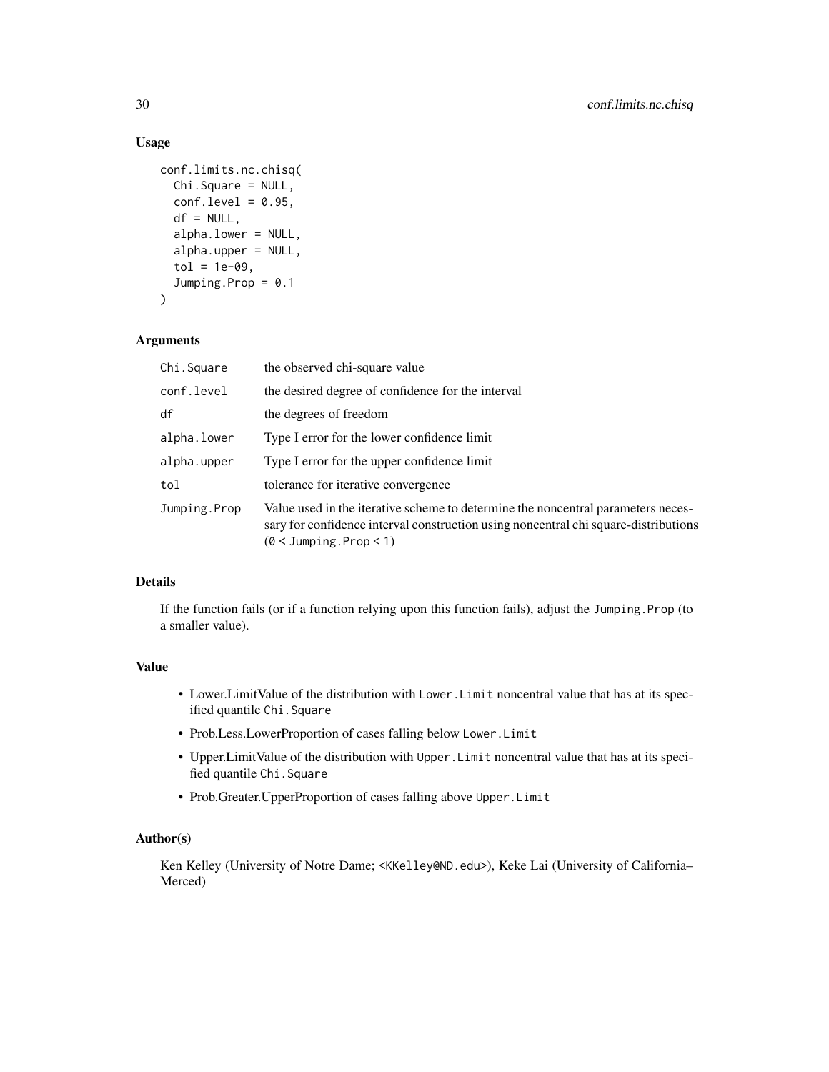## Usage

```
conf.limits.nc.chisq(
  Chi.Square = NULL,
  conf.level = 0.95,
  df = NULL,
  alpha.lower = NULL,
  alpha.upper = NULL,
  tol = 1e-09,
  Jumping.Prop = 0.1
)
```

## Arguments

| | |
|---|---|
| Chi.Square | the observed chi-square value |
| conf.level | the desired degree of confidence for the interval |
| df | the degrees of freedom |
| alpha.lower | Type I error for the lower confidence limit |
| alpha.upper | Type I error for the upper confidence limit |
| tol | tolerance for iterative convergence |
| Jumping.Prop | Value used in the iterative scheme to determine the noncentral parameters necessary for confidence interval construction using noncentral chi square-distributions (0 < Jumping.Prop < 1) |

## Details

If the function fails (or if a function relying upon this function fails), adjust the `Jumping.Prop` (to a smaller value).

## Value

- Lower.LimitValue of the distribution with `Lower.Limit` noncentral value that has at its specified quantile `Chi.Square`
- Prob.Less.LowerProportion of cases falling below `Lower.Limit`
- Upper.LimitValue of the distribution with `Upper.Limit` noncentral value that has at its specified quantile `Chi.Square`
- Prob.Greater.UpperProportion of cases falling above `Upper.Limit`

## Author(s)

Ken Kelley (University of Notre Dame; <KKelley@ND.edu>), Keke Lai (University of California–Merced)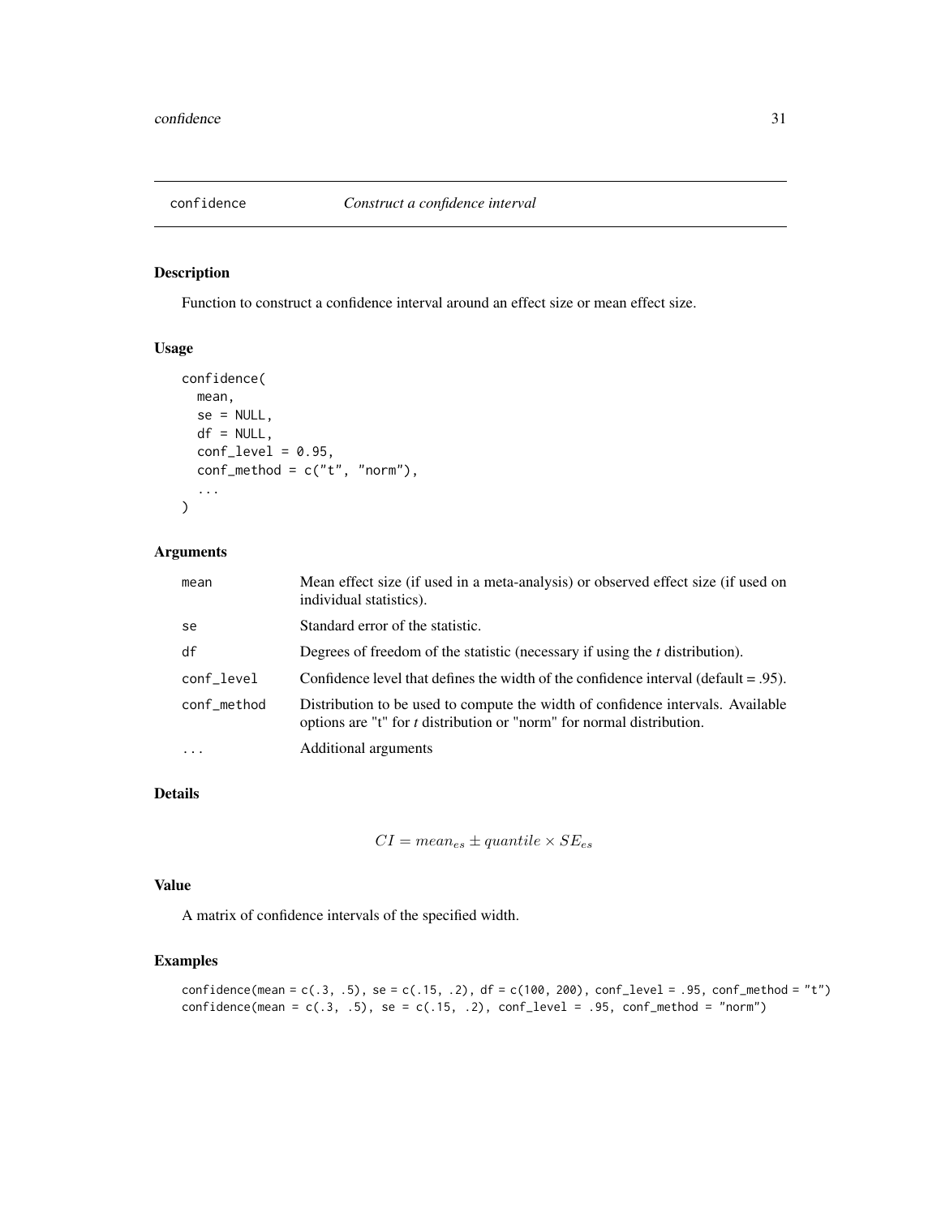# confidence — *Construct a confidence interval*

## Description

Function to construct a confidence interval around an effect size or mean effect size.

## Usage

```
confidence(
  mean,
  se = NULL,
  df = NULL,
  conf_level = 0.95,
  conf_method = c("t", "norm"),
  ...
)
```

## Arguments

| | |
|---|---|
| `mean` | Mean effect size (if used in a meta-analysis) or observed effect size (if used on individual statistics). |
| `se` | Standard error of the statistic. |
| `df` | Degrees of freedom of the statistic (necessary if using the *t* distribution). |
| `conf_level` | Confidence level that defines the width of the confidence interval (default = .95). |
| `conf_method` | Distribution to be used to compute the width of confidence intervals. Available options are "t" for *t* distribution or "norm" for normal distribution. |
| `...` | Additional arguments |

## Details

$$CI = mean_{es} \pm quantile \times SE_{es}$$

## Value

A matrix of confidence intervals of the specified width.

## Examples

```
confidence(mean = c(.3, .5), se = c(.15, .2), df = c(100, 200), conf_level = .95, conf_method = "t")
confidence(mean = c(.3, .5), se = c(.15, .2), conf_level = .95, conf_method = "norm")
```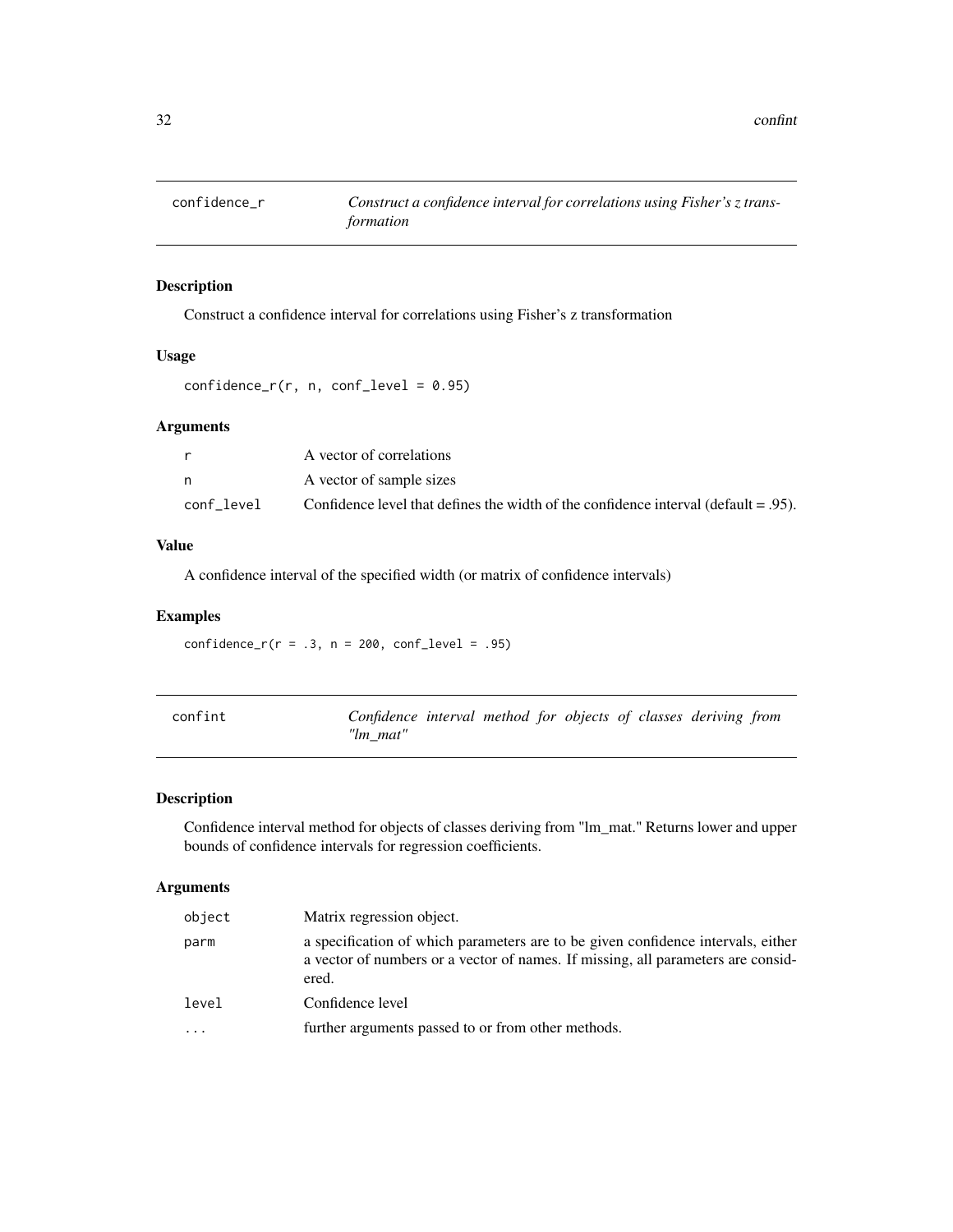## confidence_r — *Construct a confidence interval for correlations using Fisher's z transformation*

### Description

Construct a confidence interval for correlations using Fisher's z transformation

### Usage

```
confidence_r(r, n, conf_level = 0.95)
```

### Arguments

| Argument | Description |
|---|---|
| `r` | A vector of correlations |
| `n` | A vector of sample sizes |
| `conf_level` | Confidence level that defines the width of the confidence interval (default = .95). |

### Value

A confidence interval of the specified width (or matrix of confidence intervals)

### Examples

```
confidence_r(r = .3, n = 200, conf_level = .95)
```

## confint — *Confidence interval method for objects of classes deriving from "lm_mat"*

### Description

Confidence interval method for objects of classes deriving from "lm_mat." Returns lower and upper bounds of confidence intervals for regression coefficients.

### Arguments

| Argument | Description |
|---|---|
| `object` | Matrix regression object. |
| `parm` | a specification of which parameters are to be given confidence intervals, either a vector of numbers or a vector of names. If missing, all parameters are considered. |
| `level` | Confidence level |
| `...` | further arguments passed to or from other methods. |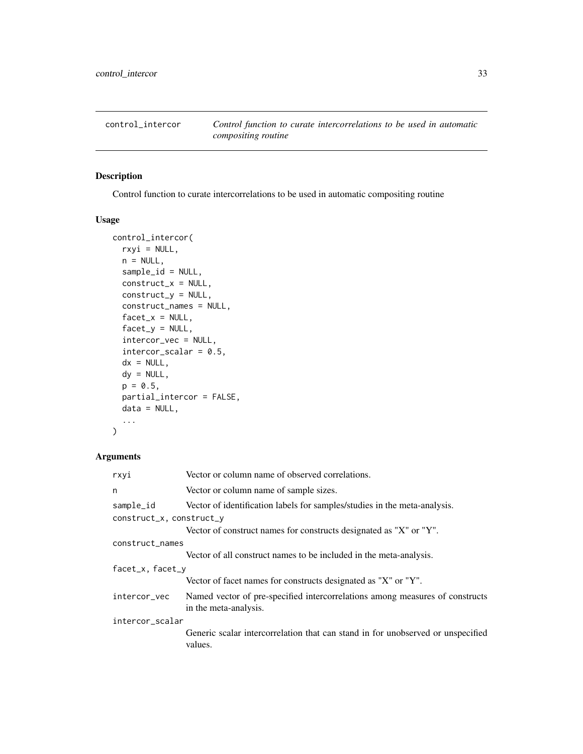## control_intercor — *Control function to curate intercorrelations to be used in automatic compositing routine*

### Description

Control function to curate intercorrelations to be used in automatic compositing routine

### Usage

```
control_intercor(
  rxyi = NULL,
  n = NULL,
  sample_id = NULL,
  construct_x = NULL,
  construct_y = NULL,
  construct_names = NULL,
  facet_x = NULL,
  facet_y = NULL,
  intercor_vec = NULL,
  intercor_scalar = 0.5,
  dx = NULL,
  dy = NULL,
  p = 0.5,
  partial_intercor = FALSE,
  data = NULL,
  ...
)
```

### Arguments

| Argument | Description |
|---|---|
| `rxyi` | Vector or column name of observed correlations. |
| `n` | Vector or column name of sample sizes. |
| `sample_id` | Vector of identification labels for samples/studies in the meta-analysis. |
| `construct_x, construct_y` | Vector of construct names for constructs designated as "X" or "Y". |
| `construct_names` | Vector of all construct names to be included in the meta-analysis. |
| `facet_x, facet_y` | Vector of facet names for constructs designated as "X" or "Y". |
| `intercor_vec` | Named vector of pre-specified intercorrelations among measures of constructs in the meta-analysis. |
| `intercor_scalar` | Generic scalar intercorrelation that can stand in for unobserved or unspecified values. |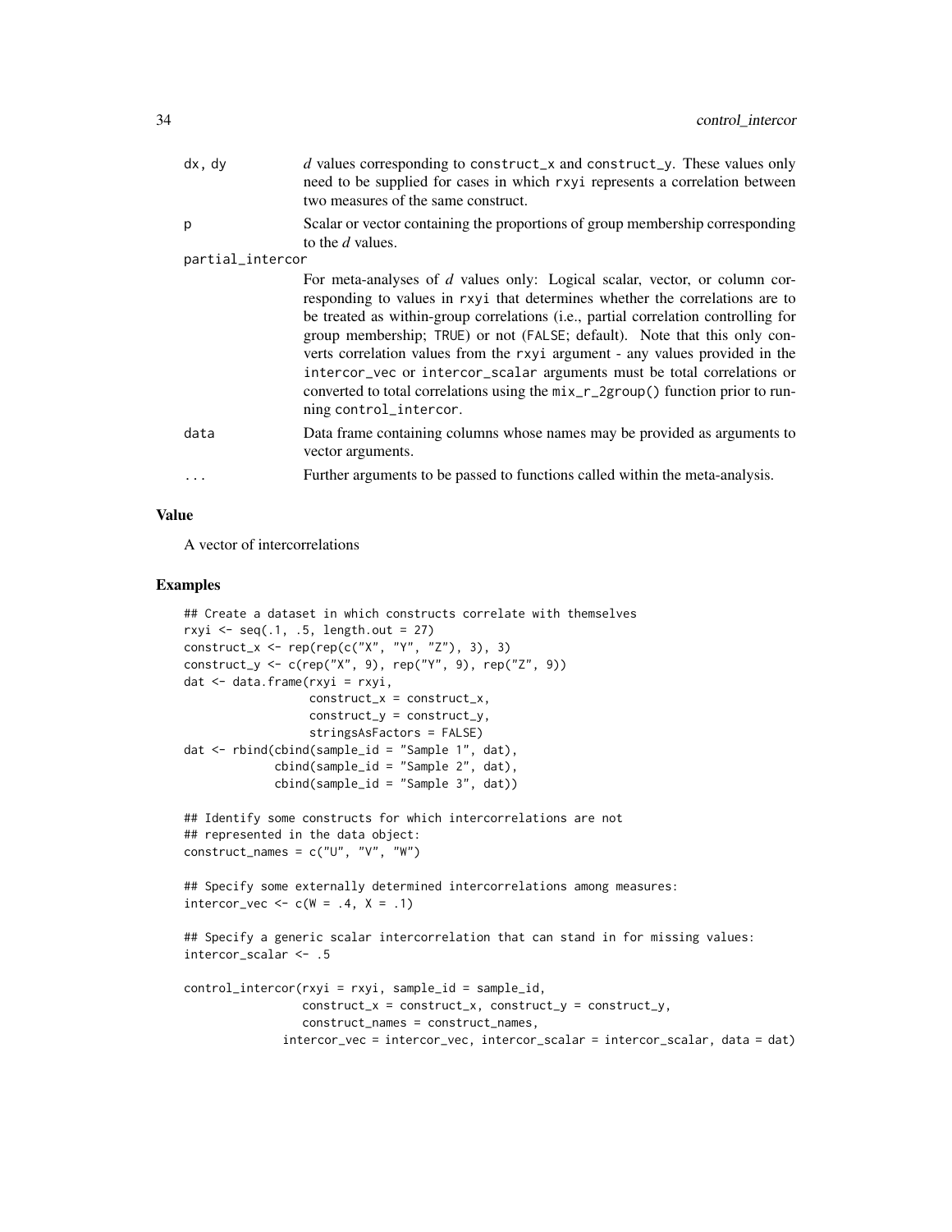| | |
|---|---|
| dx, dy | *d* values corresponding to construct_x and construct_y. These values only need to be supplied for cases in which rxyi represents a correlation between two measures of the same construct. |
| p | Scalar or vector containing the proportions of group membership corresponding to the *d* values. |
| partial_intercor | For meta-analyses of *d* values only: Logical scalar, vector, or column corresponding to values in rxyi that determines whether the correlations are to be treated as within-group correlations (i.e., partial correlation controlling for group membership; TRUE) or not (FALSE; default). Note that this only converts correlation values from the rxyi argument - any values provided in the intercor_vec or intercor_scalar arguments must be total correlations or converted to total correlations using the mix_r_2group() function prior to running control_intercor. |
| data | Data frame containing columns whose names may be provided as arguments to vector arguments. |
| ... | Further arguments to be passed to functions called within the meta-analysis. |

## Value

A vector of intercorrelations

## Examples

```
## Create a dataset in which constructs correlate with themselves
rxyi <- seq(.1, .5, length.out = 27)
construct_x <- rep(rep(c("X", "Y", "Z"), 3), 3)
construct_y <- c(rep("X", 9), rep("Y", 9), rep("Z", 9))
dat <- data.frame(rxyi = rxyi,
                  construct_x = construct_x,
                  construct_y = construct_y,
                  stringsAsFactors = FALSE)
dat <- rbind(cbind(sample_id = "Sample 1", dat),
             cbind(sample_id = "Sample 2", dat),
             cbind(sample_id = "Sample 3", dat))

## Identify some constructs for which intercorrelations are not
## represented in the data object:
construct_names = c("U", "V", "W")

## Specify some externally determined intercorrelations among measures:
intercor_vec <- c(W = .4, X = .1)

## Specify a generic scalar intercorrelation that can stand in for missing values:
intercor_scalar <- .5

control_intercor(rxyi = rxyi, sample_id = sample_id,
                 construct_x = construct_x, construct_y = construct_y,
                 construct_names = construct_names,
              intercor_vec = intercor_vec, intercor_scalar = intercor_scalar, data = dat)
```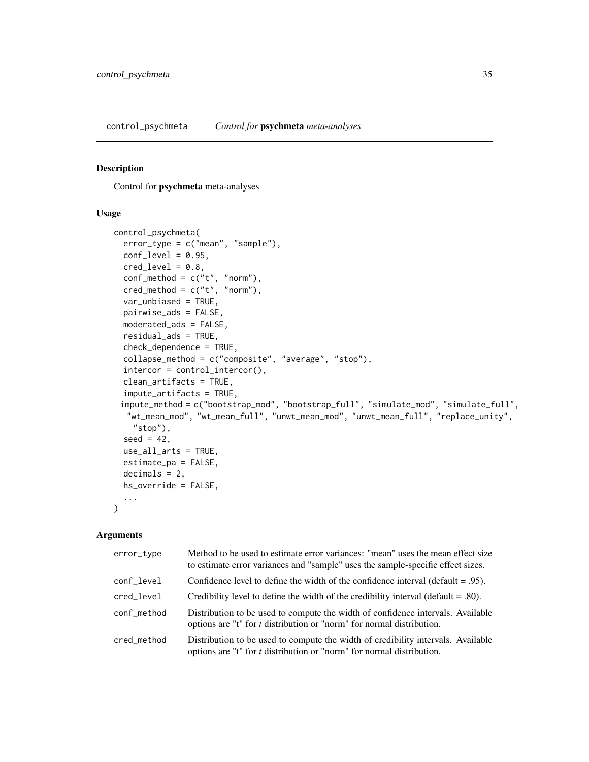control_psychmeta &nbsp;&nbsp;&nbsp; *Control for* **psychmeta** *meta-analyses*

## Description

Control for **psychmeta** meta-analyses

## Usage

```
control_psychmeta(
  error_type = c("mean", "sample"),
  conf_level = 0.95,
  cred_level = 0.8,
  conf_method = c("t", "norm"),
  cred_method = c("t", "norm"),
  var_unbiased = TRUE,
  pairwise_ads = FALSE,
  moderated_ads = FALSE,
  residual_ads = TRUE,
  check_dependence = TRUE,
  collapse_method = c("composite", "average", "stop"),
  intercor = control_intercor(),
  clean_artifacts = TRUE,
  impute_artifacts = TRUE,
 impute_method = c("bootstrap_mod", "bootstrap_full", "simulate_mod", "simulate_full",
   "wt_mean_mod", "wt_mean_full", "unwt_mean_mod", "unwt_mean_full", "replace_unity",
    "stop"),
  seed = 42,
  use_all_arts = TRUE,
  estimate_pa = FALSE,
  decimals = 2,
  hs_override = FALSE,
  ...
)
```

## Arguments

| | |
|---|---|
| `error_type` | Method to be used to estimate error variances: "mean" uses the mean effect size to estimate error variances and "sample" uses the sample-specific effect sizes. |
| `conf_level` | Confidence level to define the width of the confidence interval (default = .95). |
| `cred_level` | Credibility level to define the width of the credibility interval (default = .80). |
| `conf_method` | Distribution to be used to compute the width of confidence intervals. Available options are "t" for *t* distribution or "norm" for normal distribution. |
| `cred_method` | Distribution to be used to compute the width of credibility intervals. Available options are "t" for *t* distribution or "norm" for normal distribution. |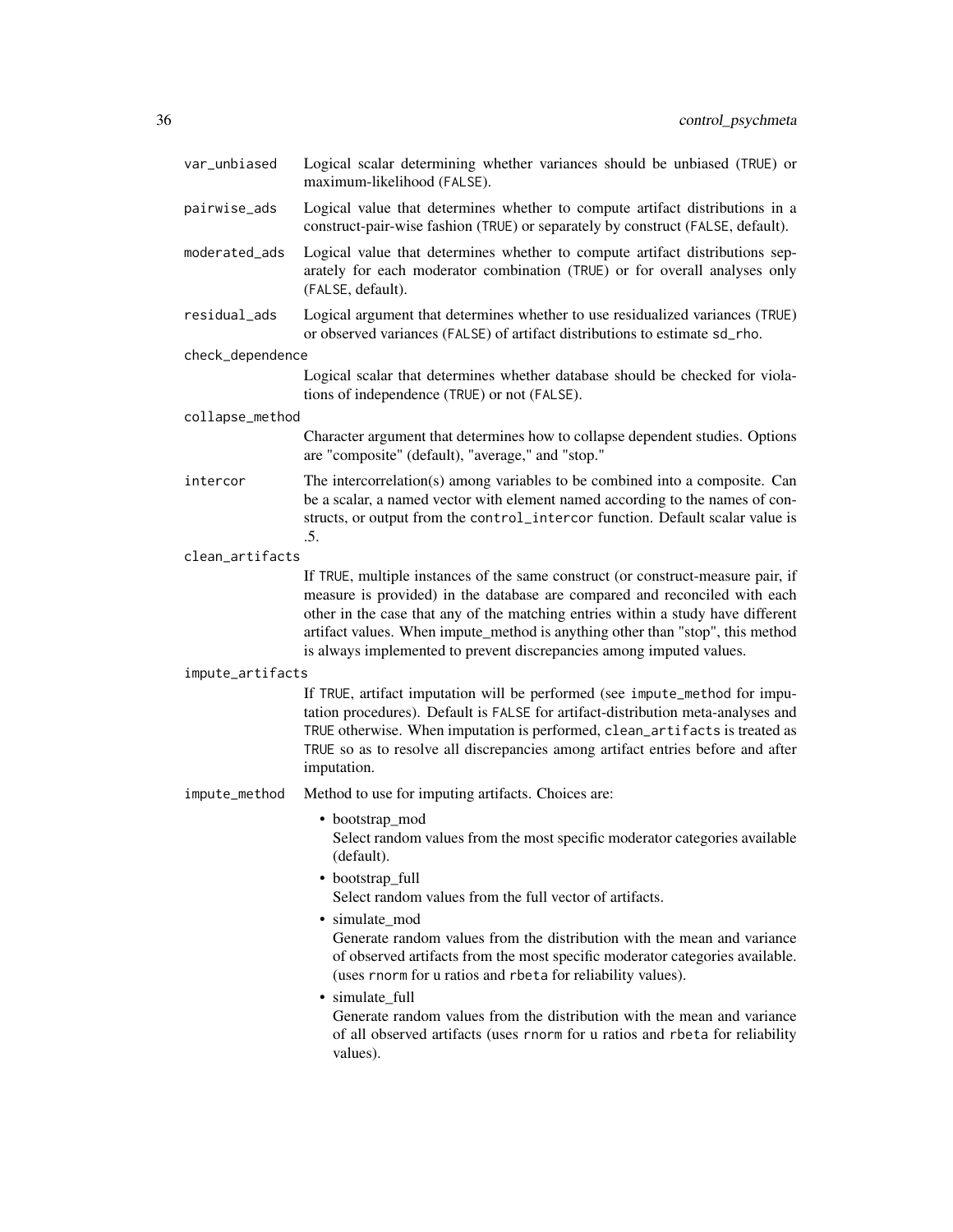var_unbiased
: Logical scalar determining whether variances should be unbiased (TRUE) or maximum-likelihood (FALSE).

pairwise_ads
: Logical value that determines whether to compute artifact distributions in a construct-pair-wise fashion (TRUE) or separately by construct (FALSE, default).

moderated_ads
: Logical value that determines whether to compute artifact distributions separately for each moderator combination (TRUE) or for overall analyses only (FALSE, default).

residual_ads
: Logical argument that determines whether to use residualized variances (TRUE) or observed variances (FALSE) of artifact distributions to estimate `sd_rho`.

check_dependence
: Logical scalar that determines whether database should be checked for violations of independence (TRUE) or not (FALSE).

collapse_method
: Character argument that determines how to collapse dependent studies. Options are "composite" (default), "average," and "stop."

intercor
: The intercorrelation(s) among variables to be combined into a composite. Can be a scalar, a named vector with element named according to the names of constructs, or output from the `control_intercor` function. Default scalar value is .5.

clean_artifacts
: If TRUE, multiple instances of the same construct (or construct-measure pair, if measure is provided) in the database are compared and reconciled with each other in the case that any of the matching entries within a study have different artifact values. When impute_method is anything other than "stop", this method is always implemented to prevent discrepancies among imputed values.

impute_artifacts
: If TRUE, artifact imputation will be performed (see `impute_method` for imputation procedures). Default is FALSE for artifact-distribution meta-analyses and TRUE otherwise. When imputation is performed, `clean_artifacts` is treated as TRUE so as to resolve all discrepancies among artifact entries before and after imputation.

impute_method
: Method to use for imputing artifacts. Choices are:

  - bootstrap_mod
    Select random values from the most specific moderator categories available (default).
  - bootstrap_full
    Select random values from the full vector of artifacts.
  - simulate_mod
    Generate random values from the distribution with the mean and variance of observed artifacts from the most specific moderator categories available. (uses `rnorm` for u ratios and `rbeta` for reliability values).
  - simulate_full
    Generate random values from the distribution with the mean and variance of all observed artifacts (uses `rnorm` for u ratios and `rbeta` for reliability values).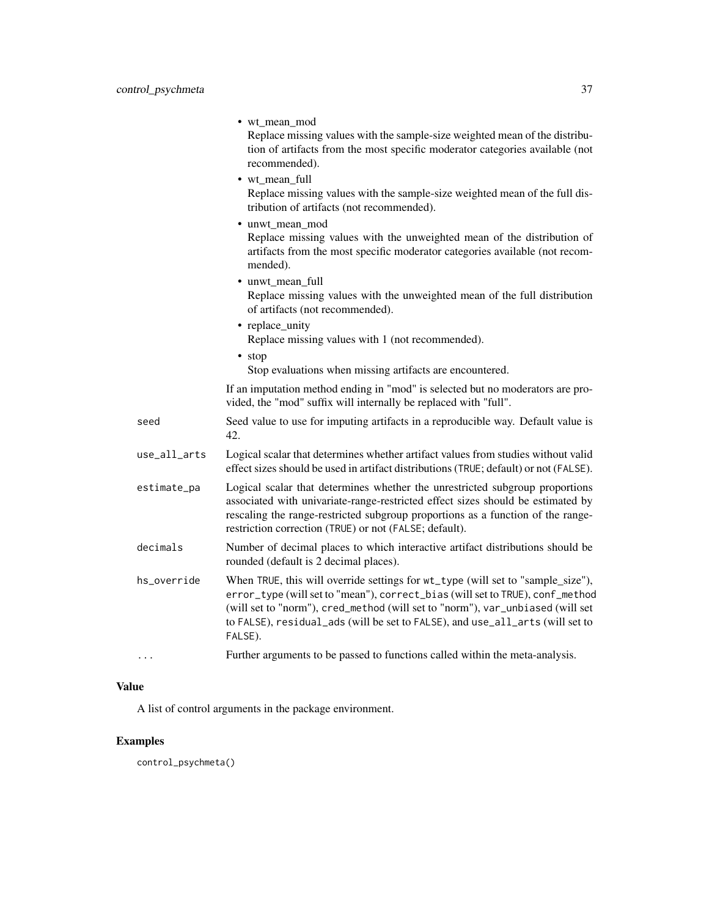- wt_mean_mod
  Replace missing values with the sample-size weighted mean of the distribution of artifacts from the most specific moderator categories available (not recommended).
- wt_mean_full
  Replace missing values with the sample-size weighted mean of the full distribution of artifacts (not recommended).
- unwt_mean_mod
  Replace missing values with the unweighted mean of the distribution of artifacts from the most specific moderator categories available (not recommended).
- unwt_mean_full
  Replace missing values with the unweighted mean of the full distribution of artifacts (not recommended).
- replace_unity
  Replace missing values with 1 (not recommended).
- stop
  Stop evaluations when missing artifacts are encountered.

If an imputation method ending in "mod" is selected but no moderators are provided, the "mod" suffix will internally be replaced with "full".

`seed` Seed value to use for imputing artifacts in a reproducible way. Default value is 42.

`use_all_arts` Logical scalar that determines whether artifact values from studies without valid effect sizes should be used in artifact distributions (`TRUE`; default) or not (`FALSE`).

`estimate_pa` Logical scalar that determines whether the unrestricted subgroup proportions associated with univariate-range-restricted effect sizes should be estimated by rescaling the range-restricted subgroup proportions as a function of the range-restriction correction (`TRUE`) or not (`FALSE`; default).

`decimals` Number of decimal places to which interactive artifact distributions should be rounded (default is 2 decimal places).

`hs_override` When `TRUE`, this will override settings for `wt_type` (will set to "sample_size"), `error_type` (will set to "mean"), `correct_bias` (will set to `TRUE`), `conf_method` (will set to "norm"), `cred_method` (will set to "norm"), `var_unbiased` (will set to `FALSE`), `residual_ads` (will be set to `FALSE`), and `use_all_arts` (will set to `FALSE`).

`...` Further arguments to be passed to functions called within the meta-analysis.

## Value

A list of control arguments in the package environment.

## Examples

```
control_psychmeta()
```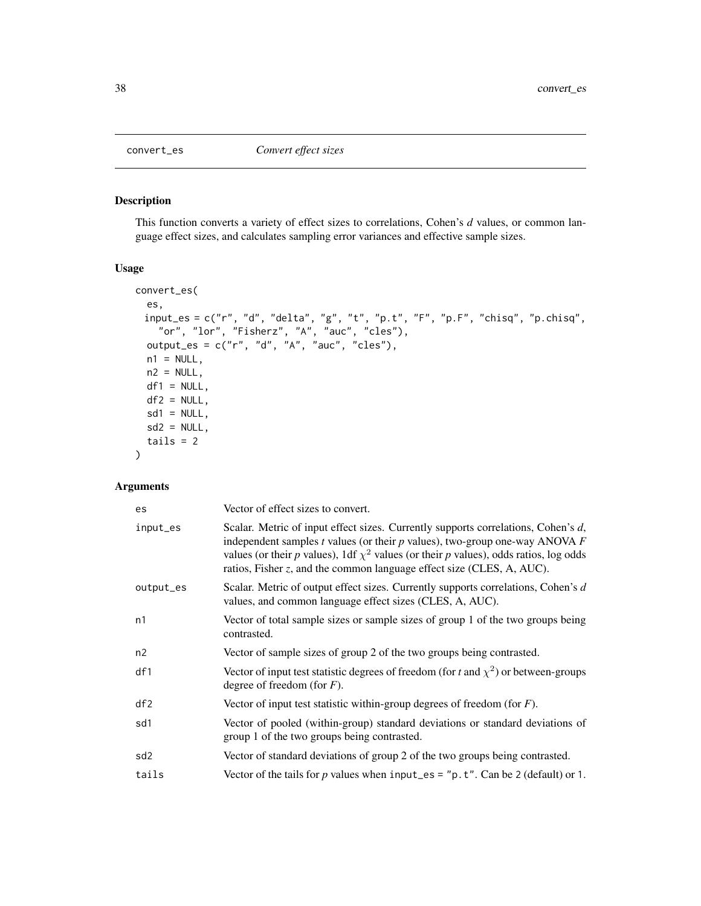convert_es    *Convert effect sizes*

## Description

This function converts a variety of effect sizes to correlations, Cohen's *d* values, or common language effect sizes, and calculates sampling error variances and effective sample sizes.

## Usage

```
convert_es(
  es,
  input_es = c("r", "d", "delta", "g", "t", "p.t", "F", "p.F", "chisq", "p.chisq",
    "or", "lor", "Fisherz", "A", "auc", "cles"),
  output_es = c("r", "d", "A", "auc", "cles"),
  n1 = NULL,
  n2 = NULL,
  df1 = NULL,
  df2 = NULL,
  sd1 = NULL,
  sd2 = NULL,
  tails = 2
)
```

## Arguments

| | |
|---|---|
| es | Vector of effect sizes to convert. |
| input_es | Scalar. Metric of input effect sizes. Currently supports correlations, Cohen's *d*, independent samples *t* values (or their *p* values), two-group one-way ANOVA *F* values (or their *p* values), 1df $\chi^2$ values (or their *p* values), odds ratios, log odds ratios, Fisher *z*, and the common language effect size (CLES, A, AUC). |
| output_es | Scalar. Metric of output effect sizes. Currently supports correlations, Cohen's *d* values, and common language effect sizes (CLES, A, AUC). |
| n1 | Vector of total sample sizes or sample sizes of group 1 of the two groups being contrasted. |
| n2 | Vector of sample sizes of group 2 of the two groups being contrasted. |
| df1 | Vector of input test statistic degrees of freedom (for *t* and $\chi^2$) or between-groups degree of freedom (for *F*). |
| df2 | Vector of input test statistic within-group degrees of freedom (for *F*). |
| sd1 | Vector of pooled (within-group) standard deviations or standard deviations of group 1 of the two groups being contrasted. |
| sd2 | Vector of standard deviations of group 2 of the two groups being contrasted. |
| tails | Vector of the tails for *p* values when `input_es = "p.t"`. Can be 2 (default) or 1. |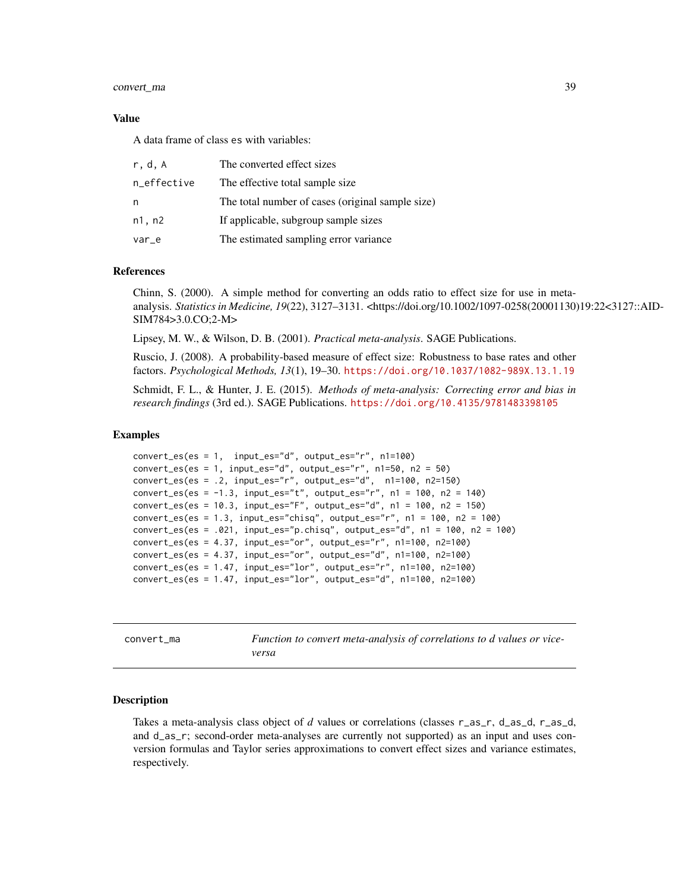### Value

A data frame of class es with variables:

| | |
|---|---|
| r, d, A | The converted effect sizes |
| n_effective | The effective total sample size |
| n | The total number of cases (original sample size) |
| n1, n2 | If applicable, subgroup sample sizes |
| var_e | The estimated sampling error variance |

### References

Chinn, S. (2000). A simple method for converting an odds ratio to effect size for use in meta-analysis. *Statistics in Medicine, 19*(22), 3127–3131. <https://doi.org/10.1002/1097-0258(20001130)19:22<3127::AID-SIM784>3.0.CO;2-M>

Lipsey, M. W., & Wilson, D. B. (2001). *Practical meta-analysis*. SAGE Publications.

Ruscio, J. (2008). A probability-based measure of effect size: Robustness to base rates and other factors. *Psychological Methods, 13*(1), 19–30. https://doi.org/10.1037/1082-989X.13.1.19

Schmidt, F. L., & Hunter, J. E. (2015). *Methods of meta-analysis: Correcting error and bias in research findings* (3rd ed.). SAGE Publications. https://doi.org/10.4135/9781483398105

### Examples

```
convert_es(es = 1,  input_es="d", output_es="r", n1=100)
convert_es(es = 1, input_es="d", output_es="r", n1=50, n2 = 50)
convert_es(es = .2, input_es="r", output_es="d",  n1=100, n2=150)
convert_es(es = -1.3, input_es="t", output_es="r", n1 = 100, n2 = 140)
convert_es(es = 10.3, input_es="F", output_es="d", n1 = 100, n2 = 150)
convert_es(es = 1.3, input_es="chisq", output_es="r", n1 = 100, n2 = 100)
convert_es(es = .021, input_es="p.chisq", output_es="d", n1 = 100, n2 = 100)
convert_es(es = 4.37, input_es="or", output_es="r", n1=100, n2=100)
convert_es(es = 4.37, input_es="or", output_es="d", n1=100, n2=100)
convert_es(es = 1.47, input_es="lor", output_es="r", n1=100, n2=100)
convert_es(es = 1.47, input_es="lor", output_es="d", n1=100, n2=100)
```

---

## convert_ma — *Function to convert meta-analysis of correlations to d values or vice-versa*

### Description

Takes a meta-analysis class object of *d* values or correlations (classes r_as_r, d_as_d, r_as_d, and d_as_r; second-order meta-analyses are currently not supported) as an input and uses conversion formulas and Taylor series approximations to convert effect sizes and variance estimates, respectively.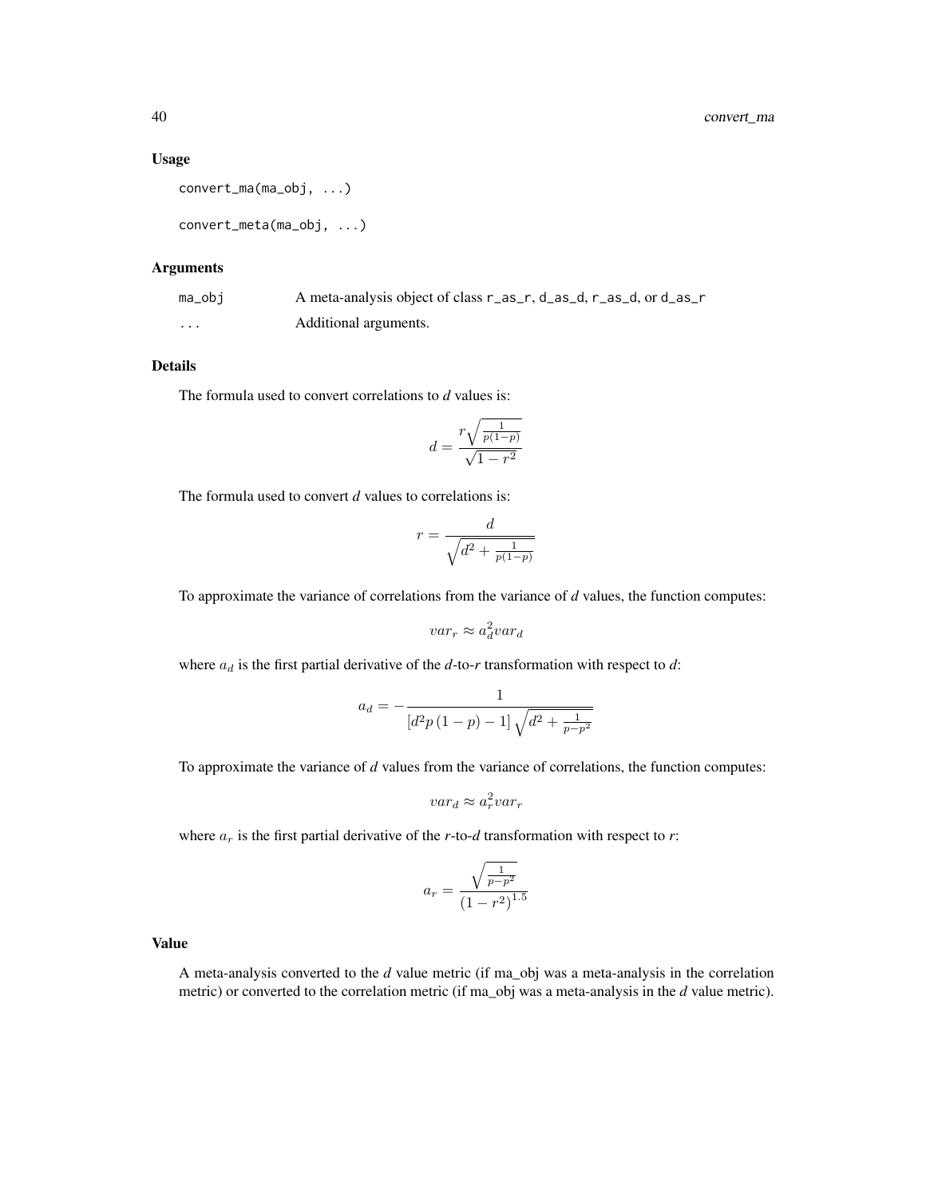### Usage

```
convert_ma(ma_obj, ...)

convert_meta(ma_obj, ...)
```

### Arguments

| | |
|---|---|
| ma_obj | A meta-analysis object of class r_as_r, d_as_d, r_as_d, or d_as_r |
| ... | Additional arguments. |

### Details

The formula used to convert correlations to *d* values is:

$$d = \frac{r\sqrt{\frac{1}{p(1-p)}}}{\sqrt{1-r^2}}$$

The formula used to convert *d* values to correlations is:

$$r = \frac{d}{\sqrt{d^2 + \frac{1}{p(1-p)}}}$$

To approximate the variance of correlations from the variance of *d* values, the function computes:

$$var_r \approx a_d^2 var_d$$

where $a_d$ is the first partial derivative of the *d*-to-*r* transformation with respect to *d*:

$$a_d = -\frac{1}{\left[d^2 p\left(1-p\right) - 1\right]\sqrt{d^2 + \frac{1}{p-p^2}}}$$

To approximate the variance of *d* values from the variance of correlations, the function computes:

$$var_d \approx a_r^2 var_r$$

where $a_r$ is the first partial derivative of the *r*-to-*d* transformation with respect to *r*:

$$a_r = \frac{\sqrt{\frac{1}{p-p^2}}}{\left(1-r^2\right)^{1.5}}$$

### Value

A meta-analysis converted to the *d* value metric (if ma_obj was a meta-analysis in the correlation metric) or converted to the correlation metric (if ma_obj was a meta-analysis in the *d* value metric).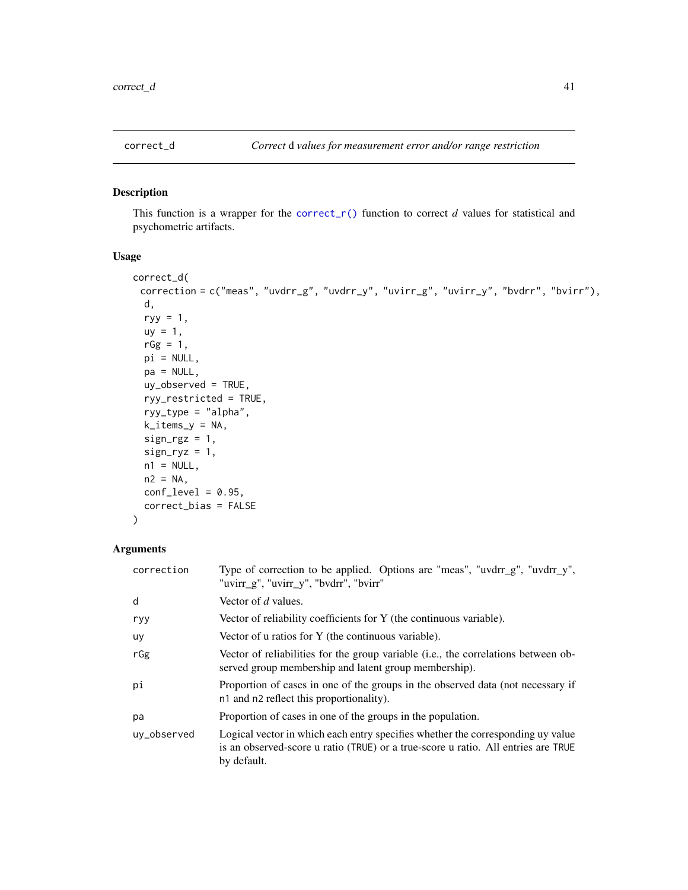## correct_d — *Correct* d *values for measurement error and/or range restriction*

### Description

This function is a wrapper for the `correct_r()` function to correct *d* values for statistical and psychometric artifacts.

### Usage

```
correct_d(
  correction = c("meas", "uvdrr_g", "uvdrr_y", "uvirr_g", "uvirr_y", "bvdrr", "bvirr"),
  d,
  ryy = 1,
  uy = 1,
  rGg = 1,
  pi = NULL,
  pa = NULL,
  uy_observed = TRUE,
  ryy_restricted = TRUE,
  ryy_type = "alpha",
  k_items_y = NA,
  sign_rgz = 1,
  sign_ryz = 1,
  n1 = NULL,
  n2 = NA,
  conf_level = 0.95,
  correct_bias = FALSE
)
```

### Arguments

| Argument | Description |
|---|---|
| `correction` | Type of correction to be applied. Options are "meas", "uvdrr_g", "uvdrr_y", "uvirr_g", "uvirr_y", "bvdrr", "bvirr" |
| `d` | Vector of *d* values. |
| `ryy` | Vector of reliability coefficients for Y (the continuous variable). |
| `uy` | Vector of u ratios for Y (the continuous variable). |
| `rGg` | Vector of reliabilities for the group variable (i.e., the correlations between observed group membership and latent group membership). |
| `pi` | Proportion of cases in one of the groups in the observed data (not necessary if `n1` and `n2` reflect this proportionality). |
| `pa` | Proportion of cases in one of the groups in the population. |
| `uy_observed` | Logical vector in which each entry specifies whether the corresponding uy value is an observed-score u ratio (`TRUE`) or a true-score u ratio. All entries are `TRUE` by default. |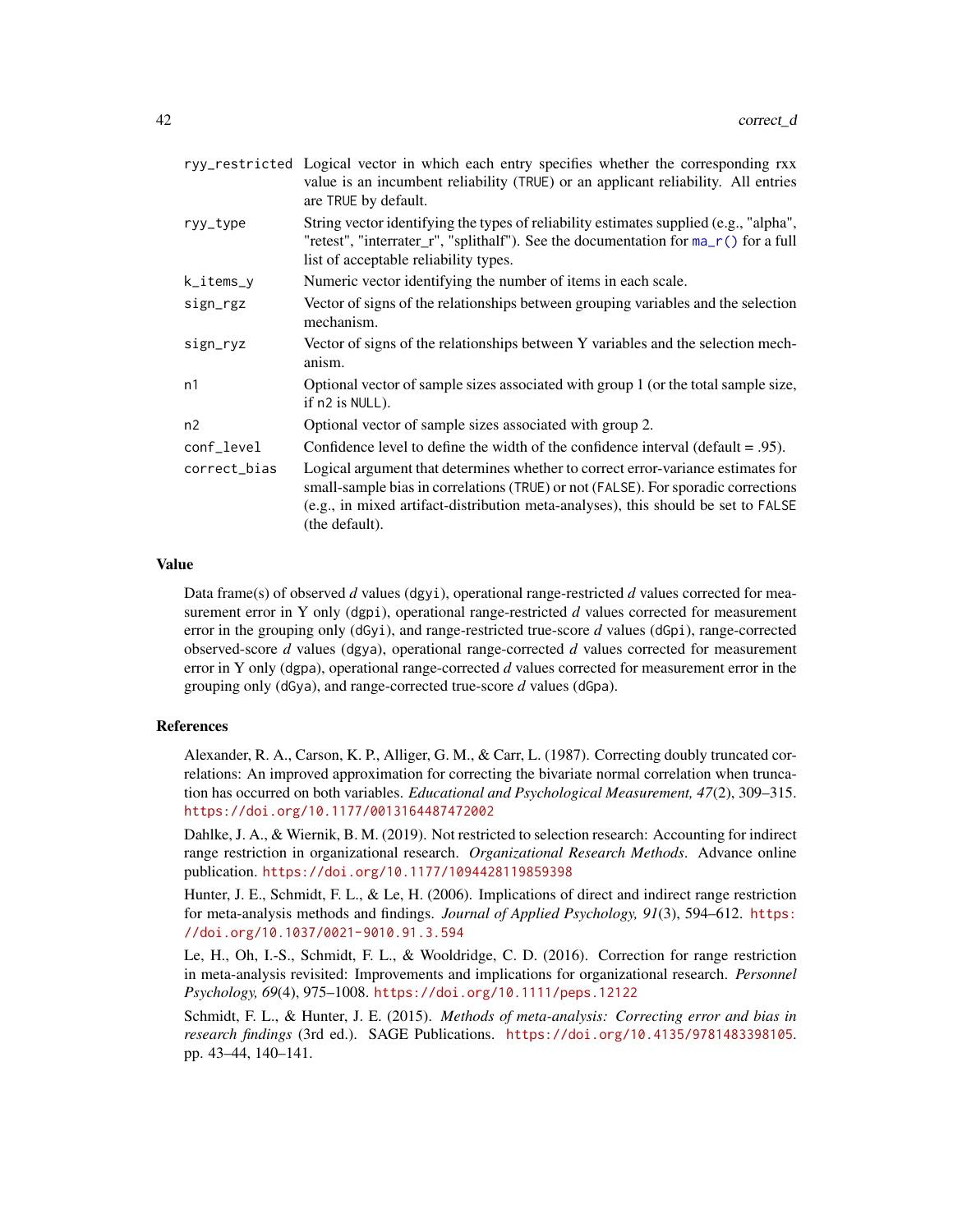| | |
|---|---|
| ryy_restricted | Logical vector in which each entry specifies whether the corresponding rxx value is an incumbent reliability (TRUE) or an applicant reliability. All entries are TRUE by default. |
| ryy_type | String vector identifying the types of reliability estimates supplied (e.g., "alpha", "retest", "interrater_r", "splithalf"). See the documentation for ma_r() for a full list of acceptable reliability types. |
| k_items_y | Numeric vector identifying the number of items in each scale. |
| sign_rgz | Vector of signs of the relationships between grouping variables and the selection mechanism. |
| sign_ryz | Vector of signs of the relationships between Y variables and the selection mechanism. |
| n1 | Optional vector of sample sizes associated with group 1 (or the total sample size, if n2 is NULL). |
| n2 | Optional vector of sample sizes associated with group 2. |
| conf_level | Confidence level to define the width of the confidence interval (default = .95). |
| correct_bias | Logical argument that determines whether to correct error-variance estimates for small-sample bias in correlations (TRUE) or not (FALSE). For sporadic corrections (e.g., in mixed artifact-distribution meta-analyses), this should be set to FALSE (the default). |

## Value

Data frame(s) of observed *d* values (dgyi), operational range-restricted *d* values corrected for measurement error in Y only (dgpi), operational range-restricted *d* values corrected for measurement error in the grouping only (dGyi), and range-restricted true-score *d* values (dGpi), range-corrected observed-score *d* values (dgya), operational range-corrected *d* values corrected for measurement error in Y only (dgpa), operational range-corrected *d* values corrected for measurement error in the grouping only (dGya), and range-corrected true-score *d* values (dGpa).

## References

Alexander, R. A., Carson, K. P., Alliger, G. M., & Carr, L. (1987). Correcting doubly truncated correlations: An improved approximation for correcting the bivariate normal correlation when truncation has occurred on both variables. *Educational and Psychological Measurement, 47*(2), 309–315. https://doi.org/10.1177/0013164487472002

Dahlke, J. A., & Wiernik, B. M. (2019). Not restricted to selection research: Accounting for indirect range restriction in organizational research. *Organizational Research Methods*. Advance online publication. https://doi.org/10.1177/1094428119859398

Hunter, J. E., Schmidt, F. L., & Le, H. (2006). Implications of direct and indirect range restriction for meta-analysis methods and findings. *Journal of Applied Psychology, 91*(3), 594–612. https://doi.org/10.1037/0021-9010.91.3.594

Le, H., Oh, I.-S., Schmidt, F. L., & Wooldridge, C. D. (2016). Correction for range restriction in meta-analysis revisited: Improvements and implications for organizational research. *Personnel Psychology, 69*(4), 975–1008. https://doi.org/10.1111/peps.12122

Schmidt, F. L., & Hunter, J. E. (2015). *Methods of meta-analysis: Correcting error and bias in research findings* (3rd ed.). SAGE Publications. https://doi.org/10.4135/9781483398105. pp. 43–44, 140–141.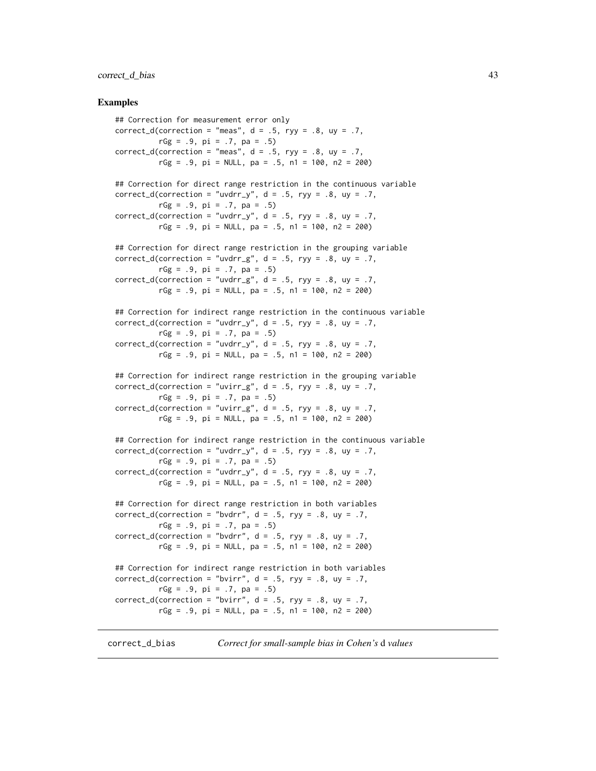## Examples

```
## Correction for measurement error only
correct_d(correction = "meas", d = .5, ryy = .8, uy = .7,
          rGg = .9, pi = .7, pa = .5)
correct_d(correction = "meas", d = .5, ryy = .8, uy = .7,
          rGg = .9, pi = NULL, pa = .5, n1 = 100, n2 = 200)

## Correction for direct range restriction in the continuous variable
correct_d(correction = "uvdrr_y", d = .5, ryy = .8, uy = .7,
          rGg = .9, pi = .7, pa = .5)
correct_d(correction = "uvdrr_y", d = .5, ryy = .8, uy = .7,
          rGg = .9, pi = NULL, pa = .5, n1 = 100, n2 = 200)

## Correction for direct range restriction in the grouping variable
correct_d(correction = "uvdrr_g", d = .5, ryy = .8, uy = .7,
          rGg = .9, pi = .7, pa = .5)
correct_d(correction = "uvdrr_g", d = .5, ryy = .8, uy = .7,
          rGg = .9, pi = NULL, pa = .5, n1 = 100, n2 = 200)

## Correction for indirect range restriction in the continuous variable
correct_d(correction = "uvdrr_y", d = .5, ryy = .8, uy = .7,
          rGg = .9, pi = .7, pa = .5)
correct_d(correction = "uvdrr_y", d = .5, ryy = .8, uy = .7,
          rGg = .9, pi = NULL, pa = .5, n1 = 100, n2 = 200)

## Correction for indirect range restriction in the grouping variable
correct_d(correction = "uvirr_g", d = .5, ryy = .8, uy = .7,
          rGg = .9, pi = .7, pa = .5)
correct_d(correction = "uvirr_g", d = .5, ryy = .8, uy = .7,
          rGg = .9, pi = NULL, pa = .5, n1 = 100, n2 = 200)

## Correction for indirect range restriction in the continuous variable
correct_d(correction = "uvdrr_y", d = .5, ryy = .8, uy = .7,
          rGg = .9, pi = .7, pa = .5)
correct_d(correction = "uvdrr_y", d = .5, ryy = .8, uy = .7,
          rGg = .9, pi = NULL, pa = .5, n1 = 100, n2 = 200)

## Correction for direct range restriction in both variables
correct_d(correction = "bvdrr", d = .5, ryy = .8, uy = .7,
          rGg = .9, pi = .7, pa = .5)
correct_d(correction = "bvdrr", d = .5, ryy = .8, uy = .7,
          rGg = .9, pi = NULL, pa = .5, n1 = 100, n2 = 200)

## Correction for indirect range restriction in both variables
correct_d(correction = "bvirr", d = .5, ryy = .8, uy = .7,
          rGg = .9, pi = .7, pa = .5)
correct_d(correction = "bvirr", d = .5, ryy = .8, uy = .7,
          rGg = .9, pi = NULL, pa = .5, n1 = 100, n2 = 200)
```

---

correct_d_bias    *Correct for small-sample bias in Cohen's* d *values*

---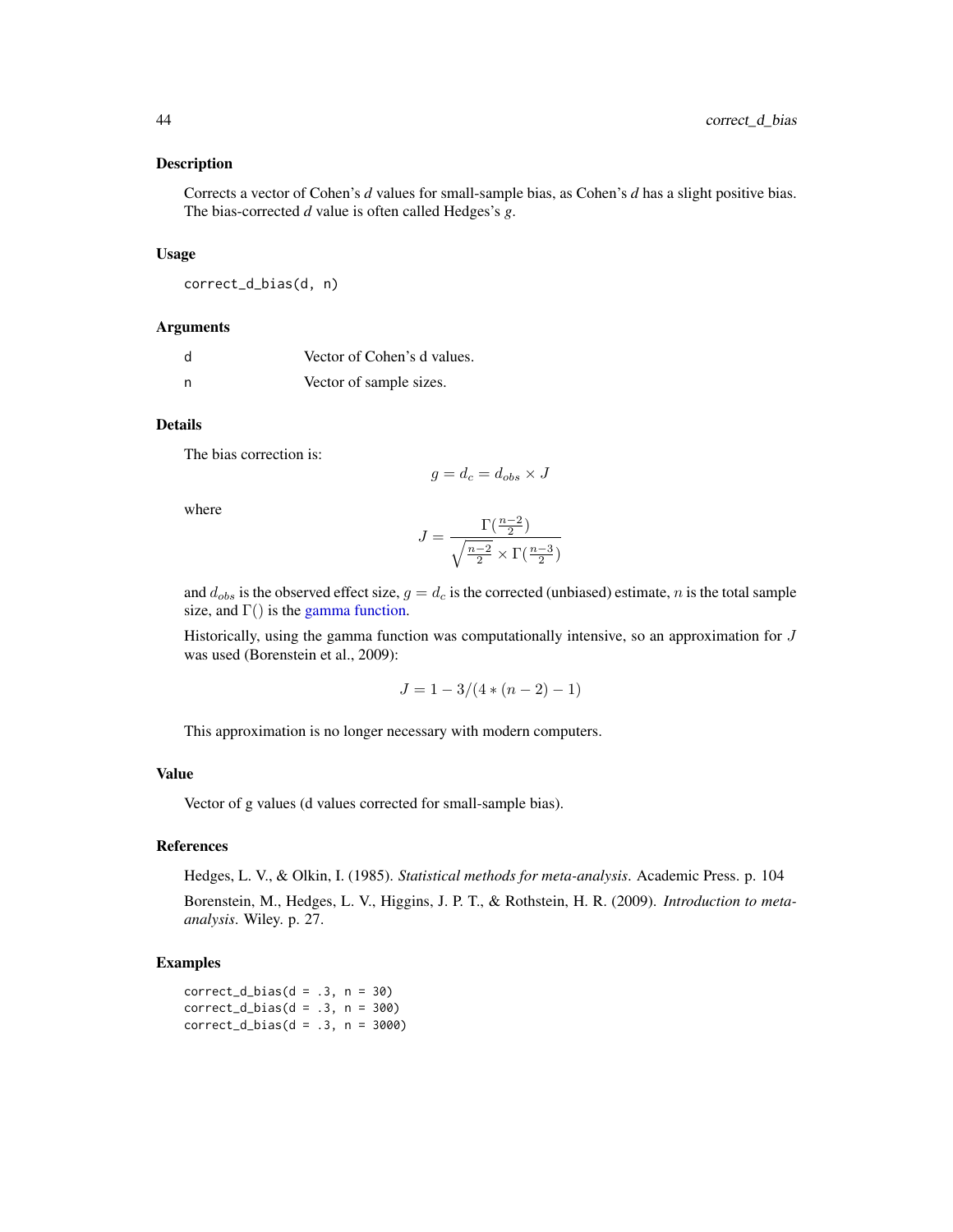## Description

Corrects a vector of Cohen's *d* values for small-sample bias, as Cohen's *d* has a slight positive bias. The bias-corrected *d* value is often called Hedges's $g$.

## Usage

```
correct_d_bias(d, n)
```

## Arguments

| | |
|---|---|
| d | Vector of Cohen's d values. |
| n | Vector of sample sizes. |

## Details

The bias correction is:

$$g = d_c = d_{obs} \times J$$

where

$$J = \frac{\Gamma(\frac{n-2}{2})}{\sqrt{\frac{n-2}{2}} \times \Gamma(\frac{n-3}{2})}$$

and $d_{obs}$ is the observed effect size, $g = d_c$ is the corrected (unbiased) estimate, $n$ is the total sample size, and $\Gamma()$ is the gamma function.

Historically, using the gamma function was computationally intensive, so an approximation for $J$ was used (Borenstein et al., 2009):

$$J = 1 - 3/(4 * (n - 2) - 1)$$

This approximation is no longer necessary with modern computers.

## Value

Vector of g values (d values corrected for small-sample bias).

## References

Hedges, L. V., & Olkin, I. (1985). *Statistical methods for meta-analysis*. Academic Press. p. 104

Borenstein, M., Hedges, L. V., Higgins, J. P. T., & Rothstein, H. R. (2009). *Introduction to meta-analysis*. Wiley. p. 27.

## Examples

```
correct_d_bias(d = .3, n = 30)
correct_d_bias(d = .3, n = 300)
correct_d_bias(d = .3, n = 3000)
```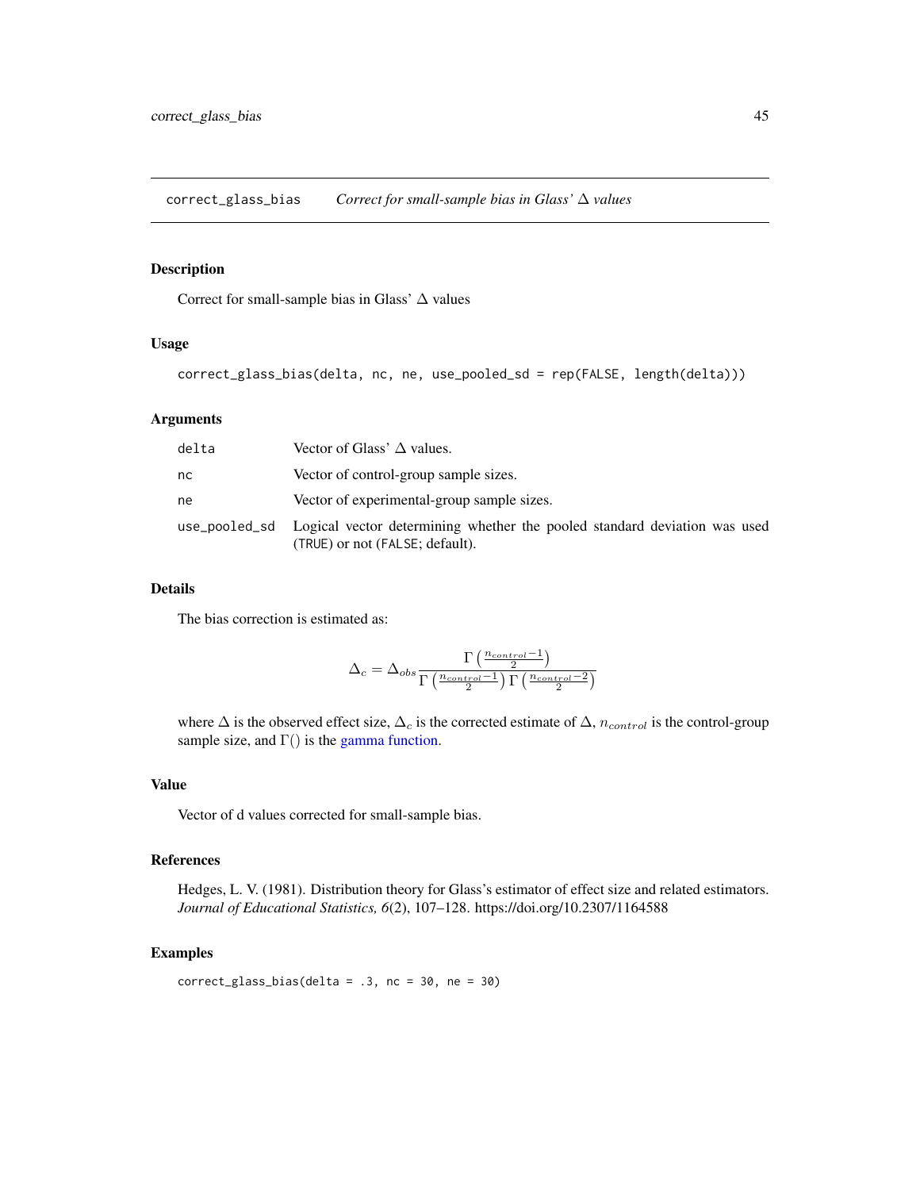correct_glass_bias — *Correct for small-sample bias in Glass' Δ values*

## Description

Correct for small-sample bias in Glass' Δ values

## Usage

```
correct_glass_bias(delta, nc, ne, use_pooled_sd = rep(FALSE, length(delta)))
```

## Arguments

| | |
|---|---|
| `delta` | Vector of Glass' Δ values. |
| `nc` | Vector of control-group sample sizes. |
| `ne` | Vector of experimental-group sample sizes. |
| `use_pooled_sd` | Logical vector determining whether the pooled standard deviation was used (`TRUE`) or not (`FALSE`; default). |

## Details

The bias correction is estimated as:

$$\Delta_c = \Delta_{obs} \frac{\Gamma\left(\frac{n_{control}-1}{2}\right)}{\Gamma\left(\frac{n_{control}-1}{2}\right)\Gamma\left(\frac{n_{control}-2}{2}\right)}$$

where $\Delta$ is the observed effect size, $\Delta_c$ is the corrected estimate of $\Delta$, $n_{control}$ is the control-group sample size, and $\Gamma()$ is the gamma function.

## Value

Vector of d values corrected for small-sample bias.

## References

Hedges, L. V. (1981). Distribution theory for Glass's estimator of effect size and related estimators. *Journal of Educational Statistics, 6*(2), 107–128. https://doi.org/10.2307/1164588

## Examples

```
correct_glass_bias(delta = .3, nc = 30, ne = 30)
```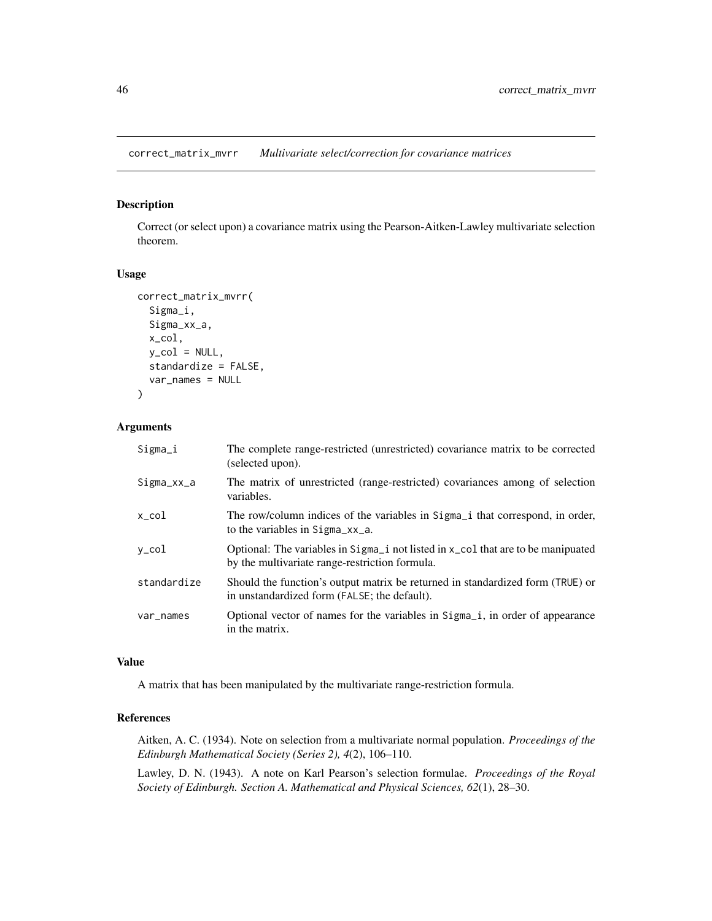## correct_matrix_mvrr *Multivariate select/correction for covariance matrices*

### Description

Correct (or select upon) a covariance matrix using the Pearson-Aitken-Lawley multivariate selection theorem.

### Usage

```
correct_matrix_mvrr(
  Sigma_i,
  Sigma_xx_a,
  x_col,
  y_col = NULL,
  standardize = FALSE,
  var_names = NULL
)
```

### Arguments

| | |
|---|---|
| Sigma_i | The complete range-restricted (unrestricted) covariance matrix to be corrected (selected upon). |
| Sigma_xx_a | The matrix of unrestricted (range-restricted) covariances among of selection variables. |
| x_col | The row/column indices of the variables in Sigma_i that correspond, in order, to the variables in Sigma_xx_a. |
| y_col | Optional: The variables in Sigma_i not listed in x_col that are to be manipuated by the multivariate range-restriction formula. |
| standardize | Should the function's output matrix be returned in standardized form (TRUE) or in unstandardized form (FALSE; the default). |
| var_names | Optional vector of names for the variables in Sigma_i, in order of appearance in the matrix. |

### Value

A matrix that has been manipulated by the multivariate range-restriction formula.

### References

Aitken, A. C. (1934). Note on selection from a multivariate normal population. *Proceedings of the Edinburgh Mathematical Society (Series 2), 4*(2), 106–110.

Lawley, D. N. (1943). A note on Karl Pearson's selection formulae. *Proceedings of the Royal Society of Edinburgh. Section A. Mathematical and Physical Sciences, 62*(1), 28–30.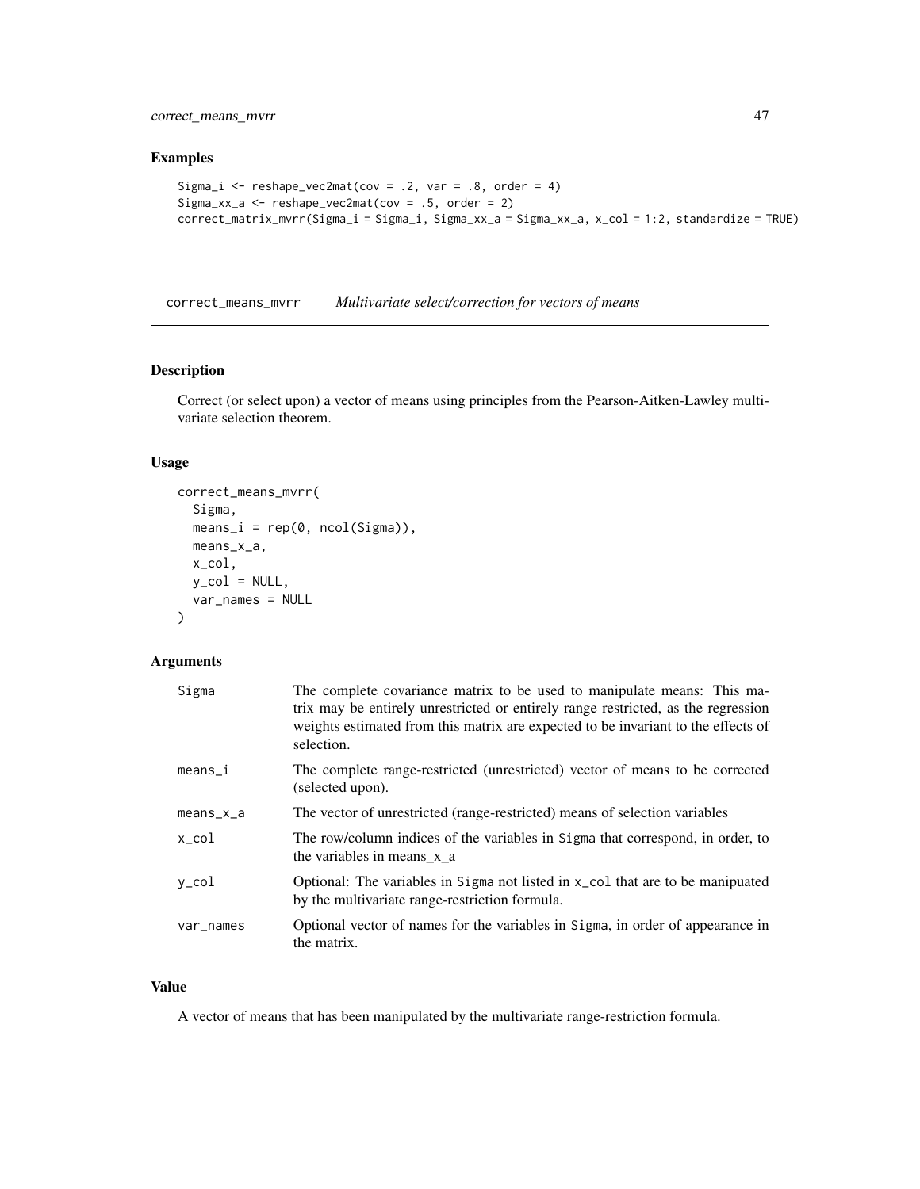## Examples

```
Sigma_i <- reshape_vec2mat(cov = .2, var = .8, order = 4)
Sigma_xx_a <- reshape_vec2mat(cov = .5, order = 2)
correct_matrix_mvrr(Sigma_i = Sigma_i, Sigma_xx_a = Sigma_xx_a, x_col = 1:2, standardize = TRUE)
```

---

# correct_means_mvrr    *Multivariate select/correction for vectors of means*

---

## Description

Correct (or select upon) a vector of means using principles from the Pearson-Aitken-Lawley multivariate selection theorem.

## Usage

```
correct_means_mvrr(
  Sigma,
  means_i = rep(0, ncol(Sigma)),
  means_x_a,
  x_col,
  y_col = NULL,
  var_names = NULL
)
```

## Arguments

| | |
|---|---|
| Sigma | The complete covariance matrix to be used to manipulate means: This matrix may be entirely unrestricted or entirely range restricted, as the regression weights estimated from this matrix are expected to be invariant to the effects of selection. |
| means_i | The complete range-restricted (unrestricted) vector of means to be corrected (selected upon). |
| means_x_a | The vector of unrestricted (range-restricted) means of selection variables |
| x_col | The row/column indices of the variables in Sigma that correspond, in order, to the variables in means_x_a |
| y_col | Optional: The variables in Sigma not listed in x_col that are to be manipuated by the multivariate range-restriction formula. |
| var_names | Optional vector of names for the variables in Sigma, in order of appearance in the matrix. |

## Value

A vector of means that has been manipulated by the multivariate range-restriction formula.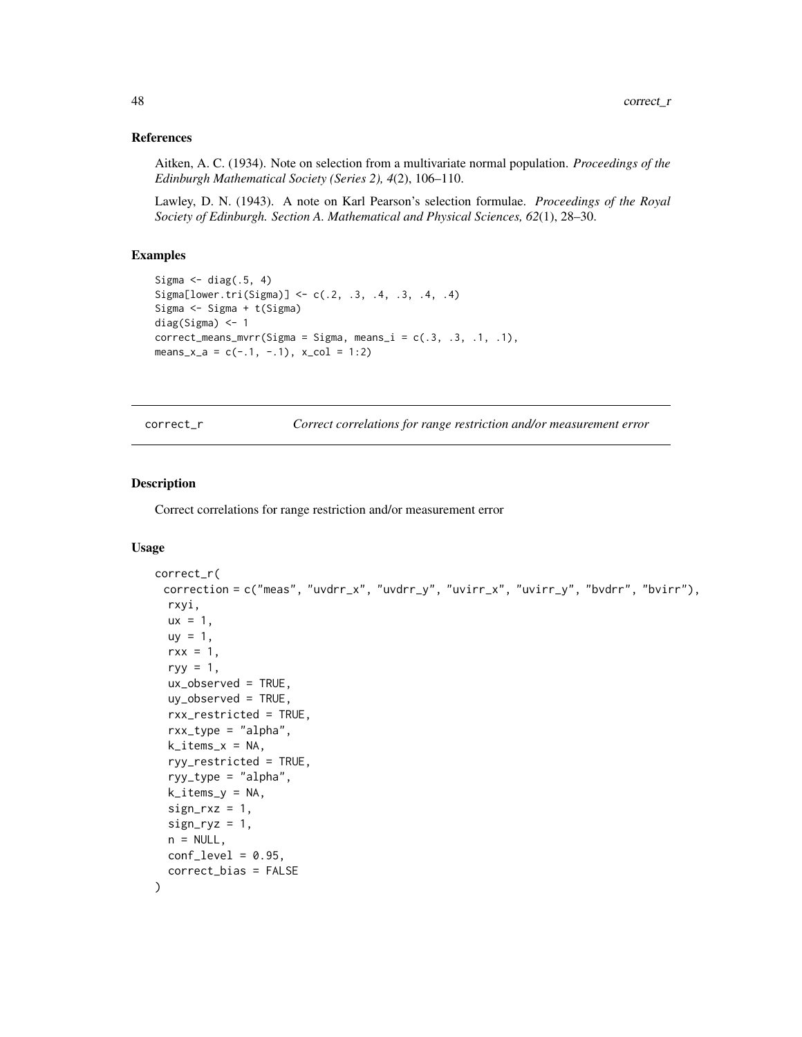### References

Aitken, A. C. (1934). Note on selection from a multivariate normal population. *Proceedings of the Edinburgh Mathematical Society (Series 2), 4*(2), 106–110.

Lawley, D. N. (1943). A note on Karl Pearson's selection formulae. *Proceedings of the Royal Society of Edinburgh. Section A. Mathematical and Physical Sciences, 62*(1), 28–30.

### Examples

```
Sigma <- diag(.5, 4)
Sigma[lower.tri(Sigma)] <- c(.2, .3, .4, .3, .4, .4)
Sigma <- Sigma + t(Sigma)
diag(Sigma) <- 1
correct_means_mvrr(Sigma = Sigma, means_i = c(.3, .3, .1, .1),
means_x_a = c(-.1, -.1), x_col = 1:2)
```

---

## correct_r *Correct correlations for range restriction and/or measurement error*

---

### Description

Correct correlations for range restriction and/or measurement error

### Usage

```
correct_r(
  correction = c("meas", "uvdrr_x", "uvdrr_y", "uvirr_x", "uvirr_y", "bvdrr", "bvirr"),
  rxyi,
  ux = 1,
  uy = 1,
  rxx = 1,
  ryy = 1,
  ux_observed = TRUE,
  uy_observed = TRUE,
  rxx_restricted = TRUE,
  rxx_type = "alpha",
  k_items_x = NA,
  ryy_restricted = TRUE,
  ryy_type = "alpha",
  k_items_y = NA,
  sign_rxz = 1,
  sign_ryz = 1,
  n = NULL,
  conf_level = 0.95,
  correct_bias = FALSE
)
```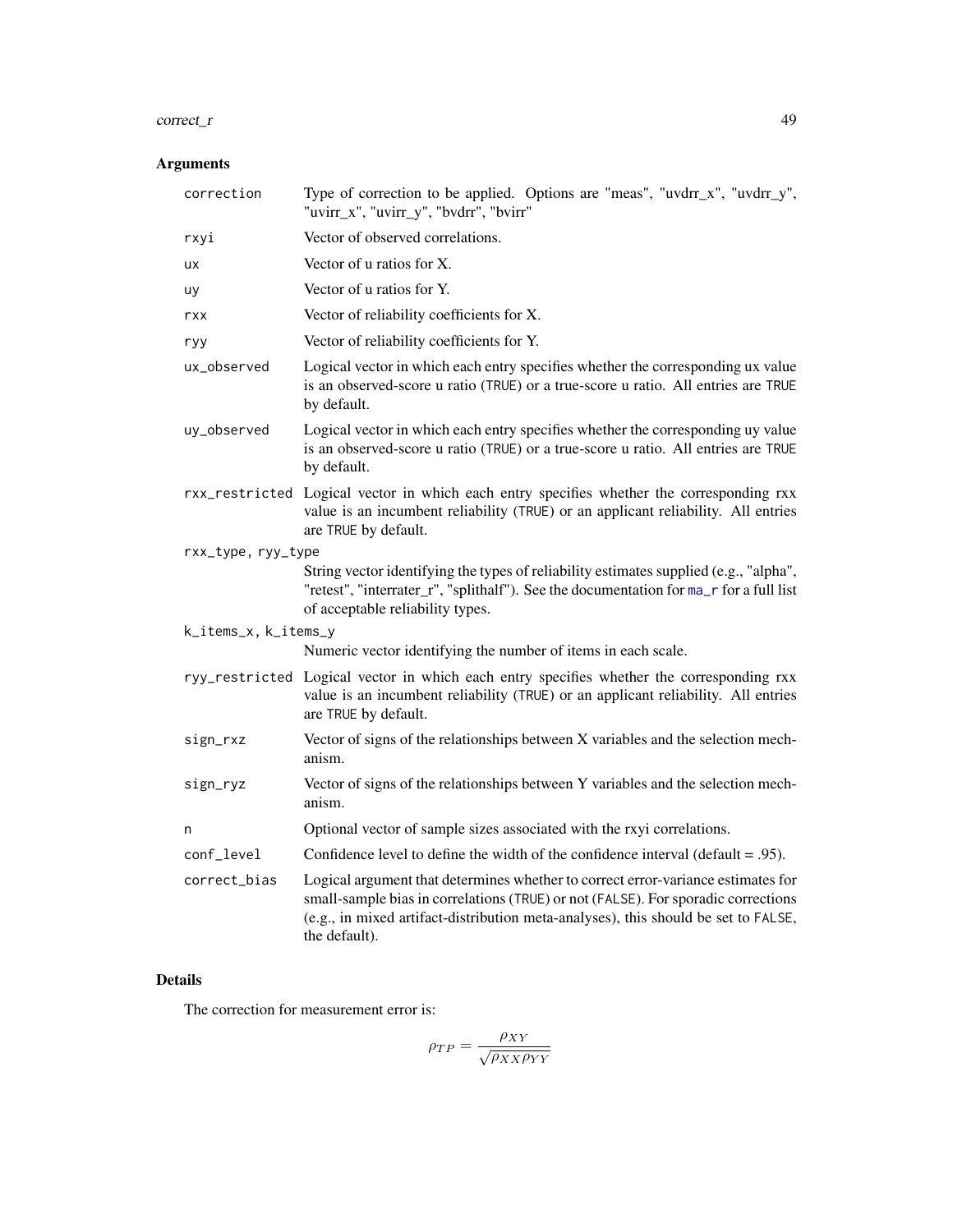## Arguments

- **correction** — Type of correction to be applied. Options are "meas", "uvdrr_x", "uvdrr_y", "uvirr_x", "uvirr_y", "bvdrr", "bvirr"
- **rxyi** — Vector of observed correlations.
- **ux** — Vector of u ratios for X.
- **uy** — Vector of u ratios for Y.
- **rxx** — Vector of reliability coefficients for X.
- **ryy** — Vector of reliability coefficients for Y.
- **ux_observed** — Logical vector in which each entry specifies whether the corresponding ux value is an observed-score u ratio (TRUE) or a true-score u ratio. All entries are TRUE by default.
- **uy_observed** — Logical vector in which each entry specifies whether the corresponding uy value is an observed-score u ratio (TRUE) or a true-score u ratio. All entries are TRUE by default.
- **rxx_restricted** — Logical vector in which each entry specifies whether the corresponding rxx value is an incumbent reliability (TRUE) or an applicant reliability. All entries are TRUE by default.
- **rxx_type, ryy_type** — String vector identifying the types of reliability estimates supplied (e.g., "alpha", "retest", "interrater_r", "splithalf"). See the documentation for ma_r for a full list of acceptable reliability types.
- **k_items_x, k_items_y** — Numeric vector identifying the number of items in each scale.
- **ryy_restricted** — Logical vector in which each entry specifies whether the corresponding rxx value is an incumbent reliability (TRUE) or an applicant reliability. All entries are TRUE by default.
- **sign_rxz** — Vector of signs of the relationships between X variables and the selection mechanism.
- **sign_ryz** — Vector of signs of the relationships between Y variables and the selection mechanism.
- **n** — Optional vector of sample sizes associated with the rxyi correlations.
- **conf_level** — Confidence level to define the width of the confidence interval (default = .95).
- **correct_bias** — Logical argument that determines whether to correct error-variance estimates for small-sample bias in correlations (TRUE) or not (FALSE). For sporadic corrections (e.g., in mixed artifact-distribution meta-analyses), this should be set to FALSE, the default).

## Details

The correction for measurement error is:

$$\rho_{TP} = \frac{\rho_{XY}}{\sqrt{\rho_{XX}\rho_{YY}}}$$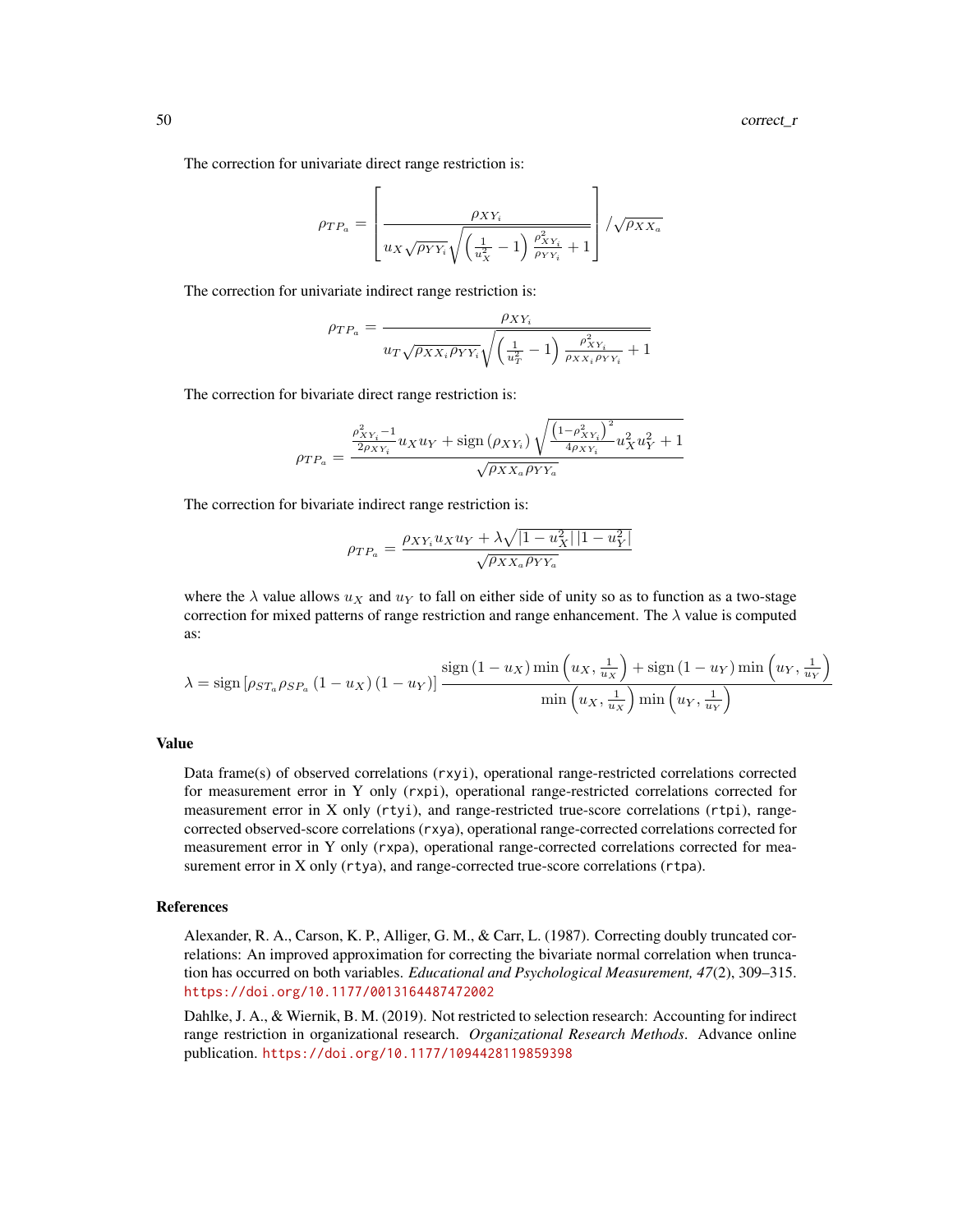The correction for univariate direct range restriction is:

$$\rho_{TP_a} = \left[ \frac{\rho_{XY_i}}{u_X \sqrt{\rho_{YY_i}} \sqrt{\left(\frac{1}{u_X^2} - 1\right) \frac{\rho_{XY_i}^2}{\rho_{YY_i}} + 1}} \right] / \sqrt{\rho_{XX_a}}$$

The correction for univariate indirect range restriction is:

$$\rho_{TP_a} = \frac{\rho_{XY_i}}{u_T \sqrt{\rho_{XX_i} \rho_{YY_i}} \sqrt{\left(\frac{1}{u_T^2} - 1\right) \frac{\rho_{XY_i}^2}{\rho_{XX_i} \rho_{YY_i}} + 1}}$$

The correction for bivariate direct range restriction is:

$$\rho_{TP_a} = \frac{\frac{\rho_{XY_i}^2 - 1}{2\rho_{XY_i}} u_X u_Y + \text{sign}(\rho_{XY_i}) \sqrt{\frac{\left(1 - \rho_{XY_i}^2\right)^2}{4\rho_{XY_i}} u_X^2 u_Y^2 + 1}}{\sqrt{\rho_{XX_a} \rho_{YY_a}}}$$

The correction for bivariate indirect range restriction is:

$$\rho_{TP_a} = \frac{\rho_{XY_i} u_X u_Y + \lambda \sqrt{|1 - u_X^2| \, |1 - u_Y^2|}}{\sqrt{\rho_{XX_a} \rho_{YY_a}}}$$

where the $\lambda$ value allows $u_X$ and $u_Y$ to fall on either side of unity so as to function as a two-stage correction for mixed patterns of range restriction and range enhancement. The $\lambda$ value is computed as:

$$\lambda = \text{sign}\left[\rho_{ST_a} \rho_{SP_a} (1 - u_X)(1 - u_Y)\right] \frac{\text{sign}(1 - u_X) \min\left(u_X, \frac{1}{u_X}\right) + \text{sign}(1 - u_Y) \min\left(u_Y, \frac{1}{u_Y}\right)}{\min\left(u_X, \frac{1}{u_X}\right) \min\left(u_Y, \frac{1}{u_Y}\right)}$$

## Value

Data frame(s) of observed correlations (rxyi), operational range-restricted correlations corrected for measurement error in Y only (rxpi), operational range-restricted correlations corrected for measurement error in X only (rtyi), and range-restricted true-score correlations (rtpi), range-corrected observed-score correlations (rxya), operational range-corrected correlations corrected for measurement error in Y only (rxpa), operational range-corrected correlations corrected for measurement error in X only (rtya), and range-corrected true-score correlations (rtpa).

## References

Alexander, R. A., Carson, K. P., Alliger, G. M., & Carr, L. (1987). Correcting doubly truncated correlations: An improved approximation for correcting the bivariate normal correlation when truncation has occurred on both variables. *Educational and Psychological Measurement, 47*(2), 309–315. https://doi.org/10.1177/0013164487472002

Dahlke, J. A., & Wiernik, B. M. (2019). Not restricted to selection research: Accounting for indirect range restriction in organizational research. *Organizational Research Methods*. Advance online publication. https://doi.org/10.1177/1094428119859398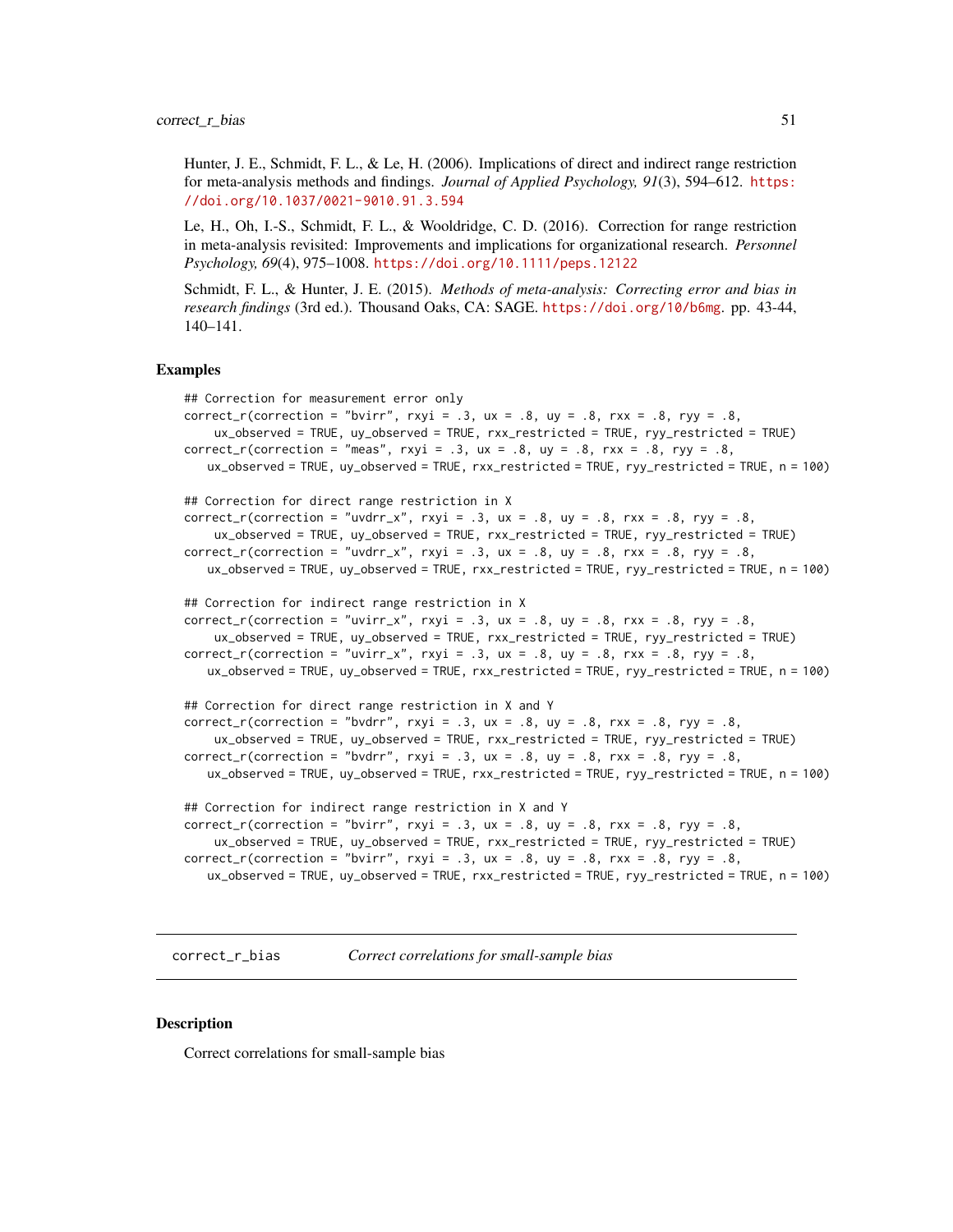Hunter, J. E., Schmidt, F. L., & Le, H. (2006). Implications of direct and indirect range restriction for meta-analysis methods and findings. *Journal of Applied Psychology, 91*(3), 594–612. https://doi.org/10.1037/0021-9010.91.3.594

Le, H., Oh, I.-S., Schmidt, F. L., & Wooldridge, C. D. (2016). Correction for range restriction in meta-analysis revisited: Improvements and implications for organizational research. *Personnel Psychology, 69*(4), 975–1008. https://doi.org/10.1111/peps.12122

Schmidt, F. L., & Hunter, J. E. (2015). *Methods of meta-analysis: Correcting error and bias in research findings* (3rd ed.). Thousand Oaks, CA: SAGE. https://doi.org/10/b6mg. pp. 43-44, 140–141.

### Examples

```
## Correction for measurement error only
correct_r(correction = "bvirr", rxyi = .3, ux = .8, uy = .8, rxx = .8, ryy = .8,
     ux_observed = TRUE, uy_observed = TRUE, rxx_restricted = TRUE, ryy_restricted = TRUE)
correct_r(correction = "meas", rxyi = .3, ux = .8, uy = .8, rxx = .8, ryy = .8,
    ux_observed = TRUE, uy_observed = TRUE, rxx_restricted = TRUE, ryy_restricted = TRUE, n = 100)

## Correction for direct range restriction in X
correct_r(correction = "uvdrr_x", rxyi = .3, ux = .8, uy = .8, rxx = .8, ryy = .8,
     ux_observed = TRUE, uy_observed = TRUE, rxx_restricted = TRUE, ryy_restricted = TRUE)
correct_r(correction = "uvdrr_x", rxyi = .3, ux = .8, uy = .8, rxx = .8, ryy = .8,
    ux_observed = TRUE, uy_observed = TRUE, rxx_restricted = TRUE, ryy_restricted = TRUE, n = 100)

## Correction for indirect range restriction in X
correct_r(correction = "uvirr_x", rxyi = .3, ux = .8, uy = .8, rxx = .8, ryy = .8,
     ux_observed = TRUE, uy_observed = TRUE, rxx_restricted = TRUE, ryy_restricted = TRUE)
correct_r(correction = "uvirr_x", rxyi = .3, ux = .8, uy = .8, rxx = .8, ryy = .8,
    ux_observed = TRUE, uy_observed = TRUE, rxx_restricted = TRUE, ryy_restricted = TRUE, n = 100)

## Correction for direct range restriction in X and Y
correct_r(correction = "bvdrr", rxyi = .3, ux = .8, uy = .8, rxx = .8, ryy = .8,
     ux_observed = TRUE, uy_observed = TRUE, rxx_restricted = TRUE, ryy_restricted = TRUE)
correct_r(correction = "bvdrr", rxyi = .3, ux = .8, uy = .8, rxx = .8, ryy = .8,
    ux_observed = TRUE, uy_observed = TRUE, rxx_restricted = TRUE, ryy_restricted = TRUE, n = 100)

## Correction for indirect range restriction in X and Y
correct_r(correction = "bvirr", rxyi = .3, ux = .8, uy = .8, rxx = .8, ryy = .8,
     ux_observed = TRUE, uy_observed = TRUE, rxx_restricted = TRUE, ryy_restricted = TRUE)
correct_r(correction = "bvirr", rxyi = .3, ux = .8, uy = .8, rxx = .8, ryy = .8,
    ux_observed = TRUE, uy_observed = TRUE, rxx_restricted = TRUE, ryy_restricted = TRUE, n = 100)
```

---

## correct_r_bias — *Correct correlations for small-sample bias*

### Description

Correct correlations for small-sample bias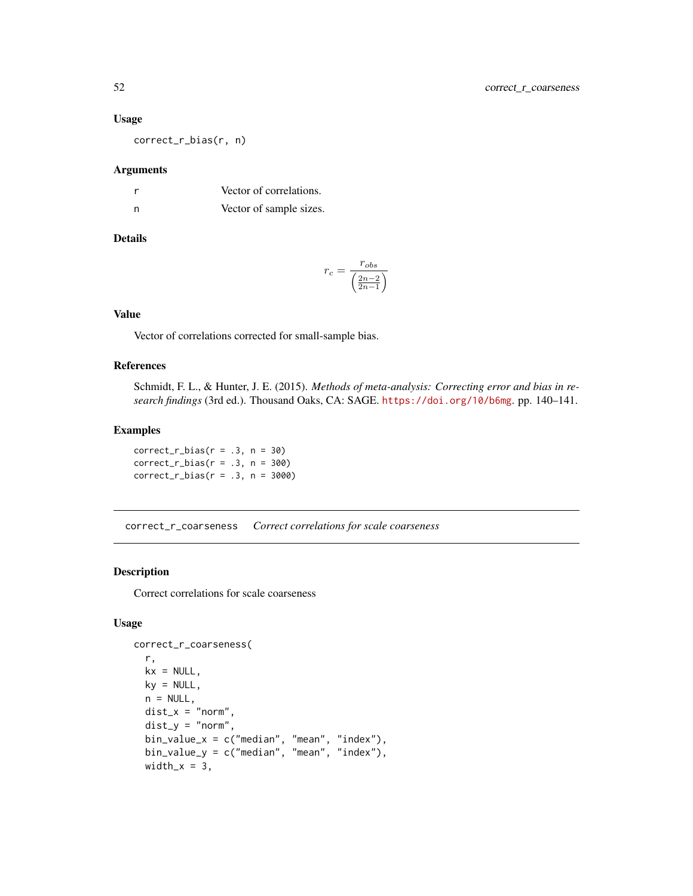### Usage

```
correct_r_bias(r, n)
```

### Arguments

| | |
|---|---|
| r | Vector of correlations. |
| n | Vector of sample sizes. |

### Details

$$r_c = \frac{r_{obs}}{\left(\frac{2n-2}{2n-1}\right)}$$

### Value

Vector of correlations corrected for small-sample bias.

### References

Schmidt, F. L., & Hunter, J. E. (2015). *Methods of meta-analysis: Correcting error and bias in research findings* (3rd ed.). Thousand Oaks, CA: SAGE. https://doi.org/10/b6mg. pp. 140–141.

### Examples

```
correct_r_bias(r = .3, n = 30)
correct_r_bias(r = .3, n = 300)
correct_r_bias(r = .3, n = 3000)
```

---

## correct_r_coarseness    *Correct correlations for scale coarseness*

### Description

Correct correlations for scale coarseness

### Usage

```
correct_r_coarseness(
  r,
  kx = NULL,
  ky = NULL,
  n = NULL,
  dist_x = "norm",
  dist_y = "norm",
  bin_value_x = c("median", "mean", "index"),
  bin_value_y = c("median", "mean", "index"),
  width_x = 3,
```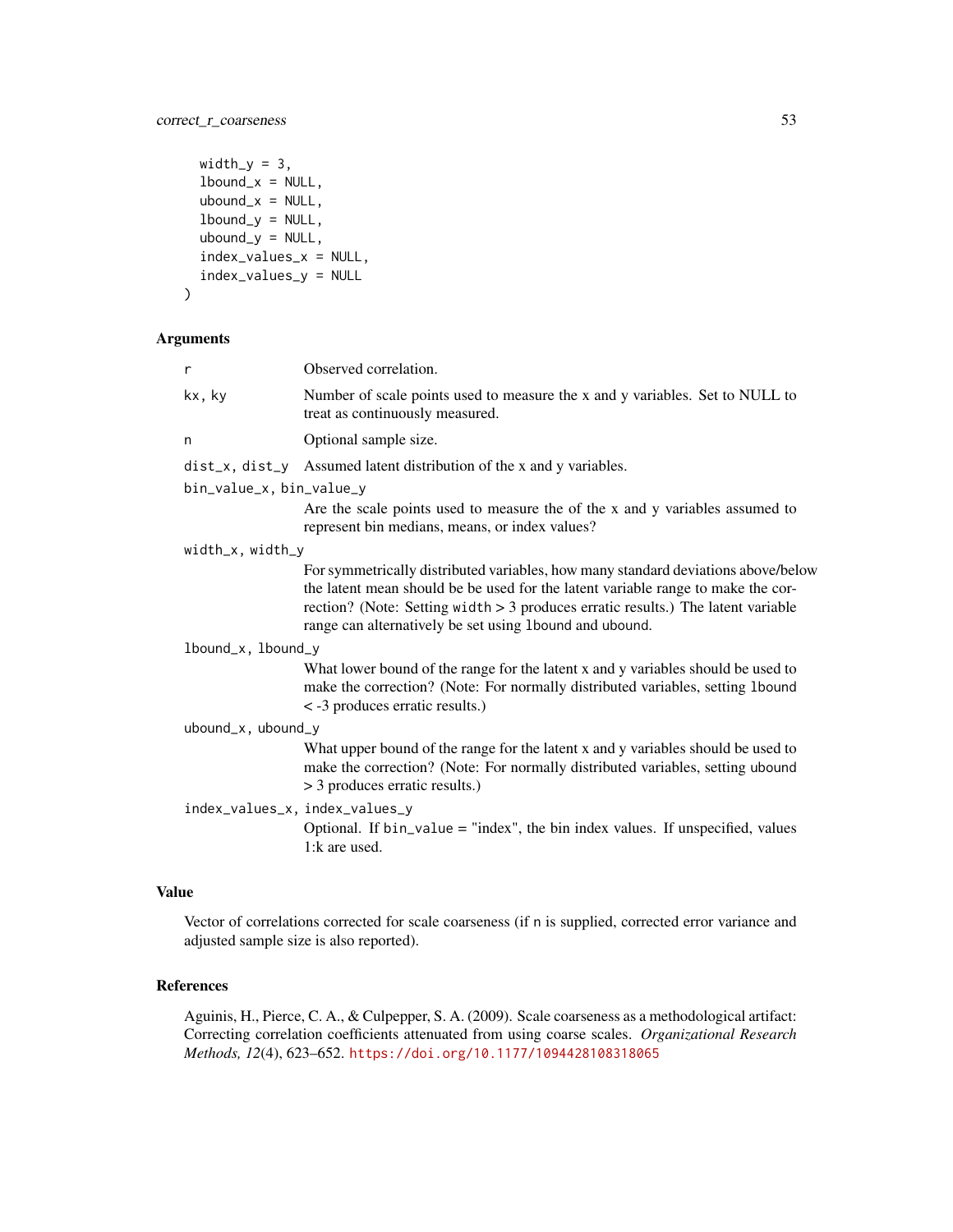```
  width_y = 3,
  lbound_x = NULL,
  ubound_x = NULL,
  lbound_y = NULL,
  ubound_y = NULL,
  index_values_x = NULL,
  index_values_y = NULL
)
```

## Arguments

| | |
|---|---|
| r | Observed correlation. |
| kx, ky | Number of scale points used to measure the x and y variables. Set to NULL to treat as continuously measured. |
| n | Optional sample size. |
| dist_x, dist_y | Assumed latent distribution of the x and y variables. |
| bin_value_x, bin_value_y | Are the scale points used to measure the of the x and y variables assumed to represent bin medians, means, or index values? |
| width_x, width_y | For symmetrically distributed variables, how many standard deviations above/below the latent mean should be be used for the latent variable range to make the correction? (Note: Setting width > 3 produces erratic results.) The latent variable range can alternatively be set using lbound and ubound. |
| lbound_x, lbound_y | What lower bound of the range for the latent x and y variables should be used to make the correction? (Note: For normally distributed variables, setting lbound < -3 produces erratic results.) |
| ubound_x, ubound_y | What upper bound of the range for the latent x and y variables should be used to make the correction? (Note: For normally distributed variables, setting ubound > 3 produces erratic results.) |
| index_values_x, index_values_y | Optional. If bin_value = "index", the bin index values. If unspecified, values 1:k are used. |

## Value

Vector of correlations corrected for scale coarseness (if n is supplied, corrected error variance and adjusted sample size is also reported).

## References

Aguinis, H., Pierce, C. A., & Culpepper, S. A. (2009). Scale coarseness as a methodological artifact: Correcting correlation coefficients attenuated from using coarse scales. *Organizational Research Methods, 12*(4), 623–652. https://doi.org/10.1177/1094428108318065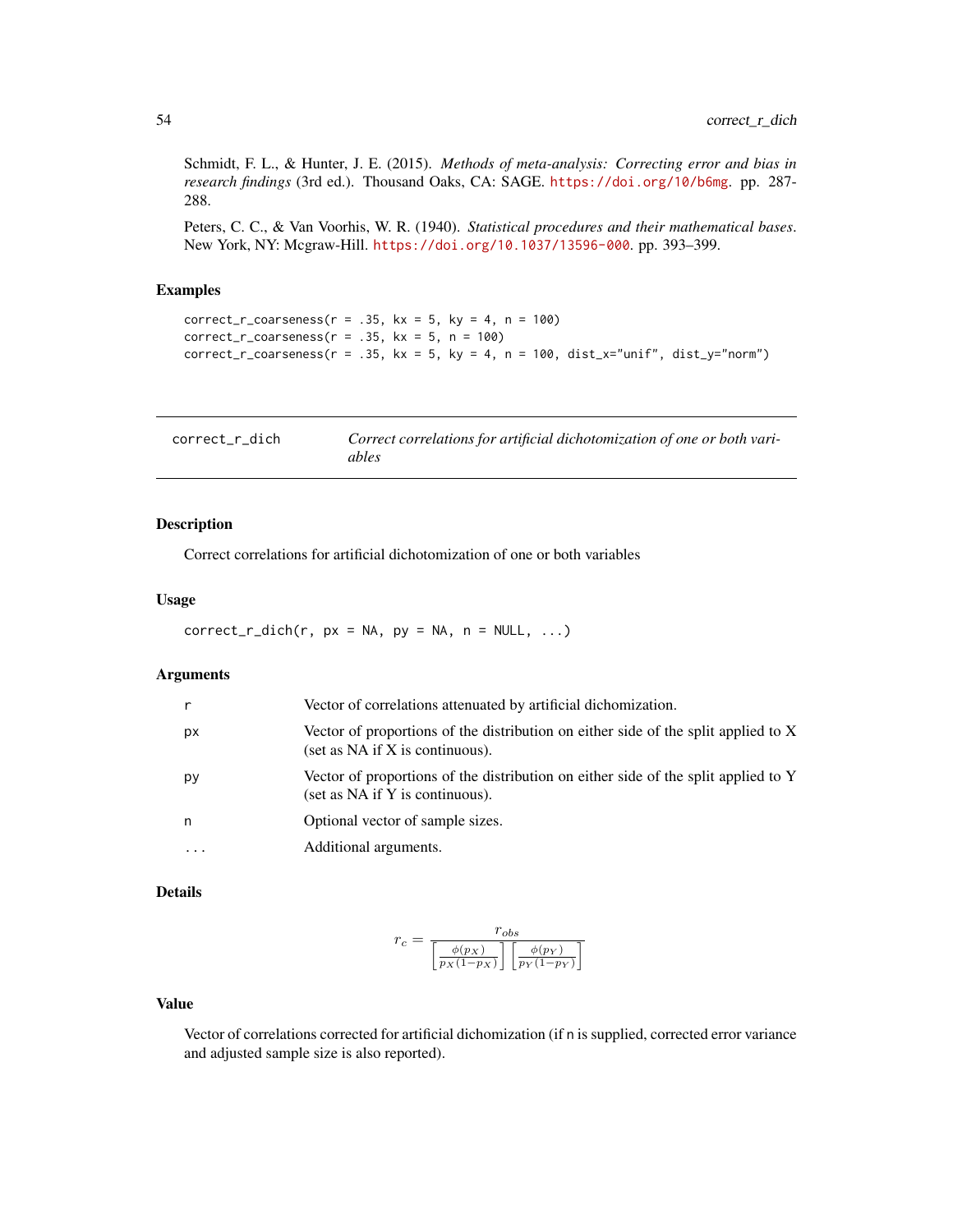Schmidt, F. L., & Hunter, J. E. (2015). *Methods of meta-analysis: Correcting error and bias in research findings* (3rd ed.). Thousand Oaks, CA: SAGE. https://doi.org/10/b6mg. pp. 287-288.

Peters, C. C., & Van Voorhis, W. R. (1940). *Statistical procedures and their mathematical bases*. New York, NY: Mcgraw-Hill. https://doi.org/10.1037/13596-000. pp. 393–399.

### Examples

```
correct_r_coarseness(r = .35, kx = 5, ky = 4, n = 100)
correct_r_coarseness(r = .35, kx = 5, n = 100)
correct_r_coarseness(r = .35, kx = 5, ky = 4, n = 100, dist_x="unif", dist_y="norm")
```

---

## correct_r_dich — *Correct correlations for artificial dichotomization of one or both variables*

### Description

Correct correlations for artificial dichotomization of one or both variables

### Usage

```
correct_r_dich(r, px = NA, py = NA, n = NULL, ...)
```

### Arguments

| | |
|---|---|
| r | Vector of correlations attenuated by artificial dichomization. |
| px | Vector of proportions of the distribution on either side of the split applied to X (set as NA if X is continuous). |
| py | Vector of proportions of the distribution on either side of the split applied to Y (set as NA if Y is continuous). |
| n | Optional vector of sample sizes. |
| ... | Additional arguments. |

### Details

$$r_c = \frac{r_{obs}}{\left[\frac{\phi(p_X)}{p_X(1-p_X)}\right]\left[\frac{\phi(p_Y)}{p_Y(1-p_Y)}\right]}$$

### Value

Vector of correlations corrected for artificial dichomization (if n is supplied, corrected error variance and adjusted sample size is also reported).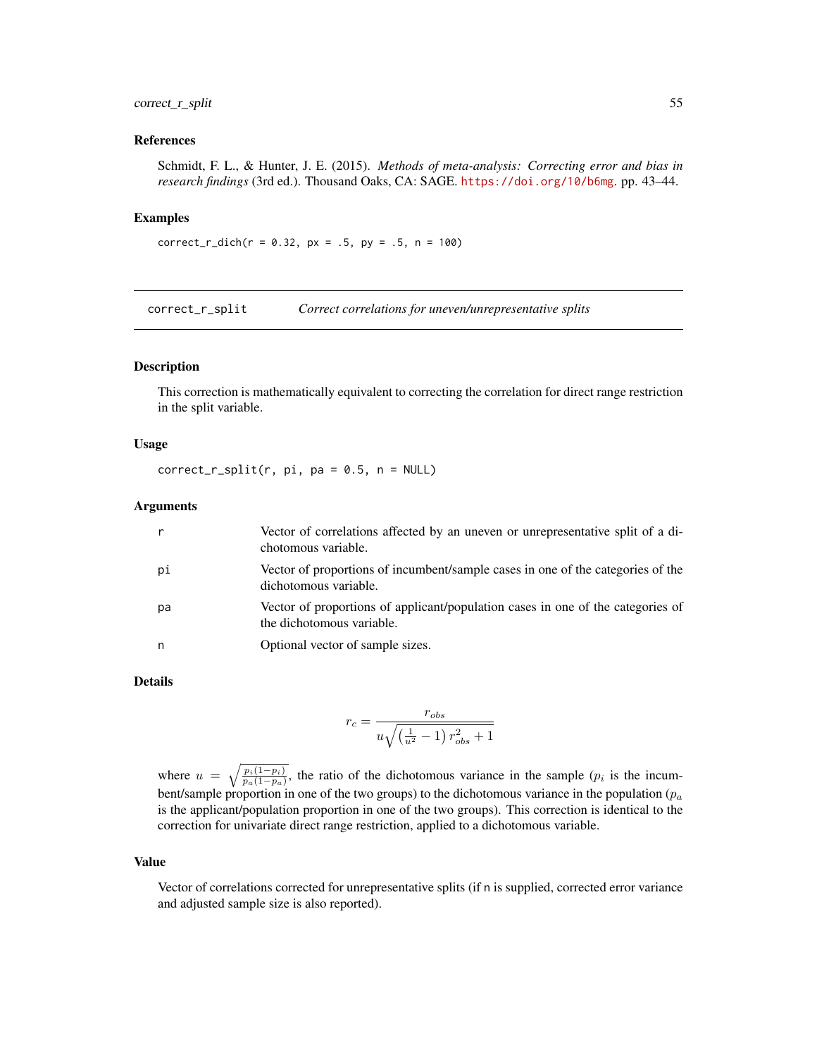### References

Schmidt, F. L., & Hunter, J. E. (2015). *Methods of meta-analysis: Correcting error and bias in research findings* (3rd ed.). Thousand Oaks, CA: SAGE. https://doi.org/10/b6mg. pp. 43–44.

### Examples

```
correct_r_dich(r = 0.32, px = .5, py = .5, n = 100)
```

---

## correct_r_split — *Correct correlations for uneven/unrepresentative splits*

### Description

This correction is mathematically equivalent to correcting the correlation for direct range restriction in the split variable.

### Usage

```
correct_r_split(r, pi, pa = 0.5, n = NULL)
```

### Arguments

| | |
|---|---|
| r | Vector of correlations affected by an uneven or unrepresentative split of a dichotomous variable. |
| pi | Vector of proportions of incumbent/sample cases in one of the categories of the dichotomous variable. |
| pa | Vector of proportions of applicant/population cases in one of the categories of the dichotomous variable. |
| n | Optional vector of sample sizes. |

### Details

$$r_c = \frac{r_{obs}}{u\sqrt{\left(\frac{1}{u^2} - 1\right) r_{obs}^2 + 1}}$$

where $u = \sqrt{\frac{p_i(1-p_i)}{p_a(1-p_a)}}$, the ratio of the dichotomous variance in the sample ($p_i$ is the incumbent/sample proportion in one of the two groups) to the dichotomous variance in the population ($p_a$ is the applicant/population proportion in one of the two groups). This correction is identical to the correction for univariate direct range restriction, applied to a dichotomous variable.

### Value

Vector of correlations corrected for unrepresentative splits (if n is supplied, corrected error variance and adjusted sample size is also reported).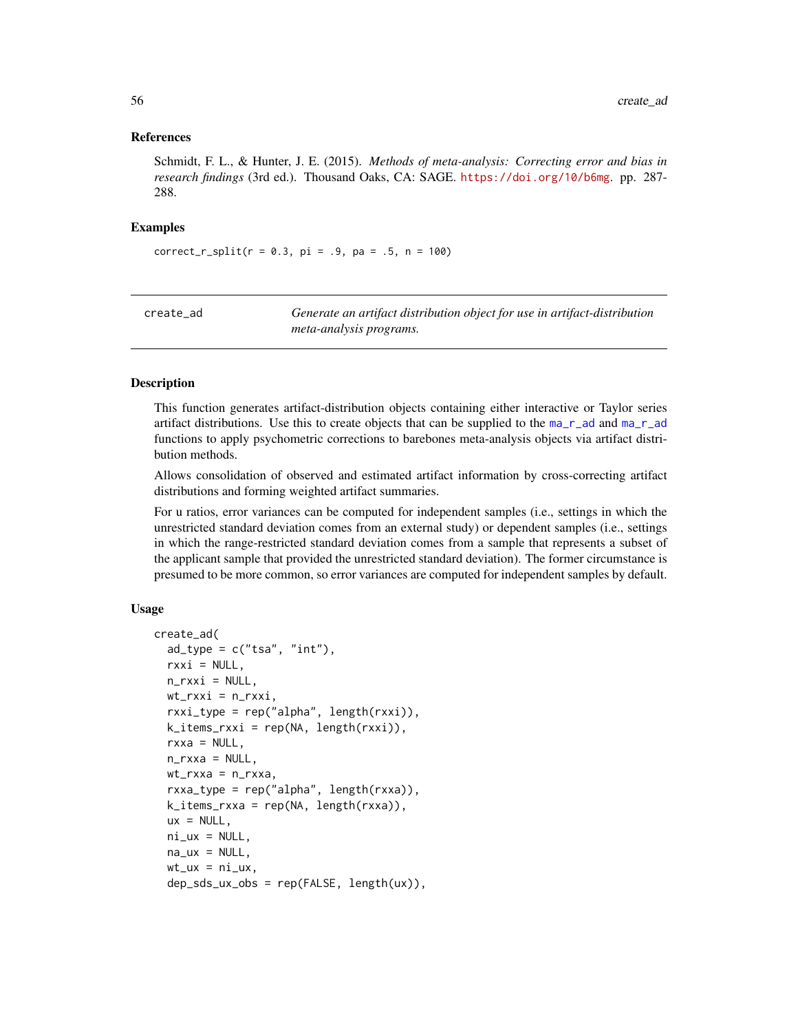### References

Schmidt, F. L., & Hunter, J. E. (2015). *Methods of meta-analysis: Correcting error and bias in research findings* (3rd ed.). Thousand Oaks, CA: SAGE. https://doi.org/10/b6mg. pp. 287-288.

### Examples

```
correct_r_split(r = 0.3, pi = .9, pa = .5, n = 100)
```

---

## create_ad — *Generate an artifact distribution object for use in artifact-distribution meta-analysis programs.*

---

### Description

This function generates artifact-distribution objects containing either interactive or Taylor series artifact distributions. Use this to create objects that can be supplied to the ma_r_ad and ma_r_ad functions to apply psychometric corrections to barebones meta-analysis objects via artifact distribution methods.

Allows consolidation of observed and estimated artifact information by cross-correcting artifact distributions and forming weighted artifact summaries.

For u ratios, error variances can be computed for independent samples (i.e., settings in which the unrestricted standard deviation comes from an external study) or dependent samples (i.e., settings in which the range-restricted standard deviation comes from a sample that represents a subset of the applicant sample that provided the unrestricted standard deviation). The former circumstance is presumed to be more common, so error variances are computed for independent samples by default.

### Usage

```
create_ad(
  ad_type = c("tsa", "int"),
  rxxi = NULL,
  n_rxxi = NULL,
  wt_rxxi = n_rxxi,
  rxxi_type = rep("alpha", length(rxxi)),
  k_items_rxxi = rep(NA, length(rxxi)),
  rxxa = NULL,
  n_rxxa = NULL,
  wt_rxxa = n_rxxa,
  rxxa_type = rep("alpha", length(rxxa)),
  k_items_rxxa = rep(NA, length(rxxa)),
  ux = NULL,
  ni_ux = NULL,
  na_ux = NULL,
  wt_ux = ni_ux,
  dep_sds_ux_obs = rep(FALSE, length(ux)),
```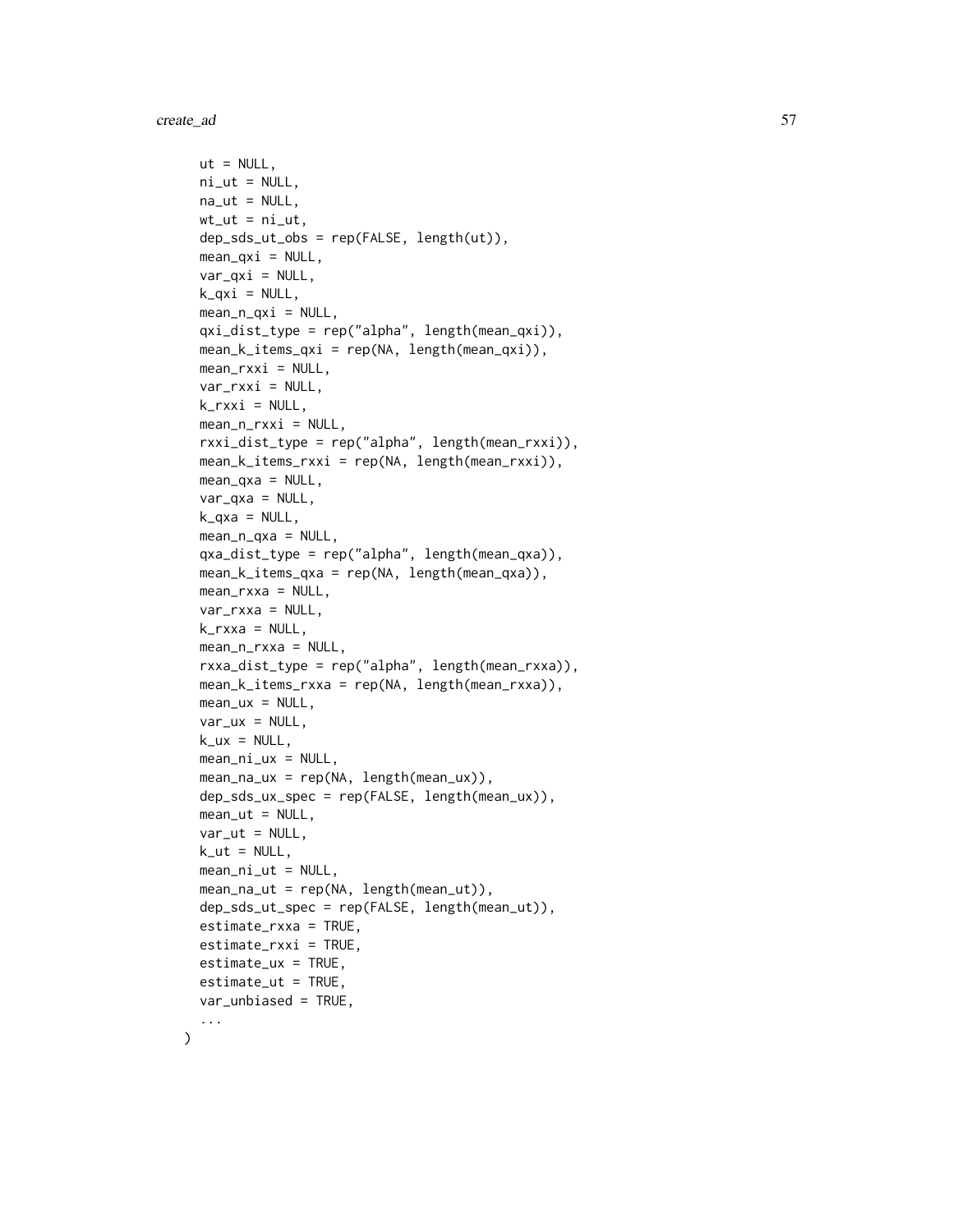```
  ut = NULL,
  ni_ut = NULL,
  na_ut = NULL,
  wt_ut = ni_ut,
  dep_sds_ut_obs = rep(FALSE, length(ut)),
  mean_qxi = NULL,
  var_qxi = NULL,
  k_qxi = NULL,
  mean_n_qxi = NULL,
  qxi_dist_type = rep("alpha", length(mean_qxi)),
  mean_k_items_qxi = rep(NA, length(mean_qxi)),
  mean_rxxi = NULL,
  var_rxxi = NULL,
  k_rxxi = NULL,
  mean_n_rxxi = NULL,
  rxxi_dist_type = rep("alpha", length(mean_rxxi)),
  mean_k_items_rxxi = rep(NA, length(mean_rxxi)),
  mean_qxa = NULL,
  var_qxa = NULL,
  k_qxa = NULL,
  mean_n_qxa = NULL,
  qxa_dist_type = rep("alpha", length(mean_qxa)),
  mean_k_items_qxa = rep(NA, length(mean_qxa)),
  mean_rxxa = NULL,
  var_rxxa = NULL,
  k_rxxa = NULL,
  mean_n_rxxa = NULL,
  rxxa_dist_type = rep("alpha", length(mean_rxxa)),
  mean_k_items_rxxa = rep(NA, length(mean_rxxa)),
  mean_ux = NULL,
  var_ux = NULL,
  k_ux = NULL,
  mean_ni_ux = NULL,
  mean_na_ux = rep(NA, length(mean_ux)),
  dep_sds_ux_spec = rep(FALSE, length(mean_ux)),
  mean_ut = NULL,
  var_ut = NULL,
  k_ut = NULL,
  mean_ni_ut = NULL,
  mean_na_ut = rep(NA, length(mean_ut)),
  dep_sds_ut_spec = rep(FALSE, length(mean_ut)),
  estimate_rxxa = TRUE,
  estimate_rxxi = TRUE,
  estimate_ux = TRUE,
  estimate_ut = TRUE,
  var_unbiased = TRUE,
  ...
)
```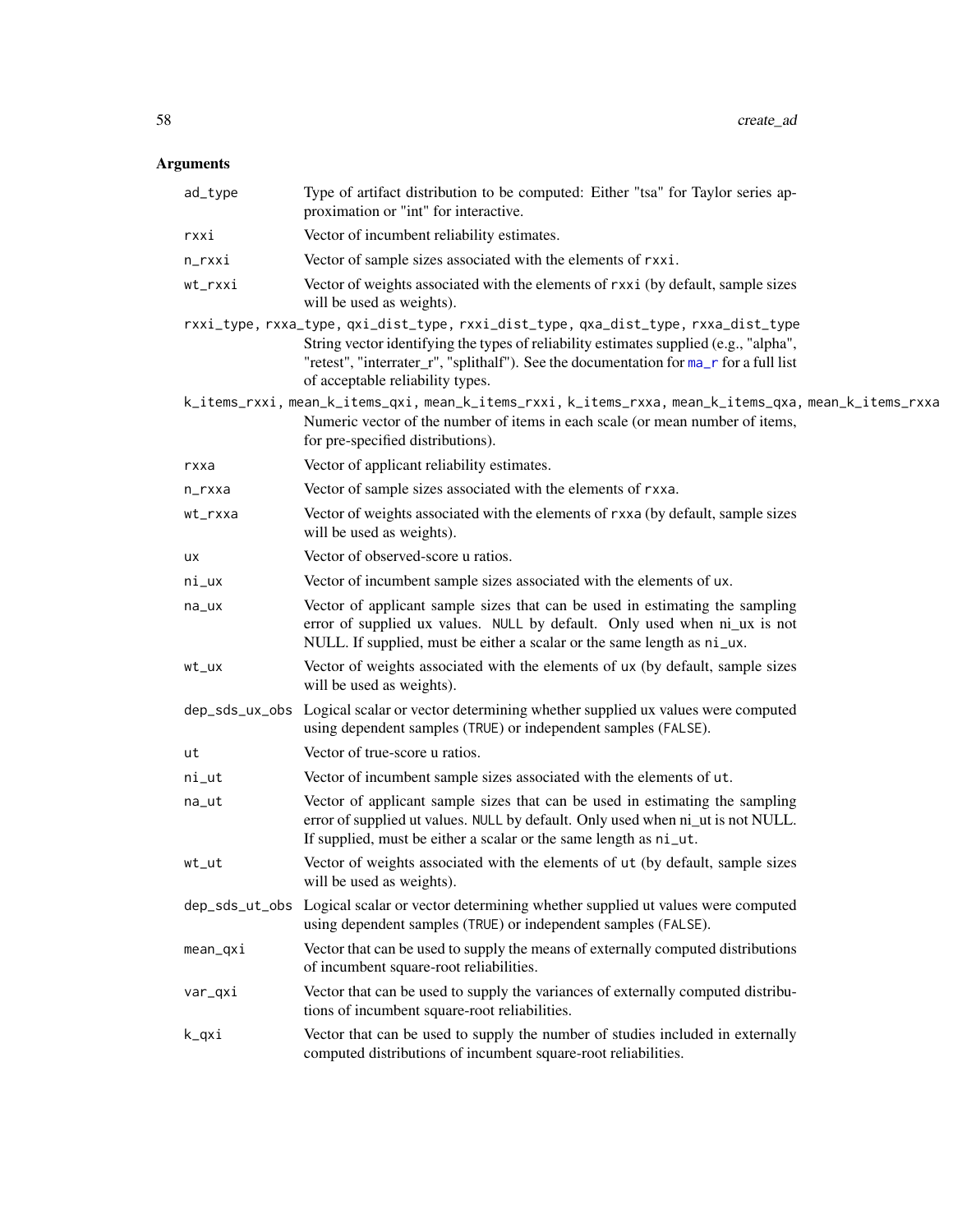## Arguments

| | |
|---|---|
| ad_type | Type of artifact distribution to be computed: Either "tsa" for Taylor series approximation or "int" for interactive. |
| rxxi | Vector of incumbent reliability estimates. |
| n_rxxi | Vector of sample sizes associated with the elements of rxxi. |
| wt_rxxi | Vector of weights associated with the elements of rxxi (by default, sample sizes will be used as weights). |
| rxxi_type, rxxa_type, qxi_dist_type, rxxi_dist_type, qxa_dist_type, rxxa_dist_type | String vector identifying the types of reliability estimates supplied (e.g., "alpha", "retest", "interrater_r", "splithalf"). See the documentation for ma_r for a full list of acceptable reliability types. |
| k_items_rxxi, mean_k_items_qxi, mean_k_items_rxxi, k_items_rxxa, mean_k_items_qxa, mean_k_items_rxxa | Numeric vector of the number of items in each scale (or mean number of items, for pre-specified distributions). |
| rxxa | Vector of applicant reliability estimates. |
| n_rxxa | Vector of sample sizes associated with the elements of rxxa. |
| wt_rxxa | Vector of weights associated with the elements of rxxa (by default, sample sizes will be used as weights). |
| ux | Vector of observed-score u ratios. |
| ni_ux | Vector of incumbent sample sizes associated with the elements of ux. |
| na_ux | Vector of applicant sample sizes that can be used in estimating the sampling error of supplied ux values. NULL by default. Only used when ni_ux is not NULL. If supplied, must be either a scalar or the same length as ni_ux. |
| wt_ux | Vector of weights associated with the elements of ux (by default, sample sizes will be used as weights). |
| dep_sds_ux_obs | Logical scalar or vector determining whether supplied ux values were computed using dependent samples (TRUE) or independent samples (FALSE). |
| ut | Vector of true-score u ratios. |
| ni_ut | Vector of incumbent sample sizes associated with the elements of ut. |
| na_ut | Vector of applicant sample sizes that can be used in estimating the sampling error of supplied ut values. NULL by default. Only used when ni_ut is not NULL. If supplied, must be either a scalar or the same length as ni_ut. |
| wt_ut | Vector of weights associated with the elements of ut (by default, sample sizes will be used as weights). |
| dep_sds_ut_obs | Logical scalar or vector determining whether supplied ut values were computed using dependent samples (TRUE) or independent samples (FALSE). |
| mean_qxi | Vector that can be used to supply the means of externally computed distributions of incumbent square-root reliabilities. |
| var_qxi | Vector that can be used to supply the variances of externally computed distributions of incumbent square-root reliabilities. |
| k_qxi | Vector that can be used to supply the number of studies included in externally computed distributions of incumbent square-root reliabilities. |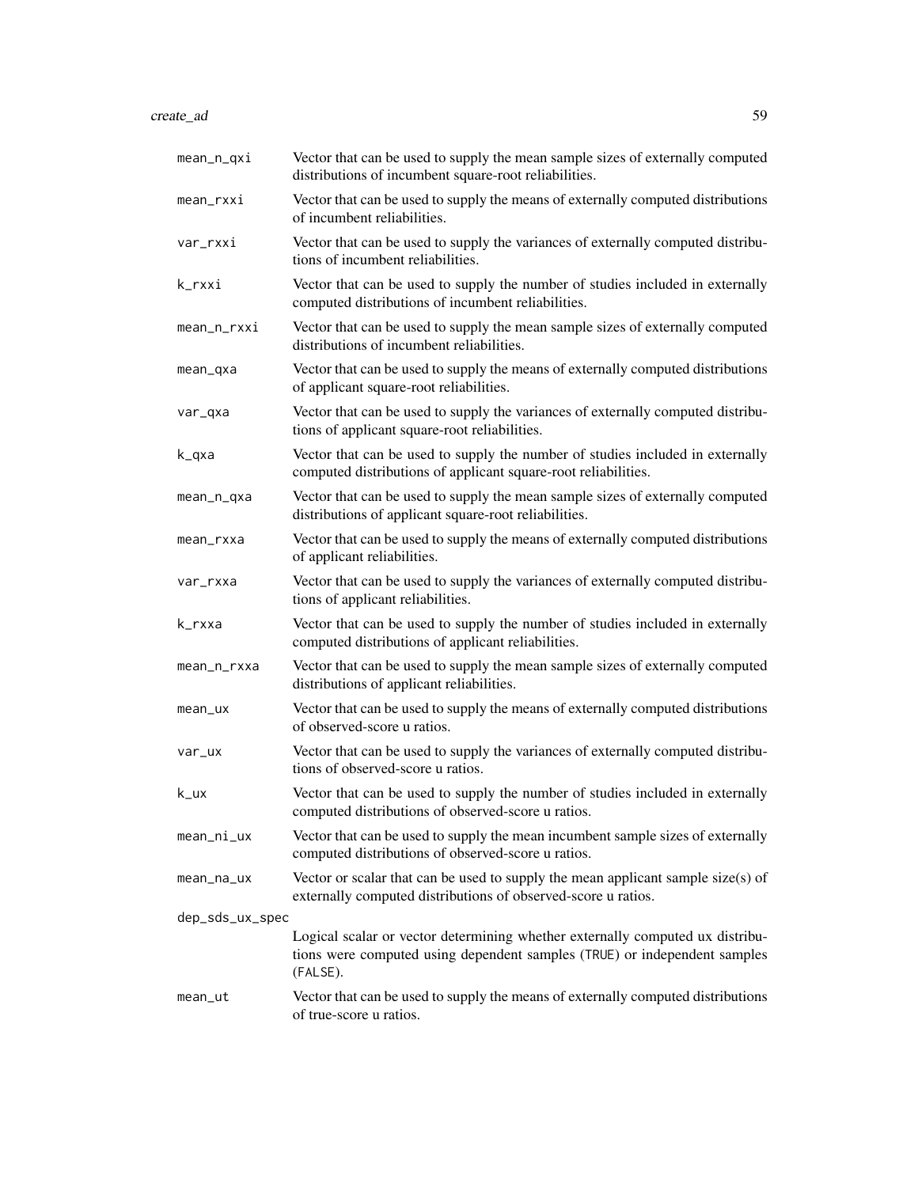| | |
|---|---|
| mean_n_qxi | Vector that can be used to supply the mean sample sizes of externally computed distributions of incumbent square-root reliabilities. |
| mean_rxxi | Vector that can be used to supply the means of externally computed distributions of incumbent reliabilities. |
| var_rxxi | Vector that can be used to supply the variances of externally computed distributions of incumbent reliabilities. |
| k_rxxi | Vector that can be used to supply the number of studies included in externally computed distributions of incumbent reliabilities. |
| mean_n_rxxi | Vector that can be used to supply the mean sample sizes of externally computed distributions of incumbent reliabilities. |
| mean_qxa | Vector that can be used to supply the means of externally computed distributions of applicant square-root reliabilities. |
| var_qxa | Vector that can be used to supply the variances of externally computed distributions of applicant square-root reliabilities. |
| k_qxa | Vector that can be used to supply the number of studies included in externally computed distributions of applicant square-root reliabilities. |
| mean_n_qxa | Vector that can be used to supply the mean sample sizes of externally computed distributions of applicant square-root reliabilities. |
| mean_rxxa | Vector that can be used to supply the means of externally computed distributions of applicant reliabilities. |
| var_rxxa | Vector that can be used to supply the variances of externally computed distributions of applicant reliabilities. |
| k_rxxa | Vector that can be used to supply the number of studies included in externally computed distributions of applicant reliabilities. |
| mean_n_rxxa | Vector that can be used to supply the mean sample sizes of externally computed distributions of applicant reliabilities. |
| mean_ux | Vector that can be used to supply the means of externally computed distributions of observed-score u ratios. |
| var_ux | Vector that can be used to supply the variances of externally computed distributions of observed-score u ratios. |
| k_ux | Vector that can be used to supply the number of studies included in externally computed distributions of observed-score u ratios. |
| mean_ni_ux | Vector that can be used to supply the mean incumbent sample sizes of externally computed distributions of observed-score u ratios. |
| mean_na_ux | Vector or scalar that can be used to supply the mean applicant sample size(s) of externally computed distributions of observed-score u ratios. |
| dep_sds_ux_spec | Logical scalar or vector determining whether externally computed ux distributions were computed using dependent samples (TRUE) or independent samples (FALSE). |
| mean_ut | Vector that can be used to supply the means of externally computed distributions of true-score u ratios. |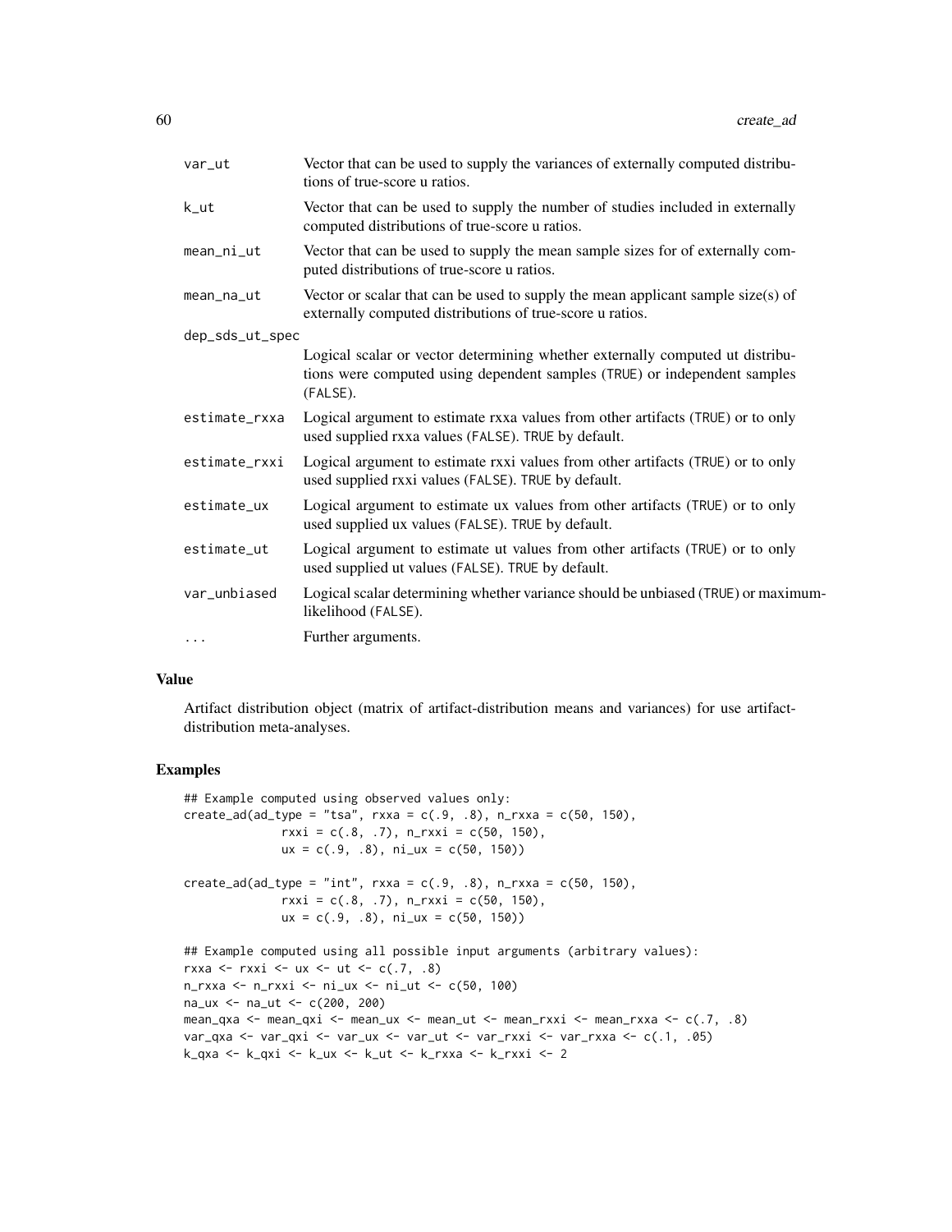| | |
|---|---|
| var_ut | Vector that can be used to supply the variances of externally computed distributions of true-score u ratios. |
| k_ut | Vector that can be used to supply the number of studies included in externally computed distributions of true-score u ratios. |
| mean_ni_ut | Vector that can be used to supply the mean sample sizes for of externally computed distributions of true-score u ratios. |
| mean_na_ut | Vector or scalar that can be used to supply the mean applicant sample size(s) of externally computed distributions of true-score u ratios. |
| dep_sds_ut_spec | Logical scalar or vector determining whether externally computed ut distributions were computed using dependent samples (TRUE) or independent samples (FALSE). |
| estimate_rxxa | Logical argument to estimate rxxa values from other artifacts (TRUE) or to only used supplied rxxa values (FALSE). TRUE by default. |
| estimate_rxxi | Logical argument to estimate rxxi values from other artifacts (TRUE) or to only used supplied rxxi values (FALSE). TRUE by default. |
| estimate_ux | Logical argument to estimate ux values from other artifacts (TRUE) or to only used supplied ux values (FALSE). TRUE by default. |
| estimate_ut | Logical argument to estimate ut values from other artifacts (TRUE) or to only used supplied ut values (FALSE). TRUE by default. |
| var_unbiased | Logical scalar determining whether variance should be unbiased (TRUE) or maximum-likelihood (FALSE). |
| ... | Further arguments. |

## Value

Artifact distribution object (matrix of artifact-distribution means and variances) for use artifact-distribution meta-analyses.

## Examples

```
## Example computed using observed values only:
create_ad(ad_type = "tsa", rxxa = c(.9, .8), n_rxxa = c(50, 150),
              rxxi = c(.8, .7), n_rxxi = c(50, 150),
              ux = c(.9, .8), ni_ux = c(50, 150))

create_ad(ad_type = "int", rxxa = c(.9, .8), n_rxxa = c(50, 150),
              rxxi = c(.8, .7), n_rxxi = c(50, 150),
              ux = c(.9, .8), ni_ux = c(50, 150))

## Example computed using all possible input arguments (arbitrary values):
rxxa <- rxxi <- ux <- ut <- c(.7, .8)
n_rxxa <- n_rxxi <- ni_ux <- ni_ut <- c(50, 100)
na_ux <- na_ut <- c(200, 200)
mean_qxa <- mean_qxi <- mean_ux <- mean_ut <- mean_rxxi <- mean_rxxa <- c(.7, .8)
var_qxa <- var_qxi <- var_ux <- var_ut <- var_rxxi <- var_rxxa <- c(.1, .05)
k_qxa <- k_qxi <- k_ux <- k_ut <- k_rxxa <- k_rxxi <- 2
```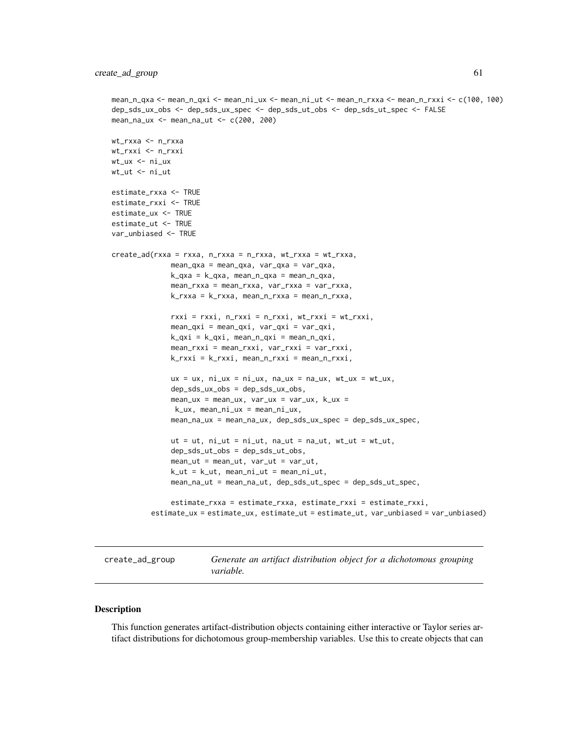```
mean_n_qxa <- mean_n_qxi <- mean_ni_ux <- mean_ni_ut <- mean_n_rxxa <- mean_n_rxxi <- c(100, 100)
dep_sds_ux_obs <- dep_sds_ux_spec <- dep_sds_ut_obs <- dep_sds_ut_spec <- FALSE
mean_na_ux <- mean_na_ut <- c(200, 200)

wt_rxxa <- n_rxxa
wt_rxxi <- n_rxxi
wt_ux <- ni_ux
wt_ut <- ni_ut

estimate_rxxa <- TRUE
estimate_rxxi <- TRUE
estimate_ux <- TRUE
estimate_ut <- TRUE
var_unbiased <- TRUE

create_ad(rxxa = rxxa, n_rxxa = n_rxxa, wt_rxxa = wt_rxxa,
              mean_qxa = mean_qxa, var_qxa = var_qxa,
              k_qxa = k_qxa, mean_n_qxa = mean_n_qxa,
              mean_rxxa = mean_rxxa, var_rxxa = var_rxxa,
              k_rxxa = k_rxxa, mean_n_rxxa = mean_n_rxxa,

              rxxi = rxxi, n_rxxi = n_rxxi, wt_rxxi = wt_rxxi,
              mean_qxi = mean_qxi, var_qxi = var_qxi,
              k_qxi = k_qxi, mean_n_qxi = mean_n_qxi,
              mean_rxxi = mean_rxxi, var_rxxi = var_rxxi,
              k_rxxi = k_rxxi, mean_n_rxxi = mean_n_rxxi,

              ux = ux, ni_ux = ni_ux, na_ux = na_ux, wt_ux = wt_ux,
              dep_sds_ux_obs = dep_sds_ux_obs,
              mean_ux = mean_ux, var_ux = var_ux, k_ux =
               k_ux, mean_ni_ux = mean_ni_ux,
              mean_na_ux = mean_na_ux, dep_sds_ux_spec = dep_sds_ux_spec,

              ut = ut, ni_ut = ni_ut, na_ut = na_ut, wt_ut = wt_ut,
              dep_sds_ut_obs = dep_sds_ut_obs,
              mean_ut = mean_ut, var_ut = var_ut,
              k_ut = k_ut, mean_ni_ut = mean_ni_ut,
              mean_na_ut = mean_na_ut, dep_sds_ut_spec = dep_sds_ut_spec,

              estimate_rxxa = estimate_rxxa, estimate_rxxi = estimate_rxxi,
         estimate_ux = estimate_ux, estimate_ut = estimate_ut, var_unbiased = var_unbiased)
```

## create_ad_group — *Generate an artifact distribution object for a dichotomous grouping variable.*

### Description

This function generates artifact-distribution objects containing either interactive or Taylor series artifact distributions for dichotomous group-membership variables. Use this to create objects that can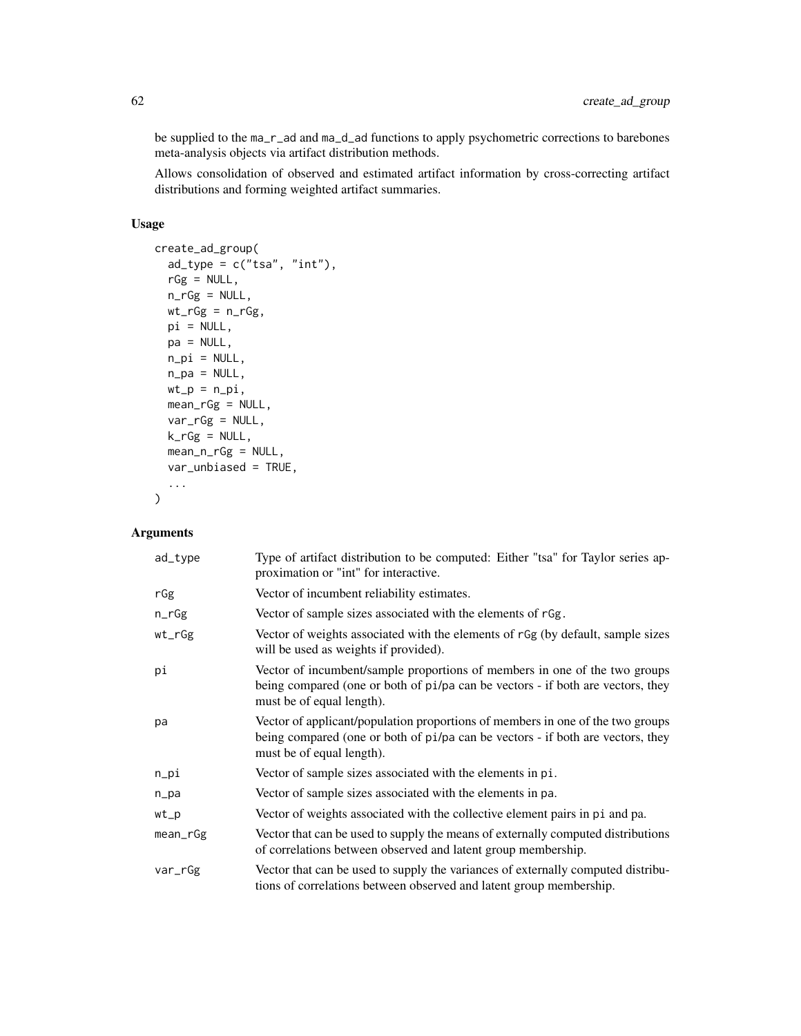be supplied to the ma_r_ad and ma_d_ad functions to apply psychometric corrections to barebones meta-analysis objects via artifact distribution methods.

Allows consolidation of observed and estimated artifact information by cross-correcting artifact distributions and forming weighted artifact summaries.

### Usage

```
create_ad_group(
  ad_type = c("tsa", "int"),
  rGg = NULL,
  n_rGg = NULL,
  wt_rGg = n_rGg,
  pi = NULL,
  pa = NULL,
  n_pi = NULL,
  n_pa = NULL,
  wt_p = n_pi,
  mean_rGg = NULL,
  var_rGg = NULL,
  k_rGg = NULL,
  mean_n_rGg = NULL,
  var_unbiased = TRUE,
  ...
)
```

### Arguments

| | |
|---|---|
| ad_type | Type of artifact distribution to be computed: Either "tsa" for Taylor series approximation or "int" for interactive. |
| rGg | Vector of incumbent reliability estimates. |
| n_rGg | Vector of sample sizes associated with the elements of rGg. |
| wt_rGg | Vector of weights associated with the elements of rGg (by default, sample sizes will be used as weights if provided). |
| pi | Vector of incumbent/sample proportions of members in one of the two groups being compared (one or both of pi/pa can be vectors - if both are vectors, they must be of equal length). |
| pa | Vector of applicant/population proportions of members in one of the two groups being compared (one or both of pi/pa can be vectors - if both are vectors, they must be of equal length). |
| n_pi | Vector of sample sizes associated with the elements in pi. |
| n_pa | Vector of sample sizes associated with the elements in pa. |
| wt_p | Vector of weights associated with the collective element pairs in pi and pa. |
| mean_rGg | Vector that can be used to supply the means of externally computed distributions of correlations between observed and latent group membership. |
| var_rGg | Vector that can be used to supply the variances of externally computed distributions of correlations between observed and latent group membership. |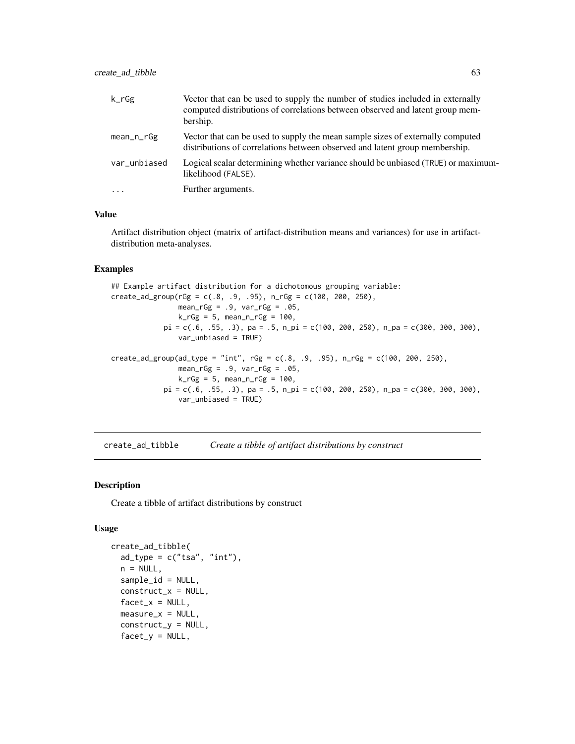| | |
|---|---|
| k_rGg | Vector that can be used to supply the number of studies included in externally computed distributions of correlations between observed and latent group membership. |
| mean_n_rGg | Vector that can be used to supply the mean sample sizes of externally computed distributions of correlations between observed and latent group membership. |
| var_unbiased | Logical scalar determining whether variance should be unbiased (TRUE) or maximum-likelihood (FALSE). |
| ... | Further arguments. |

### Value

Artifact distribution object (matrix of artifact-distribution means and variances) for use in artifact-distribution meta-analyses.

### Examples

```
## Example artifact distribution for a dichotomous grouping variable:
create_ad_group(rGg = c(.8, .9, .95), n_rGg = c(100, 200, 250),
                mean_rGg = .9, var_rGg = .05,
                k_rGg = 5, mean_n_rGg = 100,
            pi = c(.6, .55, .3), pa = .5, n_pi = c(100, 200, 250), n_pa = c(300, 300, 300),
                var_unbiased = TRUE)

create_ad_group(ad_type = "int", rGg = c(.8, .9, .95), n_rGg = c(100, 200, 250),
                mean_rGg = .9, var_rGg = .05,
                k_rGg = 5, mean_n_rGg = 100,
            pi = c(.6, .55, .3), pa = .5, n_pi = c(100, 200, 250), n_pa = c(300, 300, 300),
                var_unbiased = TRUE)
```

---

## create_ad_tibble *Create a tibble of artifact distributions by construct*

### Description

Create a tibble of artifact distributions by construct

### Usage

```
create_ad_tibble(
  ad_type = c("tsa", "int"),
  n = NULL,
  sample_id = NULL,
  construct_x = NULL,
  facet_x = NULL,
  measure_x = NULL,
  construct_y = NULL,
  facet_y = NULL,
```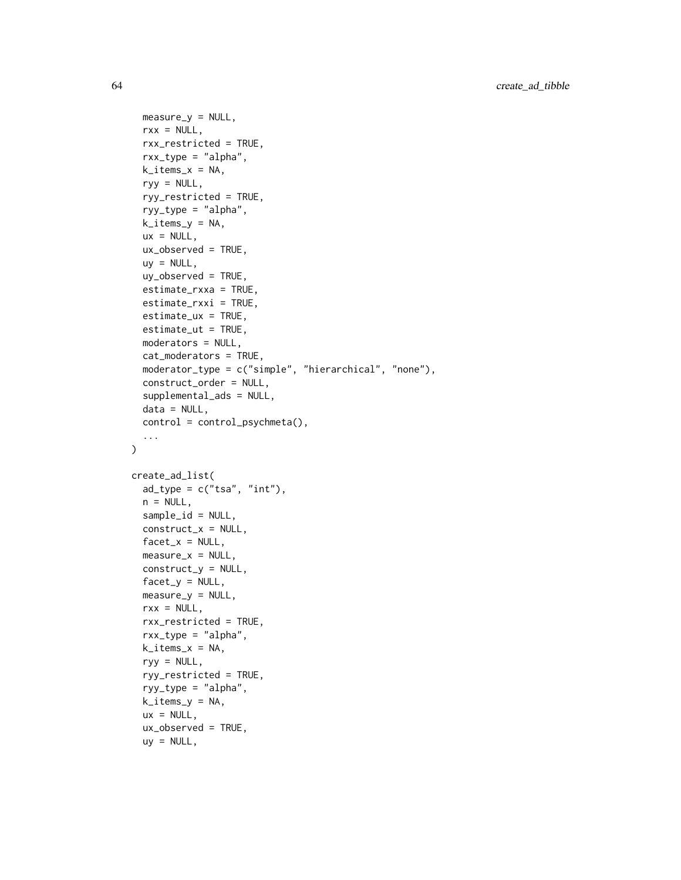```
  measure_y = NULL,
  rxx = NULL,
  rxx_restricted = TRUE,
  rxx_type = "alpha",
  k_items_x = NA,
  ryy = NULL,
  ryy_restricted = TRUE,
  ryy_type = "alpha",
  k_items_y = NA,
  ux = NULL,
  ux_observed = TRUE,
  uy = NULL,
  uy_observed = TRUE,
  estimate_rxxa = TRUE,
  estimate_rxxi = TRUE,
  estimate_ux = TRUE,
  estimate_ut = TRUE,
  moderators = NULL,
  cat_moderators = TRUE,
  moderator_type = c("simple", "hierarchical", "none"),
  construct_order = NULL,
  supplemental_ads = NULL,
  data = NULL,
  control = control_psychmeta(),
  ...
)

create_ad_list(
  ad_type = c("tsa", "int"),
  n = NULL,
  sample_id = NULL,
  construct_x = NULL,
  facet_x = NULL,
  measure_x = NULL,
  construct_y = NULL,
  facet_y = NULL,
  measure_y = NULL,
  rxx = NULL,
  rxx_restricted = TRUE,
  rxx_type = "alpha",
  k_items_x = NA,
  ryy = NULL,
  ryy_restricted = TRUE,
  ryy_type = "alpha",
  k_items_y = NA,
  ux = NULL,
  ux_observed = TRUE,
  uy = NULL,
```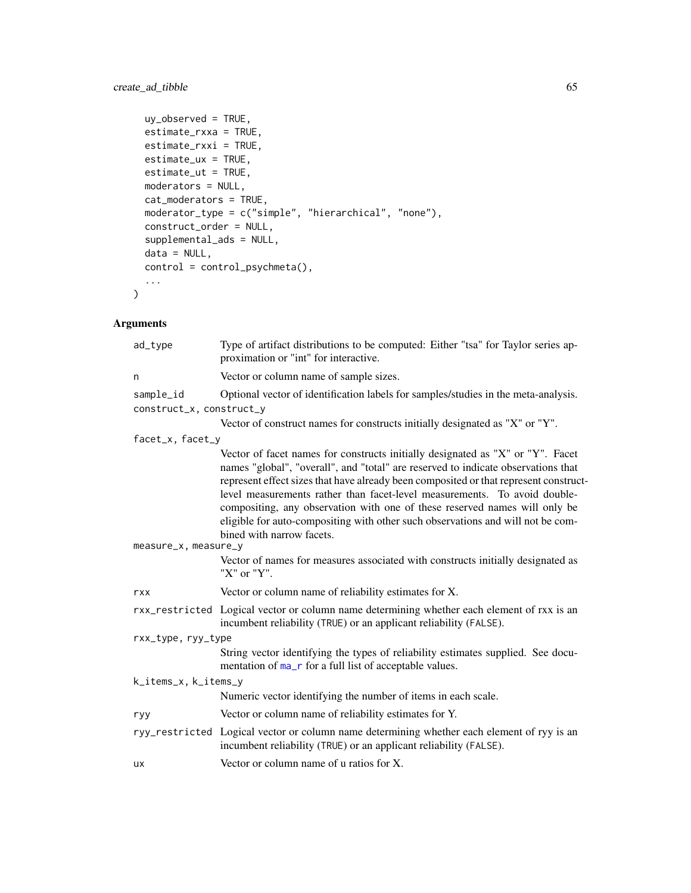```
  uy_observed = TRUE,
  estimate_rxxa = TRUE,
  estimate_rxxi = TRUE,
  estimate_ux = TRUE,
  estimate_ut = TRUE,
  moderators = NULL,
  cat_moderators = TRUE,
  moderator_type = c("simple", "hierarchical", "none"),
  construct_order = NULL,
  supplemental_ads = NULL,
  data = NULL,
  control = control_psychmeta(),
  ...
)
```

## Arguments

| | |
|---|---|
| `ad_type` | Type of artifact distributions to be computed: Either "tsa" for Taylor series approximation or "int" for interactive. |
| `n` | Vector or column name of sample sizes. |
| `sample_id` | Optional vector of identification labels for samples/studies in the meta-analysis. |
| `construct_x, construct_y` | Vector of construct names for constructs initially designated as "X" or "Y". |
| `facet_x, facet_y` | Vector of facet names for constructs initially designated as "X" or "Y". Facet names "global", "overall", and "total" are reserved to indicate observations that represent effect sizes that have already been composited or that represent construct-level measurements rather than facet-level measurements. To avoid double-compositing, any observation with one of these reserved names will only be eligible for auto-compositing with other such observations and will not be combined with narrow facets. |
| `measure_x, measure_y` | Vector of names for measures associated with constructs initially designated as "X" or "Y". |
| `rxx` | Vector or column name of reliability estimates for X. |
| `rxx_restricted` | Logical vector or column name determining whether each element of rxx is an incumbent reliability (`TRUE`) or an applicant reliability (`FALSE`). |
| `rxx_type, ryy_type` | String vector identifying the types of reliability estimates supplied. See documentation of `ma_r` for a full list of acceptable values. |
| `k_items_x, k_items_y` | Numeric vector identifying the number of items in each scale. |
| `ryy` | Vector or column name of reliability estimates for Y. |
| `ryy_restricted` | Logical vector or column name determining whether each element of ryy is an incumbent reliability (`TRUE`) or an applicant reliability (`FALSE`). |
| `ux` | Vector or column name of u ratios for X. |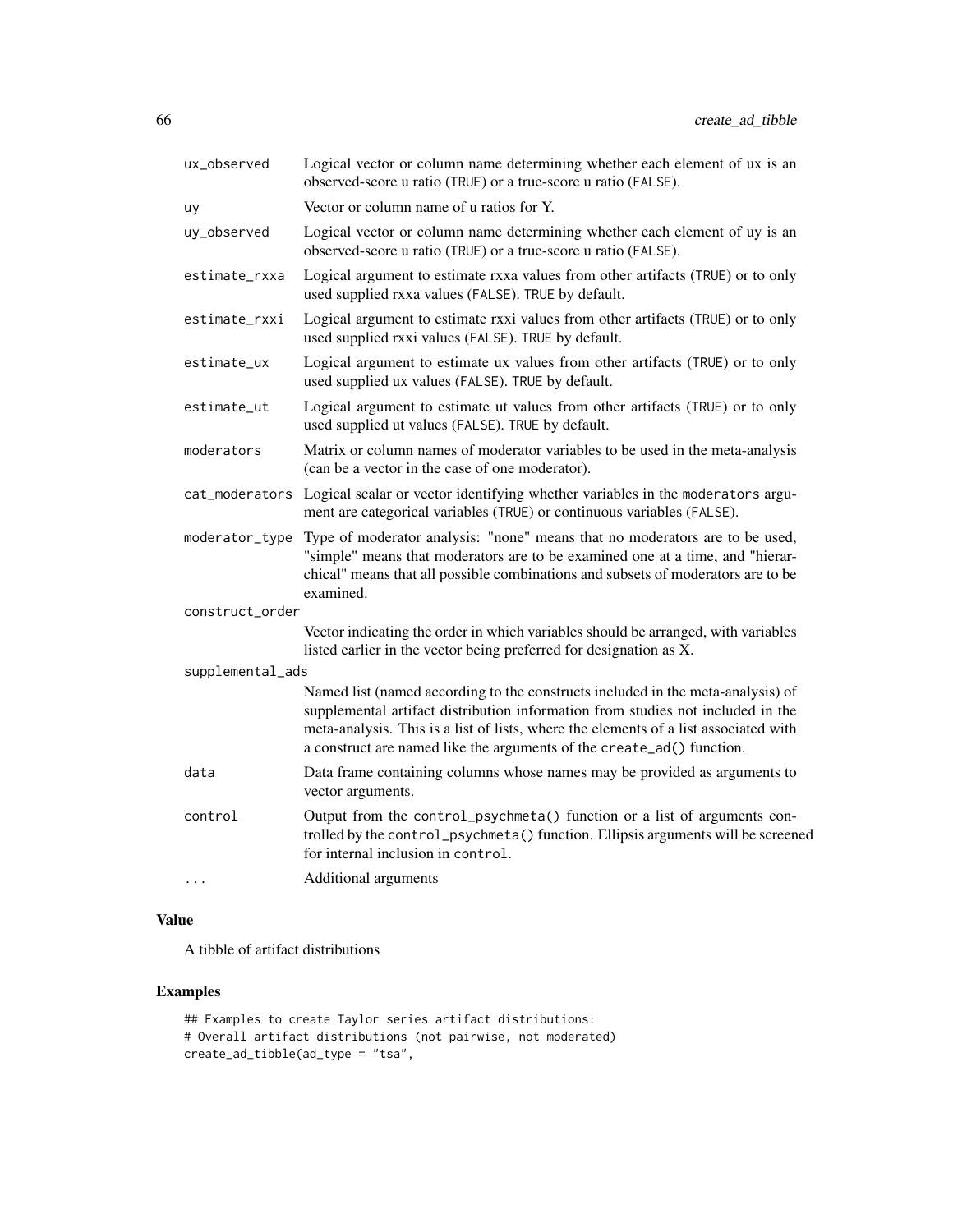ux_observed
: Logical vector or column name determining whether each element of ux is an observed-score u ratio (TRUE) or a true-score u ratio (FALSE).

uy
: Vector or column name of u ratios for Y.

uy_observed
: Logical vector or column name determining whether each element of uy is an observed-score u ratio (TRUE) or a true-score u ratio (FALSE).

estimate_rxxa
: Logical argument to estimate rxxa values from other artifacts (TRUE) or to only used supplied rxxa values (FALSE). TRUE by default.

estimate_rxxi
: Logical argument to estimate rxxi values from other artifacts (TRUE) or to only used supplied rxxi values (FALSE). TRUE by default.

estimate_ux
: Logical argument to estimate ux values from other artifacts (TRUE) or to only used supplied ux values (FALSE). TRUE by default.

estimate_ut
: Logical argument to estimate ut values from other artifacts (TRUE) or to only used supplied ut values (FALSE). TRUE by default.

moderators
: Matrix or column names of moderator variables to be used in the meta-analysis (can be a vector in the case of one moderator).

cat_moderators
: Logical scalar or vector identifying whether variables in the moderators argument are categorical variables (TRUE) or continuous variables (FALSE).

moderator_type
: Type of moderator analysis: "none" means that no moderators are to be used, "simple" means that moderators are to be examined one at a time, and "hierarchical" means that all possible combinations and subsets of moderators are to be examined.

construct_order
: Vector indicating the order in which variables should be arranged, with variables listed earlier in the vector being preferred for designation as X.

supplemental_ads
: Named list (named according to the constructs included in the meta-analysis) of supplemental artifact distribution information from studies not included in the meta-analysis. This is a list of lists, where the elements of a list associated with a construct are named like the arguments of the create_ad() function.

data
: Data frame containing columns whose names may be provided as arguments to vector arguments.

control
: Output from the control_psychmeta() function or a list of arguments controlled by the control_psychmeta() function. Ellipsis arguments will be screened for internal inclusion in control.

...
: Additional arguments

## Value

A tibble of artifact distributions

## Examples

```
## Examples to create Taylor series artifact distributions:
# Overall artifact distributions (not pairwise, not moderated)
create_ad_tibble(ad_type = "tsa",
```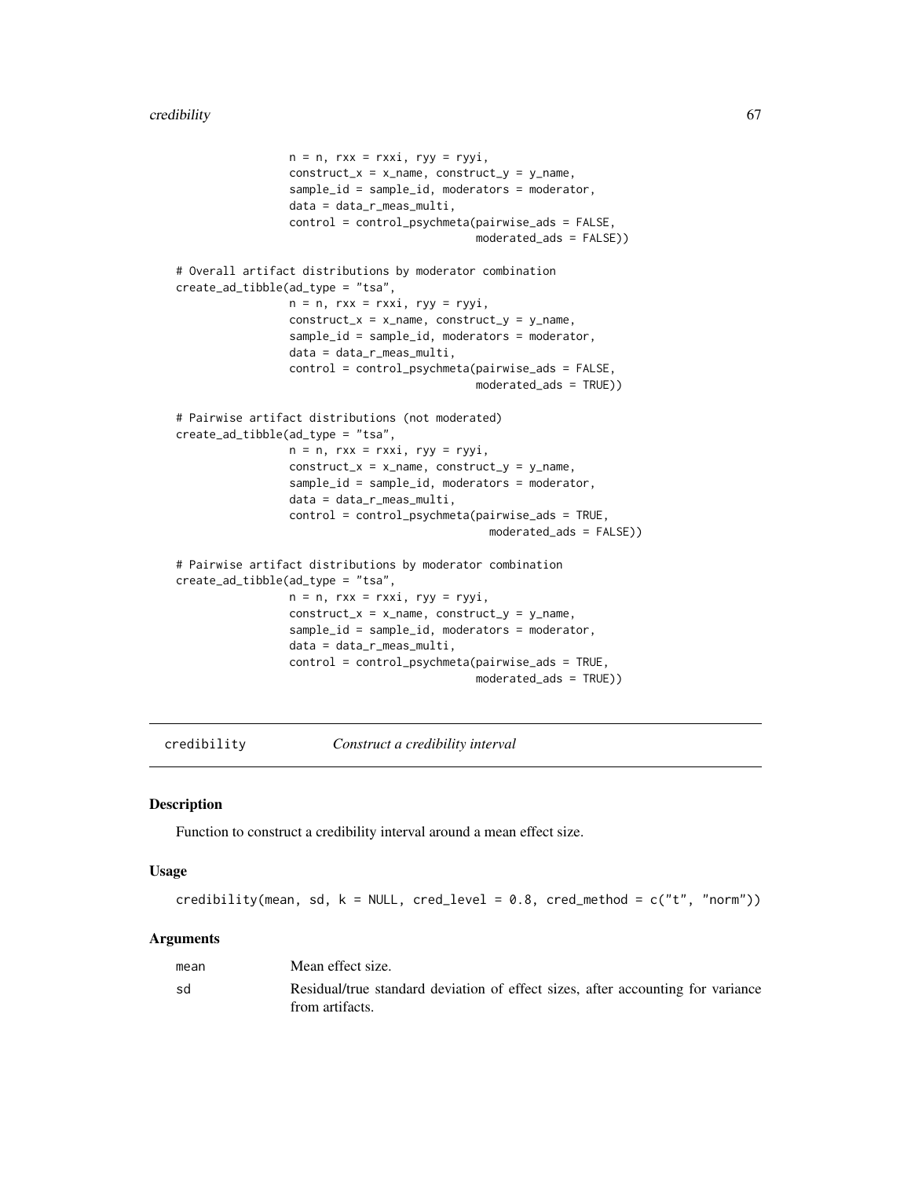```
                n = n, rxx = rxxi, ryy = ryyi,
                construct_x = x_name, construct_y = y_name,
                sample_id = sample_id, moderators = moderator,
                data = data_r_meas_multi,
                control = control_psychmeta(pairwise_ads = FALSE,
                                            moderated_ads = FALSE))

# Overall artifact distributions by moderator combination
create_ad_tibble(ad_type = "tsa",
                n = n, rxx = rxxi, ryy = ryyi,
                construct_x = x_name, construct_y = y_name,
                sample_id = sample_id, moderators = moderator,
                data = data_r_meas_multi,
                control = control_psychmeta(pairwise_ads = FALSE,
                                            moderated_ads = TRUE))

# Pairwise artifact distributions (not moderated)
create_ad_tibble(ad_type = "tsa",
                n = n, rxx = rxxi, ryy = ryyi,
                construct_x = x_name, construct_y = y_name,
                sample_id = sample_id, moderators = moderator,
                data = data_r_meas_multi,
                control = control_psychmeta(pairwise_ads = TRUE,
                                              moderated_ads = FALSE))

# Pairwise artifact distributions by moderator combination
create_ad_tibble(ad_type = "tsa",
                n = n, rxx = rxxi, ryy = ryyi,
                construct_x = x_name, construct_y = y_name,
                sample_id = sample_id, moderators = moderator,
                data = data_r_meas_multi,
                control = control_psychmeta(pairwise_ads = TRUE,
                                            moderated_ads = TRUE))
```

---

## credibility — *Construct a credibility interval*

### Description

Function to construct a credibility interval around a mean effect size.

### Usage

```
credibility(mean, sd, k = NULL, cred_level = 0.8, cred_method = c("t", "norm"))
```

### Arguments

| | |
|---|---|
| `mean` | Mean effect size. |
| `sd` | Residual/true standard deviation of effect sizes, after accounting for variance from artifacts. |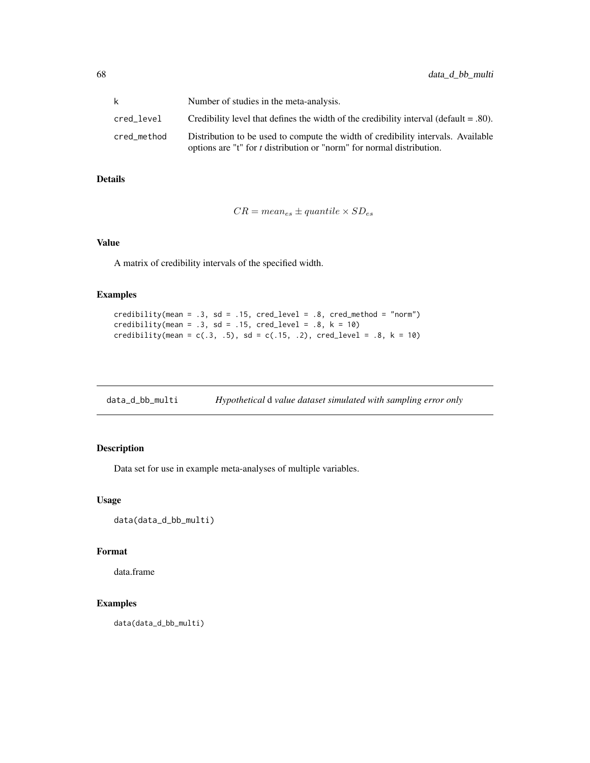| | |
|---|---|
| k | Number of studies in the meta-analysis. |
| cred_level | Credibility level that defines the width of the credibility interval (default = .80). |
| cred_method | Distribution to be used to compute the width of credibility intervals. Available options are "t" for *t* distribution or "norm" for normal distribution. |

### Details

$$CR = mean_{es} \pm quantile \times SD_{es}$$

### Value

A matrix of credibility intervals of the specified width.

### Examples

```
credibility(mean = .3, sd = .15, cred_level = .8, cred_method = "norm")
credibility(mean = .3, sd = .15, cred_level = .8, k = 10)
credibility(mean = c(.3, .5), sd = c(.15, .2), cred_level = .8, k = 10)
```

---

## data_d_bb_multi *Hypothetical d value dataset simulated with sampling error only*

### Description

Data set for use in example meta-analyses of multiple variables.

### Usage

```
data(data_d_bb_multi)
```

### Format

data.frame

### Examples

```
data(data_d_bb_multi)
```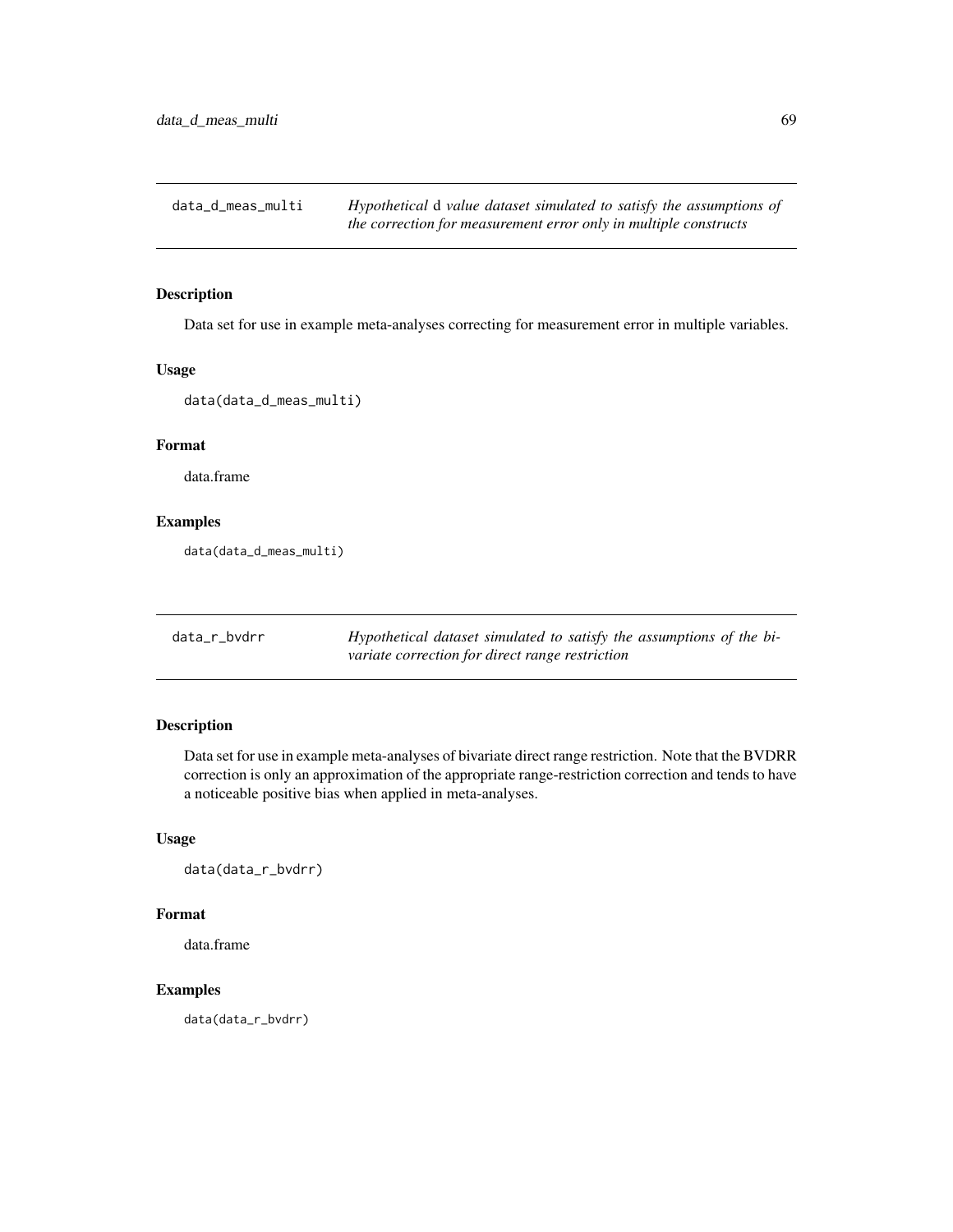## data_d_meas_multi

*Hypothetical d value dataset simulated to satisfy the assumptions of the correction for measurement error only in multiple constructs*

### Description

Data set for use in example meta-analyses correcting for measurement error in multiple variables.

### Usage

```
data(data_d_meas_multi)
```

### Format

data.frame

### Examples

```
data(data_d_meas_multi)
```

## data_r_bvdrr

*Hypothetical dataset simulated to satisfy the assumptions of the bivariate correction for direct range restriction*

### Description

Data set for use in example meta-analyses of bivariate direct range restriction. Note that the BVDRR correction is only an approximation of the appropriate range-restriction correction and tends to have a noticeable positive bias when applied in meta-analyses.

### Usage

```
data(data_r_bvdrr)
```

### Format

data.frame

### Examples

```
data(data_r_bvdrr)
```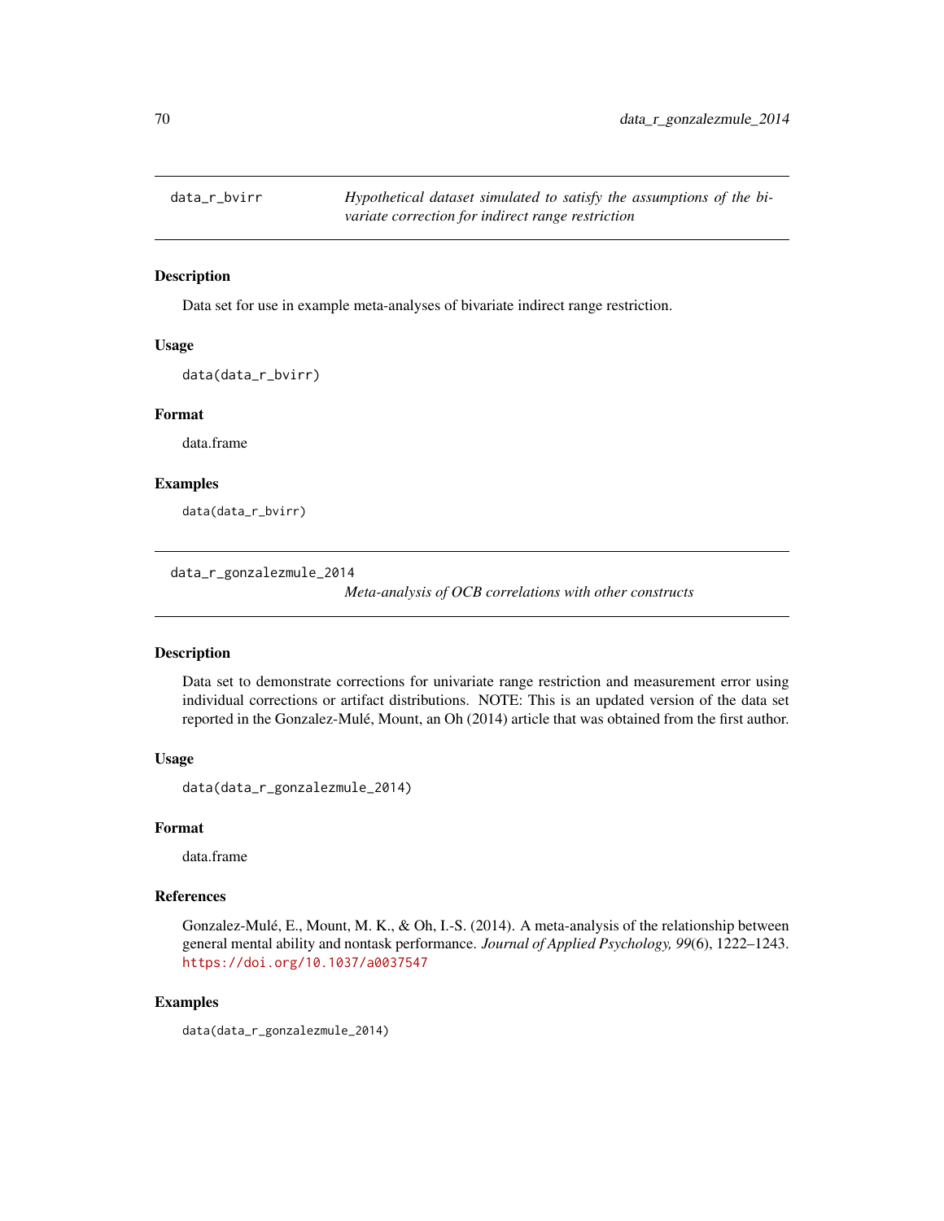## data_r_bvirr

*Hypothetical dataset simulated to satisfy the assumptions of the bivariate correction for indirect range restriction*

### Description

Data set for use in example meta-analyses of bivariate indirect range restriction.

### Usage

```
data(data_r_bvirr)
```

### Format

data.frame

### Examples

```
data(data_r_bvirr)
```

## data_r_gonzalezmule_2014

*Meta-analysis of OCB correlations with other constructs*

### Description

Data set to demonstrate corrections for univariate range restriction and measurement error using individual corrections or artifact distributions. NOTE: This is an updated version of the data set reported in the Gonzalez-Mulé, Mount, an Oh (2014) article that was obtained from the first author.

### Usage

```
data(data_r_gonzalezmule_2014)
```

### Format

data.frame

### References

Gonzalez-Mulé, E., Mount, M. K., & Oh, I.-S. (2014). A meta-analysis of the relationship between general mental ability and nontask performance. *Journal of Applied Psychology, 99*(6), 1222–1243. https://doi.org/10.1037/a0037547

### Examples

```
data(data_r_gonzalezmule_2014)
```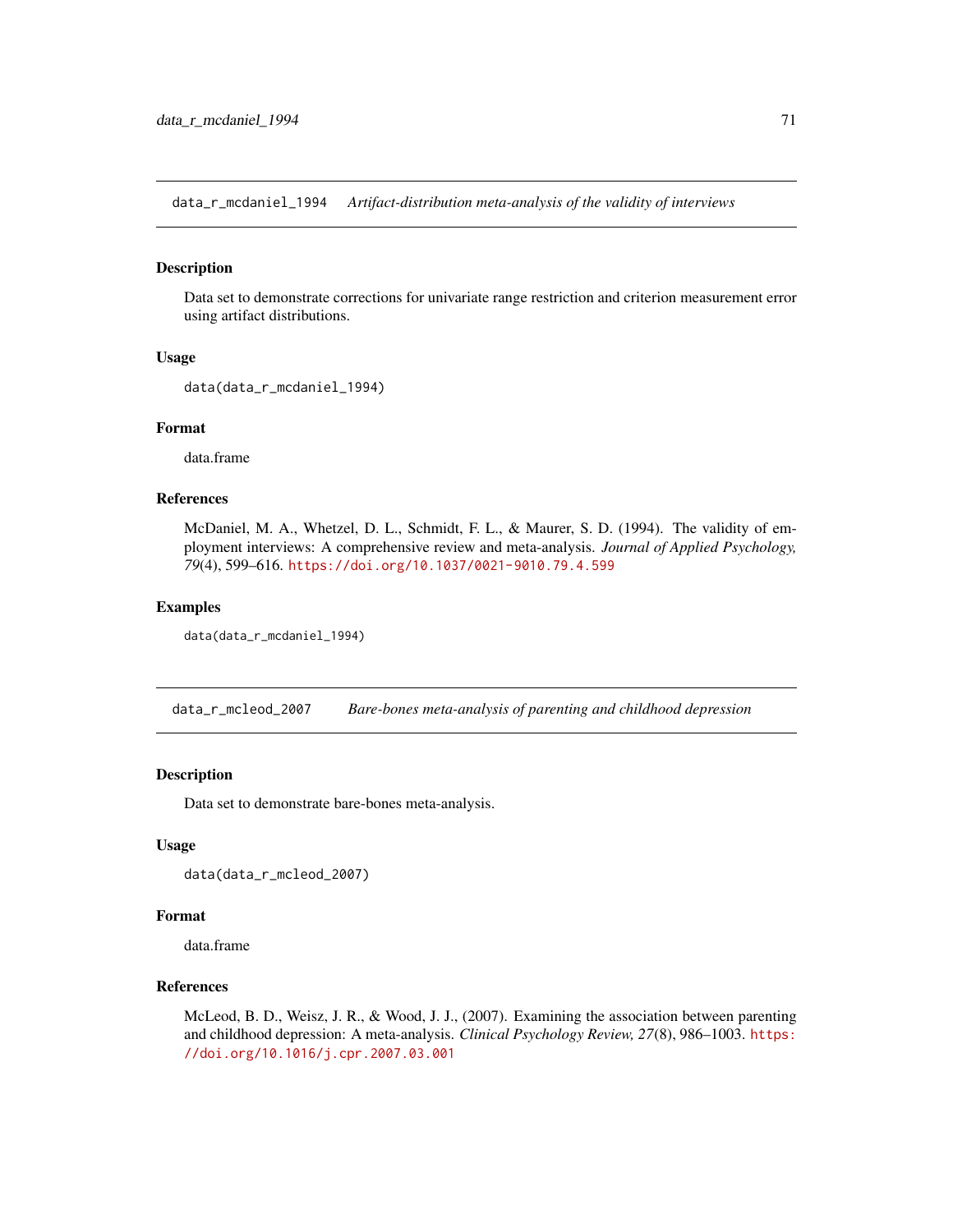## data_r_mcdaniel_1994 *Artifact-distribution meta-analysis of the validity of interviews*

### Description

Data set to demonstrate corrections for univariate range restriction and criterion measurement error using artifact distributions.

### Usage

```
data(data_r_mcdaniel_1994)
```

### Format

data.frame

### References

McDaniel, M. A., Whetzel, D. L., Schmidt, F. L., & Maurer, S. D. (1994). The validity of employment interviews: A comprehensive review and meta-analysis. *Journal of Applied Psychology, 79*(4), 599–616. https://doi.org/10.1037/0021-9010.79.4.599

### Examples

```
data(data_r_mcdaniel_1994)
```

## data_r_mcleod_2007 *Bare-bones meta-analysis of parenting and childhood depression*

### Description

Data set to demonstrate bare-bones meta-analysis.

### Usage

```
data(data_r_mcleod_2007)
```

### Format

data.frame

### References

McLeod, B. D., Weisz, J. R., & Wood, J. J., (2007). Examining the association between parenting and childhood depression: A meta-analysis. *Clinical Psychology Review, 27*(8), 986–1003. https://doi.org/10.1016/j.cpr.2007.03.001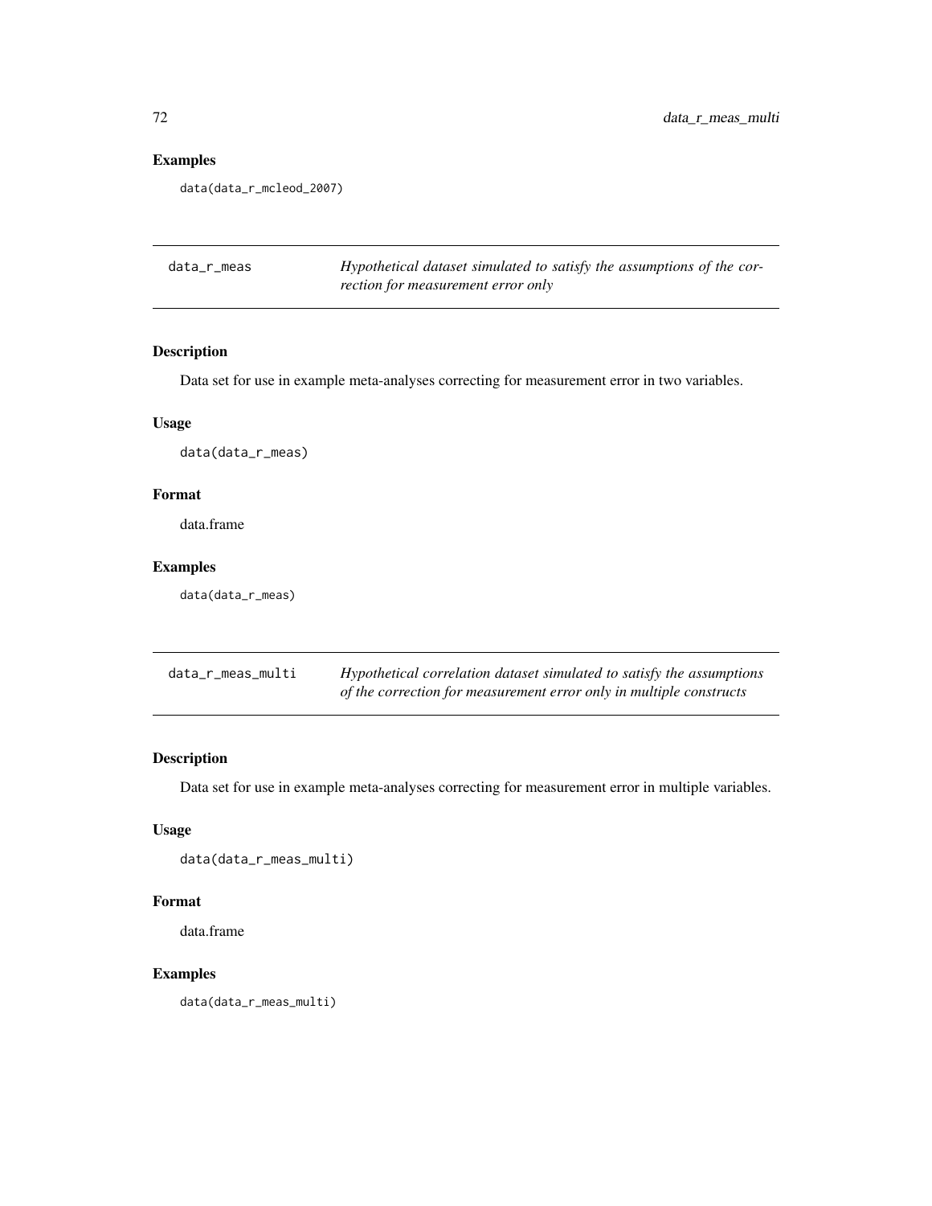## Examples

```
data(data_r_mcleod_2007)
```

---

## data_r_meas — *Hypothetical dataset simulated to satisfy the assumptions of the correction for measurement error only*

### Description

Data set for use in example meta-analyses correcting for measurement error in two variables.

### Usage

```
data(data_r_meas)
```

### Format

data.frame

### Examples

```
data(data_r_meas)
```

---

## data_r_meas_multi — *Hypothetical correlation dataset simulated to satisfy the assumptions of the correction for measurement error only in multiple constructs*

### Description

Data set for use in example meta-analyses correcting for measurement error in multiple variables.

### Usage

```
data(data_r_meas_multi)
```

### Format

data.frame

### Examples

```
data(data_r_meas_multi)
```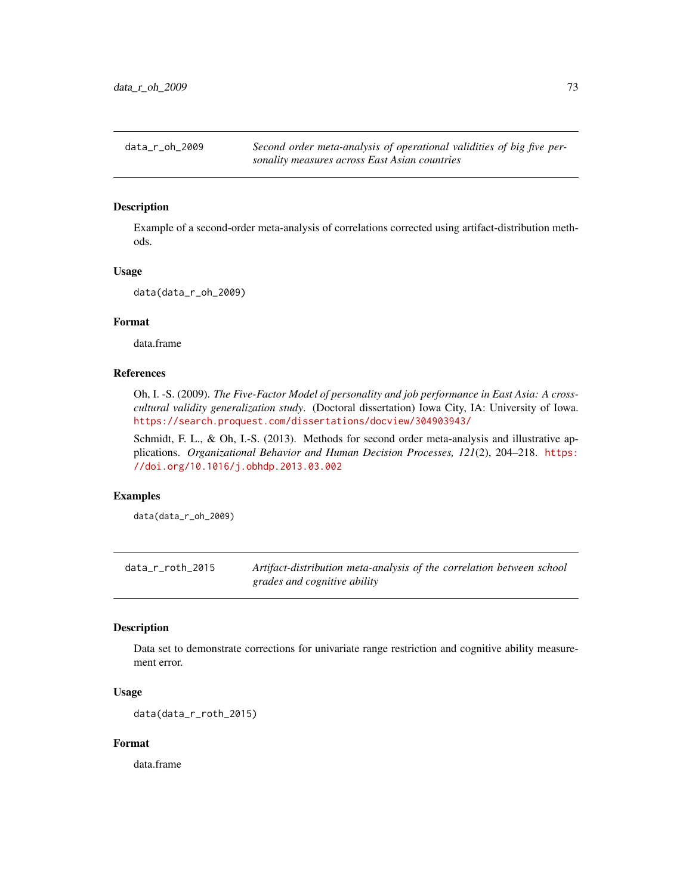## data_r_oh_2009 — *Second order meta-analysis of operational validities of big five personality measures across East Asian countries*

### Description

Example of a second-order meta-analysis of correlations corrected using artifact-distribution methods.

### Usage

```
data(data_r_oh_2009)
```

### Format

data.frame

### References

Oh, I. -S. (2009). *The Five-Factor Model of personality and job performance in East Asia: A cross-cultural validity generalization study*. (Doctoral dissertation) Iowa City, IA: University of Iowa. https://search.proquest.com/dissertations/docview/304903943/

Schmidt, F. L., & Oh, I.-S. (2013). Methods for second order meta-analysis and illustrative applications. *Organizational Behavior and Human Decision Processes, 121*(2), 204–218. https://doi.org/10.1016/j.obhdp.2013.03.002

### Examples

```
data(data_r_oh_2009)
```

## data_r_roth_2015 — *Artifact-distribution meta-analysis of the correlation between school grades and cognitive ability*

### Description

Data set to demonstrate corrections for univariate range restriction and cognitive ability measurement error.

### Usage

```
data(data_r_roth_2015)
```

### Format

data.frame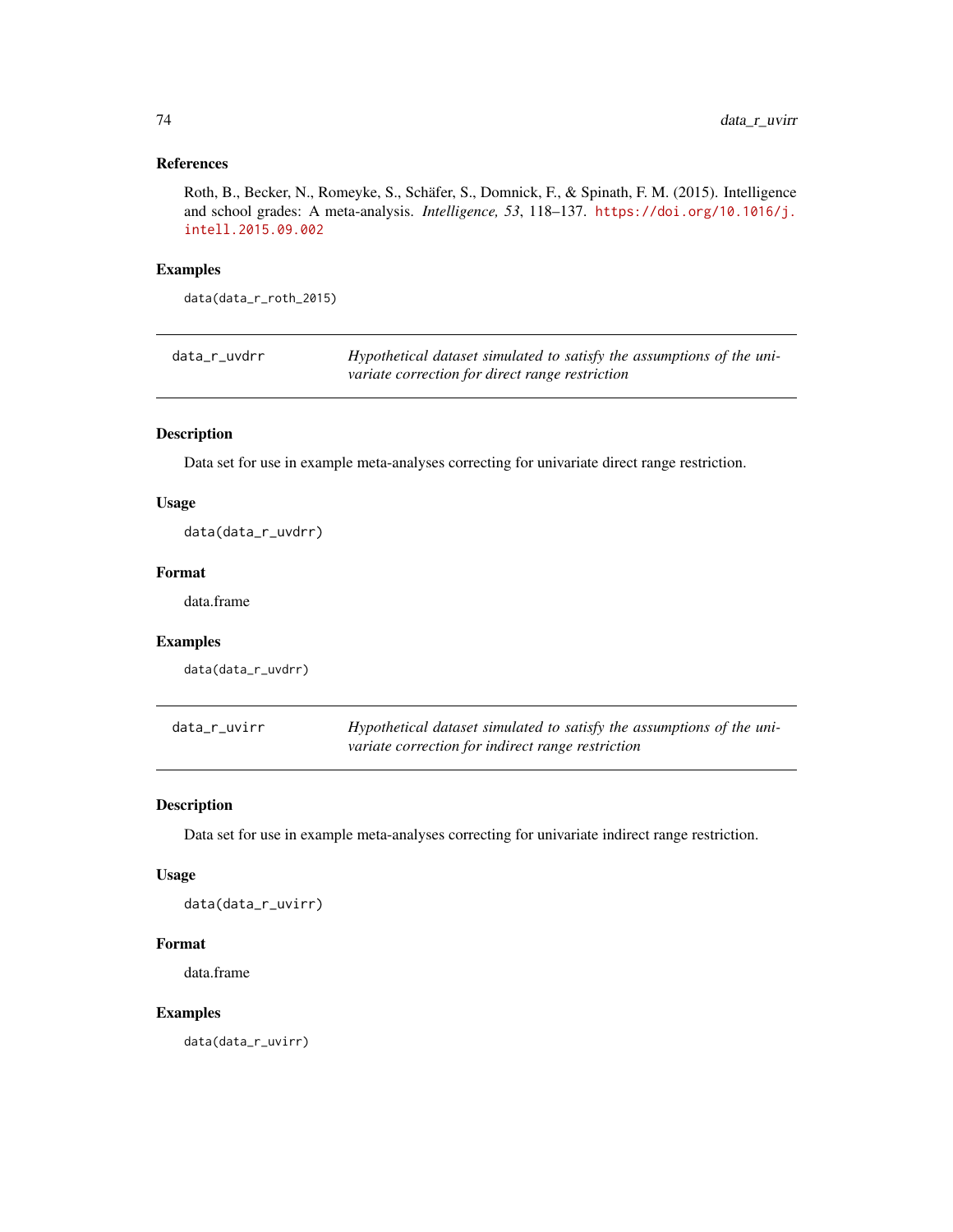### References

Roth, B., Becker, N., Romeyke, S., Schäfer, S., Domnick, F., & Spinath, F. M. (2015). Intelligence and school grades: A meta-analysis. *Intelligence, 53*, 118–137. https://doi.org/10.1016/j.intell.2015.09.002

### Examples

```
data(data_r_roth_2015)
```

---

## data_r_uvdrr — *Hypothetical dataset simulated to satisfy the assumptions of the univariate correction for direct range restriction*

### Description

Data set for use in example meta-analyses correcting for univariate direct range restriction.

### Usage

```
data(data_r_uvdrr)
```

### Format

data.frame

### Examples

```
data(data_r_uvdrr)
```

---

## data_r_uvirr — *Hypothetical dataset simulated to satisfy the assumptions of the univariate correction for indirect range restriction*

### Description

Data set for use in example meta-analyses correcting for univariate indirect range restriction.

### Usage

```
data(data_r_uvirr)
```

### Format

data.frame

### Examples

```
data(data_r_uvirr)
```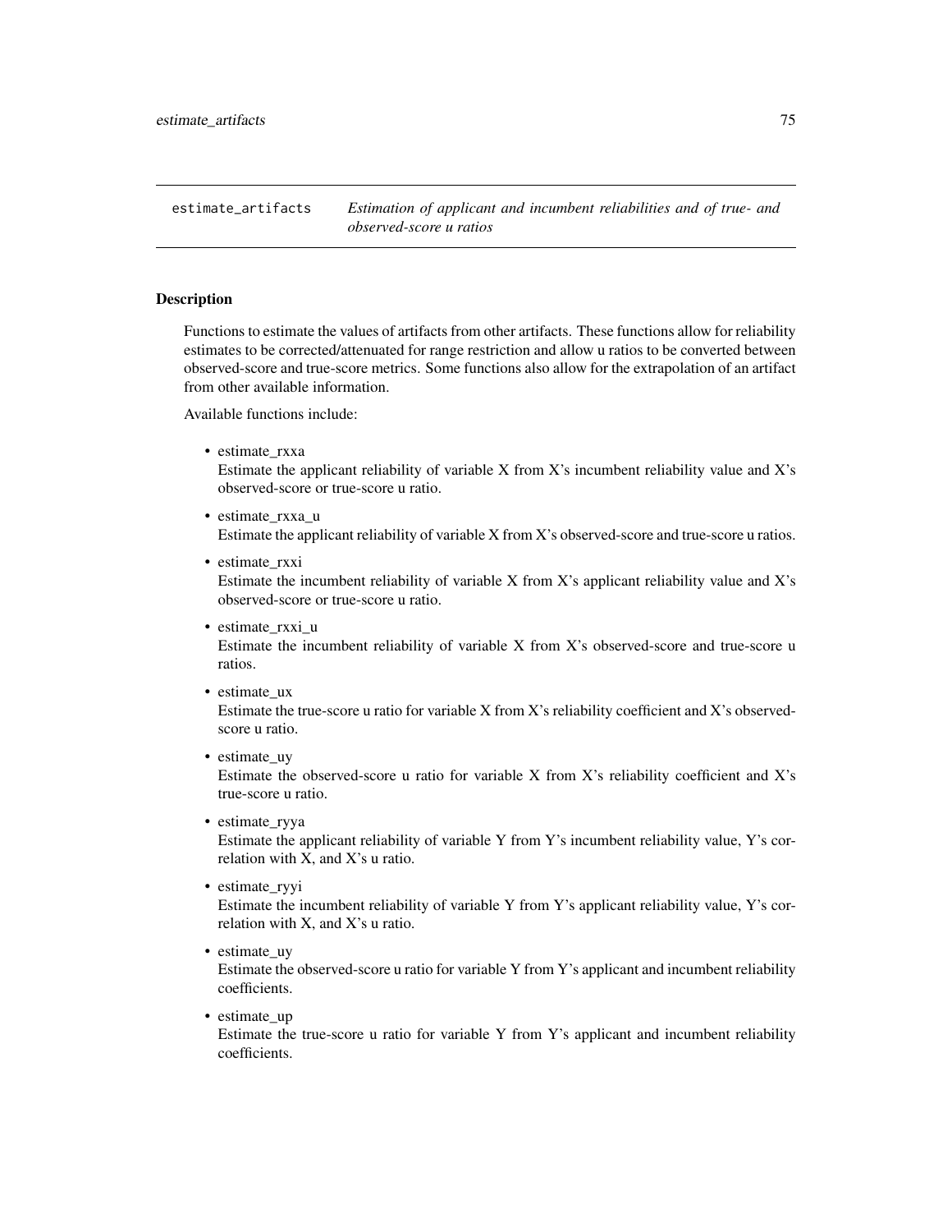# estimate_artifacts *Estimation of applicant and incumbent reliabilities and of true- and observed-score u ratios*

## Description

Functions to estimate the values of artifacts from other artifacts. These functions allow for reliability estimates to be corrected/attenuated for range restriction and allow u ratios to be converted between observed-score and true-score metrics. Some functions also allow for the extrapolation of an artifact from other available information.

Available functions include:

- estimate_rxxa
  Estimate the applicant reliability of variable X from X's incumbent reliability value and X's observed-score or true-score u ratio.
- estimate_rxxa_u
  Estimate the applicant reliability of variable X from X's observed-score and true-score u ratios.
- estimate_rxxi
  Estimate the incumbent reliability of variable X from X's applicant reliability value and X's observed-score or true-score u ratio.
- estimate_rxxi_u
  Estimate the incumbent reliability of variable X from X's observed-score and true-score u ratios.
- estimate_ux
  Estimate the true-score u ratio for variable X from X's reliability coefficient and X's observed-score u ratio.
- estimate_uy
  Estimate the observed-score u ratio for variable X from X's reliability coefficient and X's true-score u ratio.
- estimate_ryya
  Estimate the applicant reliability of variable Y from Y's incumbent reliability value, Y's correlation with X, and X's u ratio.
- estimate_ryyi
  Estimate the incumbent reliability of variable Y from Y's applicant reliability value, Y's correlation with X, and X's u ratio.
- estimate_uy
  Estimate the observed-score u ratio for variable Y from Y's applicant and incumbent reliability coefficients.
- estimate_up
  Estimate the true-score u ratio for variable Y from Y's applicant and incumbent reliability coefficients.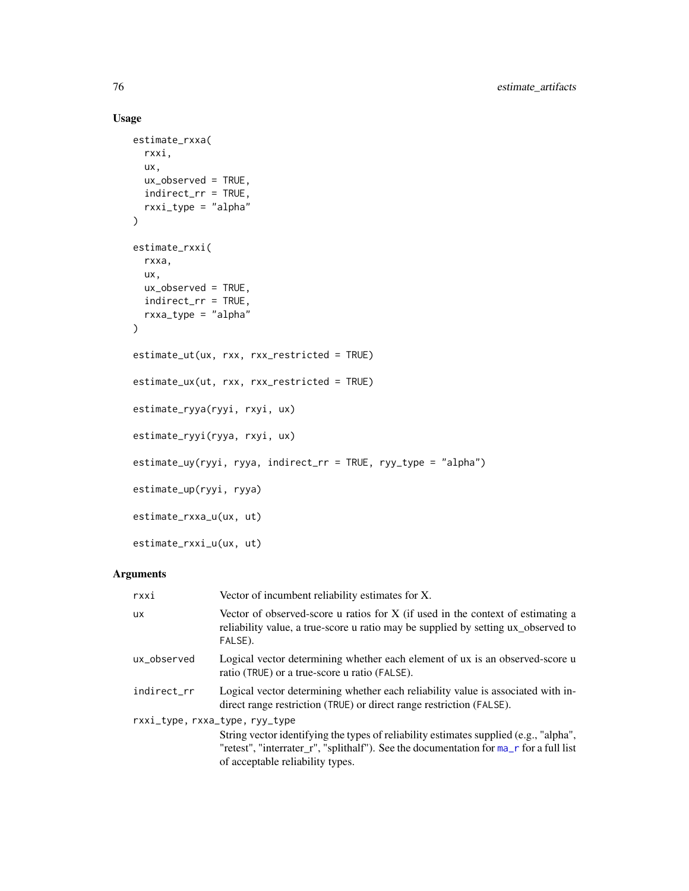### Usage

```
estimate_rxxa(
  rxxi,
  ux,
  ux_observed = TRUE,
  indirect_rr = TRUE,
  rxxi_type = "alpha"
)

estimate_rxxi(
  rxxa,
  ux,
  ux_observed = TRUE,
  indirect_rr = TRUE,
  rxxa_type = "alpha"
)

estimate_ut(ux, rxx, rxx_restricted = TRUE)

estimate_ux(ut, rxx, rxx_restricted = TRUE)

estimate_ryya(ryyi, rxyi, ux)

estimate_ryyi(ryya, rxyi, ux)

estimate_uy(ryyi, ryya, indirect_rr = TRUE, ryy_type = "alpha")

estimate_up(ryyi, ryya)

estimate_rxxa_u(ux, ut)

estimate_rxxi_u(ux, ut)
```

### Arguments

| | |
|---|---|
| `rxxi` | Vector of incumbent reliability estimates for X. |
| `ux` | Vector of observed-score u ratios for X (if used in the context of estimating a reliability value, a true-score u ratio may be supplied by setting ux_observed to `FALSE`). |
| `ux_observed` | Logical vector determining whether each element of ux is an observed-score u ratio (`TRUE`) or a true-score u ratio (`FALSE`). |
| `indirect_rr` | Logical vector determining whether each reliability value is associated with indirect range restriction (`TRUE`) or direct range restriction (`FALSE`). |
| `rxxi_type, rxxa_type, ryy_type` | String vector identifying the types of reliability estimates supplied (e.g., "alpha", "retest", "interrater_r", "splithalf"). See the documentation for ma_r for a full list of acceptable reliability types. |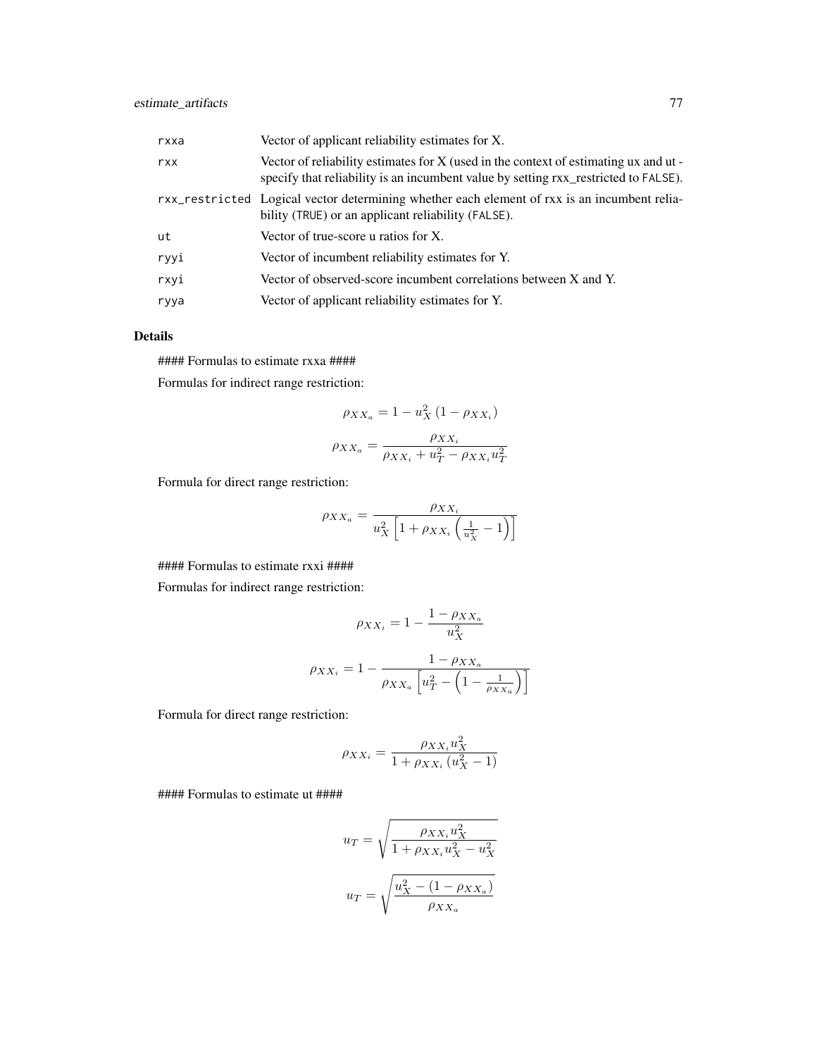| | |
|---|---|
| rxxa | Vector of applicant reliability estimates for X. |
| rxx | Vector of reliability estimates for X (used in the context of estimating ux and ut - specify that reliability is an incumbent value by setting rxx_restricted to FALSE). |
| rxx_restricted | Logical vector determining whether each element of rxx is an incumbent reliability (TRUE) or an applicant reliability (FALSE). |
| ut | Vector of true-score u ratios for X. |
| ryyi | Vector of incumbent reliability estimates for Y. |
| rxyi | Vector of observed-score incumbent correlations between X and Y. |
| ryya | Vector of applicant reliability estimates for Y. |

### Details

#### Formulas to estimate rxxa ####

Formulas for indirect range restriction:

$$\rho_{XX_a} = 1 - u_X^2 \left(1 - \rho_{XX_i}\right)$$

$$\rho_{XX_a} = \frac{\rho_{XX_i}}{\rho_{XX_i} + u_T^2 - \rho_{XX_i} u_T^2}$$

Formula for direct range restriction:

$$\rho_{XX_a} = \frac{\rho_{XX_i}}{u_X^2 \left[1 + \rho_{XX_i} \left(\frac{1}{u_X^2} - 1\right)\right]}$$

#### Formulas to estimate rxxi ####

Formulas for indirect range restriction:

$$\rho_{XX_i} = 1 - \frac{1 - \rho_{XX_a}}{u_X^2}$$

$$\rho_{XX_i} = 1 - \frac{1 - \rho_{XX_a}}{\rho_{XX_a} \left[u_T^2 - \left(1 - \frac{1}{\rho_{XX_a}}\right)\right]}$$

Formula for direct range restriction:

$$\rho_{XX_i} = \frac{\rho_{XX_i} u_X^2}{1 + \rho_{XX_i} \left(u_X^2 - 1\right)}$$

#### Formulas to estimate ut ####

$$u_T = \sqrt{\frac{\rho_{XX_i} u_X^2}{1 + \rho_{XX_i} u_X^2 - u_X^2}}$$

$$u_T = \sqrt{\frac{u_X^2 - \left(1 - \rho_{XX_a}\right)}{\rho_{XX_a}}}$$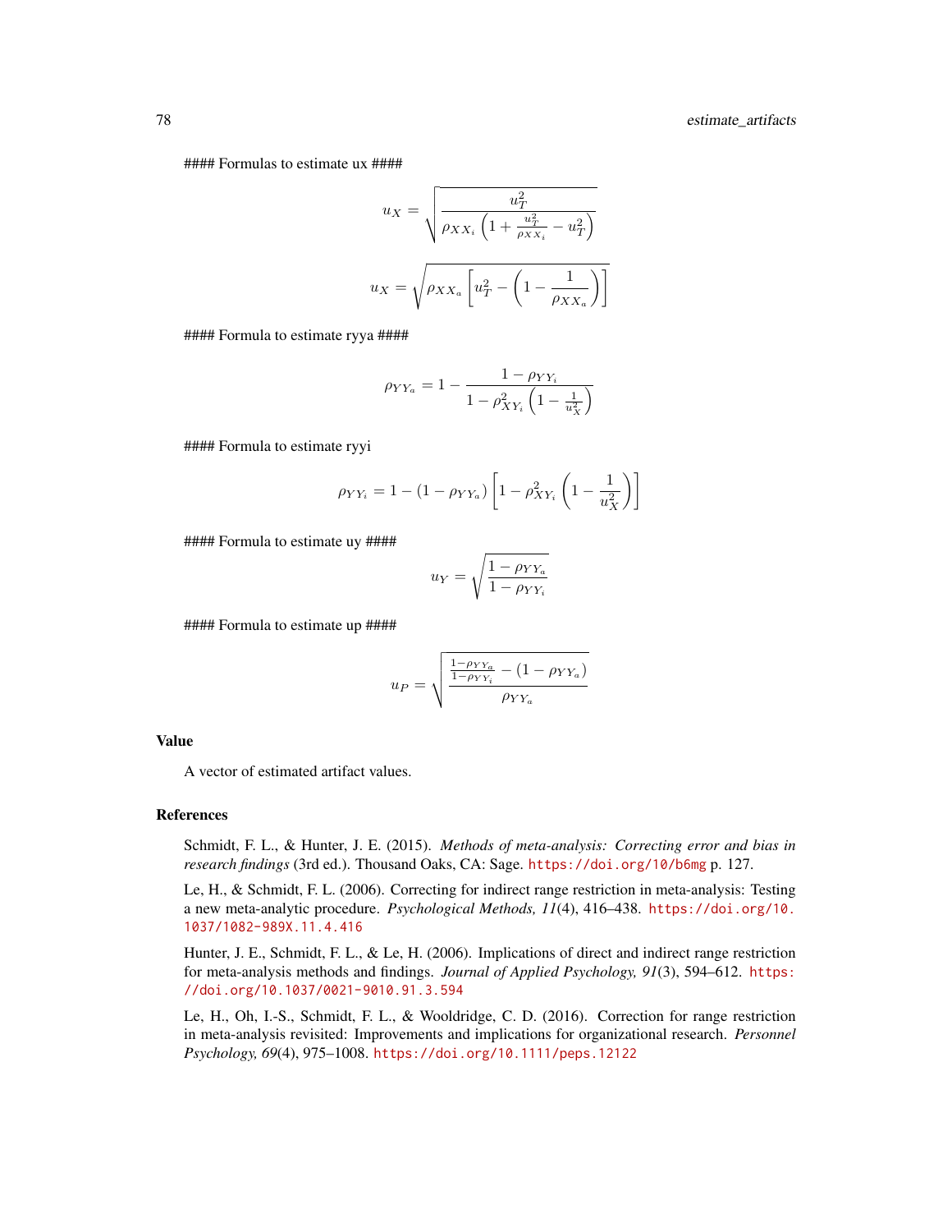#### Formulas to estimate ux ####

$$u_X = \sqrt{\frac{u_T^2}{\rho_{XX_i}\left(1 + \frac{u_T^2}{\rho_{XX_i}} - u_T^2\right)}}$$

$$u_X = \sqrt{\rho_{XX_a}\left[u_T^2 - \left(1 - \frac{1}{\rho_{XX_a}}\right)\right]}$$

#### Formula to estimate ryya ####

$$\rho_{YY_a} = 1 - \frac{1 - \rho_{YY_i}}{1 - \rho_{XY_i}^2\left(1 - \frac{1}{u_X^2}\right)}$$

#### Formula to estimate ryyi

$$\rho_{YY_i} = 1 - (1 - \rho_{YY_a})\left[1 - \rho_{XY_i}^2\left(1 - \frac{1}{u_X^2}\right)\right]$$

#### Formula to estimate uy ####

$$u_Y = \sqrt{\frac{1 - \rho_{YY_a}}{1 - \rho_{YY_i}}}$$

#### Formula to estimate up ####

$$u_P = \sqrt{\frac{\frac{1 - \rho_{YY_a}}{1 - \rho_{YY_i}} - (1 - \rho_{YY_a})}{\rho_{YY_a}}}$$

## Value

A vector of estimated artifact values.

## References

Schmidt, F. L., & Hunter, J. E. (2015). *Methods of meta-analysis: Correcting error and bias in research findings* (3rd ed.). Thousand Oaks, CA: Sage. https://doi.org/10/b6mg p. 127.

Le, H., & Schmidt, F. L. (2006). Correcting for indirect range restriction in meta-analysis: Testing a new meta-analytic procedure. *Psychological Methods, 11*(4), 416–438. https://doi.org/10.1037/1082-989X.11.4.416

Hunter, J. E., Schmidt, F. L., & Le, H. (2006). Implications of direct and indirect range restriction for meta-analysis methods and findings. *Journal of Applied Psychology, 91*(3), 594–612. https://doi.org/10.1037/0021-9010.91.3.594

Le, H., Oh, I.-S., Schmidt, F. L., & Wooldridge, C. D. (2016). Correction for range restriction in meta-analysis revisited: Improvements and implications for organizational research. *Personnel Psychology, 69*(4), 975–1008. https://doi.org/10.1111/peps.12122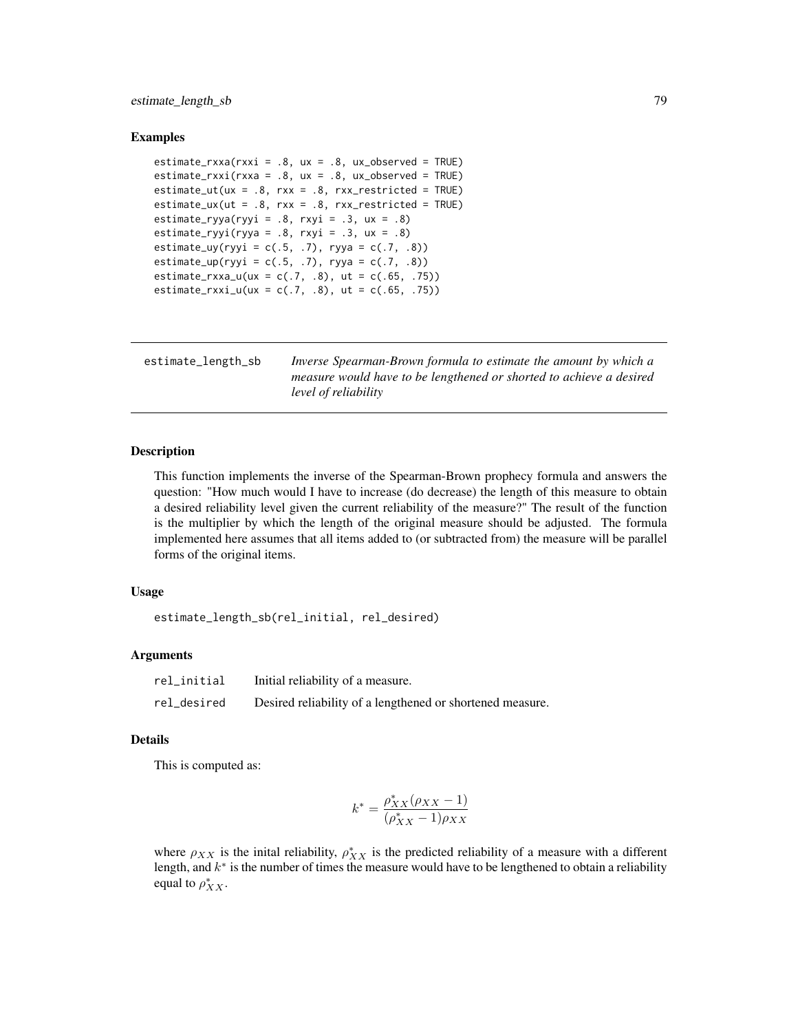### Examples

```
estimate_rxxa(rxxi = .8, ux = .8, ux_observed = TRUE)
estimate_rxxi(rxxa = .8, ux = .8, ux_observed = TRUE)
estimate_ut(ux = .8, rxx = .8, rxx_restricted = TRUE)
estimate_ux(ut = .8, rxx = .8, rxx_restricted = TRUE)
estimate_ryya(ryyi = .8, rxyi = .3, ux = .8)
estimate_ryyi(ryya = .8, rxyi = .3, ux = .8)
estimate_uy(ryyi = c(.5, .7), ryya = c(.7, .8))
estimate_up(ryyi = c(.5, .7), ryya = c(.7, .8))
estimate_rxxa_u(ux = c(.7, .8), ut = c(.65, .75))
estimate_rxxi_u(ux = c(.7, .8), ut = c(.65, .75))
```

---

## estimate_length_sb *Inverse Spearman-Brown formula to estimate the amount by which a measure would have to be lengthened or shorted to achieve a desired level of reliability*

---

### Description

This function implements the inverse of the Spearman-Brown prophecy formula and answers the question: "How much would I have to increase (do decrease) the length of this measure to obtain a desired reliability level given the current reliability of the measure?" The result of the function is the multiplier by which the length of the original measure should be adjusted. The formula implemented here assumes that all items added to (or subtracted from) the measure will be parallel forms of the original items.

### Usage

```
estimate_length_sb(rel_initial, rel_desired)
```

### Arguments

| | |
|---|---|
| rel_initial | Initial reliability of a measure. |
| rel_desired | Desired reliability of a lengthened or shortened measure. |

### Details

This is computed as:

$$k^* = \frac{\rho^*_{XX}(\rho_{XX} - 1)}{(\rho^*_{XX} - 1)\rho_{XX}}$$

where $\rho_{XX}$ is the inital reliability, $\rho^*_{XX}$ is the predicted reliability of a measure with a different length, and $k^*$ is the number of times the measure would have to be lengthened to obtain a reliability equal to $\rho^*_{XX}$.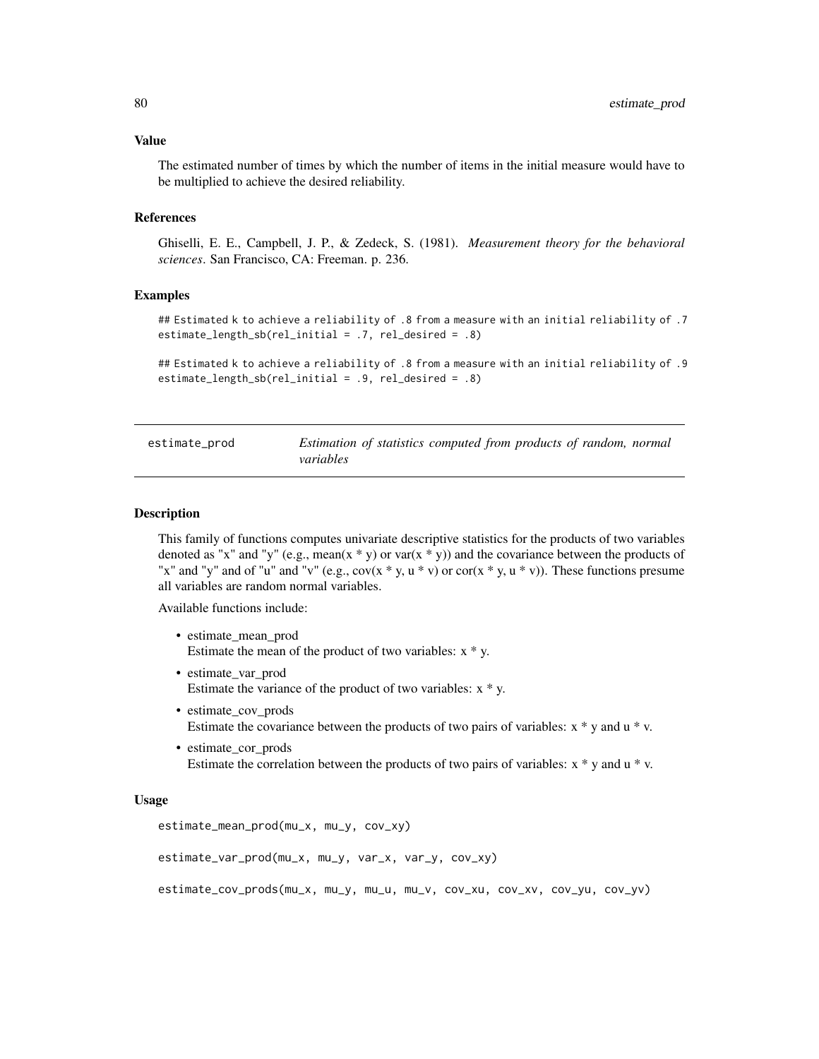### Value

The estimated number of times by which the number of items in the initial measure would have to be multiplied to achieve the desired reliability.

### References

Ghiselli, E. E., Campbell, J. P., & Zedeck, S. (1981). *Measurement theory for the behavioral sciences*. San Francisco, CA: Freeman. p. 236.

### Examples

```
## Estimated k to achieve a reliability of .8 from a measure with an initial reliability of .7
estimate_length_sb(rel_initial = .7, rel_desired = .8)

## Estimated k to achieve a reliability of .8 from a measure with an initial reliability of .9
estimate_length_sb(rel_initial = .9, rel_desired = .8)
```

---

## estimate_prod — *Estimation of statistics computed from products of random, normal variables*

### Description

This family of functions computes univariate descriptive statistics for the products of two variables denoted as "x" and "y" (e.g., mean(x * y) or var(x * y)) and the covariance between the products of "x" and "y" and of "u" and "v" (e.g., cov(x * y, u * v) or cor(x * y, u * v)). These functions presume all variables are random normal variables.

Available functions include:

- estimate_mean_prod
  Estimate the mean of the product of two variables: x * y.
- estimate_var_prod
  Estimate the variance of the product of two variables: x * y.
- estimate_cov_prods
  Estimate the covariance between the products of two pairs of variables: x * y and u * v.
- estimate_cor_prods
  Estimate the correlation between the products of two pairs of variables: x * y and u * v.

### Usage

```
estimate_mean_prod(mu_x, mu_y, cov_xy)

estimate_var_prod(mu_x, mu_y, var_x, var_y, cov_xy)

estimate_cov_prods(mu_x, mu_y, mu_u, mu_v, cov_xu, cov_xv, cov_yu, cov_yv)
```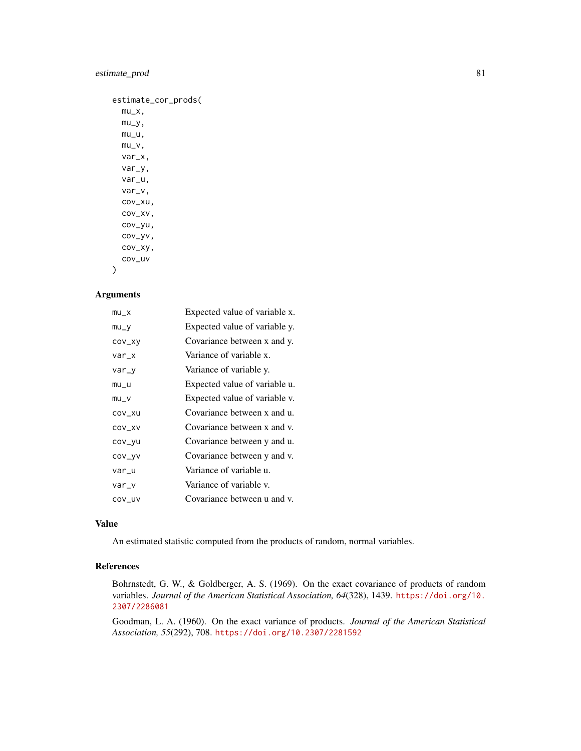```
estimate_cor_prods(
  mu_x,
  mu_y,
  mu_u,
  mu_v,
  var_x,
  var_y,
  var_u,
  var_v,
  cov_xu,
  cov_xv,
  cov_yu,
  cov_yv,
  cov_xy,
  cov_uv
)
```

### Arguments

| | |
|---|---|
| mu_x | Expected value of variable x. |
| mu_y | Expected value of variable y. |
| cov_xy | Covariance between x and y. |
| var_x | Variance of variable x. |
| var_y | Variance of variable y. |
| mu_u | Expected value of variable u. |
| mu_v | Expected value of variable v. |
| cov_xu | Covariance between x and u. |
| cov_xv | Covariance between x and v. |
| cov_yu | Covariance between y and u. |
| cov_yv | Covariance between y and v. |
| var_u | Variance of variable u. |
| var_v | Variance of variable v. |
| cov_uv | Covariance between u and v. |

### Value

An estimated statistic computed from the products of random, normal variables.

### References

Bohrnstedt, G. W., & Goldberger, A. S. (1969). On the exact covariance of products of random variables. *Journal of the American Statistical Association, 64*(328), 1439. https://doi.org/10.2307/2286081

Goodman, L. A. (1960). On the exact variance of products. *Journal of the American Statistical Association, 55*(292), 708. https://doi.org/10.2307/2281592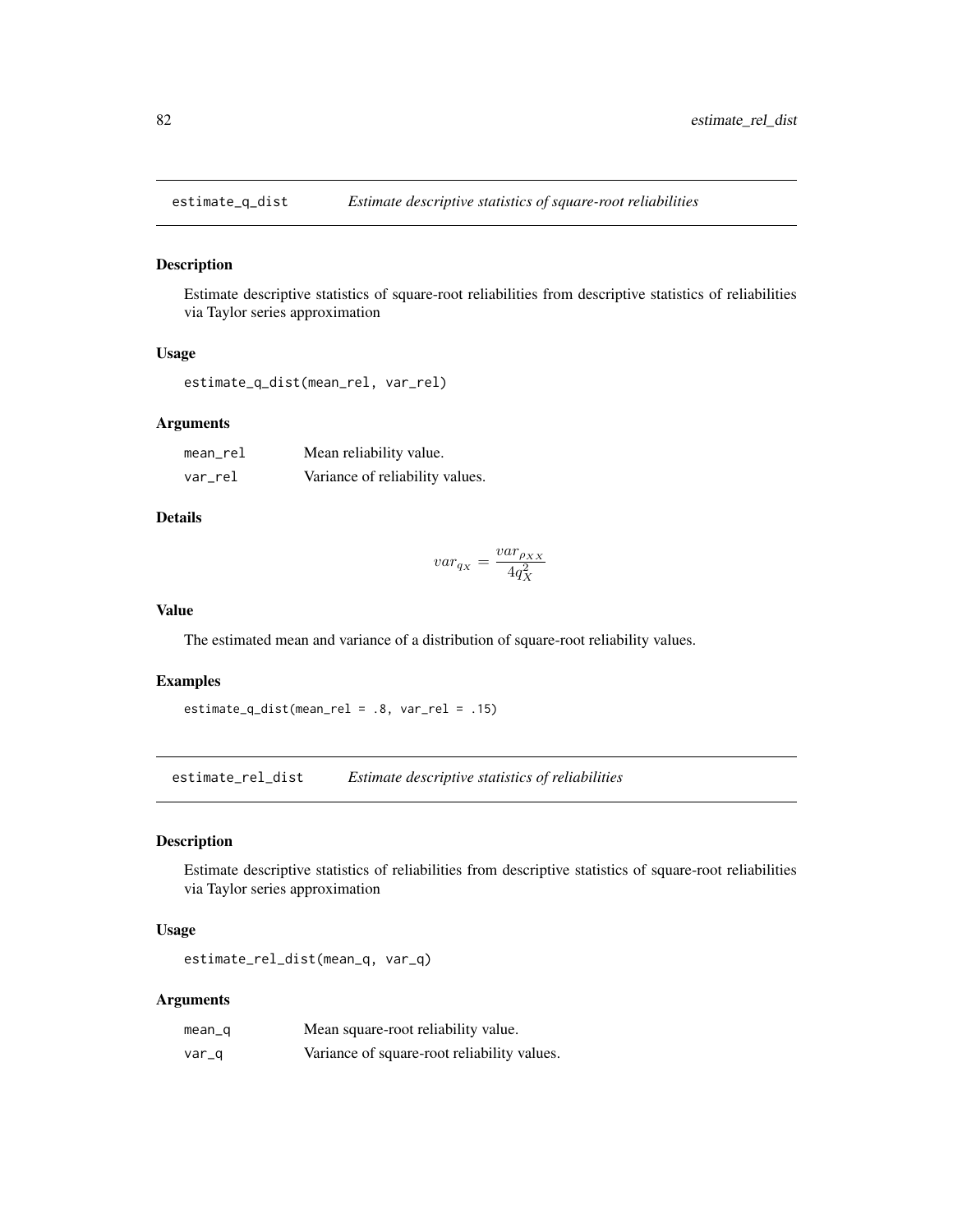## estimate_q_dist *Estimate descriptive statistics of square-root reliabilities*

### Description

Estimate descriptive statistics of square-root reliabilities from descriptive statistics of reliabilities via Taylor series approximation

### Usage

```
estimate_q_dist(mean_rel, var_rel)
```

### Arguments

| | |
|---|---|
| mean_rel | Mean reliability value. |
| var_rel | Variance of reliability values. |

### Details

$$var_{q_X} = \frac{var_{\rho_{XX}}}{4q_X^2}$$

### Value

The estimated mean and variance of a distribution of square-root reliability values.

### Examples

```
estimate_q_dist(mean_rel = .8, var_rel = .15)
```

## estimate_rel_dist *Estimate descriptive statistics of reliabilities*

### Description

Estimate descriptive statistics of reliabilities from descriptive statistics of square-root reliabilities via Taylor series approximation

### Usage

```
estimate_rel_dist(mean_q, var_q)
```

### Arguments

| | |
|---|---|
| mean_q | Mean square-root reliability value. |
| var_q | Variance of square-root reliability values. |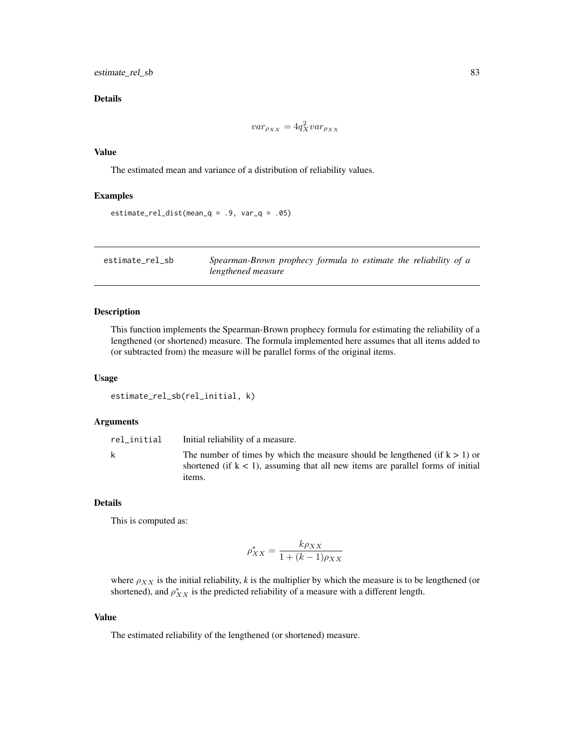### Details

$$var_{\rho_{XX}} = 4q_X^2 var_{\rho_{XX}}$$

### Value

The estimated mean and variance of a distribution of reliability values.

### Examples

```
estimate_rel_dist(mean_q = .9, var_q = .05)
```

---

## estimate_rel_sb — *Spearman-Brown prophecy formula to estimate the reliability of a lengthened measure*

---

### Description

This function implements the Spearman-Brown prophecy formula for estimating the reliability of a lengthened (or shortened) measure. The formula implemented here assumes that all items added to (or subtracted from) the measure will be parallel forms of the original items.

### Usage

```
estimate_rel_sb(rel_initial, k)
```

### Arguments

| | |
|---|---|
| rel_initial | Initial reliability of a measure. |
| k | The number of times by which the measure should be lengthened (if k > 1) or shortened (if k < 1), assuming that all new items are parallel forms of initial items. |

### Details

This is computed as:

$$\rho_{XX}^* = \frac{k\rho_{XX}}{1 + (k-1)\rho_{XX}}$$

where $\rho_{XX}$ is the initial reliability, *k* is the multiplier by which the measure is to be lengthened (or shortened), and $\rho_{XX}^*$ is the predicted reliability of a measure with a different length.

### Value

The estimated reliability of the lengthened (or shortened) measure.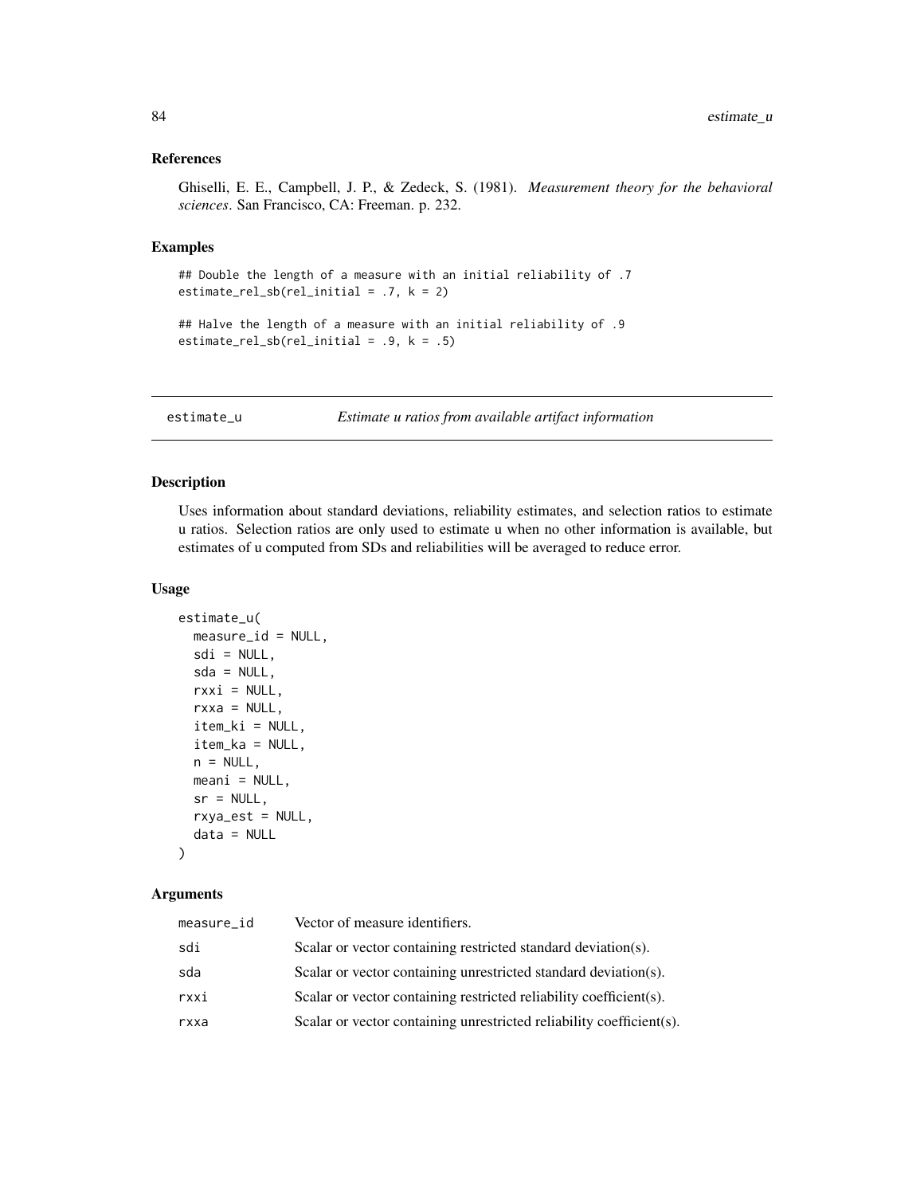### References

Ghiselli, E. E., Campbell, J. P., & Zedeck, S. (1981). *Measurement theory for the behavioral sciences*. San Francisco, CA: Freeman. p. 232.

### Examples

```
## Double the length of a measure with an initial reliability of .7
estimate_rel_sb(rel_initial = .7, k = 2)

## Halve the length of a measure with an initial reliability of .9
estimate_rel_sb(rel_initial = .9, k = .5)
```

---

## estimate_u — *Estimate u ratios from available artifact information*

---

### Description

Uses information about standard deviations, reliability estimates, and selection ratios to estimate u ratios. Selection ratios are only used to estimate u when no other information is available, but estimates of u computed from SDs and reliabilities will be averaged to reduce error.

### Usage

```
estimate_u(
  measure_id = NULL,
  sdi = NULL,
  sda = NULL,
  rxxi = NULL,
  rxxa = NULL,
  item_ki = NULL,
  item_ka = NULL,
  n = NULL,
  meani = NULL,
  sr = NULL,
  rxya_est = NULL,
  data = NULL
)
```

### Arguments

| | |
|---|---|
| measure_id | Vector of measure identifiers. |
| sdi | Scalar or vector containing restricted standard deviation(s). |
| sda | Scalar or vector containing unrestricted standard deviation(s). |
| rxxi | Scalar or vector containing restricted reliability coefficient(s). |
| rxxa | Scalar or vector containing unrestricted reliability coefficient(s). |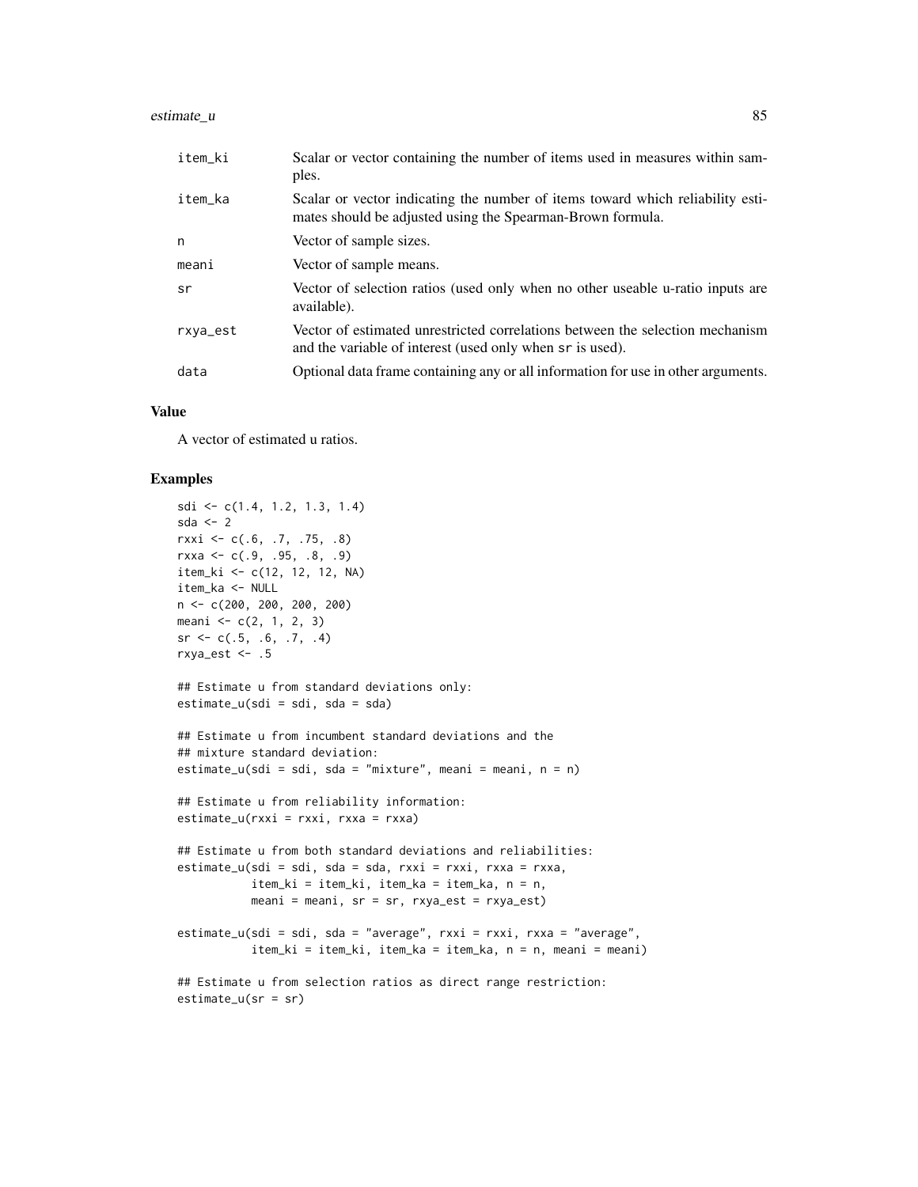| | |
|---|---|
| item_ki | Scalar or vector containing the number of items used in measures within samples. |
| item_ka | Scalar or vector indicating the number of items toward which reliability estimates should be adjusted using the Spearman-Brown formula. |
| n | Vector of sample sizes. |
| meani | Vector of sample means. |
| sr | Vector of selection ratios (used only when no other useable u-ratio inputs are available). |
| rxya_est | Vector of estimated unrestricted correlations between the selection mechanism and the variable of interest (used only when sr is used). |
| data | Optional data frame containing any or all information for use in other arguments. |

## Value

A vector of estimated u ratios.

## Examples

```
sdi <- c(1.4, 1.2, 1.3, 1.4)
sda <- 2
rxxi <- c(.6, .7, .75, .8)
rxxa <- c(.9, .95, .8, .9)
item_ki <- c(12, 12, 12, NA)
item_ka <- NULL
n <- c(200, 200, 200, 200)
meani <- c(2, 1, 2, 3)
sr <- c(.5, .6, .7, .4)
rxya_est <- .5

## Estimate u from standard deviations only:
estimate_u(sdi = sdi, sda = sda)

## Estimate u from incumbent standard deviations and the
## mixture standard deviation:
estimate_u(sdi = sdi, sda = "mixture", meani = meani, n = n)

## Estimate u from reliability information:
estimate_u(rxxi = rxxi, rxxa = rxxa)

## Estimate u from both standard deviations and reliabilities:
estimate_u(sdi = sdi, sda = sda, rxxi = rxxi, rxxa = rxxa,
           item_ki = item_ki, item_ka = item_ka, n = n,
           meani = meani, sr = sr, rxya_est = rxya_est)

estimate_u(sdi = sdi, sda = "average", rxxi = rxxi, rxxa = "average",
           item_ki = item_ki, item_ka = item_ka, n = n, meani = meani)

## Estimate u from selection ratios as direct range restriction:
estimate_u(sr = sr)
```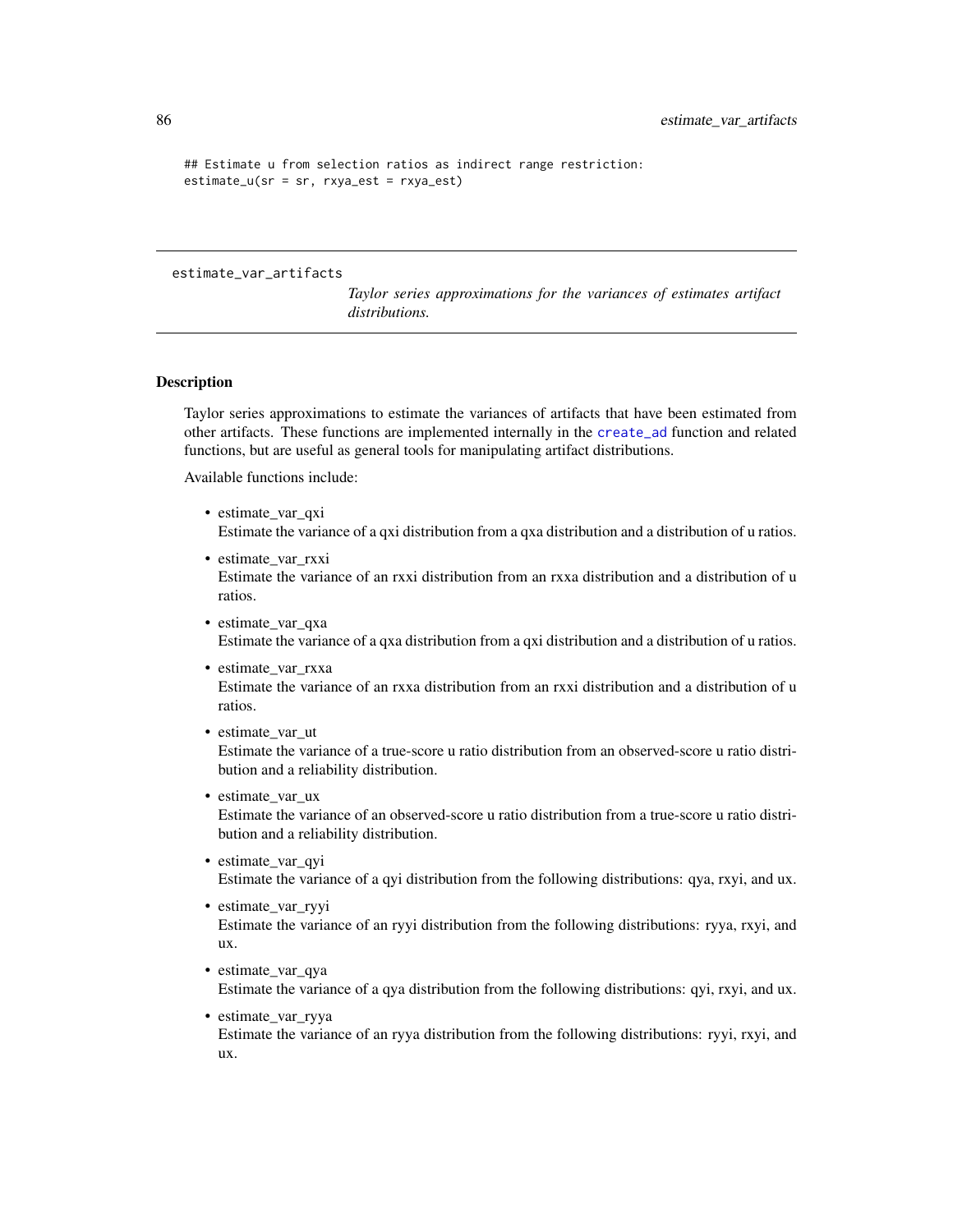```
## Estimate u from selection ratios as indirect range restriction:
estimate_u(sr = sr, rxya_est = rxya_est)
```

---

estimate_var_artifacts

*Taylor series approximations for the variances of estimates artifact distributions.*

---

## Description

Taylor series approximations to estimate the variances of artifacts that have been estimated from other artifacts. These functions are implemented internally in the create_ad function and related functions, but are useful as general tools for manipulating artifact distributions.

Available functions include:

- estimate_var_qxi
  Estimate the variance of a qxi distribution from a qxa distribution and a distribution of u ratios.
- estimate_var_rxxi
  Estimate the variance of an rxxi distribution from an rxxa distribution and a distribution of u ratios.
- estimate_var_qxa
  Estimate the variance of a qxa distribution from a qxi distribution and a distribution of u ratios.
- estimate_var_rxxa
  Estimate the variance of an rxxa distribution from an rxxi distribution and a distribution of u ratios.
- estimate_var_ut
  Estimate the variance of a true-score u ratio distribution from an observed-score u ratio distribution and a reliability distribution.
- estimate_var_ux
  Estimate the variance of an observed-score u ratio distribution from a true-score u ratio distribution and a reliability distribution.
- estimate_var_qyi
  Estimate the variance of a qyi distribution from the following distributions: qya, rxyi, and ux.
- estimate_var_ryyi
  Estimate the variance of an ryyi distribution from the following distributions: ryya, rxyi, and ux.
- estimate_var_qya
  Estimate the variance of a qya distribution from the following distributions: qyi, rxyi, and ux.
- estimate_var_ryya
  Estimate the variance of an ryya distribution from the following distributions: ryyi, rxyi, and ux.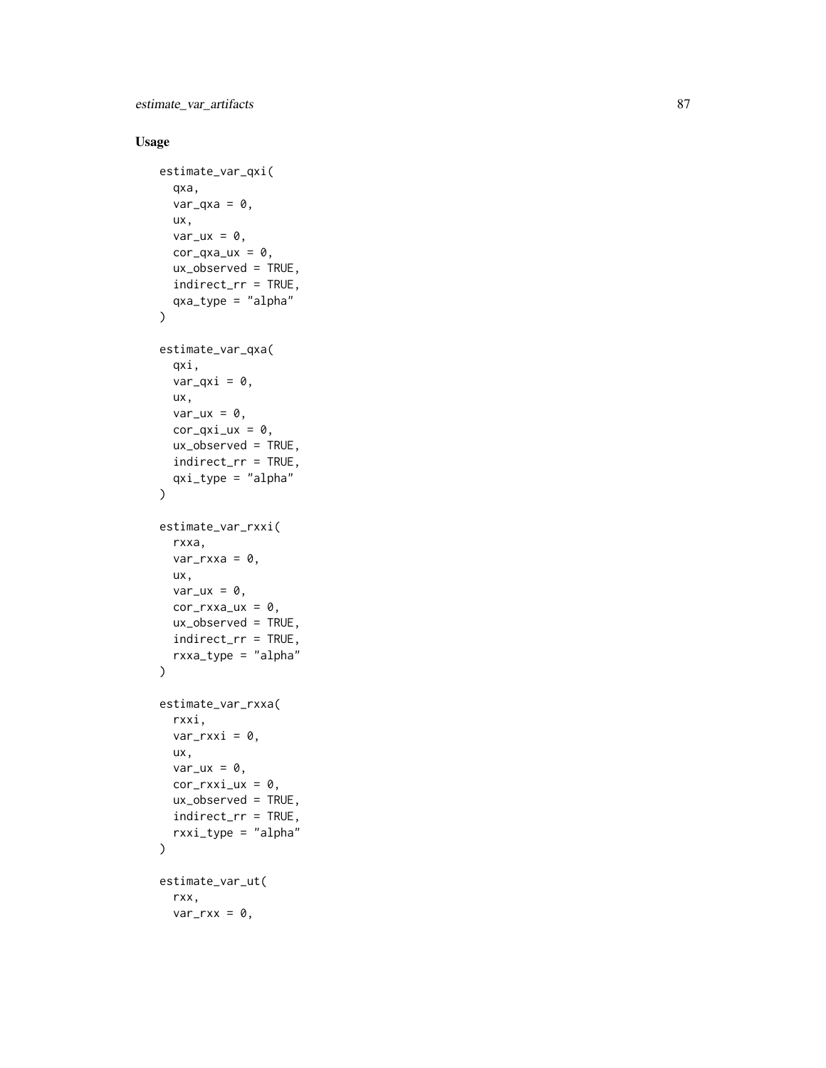## Usage

```
estimate_var_qxi(
  qxa,
  var_qxa = 0,
  ux,
  var_ux = 0,
  cor_qxa_ux = 0,
  ux_observed = TRUE,
  indirect_rr = TRUE,
  qxa_type = "alpha"
)

estimate_var_qxa(
  qxi,
  var_qxi = 0,
  ux,
  var_ux = 0,
  cor_qxi_ux = 0,
  ux_observed = TRUE,
  indirect_rr = TRUE,
  qxi_type = "alpha"
)

estimate_var_rxxi(
  rxxa,
  var_rxxa = 0,
  ux,
  var_ux = 0,
  cor_rxxa_ux = 0,
  ux_observed = TRUE,
  indirect_rr = TRUE,
  rxxa_type = "alpha"
)

estimate_var_rxxa(
  rxxi,
  var_rxxi = 0,
  ux,
  var_ux = 0,
  cor_rxxi_ux = 0,
  ux_observed = TRUE,
  indirect_rr = TRUE,
  rxxi_type = "alpha"
)

estimate_var_ut(
  rxx,
  var_rxx = 0,
```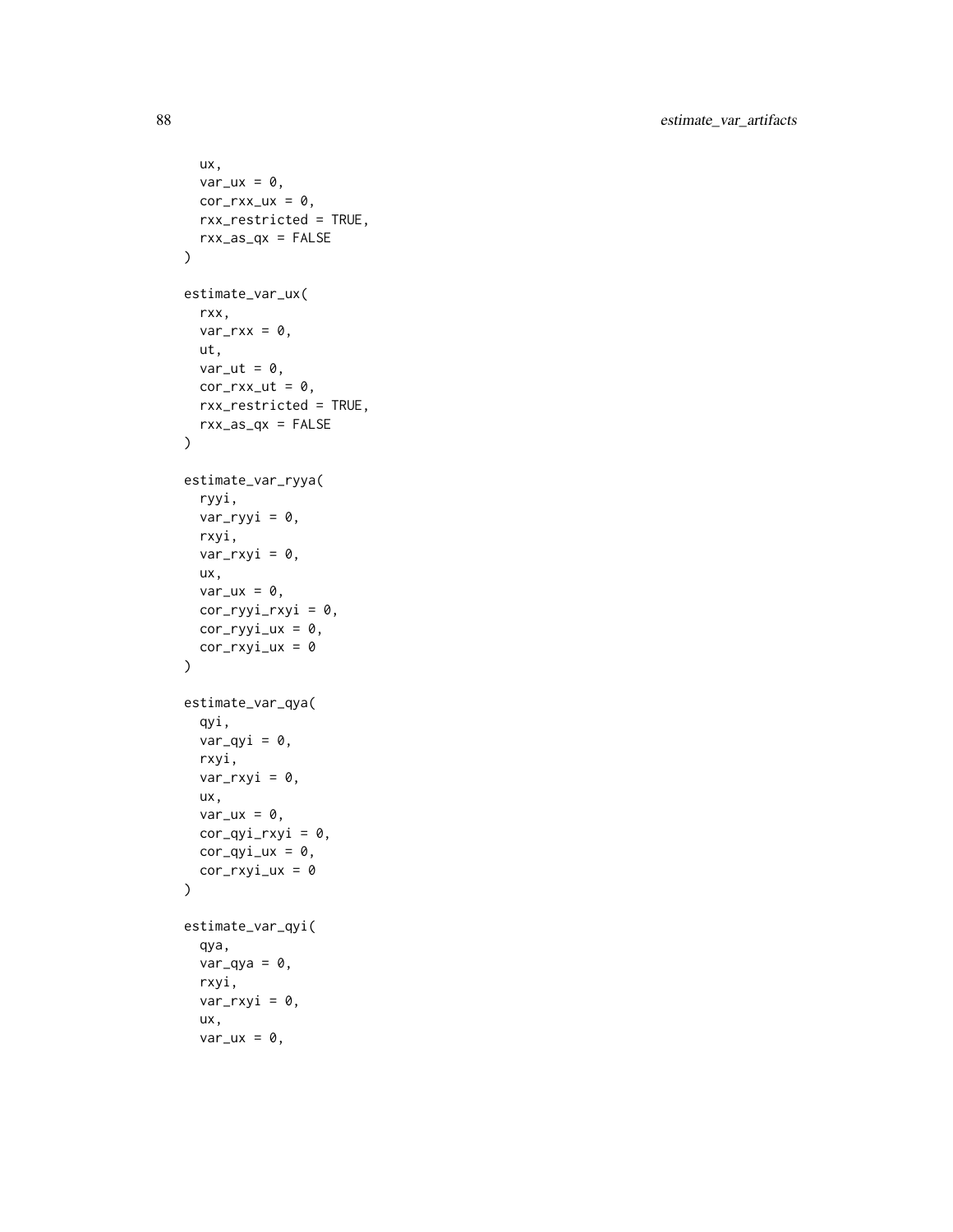```
  ux,
  var_ux = 0,
  cor_rxx_ux = 0,
  rxx_restricted = TRUE,
  rxx_as_qx = FALSE
)

estimate_var_ux(
  rxx,
  var_rxx = 0,
  ut,
  var_ut = 0,
  cor_rxx_ut = 0,
  rxx_restricted = TRUE,
  rxx_as_qx = FALSE
)

estimate_var_ryya(
  ryyi,
  var_ryyi = 0,
  rxyi,
  var_rxyi = 0,
  ux,
  var_ux = 0,
  cor_ryyi_rxyi = 0,
  cor_ryyi_ux = 0,
  cor_rxyi_ux = 0
)

estimate_var_qya(
  qyi,
  var_qyi = 0,
  rxyi,
  var_rxyi = 0,
  ux,
  var_ux = 0,
  cor_qyi_rxyi = 0,
  cor_qyi_ux = 0,
  cor_rxyi_ux = 0
)

estimate_var_qyi(
  qya,
  var_qya = 0,
  rxyi,
  var_rxyi = 0,
  ux,
  var_ux = 0,
```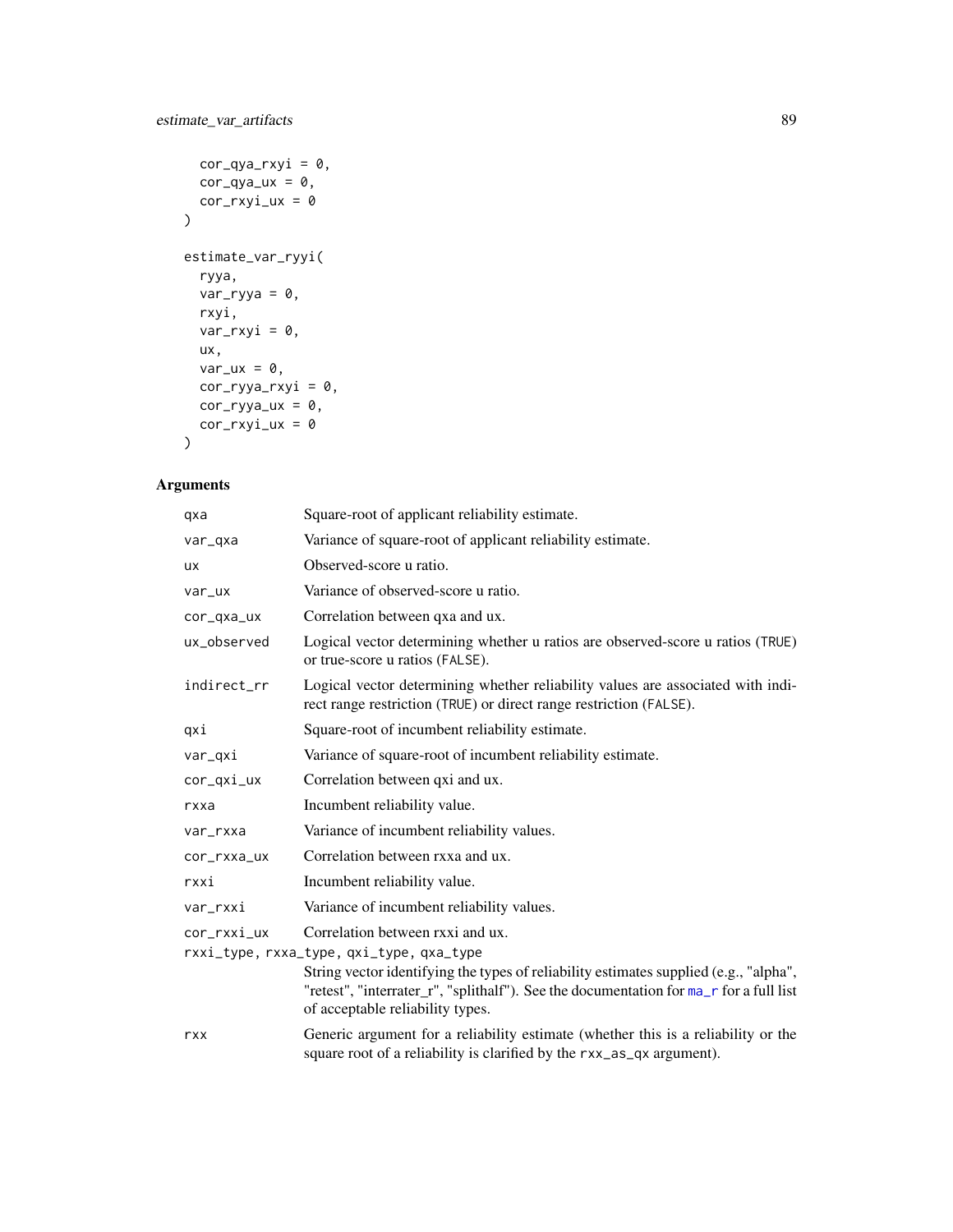```
  cor_qya_rxyi = 0,
  cor_qya_ux = 0,
  cor_rxyi_ux = 0
)

estimate_var_ryyi(
  ryya,
  var_ryya = 0,
  rxyi,
  var_rxyi = 0,
  ux,
  var_ux = 0,
  cor_ryya_rxyi = 0,
  cor_ryya_ux = 0,
  cor_rxyi_ux = 0
)
```

## Arguments

| | |
|---|---|
| qxa | Square-root of applicant reliability estimate. |
| var_qxa | Variance of square-root of applicant reliability estimate. |
| ux | Observed-score u ratio. |
| var_ux | Variance of observed-score u ratio. |
| cor_qxa_ux | Correlation between qxa and ux. |
| ux_observed | Logical vector determining whether u ratios are observed-score u ratios (TRUE) or true-score u ratios (FALSE). |
| indirect_rr | Logical vector determining whether reliability values are associated with indirect range restriction (TRUE) or direct range restriction (FALSE). |
| qxi | Square-root of incumbent reliability estimate. |
| var_qxi | Variance of square-root of incumbent reliability estimate. |
| cor_qxi_ux | Correlation between qxi and ux. |
| rxxa | Incumbent reliability value. |
| var_rxxa | Variance of incumbent reliability values. |
| cor_rxxa_ux | Correlation between rxxa and ux. |
| rxxi | Incumbent reliability value. |
| var_rxxi | Variance of incumbent reliability values. |
| cor_rxxi_ux | Correlation between rxxi and ux. |
| rxxi_type, rxxa_type, qxi_type, qxa_type | String vector identifying the types of reliability estimates supplied (e.g., "alpha", "retest", "interrater_r", "splithalf"). See the documentation for ma_r for a full list of acceptable reliability types. |
| rxx | Generic argument for a reliability estimate (whether this is a reliability or the square root of a reliability is clarified by the rxx_as_qx argument). |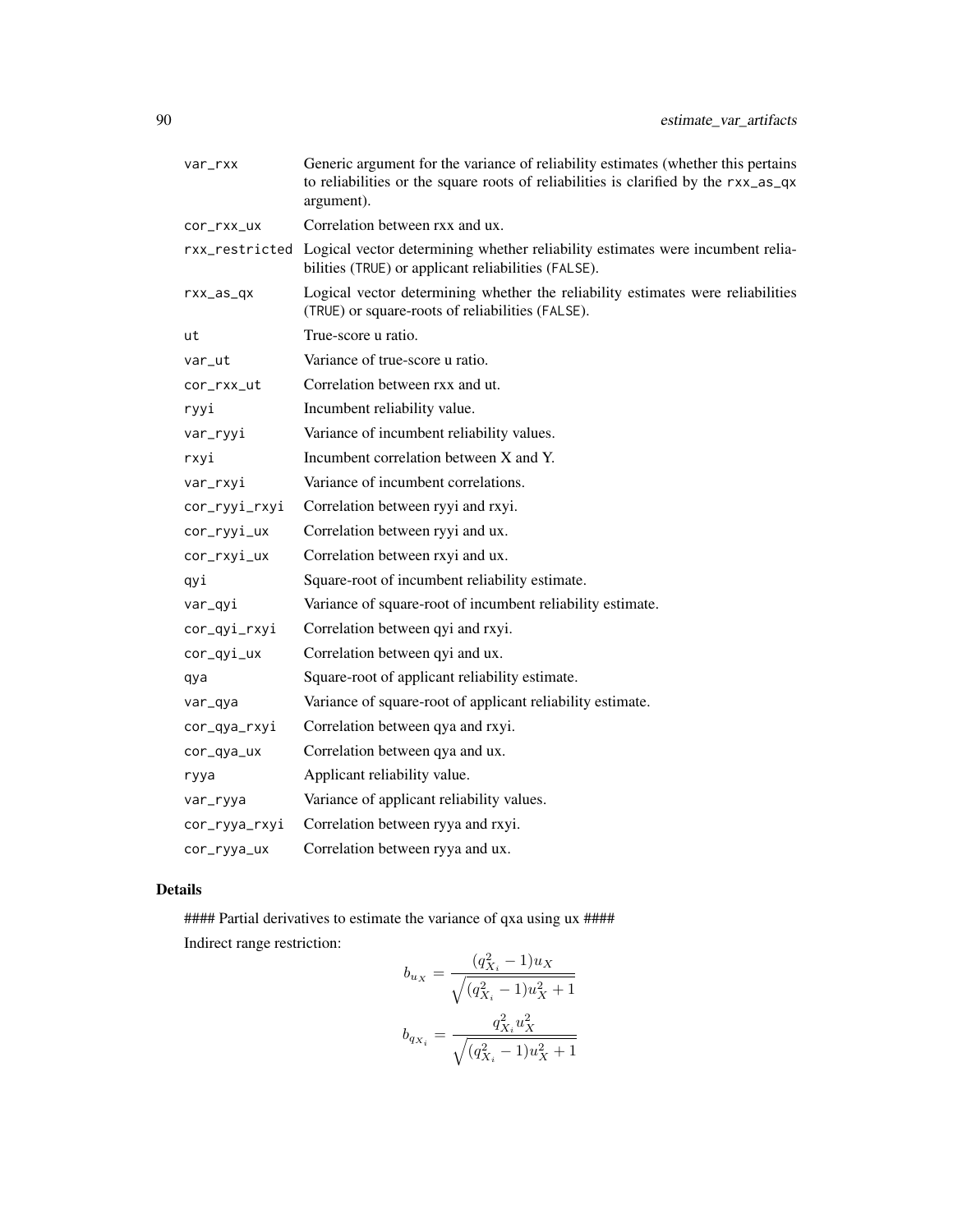| | |
|---|---|
| var_rxx | Generic argument for the variance of reliability estimates (whether this pertains to reliabilities or the square roots of reliabilities is clarified by the rxx_as_qx argument). |
| cor_rxx_ux | Correlation between rxx and ux. |
| rxx_restricted | Logical vector determining whether reliability estimates were incumbent reliabilities (TRUE) or applicant reliabilities (FALSE). |
| rxx_as_qx | Logical vector determining whether the reliability estimates were reliabilities (TRUE) or square-roots of reliabilities (FALSE). |
| ut | True-score u ratio. |
| var_ut | Variance of true-score u ratio. |
| cor_rxx_ut | Correlation between rxx and ut. |
| ryyi | Incumbent reliability value. |
| var_ryyi | Variance of incumbent reliability values. |
| rxyi | Incumbent correlation between X and Y. |
| var_rxyi | Variance of incumbent correlations. |
| cor_ryyi_rxyi | Correlation between ryyi and rxyi. |
| cor_ryyi_ux | Correlation between ryyi and ux. |
| cor_rxyi_ux | Correlation between rxyi and ux. |
| qyi | Square-root of incumbent reliability estimate. |
| var_qyi | Variance of square-root of incumbent reliability estimate. |
| cor_qyi_rxyi | Correlation between qyi and rxyi. |
| cor_qyi_ux | Correlation between qyi and ux. |
| qya | Square-root of applicant reliability estimate. |
| var_qya | Variance of square-root of applicant reliability estimate. |
| cor_qya_rxyi | Correlation between qya and rxyi. |
| cor_qya_ux | Correlation between qya and ux. |
| ryya | Applicant reliability value. |
| var_ryya | Variance of applicant reliability values. |
| cor_ryya_rxyi | Correlation between ryya and rxyi. |
| cor_ryya_ux | Correlation between ryya and ux. |

### Details

#### Partial derivatives to estimate the variance of qxa using ux ####

Indirect range restriction:

$$b_{u_X} = \frac{(q_{X_i}^2 - 1)u_X}{\sqrt{(q_{X_i}^2 - 1)u_X^2 + 1}}$$

$$b_{q_{X_i}} = \frac{q_{X_i}^2 u_X^2}{\sqrt{(q_{X_i}^2 - 1)u_X^2 + 1}}$$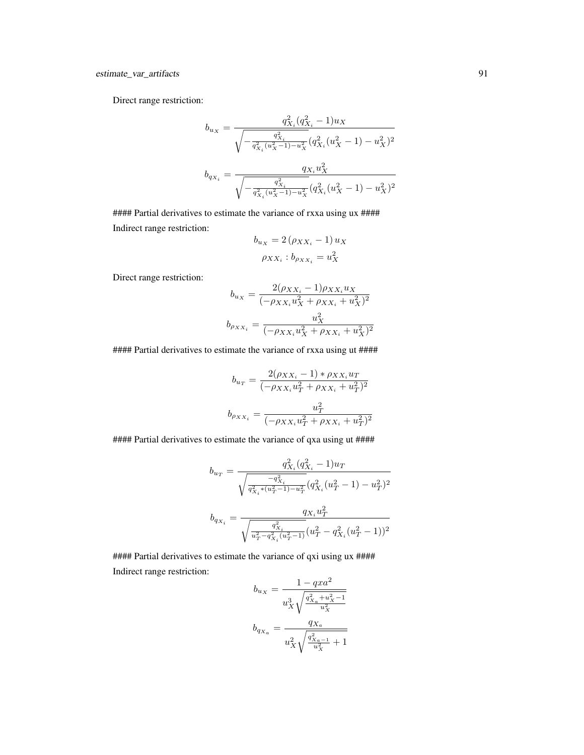Direct range restriction:

$$b_{u_X} = \frac{q_{X_i}^2 (q_{X_i}^2 - 1) u_X}{\sqrt{-\frac{q_{X_i}^2}{q_{X_i}^2 (u_X^2 - 1) - u_X^2}} (q_{X_i}^2 (u_X^2 - 1) - u_X^2)^2}$$

$$b_{q_{X_i}} = \frac{q_{X_i} u_X^2}{\sqrt{-\frac{q_{X_i}^2}{q_{X_i}^2 (u_X^2 - 1) - u_X^2}} (q_{X_i}^2 (u_X^2 - 1) - u_X^2)^2}$$

#### Partial derivatives to estimate the variance of rxxa using ux ####

Indirect range restriction:

$$b_{u_X} = 2 \left(\rho_{XX_i} - 1\right) u_X$$

$$\rho_{XX_i} : b_{\rho_{XX_i}} = u_X^2$$

Direct range restriction:

$$b_{u_X} = \frac{2(\rho_{XX_i} - 1)\rho_{XX_i} u_X}{(-\rho_{XX_i} u_X^2 + \rho_{XX_i} + u_X^2)^2}$$

$$b_{\rho_{XX_i}} = \frac{u_X^2}{(-\rho_{XX_i} u_X^2 + \rho_{XX_i} + u_X^2)^2}$$

#### Partial derivatives to estimate the variance of rxxa using ut ####

$$b_{u_T} = \frac{2(\rho_{XX_i} - 1) * \rho_{XX_i} u_T}{(-\rho_{XX_i} u_T^2 + \rho_{XX_i} + u_T^2)^2}$$

$$b_{\rho_{XX_i}} = \frac{u_T^2}{(-\rho_{XX_i} u_T^2 + \rho_{XX_i} + u_T^2)^2}$$

#### Partial derivatives to estimate the variance of qxa using ut ####

$$b_{u_T} = \frac{q_{X_i}^2 (q_{X_i}^2 - 1) u_T}{\sqrt{\frac{-q_{X_i}^2}{q_{X_i}^2 * (u_T^2 - 1) - u_T^2}} (q_{X_i}^2 (u_T^2 - 1) - u_T^2)^2}$$

$$b_{q_{X_i}} = \frac{q_{X_i} u_T^2}{\sqrt{\frac{q_{X_i}^2}{u_T^2 - q_{X_i}^2 (u_T^2 - 1)}} (u_T^2 - q_{X_i}^2 (u_T^2 - 1))^2}$$

#### Partial derivatives to estimate the variance of qxi using ux ####

Indirect range restriction:

$$b_{u_X} = \frac{1 - qxa^2}{u_X^3 \sqrt{\frac{q_{X_a}^2 + u_X^2 - 1}{u_X^2}}}$$

$$b_{q_{X_a}} = \frac{q_{X_a}}{u_X^2 \sqrt{\frac{q_{X_a - 1}^2}{u_X^2} + 1}}$$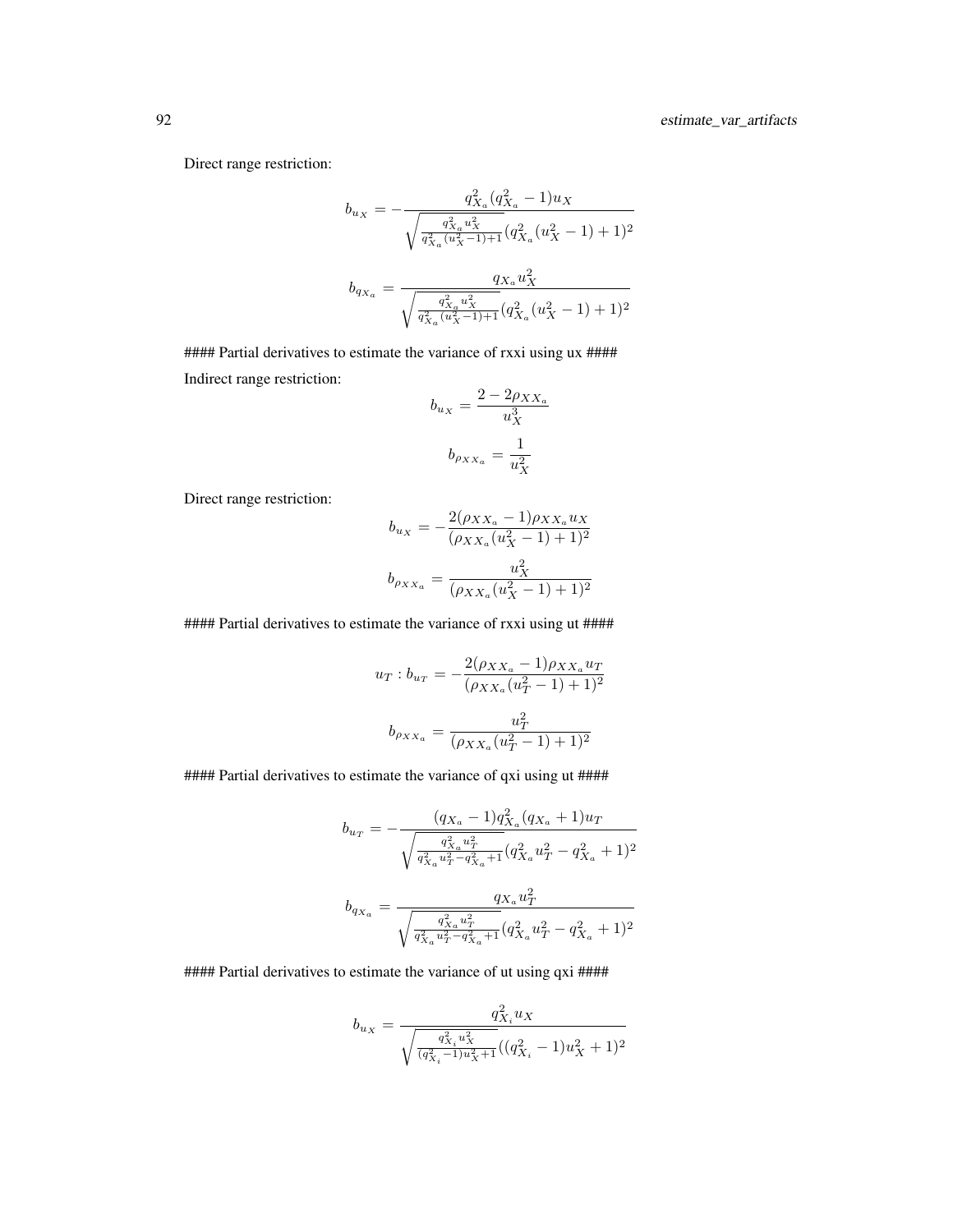Direct range restriction:

$$b_{u_X} = -\frac{q_{X_a}^2(q_{X_a}^2 - 1)u_X}{\sqrt{\frac{q_{X_a}^2 u_X^2}{q_{X_a}^2(u_X^2-1)+1}}(q_{X_a}^2(u_X^2 - 1) + 1)^2}$$

$$b_{q_{X_a}} = \frac{q_{X_a} u_X^2}{\sqrt{\frac{q_{X_a}^2 u_X^2}{q_{X_a}^2(u_X^2-1)+1}}(q_{X_a}^2(u_X^2 - 1) + 1)^2}$$

#### Partial derivatives to estimate the variance of rxxi using ux ####

Indirect range restriction:

$$b_{u_X} = \frac{2 - 2\rho_{XX_a}}{u_X^3}$$

$$b_{\rho_{XX_a}} = \frac{1}{u_X^2}$$

Direct range restriction:

$$b_{u_X} = -\frac{2(\rho_{XX_a} - 1)\rho_{XX_a} u_X}{(\rho_{XX_a}(u_X^2 - 1) + 1)^2}$$

$$b_{\rho_{XX_a}} = \frac{u_X^2}{(\rho_{XX_a}(u_X^2 - 1) + 1)^2}$$

#### Partial derivatives to estimate the variance of rxxi using ut ####

$$u_T : b_{u_T} = -\frac{2(\rho_{XX_a} - 1)\rho_{XX_a} u_T}{(\rho_{XX_a}(u_T^2 - 1) + 1)^2}$$

$$b_{\rho_{XX_a}} = \frac{u_T^2}{(\rho_{XX_a}(u_T^2 - 1) + 1)^2}$$

#### Partial derivatives to estimate the variance of qxi using ut ####

$$b_{u_T} = -\frac{(q_{X_a} - 1)q_{X_a}^2(q_{X_a} + 1)u_T}{\sqrt{\frac{q_{X_a}^2 u_T^2}{q_{X_a}^2 u_T^2 - q_{X_a}^2 + 1}}(q_{X_a}^2 u_T^2 - q_{X_a}^2 + 1)^2}$$

$$b_{q_{X_a}} = \frac{q_{X_a} u_T^2}{\sqrt{\frac{q_{X_a}^2 u_T^2}{q_{X_a}^2 u_T^2 - q_{X_a}^2 + 1}}(q_{X_a}^2 u_T^2 - q_{X_a}^2 + 1)^2}$$

#### Partial derivatives to estimate the variance of ut using qxi ####

$$b_{u_X} = \frac{q_{X_i}^2 u_X}{\sqrt{\frac{q_{X_i}^2 u_X^2}{(q_{X_i}^2 - 1)u_X^2 + 1}}((q_{X_i}^2 - 1)u_X^2 + 1)^2}$$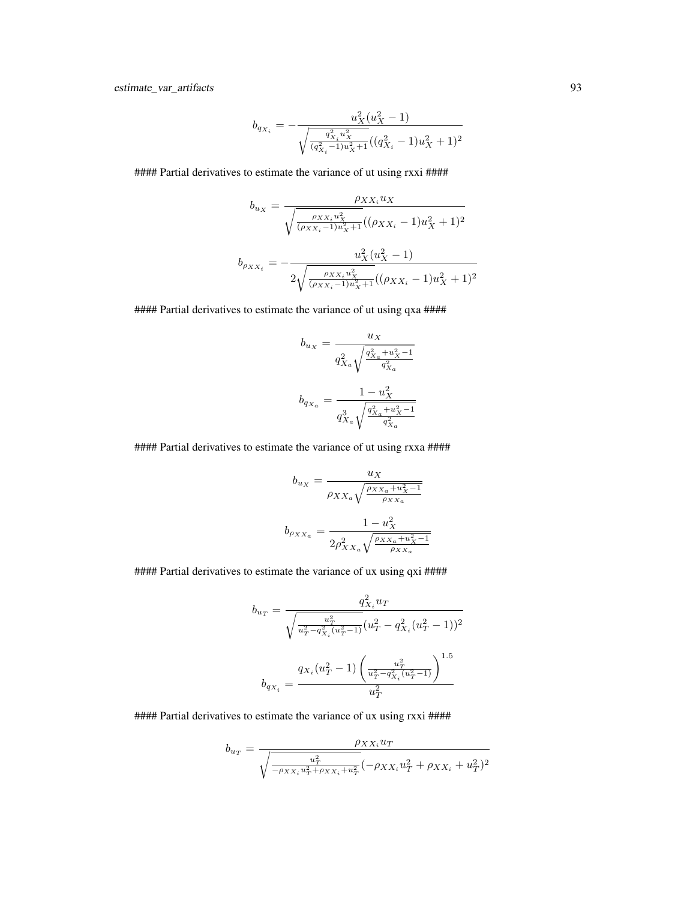$$b_{q_{X_i}} = -\frac{u_X^2(u_X^2 - 1)}{\sqrt{\frac{q_{X_i}^2 u_X^2}{(q_{X_i}^2 - 1)u_X^2 + 1}}((q_{X_i}^2 - 1)u_X^2 + 1)^2}$$

#### Partial derivatives to estimate the variance of ut using rxxi ####

$$b_{u_X} = \frac{\rho_{XX_i} u_X}{\sqrt{\frac{\rho_{XX_i} u_X^2}{(\rho_{XX_i} - 1)u_X^2 + 1}}((\rho_{XX_i} - 1)u_X^2 + 1)^2}$$

$$b_{\rho_{XX_i}} = -\frac{u_X^2(u_X^2 - 1)}{2\sqrt{\frac{\rho_{XX_i} u_X^2}{(\rho_{XX_i} - 1)u_X^2 + 1}}((\rho_{XX_i} - 1)u_X^2 + 1)^2}$$

#### Partial derivatives to estimate the variance of ut using qxa ####

$$b_{u_X} = \frac{u_X}{q_{X_a}^2 \sqrt{\frac{q_{X_a}^2 + u_X^2 - 1}{q_{X_a}^2}}}$$

$$b_{q_{X_a}} = \frac{1 - u_X^2}{q_{X_a}^3 \sqrt{\frac{q_{X_a}^2 + u_X^2 - 1}{q_{X_a}^2}}}$$

#### Partial derivatives to estimate the variance of ut using rxxa ####

$$b_{u_X} = \frac{u_X}{\rho_{XX_a} \sqrt{\frac{\rho_{XX_a} + u_X^2 - 1}{\rho_{XX_a}}}}$$

$$b_{\rho_{XX_a}} = \frac{1 - u_X^2}{2\rho_{XX_a}^2 \sqrt{\frac{\rho_{XX_a} + u_X^2 - 1}{\rho_{XX_a}}}}$$

#### Partial derivatives to estimate the variance of ux using qxi ####

$$b_{u_T} = \frac{q_{X_i}^2 u_T}{\sqrt{\frac{u_T^2}{u_T^2 - q_{X_i}^2(u_T^2 - 1)}}(u_T^2 - q_{X_i}^2(u_T^2 - 1))^2}$$

$$b_{q_{X_i}} = \frac{q_{X_i}(u_T^2 - 1)\left(\frac{u_T^2}{u_T^2 - q_{X_i}^2(u_T^2 - 1)}\right)^{1.5}}{u_T^2}$$

#### Partial derivatives to estimate the variance of ux using rxxi ####

$$b_{u_T} = \frac{\rho_{XX_i} u_T}{\sqrt{\frac{u_T^2}{-\rho_{XX_i} u_T^2 + \rho_{XX_i} + u_T^2}}(-\rho_{XX_i} u_T^2 + \rho_{XX_i} + u_T^2)^2}$$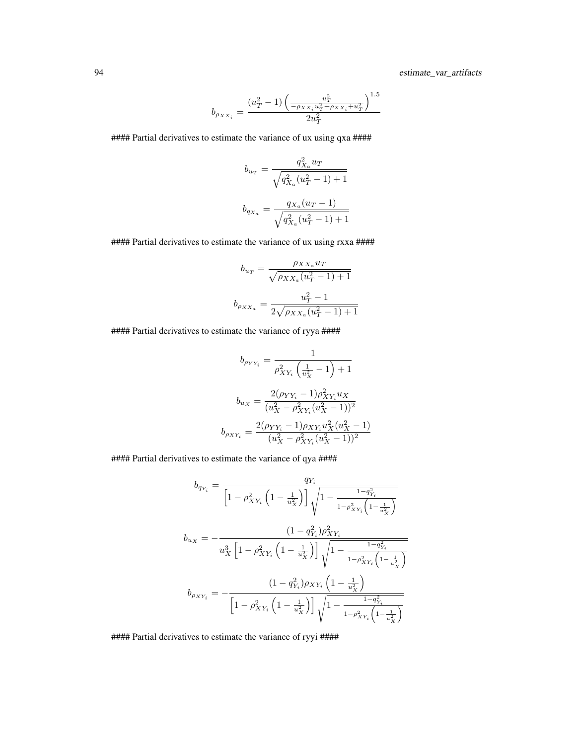$$b_{\rho_{XX_i}} = \frac{(u_T^2 - 1)\left(\frac{u_T^2}{-\rho_{XX_i}u_T^2 + \rho_{XX_i} + u_T^2}\right)^{1.5}}{2u_T^2}$$

#### Partial derivatives to estimate the variance of ux using qxa ####

$$b_{u_T} = \frac{q_{X_a}^2 u_T}{\sqrt{q_{X_a}^2(u_T^2 - 1) + 1}}$$

$$b_{q_{X_a}} = \frac{q_{X_a}(u_T - 1)}{\sqrt{q_{X_a}^2(u_T^2 - 1) + 1}}$$

#### Partial derivatives to estimate the variance of ux using rxxa ####

$$b_{u_T} = \frac{\rho_{XX_a} u_T}{\sqrt{\rho_{XX_a}(u_T^2 - 1) + 1}}$$

$$b_{\rho_{XX_a}} = \frac{u_T^2 - 1}{2\sqrt{\rho_{XX_a}(u_T^2 - 1) + 1}}$$

#### Partial derivatives to estimate the variance of ryya ####

$$b_{\rho_{YY_i}} = \frac{1}{\rho_{XY_i}^2\left(\frac{1}{u_X^2} - 1\right) + 1}$$

$$b_{u_X} = \frac{2(\rho_{YY_i} - 1)\rho_{XY_i}^2 u_X}{(u_X^2 - \rho_{XY_i}^2(u_X^2 - 1))^2}$$

$$b_{\rho_{XY_i}} = \frac{2(\rho_{YY_i} - 1)\rho_{XY_i} u_X^2(u_X^2 - 1)}{(u_X^2 - \rho_{XY_i}^2(u_X^2 - 1))^2}$$

#### Partial derivatives to estimate the variance of qya ####

$$b_{q_{Y_i}} = \frac{q_{Y_i}}{\left[1 - \rho_{XY_i}^2\left(1 - \frac{1}{u_X^2}\right)\right]\sqrt{1 - \frac{1 - q_{Y_i}^2}{1 - \rho_{XY_i}^2\left(1 - \frac{1}{u_X^2}\right)}}}$$

$$b_{u_X} = -\frac{(1 - q_{Y_i}^2)\rho_{XY_i}^2}{u_X^3\left[1 - \rho_{XY_i}^2\left(1 - \frac{1}{u_X^2}\right)\right]\sqrt{1 - \frac{1 - q_{Y_i}^2}{1 - \rho_{XY_i}^2\left(1 - \frac{1}{u_X^2}\right)}}}$$

$$b_{\rho_{XY_i}} = -\frac{(1 - q_{Y_i}^2)\rho_{XY_i}\left(1 - \frac{1}{u_X^2}\right)}{\left[1 - \rho_{XY_i}^2\left(1 - \frac{1}{u_X^2}\right)\right]\sqrt{1 - \frac{1 - q_{Y_i}^2}{1 - \rho_{XY_i}^2\left(1 - \frac{1}{u_X^2}\right)}}}$$

#### Partial derivatives to estimate the variance of ryyi ####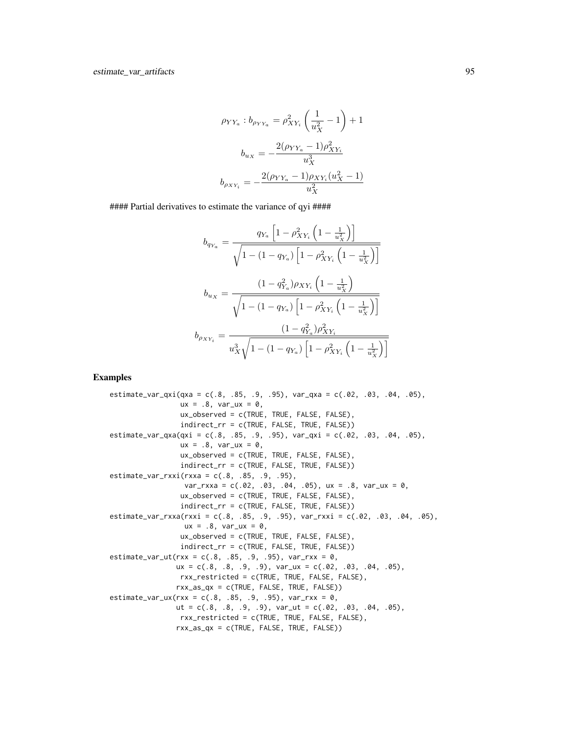$$\rho_{YY_a} : b_{\rho_{YY_a}} = \rho_{XY_i}^2 \left( \frac{1}{u_X^2} - 1 \right) + 1$$

$$b_{u_X} = -\frac{2(\rho_{YY_a} - 1)\rho_{XY_i}^2}{u_X^3}$$

$$b_{\rho_{XY_i}} = -\frac{2(\rho_{YY_a} - 1)\rho_{XY_i}(u_X^2 - 1)}{u_X^2}$$

#### Partial derivatives to estimate the variance of qyi ####

$$b_{q_{Y_a}} = \frac{q_{Y_a}\left[1 - \rho_{XY_i}^2 \left(1 - \frac{1}{u_X^2}\right)\right]}{\sqrt{1 - (1 - q_{Y_a})\left[1 - \rho_{XY_i}^2 \left(1 - \frac{1}{u_X^2}\right)\right]}}$$

$$b_{u_X} = \frac{(1 - q_{Y_a}^2)\rho_{XY_i}\left(1 - \frac{1}{u_X^2}\right)}{\sqrt{1 - (1 - q_{Y_a})\left[1 - \rho_{XY_i}^2 \left(1 - \frac{1}{u_X^2}\right)\right]}}$$

$$b_{\rho_{XY_i}} = \frac{(1 - q_{Y_a}^2)\rho_{XY_i}^2}{u_X^3\sqrt{1 - (1 - q_{Y_a})\left[1 - \rho_{XY_i}^2 \left(1 - \frac{1}{u_X^2}\right)\right]}}$$

## Examples

```
estimate_var_qxi(qxa = c(.8, .85, .9, .95), var_qxa = c(.02, .03, .04, .05),
                 ux = .8, var_ux = 0,
                 ux_observed = c(TRUE, TRUE, FALSE, FALSE),
                 indirect_rr = c(TRUE, FALSE, TRUE, FALSE))
estimate_var_qxa(qxi = c(.8, .85, .9, .95), var_qxi = c(.02, .03, .04, .05),
                 ux = .8, var_ux = 0,
                 ux_observed = c(TRUE, TRUE, FALSE, FALSE),
                 indirect_rr = c(TRUE, FALSE, TRUE, FALSE))
estimate_var_rxxi(rxxa = c(.8, .85, .9, .95),
                  var_rxxa = c(.02, .03, .04, .05), ux = .8, var_ux = 0,
                 ux_observed = c(TRUE, TRUE, FALSE, FALSE),
                 indirect_rr = c(TRUE, FALSE, TRUE, FALSE))
estimate_var_rxxa(rxxi = c(.8, .85, .9, .95), var_rxxi = c(.02, .03, .04, .05),
                  ux = .8, var_ux = 0,
                 ux_observed = c(TRUE, TRUE, FALSE, FALSE),
                 indirect_rr = c(TRUE, FALSE, TRUE, FALSE))
estimate_var_ut(rxx = c(.8, .85, .9, .95), var_rxx = 0,
                ux = c(.8, .8, .9, .9), var_ux = c(.02, .03, .04, .05),
                 rxx_restricted = c(TRUE, TRUE, FALSE, FALSE),
                rxx_as_qx = c(TRUE, FALSE, TRUE, FALSE))
estimate_var_ux(rxx = c(.8, .85, .9, .95), var_rxx = 0,
                ut = c(.8, .8, .9, .9), var_ut = c(.02, .03, .04, .05),
                 rxx_restricted = c(TRUE, TRUE, FALSE, FALSE),
                rxx_as_qx = c(TRUE, FALSE, TRUE, FALSE))
```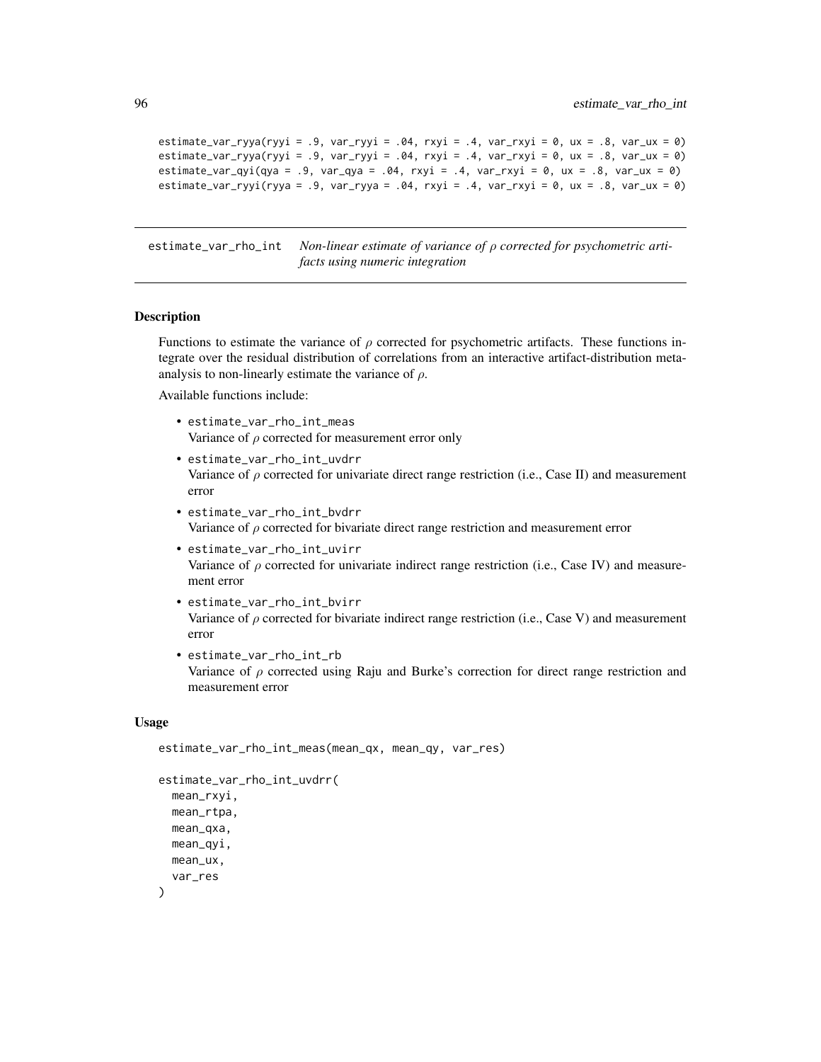```
estimate_var_ryya(ryyi = .9, var_ryyi = .04, rxyi = .4, var_rxyi = 0, ux = .8, var_ux = 0)
estimate_var_ryya(ryyi = .9, var_ryyi = .04, rxyi = .4, var_rxyi = 0, ux = .8, var_ux = 0)
estimate_var_qyi(qya = .9, var_qya = .04, rxyi = .4, var_rxyi = 0, ux = .8, var_ux = 0)
estimate_var_ryyi(ryya = .9, var_ryya = .04, rxyi = .4, var_rxyi = 0, ux = .8, var_ux = 0)
```

## estimate_var_rho_int — *Non-linear estimate of variance of ρ corrected for psychometric artifacts using numeric integration*

### Description

Functions to estimate the variance of $\rho$ corrected for psychometric artifacts. These functions integrate over the residual distribution of correlations from an interactive artifact-distribution meta-analysis to non-linearly estimate the variance of $\rho$.

Available functions include:

- `estimate_var_rho_int_meas`
  Variance of $\rho$ corrected for measurement error only
- `estimate_var_rho_int_uvdrr`
  Variance of $\rho$ corrected for univariate direct range restriction (i.e., Case II) and measurement error
- `estimate_var_rho_int_bvdrr`
  Variance of $\rho$ corrected for bivariate direct range restriction and measurement error
- `estimate_var_rho_int_uvirr`
  Variance of $\rho$ corrected for univariate indirect range restriction (i.e., Case IV) and measurement error
- `estimate_var_rho_int_bvirr`
  Variance of $\rho$ corrected for bivariate indirect range restriction (i.e., Case V) and measurement error
- `estimate_var_rho_int_rb`
  Variance of $\rho$ corrected using Raju and Burke's correction for direct range restriction and measurement error

### Usage

```
estimate_var_rho_int_meas(mean_qx, mean_qy, var_res)

estimate_var_rho_int_uvdrr(
  mean_rxyi,
  mean_rtpa,
  mean_qxa,
  mean_qyi,
  mean_ux,
  var_res
)
```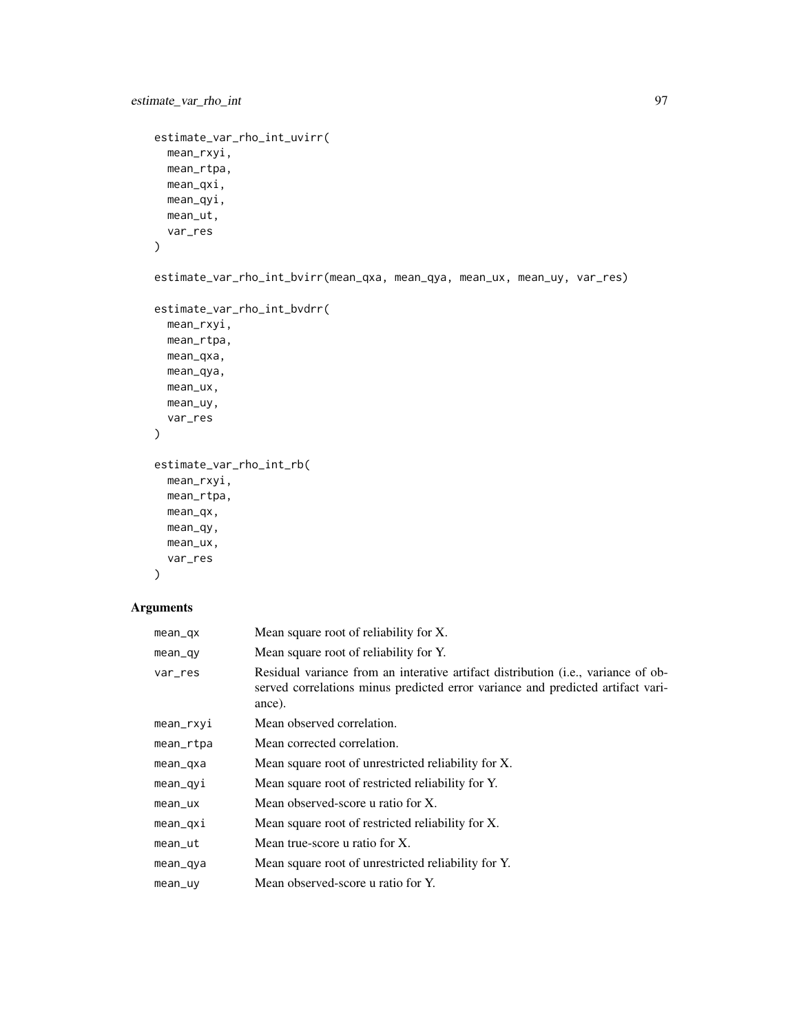```
estimate_var_rho_int_uvirr(
  mean_rxyi,
  mean_rtpa,
  mean_qxi,
  mean_qyi,
  mean_ut,
  var_res
)

estimate_var_rho_int_bvirr(mean_qxa, mean_qya, mean_ux, mean_uy, var_res)

estimate_var_rho_int_bvdrr(
  mean_rxyi,
  mean_rtpa,
  mean_qxa,
  mean_qya,
  mean_ux,
  mean_uy,
  var_res
)

estimate_var_rho_int_rb(
  mean_rxyi,
  mean_rtpa,
  mean_qx,
  mean_qy,
  mean_ux,
  var_res
)
```

## Arguments

| | |
|---|---|
| mean_qx | Mean square root of reliability for X. |
| mean_qy | Mean square root of reliability for Y. |
| var_res | Residual variance from an interative artifact distribution (i.e., variance of observed correlations minus predicted error variance and predicted artifact variance). |
| mean_rxyi | Mean observed correlation. |
| mean_rtpa | Mean corrected correlation. |
| mean_qxa | Mean square root of unrestricted reliability for X. |
| mean_qyi | Mean square root of restricted reliability for Y. |
| mean_ux | Mean observed-score u ratio for X. |
| mean_qxi | Mean square root of restricted reliability for X. |
| mean_ut | Mean true-score u ratio for X. |
| mean_qya | Mean square root of unrestricted reliability for Y. |
| mean_uy | Mean observed-score u ratio for Y. |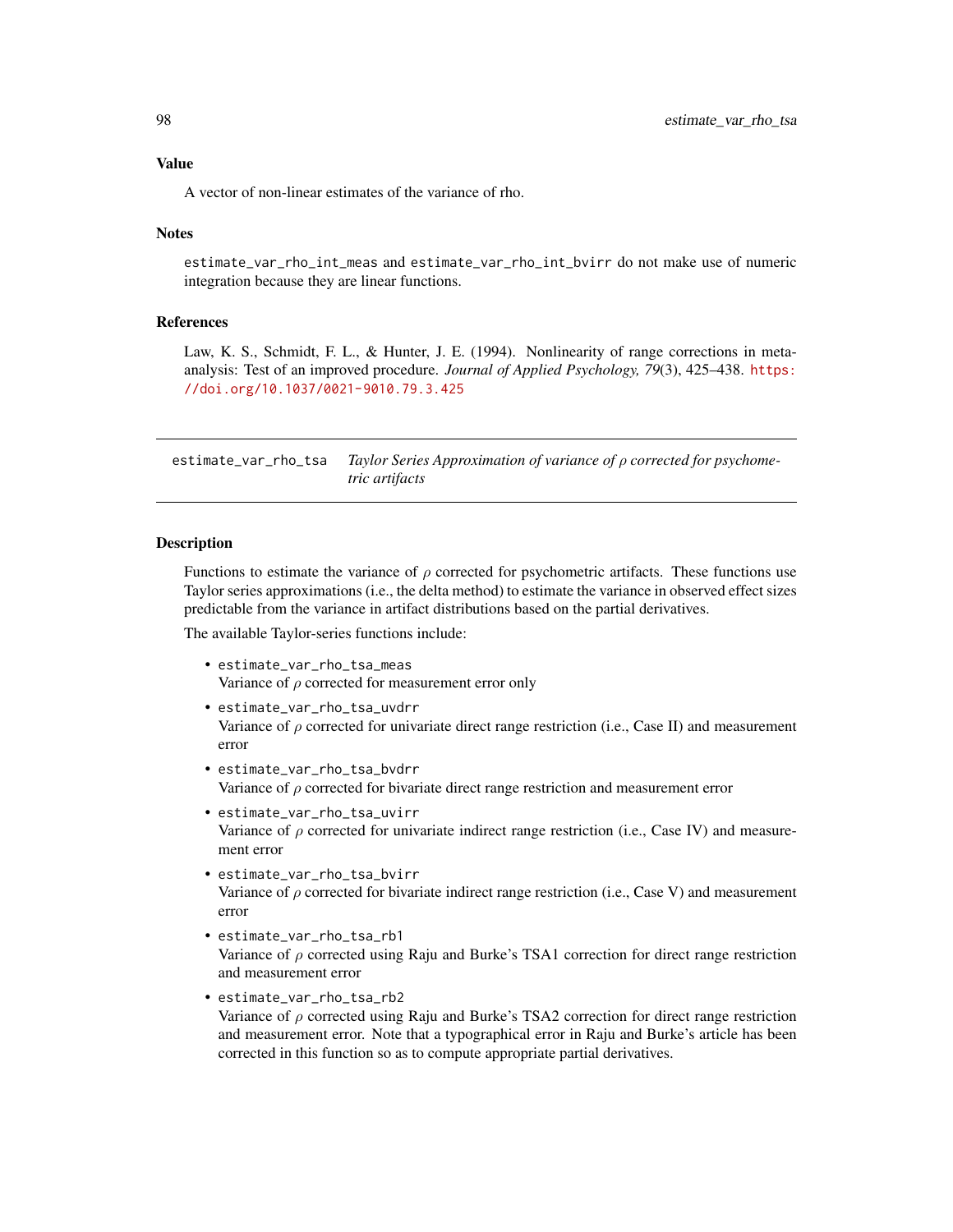## Value

A vector of non-linear estimates of the variance of rho.

## Notes

`estimate_var_rho_int_meas` and `estimate_var_rho_int_bvirr` do not make use of numeric integration because they are linear functions.

## References

Law, K. S., Schmidt, F. L., & Hunter, J. E. (1994). Nonlinearity of range corrections in meta-analysis: Test of an improved procedure. *Journal of Applied Psychology, 79*(3), 425–438. https://doi.org/10.1037/0021-9010.79.3.425

---

# estimate_var_rho_tsa — *Taylor Series Approximation of variance of $\rho$ corrected for psychometric artifacts*

---

## Description

Functions to estimate the variance of $\rho$ corrected for psychometric artifacts. These functions use Taylor series approximations (i.e., the delta method) to estimate the variance in observed effect sizes predictable from the variance in artifact distributions based on the partial derivatives.

The available Taylor-series functions include:

- `estimate_var_rho_tsa_meas`
  Variance of $\rho$ corrected for measurement error only
- `estimate_var_rho_tsa_uvdrr`
  Variance of $\rho$ corrected for univariate direct range restriction (i.e., Case II) and measurement error
- `estimate_var_rho_tsa_bvdrr`
  Variance of $\rho$ corrected for bivariate direct range restriction and measurement error
- `estimate_var_rho_tsa_uvirr`
  Variance of $\rho$ corrected for univariate indirect range restriction (i.e., Case IV) and measurement error
- `estimate_var_rho_tsa_bvirr`
  Variance of $\rho$ corrected for bivariate indirect range restriction (i.e., Case V) and measurement error
- `estimate_var_rho_tsa_rb1`
  Variance of $\rho$ corrected using Raju and Burke's TSA1 correction for direct range restriction and measurement error
- `estimate_var_rho_tsa_rb2`
  Variance of $\rho$ corrected using Raju and Burke's TSA2 correction for direct range restriction and measurement error. Note that a typographical error in Raju and Burke's article has been corrected in this function so as to compute appropriate partial derivatives.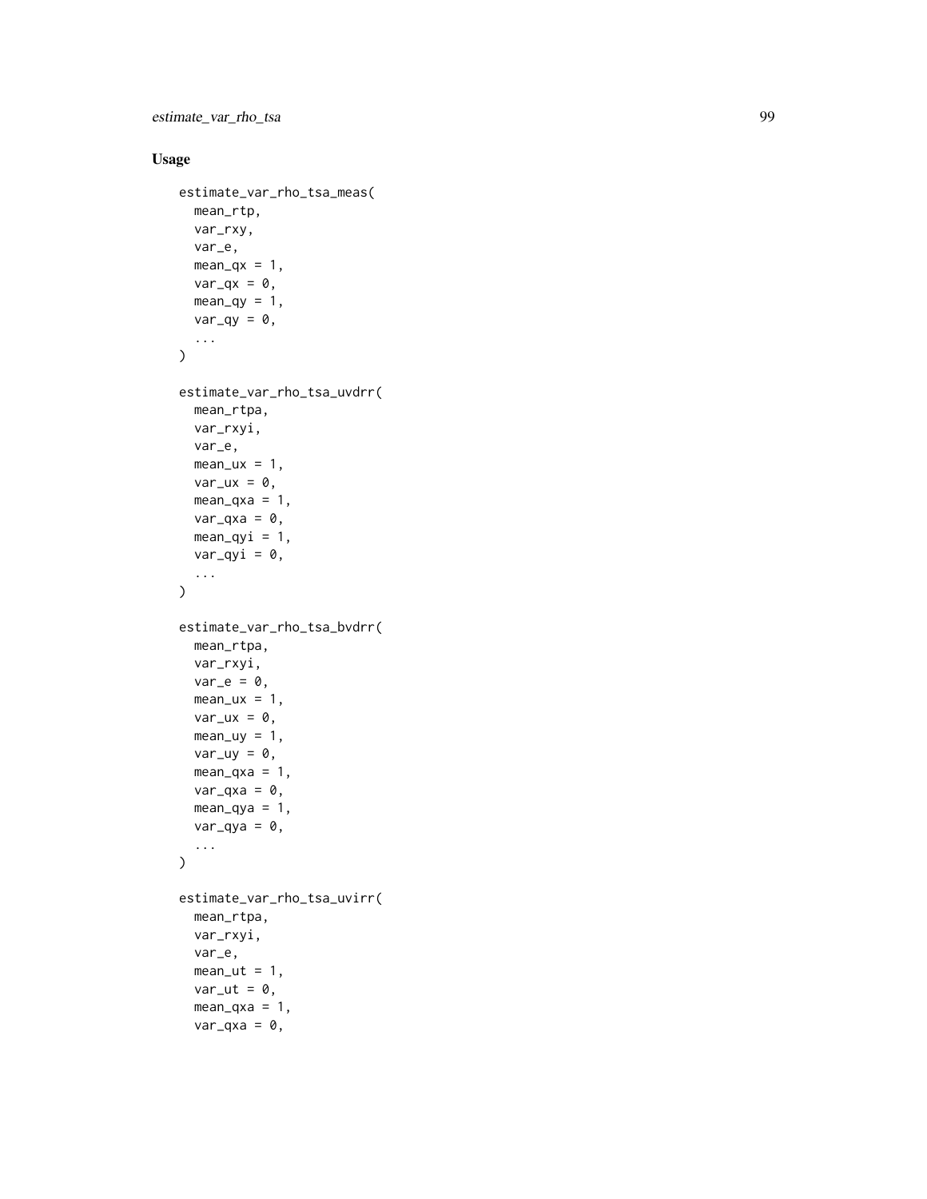## Usage

```
estimate_var_rho_tsa_meas(
  mean_rtp,
  var_rxy,
  var_e,
  mean_qx = 1,
  var_qx = 0,
  mean_qy = 1,
  var_qy = 0,
  ...
)

estimate_var_rho_tsa_uvdrr(
  mean_rtpa,
  var_rxyi,
  var_e,
  mean_ux = 1,
  var_ux = 0,
  mean_qxa = 1,
  var_qxa = 0,
  mean_qyi = 1,
  var_qyi = 0,
  ...
)

estimate_var_rho_tsa_bvdrr(
  mean_rtpa,
  var_rxyi,
  var_e = 0,
  mean_ux = 1,
  var_ux = 0,
  mean_uy = 1,
  var_uy = 0,
  mean_qxa = 1,
  var_qxa = 0,
  mean_qya = 1,
  var_qya = 0,
  ...
)

estimate_var_rho_tsa_uvirr(
  mean_rtpa,
  var_rxyi,
  var_e,
  mean_ut = 1,
  var_ut = 0,
  mean_qxa = 1,
  var_qxa = 0,
```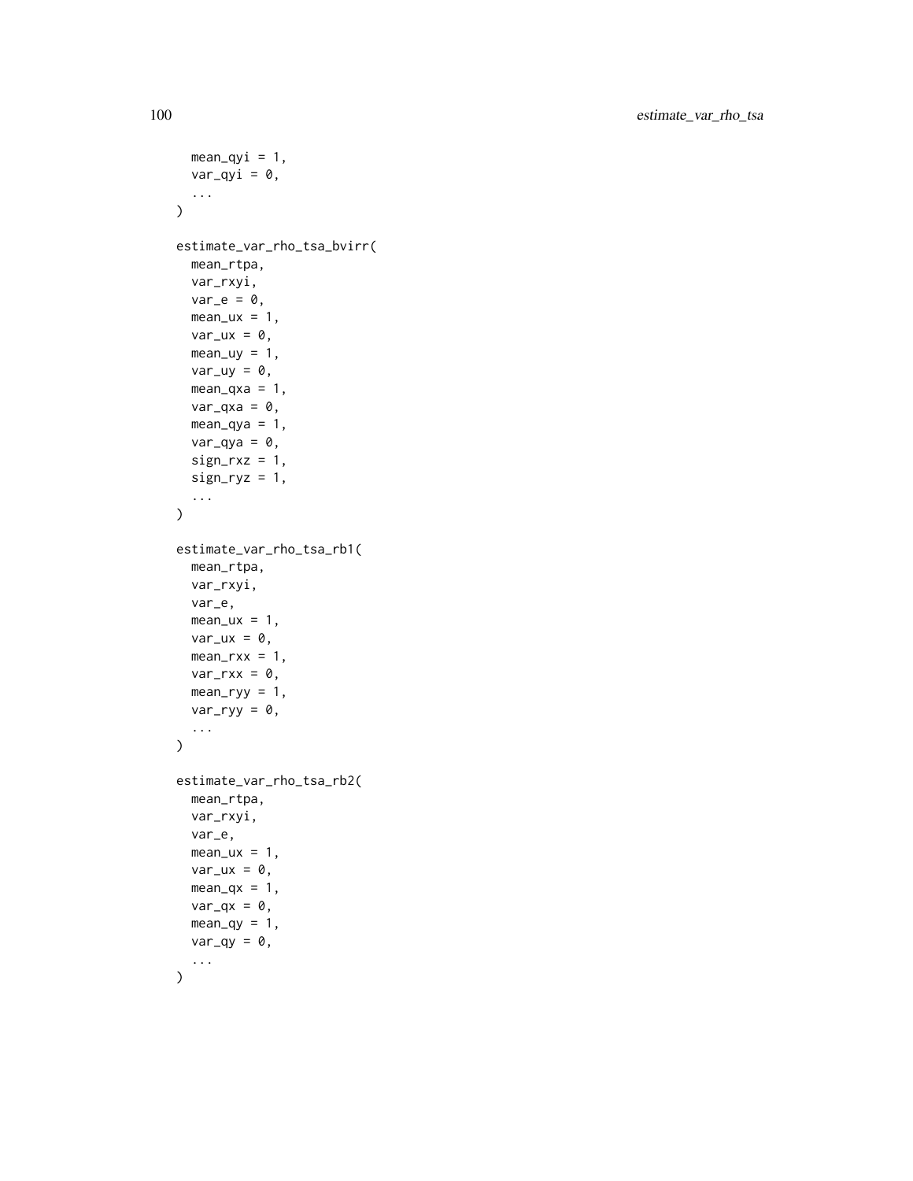```
  mean_qyi = 1,
  var_qyi = 0,
  ...
)

estimate_var_rho_tsa_bvirr(
  mean_rtpa,
  var_rxyi,
  var_e = 0,
  mean_ux = 1,
  var_ux = 0,
  mean_uy = 1,
  var_uy = 0,
  mean_qxa = 1,
  var_qxa = 0,
  mean_qya = 1,
  var_qya = 0,
  sign_rxz = 1,
  sign_ryz = 1,
  ...
)

estimate_var_rho_tsa_rb1(
  mean_rtpa,
  var_rxyi,
  var_e,
  mean_ux = 1,
  var_ux = 0,
  mean_rxx = 1,
  var_rxx = 0,
  mean_ryy = 1,
  var_ryy = 0,
  ...
)

estimate_var_rho_tsa_rb2(
  mean_rtpa,
  var_rxyi,
  var_e,
  mean_ux = 1,
  var_ux = 0,
  mean_qx = 1,
  var_qx = 0,
  mean_qy = 1,
  var_qy = 0,
  ...
)
```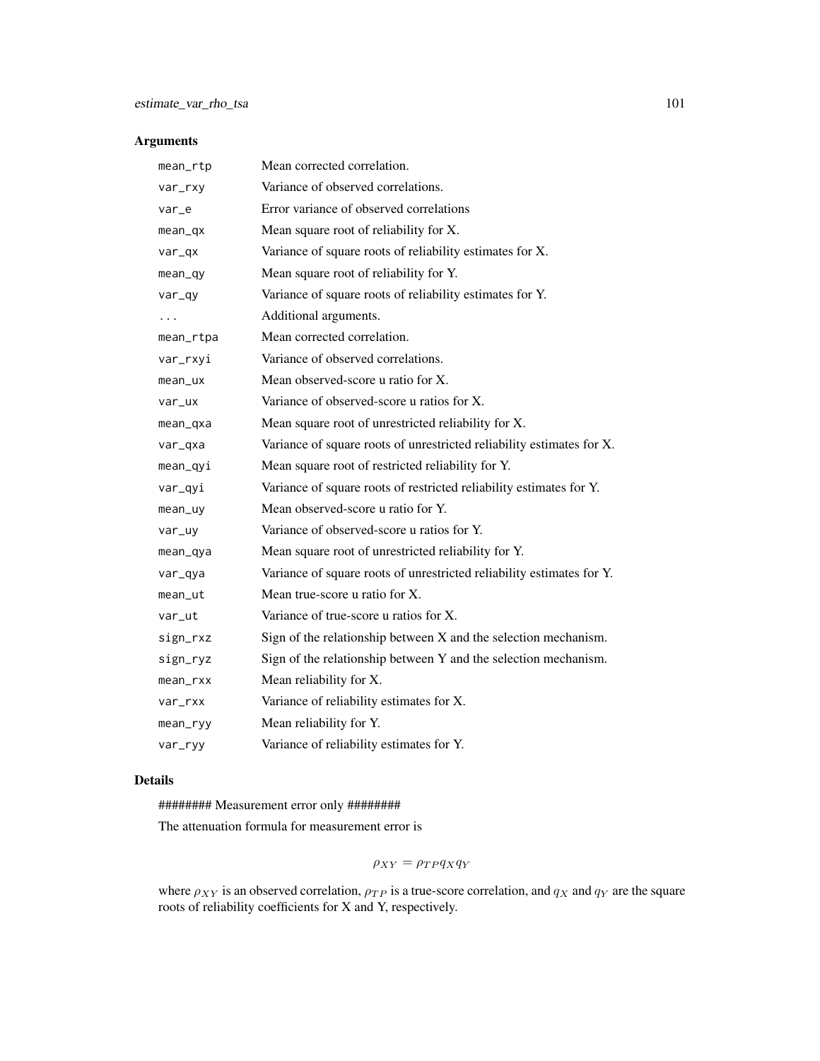## Arguments

| | |
|---|---|
| mean_rtp | Mean corrected correlation. |
| var_rxy | Variance of observed correlations. |
| var_e | Error variance of observed correlations |
| mean_qx | Mean square root of reliability for X. |
| var_qx | Variance of square roots of reliability estimates for X. |
| mean_qy | Mean square root of reliability for Y. |
| var_qy | Variance of square roots of reliability estimates for Y. |
| ... | Additional arguments. |
| mean_rtpa | Mean corrected correlation. |
| var_rxyi | Variance of observed correlations. |
| mean_ux | Mean observed-score u ratio for X. |
| var_ux | Variance of observed-score u ratios for X. |
| mean_qxa | Mean square root of unrestricted reliability for X. |
| var_qxa | Variance of square roots of unrestricted reliability estimates for X. |
| mean_qyi | Mean square root of restricted reliability for Y. |
| var_qyi | Variance of square roots of restricted reliability estimates for Y. |
| mean_uy | Mean observed-score u ratio for Y. |
| var_uy | Variance of observed-score u ratios for Y. |
| mean_qya | Mean square root of unrestricted reliability for Y. |
| var_qya | Variance of square roots of unrestricted reliability estimates for Y. |
| mean_ut | Mean true-score u ratio for X. |
| var_ut | Variance of true-score u ratios for X. |
| sign_rxz | Sign of the relationship between X and the selection mechanism. |
| sign_ryz | Sign of the relationship between Y and the selection mechanism. |
| mean_rxx | Mean reliability for X. |
| var_rxx | Variance of reliability estimates for X. |
| mean_ryy | Mean reliability for Y. |
| var_ryy | Variance of reliability estimates for Y. |

## Details

######## Measurement error only ########

The attenuation formula for measurement error is

$$\rho_{XY} = \rho_{TP} q_X q_Y$$

where $\rho_{XY}$ is an observed correlation, $\rho_{TP}$ is a true-score correlation, and $q_X$ and $q_Y$ are the square roots of reliability coefficients for X and Y, respectively.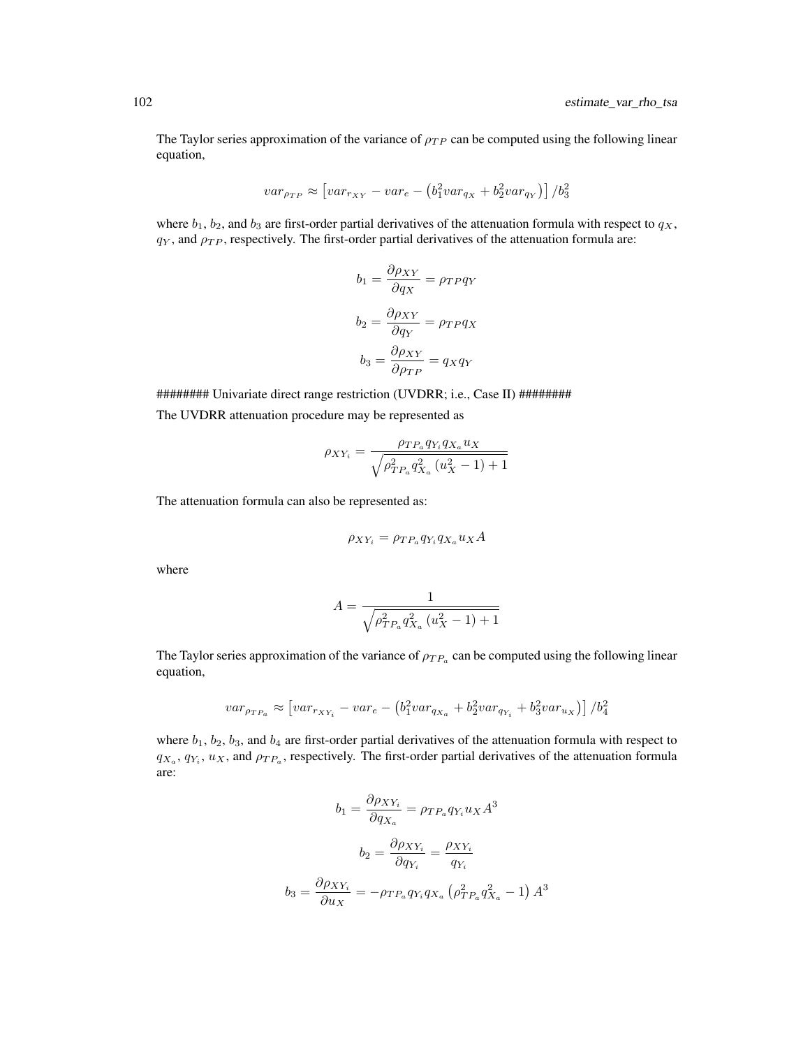The Taylor series approximation of the variance of $\rho_{TP}$ can be computed using the following linear equation,

$$var_{\rho_{TP}} \approx \left[var_{r_{XY}} - var_e - \left(b_1^2 var_{q_X} + b_2^2 var_{q_Y}\right)\right] / b_3^2$$

where $b_1$, $b_2$, and $b_3$ are first-order partial derivatives of the attenuation formula with respect to $q_X$, $q_Y$, and $\rho_{TP}$, respectively. The first-order partial derivatives of the attenuation formula are:

$$b_1 = \frac{\partial \rho_{XY}}{\partial q_X} = \rho_{TP} q_Y$$

$$b_2 = \frac{\partial \rho_{XY}}{\partial q_Y} = \rho_{TP} q_X$$

$$b_3 = \frac{\partial \rho_{XY}}{\partial \rho_{TP}} = q_X q_Y$$

######## Univariate direct range restriction (UVDRR; i.e., Case II) ########

The UVDRR attenuation procedure may be represented as

$$\rho_{XY_i} = \frac{\rho_{TP_a} q_{Y_i} q_{X_a} u_X}{\sqrt{\rho_{TP_a}^2 q_{X_a}^2 \left(u_X^2 - 1\right) + 1}}$$

The attenuation formula can also be represented as:

$$\rho_{XY_i} = \rho_{TP_a} q_{Y_i} q_{X_a} u_X A$$

where

$$A = \frac{1}{\sqrt{\rho_{TP_a}^2 q_{X_a}^2 \left(u_X^2 - 1\right) + 1}}$$

The Taylor series approximation of the variance of $\rho_{TP_a}$ can be computed using the following linear equation,

$$var_{\rho_{TP_a}} \approx \left[var_{r_{XY_i}} - var_e - \left(b_1^2 var_{q_{X_a}} + b_2^2 var_{q_{Y_i}} + b_3^2 var_{u_X}\right)\right] / b_4^2$$

where $b_1$, $b_2$, $b_3$, and $b_4$ are first-order partial derivatives of the attenuation formula with respect to $q_{X_a}$, $q_{Y_i}$, $u_X$, and $\rho_{TP_a}$, respectively. The first-order partial derivatives of the attenuation formula are:

$$b_1 = \frac{\partial \rho_{XY_i}}{\partial q_{X_a}} = \rho_{TP_a} q_{Y_i} u_X A^3$$

$$b_2 = \frac{\partial \rho_{XY_i}}{\partial q_{Y_i}} = \frac{\rho_{XY_i}}{q_{Y_i}}$$

$$b_3 = \frac{\partial \rho_{XY_i}}{\partial u_X} = -\rho_{TP_a} q_{Y_i} q_{X_a} \left(\rho_{TP_a}^2 q_{X_a}^2 - 1\right) A^3$$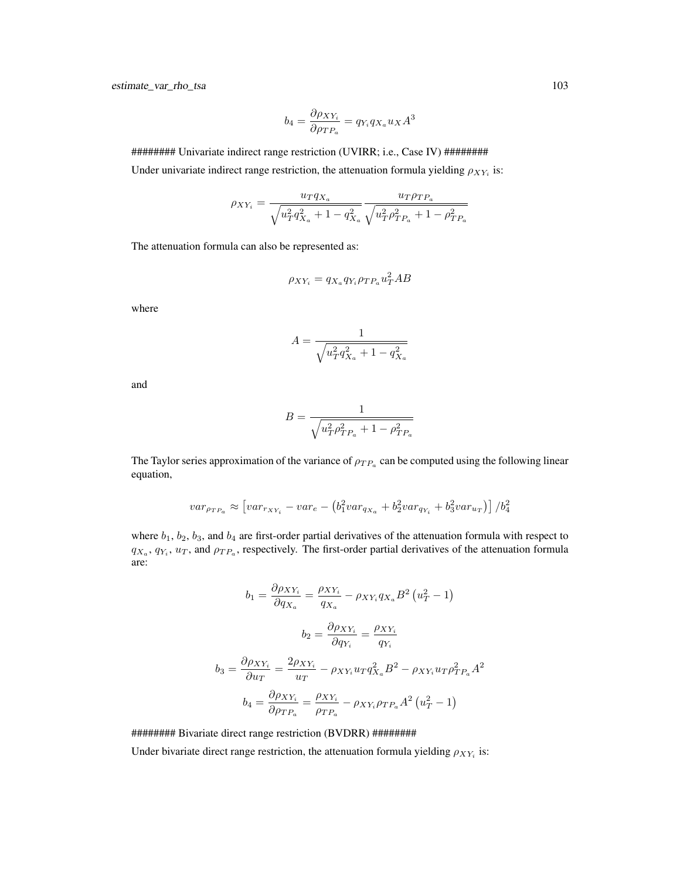$$b_4 = \frac{\partial \rho_{XY_i}}{\partial \rho_{TP_a}} = q_{Y_i} q_{X_a} u_X A^3$$

######## Univariate indirect range restriction (UVIRR; i.e., Case IV) ########

Under univariate indirect range restriction, the attenuation formula yielding $\rho_{XY_i}$ is:

$$\rho_{XY_i} = \frac{u_T q_{X_a}}{\sqrt{u_T^2 q_{X_a}^2 + 1 - q_{X_a}^2}} \frac{u_T \rho_{TP_a}}{\sqrt{u_T^2 \rho_{TP_a}^2 + 1 - \rho_{TP_a}^2}}$$

The attenuation formula can also be represented as:

$$\rho_{XY_i} = q_{X_a} q_{Y_i} \rho_{TP_a} u_T^2 AB$$

where

$$A = \frac{1}{\sqrt{u_T^2 q_{X_a}^2 + 1 - q_{X_a}^2}}$$

and

$$B = \frac{1}{\sqrt{u_T^2 \rho_{TP_a}^2 + 1 - \rho_{TP_a}^2}}$$

The Taylor series approximation of the variance of $\rho_{TP_a}$ can be computed using the following linear equation,

$$var_{\rho_{TP_a}} \approx \left[ var_{r_{XY_i}} - var_e - \left( b_1^2 var_{q_{X_a}} + b_2^2 var_{q_{Y_i}} + b_3^2 var_{u_T} \right) \right] / b_4^2$$

where $b_1$, $b_2$, $b_3$, and $b_4$ are first-order partial derivatives of the attenuation formula with respect to $q_{X_a}$, $q_{Y_i}$, $u_T$, and $\rho_{TP_a}$, respectively. The first-order partial derivatives of the attenuation formula are:

$$b_1 = \frac{\partial \rho_{XY_i}}{\partial q_{X_a}} = \frac{\rho_{XY_i}}{q_{X_a}} - \rho_{XY_i} q_{X_a} B^2 \left( u_T^2 - 1 \right)$$

$$b_2 = \frac{\partial \rho_{XY_i}}{\partial q_{Y_i}} = \frac{\rho_{XY_i}}{q_{Y_i}}$$

$$b_3 = \frac{\partial \rho_{XY_i}}{\partial u_T} = \frac{2\rho_{XY_i}}{u_T} - \rho_{XY_i} u_T q_{X_a}^2 B^2 - \rho_{XY_i} u_T \rho_{TP_a}^2 A^2$$

$$b_4 = \frac{\partial \rho_{XY_i}}{\partial \rho_{TP_a}} = \frac{\rho_{XY_i}}{\rho_{TP_a}} - \rho_{XY_i} \rho_{TP_a} A^2 \left( u_T^2 - 1 \right)$$

######## Bivariate direct range restriction (BVDRR) ########

Under bivariate direct range restriction, the attenuation formula yielding $\rho_{XY_i}$ is: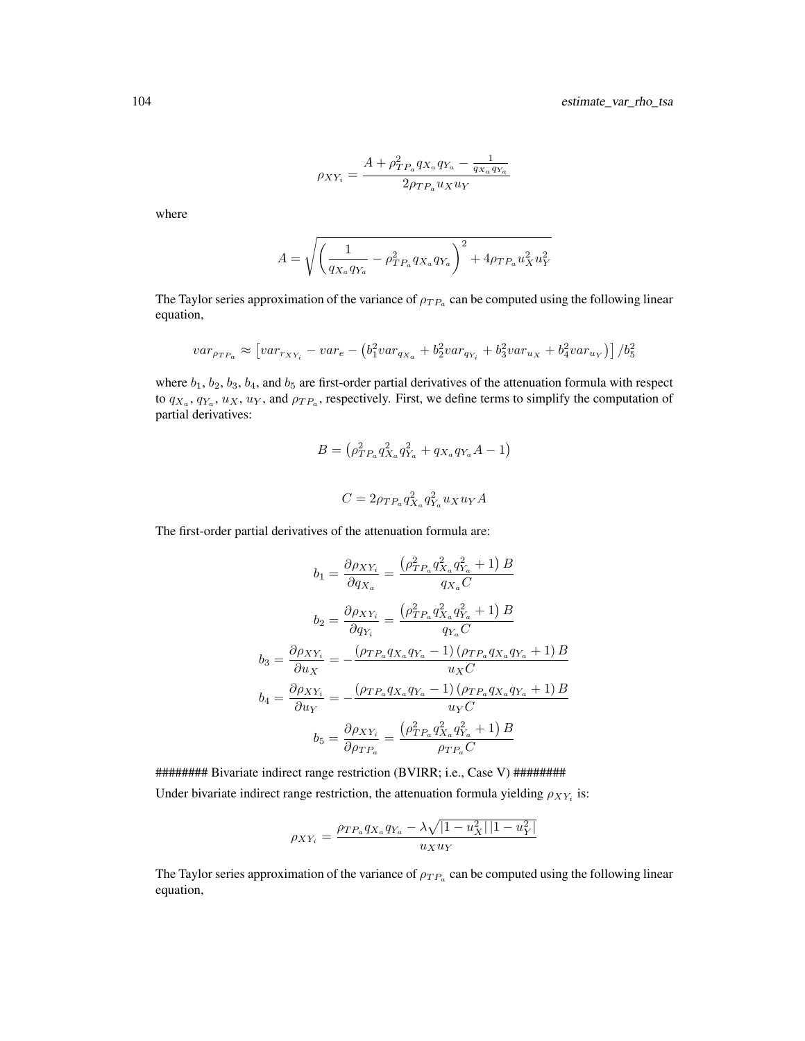$$\rho_{XY_i} = \frac{A + \rho_{TP_a}^2 q_{X_a} q_{Y_a} - \frac{1}{q_{X_a} q_{Y_a}}}{2\rho_{TP_a} u_X u_Y}$$

where

$$A = \sqrt{\left(\frac{1}{q_{X_a} q_{Y_a}} - \rho_{TP_a}^2 q_{X_a} q_{Y_a}\right)^2 + 4\rho_{TP_a} u_X^2 u_Y^2}$$

The Taylor series approximation of the variance of $\rho_{TP_a}$ can be computed using the following linear equation,

$$var_{\rho_{TP_a}} \approx \left[var_{r_{XY_i}} - var_e - \left(b_1^2 var_{q_{X_a}} + b_2^2 var_{q_{Y_i}} + b_3^2 var_{u_X} + b_4^2 var_{u_Y}\right)\right] / b_5^2$$

where $b_1$, $b_2$, $b_3$, $b_4$, and $b_5$ are first-order partial derivatives of the attenuation formula with respect to $q_{X_a}$, $q_{Y_a}$, $u_X$, $u_Y$, and $\rho_{TP_a}$, respectively. First, we define terms to simplify the computation of partial derivatives:

$$B = \left(\rho_{TP_a}^2 q_{X_a}^2 q_{Y_a}^2 + q_{X_a} q_{Y_a} A - 1\right)$$

$$C = 2\rho_{TP_a} q_{X_a}^2 q_{Y_a}^2 u_X u_Y A$$

The first-order partial derivatives of the attenuation formula are:

$$b_1 = \frac{\partial \rho_{XY_i}}{\partial q_{X_a}} = \frac{\left(\rho_{TP_a}^2 q_{X_a}^2 q_{Y_a}^2 + 1\right) B}{q_{X_a} C}$$

$$b_2 = \frac{\partial \rho_{XY_i}}{\partial q_{Y_i}} = \frac{\left(\rho_{TP_a}^2 q_{X_a}^2 q_{Y_a}^2 + 1\right) B}{q_{Y_a} C}$$

$$b_3 = \frac{\partial \rho_{XY_i}}{\partial u_X} = -\frac{\left(\rho_{TP_a} q_{X_a} q_{Y_a} - 1\right)\left(\rho_{TP_a} q_{X_a} q_{Y_a} + 1\right) B}{u_X C}$$

$$b_4 = \frac{\partial \rho_{XY_i}}{\partial u_Y} = -\frac{\left(\rho_{TP_a} q_{X_a} q_{Y_a} - 1\right)\left(\rho_{TP_a} q_{X_a} q_{Y_a} + 1\right) B}{u_Y C}$$

$$b_5 = \frac{\partial \rho_{XY_i}}{\partial \rho_{TP_a}} = \frac{\left(\rho_{TP_a}^2 q_{X_a}^2 q_{Y_a}^2 + 1\right) B}{\rho_{TP_a} C}$$

######## Bivariate indirect range restriction (BVIRR; i.e., Case V) ########

Under bivariate indirect range restriction, the attenuation formula yielding $\rho_{XY_i}$ is:

$$\rho_{XY_i} = \frac{\rho_{TP_a} q_{X_a} q_{Y_a} - \lambda\sqrt{\left|1 - u_X^2\right|\left|1 - u_Y^2\right|}}{u_X u_Y}$$

The Taylor series approximation of the variance of $\rho_{TP_a}$ can be computed using the following linear equation,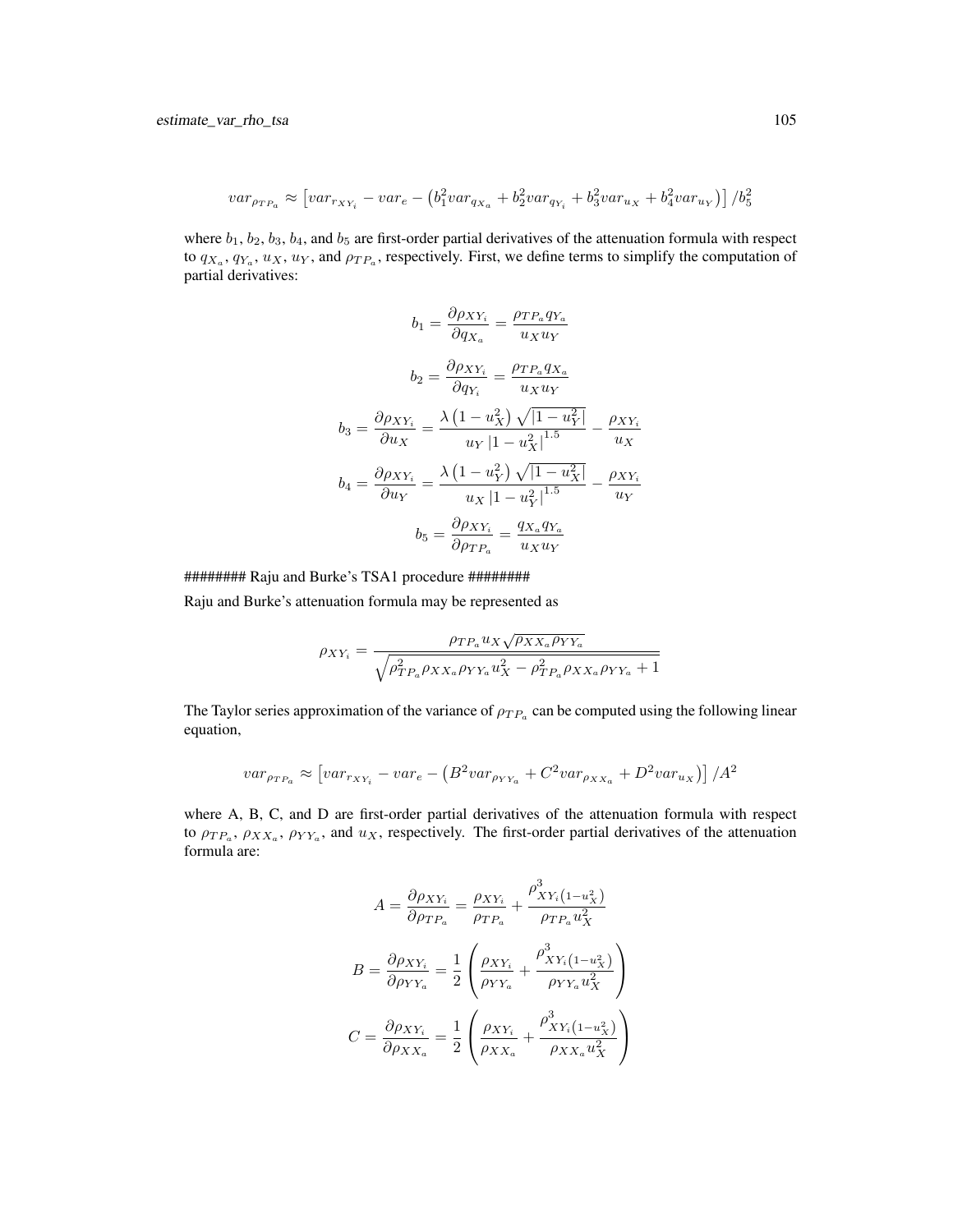$$var_{\rho_{TP_a}} \approx \left[var_{r_{XY_i}} - var_e - \left(b_1^2 var_{q_{X_a}} + b_2^2 var_{q_{Y_i}} + b_3^2 var_{u_X} + b_4^2 var_{u_Y}\right)\right]/b_5^2$$

where $b_1$, $b_2$, $b_3$, $b_4$, and $b_5$ are first-order partial derivatives of the attenuation formula with respect to $q_{X_a}$, $q_{Y_a}$, $u_X$, $u_Y$, and $\rho_{TP_a}$, respectively. First, we define terms to simplify the computation of partial derivatives:

$$b_1 = \frac{\partial \rho_{XY_i}}{\partial q_{X_a}} = \frac{\rho_{TP_a} q_{Y_a}}{u_X u_Y}$$

$$b_2 = \frac{\partial \rho_{XY_i}}{\partial q_{Y_i}} = \frac{\rho_{TP_a} q_{X_a}}{u_X u_Y}$$

$$b_3 = \frac{\partial \rho_{XY_i}}{\partial u_X} = \frac{\lambda\left(1-u_X^2\right)\sqrt{\left|1-u_Y^2\right|}}{u_Y\left|1-u_X^2\right|^{1.5}} - \frac{\rho_{XY_i}}{u_X}$$

$$b_4 = \frac{\partial \rho_{XY_i}}{\partial u_Y} = \frac{\lambda\left(1-u_Y^2\right)\sqrt{\left|1-u_X^2\right|}}{u_X\left|1-u_Y^2\right|^{1.5}} - \frac{\rho_{XY_i}}{u_Y}$$

$$b_5 = \frac{\partial \rho_{XY_i}}{\partial \rho_{TP_a}} = \frac{q_{X_a} q_{Y_a}}{u_X u_Y}$$

######## Raju and Burke's TSA1 procedure ########

Raju and Burke's attenuation formula may be represented as

$$\rho_{XY_i} = \frac{\rho_{TP_a} u_X \sqrt{\rho_{XX_a}\rho_{YY_a}}}{\sqrt{\rho_{TP_a}^2 \rho_{XX_a}\rho_{YY_a} u_X^2 - \rho_{TP_a}^2 \rho_{XX_a}\rho_{YY_a} + 1}}$$

The Taylor series approximation of the variance of $\rho_{TP_a}$ can be computed using the following linear equation,

$$var_{\rho_{TP_a}} \approx \left[var_{r_{XY_i}} - var_e - \left(B^2 var_{\rho_{YY_a}} + C^2 var_{\rho_{XX_a}} + D^2 var_{u_X}\right)\right]/A^2$$

where A, B, C, and D are first-order partial derivatives of the attenuation formula with respect to $\rho_{TP_a}$, $\rho_{XX_a}$, $\rho_{YY_a}$, and $u_X$, respectively. The first-order partial derivatives of the attenuation formula are:

$$A = \frac{\partial \rho_{XY_i}}{\partial \rho_{TP_a}} = \frac{\rho_{XY_i}}{\rho_{TP_a}} + \frac{\rho^3_{XY_i\left(1-u_X^2\right)}}{\rho_{TP_a} u_X^2}$$

$$B = \frac{\partial \rho_{XY_i}}{\partial \rho_{YY_a}} = \frac{1}{2}\left(\frac{\rho_{XY_i}}{\rho_{YY_a}} + \frac{\rho^3_{XY_i\left(1-u_X^2\right)}}{\rho_{YY_a} u_X^2}\right)$$

$$C = \frac{\partial \rho_{XY_i}}{\partial \rho_{XX_a}} = \frac{1}{2}\left(\frac{\rho_{XY_i}}{\rho_{XX_a}} + \frac{\rho^3_{XY_i\left(1-u_X^2\right)}}{\rho_{XX_a} u_X^2}\right)$$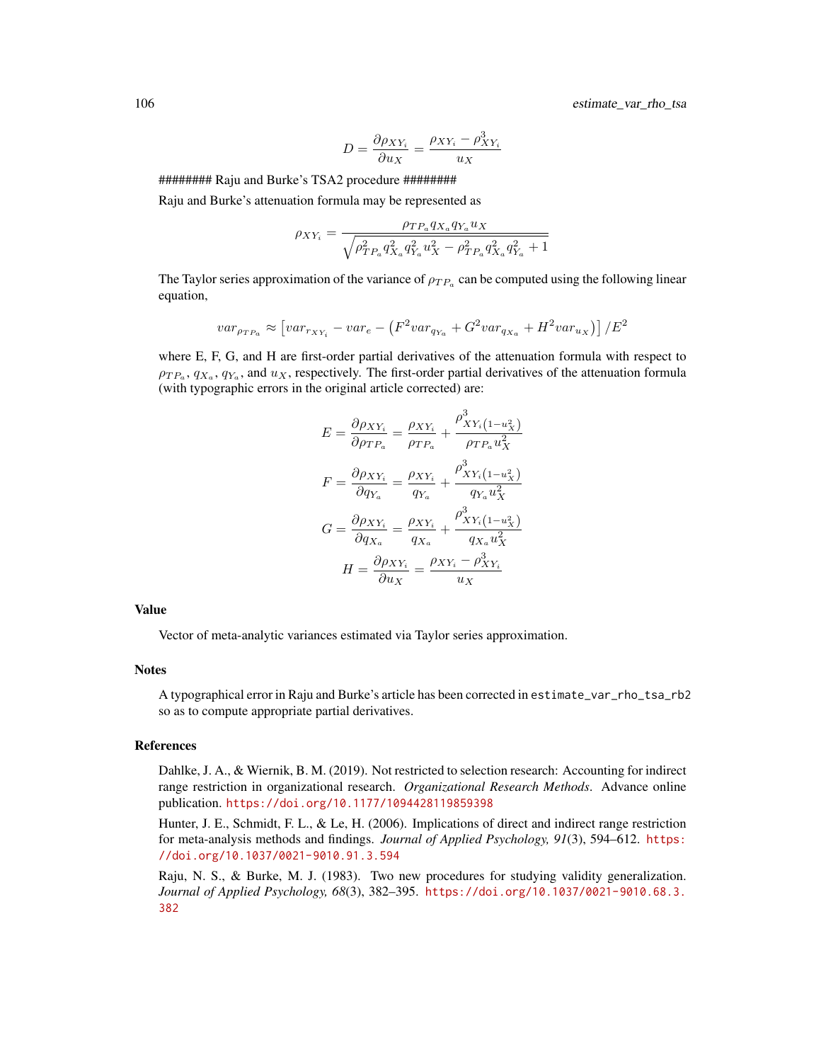$$D = \frac{\partial \rho_{XY_i}}{\partial u_X} = \frac{\rho_{XY_i} - \rho_{XY_i}^3}{u_X}$$

######## Raju and Burke's TSA2 procedure ########

Raju and Burke's attenuation formula may be represented as

$$\rho_{XY_i} = \frac{\rho_{TP_a} q_{X_a} q_{Y_a} u_X}{\sqrt{\rho_{TP_a}^2 q_{X_a}^2 q_{Y_a}^2 u_X^2 - \rho_{TP_a}^2 q_{X_a}^2 q_{Y_a}^2 + 1}}$$

The Taylor series approximation of the variance of $\rho_{TP_a}$ can be computed using the following linear equation,

$$var_{\rho_{TP_a}} \approx \left[ var_{r_{XY_i}} - var_e - \left( F^2 var_{q_{Y_a}} + G^2 var_{q_{X_a}} + H^2 var_{u_X} \right) \right] / E^2$$

where E, F, G, and H are first-order partial derivatives of the attenuation formula with respect to $\rho_{TP_a}$, $q_{X_a}$, $q_{Y_a}$, and $u_X$, respectively. The first-order partial derivatives of the attenuation formula (with typographic errors in the original article corrected) are:

$$E = \frac{\partial \rho_{XY_i}}{\partial \rho_{TP_a}} = \frac{\rho_{XY_i}}{\rho_{TP_a}} + \frac{\rho_{XY_i(1-u_X^2)}^3}{\rho_{TP_a} u_X^2}$$

$$F = \frac{\partial \rho_{XY_i}}{\partial q_{Y_a}} = \frac{\rho_{XY_i}}{q_{Y_a}} + \frac{\rho_{XY_i(1-u_X^2)}^3}{q_{Y_a} u_X^2}$$

$$G = \frac{\partial \rho_{XY_i}}{\partial q_{X_a}} = \frac{\rho_{XY_i}}{q_{X_a}} + \frac{\rho_{XY_i(1-u_X^2)}^3}{q_{X_a} u_X^2}$$

$$H = \frac{\partial \rho_{XY_i}}{\partial u_X} = \frac{\rho_{XY_i} - \rho_{XY_i}^3}{u_X}$$

## Value

Vector of meta-analytic variances estimated via Taylor series approximation.

## Notes

A typographical error in Raju and Burke's article has been corrected in `estimate_var_rho_tsa_rb2` so as to compute appropriate partial derivatives.

## References

Dahlke, J. A., & Wiernik, B. M. (2019). Not restricted to selection research: Accounting for indirect range restriction in organizational research. *Organizational Research Methods*. Advance online publication. https://doi.org/10.1177/1094428119859398

Hunter, J. E., Schmidt, F. L., & Le, H. (2006). Implications of direct and indirect range restriction for meta-analysis methods and findings. *Journal of Applied Psychology, 91*(3), 594–612. https://doi.org/10.1037/0021-9010.91.3.594

Raju, N. S., & Burke, M. J. (1983). Two new procedures for studying validity generalization. *Journal of Applied Psychology, 68*(3), 382–395. https://doi.org/10.1037/0021-9010.68.3.382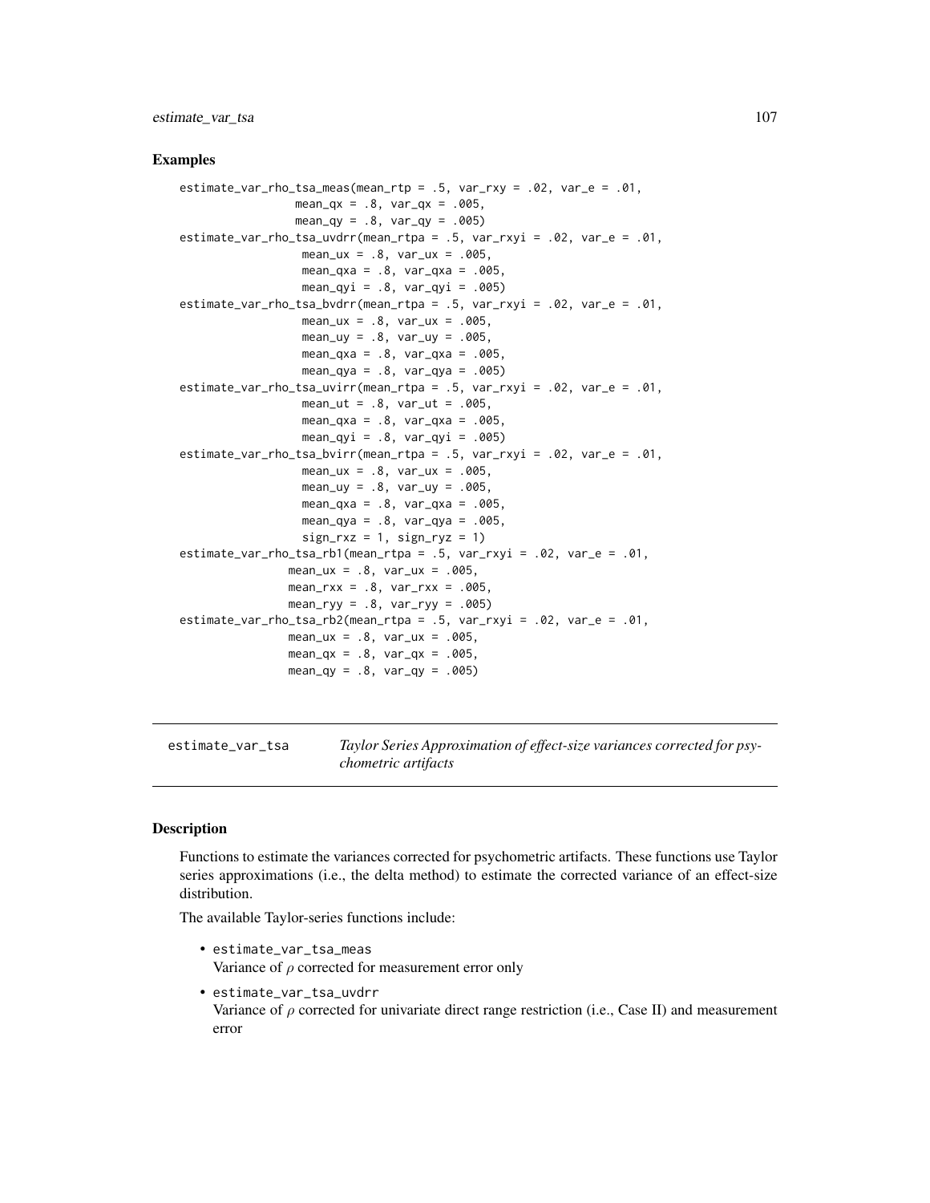## Examples

```
estimate_var_rho_tsa_meas(mean_rtp = .5, var_rxy = .02, var_e = .01,
                 mean_qx = .8, var_qx = .005,
                 mean_qy = .8, var_qy = .005)
estimate_var_rho_tsa_uvdrr(mean_rtpa = .5, var_rxyi = .02, var_e = .01,
                  mean_ux = .8, var_ux = .005,
                  mean_qxa = .8, var_qxa = .005,
                  mean_qyi = .8, var_qyi = .005)
estimate_var_rho_tsa_bvdrr(mean_rtpa = .5, var_rxyi = .02, var_e = .01,
                  mean_ux = .8, var_ux = .005,
                  mean_uy = .8, var_uy = .005,
                  mean_qxa = .8, var_qxa = .005,
                  mean_qya = .8, var_qya = .005)
estimate_var_rho_tsa_uvirr(mean_rtpa = .5, var_rxyi = .02, var_e = .01,
                  mean_ut = .8, var_ut = .005,
                  mean_qxa = .8, var_qxa = .005,
                  mean_qyi = .8, var_qyi = .005)
estimate_var_rho_tsa_bvirr(mean_rtpa = .5, var_rxyi = .02, var_e = .01,
                  mean_ux = .8, var_ux = .005,
                  mean_uy = .8, var_uy = .005,
                  mean_qxa = .8, var_qxa = .005,
                  mean_qya = .8, var_qya = .005,
                  sign_rxz = 1, sign_ryz = 1)
estimate_var_rho_tsa_rb1(mean_rtpa = .5, var_rxyi = .02, var_e = .01,
                mean_ux = .8, var_ux = .005,
                mean_rxx = .8, var_rxx = .005,
                mean_ryy = .8, var_ryy = .005)
estimate_var_rho_tsa_rb2(mean_rtpa = .5, var_rxyi = .02, var_e = .01,
                mean_ux = .8, var_ux = .005,
                mean_qx = .8, var_qx = .005,
                mean_qy = .8, var_qy = .005)
```

---

`estimate_var_tsa` *Taylor Series Approximation of effect-size variances corrected for psychometric artifacts*

---

## Description

Functions to estimate the variances corrected for psychometric artifacts. These functions use Taylor series approximations (i.e., the delta method) to estimate the corrected variance of an effect-size distribution.

The available Taylor-series functions include:

- `estimate_var_tsa_meas`
  Variance of $\rho$ corrected for measurement error only
- `estimate_var_tsa_uvdrr`
  Variance of $\rho$ corrected for univariate direct range restriction (i.e., Case II) and measurement error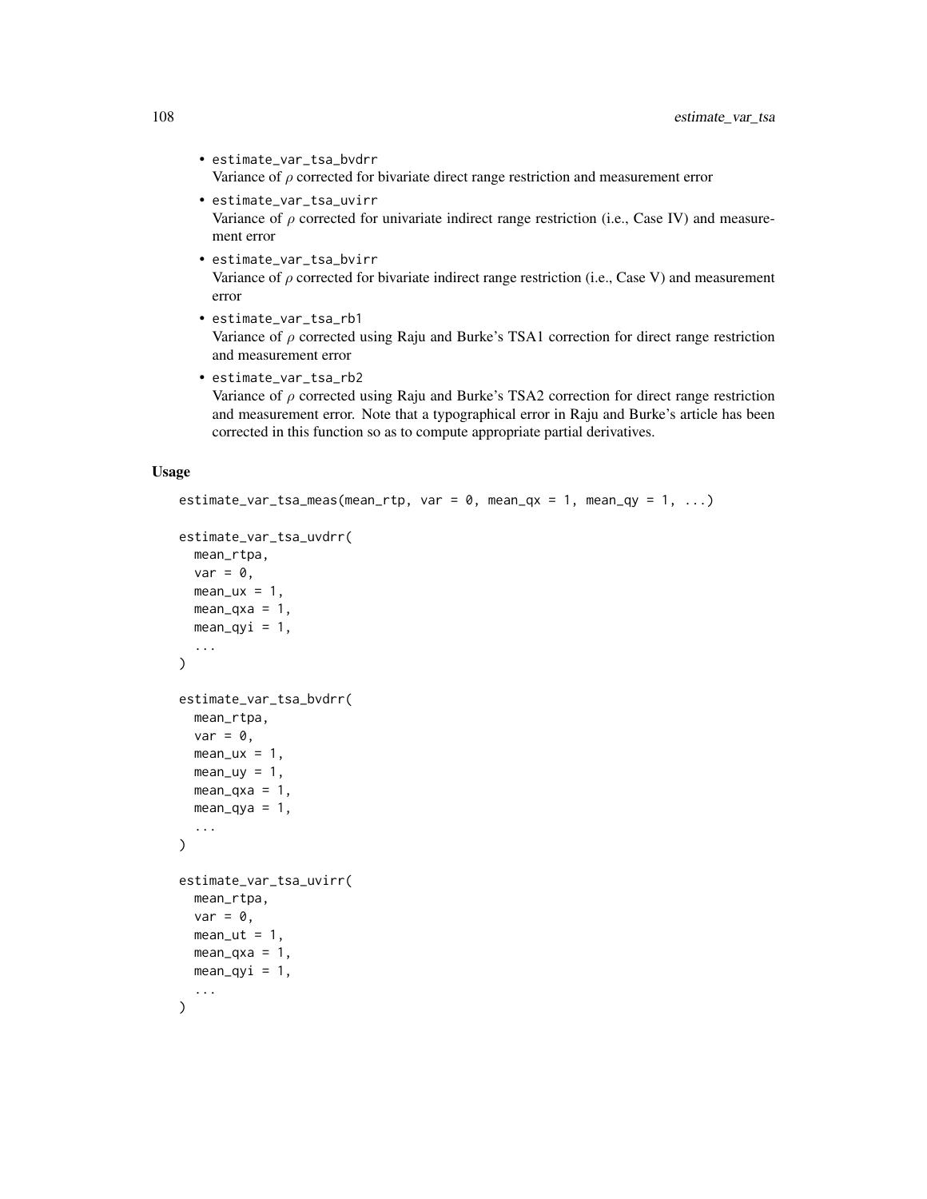- `estimate_var_tsa_bvdrr`
  Variance of $\rho$ corrected for bivariate direct range restriction and measurement error
- `estimate_var_tsa_uvirr`
  Variance of $\rho$ corrected for univariate indirect range restriction (i.e., Case IV) and measurement error
- `estimate_var_tsa_bvirr`
  Variance of $\rho$ corrected for bivariate indirect range restriction (i.e., Case V) and measurement error
- `estimate_var_tsa_rb1`
  Variance of $\rho$ corrected using Raju and Burke's TSA1 correction for direct range restriction and measurement error
- `estimate_var_tsa_rb2`
  Variance of $\rho$ corrected using Raju and Burke's TSA2 correction for direct range restriction and measurement error. Note that a typographical error in Raju and Burke's article has been corrected in this function so as to compute appropriate partial derivatives.

## Usage

```
estimate_var_tsa_meas(mean_rtp, var = 0, mean_qx = 1, mean_qy = 1, ...)

estimate_var_tsa_uvdrr(
  mean_rtpa,
  var = 0,
  mean_ux = 1,
  mean_qxa = 1,
  mean_qyi = 1,
  ...
)

estimate_var_tsa_bvdrr(
  mean_rtpa,
  var = 0,
  mean_ux = 1,
  mean_uy = 1,
  mean_qxa = 1,
  mean_qya = 1,
  ...
)

estimate_var_tsa_uvirr(
  mean_rtpa,
  var = 0,
  mean_ut = 1,
  mean_qxa = 1,
  mean_qyi = 1,
  ...
)
```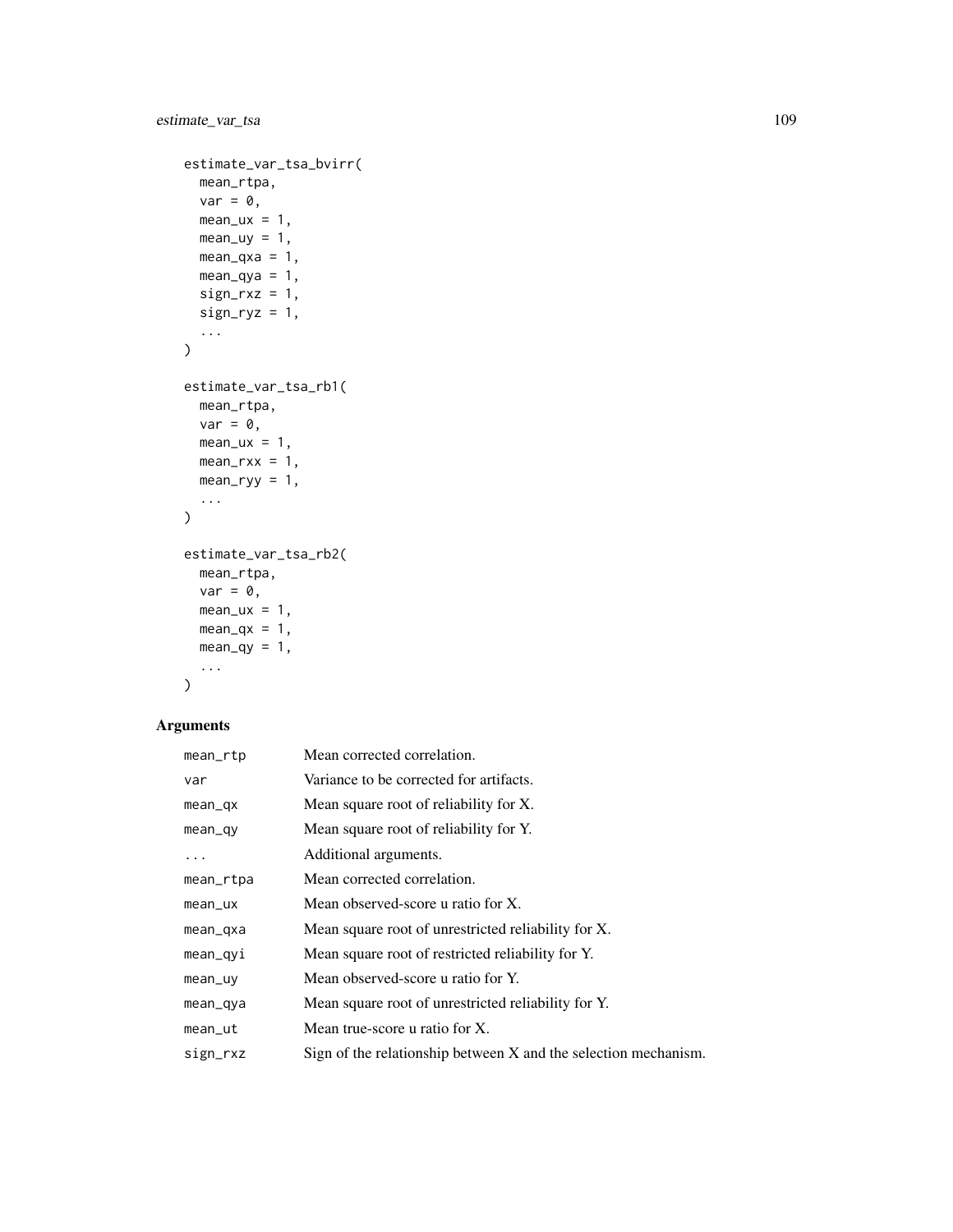```
estimate_var_tsa_bvirr(
  mean_rtpa,
  var = 0,
  mean_ux = 1,
  mean_uy = 1,
  mean_qxa = 1,
  mean_qya = 1,
  sign_rxz = 1,
  sign_ryz = 1,
  ...
)

estimate_var_tsa_rb1(
  mean_rtpa,
  var = 0,
  mean_ux = 1,
  mean_rxx = 1,
  mean_ryy = 1,
  ...
)

estimate_var_tsa_rb2(
  mean_rtpa,
  var = 0,
  mean_ux = 1,
  mean_qx = 1,
  mean_qy = 1,
  ...
)
```

## Arguments

| | |
|---|---|
| mean_rtp | Mean corrected correlation. |
| var | Variance to be corrected for artifacts. |
| mean_qx | Mean square root of reliability for X. |
| mean_qy | Mean square root of reliability for Y. |
| ... | Additional arguments. |
| mean_rtpa | Mean corrected correlation. |
| mean_ux | Mean observed-score u ratio for X. |
| mean_qxa | Mean square root of unrestricted reliability for X. |
| mean_qyi | Mean square root of restricted reliability for Y. |
| mean_uy | Mean observed-score u ratio for Y. |
| mean_qya | Mean square root of unrestricted reliability for Y. |
| mean_ut | Mean true-score u ratio for X. |
| sign_rxz | Sign of the relationship between X and the selection mechanism. |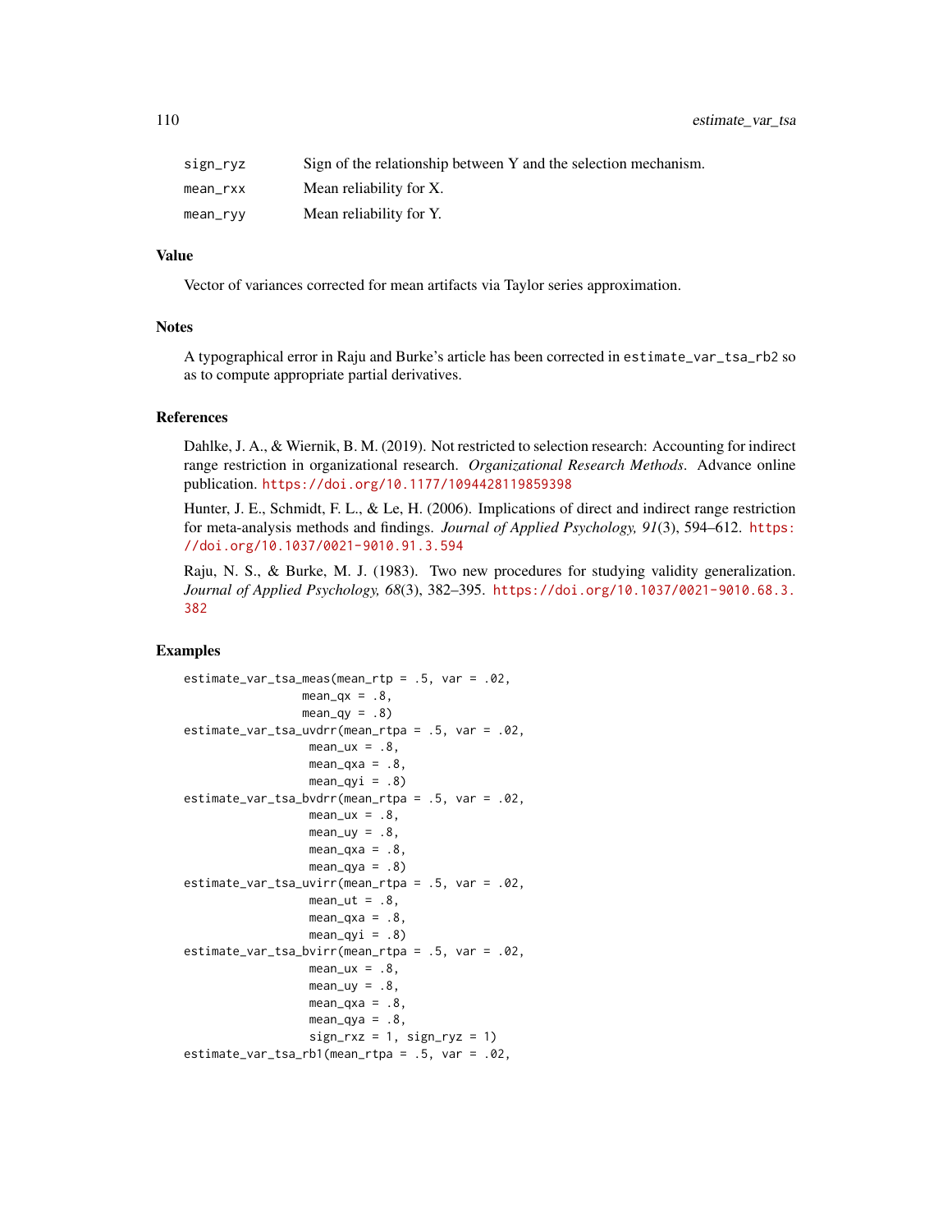| | |
|---|---|
| sign_ryz | Sign of the relationship between Y and the selection mechanism. |
| mean_rxx | Mean reliability for X. |
| mean_ryy | Mean reliability for Y. |

## Value

Vector of variances corrected for mean artifacts via Taylor series approximation.

## Notes

A typographical error in Raju and Burke's article has been corrected in estimate_var_tsa_rb2 so as to compute appropriate partial derivatives.

## References

Dahlke, J. A., & Wiernik, B. M. (2019). Not restricted to selection research: Accounting for indirect range restriction in organizational research. *Organizational Research Methods*. Advance online publication. https://doi.org/10.1177/1094428119859398

Hunter, J. E., Schmidt, F. L., & Le, H. (2006). Implications of direct and indirect range restriction for meta-analysis methods and findings. *Journal of Applied Psychology, 91*(3), 594–612. https://doi.org/10.1037/0021-9010.91.3.594

Raju, N. S., & Burke, M. J. (1983). Two new procedures for studying validity generalization. *Journal of Applied Psychology, 68*(3), 382–395. https://doi.org/10.1037/0021-9010.68.3.382

## Examples

```
estimate_var_tsa_meas(mean_rtp = .5, var = .02,
                 mean_qx = .8,
                 mean_qy = .8)
estimate_var_tsa_uvdrr(mean_rtpa = .5, var = .02,
                  mean_ux = .8,
                  mean_qxa = .8,
                  mean_qyi = .8)
estimate_var_tsa_bvdrr(mean_rtpa = .5, var = .02,
                  mean_ux = .8,
                  mean_uy = .8,
                  mean_qxa = .8,
                  mean_qya = .8)
estimate_var_tsa_uvirr(mean_rtpa = .5, var = .02,
                  mean_ut = .8,
                  mean_qxa = .8,
                  mean_qyi = .8)
estimate_var_tsa_bvirr(mean_rtpa = .5, var = .02,
                  mean_ux = .8,
                  mean_uy = .8,
                  mean_qxa = .8,
                  mean_qya = .8,
                  sign_rxz = 1, sign_ryz = 1)
estimate_var_tsa_rb1(mean_rtpa = .5, var = .02,
```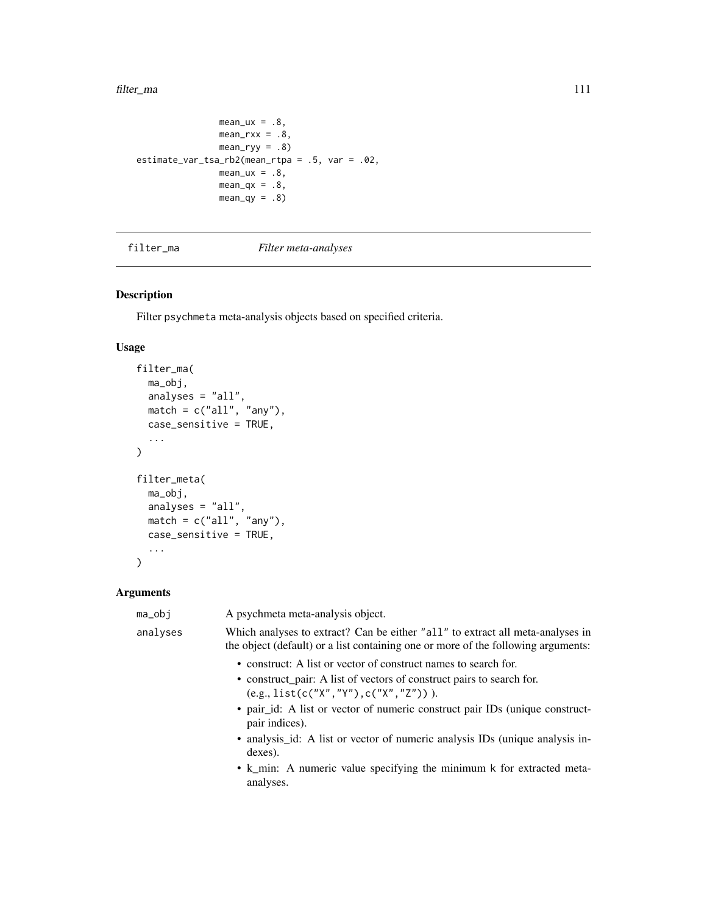```
                 mean_ux = .8,
                 mean_rxx = .8,
                 mean_ryy = .8)
estimate_var_tsa_rb2(mean_rtpa = .5, var = .02,
                 mean_ux = .8,
                 mean_qx = .8,
                 mean_qy = .8)
```

## filter_ma *Filter meta-analyses*

### Description

Filter psychmeta meta-analysis objects based on specified criteria.

### Usage

```
filter_ma(
  ma_obj,
  analyses = "all",
  match = c("all", "any"),
  case_sensitive = TRUE,
  ...
)

filter_meta(
  ma_obj,
  analyses = "all",
  match = c("all", "any"),
  case_sensitive = TRUE,
  ...
)
```

### Arguments

| | |
|---|---|
| ma_obj | A psychmeta meta-analysis object. |
| analyses | Which analyses to extract? Can be either "all" to extract all meta-analyses in the object (default) or a list containing one or more of the following arguments:<br>• construct: A list or vector of construct names to search for.<br>• construct_pair: A list of vectors of construct pairs to search for. (e.g., `list(c("X","Y"),c("X","Z"))` ).<br>• pair_id: A list or vector of numeric construct pair IDs (unique construct-pair indices).<br>• analysis_id: A list or vector of numeric analysis IDs (unique analysis indexes).<br>• k_min: A numeric value specifying the minimum k for extracted meta-analyses. |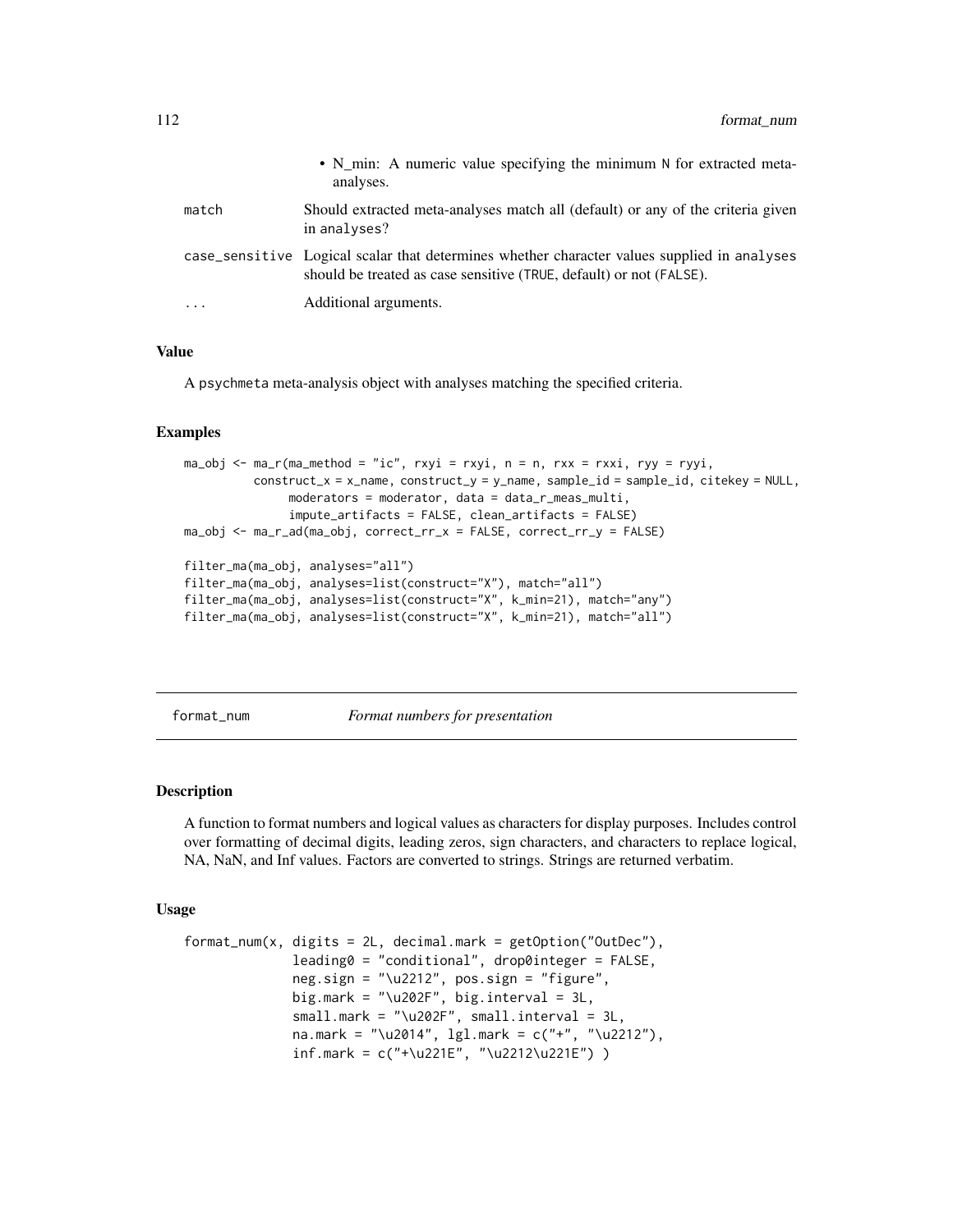- N_min: A numeric value specifying the minimum N for extracted meta-analyses.

| | |
|---|---|
| match | Should extracted meta-analyses match all (default) or any of the criteria given in analyses? |
| case_sensitive | Logical scalar that determines whether character values supplied in analyses should be treated as case sensitive (TRUE, default) or not (FALSE). |
| ... | Additional arguments. |

### Value

A psychmeta meta-analysis object with analyses matching the specified criteria.

### Examples

```
ma_obj <- ma_r(ma_method = "ic", rxyi = rxyi, n = n, rxx = rxxi, ryy = ryyi,
          construct_x = x_name, construct_y = y_name, sample_id = sample_id, citekey = NULL,
               moderators = moderator, data = data_r_meas_multi,
               impute_artifacts = FALSE, clean_artifacts = FALSE)
ma_obj <- ma_r_ad(ma_obj, correct_rr_x = FALSE, correct_rr_y = FALSE)

filter_ma(ma_obj, analyses="all")
filter_ma(ma_obj, analyses=list(construct="X"), match="all")
filter_ma(ma_obj, analyses=list(construct="X", k_min=21), match="any")
filter_ma(ma_obj, analyses=list(construct="X", k_min=21), match="all")
```

---

## format_num    *Format numbers for presentation*

### Description

A function to format numbers and logical values as characters for display purposes. Includes control over formatting of decimal digits, leading zeros, sign characters, and characters to replace logical, NA, NaN, and Inf values. Factors are converted to strings. Strings are returned verbatim.

### Usage

```
format_num(x, digits = 2L, decimal.mark = getOption("OutDec"),
             leading0 = "conditional", drop0integer = FALSE,
             neg.sign = "\u2212", pos.sign = "figure",
             big.mark = "\u202F", big.interval = 3L,
             small.mark = "\u202F", small.interval = 3L,
             na.mark = "\u2014", lgl.mark = c("+", "\u2212"),
             inf.mark = c("+\u221E", "\u2212\u221E") )
```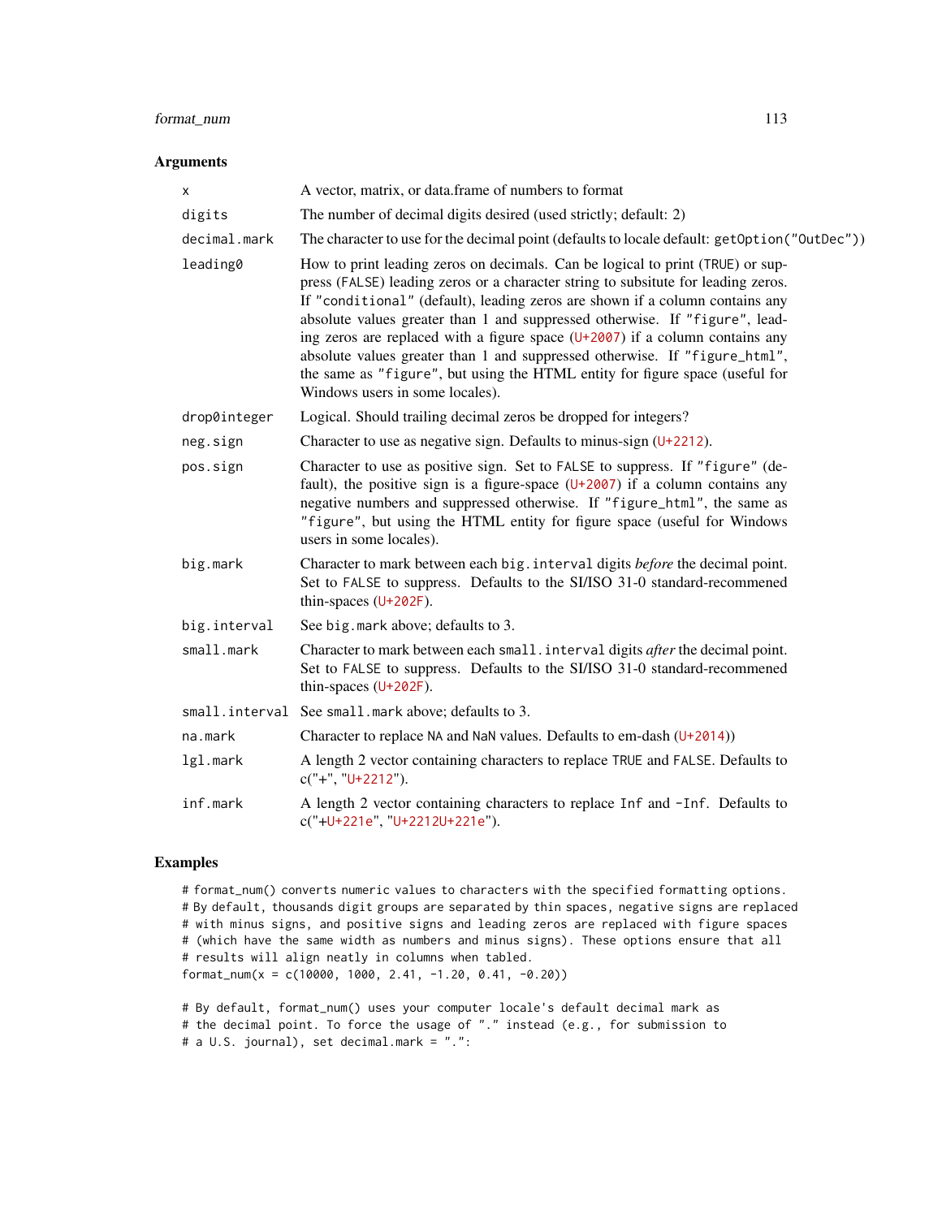## Arguments

| | |
|---|---|
| `x` | A vector, matrix, or data.frame of numbers to format |
| `digits` | The number of decimal digits desired (used strictly; default: 2) |
| `decimal.mark` | The character to use for the decimal point (defaults to locale default: `getOption("OutDec")`) |
| `leading0` | How to print leading zeros on decimals. Can be logical to print (`TRUE`) or suppress (`FALSE`) leading zeros or a character string to subsitute for leading zeros. If `"conditional"` (default), leading zeros are shown if a column contains any absolute values greater than 1 and suppressed otherwise. If `"figure"`, leading zeros are replaced with a figure space (U+2007) if a column contains any absolute values greater than 1 and suppressed otherwise. If `"figure_html"`, the same as `"figure"`, but using the HTML entity for figure space (useful for Windows users in some locales). |
| `drop0integer` | Logical. Should trailing decimal zeros be dropped for integers? |
| `neg.sign` | Character to use as negative sign. Defaults to minus-sign (U+2212). |
| `pos.sign` | Character to use as positive sign. Set to `FALSE` to suppress. If `"figure"` (default), the positive sign is a figure-space (U+2007) if a column contains any negative numbers and suppressed otherwise. If `"figure_html"`, the same as `"figure"`, but using the HTML entity for figure space (useful for Windows users in some locales). |
| `big.mark` | Character to mark between each `big.interval` digits *before* the decimal point. Set to `FALSE` to suppress. Defaults to the SI/ISO 31-0 standard-recommened thin-spaces (U+202F). |
| `big.interval` | See `big.mark` above; defaults to 3. |
| `small.mark` | Character to mark between each `small.interval` digits *after* the decimal point. Set to `FALSE` to suppress. Defaults to the SI/ISO 31-0 standard-recommened thin-spaces (U+202F). |
| `small.interval` | See `small.mark` above; defaults to 3. |
| `na.mark` | Character to replace `NA` and `NaN` values. Defaults to em-dash (U+2014)) |
| `lgl.mark` | A length 2 vector containing characters to replace `TRUE` and `FALSE`. Defaults to c("+", "U+2212"). |
| `inf.mark` | A length 2 vector containing characters to replace `Inf` and `-Inf`. Defaults to c("+U+221e", "U+2212U+221e"). |

## Examples

```
# format_num() converts numeric values to characters with the specified formatting options.
# By default, thousands digit groups are separated by thin spaces, negative signs are replaced
# with minus signs, and positive signs and leading zeros are replaced with figure spaces
# (which have the same width as numbers and minus signs). These options ensure that all
# results will align neatly in columns when tabled.
format_num(x = c(10000, 1000, 2.41, -1.20, 0.41, -0.20))

# By default, format_num() uses your computer locale's default decimal mark as
# the decimal point. To force the usage of "." instead (e.g., for submission to
# a U.S. journal), set decimal.mark = ".":
```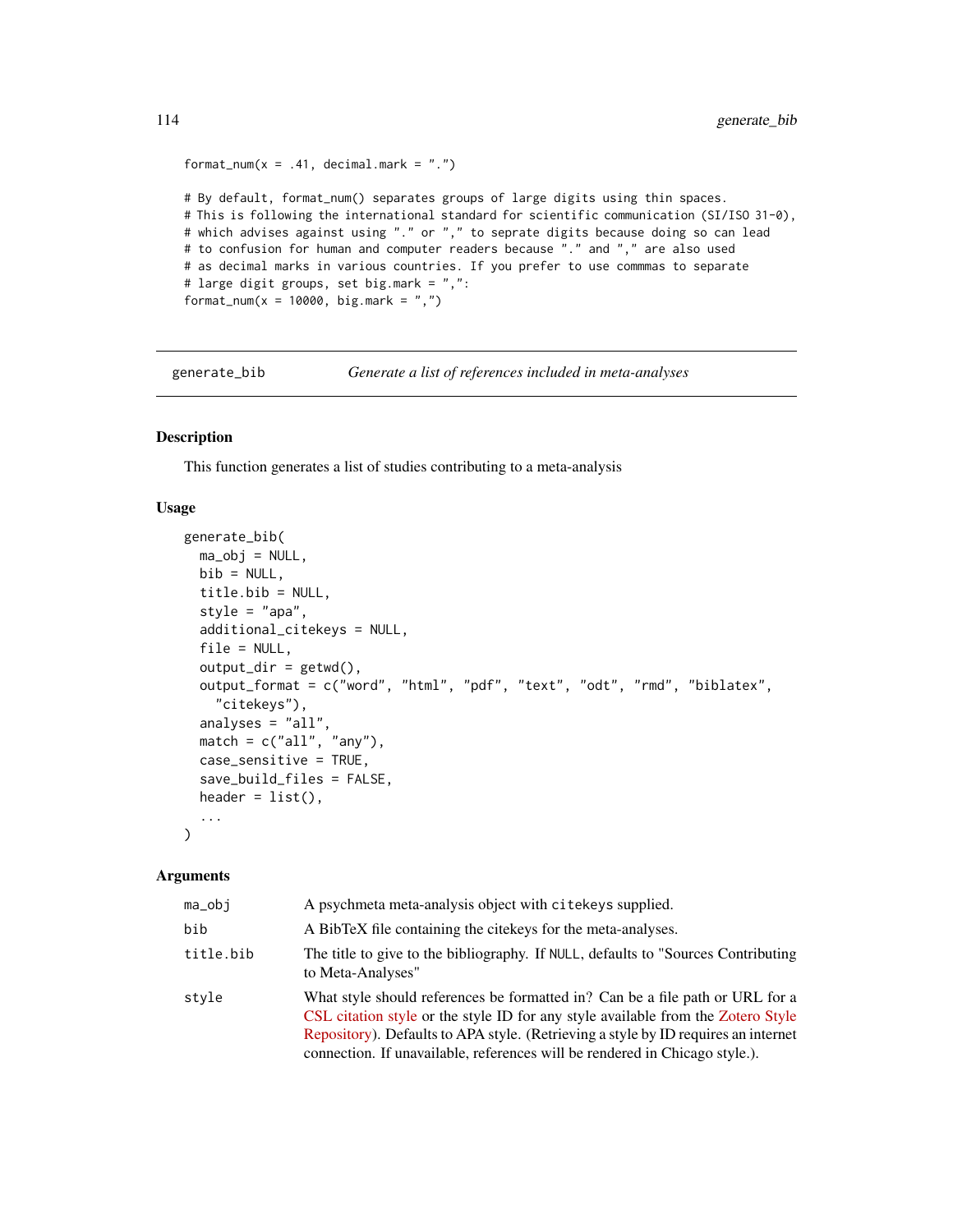```
format_num(x = .41, decimal.mark = ".")

# By default, format_num() separates groups of large digits using thin spaces.
# This is following the international standard for scientific communication (SI/ISO 31-0),
# which advises against using "." or "," to seprate digits because doing so can lead
# to confusion for human and computer readers because "." and "," are also used
# as decimal marks in various countries. If you prefer to use commmas to separate
# large digit groups, set big.mark = ",":
format_num(x = 10000, big.mark = ",")
```

## generate_bib — *Generate a list of references included in meta-analyses*

### Description

This function generates a list of studies contributing to a meta-analysis

### Usage

```
generate_bib(
  ma_obj = NULL,
  bib = NULL,
  title.bib = NULL,
  style = "apa",
  additional_citekeys = NULL,
  file = NULL,
  output_dir = getwd(),
  output_format = c("word", "html", "pdf", "text", "odt", "rmd", "biblatex",
    "citekeys"),
  analyses = "all",
  match = c("all", "any"),
  case_sensitive = TRUE,
  save_build_files = FALSE,
  header = list(),
  ...
)
```

### Arguments

| | |
|---|---|
| `ma_obj` | A psychmeta meta-analysis object with `citekeys` supplied. |
| `bib` | A BibTeX file containing the citekeys for the meta-analyses. |
| `title.bib` | The title to give to the bibliography. If `NULL`, defaults to "Sources Contributing to Meta-Analyses" |
| `style` | What style should references be formatted in? Can be a file path or URL for a CSL citation style or the style ID for any style available from the Zotero Style Repository). Defaults to APA style. (Retrieving a style by ID requires an internet connection. If unavailable, references will be rendered in Chicago style.). |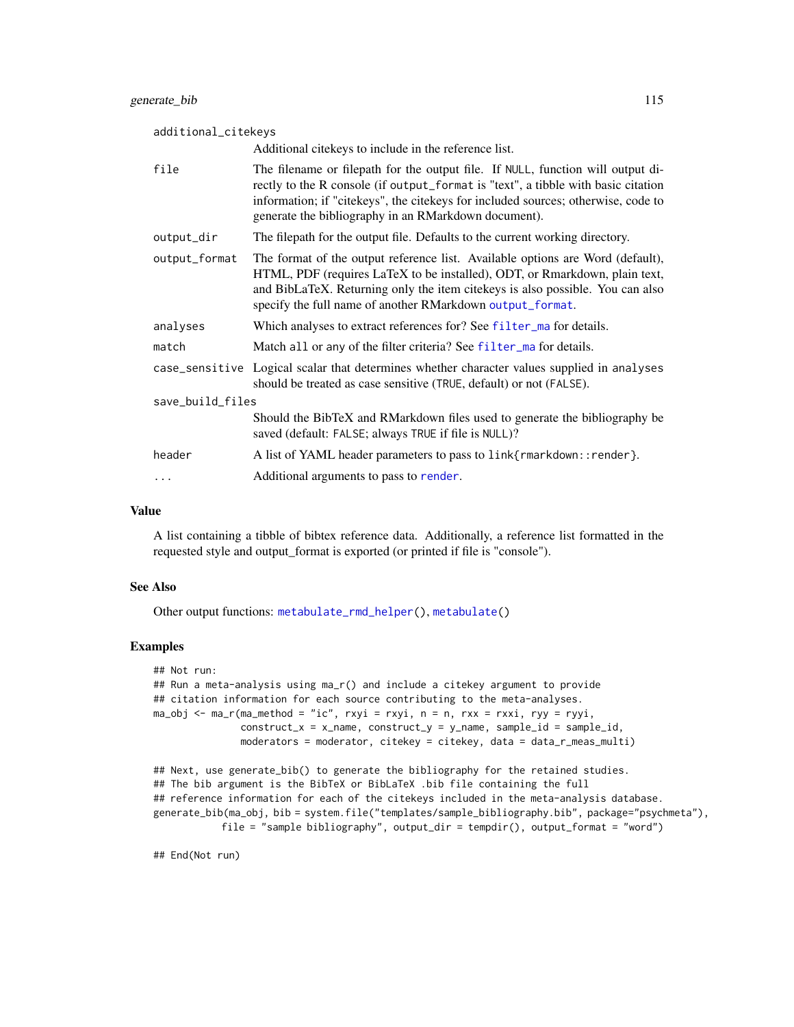| | |
|---|---|
| additional_citekeys | Additional citekeys to include in the reference list. |
| file | The filename or filepath for the output file. If NULL, function will output directly to the R console (if output_format is "text", a tibble with basic citation information; if "citekeys", the citekeys for included sources; otherwise, code to generate the bibliography in an RMarkdown document). |
| output_dir | The filepath for the output file. Defaults to the current working directory. |
| output_format | The format of the output reference list. Available options are Word (default), HTML, PDF (requires LaTeX to be installed), ODT, or Rmarkdown, plain text, and BibLaTeX. Returning only the item citekeys is also possible. You can also specify the full name of another RMarkdown output_format. |
| analyses | Which analyses to extract references for? See filter_ma for details. |
| match | Match all or any of the filter criteria? See filter_ma for details. |
| case_sensitive | Logical scalar that determines whether character values supplied in analyses should be treated as case sensitive (TRUE, default) or not (FALSE). |
| save_build_files | Should the BibTeX and RMarkdown files used to generate the bibliography be saved (default: FALSE; always TRUE if file is NULL)? |
| header | A list of YAML header parameters to pass to link{rmarkdown::render}. |
| ... | Additional arguments to pass to render. |

## Value

A list containing a tibble of bibtex reference data. Additionally, a reference list formatted in the requested style and output_format is exported (or printed if file is "console").

## See Also

Other output functions: metabulate_rmd_helper(), metabulate()

## Examples

```
## Not run:
## Run a meta-analysis using ma_r() and include a citekey argument to provide
## citation information for each source contributing to the meta-analyses.
ma_obj <- ma_r(ma_method = "ic", rxyi = rxyi, n = n, rxx = rxxi, ryy = ryyi,
               construct_x = x_name, construct_y = y_name, sample_id = sample_id,
               moderators = moderator, citekey = citekey, data = data_r_meas_multi)

## Next, use generate_bib() to generate the bibliography for the retained studies.
## The bib argument is the BibTeX or BibLaTeX .bib file containing the full
## reference information for each of the citekeys included in the meta-analysis database.
generate_bib(ma_obj, bib = system.file("templates/sample_bibliography.bib", package="psychmeta"),
            file = "sample bibliography", output_dir = tempdir(), output_format = "word")

## End(Not run)
```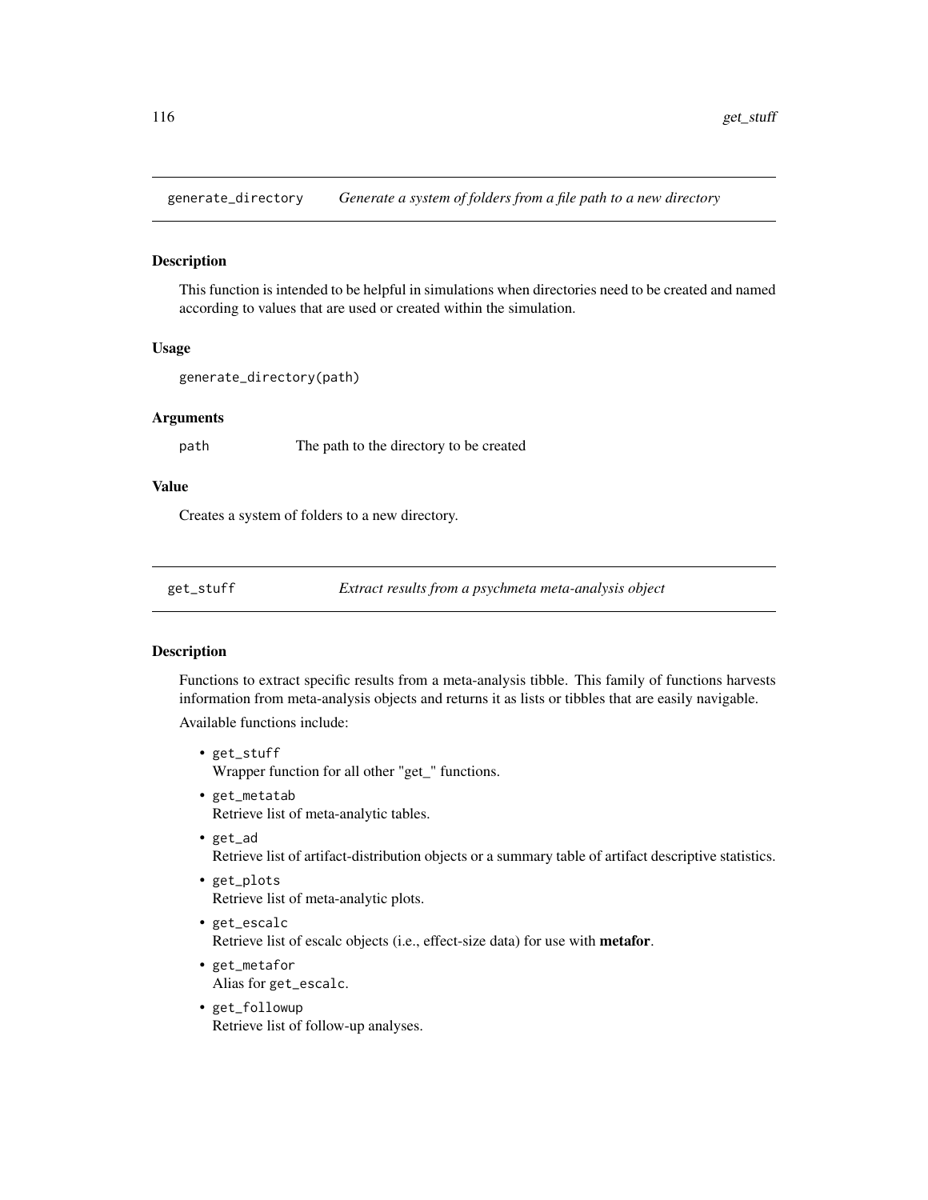## generate_directory — *Generate a system of folders from a file path to a new directory*

### Description

This function is intended to be helpful in simulations when directories need to be created and named according to values that are used or created within the simulation.

### Usage

```
generate_directory(path)
```

### Arguments

| | |
|---|---|
| path | The path to the directory to be created |

### Value

Creates a system of folders to a new directory.

## get_stuff — *Extract results from a psychmeta meta-analysis object*

### Description

Functions to extract specific results from a meta-analysis tibble. This family of functions harvests information from meta-analysis objects and returns it as lists or tibbles that are easily navigable.

Available functions include:

- `get_stuff`
  Wrapper function for all other "get_" functions.
- `get_metatab`
  Retrieve list of meta-analytic tables.
- `get_ad`
  Retrieve list of artifact-distribution objects or a summary table of artifact descriptive statistics.
- `get_plots`
  Retrieve list of meta-analytic plots.
- `get_escalc`
  Retrieve list of escalc objects (i.e., effect-size data) for use with **metafor**.
- `get_metafor`
  Alias for `get_escalc`.
- `get_followup`
  Retrieve list of follow-up analyses.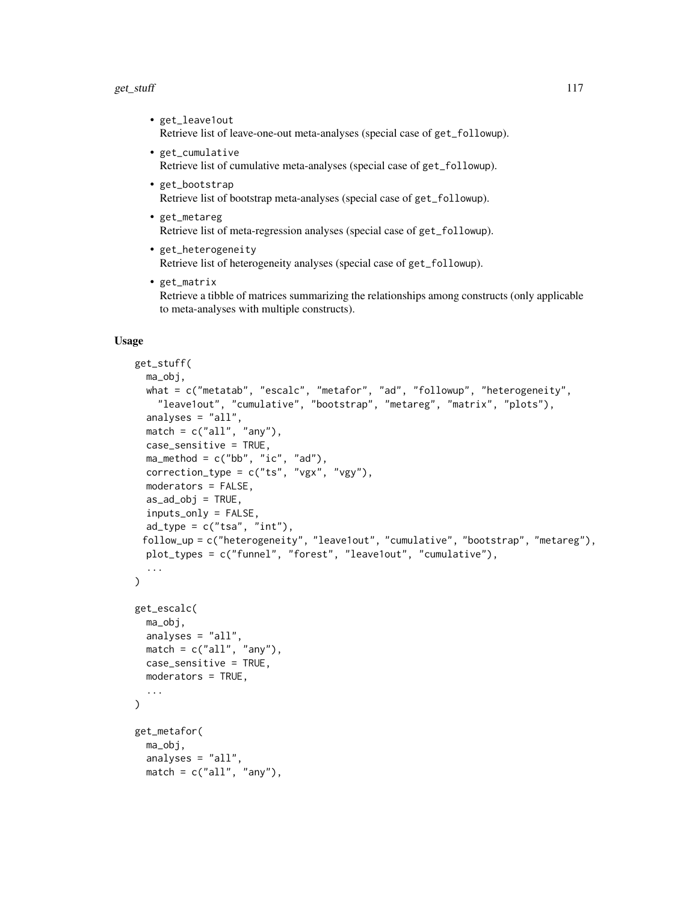- `get_leave1out`
  Retrieve list of leave-one-out meta-analyses (special case of `get_followup`).
- `get_cumulative`
  Retrieve list of cumulative meta-analyses (special case of `get_followup`).
- `get_bootstrap`
  Retrieve list of bootstrap meta-analyses (special case of `get_followup`).
- `get_metareg`
  Retrieve list of meta-regression analyses (special case of `get_followup`).
- `get_heterogeneity`
  Retrieve list of heterogeneity analyses (special case of `get_followup`).
- `get_matrix`
  Retrieve a tibble of matrices summarizing the relationships among constructs (only applicable to meta-analyses with multiple constructs).

## Usage

```
get_stuff(
  ma_obj,
  what = c("metatab", "escalc", "metafor", "ad", "followup", "heterogeneity",
    "leave1out", "cumulative", "bootstrap", "metareg", "matrix", "plots"),
  analyses = "all",
  match = c("all", "any"),
  case_sensitive = TRUE,
  ma_method = c("bb", "ic", "ad"),
  correction_type = c("ts", "vgx", "vgy"),
  moderators = FALSE,
  as_ad_obj = TRUE,
  inputs_only = FALSE,
  ad_type = c("tsa", "int"),
  follow_up = c("heterogeneity", "leave1out", "cumulative", "bootstrap", "metareg"),
  plot_types = c("funnel", "forest", "leave1out", "cumulative"),
  ...
)

get_escalc(
  ma_obj,
  analyses = "all",
  match = c("all", "any"),
  case_sensitive = TRUE,
  moderators = TRUE,
  ...
)

get_metafor(
  ma_obj,
  analyses = "all",
  match = c("all", "any"),
```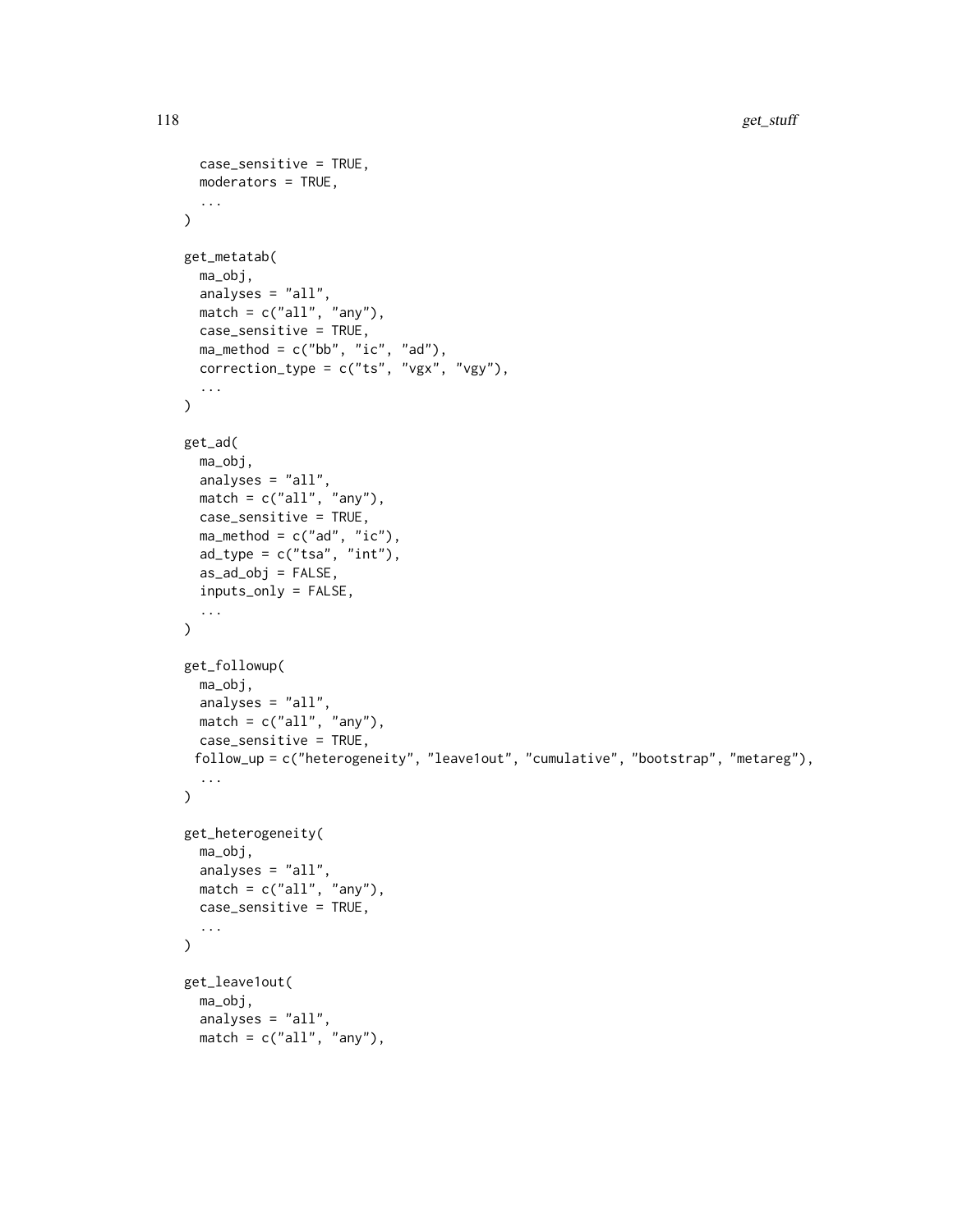```
  case_sensitive = TRUE,
  moderators = TRUE,
  ...
)

get_metatab(
  ma_obj,
  analyses = "all",
  match = c("all", "any"),
  case_sensitive = TRUE,
  ma_method = c("bb", "ic", "ad"),
  correction_type = c("ts", "vgx", "vgy"),
  ...
)

get_ad(
  ma_obj,
  analyses = "all",
  match = c("all", "any"),
  case_sensitive = TRUE,
  ma_method = c("ad", "ic"),
  ad_type = c("tsa", "int"),
  as_ad_obj = FALSE,
  inputs_only = FALSE,
  ...
)

get_followup(
  ma_obj,
  analyses = "all",
  match = c("all", "any"),
  case_sensitive = TRUE,
 follow_up = c("heterogeneity", "leave1out", "cumulative", "bootstrap", "metareg"),
  ...
)

get_heterogeneity(
  ma_obj,
  analyses = "all",
  match = c("all", "any"),
  case_sensitive = TRUE,
  ...
)

get_leave1out(
  ma_obj,
  analyses = "all",
  match = c("all", "any"),
```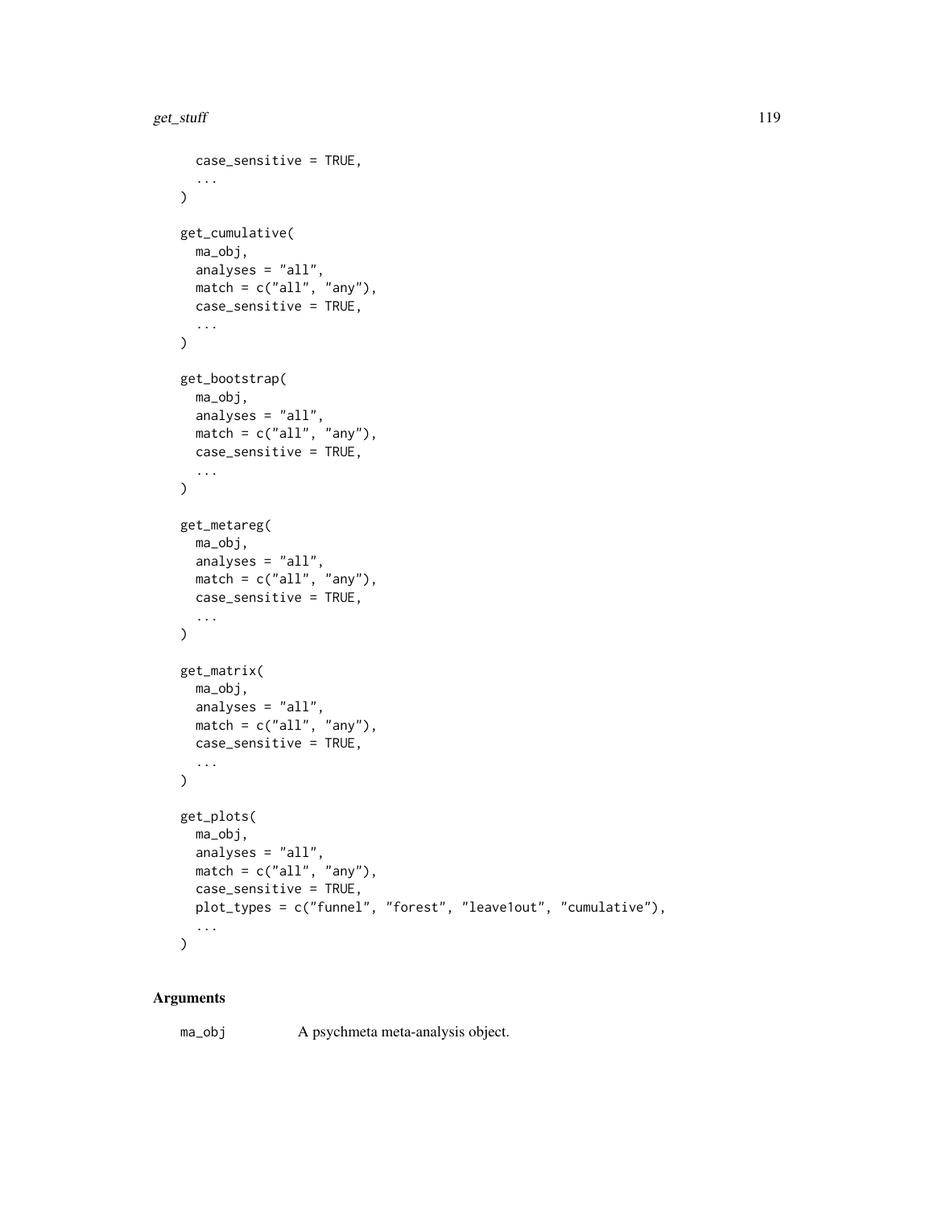```
  case_sensitive = TRUE,
  ...
)

get_cumulative(
  ma_obj,
  analyses = "all",
  match = c("all", "any"),
  case_sensitive = TRUE,
  ...
)

get_bootstrap(
  ma_obj,
  analyses = "all",
  match = c("all", "any"),
  case_sensitive = TRUE,
  ...
)

get_metareg(
  ma_obj,
  analyses = "all",
  match = c("all", "any"),
  case_sensitive = TRUE,
  ...
)

get_matrix(
  ma_obj,
  analyses = "all",
  match = c("all", "any"),
  case_sensitive = TRUE,
  ...
)

get_plots(
  ma_obj,
  analyses = "all",
  match = c("all", "any"),
  case_sensitive = TRUE,
  plot_types = c("funnel", "forest", "leave1out", "cumulative"),
  ...
)
```

## Arguments

| | |
|---|---|
| ma_obj | A psychmeta meta-analysis object. |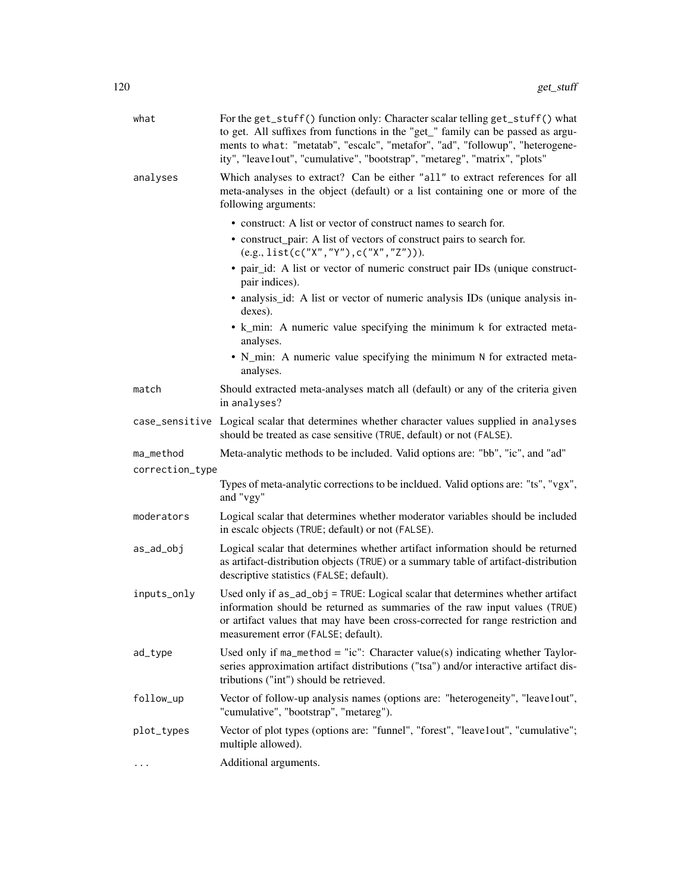| | |
|---|---|
| `what` | For the `get_stuff()` function only: Character scalar telling `get_stuff()` what to get. All suffixes from functions in the "get_" family can be passed as arguments to `what`: "metatab", "escalc", "metafor", "ad", "followup", "heterogeneity", "leave1out", "cumulative", "bootstrap", "metareg", "matrix", "plots" |
| `analyses` | Which analyses to extract? Can be either `"all"` to extract references for all meta-analyses in the object (default) or a list containing one or more of the following arguments:<br>• construct: A list or vector of construct names to search for.<br>• construct_pair: A list of vectors of construct pairs to search for. (e.g., `list(c("X","Y"),c("X","Z"))`).<br>• pair_id: A list or vector of numeric construct pair IDs (unique construct-pair indices).<br>• analysis_id: A list or vector of numeric analysis IDs (unique analysis indexes).<br>• k_min: A numeric value specifying the minimum `k` for extracted meta-analyses.<br>• N_min: A numeric value specifying the minimum `N` for extracted meta-analyses. |
| `match` | Should extracted meta-analyses match all (default) or any of the criteria given in `analyses`? |
| `case_sensitive` | Logical scalar that determines whether character values supplied in `analyses` should be treated as case sensitive (`TRUE`, default) or not (`FALSE`). |
| `ma_method` | Meta-analytic methods to be included. Valid options are: "bb", "ic", and "ad" |
| `correction_type` | Types of meta-analytic corrections to be incldued. Valid options are: "ts", "vgx", and "vgy" |
| `moderators` | Logical scalar that determines whether moderator variables should be included in escalc objects (`TRUE`; default) or not (`FALSE`). |
| `as_ad_obj` | Logical scalar that determines whether artifact information should be returned as artifact-distribution objects (`TRUE`) or a summary table of artifact-distribution descriptive statistics (`FALSE`; default). |
| `inputs_only` | Used only if `as_ad_obj = TRUE`: Logical scalar that determines whether artifact information should be returned as summaries of the raw input values (`TRUE`) or artifact values that may have been cross-corrected for range restriction and measurement error (`FALSE`; default). |
| `ad_type` | Used only if `ma_method = "ic"`: Character value(s) indicating whether Taylor-series approximation artifact distributions ("tsa") and/or interactive artifact distributions ("int") should be retrieved. |
| `follow_up` | Vector of follow-up analysis names (options are: "heterogeneity", "leave1out", "cumulative", "bootstrap", "metareg"). |
| `plot_types` | Vector of plot types (options are: "funnel", "forest", "leave1out", "cumulative"; multiple allowed). |
| `...` | Additional arguments. |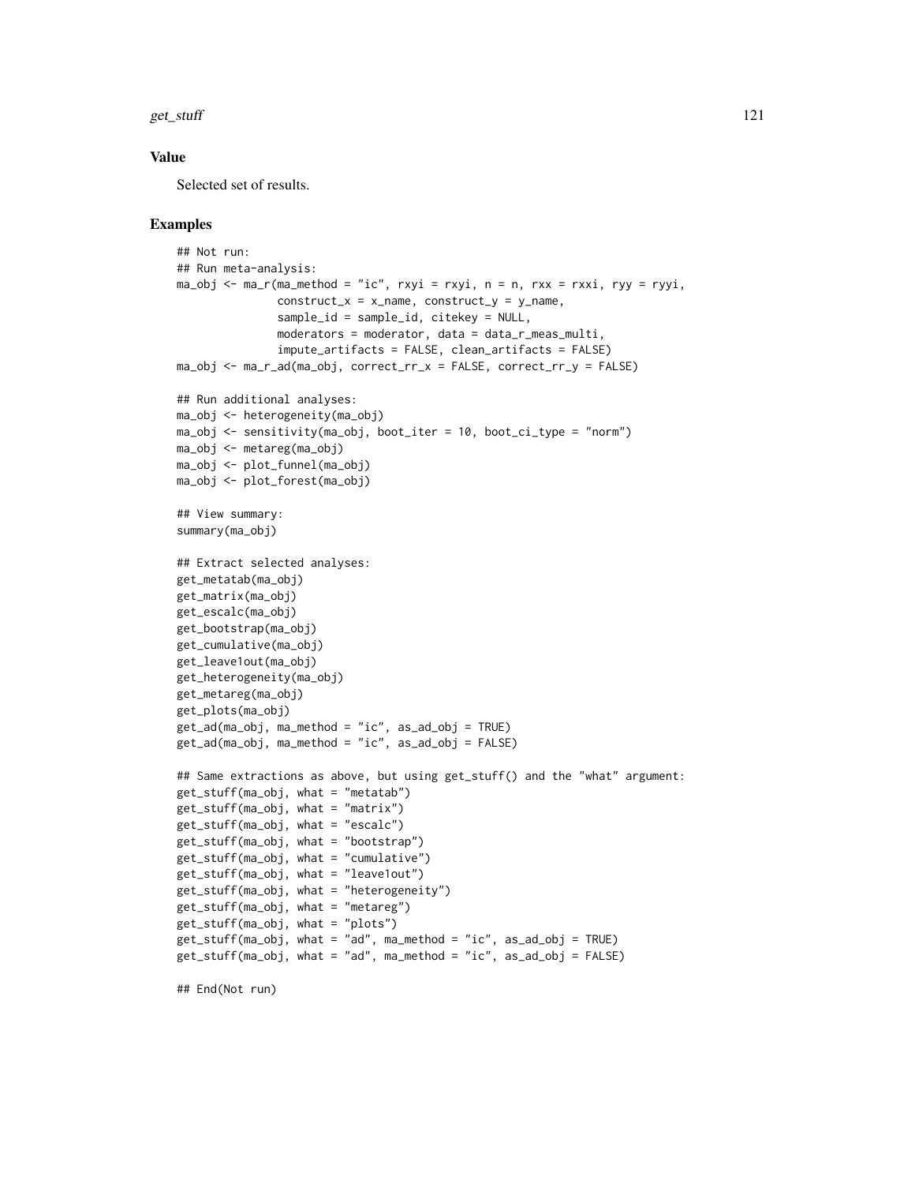### Value

Selected set of results.

### Examples

```
## Not run:
## Run meta-analysis:
ma_obj <- ma_r(ma_method = "ic", rxyi = rxyi, n = n, rxx = rxxi, ryy = ryyi,
               construct_x = x_name, construct_y = y_name,
               sample_id = sample_id, citekey = NULL,
               moderators = moderator, data = data_r_meas_multi,
               impute_artifacts = FALSE, clean_artifacts = FALSE)
ma_obj <- ma_r_ad(ma_obj, correct_rr_x = FALSE, correct_rr_y = FALSE)

## Run additional analyses:
ma_obj <- heterogeneity(ma_obj)
ma_obj <- sensitivity(ma_obj, boot_iter = 10, boot_ci_type = "norm")
ma_obj <- metareg(ma_obj)
ma_obj <- plot_funnel(ma_obj)
ma_obj <- plot_forest(ma_obj)

## View summary:
summary(ma_obj)

## Extract selected analyses:
get_metatab(ma_obj)
get_matrix(ma_obj)
get_escalc(ma_obj)
get_bootstrap(ma_obj)
get_cumulative(ma_obj)
get_leave1out(ma_obj)
get_heterogeneity(ma_obj)
get_metareg(ma_obj)
get_plots(ma_obj)
get_ad(ma_obj, ma_method = "ic", as_ad_obj = TRUE)
get_ad(ma_obj, ma_method = "ic", as_ad_obj = FALSE)

## Same extractions as above, but using get_stuff() and the "what" argument:
get_stuff(ma_obj, what = "metatab")
get_stuff(ma_obj, what = "matrix")
get_stuff(ma_obj, what = "escalc")
get_stuff(ma_obj, what = "bootstrap")
get_stuff(ma_obj, what = "cumulative")
get_stuff(ma_obj, what = "leave1out")
get_stuff(ma_obj, what = "heterogeneity")
get_stuff(ma_obj, what = "metareg")
get_stuff(ma_obj, what = "plots")
get_stuff(ma_obj, what = "ad", ma_method = "ic", as_ad_obj = TRUE)
get_stuff(ma_obj, what = "ad", ma_method = "ic", as_ad_obj = FALSE)

## End(Not run)
```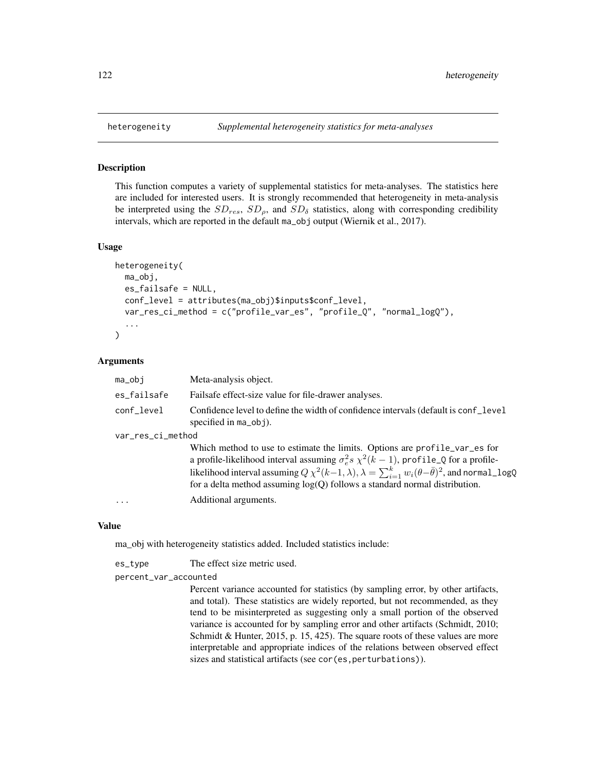## heterogeneity *Supplemental heterogeneity statistics for meta-analyses*

### Description

This function computes a variety of supplemental statistics for meta-analyses. The statistics here are included for interested users. It is strongly recommended that heterogeneity in meta-analysis be interpreted using the $SD_{res}$, $SD_{\rho}$, and $SD_{\delta}$ statistics, along with corresponding credibility intervals, which are reported in the default ma_obj output (Wiernik et al., 2017).

### Usage

```
heterogeneity(
  ma_obj,
  es_failsafe = NULL,
  conf_level = attributes(ma_obj)$inputs$conf_level,
  var_res_ci_method = c("profile_var_es", "profile_Q", "normal_logQ"),
  ...
)
```

### Arguments

| | |
|---|---|
| ma_obj | Meta-analysis object. |
| es_failsafe | Failsafe effect-size value for file-drawer analyses. |
| conf_level | Confidence level to define the width of confidence intervals (default is conf_level specified in ma_obj). |
| var_res_ci_method | Which method to use to estimate the limits. Options are profile_var_es for a profile-likelihood interval assuming $\sigma_e^2 s\ \chi^2(k-1)$, profile_Q for a profile-likelihood interval assuming $Q\ \chi^2(k-1, \lambda), \lambda = \sum_{i=1}^{k} w_i(\theta - \bar{\theta})^2$, and normal_logQ for a delta method assuming log(Q) follows a standard normal distribution. |
| ... | Additional arguments. |

### Value

ma_obj with heterogeneity statistics added. Included statistics include:

es_type
: The effect size metric used.

percent_var_accounted
: Percent variance accounted for statistics (by sampling error, by other artifacts, and total). These statistics are widely reported, but not recommended, as they tend to be misinterpreted as suggesting only a small portion of the observed variance is accounted for by sampling error and other artifacts (Schmidt, 2010; Schmidt & Hunter, 2015, p. 15, 425). The square roots of these values are more interpretable and appropriate indices of the relations between observed effect sizes and statistical artifacts (see cor(es,perturbations)).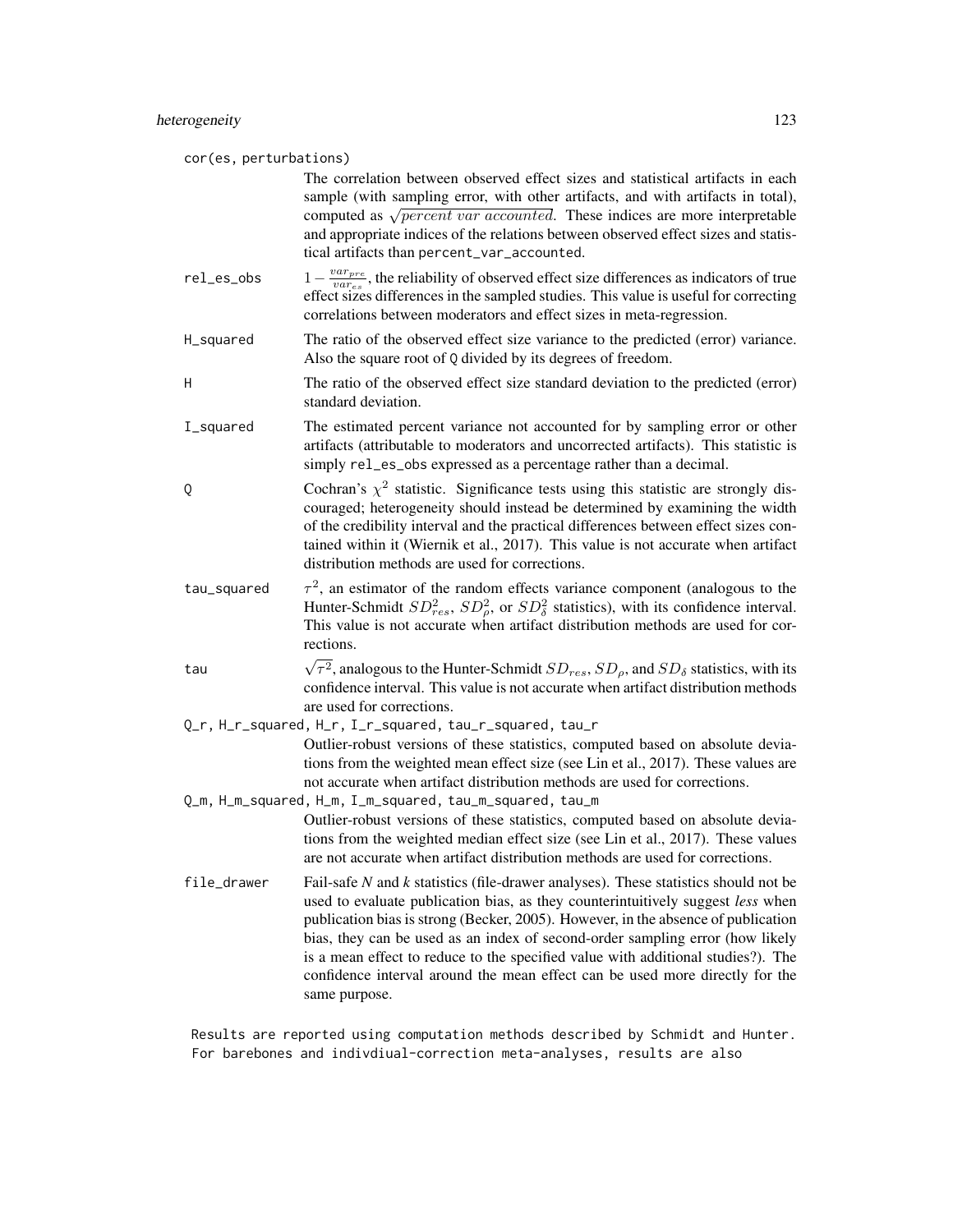`cor(es, perturbations)`
: The correlation between observed effect sizes and statistical artifacts in each sample (with sampling error, with other artifacts, and with artifacts in total), computed as $\sqrt{percent\ var\ accounted}$. These indices are more interpretable and appropriate indices of the relations between observed effect sizes and statistical artifacts than `percent_var_accounted`.

`rel_es_obs`
: $1 - \frac{var_{pre}}{var_{es}}$, the reliability of observed effect size differences as indicators of true effect sizes differences in the sampled studies. This value is useful for correcting correlations between moderators and effect sizes in meta-regression.

`H_squared`
: The ratio of the observed effect size variance to the predicted (error) variance. Also the square root of `Q` divided by its degrees of freedom.

`H`
: The ratio of the observed effect size standard deviation to the predicted (error) standard deviation.

`I_squared`
: The estimated percent variance not accounted for by sampling error or other artifacts (attributable to moderators and uncorrected artifacts). This statistic is simply `rel_es_obs` expressed as a percentage rather than a decimal.

`Q`
: Cochran's $\chi^2$ statistic. Significance tests using this statistic are strongly discouraged; heterogeneity should instead be determined by examining the width of the credibility interval and the practical differences between effect sizes contained within it (Wiernik et al., 2017). This value is not accurate when artifact distribution methods are used for corrections.

`tau_squared`
: $\tau^2$, an estimator of the random effects variance component (analogous to the Hunter-Schmidt $SD^2_{res}$, $SD^2_{\rho}$, or $SD^2_{\delta}$ statistics), with its confidence interval. This value is not accurate when artifact distribution methods are used for corrections.

`tau`
: $\sqrt{\tau^2}$, analogous to the Hunter-Schmidt $SD_{res}$, $SD_{\rho}$, and $SD_{\delta}$ statistics, with its confidence interval. This value is not accurate when artifact distribution methods are used for corrections.

`Q_r, H_r_squared, H_r, I_r_squared, tau_r_squared, tau_r`
: Outlier-robust versions of these statistics, computed based on absolute deviations from the weighted mean effect size (see Lin et al., 2017). These values are not accurate when artifact distribution methods are used for corrections.

`Q_m, H_m_squared, H_m, I_m_squared, tau_m_squared, tau_m`
: Outlier-robust versions of these statistics, computed based on absolute deviations from the weighted median effect size (see Lin et al., 2017). These values are not accurate when artifact distribution methods are used for corrections.

`file_drawer`
: Fail-safe *N* and *k* statistics (file-drawer analyses). These statistics should not be used to evaluate publication bias, as they counterintuitively suggest *less* when publication bias is strong (Becker, 2005). However, in the absence of publication bias, they can be used as an index of second-order sampling error (how likely is a mean effect to reduce to the specified value with additional studies?). The confidence interval around the mean effect can be used more directly for the same purpose.

```
Results are reported using computation methods described by Schmidt and Hunter.
For barebones and indivdiual-correction meta-analyses, results are also
```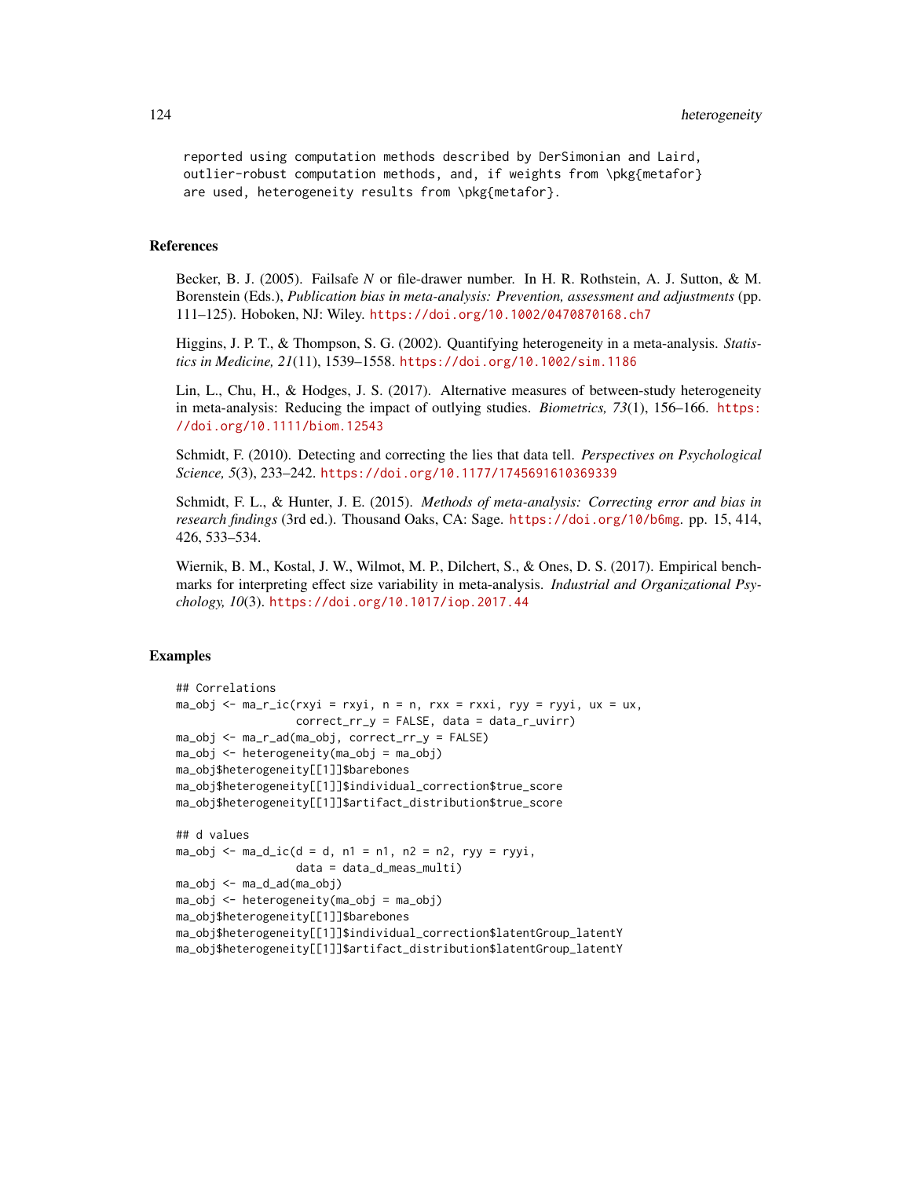```
reported using computation methods described by DerSimonian and Laird,
outlier-robust computation methods, and, if weights from \pkg{metafor}
are used, heterogeneity results from \pkg{metafor}.
```

## References

Becker, B. J. (2005). Failsafe *N* or file-drawer number. In H. R. Rothstein, A. J. Sutton, & M. Borenstein (Eds.), *Publication bias in meta-analysis: Prevention, assessment and adjustments* (pp. 111–125). Hoboken, NJ: Wiley. https://doi.org/10.1002/0470870168.ch7

Higgins, J. P. T., & Thompson, S. G. (2002). Quantifying heterogeneity in a meta-analysis. *Statistics in Medicine, 21*(11), 1539–1558. https://doi.org/10.1002/sim.1186

Lin, L., Chu, H., & Hodges, J. S. (2017). Alternative measures of between-study heterogeneity in meta-analysis: Reducing the impact of outlying studies. *Biometrics, 73*(1), 156–166. https://doi.org/10.1111/biom.12543

Schmidt, F. (2010). Detecting and correcting the lies that data tell. *Perspectives on Psychological Science, 5*(3), 233–242. https://doi.org/10.1177/1745691610369339

Schmidt, F. L., & Hunter, J. E. (2015). *Methods of meta-analysis: Correcting error and bias in research findings* (3rd ed.). Thousand Oaks, CA: Sage. https://doi.org/10/b6mg. pp. 15, 414, 426, 533–534.

Wiernik, B. M., Kostal, J. W., Wilmot, M. P., Dilchert, S., & Ones, D. S. (2017). Empirical benchmarks for interpreting effect size variability in meta-analysis. *Industrial and Organizational Psychology, 10*(3). https://doi.org/10.1017/iop.2017.44

## Examples

```
## Correlations
ma_obj <- ma_r_ic(rxyi = rxyi, n = n, rxx = rxxi, ryy = ryyi, ux = ux,
                  correct_rr_y = FALSE, data = data_r_uvirr)
ma_obj <- ma_r_ad(ma_obj, correct_rr_y = FALSE)
ma_obj <- heterogeneity(ma_obj = ma_obj)
ma_obj$heterogeneity[[1]]$barebones
ma_obj$heterogeneity[[1]]$individual_correction$true_score
ma_obj$heterogeneity[[1]]$artifact_distribution$true_score

## d values
ma_obj <- ma_d_ic(d = d, n1 = n1, n2 = n2, ryy = ryyi,
                  data = data_d_meas_multi)
ma_obj <- ma_d_ad(ma_obj)
ma_obj <- heterogeneity(ma_obj = ma_obj)
ma_obj$heterogeneity[[1]]$barebones
ma_obj$heterogeneity[[1]]$individual_correction$latentGroup_latentY
ma_obj$heterogeneity[[1]]$artifact_distribution$latentGroup_latentY
```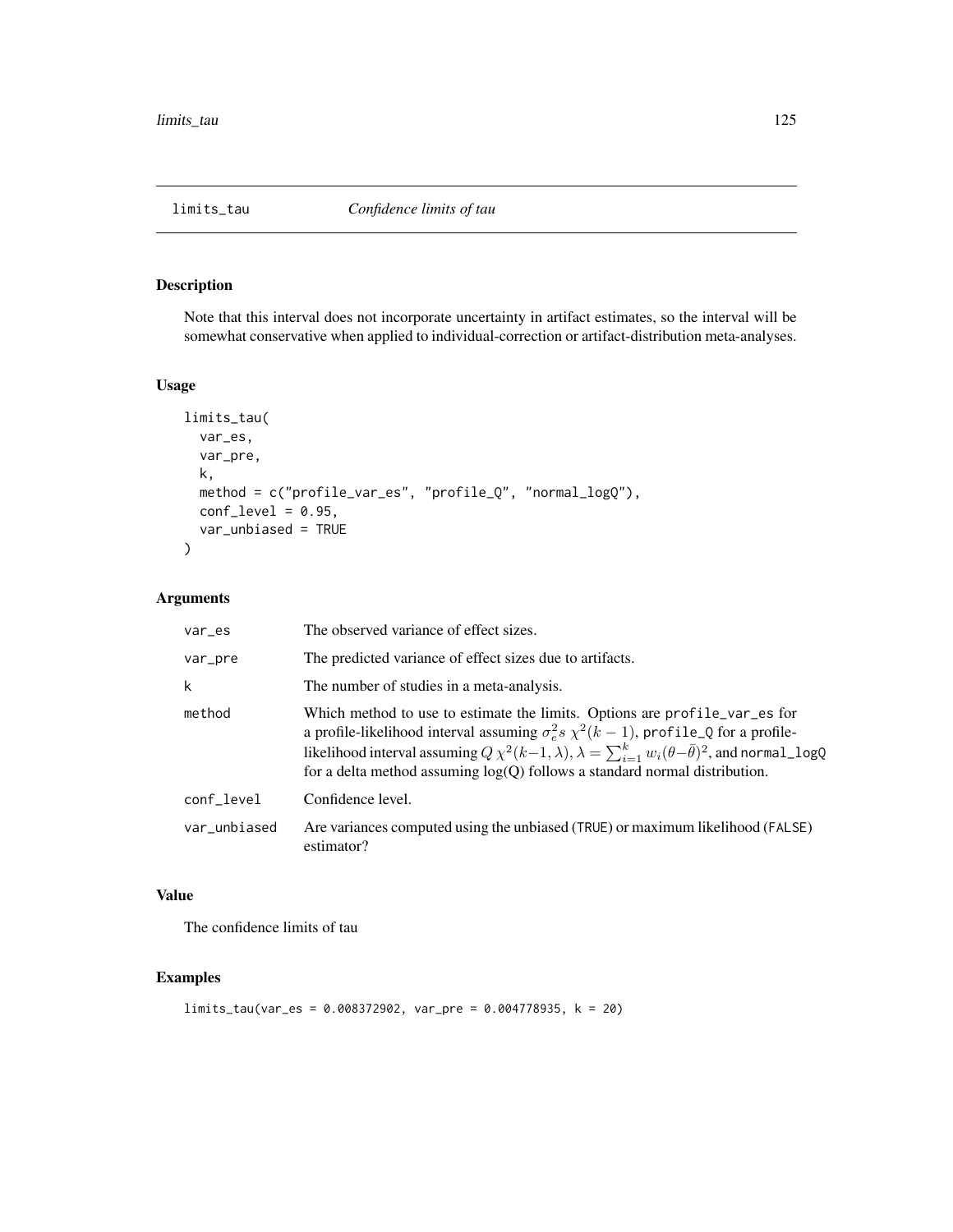# limits_tau *Confidence limits of tau*

## Description

Note that this interval does not incorporate uncertainty in artifact estimates, so the interval will be somewhat conservative when applied to individual-correction or artifact-distribution meta-analyses.

## Usage

```
limits_tau(
  var_es,
  var_pre,
  k,
  method = c("profile_var_es", "profile_Q", "normal_logQ"),
  conf_level = 0.95,
  var_unbiased = TRUE
)
```

## Arguments

| | |
|---|---|
| var_es | The observed variance of effect sizes. |
| var_pre | The predicted variance of effect sizes due to artifacts. |
| k | The number of studies in a meta-analysis. |
| method | Which method to use to estimate the limits. Options are profile_var_es for a profile-likelihood interval assuming $\sigma_e^2 s\ \chi^2(k-1)$, profile_Q for a profile-likelihood interval assuming $Q\ \chi^2(k-1, \lambda), \lambda = \sum_{i=1}^{k} w_i(\theta - \bar{\theta})^2$, and normal_logQ for a delta method assuming log(Q) follows a standard normal distribution. |
| conf_level | Confidence level. |
| var_unbiased | Are variances computed using the unbiased (TRUE) or maximum likelihood (FALSE) estimator? |

## Value

The confidence limits of tau

## Examples

```
limits_tau(var_es = 0.008372902, var_pre = 0.004778935, k = 20)
```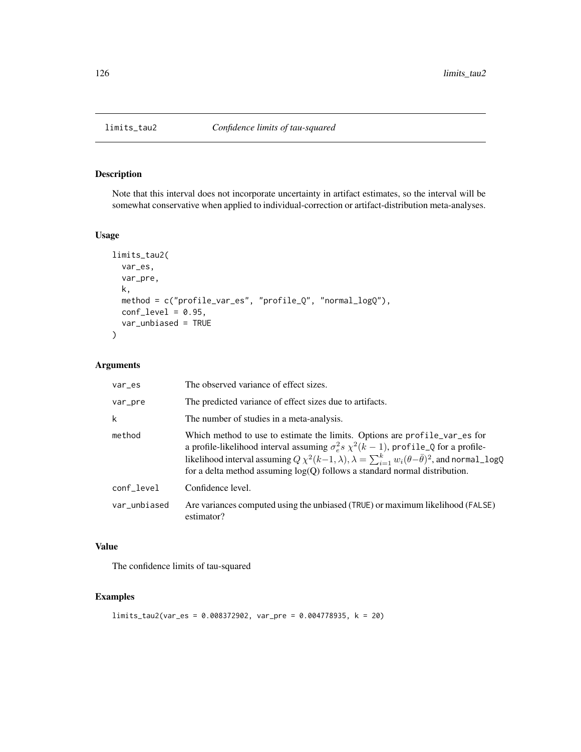## limits_tau2 — *Confidence limits of tau-squared*

### Description

Note that this interval does not incorporate uncertainty in artifact estimates, so the interval will be somewhat conservative when applied to individual-correction or artifact-distribution meta-analyses.

### Usage

```
limits_tau2(
  var_es,
  var_pre,
  k,
  method = c("profile_var_es", "profile_Q", "normal_logQ"),
  conf_level = 0.95,
  var_unbiased = TRUE
)
```

### Arguments

| | |
|---|---|
| var_es | The observed variance of effect sizes. |
| var_pre | The predicted variance of effect sizes due to artifacts. |
| k | The number of studies in a meta-analysis. |
| method | Which method to use to estimate the limits. Options are profile_var_es for a profile-likelihood interval assuming $\sigma_e^2 s\ \chi^2(k-1)$, profile_Q for a profile-likelihood interval assuming $Q\ \chi^2(k-1, \lambda), \lambda = \sum_{i=1}^{k} w_i(\theta - \bar{\theta})^2$, and normal_logQ for a delta method assuming log(Q) follows a standard normal distribution. |
| conf_level | Confidence level. |
| var_unbiased | Are variances computed using the unbiased (TRUE) or maximum likelihood (FALSE) estimator? |

### Value

The confidence limits of tau-squared

### Examples

```
limits_tau2(var_es = 0.008372902, var_pre = 0.004778935, k = 20)
```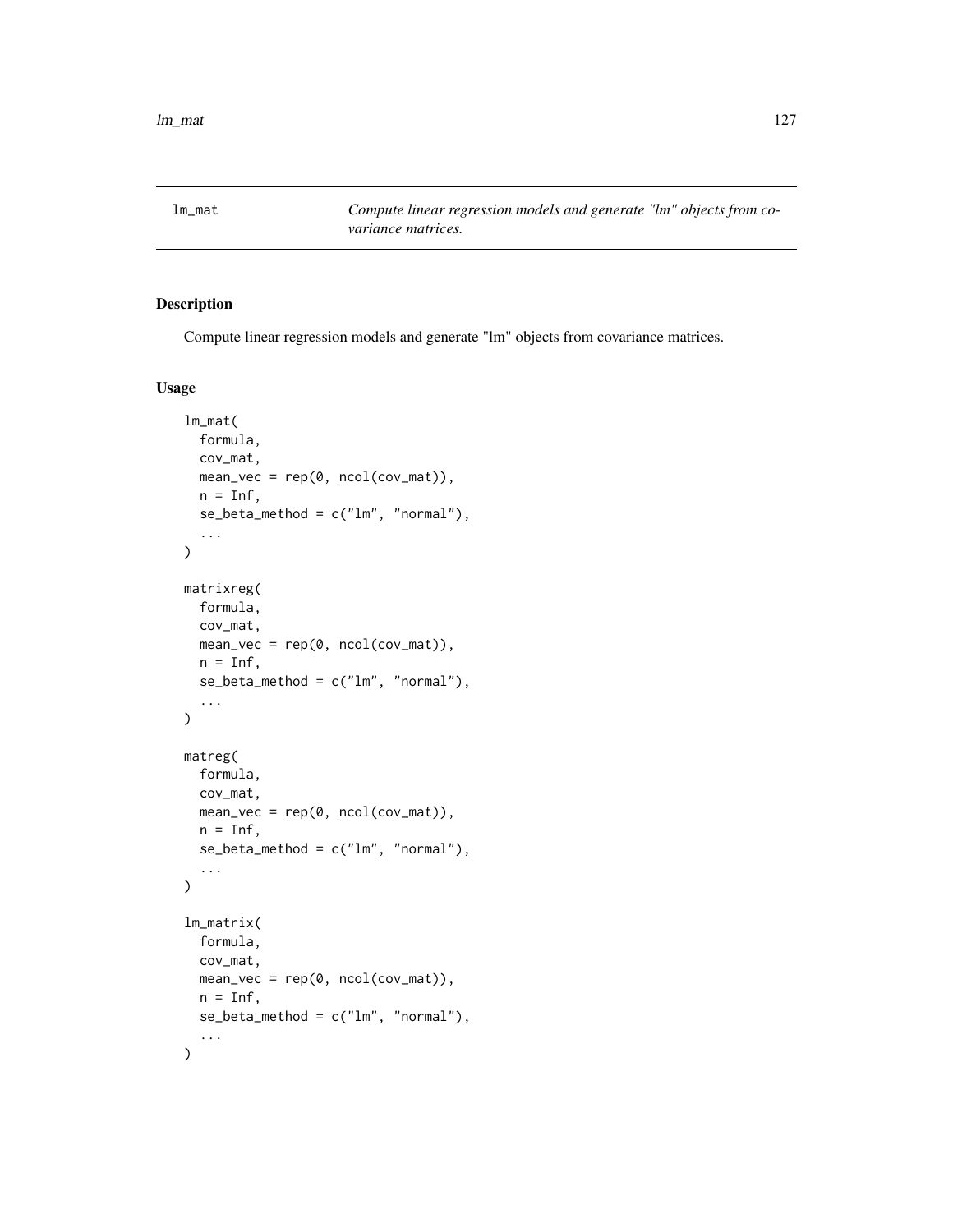lm_mat *Compute linear regression models and generate "lm" objects from covariance matrices.*

## Description

Compute linear regression models and generate "lm" objects from covariance matrices.

## Usage

```
lm_mat(
  formula,
  cov_mat,
  mean_vec = rep(0, ncol(cov_mat)),
  n = Inf,
  se_beta_method = c("lm", "normal"),
  ...
)

matrixreg(
  formula,
  cov_mat,
  mean_vec = rep(0, ncol(cov_mat)),
  n = Inf,
  se_beta_method = c("lm", "normal"),
  ...
)

matreg(
  formula,
  cov_mat,
  mean_vec = rep(0, ncol(cov_mat)),
  n = Inf,
  se_beta_method = c("lm", "normal"),
  ...
)

lm_matrix(
  formula,
  cov_mat,
  mean_vec = rep(0, ncol(cov_mat)),
  n = Inf,
  se_beta_method = c("lm", "normal"),
  ...
)
```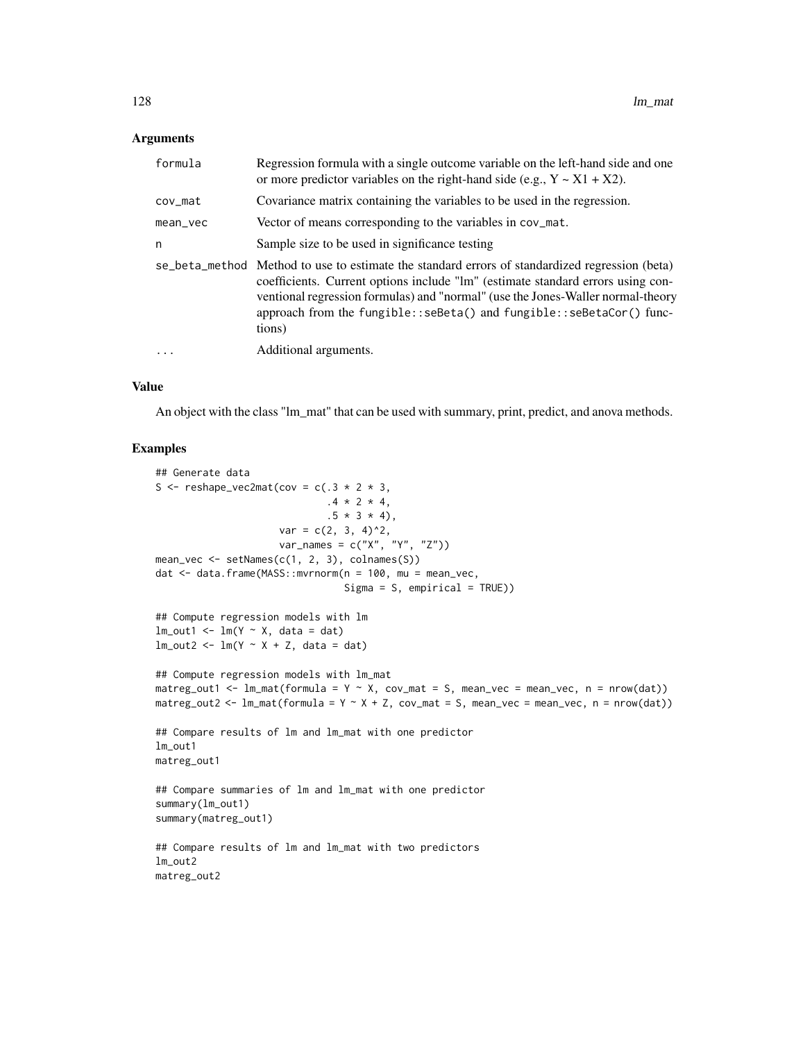## Arguments

| | |
|---|---|
| `formula` | Regression formula with a single outcome variable on the left-hand side and one or more predictor variables on the right-hand side (e.g., Y ~ X1 + X2). |
| `cov_mat` | Covariance matrix containing the variables to be used in the regression. |
| `mean_vec` | Vector of means corresponding to the variables in `cov_mat`. |
| `n` | Sample size to be used in significance testing |
| `se_beta_method` | Method to use to estimate the standard errors of standardized regression (beta) coefficients. Current options include "lm" (estimate standard errors using conventional regression formulas) and "normal" (use the Jones-Waller normal-theory approach from the `fungible::seBeta()` and `fungible::seBetaCor()` functions) |
| `...` | Additional arguments. |

## Value

An object with the class "lm_mat" that can be used with summary, print, predict, and anova methods.

## Examples

```
## Generate data
S <- reshape_vec2mat(cov = c(.3 * 2 * 3,
                             .4 * 2 * 4,
                             .5 * 3 * 4),
                     var = c(2, 3, 4)^2,
                     var_names = c("X", "Y", "Z"))
mean_vec <- setNames(c(1, 2, 3), colnames(S))
dat <- data.frame(MASS::mvrnorm(n = 100, mu = mean_vec,
                                Sigma = S, empirical = TRUE))

## Compute regression models with lm
lm_out1 <- lm(Y ~ X, data = dat)
lm_out2 <- lm(Y ~ X + Z, data = dat)

## Compute regression models with lm_mat
matreg_out1 <- lm_mat(formula = Y ~ X, cov_mat = S, mean_vec = mean_vec, n = nrow(dat))
matreg_out2 <- lm_mat(formula = Y ~ X + Z, cov_mat = S, mean_vec = mean_vec, n = nrow(dat))

## Compare results of lm and lm_mat with one predictor
lm_out1
matreg_out1

## Compare summaries of lm and lm_mat with one predictor
summary(lm_out1)
summary(matreg_out1)

## Compare results of lm and lm_mat with two predictors
lm_out2
matreg_out2
```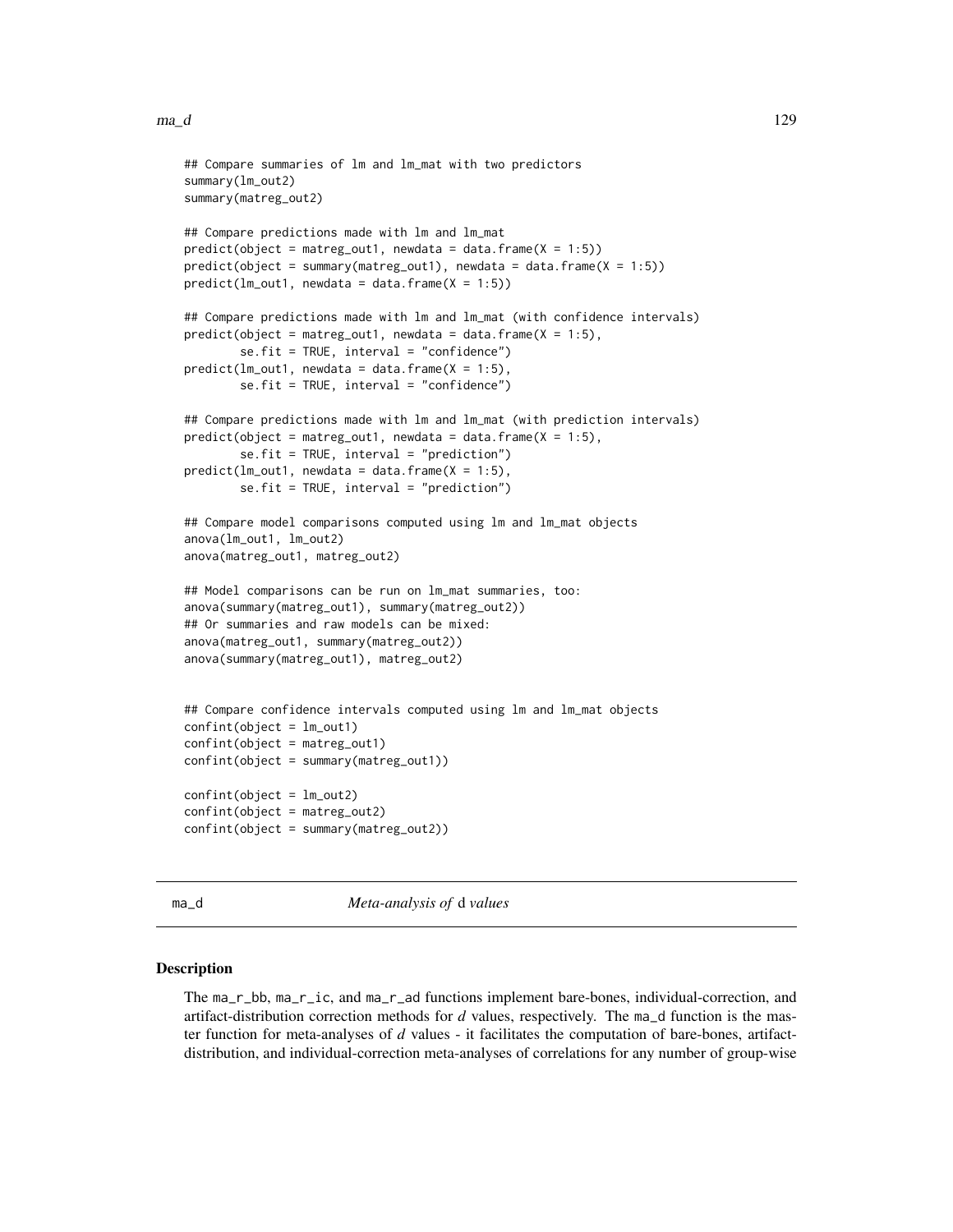```
## Compare summaries of lm and lm_mat with two predictors
summary(lm_out2)
summary(matreg_out2)

## Compare predictions made with lm and lm_mat
predict(object = matreg_out1, newdata = data.frame(X = 1:5))
predict(object = summary(matreg_out1), newdata = data.frame(X = 1:5))
predict(lm_out1, newdata = data.frame(X = 1:5))

## Compare predictions made with lm and lm_mat (with confidence intervals)
predict(object = matreg_out1, newdata = data.frame(X = 1:5),
        se.fit = TRUE, interval = "confidence")
predict(lm_out1, newdata = data.frame(X = 1:5),
        se.fit = TRUE, interval = "confidence")

## Compare predictions made with lm and lm_mat (with prediction intervals)
predict(object = matreg_out1, newdata = data.frame(X = 1:5),
        se.fit = TRUE, interval = "prediction")
predict(lm_out1, newdata = data.frame(X = 1:5),
        se.fit = TRUE, interval = "prediction")

## Compare model comparisons computed using lm and lm_mat objects
anova(lm_out1, lm_out2)
anova(matreg_out1, matreg_out2)

## Model comparisons can be run on lm_mat summaries, too:
anova(summary(matreg_out1), summary(matreg_out2))
## Or summaries and raw models can be mixed:
anova(matreg_out1, summary(matreg_out2))
anova(summary(matreg_out1), matreg_out2)


## Compare confidence intervals computed using lm and lm_mat objects
confint(object = lm_out1)
confint(object = matreg_out1)
confint(object = summary(matreg_out1))

confint(object = lm_out2)
confint(object = matreg_out2)
confint(object = summary(matreg_out2))
```

# ma_d — *Meta-analysis of* d *values*

## Description

The ma_r_bb, ma_r_ic, and ma_r_ad functions implement bare-bones, individual-correction, and artifact-distribution correction methods for *d* values, respectively. The ma_d function is the master function for meta-analyses of *d* values - it facilitates the computation of bare-bones, artifact-distribution, and individual-correction meta-analyses of correlations for any number of group-wise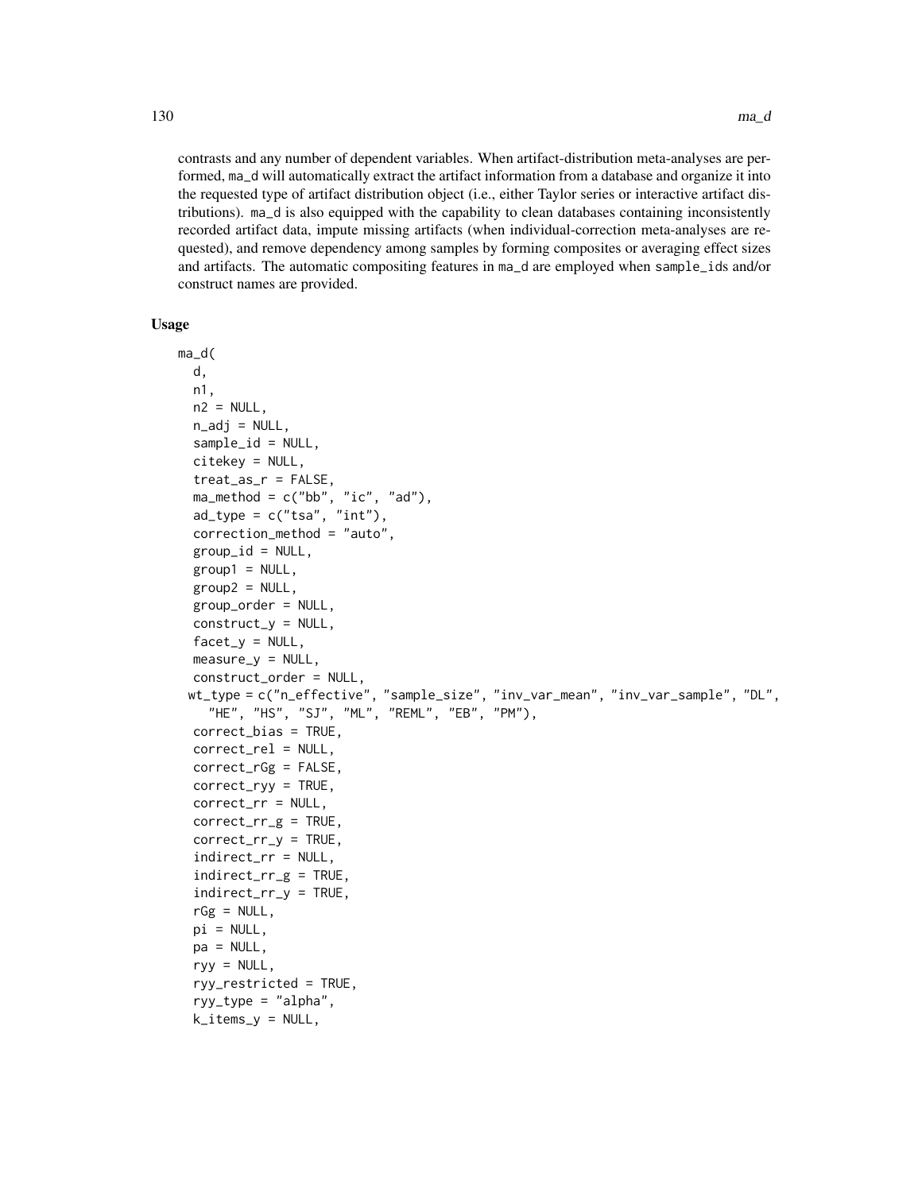contrasts and any number of dependent variables. When artifact-distribution meta-analyses are performed, ma_d will automatically extract the artifact information from a database and organize it into the requested type of artifact distribution object (i.e., either Taylor series or interactive artifact distributions). ma_d is also equipped with the capability to clean databases containing inconsistently recorded artifact data, impute missing artifacts (when individual-correction meta-analyses are requested), and remove dependency among samples by forming composites or averaging effect sizes and artifacts. The automatic compositing features in ma_d are employed when sample_ids and/or construct names are provided.

## Usage

```
ma_d(
  d,
  n1,
  n2 = NULL,
  n_adj = NULL,
  sample_id = NULL,
  citekey = NULL,
  treat_as_r = FALSE,
  ma_method = c("bb", "ic", "ad"),
  ad_type = c("tsa", "int"),
  correction_method = "auto",
  group_id = NULL,
  group1 = NULL,
  group2 = NULL,
  group_order = NULL,
  construct_y = NULL,
  facet_y = NULL,
  measure_y = NULL,
  construct_order = NULL,
  wt_type = c("n_effective", "sample_size", "inv_var_mean", "inv_var_sample", "DL",
    "HE", "HS", "SJ", "ML", "REML", "EB", "PM"),
  correct_bias = TRUE,
  correct_rel = NULL,
  correct_rGg = FALSE,
  correct_ryy = TRUE,
  correct_rr = NULL,
  correct_rr_g = TRUE,
  correct_rr_y = TRUE,
  indirect_rr = NULL,
  indirect_rr_g = TRUE,
  indirect_rr_y = TRUE,
  rGg = NULL,
  pi = NULL,
  pa = NULL,
  ryy = NULL,
  ryy_restricted = TRUE,
  ryy_type = "alpha",
  k_items_y = NULL,
```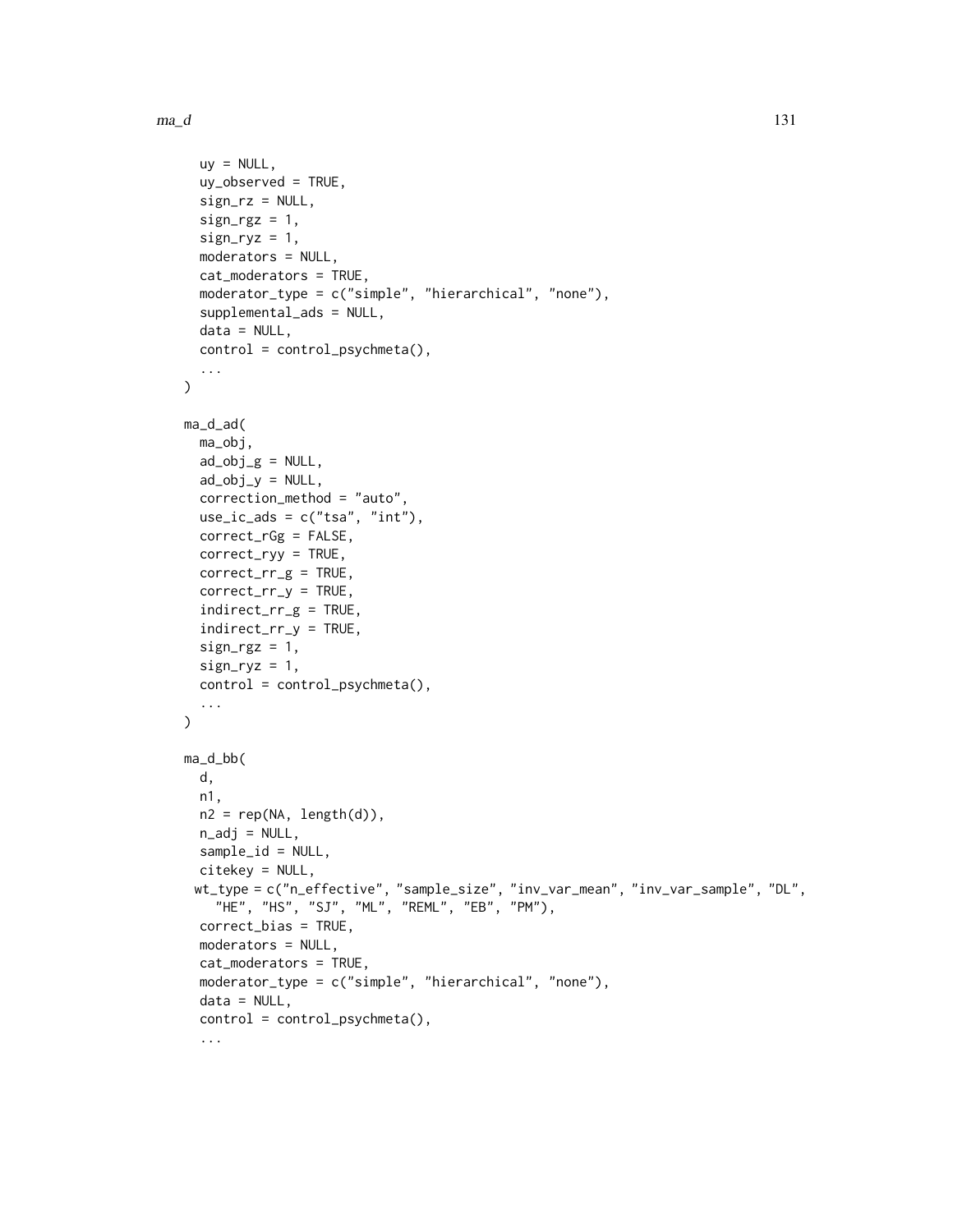```
  uy = NULL,
  uy_observed = TRUE,
  sign_rz = NULL,
  sign_rgz = 1,
  sign_ryz = 1,
  moderators = NULL,
  cat_moderators = TRUE,
  moderator_type = c("simple", "hierarchical", "none"),
  supplemental_ads = NULL,
  data = NULL,
  control = control_psychmeta(),
  ...
)

ma_d_ad(
  ma_obj,
  ad_obj_g = NULL,
  ad_obj_y = NULL,
  correction_method = "auto",
  use_ic_ads = c("tsa", "int"),
  correct_rGg = FALSE,
  correct_ryy = TRUE,
  correct_rr_g = TRUE,
  correct_rr_y = TRUE,
  indirect_rr_g = TRUE,
  indirect_rr_y = TRUE,
  sign_rgz = 1,
  sign_ryz = 1,
  control = control_psychmeta(),
  ...
)

ma_d_bb(
  d,
  n1,
  n2 = rep(NA, length(d)),
  n_adj = NULL,
  sample_id = NULL,
  citekey = NULL,
  wt_type = c("n_effective", "sample_size", "inv_var_mean", "inv_var_sample", "DL",
    "HE", "HS", "SJ", "ML", "REML", "EB", "PM"),
  correct_bias = TRUE,
  moderators = NULL,
  cat_moderators = TRUE,
  moderator_type = c("simple", "hierarchical", "none"),
  data = NULL,
  control = control_psychmeta(),
  ...
```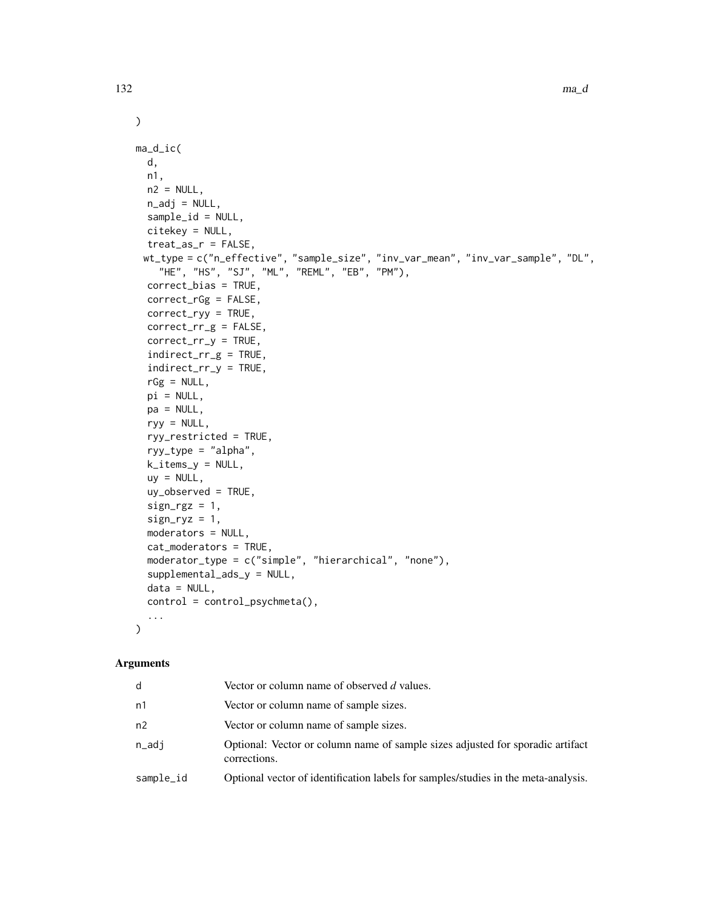```
)

ma_d_ic(
  d,
  n1,
  n2 = NULL,
  n_adj = NULL,
  sample_id = NULL,
  citekey = NULL,
  treat_as_r = FALSE,
 wt_type = c("n_effective", "sample_size", "inv_var_mean", "inv_var_sample", "DL",
    "HE", "HS", "SJ", "ML", "REML", "EB", "PM"),
  correct_bias = TRUE,
  correct_rGg = FALSE,
  correct_ryy = TRUE,
  correct_rr_g = FALSE,
  correct_rr_y = TRUE,
  indirect_rr_g = TRUE,
  indirect_rr_y = TRUE,
  rGg = NULL,
  pi = NULL,
  pa = NULL,
  ryy = NULL,
  ryy_restricted = TRUE,
  ryy_type = "alpha",
  k_items_y = NULL,
  uy = NULL,
  uy_observed = TRUE,
  sign_rgz = 1,
  sign_ryz = 1,
  moderators = NULL,
  cat_moderators = TRUE,
  moderator_type = c("simple", "hierarchical", "none"),
  supplemental_ads_y = NULL,
  data = NULL,
  control = control_psychmeta(),
  ...
)
```

## Arguments

| | |
|---|---|
| d | Vector or column name of observed *d* values. |
| n1 | Vector or column name of sample sizes. |
| n2 | Vector or column name of sample sizes. |
| n_adj | Optional: Vector or column name of sample sizes adjusted for sporadic artifact corrections. |
| sample_id | Optional vector of identification labels for samples/studies in the meta-analysis. |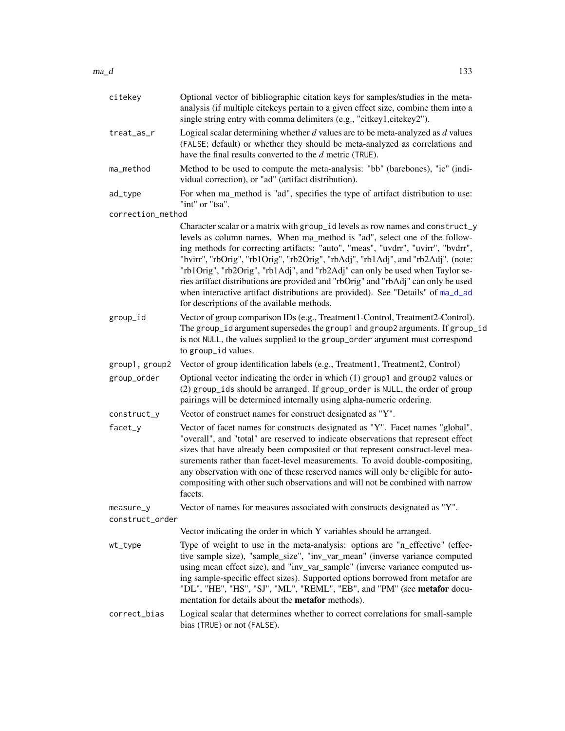| | |
|---|---|
| `citekey` | Optional vector of bibliographic citation keys for samples/studies in the meta-analysis (if multiple citekeys pertain to a given effect size, combine them into a single string entry with comma delimiters (e.g., "citkey1,citekey2"). |
| `treat_as_r` | Logical scalar determining whether *d* values are to be meta-analyzed as *d* values (`FALSE`; default) or whether they should be meta-analyzed as correlations and have the final results converted to the *d* metric (`TRUE`). |
| `ma_method` | Method to be used to compute the meta-analysis: "bb" (barebones), "ic" (individual correction), or "ad" (artifact distribution). |
| `ad_type` | For when ma_method is "ad", specifies the type of artifact distribution to use: "int" or "tsa". |
| `correction_method` | Character scalar or a matrix with `group_id` levels as row names and `construct_y` levels as column names. When ma_method is "ad", select one of the following methods for correcting artifacts: "auto", "meas", "uvdrr", "uvirr", "bvdrr", "bvirr", "rbOrig", "rb1Orig", "rb2Orig", "rbAdj", "rb1Adj", and "rb2Adj". (note: "rb1Orig", "rb2Orig", "rb1Adj", and "rb2Adj" can only be used when Taylor series artifact distributions are provided and "rbOrig" and "rbAdj" can only be used when interactive artifact distributions are provided). See "Details" of ma_d_ad for descriptions of the available methods. |
| `group_id` | Vector of group comparison IDs (e.g., Treatment1-Control, Treatment2-Control). The `group_id` argument supersedes the `group1` and `group2` arguments. If `group_id` is not `NULL`, the values supplied to the `group_order` argument must correspond to `group_id` values. |
| `group1, group2` | Vector of group identification labels (e.g., Treatment1, Treatment2, Control) |
| `group_order` | Optional vector indicating the order in which (1) `group1` and `group2` values or (2) `group_id`s should be arranged. If `group_order` is `NULL`, the order of group pairings will be determined internally using alpha-numeric ordering. |
| `construct_y` | Vector of construct names for construct designated as "Y". |
| `facet_y` | Vector of facet names for constructs designated as "Y". Facet names "global", "overall", and "total" are reserved to indicate observations that represent effect sizes that have already been composited or that represent construct-level measurements rather than facet-level measurements. To avoid double-compositing, any observation with one of these reserved names will only be eligible for auto-compositing with other such observations and will not be combined with narrow facets. |
| `measure_y` | Vector of names for measures associated with constructs designated as "Y". |
| `construct_order` | Vector indicating the order in which Y variables should be arranged. |
| `wt_type` | Type of weight to use in the meta-analysis: options are "n_effective" (effective sample size), "sample_size", "inv_var_mean" (inverse variance computed using mean effect size), and "inv_var_sample" (inverse variance computed using sample-specific effect sizes). Supported options borrowed from metafor are "DL", "HE", "HS", "SJ", "ML", "REML", "EB", and "PM" (see **metafor** documentation for details about the **metafor** methods). |
| `correct_bias` | Logical scalar that determines whether to correct correlations for small-sample bias (`TRUE`) or not (`FALSE`). |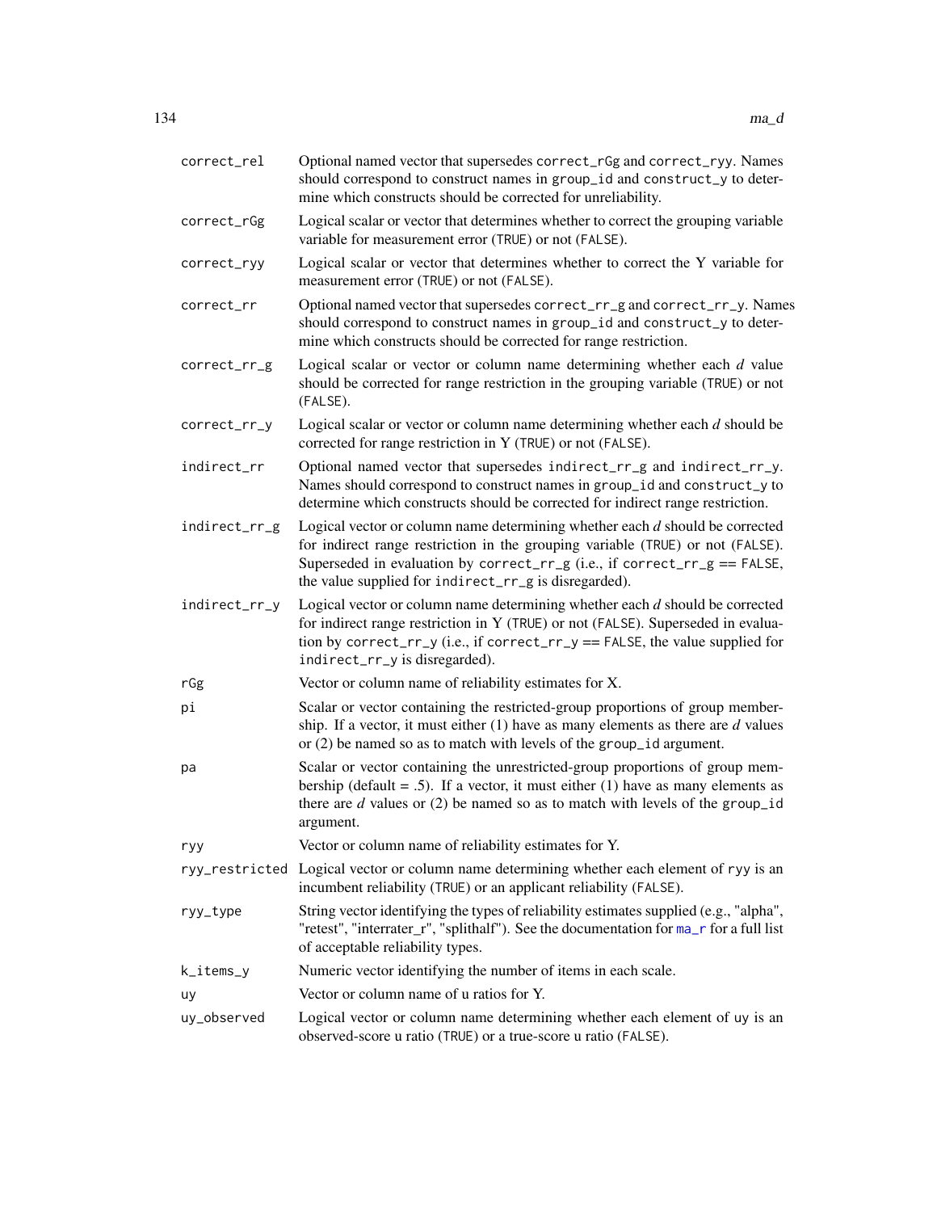| | |
|---|---|
| correct_rel | Optional named vector that supersedes correct_rGg and correct_ryy. Names should correspond to construct names in group_id and construct_y to determine which constructs should be corrected for unreliability. |
| correct_rGg | Logical scalar or vector that determines whether to correct the grouping variable variable for measurement error (TRUE) or not (FALSE). |
| correct_ryy | Logical scalar or vector that determines whether to correct the Y variable for measurement error (TRUE) or not (FALSE). |
| correct_rr | Optional named vector that supersedes correct_rr_g and correct_rr_y. Names should correspond to construct names in group_id and construct_y to determine which constructs should be corrected for range restriction. |
| correct_rr_g | Logical scalar or vector or column name determining whether each *d* value should be corrected for range restriction in the grouping variable (TRUE) or not (FALSE). |
| correct_rr_y | Logical scalar or vector or column name determining whether each *d* should be corrected for range restriction in Y (TRUE) or not (FALSE). |
| indirect_rr | Optional named vector that supersedes indirect_rr_g and indirect_rr_y. Names should correspond to construct names in group_id and construct_y to determine which constructs should be corrected for indirect range restriction. |
| indirect_rr_g | Logical vector or column name determining whether each *d* should be corrected for indirect range restriction in the grouping variable (TRUE) or not (FALSE). Superseded in evaluation by correct_rr_g (i.e., if correct_rr_g == FALSE, the value supplied for indirect_rr_g is disregarded). |
| indirect_rr_y | Logical vector or column name determining whether each *d* should be corrected for indirect range restriction in Y (TRUE) or not (FALSE). Superseded in evaluation by correct_rr_y (i.e., if correct_rr_y == FALSE, the value supplied for indirect_rr_y is disregarded). |
| rGg | Vector or column name of reliability estimates for X. |
| pi | Scalar or vector containing the restricted-group proportions of group membership. If a vector, it must either (1) have as many elements as there are *d* values or (2) be named so as to match with levels of the group_id argument. |
| pa | Scalar or vector containing the unrestricted-group proportions of group membership (default = .5). If a vector, it must either (1) have as many elements as there are *d* values or (2) be named so as to match with levels of the group_id argument. |
| ryy | Vector or column name of reliability estimates for Y. |
| ryy_restricted | Logical vector or column name determining whether each element of ryy is an incumbent reliability (TRUE) or an applicant reliability (FALSE). |
| ryy_type | String vector identifying the types of reliability estimates supplied (e.g., "alpha", "retest", "interrater_r", "splithalf"). See the documentation for ma_r for a full list of acceptable reliability types. |
| k_items_y | Numeric vector identifying the number of items in each scale. |
| uy | Vector or column name of u ratios for Y. |
| uy_observed | Logical vector or column name determining whether each element of uy is an observed-score u ratio (TRUE) or a true-score u ratio (FALSE). |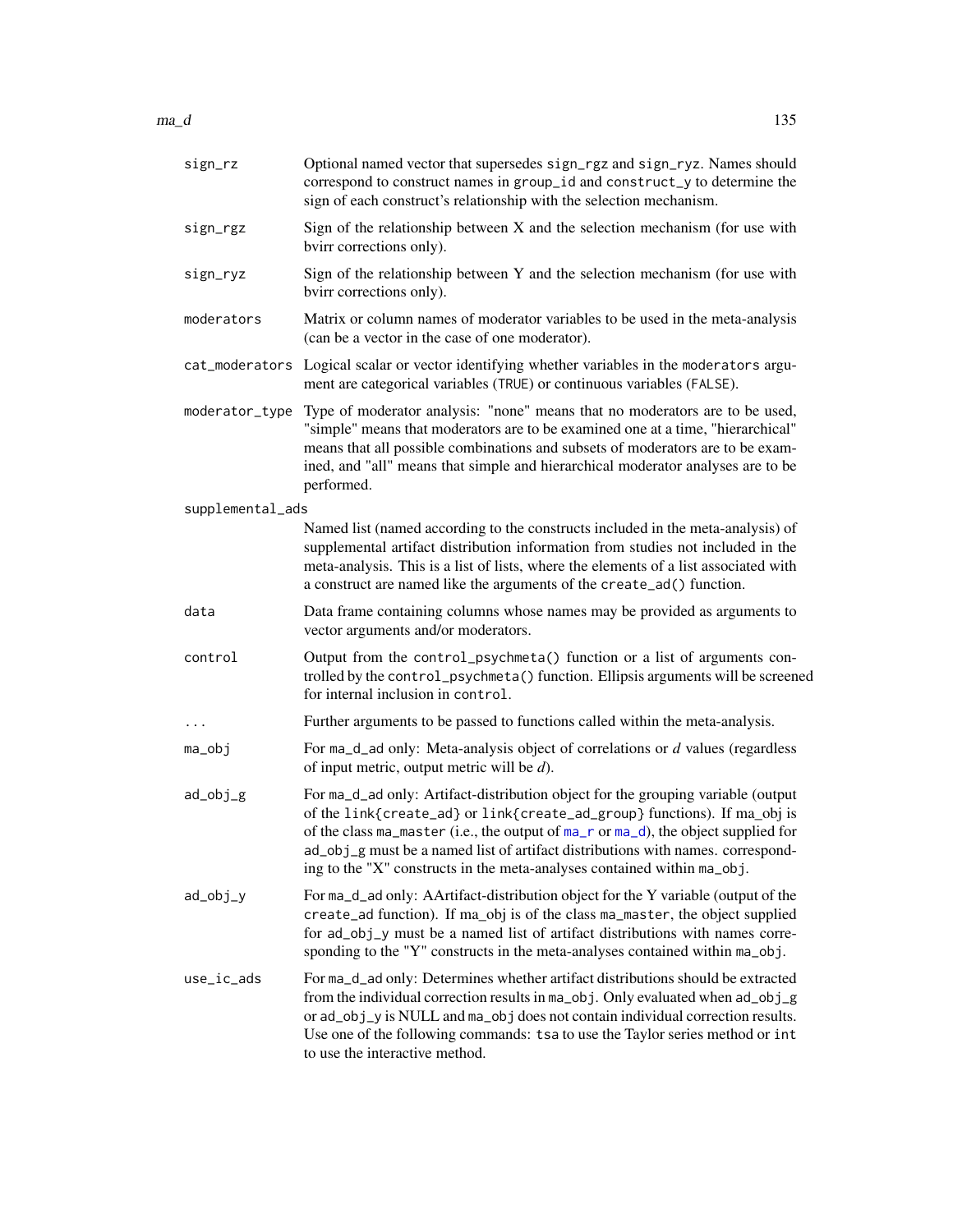| | |
|---|---|
| sign_rz | Optional named vector that supersedes sign_rgz and sign_ryz. Names should correspond to construct names in group_id and construct_y to determine the sign of each construct's relationship with the selection mechanism. |
| sign_rgz | Sign of the relationship between X and the selection mechanism (for use with bvirr corrections only). |
| sign_ryz | Sign of the relationship between Y and the selection mechanism (for use with bvirr corrections only). |
| moderators | Matrix or column names of moderator variables to be used in the meta-analysis (can be a vector in the case of one moderator). |
| cat_moderators | Logical scalar or vector identifying whether variables in the moderators argument are categorical variables (TRUE) or continuous variables (FALSE). |
| moderator_type | Type of moderator analysis: "none" means that no moderators are to be used, "simple" means that moderators are to be examined one at a time, "hierarchical" means that all possible combinations and subsets of moderators are to be examined, and "all" means that simple and hierarchical moderator analyses are to be performed. |
| supplemental_ads | Named list (named according to the constructs included in the meta-analysis) of supplemental artifact distribution information from studies not included in the meta-analysis. This is a list of lists, where the elements of a list associated with a construct are named like the arguments of the create_ad() function. |
| data | Data frame containing columns whose names may be provided as arguments to vector arguments and/or moderators. |
| control | Output from the control_psychmeta() function or a list of arguments controlled by the control_psychmeta() function. Ellipsis arguments will be screened for internal inclusion in control. |
| ... | Further arguments to be passed to functions called within the meta-analysis. |
| ma_obj | For ma_d_ad only: Meta-analysis object of correlations or *d* values (regardless of input metric, output metric will be *d*). |
| ad_obj_g | For ma_d_ad only: Artifact-distribution object for the grouping variable (output of the link{create_ad} or link{create_ad_group} functions). If ma_obj is of the class ma_master (i.e., the output of ma_r or ma_d), the object supplied for ad_obj_g must be a named list of artifact distributions with names. corresponding to the "X" constructs in the meta-analyses contained within ma_obj. |
| ad_obj_y | For ma_d_ad only: AArtifact-distribution object for the Y variable (output of the create_ad function). If ma_obj is of the class ma_master, the object supplied for ad_obj_y must be a named list of artifact distributions with names corresponding to the "Y" constructs in the meta-analyses contained within ma_obj. |
| use_ic_ads | For ma_d_ad only: Determines whether artifact distributions should be extracted from the individual correction results in ma_obj. Only evaluated when ad_obj_g or ad_obj_y is NULL and ma_obj does not contain individual correction results. Use one of the following commands: tsa to use the Taylor series method or int to use the interactive method. |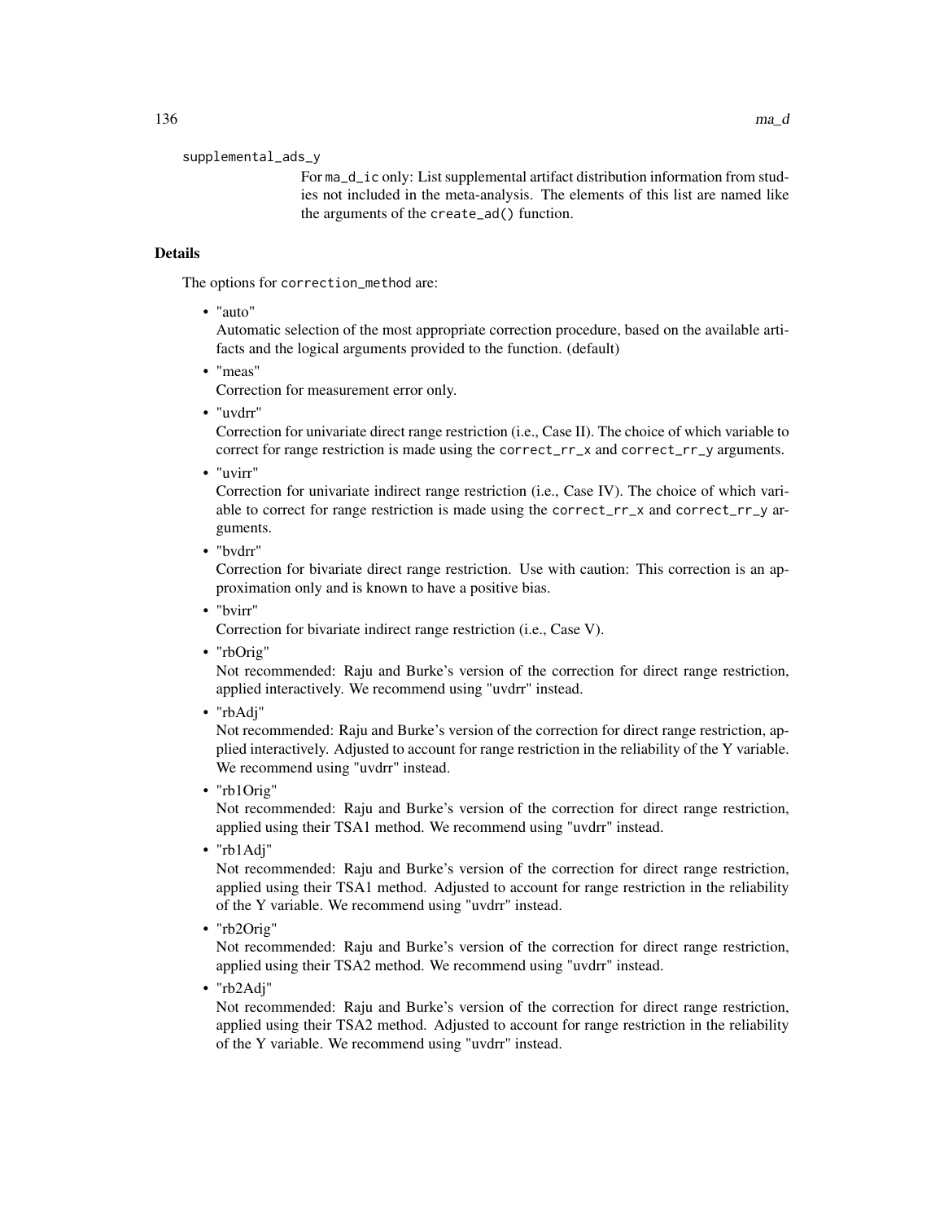supplemental_ads_y

For ma_d_ic only: List supplemental artifact distribution information from studies not included in the meta-analysis. The elements of this list are named like the arguments of the create_ad() function.

### Details

The options for correction_method are:

- "auto"
  Automatic selection of the most appropriate correction procedure, based on the available artifacts and the logical arguments provided to the function. (default)
- "meas"
  Correction for measurement error only.
- "uvdrr"
  Correction for univariate direct range restriction (i.e., Case II). The choice of which variable to correct for range restriction is made using the correct_rr_x and correct_rr_y arguments.
- "uvirr"
  Correction for univariate indirect range restriction (i.e., Case IV). The choice of which variable to correct for range restriction is made using the correct_rr_x and correct_rr_y arguments.
- "bvdrr"
  Correction for bivariate direct range restriction. Use with caution: This correction is an approximation only and is known to have a positive bias.
- "bvirr"
  Correction for bivariate indirect range restriction (i.e., Case V).
- "rbOrig"
  Not recommended: Raju and Burke's version of the correction for direct range restriction, applied interactively. We recommend using "uvdrr" instead.
- "rbAdj"
  Not recommended: Raju and Burke's version of the correction for direct range restriction, applied interactively. Adjusted to account for range restriction in the reliability of the Y variable. We recommend using "uvdrr" instead.
- "rb1Orig"
  Not recommended: Raju and Burke's version of the correction for direct range restriction, applied using their TSA1 method. We recommend using "uvdrr" instead.
- "rb1Adj"
  Not recommended: Raju and Burke's version of the correction for direct range restriction, applied using their TSA1 method. Adjusted to account for range restriction in the reliability of the Y variable. We recommend using "uvdrr" instead.
- "rb2Orig"
  Not recommended: Raju and Burke's version of the correction for direct range restriction, applied using their TSA2 method. We recommend using "uvdrr" instead.
- "rb2Adj"
  Not recommended: Raju and Burke's version of the correction for direct range restriction, applied using their TSA2 method. Adjusted to account for range restriction in the reliability of the Y variable. We recommend using "uvdrr" instead.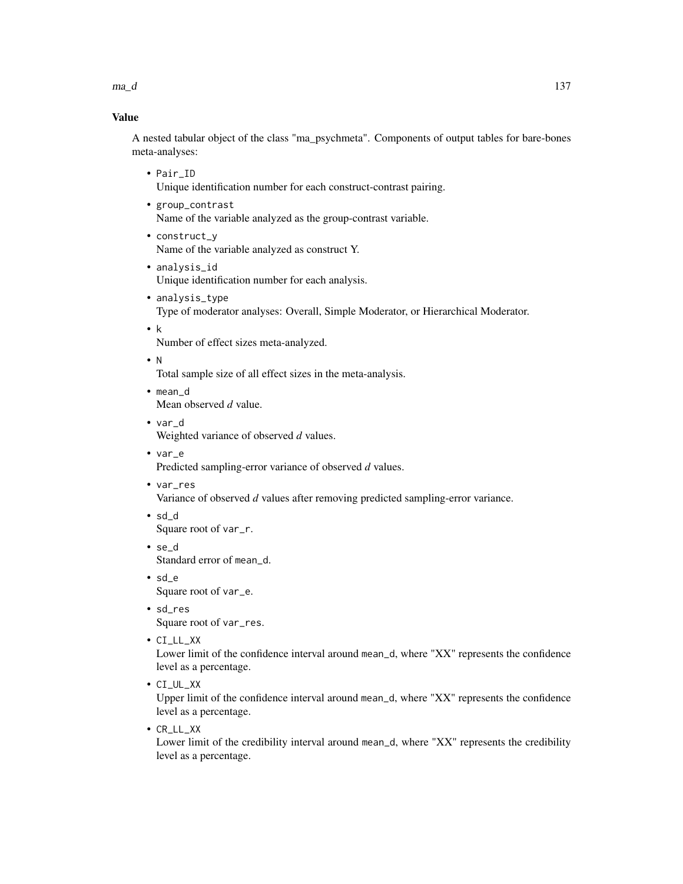## Value

A nested tabular object of the class "ma_psychmeta". Components of output tables for bare-bones meta-analyses:

- `Pair_ID`
  Unique identification number for each construct-contrast pairing.
- `group_contrast`
  Name of the variable analyzed as the group-contrast variable.
- `construct_y`
  Name of the variable analyzed as construct Y.
- `analysis_id`
  Unique identification number for each analysis.
- `analysis_type`
  Type of moderator analyses: Overall, Simple Moderator, or Hierarchical Moderator.
- `k`
  Number of effect sizes meta-analyzed.
- `N`
  Total sample size of all effect sizes in the meta-analysis.
- `mean_d`
  Mean observed *d* value.
- `var_d`
  Weighted variance of observed *d* values.
- `var_e`
  Predicted sampling-error variance of observed *d* values.
- `var_res`
  Variance of observed *d* values after removing predicted sampling-error variance.
- `sd_d`
  Square root of `var_r`.
- `se_d`
  Standard error of `mean_d`.
- `sd_e`
  Square root of `var_e`.
- `sd_res`
  Square root of `var_res`.
- `CI_LL_XX`
  Lower limit of the confidence interval around `mean_d`, where "XX" represents the confidence level as a percentage.
- `CI_UL_XX`
  Upper limit of the confidence interval around `mean_d`, where "XX" represents the confidence level as a percentage.
- `CR_LL_XX`
  Lower limit of the credibility interval around `mean_d`, where "XX" represents the credibility level as a percentage.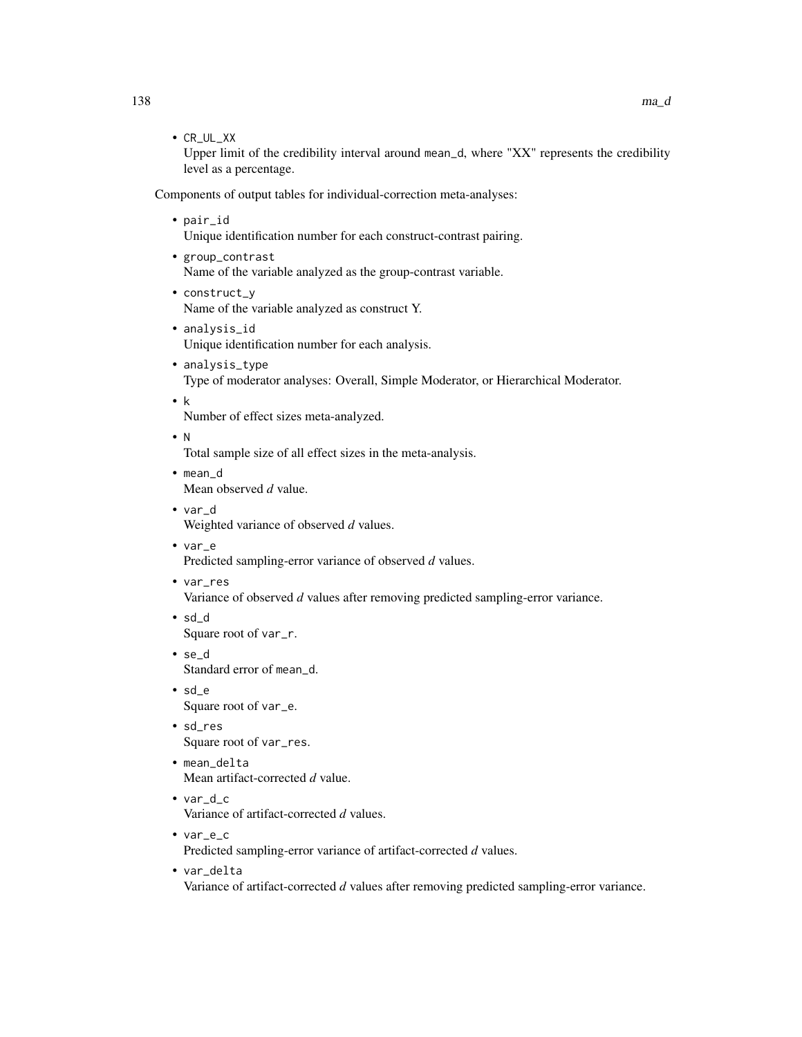- CR_UL_XX
  Upper limit of the credibility interval around mean_d, where "XX" represents the credibility level as a percentage.

Components of output tables for individual-correction meta-analyses:

- pair_id
  Unique identification number for each construct-contrast pairing.
- group_contrast
  Name of the variable analyzed as the group-contrast variable.
- construct_y
  Name of the variable analyzed as construct Y.
- analysis_id
  Unique identification number for each analysis.
- analysis_type
  Type of moderator analyses: Overall, Simple Moderator, or Hierarchical Moderator.
- k
  Number of effect sizes meta-analyzed.
- N
  Total sample size of all effect sizes in the meta-analysis.
- mean_d
  Mean observed *d* value.
- var_d
  Weighted variance of observed *d* values.
- var_e
  Predicted sampling-error variance of observed *d* values.
- var_res
  Variance of observed *d* values after removing predicted sampling-error variance.
- sd_d
  Square root of var_r.
- se_d
  Standard error of mean_d.
- sd_e
  Square root of var_e.
- sd_res
  Square root of var_res.
- mean_delta
  Mean artifact-corrected *d* value.
- var_d_c
  Variance of artifact-corrected *d* values.
- var_e_c
  Predicted sampling-error variance of artifact-corrected *d* values.
- var_delta
  Variance of artifact-corrected *d* values after removing predicted sampling-error variance.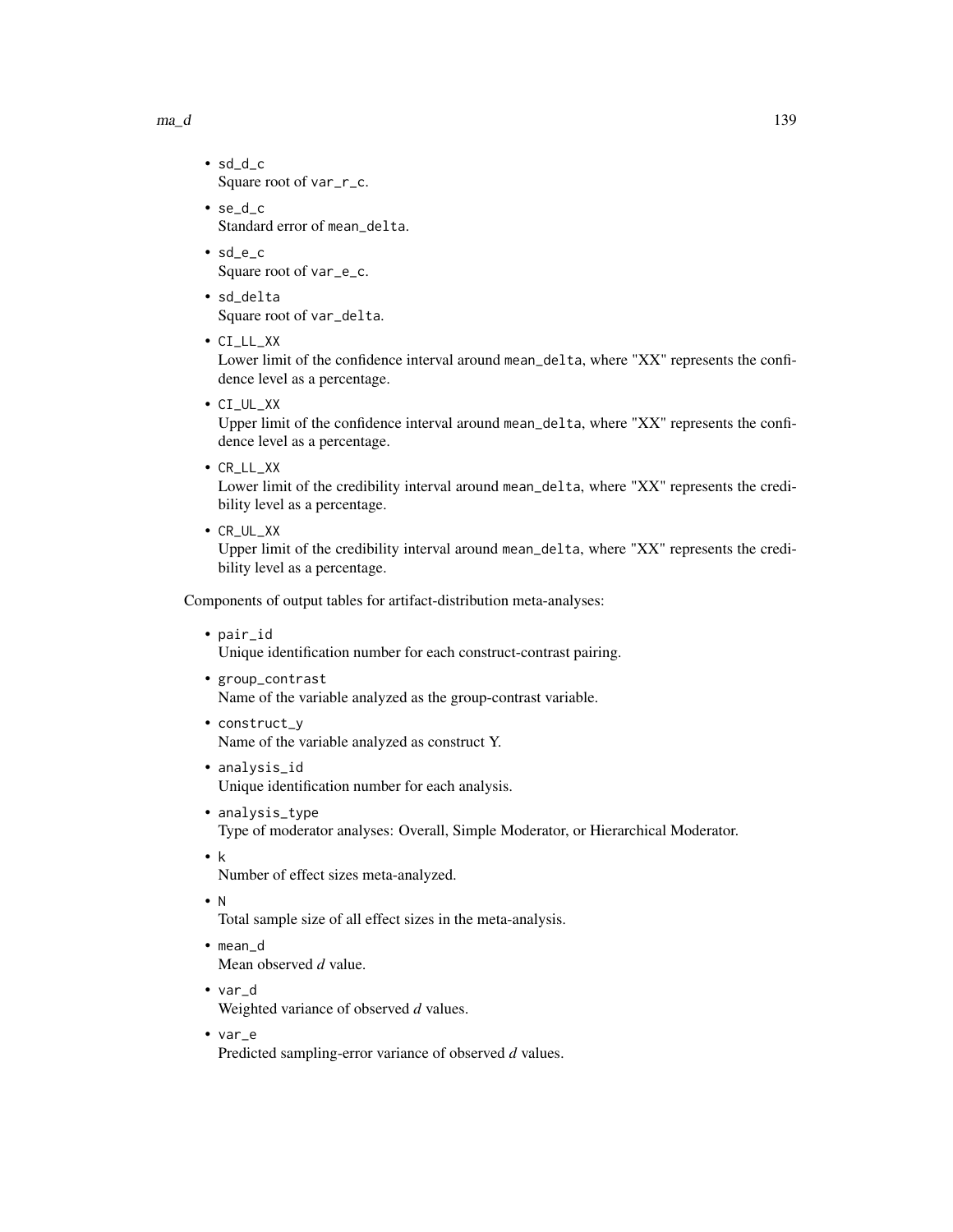- `sd_d_c`
  Square root of `var_r_c`.
- `se_d_c`
  Standard error of `mean_delta`.
- `sd_e_c`
  Square root of `var_e_c`.
- `sd_delta`
  Square root of `var_delta`.
- `CI_LL_XX`
  Lower limit of the confidence interval around `mean_delta`, where "XX" represents the confidence level as a percentage.
- `CI_UL_XX`
  Upper limit of the confidence interval around `mean_delta`, where "XX" represents the confidence level as a percentage.
- `CR_LL_XX`
  Lower limit of the credibility interval around `mean_delta`, where "XX" represents the credibility level as a percentage.
- `CR_UL_XX`
  Upper limit of the credibility interval around `mean_delta`, where "XX" represents the credibility level as a percentage.

Components of output tables for artifact-distribution meta-analyses:

- `pair_id`
  Unique identification number for each construct-contrast pairing.
- `group_contrast`
  Name of the variable analyzed as the group-contrast variable.
- `construct_y`
  Name of the variable analyzed as construct Y.
- `analysis_id`
  Unique identification number for each analysis.
- `analysis_type`
  Type of moderator analyses: Overall, Simple Moderator, or Hierarchical Moderator.
- `k`
  Number of effect sizes meta-analyzed.
- `N`
  Total sample size of all effect sizes in the meta-analysis.
- `mean_d`
  Mean observed *d* value.
- `var_d`
  Weighted variance of observed *d* values.
- `var_e`
  Predicted sampling-error variance of observed *d* values.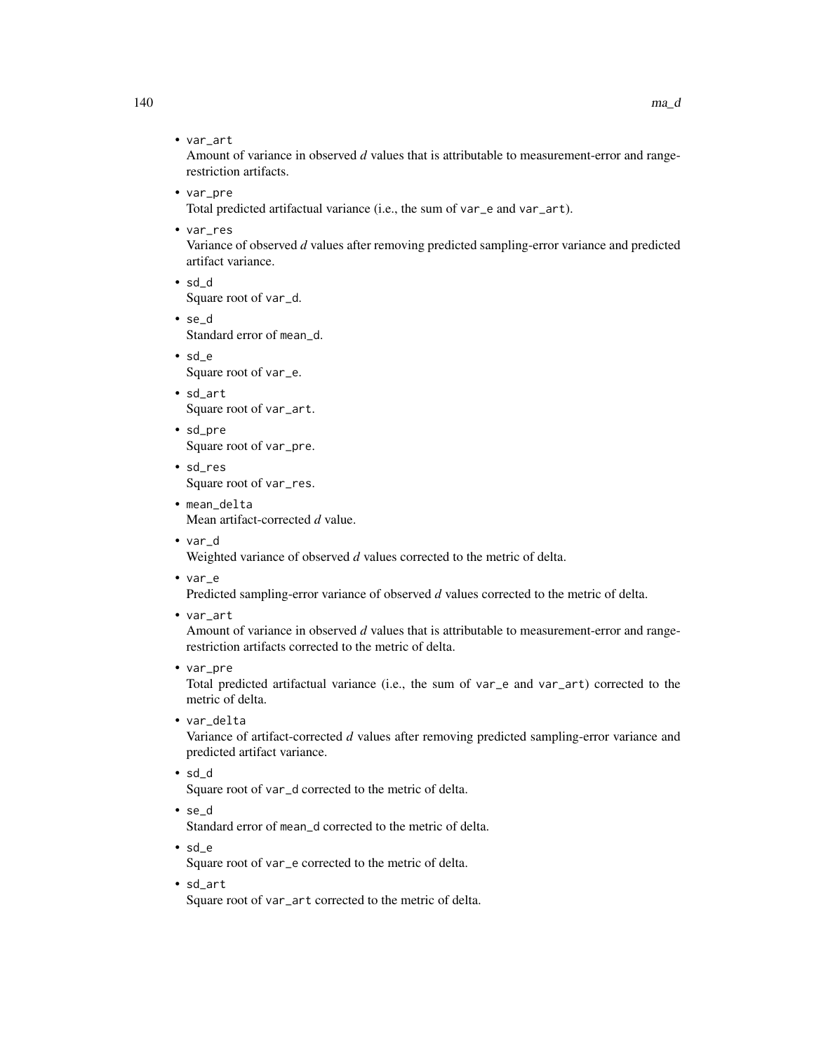- `var_art`
  Amount of variance in observed *d* values that is attributable to measurement-error and range-restriction artifacts.
- `var_pre`
  Total predicted artifactual variance (i.e., the sum of `var_e` and `var_art`).
- `var_res`
  Variance of observed *d* values after removing predicted sampling-error variance and predicted artifact variance.
- `sd_d`
  Square root of `var_d`.
- `se_d`
  Standard error of `mean_d`.
- `sd_e`
  Square root of `var_e`.
- `sd_art`
  Square root of `var_art`.
- `sd_pre`
  Square root of `var_pre`.
- `sd_res`
  Square root of `var_res`.
- `mean_delta`
  Mean artifact-corrected *d* value.
- `var_d`
  Weighted variance of observed *d* values corrected to the metric of delta.
- `var_e`
  Predicted sampling-error variance of observed *d* values corrected to the metric of delta.
- `var_art`
  Amount of variance in observed *d* values that is attributable to measurement-error and range-restriction artifacts corrected to the metric of delta.
- `var_pre`
  Total predicted artifactual variance (i.e., the sum of `var_e` and `var_art`) corrected to the metric of delta.
- `var_delta`
  Variance of artifact-corrected *d* values after removing predicted sampling-error variance and predicted artifact variance.
- `sd_d`
  Square root of `var_d` corrected to the metric of delta.
- `se_d`
  Standard error of `mean_d` corrected to the metric of delta.
- `sd_e`
  Square root of `var_e` corrected to the metric of delta.
- `sd_art`
  Square root of `var_art` corrected to the metric of delta.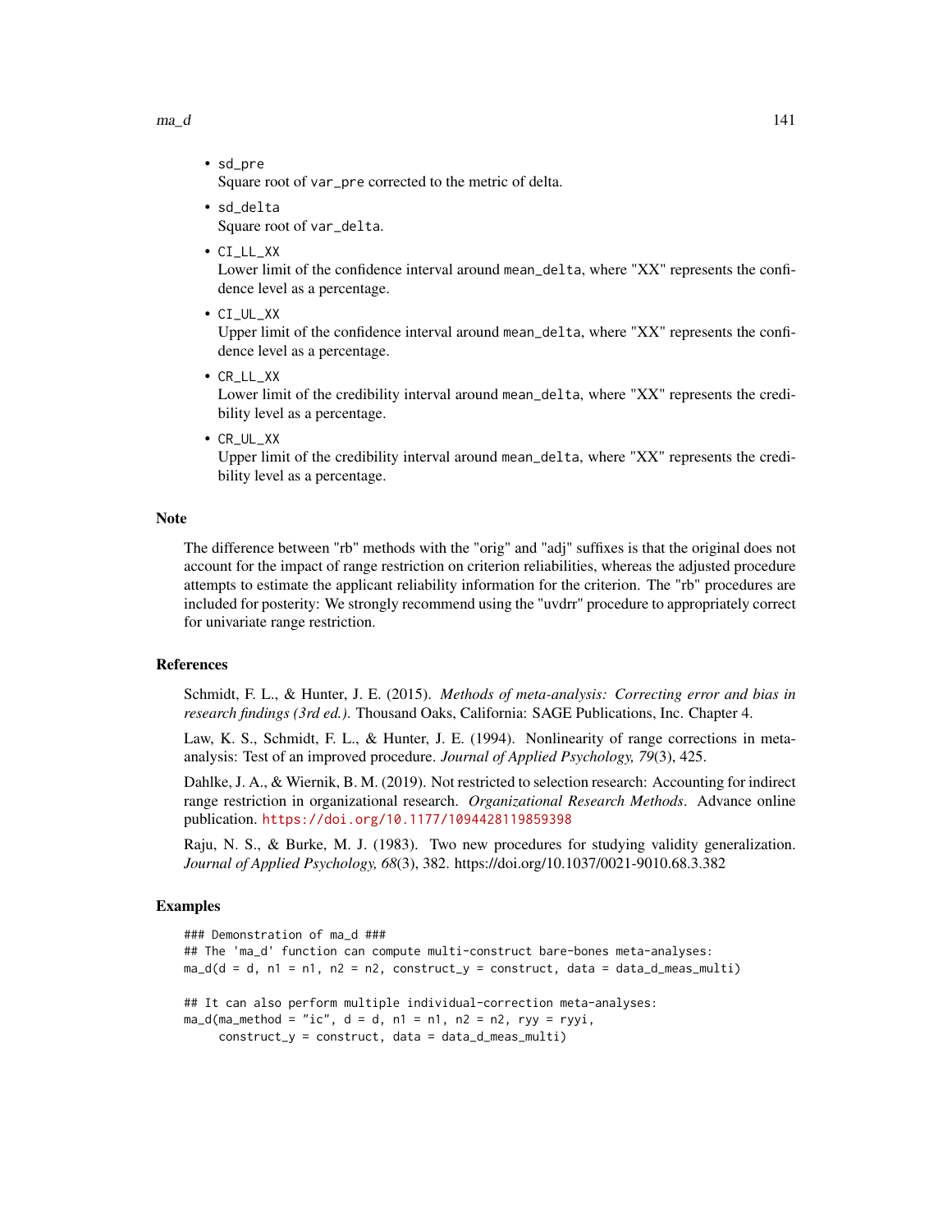- `sd_pre`
  Square root of `var_pre` corrected to the metric of delta.
- `sd_delta`
  Square root of `var_delta`.
- `CI_LL_XX`
  Lower limit of the confidence interval around `mean_delta`, where "XX" represents the confidence level as a percentage.
- `CI_UL_XX`
  Upper limit of the confidence interval around `mean_delta`, where "XX" represents the confidence level as a percentage.
- `CR_LL_XX`
  Lower limit of the credibility interval around `mean_delta`, where "XX" represents the credibility level as a percentage.
- `CR_UL_XX`
  Upper limit of the credibility interval around `mean_delta`, where "XX" represents the credibility level as a percentage.

## Note

The difference between "rb" methods with the "orig" and "adj" suffixes is that the original does not account for the impact of range restriction on criterion reliabilities, whereas the adjusted procedure attempts to estimate the applicant reliability information for the criterion. The "rb" procedures are included for posterity: We strongly recommend using the "uvdrr" procedure to appropriately correct for univariate range restriction.

## References

Schmidt, F. L., & Hunter, J. E. (2015). *Methods of meta-analysis: Correcting error and bias in research findings (3rd ed.).* Thousand Oaks, California: SAGE Publications, Inc. Chapter 4.

Law, K. S., Schmidt, F. L., & Hunter, J. E. (1994). Nonlinearity of range corrections in meta-analysis: Test of an improved procedure. *Journal of Applied Psychology, 79*(3), 425.

Dahlke, J. A., & Wiernik, B. M. (2019). Not restricted to selection research: Accounting for indirect range restriction in organizational research. *Organizational Research Methods*. Advance online publication. https://doi.org/10.1177/1094428119859398

Raju, N. S., & Burke, M. J. (1983). Two new procedures for studying validity generalization. *Journal of Applied Psychology, 68*(3), 382. https://doi.org/10.1037/0021-9010.68.3.382

## Examples

```
### Demonstration of ma_d ###
## The 'ma_d' function can compute multi-construct bare-bones meta-analyses:
ma_d(d = d, n1 = n1, n2 = n2, construct_y = construct, data = data_d_meas_multi)

## It can also perform multiple individual-correction meta-analyses:
ma_d(ma_method = "ic", d = d, n1 = n1, n2 = n2, ryy = ryyi,
     construct_y = construct, data = data_d_meas_multi)
```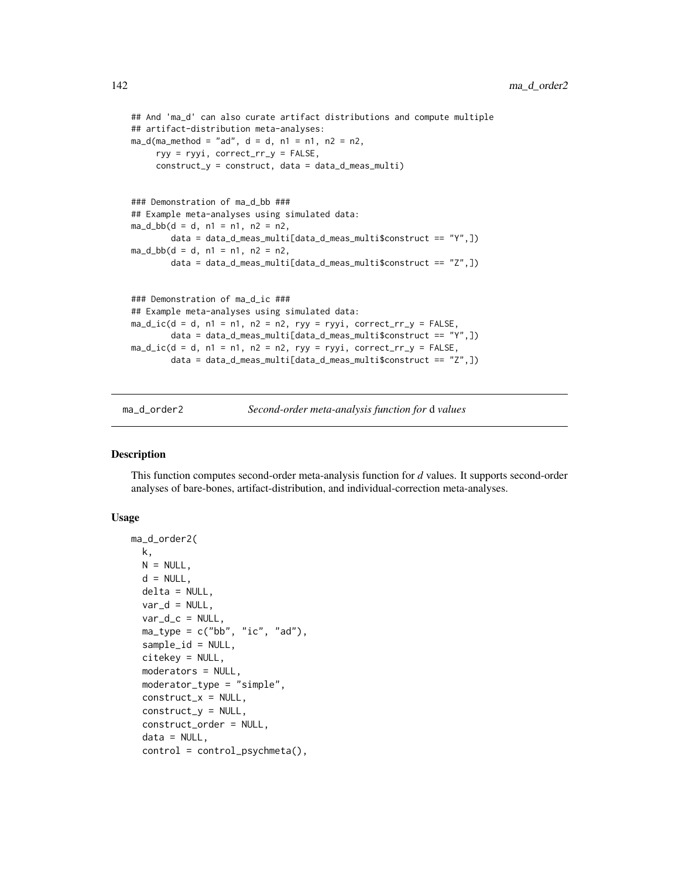```
## And 'ma_d' can also curate artifact distributions and compute multiple
## artifact-distribution meta-analyses:
ma_d(ma_method = "ad", d = d, n1 = n1, n2 = n2,
     ryy = ryyi, correct_rr_y = FALSE,
     construct_y = construct, data = data_d_meas_multi)


### Demonstration of ma_d_bb ###
## Example meta-analyses using simulated data:
ma_d_bb(d = d, n1 = n1, n2 = n2,
        data = data_d_meas_multi[data_d_meas_multi$construct == "Y",])
ma_d_bb(d = d, n1 = n1, n2 = n2,
        data = data_d_meas_multi[data_d_meas_multi$construct == "Z",])


### Demonstration of ma_d_ic ###
## Example meta-analyses using simulated data:
ma_d_ic(d = d, n1 = n1, n2 = n2, ryy = ryyi, correct_rr_y = FALSE,
        data = data_d_meas_multi[data_d_meas_multi$construct == "Y",])
ma_d_ic(d = d, n1 = n1, n2 = n2, ryy = ryyi, correct_rr_y = FALSE,
        data = data_d_meas_multi[data_d_meas_multi$construct == "Z",])
```

---

# ma_d_order2 — *Second-order meta-analysis function for* d *values*

---

## Description

This function computes second-order meta-analysis function for *d* values. It supports second-order analyses of bare-bones, artifact-distribution, and individual-correction meta-analyses.

## Usage

```
ma_d_order2(
  k,
  N = NULL,
  d = NULL,
  delta = NULL,
  var_d = NULL,
  var_d_c = NULL,
  ma_type = c("bb", "ic", "ad"),
  sample_id = NULL,
  citekey = NULL,
  moderators = NULL,
  moderator_type = "simple",
  construct_x = NULL,
  construct_y = NULL,
  construct_order = NULL,
  data = NULL,
  control = control_psychmeta(),
```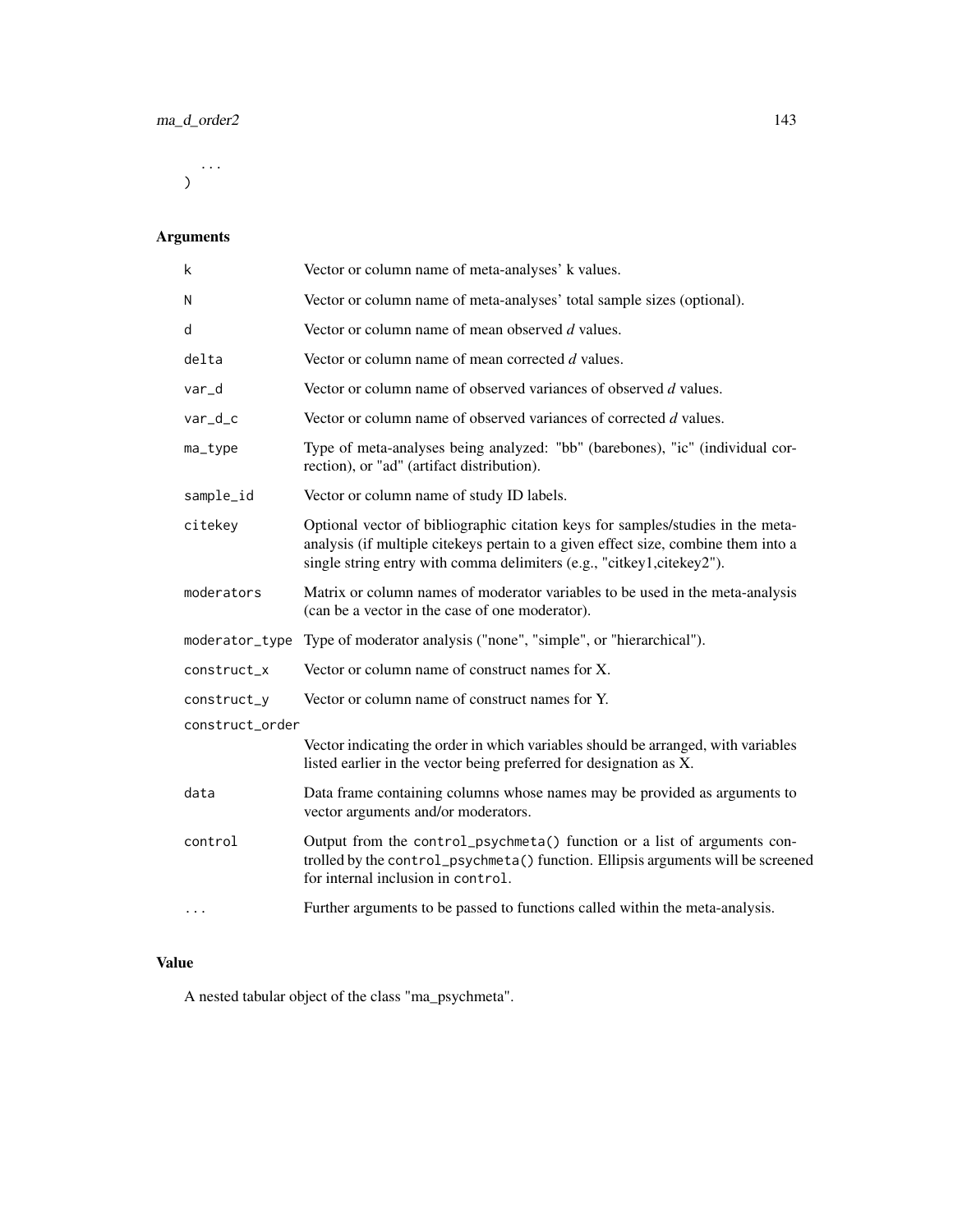```
  ...
)
```

## Arguments

| | |
|---|---|
| `k` | Vector or column name of meta-analyses' k values. |
| `N` | Vector or column name of meta-analyses' total sample sizes (optional). |
| `d` | Vector or column name of mean observed *d* values. |
| `delta` | Vector or column name of mean corrected *d* values. |
| `var_d` | Vector or column name of observed variances of observed *d* values. |
| `var_d_c` | Vector or column name of observed variances of corrected *d* values. |
| `ma_type` | Type of meta-analyses being analyzed: "bb" (barebones), "ic" (individual correction), or "ad" (artifact distribution). |
| `sample_id` | Vector or column name of study ID labels. |
| `citekey` | Optional vector of bibliographic citation keys for samples/studies in the meta-analysis (if multiple citekeys pertain to a given effect size, combine them into a single string entry with comma delimiters (e.g., "citkey1,citekey2"). |
| `moderators` | Matrix or column names of moderator variables to be used in the meta-analysis (can be a vector in the case of one moderator). |
| `moderator_type` | Type of moderator analysis ("none", "simple", or "hierarchical"). |
| `construct_x` | Vector or column name of construct names for X. |
| `construct_y` | Vector or column name of construct names for Y. |
| `construct_order` | Vector indicating the order in which variables should be arranged, with variables listed earlier in the vector being preferred for designation as X. |
| `data` | Data frame containing columns whose names may be provided as arguments to vector arguments and/or moderators. |
| `control` | Output from the `control_psychmeta()` function or a list of arguments controlled by the `control_psychmeta()` function. Ellipsis arguments will be screened for internal inclusion in `control`. |
| `...` | Further arguments to be passed to functions called within the meta-analysis. |

## Value

A nested tabular object of the class "ma_psychmeta".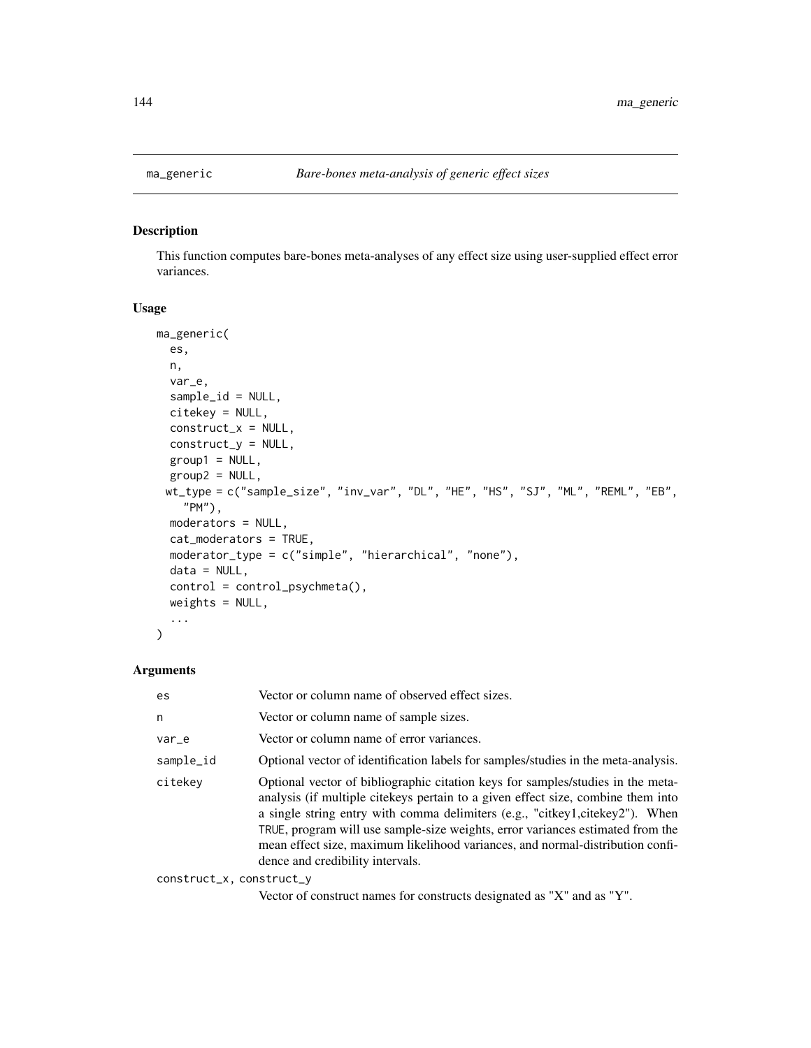# ma_generic — *Bare-bones meta-analysis of generic effect sizes*

## Description

This function computes bare-bones meta-analyses of any effect size using user-supplied effect error variances.

## Usage

```
ma_generic(
  es,
  n,
  var_e,
  sample_id = NULL,
  citekey = NULL,
  construct_x = NULL,
  construct_y = NULL,
  group1 = NULL,
  group2 = NULL,
 wt_type = c("sample_size", "inv_var", "DL", "HE", "HS", "SJ", "ML", "REML", "EB",
    "PM"),
  moderators = NULL,
  cat_moderators = TRUE,
  moderator_type = c("simple", "hierarchical", "none"),
  data = NULL,
  control = control_psychmeta(),
  weights = NULL,
  ...
)
```

## Arguments

| | |
|---|---|
| es | Vector or column name of observed effect sizes. |
| n | Vector or column name of sample sizes. |
| var_e | Vector or column name of error variances. |
| sample_id | Optional vector of identification labels for samples/studies in the meta-analysis. |
| citekey | Optional vector of bibliographic citation keys for samples/studies in the meta-analysis (if multiple citekeys pertain to a given effect size, combine them into a single string entry with comma delimiters (e.g., "citkey1,citekey2"). When TRUE, program will use sample-size weights, error variances estimated from the mean effect size, maximum likelihood variances, and normal-distribution confidence and credibility intervals. |
| construct_x, construct_y | Vector of construct names for constructs designated as "X" and as "Y". |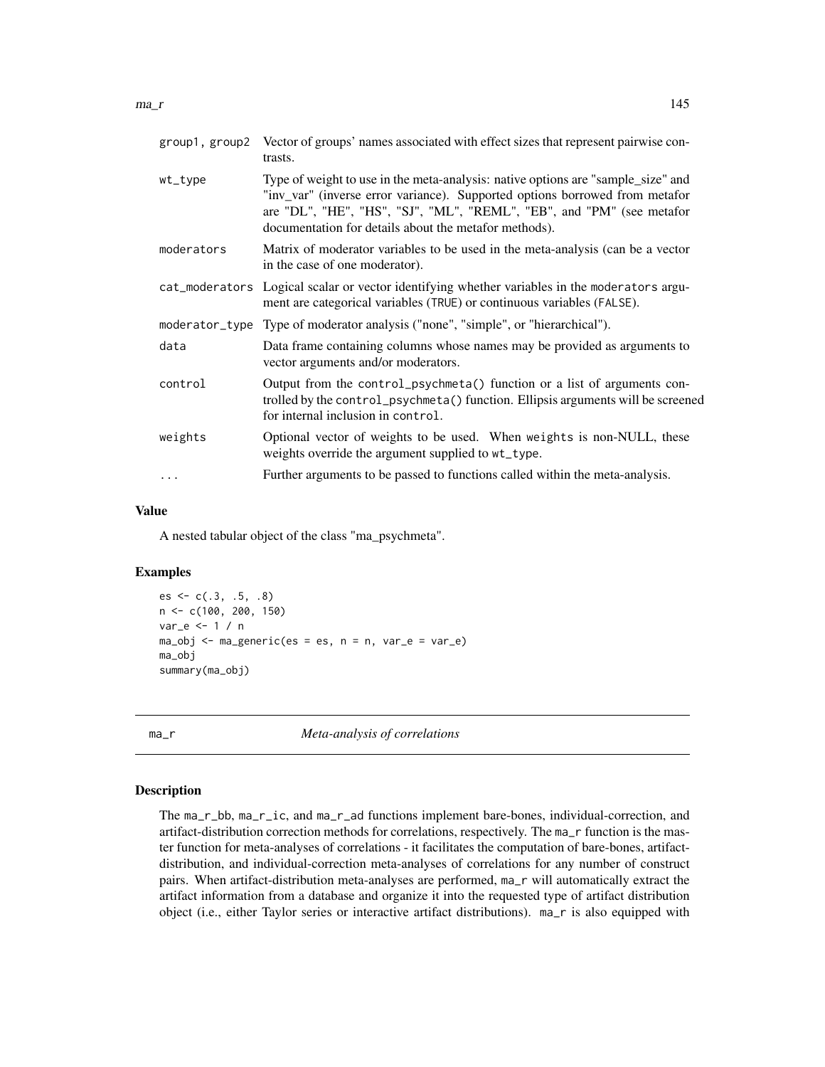| | |
|---|---|
| group1, group2 | Vector of groups' names associated with effect sizes that represent pairwise contrasts. |
| wt_type | Type of weight to use in the meta-analysis: native options are "sample_size" and "inv_var" (inverse error variance). Supported options borrowed from metafor are "DL", "HE", "HS", "SJ", "ML", "REML", "EB", and "PM" (see metafor documentation for details about the metafor methods). |
| moderators | Matrix of moderator variables to be used in the meta-analysis (can be a vector in the case of one moderator). |
| cat_moderators | Logical scalar or vector identifying whether variables in the moderators argument are categorical variables (TRUE) or continuous variables (FALSE). |
| moderator_type | Type of moderator analysis ("none", "simple", or "hierarchical"). |
| data | Data frame containing columns whose names may be provided as arguments to vector arguments and/or moderators. |
| control | Output from the control_psychmeta() function or a list of arguments controlled by the control_psychmeta() function. Ellipsis arguments will be screened for internal inclusion in control. |
| weights | Optional vector of weights to be used. When weights is non-NULL, these weights override the argument supplied to wt_type. |
| ... | Further arguments to be passed to functions called within the meta-analysis. |

### Value

A nested tabular object of the class "ma_psychmeta".

### Examples

```
es <- c(.3, .5, .8)
n <- c(100, 200, 150)
var_e <- 1 / n
ma_obj <- ma_generic(es = es, n = n, var_e = var_e)
ma_obj
summary(ma_obj)
```

## ma_r *Meta-analysis of correlations*

### Description

The ma_r_bb, ma_r_ic, and ma_r_ad functions implement bare-bones, individual-correction, and artifact-distribution correction methods for correlations, respectively. The ma_r function is the master function for meta-analyses of correlations - it facilitates the computation of bare-bones, artifact-distribution, and individual-correction meta-analyses of correlations for any number of construct pairs. When artifact-distribution meta-analyses are performed, ma_r will automatically extract the artifact information from a database and organize it into the requested type of artifact distribution object (i.e., either Taylor series or interactive artifact distributions). ma_r is also equipped with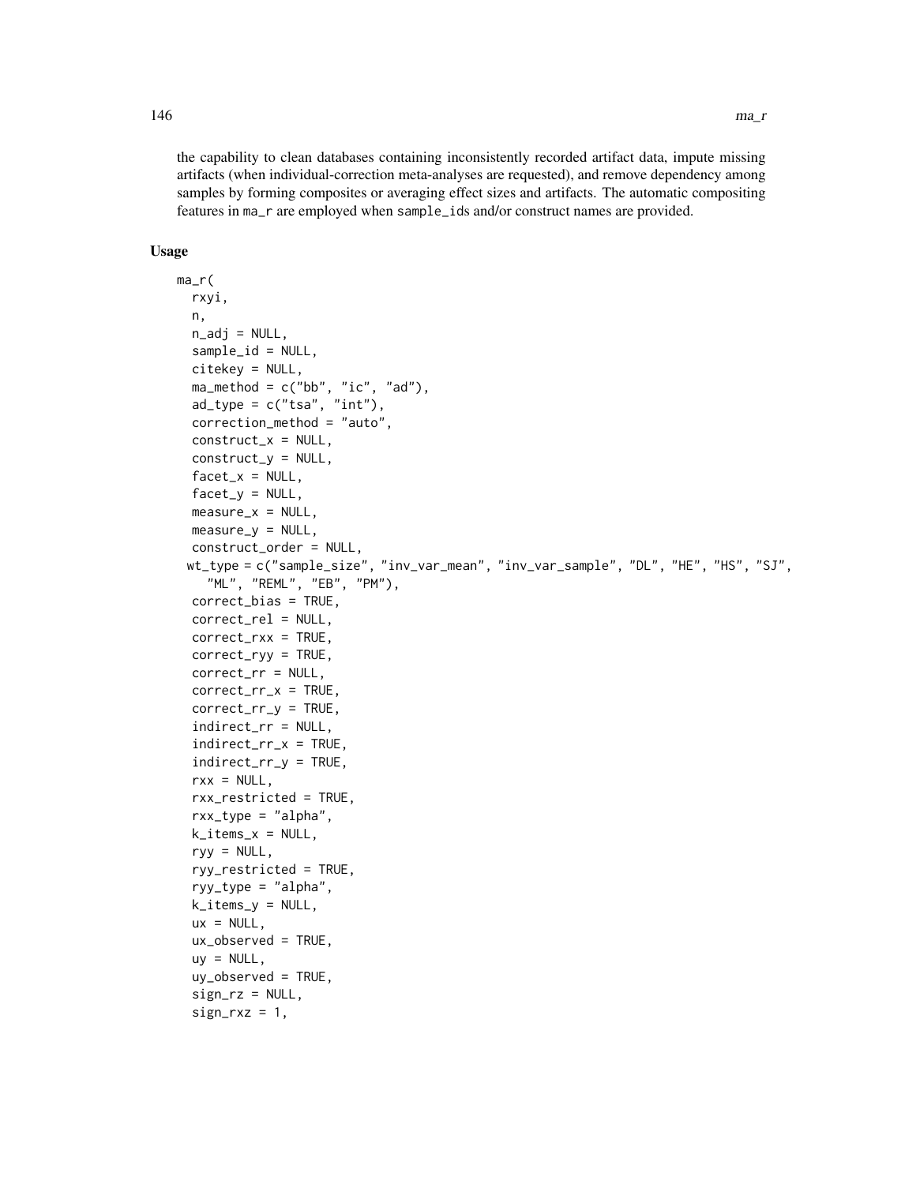the capability to clean databases containing inconsistently recorded artifact data, impute missing artifacts (when individual-correction meta-analyses are requested), and remove dependency among samples by forming composites or averaging effect sizes and artifacts. The automatic compositing features in ma_r are employed when sample_ids and/or construct names are provided.

### Usage

```
ma_r(
  rxyi,
  n,
  n_adj = NULL,
  sample_id = NULL,
  citekey = NULL,
  ma_method = c("bb", "ic", "ad"),
  ad_type = c("tsa", "int"),
  correction_method = "auto",
  construct_x = NULL,
  construct_y = NULL,
  facet_x = NULL,
  facet_y = NULL,
  measure_x = NULL,
  measure_y = NULL,
  construct_order = NULL,
 wt_type = c("sample_size", "inv_var_mean", "inv_var_sample", "DL", "HE", "HS", "SJ",
    "ML", "REML", "EB", "PM"),
  correct_bias = TRUE,
  correct_rel = NULL,
  correct_rxx = TRUE,
  correct_ryy = TRUE,
  correct_rr = NULL,
  correct_rr_x = TRUE,
  correct_rr_y = TRUE,
  indirect_rr = NULL,
  indirect_rr_x = TRUE,
  indirect_rr_y = TRUE,
  rxx = NULL,
  rxx_restricted = TRUE,
  rxx_type = "alpha",
  k_items_x = NULL,
  ryy = NULL,
  ryy_restricted = TRUE,
  ryy_type = "alpha",
  k_items_y = NULL,
  ux = NULL,
  ux_observed = TRUE,
  uy = NULL,
  uy_observed = TRUE,
  sign_rz = NULL,
  sign_rxz = 1,
```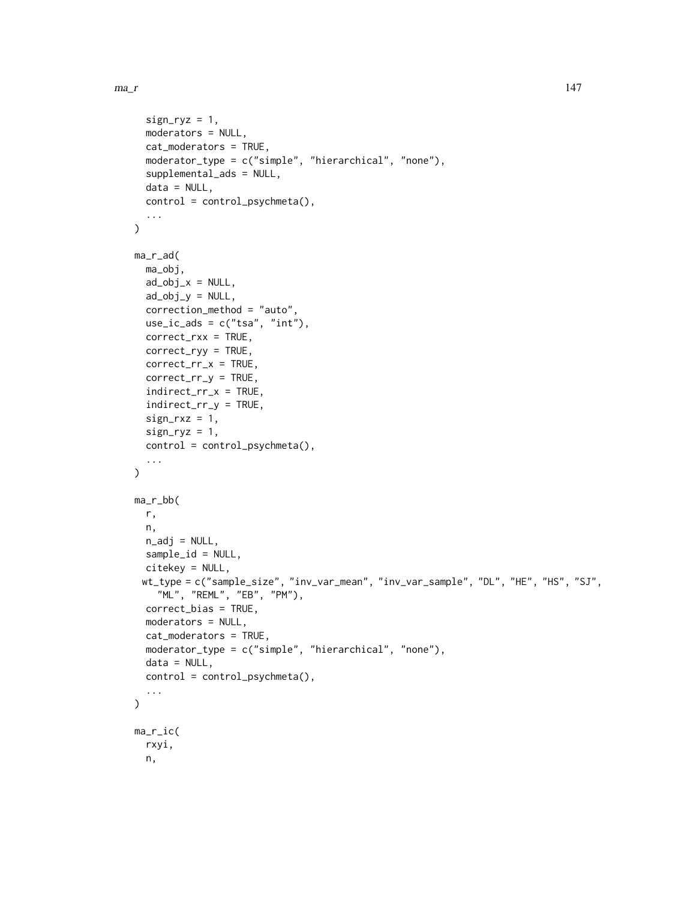```
  sign_ryz = 1,
  moderators = NULL,
  cat_moderators = TRUE,
  moderator_type = c("simple", "hierarchical", "none"),
  supplemental_ads = NULL,
  data = NULL,
  control = control_psychmeta(),
  ...
)

ma_r_ad(
  ma_obj,
  ad_obj_x = NULL,
  ad_obj_y = NULL,
  correction_method = "auto",
  use_ic_ads = c("tsa", "int"),
  correct_rxx = TRUE,
  correct_ryy = TRUE,
  correct_rr_x = TRUE,
  correct_rr_y = TRUE,
  indirect_rr_x = TRUE,
  indirect_rr_y = TRUE,
  sign_rxz = 1,
  sign_ryz = 1,
  control = control_psychmeta(),
  ...
)

ma_r_bb(
  r,
  n,
  n_adj = NULL,
  sample_id = NULL,
  citekey = NULL,
  wt_type = c("sample_size", "inv_var_mean", "inv_var_sample", "DL", "HE", "HS", "SJ",
    "ML", "REML", "EB", "PM"),
  correct_bias = TRUE,
  moderators = NULL,
  cat_moderators = TRUE,
  moderator_type = c("simple", "hierarchical", "none"),
  data = NULL,
  control = control_psychmeta(),
  ...
)

ma_r_ic(
  rxyi,
  n,
```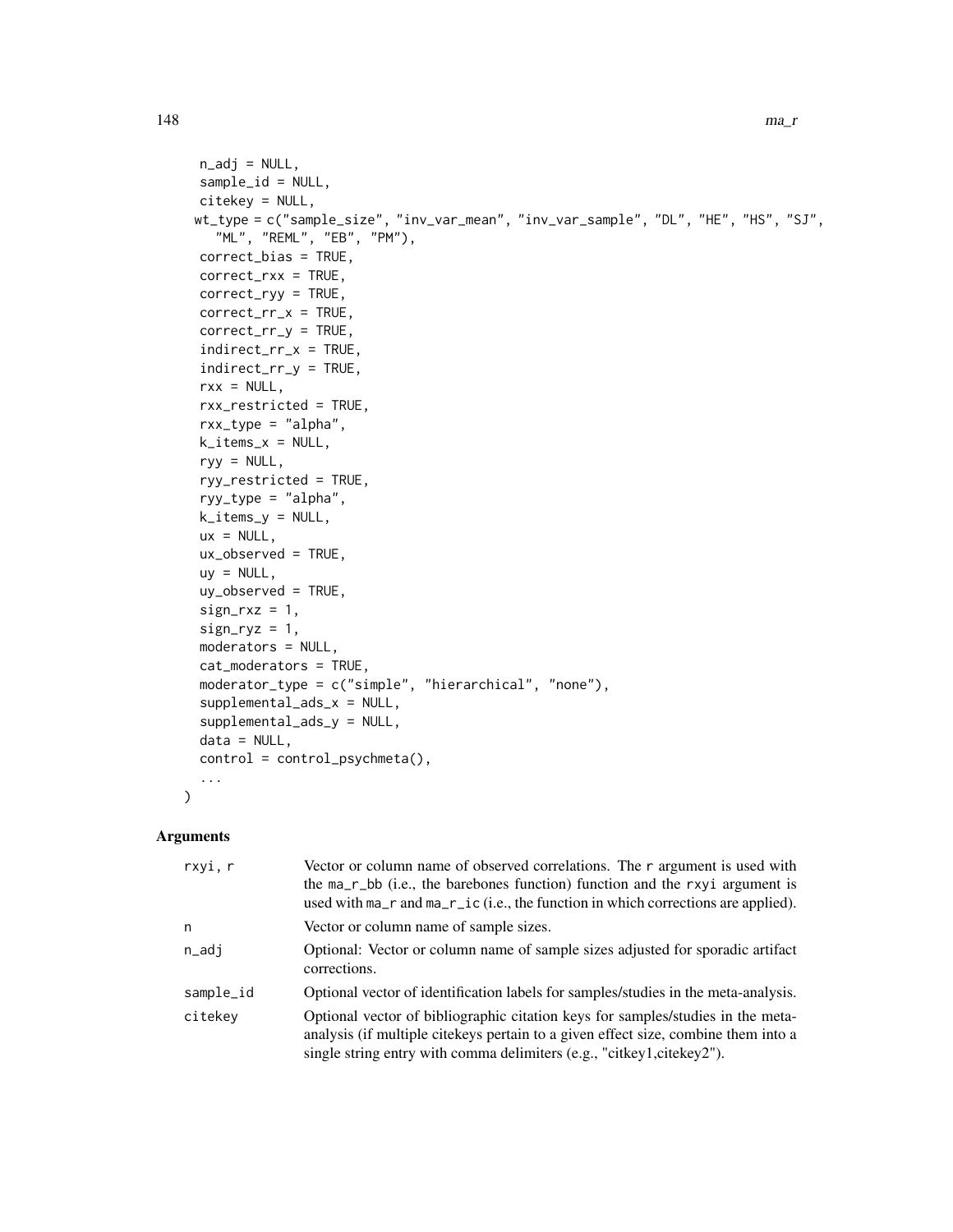```
  n_adj = NULL,
  sample_id = NULL,
  citekey = NULL,
  wt_type = c("sample_size", "inv_var_mean", "inv_var_sample", "DL", "HE", "HS", "SJ",
    "ML", "REML", "EB", "PM"),
  correct_bias = TRUE,
  correct_rxx = TRUE,
  correct_ryy = TRUE,
  correct_rr_x = TRUE,
  correct_rr_y = TRUE,
  indirect_rr_x = TRUE,
  indirect_rr_y = TRUE,
  rxx = NULL,
  rxx_restricted = TRUE,
  rxx_type = "alpha",
  k_items_x = NULL,
  ryy = NULL,
  ryy_restricted = TRUE,
  ryy_type = "alpha",
  k_items_y = NULL,
  ux = NULL,
  ux_observed = TRUE,
  uy = NULL,
  uy_observed = TRUE,
  sign_rxz = 1,
  sign_ryz = 1,
  moderators = NULL,
  cat_moderators = TRUE,
  moderator_type = c("simple", "hierarchical", "none"),
  supplemental_ads_x = NULL,
  supplemental_ads_y = NULL,
  data = NULL,
  control = control_psychmeta(),
  ...
)
```

## Arguments

| | |
|---|---|
| rxyi, r | Vector or column name of observed correlations. The r argument is used with the ma_r_bb (i.e., the barebones function) function and the rxyi argument is used with ma_r and ma_r_ic (i.e., the function in which corrections are applied). |
| n | Vector or column name of sample sizes. |
| n_adj | Optional: Vector or column name of sample sizes adjusted for sporadic artifact corrections. |
| sample_id | Optional vector of identification labels for samples/studies in the meta-analysis. |
| citekey | Optional vector of bibliographic citation keys for samples/studies in the meta-analysis (if multiple citekeys pertain to a given effect size, combine them into a single string entry with comma delimiters (e.g., "citkey1,citekey2"). |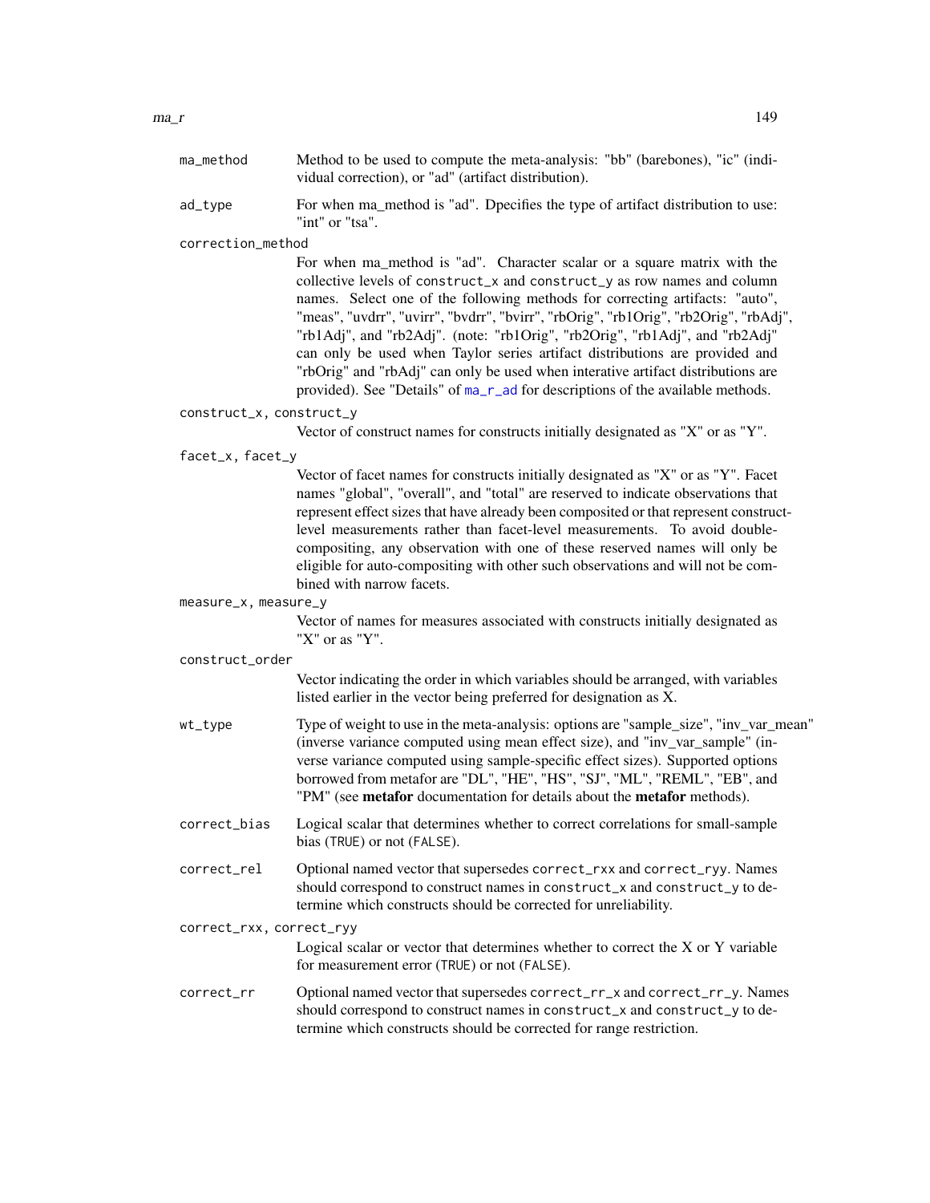`ma_method`
: Method to be used to compute the meta-analysis: "bb" (barebones), "ic" (individual correction), or "ad" (artifact distribution).

`ad_type`
: For when ma_method is "ad". Dpecifies the type of artifact distribution to use: "int" or "tsa".

`correction_method`
: For when ma_method is "ad". Character scalar or a square matrix with the collective levels of `construct_x` and `construct_y` as row names and column names. Select one of the following methods for correcting artifacts: "auto", "meas", "uvdrr", "uvirr", "bvdrr", "bvirr", "rbOrig", "rb1Orig", "rb2Orig", "rbAdj", "rb1Adj", and "rb2Adj". (note: "rb1Orig", "rb2Orig", "rb1Adj", and "rb2Adj" can only be used when Taylor series artifact distributions are provided and "rbOrig" and "rbAdj" can only be used when interative artifact distributions are provided). See "Details" of `ma_r_ad` for descriptions of the available methods.

`construct_x, construct_y`
: Vector of construct names for constructs initially designated as "X" or as "Y".

`facet_x, facet_y`
: Vector of facet names for constructs initially designated as "X" or as "Y". Facet names "global", "overall", and "total" are reserved to indicate observations that represent effect sizes that have already been composited or that represent construct-level measurements rather than facet-level measurements. To avoid double-compositing, any observation with one of these reserved names will only be eligible for auto-compositing with other such observations and will not be combined with narrow facets.

`measure_x, measure_y`
: Vector of names for measures associated with constructs initially designated as "X" or as "Y".

`construct_order`
: Vector indicating the order in which variables should be arranged, with variables listed earlier in the vector being preferred for designation as X.

`wt_type`
: Type of weight to use in the meta-analysis: options are "sample_size", "inv_var_mean" (inverse variance computed using mean effect size), and "inv_var_sample" (inverse variance computed using sample-specific effect sizes). Supported options borrowed from metafor are "DL", "HE", "HS", "SJ", "ML", "REML", "EB", and "PM" (see **metafor** documentation for details about the **metafor** methods).

`correct_bias`
: Logical scalar that determines whether to correct correlations for small-sample bias (`TRUE`) or not (`FALSE`).

`correct_rel`
: Optional named vector that supersedes `correct_rxx` and `correct_ryy`. Names should correspond to construct names in `construct_x` and `construct_y` to determine which constructs should be corrected for unreliability.

`correct_rxx, correct_ryy`
: Logical scalar or vector that determines whether to correct the X or Y variable for measurement error (`TRUE`) or not (`FALSE`).

`correct_rr`
: Optional named vector that supersedes `correct_rr_x` and `correct_rr_y`. Names should correspond to construct names in `construct_x` and `construct_y` to determine which constructs should be corrected for range restriction.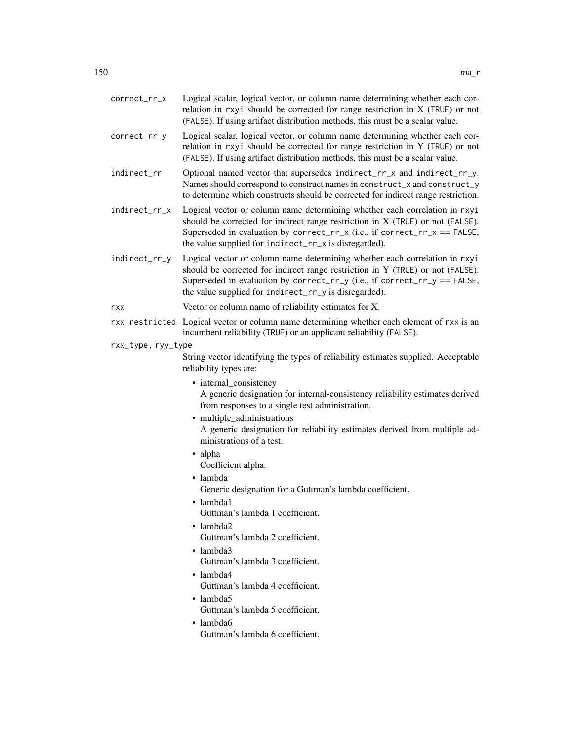**correct_rr_x** Logical scalar, logical vector, or column name determining whether each correlation in `rxyi` should be corrected for range restriction in X (`TRUE`) or not (`FALSE`). If using artifact distribution methods, this must be a scalar value.

**correct_rr_y** Logical scalar, logical vector, or column name determining whether each correlation in `rxyi` should be corrected for range restriction in Y (`TRUE`) or not (`FALSE`). If using artifact distribution methods, this must be a scalar value.

**indirect_rr** Optional named vector that supersedes `indirect_rr_x` and `indirect_rr_y`. Names should correspond to construct names in `construct_x` and `construct_y` to determine which constructs should be corrected for indirect range restriction.

**indirect_rr_x** Logical vector or column name determining whether each correlation in `rxyi` should be corrected for indirect range restriction in X (`TRUE`) or not (`FALSE`). Superseded in evaluation by `correct_rr_x` (i.e., if `correct_rr_x == FALSE`, the value supplied for `indirect_rr_x` is disregarded).

**indirect_rr_y** Logical vector or column name determining whether each correlation in `rxyi` should be corrected for indirect range restriction in Y (`TRUE`) or not (`FALSE`). Superseded in evaluation by `correct_rr_y` (i.e., if `correct_rr_y == FALSE`, the value supplied for `indirect_rr_y` is disregarded).

**rxx** Vector or column name of reliability estimates for X.

**rxx_restricted** Logical vector or column name determining whether each element of `rxx` is an incumbent reliability (`TRUE`) or an applicant reliability (`FALSE`).

**rxx_type, ryy_type** String vector identifying the types of reliability estimates supplied. Acceptable reliability types are:

- internal_consistency
  A generic designation for internal-consistency reliability estimates derived from responses to a single test administration.
- multiple_administrations
  A generic designation for reliability estimates derived from multiple administrations of a test.
- alpha
  Coefficient alpha.
- lambda
  Generic designation for a Guttman's lambda coefficient.
- lambda1
  Guttman's lambda 1 coefficient.
- lambda2
  Guttman's lambda 2 coefficient.
- lambda3
  Guttman's lambda 3 coefficient.
- lambda4
  Guttman's lambda 4 coefficient.
- lambda5
  Guttman's lambda 5 coefficient.
- lambda6
  Guttman's lambda 6 coefficient.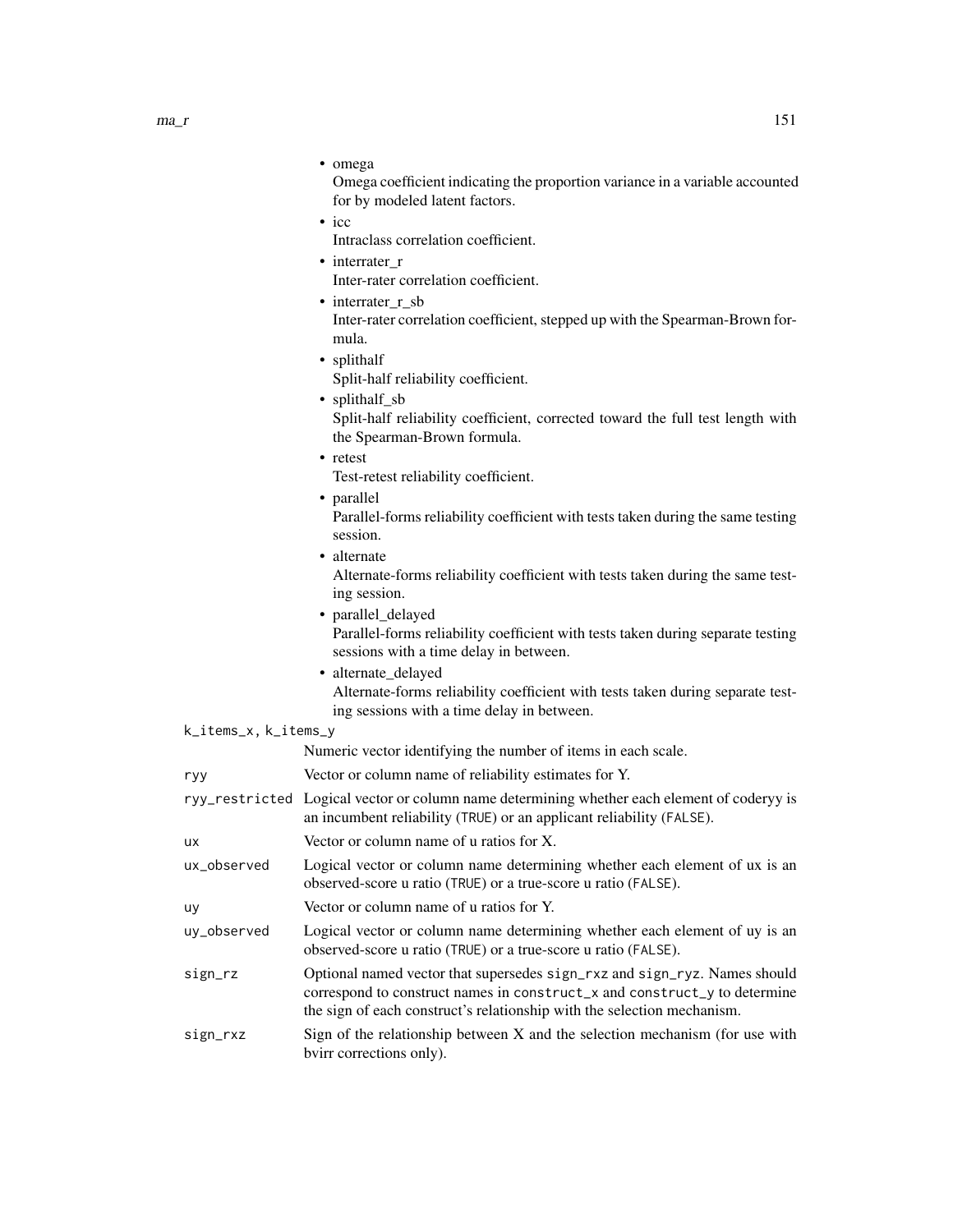- omega
  Omega coefficient indicating the proportion variance in a variable accounted for by modeled latent factors.
- icc
  Intraclass correlation coefficient.
- interrater_r
  Inter-rater correlation coefficient.
- interrater_r_sb
  Inter-rater correlation coefficient, stepped up with the Spearman-Brown formula.
- splithalf
  Split-half reliability coefficient.
- splithalf_sb
  Split-half reliability coefficient, corrected toward the full test length with the Spearman-Brown formula.
- retest
  Test-retest reliability coefficient.
- parallel
  Parallel-forms reliability coefficient with tests taken during the same testing session.
- alternate
  Alternate-forms reliability coefficient with tests taken during the same testing session.
- parallel_delayed
  Parallel-forms reliability coefficient with tests taken during separate testing sessions with a time delay in between.
- alternate_delayed
  Alternate-forms reliability coefficient with tests taken during separate testing sessions with a time delay in between.

`k_items_x, k_items_y`
: Numeric vector identifying the number of items in each scale.

`ryy`
: Vector or column name of reliability estimates for Y.

`ryy_restricted`
: Logical vector or column name determining whether each element of coderyy is an incumbent reliability (`TRUE`) or an applicant reliability (`FALSE`).

`ux`
: Vector or column name of u ratios for X.

`ux_observed`
: Logical vector or column name determining whether each element of ux is an observed-score u ratio (`TRUE`) or a true-score u ratio (`FALSE`).

`uy`
: Vector or column name of u ratios for Y.

`uy_observed`
: Logical vector or column name determining whether each element of uy is an observed-score u ratio (`TRUE`) or a true-score u ratio (`FALSE`).

`sign_rz`
: Optional named vector that supersedes `sign_rxz` and `sign_ryz`. Names should correspond to construct names in `construct_x` and `construct_y` to determine the sign of each construct's relationship with the selection mechanism.

`sign_rxz`
: Sign of the relationship between X and the selection mechanism (for use with bvirr corrections only).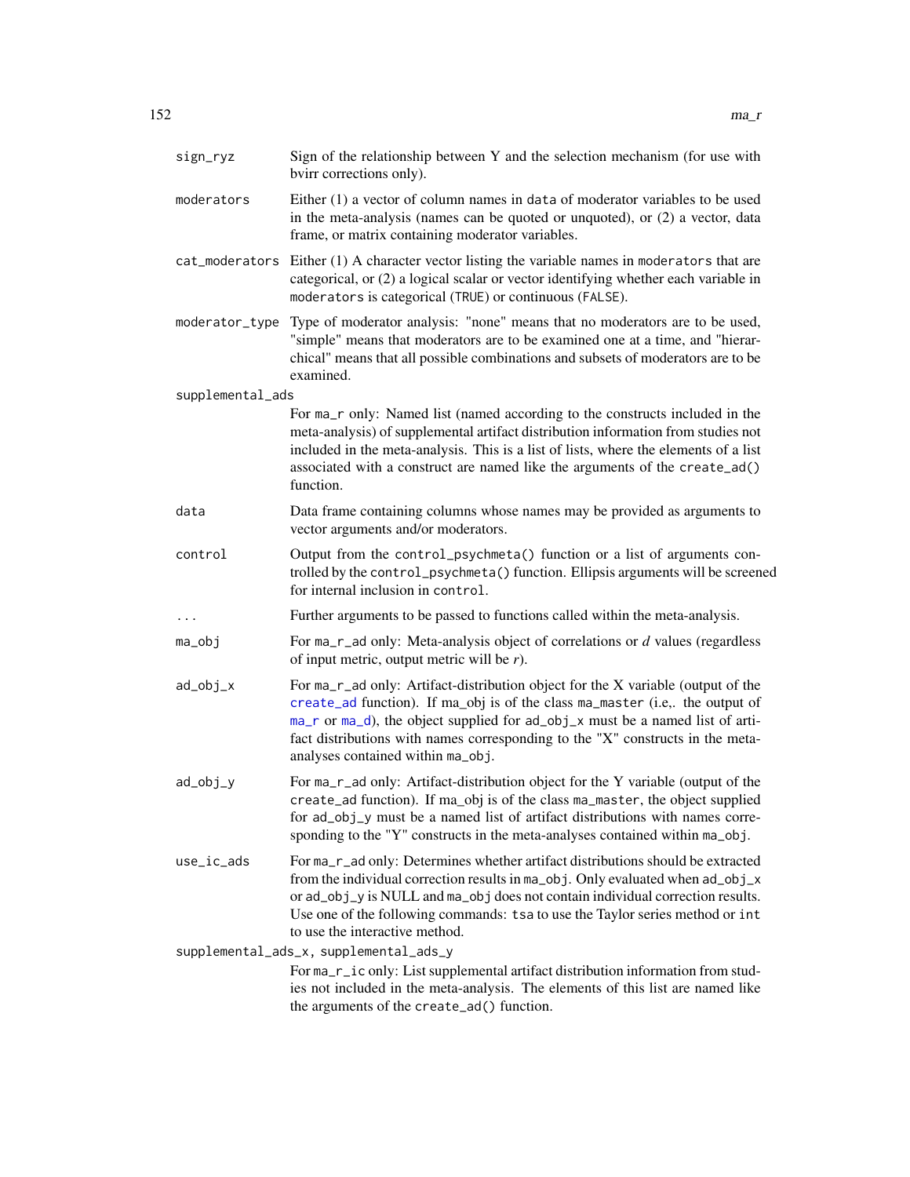`sign_ryz` Sign of the relationship between Y and the selection mechanism (for use with bvirr corrections only).

`moderators` Either (1) a vector of column names in `data` of moderator variables to be used in the meta-analysis (names can be quoted or unquoted), or (2) a vector, data frame, or matrix containing moderator variables.

`cat_moderators` Either (1) A character vector listing the variable names in `moderators` that are categorical, or (2) a logical scalar or vector identifying whether each variable in `moderators` is categorical (`TRUE`) or continuous (`FALSE`).

`moderator_type` Type of moderator analysis: "none" means that no moderators are to be used, "simple" means that moderators are to be examined one at a time, and "hierarchical" means that all possible combinations and subsets of moderators are to be examined.

`supplemental_ads`
For `ma_r` only: Named list (named according to the constructs included in the meta-analysis) of supplemental artifact distribution information from studies not included in the meta-analysis. This is a list of lists, where the elements of a list associated with a construct are named like the arguments of the `create_ad()` function.

`data` Data frame containing columns whose names may be provided as arguments to vector arguments and/or moderators.

`control` Output from the `control_psychmeta()` function or a list of arguments controlled by the `control_psychmeta()` function. Ellipsis arguments will be screened for internal inclusion in `control`.

`...` Further arguments to be passed to functions called within the meta-analysis.

`ma_obj` For `ma_r_ad` only: Meta-analysis object of correlations or *d* values (regardless of input metric, output metric will be *r*).

`ad_obj_x` For `ma_r_ad` only: Artifact-distribution object for the X variable (output of the `create_ad` function). If ma_obj is of the class `ma_master` (i.e,. the output of `ma_r` or `ma_d`), the object supplied for `ad_obj_x` must be a named list of artifact distributions with names corresponding to the "X" constructs in the meta-analyses contained within `ma_obj`.

`ad_obj_y` For `ma_r_ad` only: Artifact-distribution object for the Y variable (output of the `create_ad` function). If ma_obj is of the class `ma_master`, the object supplied for `ad_obj_y` must be a named list of artifact distributions with names corresponding to the "Y" constructs in the meta-analyses contained within `ma_obj`.

`use_ic_ads` For `ma_r_ad` only: Determines whether artifact distributions should be extracted from the individual correction results in `ma_obj`. Only evaluated when `ad_obj_x` or `ad_obj_y` is NULL and `ma_obj` does not contain individual correction results. Use one of the following commands: `tsa` to use the Taylor series method or `int` to use the interactive method.

`supplemental_ads_x, supplemental_ads_y`
For `ma_r_ic` only: List supplemental artifact distribution information from studies not included in the meta-analysis. The elements of this list are named like the arguments of the `create_ad()` function.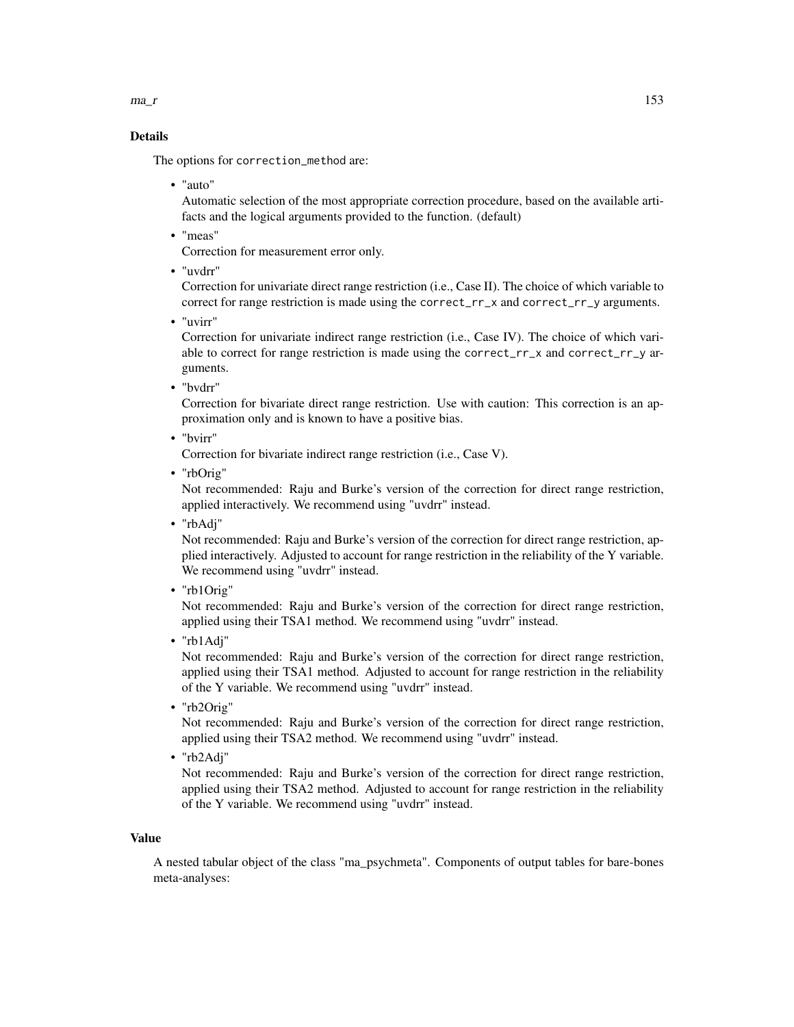## Details

The options for `correction_method` are:

- "auto"
  Automatic selection of the most appropriate correction procedure, based on the available artifacts and the logical arguments provided to the function. (default)
- "meas"
  Correction for measurement error only.
- "uvdrr"
  Correction for univariate direct range restriction (i.e., Case II). The choice of which variable to correct for range restriction is made using the `correct_rr_x` and `correct_rr_y` arguments.
- "uvirr"
  Correction for univariate indirect range restriction (i.e., Case IV). The choice of which variable to correct for range restriction is made using the `correct_rr_x` and `correct_rr_y` arguments.
- "bvdrr"
  Correction for bivariate direct range restriction. Use with caution: This correction is an approximation only and is known to have a positive bias.
- "bvirr"
  Correction for bivariate indirect range restriction (i.e., Case V).
- "rbOrig"
  Not recommended: Raju and Burke's version of the correction for direct range restriction, applied interactively. We recommend using "uvdrr" instead.
- "rbAdj"
  Not recommended: Raju and Burke's version of the correction for direct range restriction, applied interactively. Adjusted to account for range restriction in the reliability of the Y variable. We recommend using "uvdrr" instead.
- "rb1Orig"
  Not recommended: Raju and Burke's version of the correction for direct range restriction, applied using their TSA1 method. We recommend using "uvdrr" instead.
- "rb1Adj"
  Not recommended: Raju and Burke's version of the correction for direct range restriction, applied using their TSA1 method. Adjusted to account for range restriction in the reliability of the Y variable. We recommend using "uvdrr" instead.
- "rb2Orig"
  Not recommended: Raju and Burke's version of the correction for direct range restriction, applied using their TSA2 method. We recommend using "uvdrr" instead.
- "rb2Adj"
  Not recommended: Raju and Burke's version of the correction for direct range restriction, applied using their TSA2 method. Adjusted to account for range restriction in the reliability of the Y variable. We recommend using "uvdrr" instead.

## Value

A nested tabular object of the class "ma_psychmeta". Components of output tables for bare-bones meta-analyses: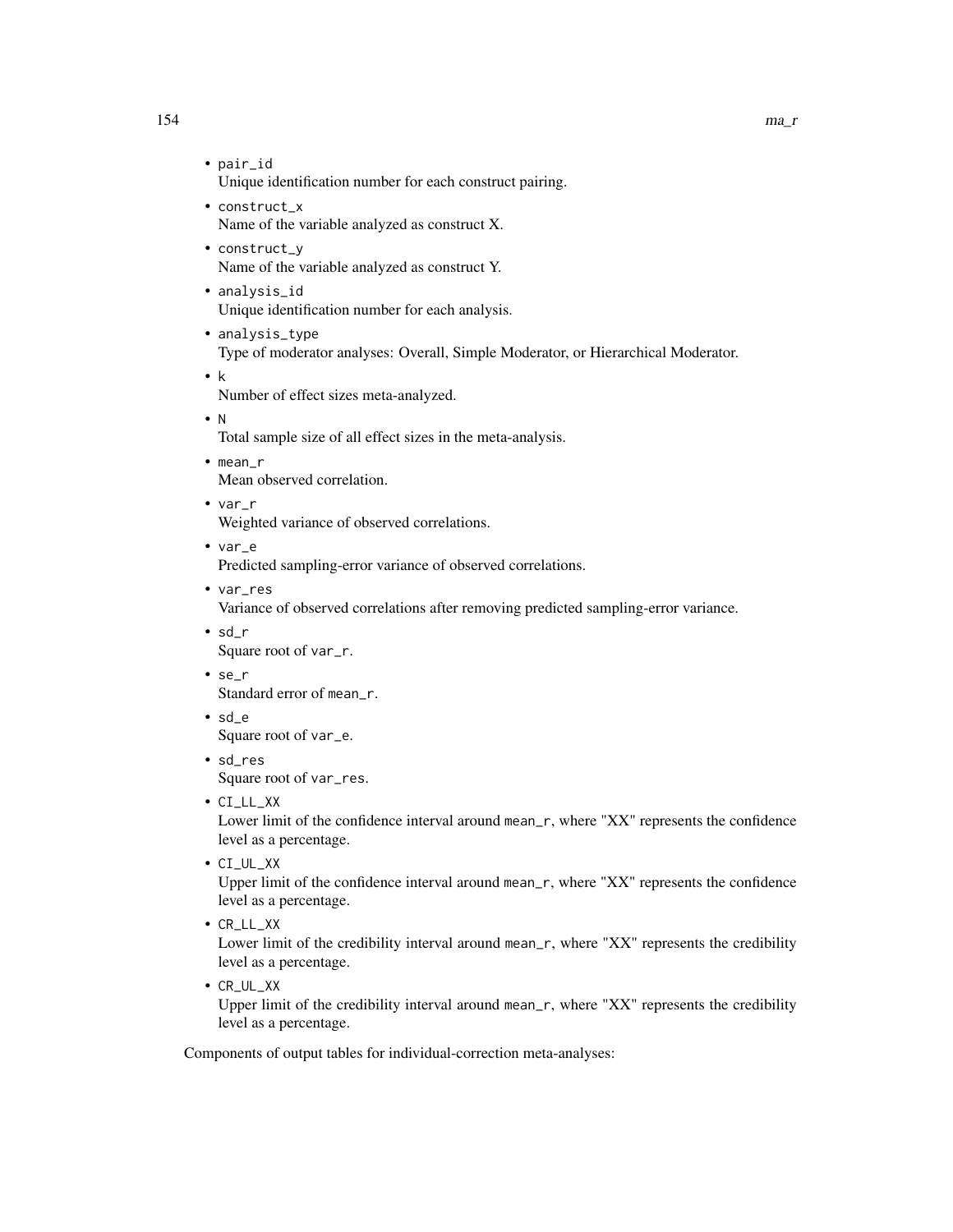- `pair_id`
  Unique identification number for each construct pairing.
- `construct_x`
  Name of the variable analyzed as construct X.
- `construct_y`
  Name of the variable analyzed as construct Y.
- `analysis_id`
  Unique identification number for each analysis.
- `analysis_type`
  Type of moderator analyses: Overall, Simple Moderator, or Hierarchical Moderator.
- `k`
  Number of effect sizes meta-analyzed.
- `N`
  Total sample size of all effect sizes in the meta-analysis.
- `mean_r`
  Mean observed correlation.
- `var_r`
  Weighted variance of observed correlations.
- `var_e`
  Predicted sampling-error variance of observed correlations.
- `var_res`
  Variance of observed correlations after removing predicted sampling-error variance.
- `sd_r`
  Square root of `var_r`.
- `se_r`
  Standard error of `mean_r`.
- `sd_e`
  Square root of `var_e`.
- `sd_res`
  Square root of `var_res`.
- `CI_LL_XX`
  Lower limit of the confidence interval around `mean_r`, where "XX" represents the confidence level as a percentage.
- `CI_UL_XX`
  Upper limit of the confidence interval around `mean_r`, where "XX" represents the confidence level as a percentage.
- `CR_LL_XX`
  Lower limit of the credibility interval around `mean_r`, where "XX" represents the credibility level as a percentage.
- `CR_UL_XX`
  Upper limit of the credibility interval around `mean_r`, where "XX" represents the credibility level as a percentage.

Components of output tables for individual-correction meta-analyses: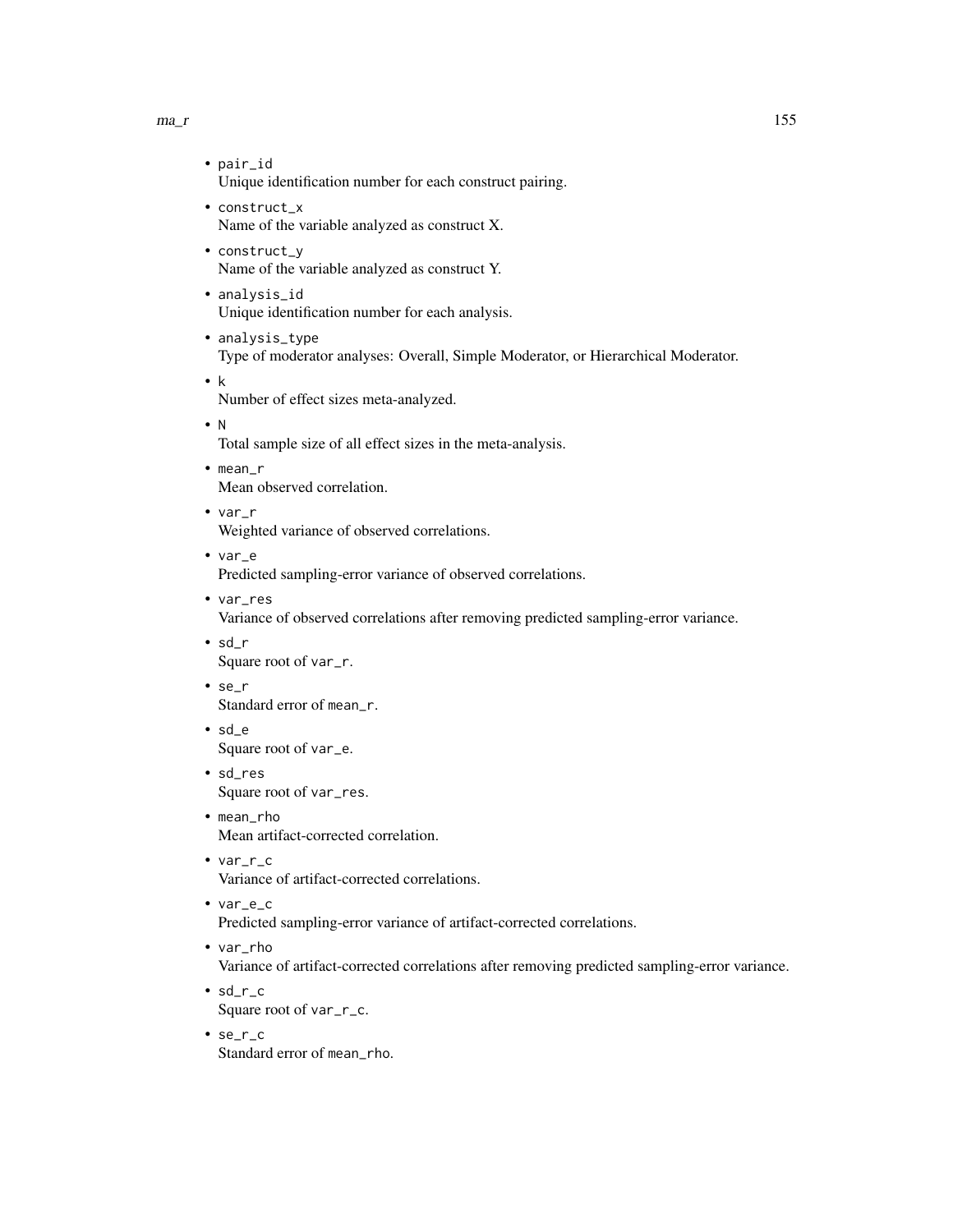- `pair_id`
  Unique identification number for each construct pairing.
- `construct_x`
  Name of the variable analyzed as construct X.
- `construct_y`
  Name of the variable analyzed as construct Y.
- `analysis_id`
  Unique identification number for each analysis.
- `analysis_type`
  Type of moderator analyses: Overall, Simple Moderator, or Hierarchical Moderator.
- `k`
  Number of effect sizes meta-analyzed.
- `N`
  Total sample size of all effect sizes in the meta-analysis.
- `mean_r`
  Mean observed correlation.
- `var_r`
  Weighted variance of observed correlations.
- `var_e`
  Predicted sampling-error variance of observed correlations.
- `var_res`
  Variance of observed correlations after removing predicted sampling-error variance.
- `sd_r`
  Square root of `var_r`.
- `se_r`
  Standard error of `mean_r`.
- `sd_e`
  Square root of `var_e`.
- `sd_res`
  Square root of `var_res`.
- `mean_rho`
  Mean artifact-corrected correlation.
- `var_r_c`
  Variance of artifact-corrected correlations.
- `var_e_c`
  Predicted sampling-error variance of artifact-corrected correlations.
- `var_rho`
  Variance of artifact-corrected correlations after removing predicted sampling-error variance.
- `sd_r_c`
  Square root of `var_r_c`.
- `se_r_c`
  Standard error of `mean_rho`.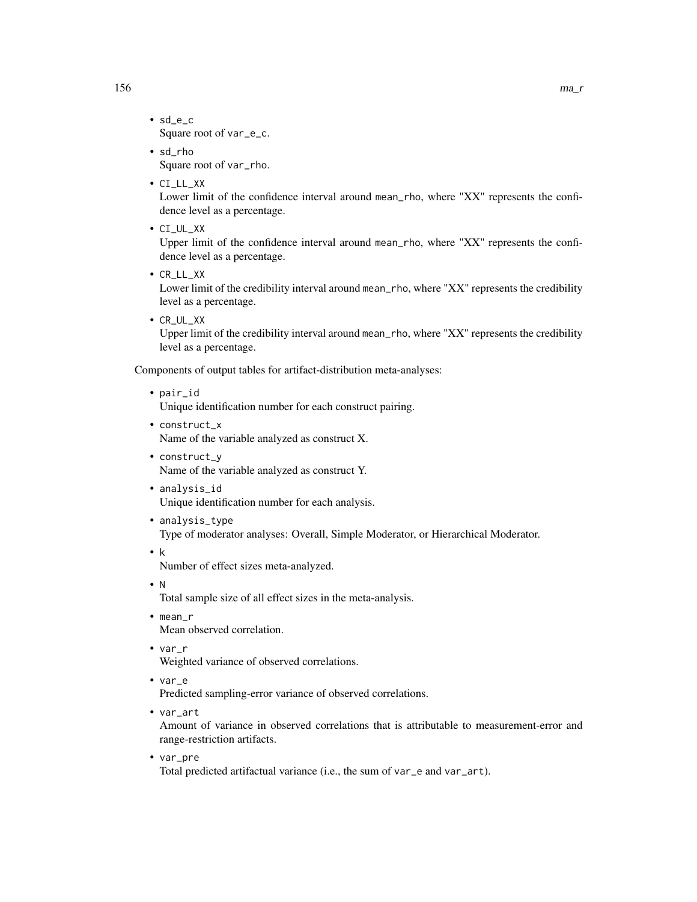- `sd_e_c`
  Square root of `var_e_c`.
- `sd_rho`
  Square root of `var_rho`.
- `CI_LL_XX`
  Lower limit of the confidence interval around `mean_rho`, where "XX" represents the confidence level as a percentage.
- `CI_UL_XX`
  Upper limit of the confidence interval around `mean_rho`, where "XX" represents the confidence level as a percentage.
- `CR_LL_XX`
  Lower limit of the credibility interval around `mean_rho`, where "XX" represents the credibility level as a percentage.
- `CR_UL_XX`
  Upper limit of the credibility interval around `mean_rho`, where "XX" represents the credibility level as a percentage.

Components of output tables for artifact-distribution meta-analyses:

- `pair_id`
  Unique identification number for each construct pairing.
- `construct_x`
  Name of the variable analyzed as construct X.
- `construct_y`
  Name of the variable analyzed as construct Y.
- `analysis_id`
  Unique identification number for each analysis.
- `analysis_type`
  Type of moderator analyses: Overall, Simple Moderator, or Hierarchical Moderator.
- `k`
  Number of effect sizes meta-analyzed.
- `N`
  Total sample size of all effect sizes in the meta-analysis.
- `mean_r`
  Mean observed correlation.
- `var_r`
  Weighted variance of observed correlations.
- `var_e`
  Predicted sampling-error variance of observed correlations.
- `var_art`
  Amount of variance in observed correlations that is attributable to measurement-error and range-restriction artifacts.
- `var_pre`
  Total predicted artifactual variance (i.e., the sum of `var_e` and `var_art`).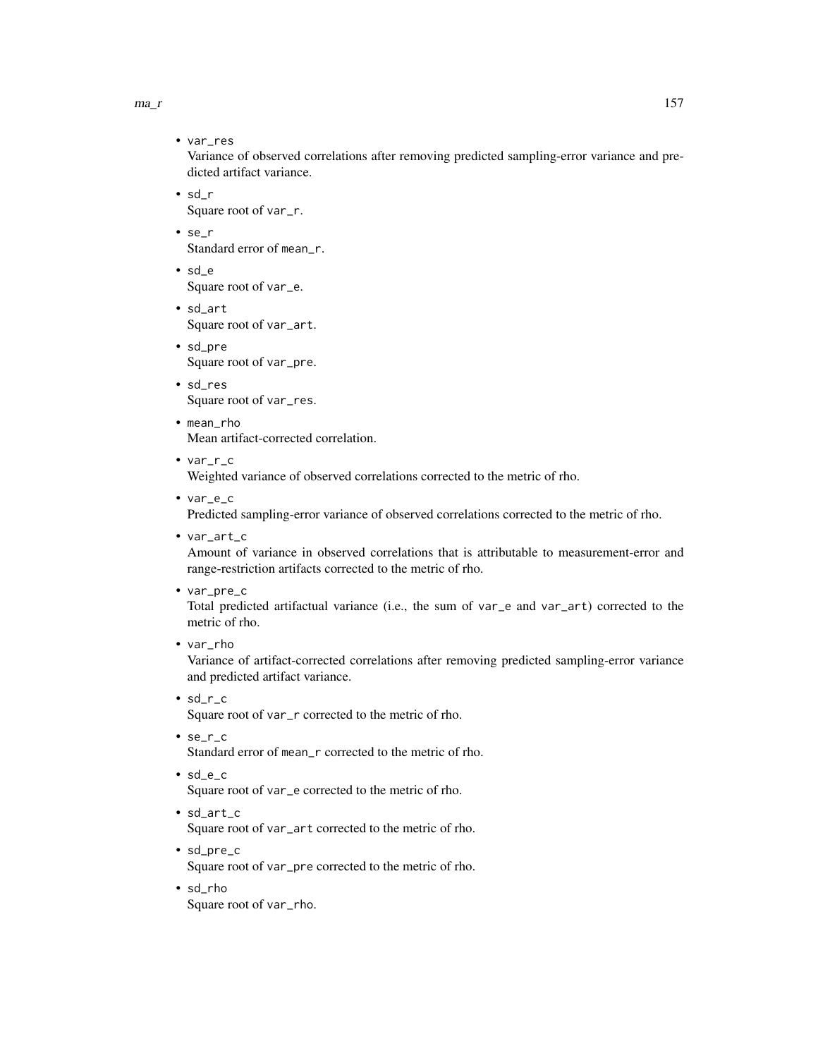- `var_res`
  Variance of observed correlations after removing predicted sampling-error variance and predicted artifact variance.
- `sd_r`
  Square root of `var_r`.
- `se_r`
  Standard error of `mean_r`.
- `sd_e`
  Square root of `var_e`.
- `sd_art`
  Square root of `var_art`.
- `sd_pre`
  Square root of `var_pre`.
- `sd_res`
  Square root of `var_res`.
- `mean_rho`
  Mean artifact-corrected correlation.
- `var_r_c`
  Weighted variance of observed correlations corrected to the metric of rho.
- `var_e_c`
  Predicted sampling-error variance of observed correlations corrected to the metric of rho.
- `var_art_c`
  Amount of variance in observed correlations that is attributable to measurement-error and range-restriction artifacts corrected to the metric of rho.
- `var_pre_c`
  Total predicted artifactual variance (i.e., the sum of `var_e` and `var_art`) corrected to the metric of rho.
- `var_rho`
  Variance of artifact-corrected correlations after removing predicted sampling-error variance and predicted artifact variance.
- `sd_r_c`
  Square root of `var_r` corrected to the metric of rho.
- `se_r_c`
  Standard error of `mean_r` corrected to the metric of rho.
- `sd_e_c`
  Square root of `var_e` corrected to the metric of rho.
- `sd_art_c`
  Square root of `var_art` corrected to the metric of rho.
- `sd_pre_c`
  Square root of `var_pre` corrected to the metric of rho.
- `sd_rho`
  Square root of `var_rho`.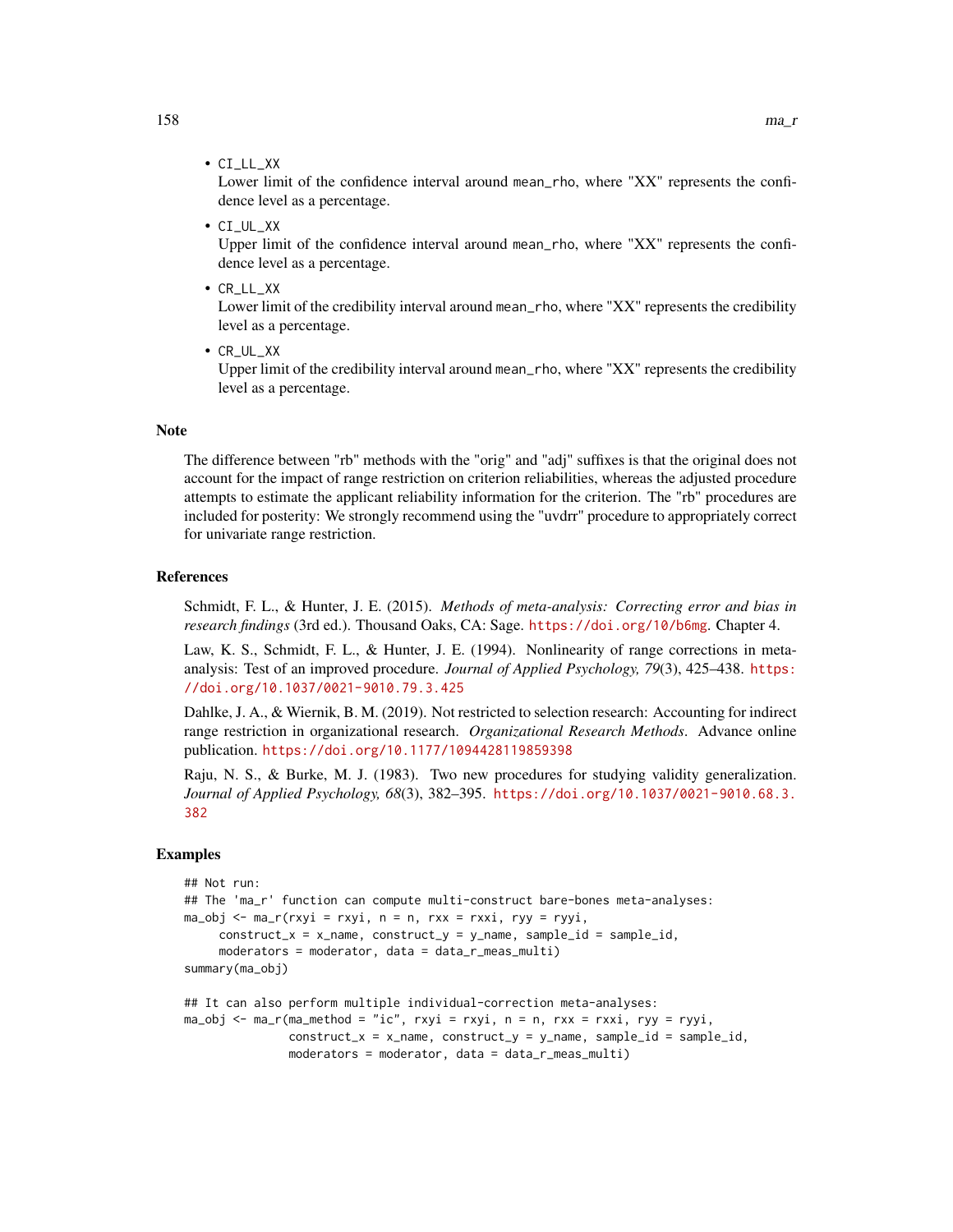- `CI_LL_XX`
  Lower limit of the confidence interval around `mean_rho`, where "XX" represents the confidence level as a percentage.
- `CI_UL_XX`
  Upper limit of the confidence interval around `mean_rho`, where "XX" represents the confidence level as a percentage.
- `CR_LL_XX`
  Lower limit of the credibility interval around `mean_rho`, where "XX" represents the credibility level as a percentage.
- `CR_UL_XX`
  Upper limit of the credibility interval around `mean_rho`, where "XX" represents the credibility level as a percentage.

## Note

The difference between "rb" methods with the "orig" and "adj" suffixes is that the original does not account for the impact of range restriction on criterion reliabilities, whereas the adjusted procedure attempts to estimate the applicant reliability information for the criterion. The "rb" procedures are included for posterity: We strongly recommend using the "uvdrr" procedure to appropriately correct for univariate range restriction.

## References

Schmidt, F. L., & Hunter, J. E. (2015). *Methods of meta-analysis: Correcting error and bias in research findings* (3rd ed.). Thousand Oaks, CA: Sage. https://doi.org/10/b6mg. Chapter 4.

Law, K. S., Schmidt, F. L., & Hunter, J. E. (1994). Nonlinearity of range corrections in meta-analysis: Test of an improved procedure. *Journal of Applied Psychology, 79*(3), 425–438. https://doi.org/10.1037/0021-9010.79.3.425

Dahlke, J. A., & Wiernik, B. M. (2019). Not restricted to selection research: Accounting for indirect range restriction in organizational research. *Organizational Research Methods*. Advance online publication. https://doi.org/10.1177/1094428119859398

Raju, N. S., & Burke, M. J. (1983). Two new procedures for studying validity generalization. *Journal of Applied Psychology, 68*(3), 382–395. https://doi.org/10.1037/0021-9010.68.3.382

## Examples

```
## Not run:
## The 'ma_r' function can compute multi-construct bare-bones meta-analyses:
ma_obj <- ma_r(rxyi = rxyi, n = n, rxx = rxxi, ryy = ryyi,
     construct_x = x_name, construct_y = y_name, sample_id = sample_id,
     moderators = moderator, data = data_r_meas_multi)
summary(ma_obj)

## It can also perform multiple individual-correction meta-analyses:
ma_obj <- ma_r(ma_method = "ic", rxyi = rxyi, n = n, rxx = rxxi, ryy = ryyi,
               construct_x = x_name, construct_y = y_name, sample_id = sample_id,
               moderators = moderator, data = data_r_meas_multi)
```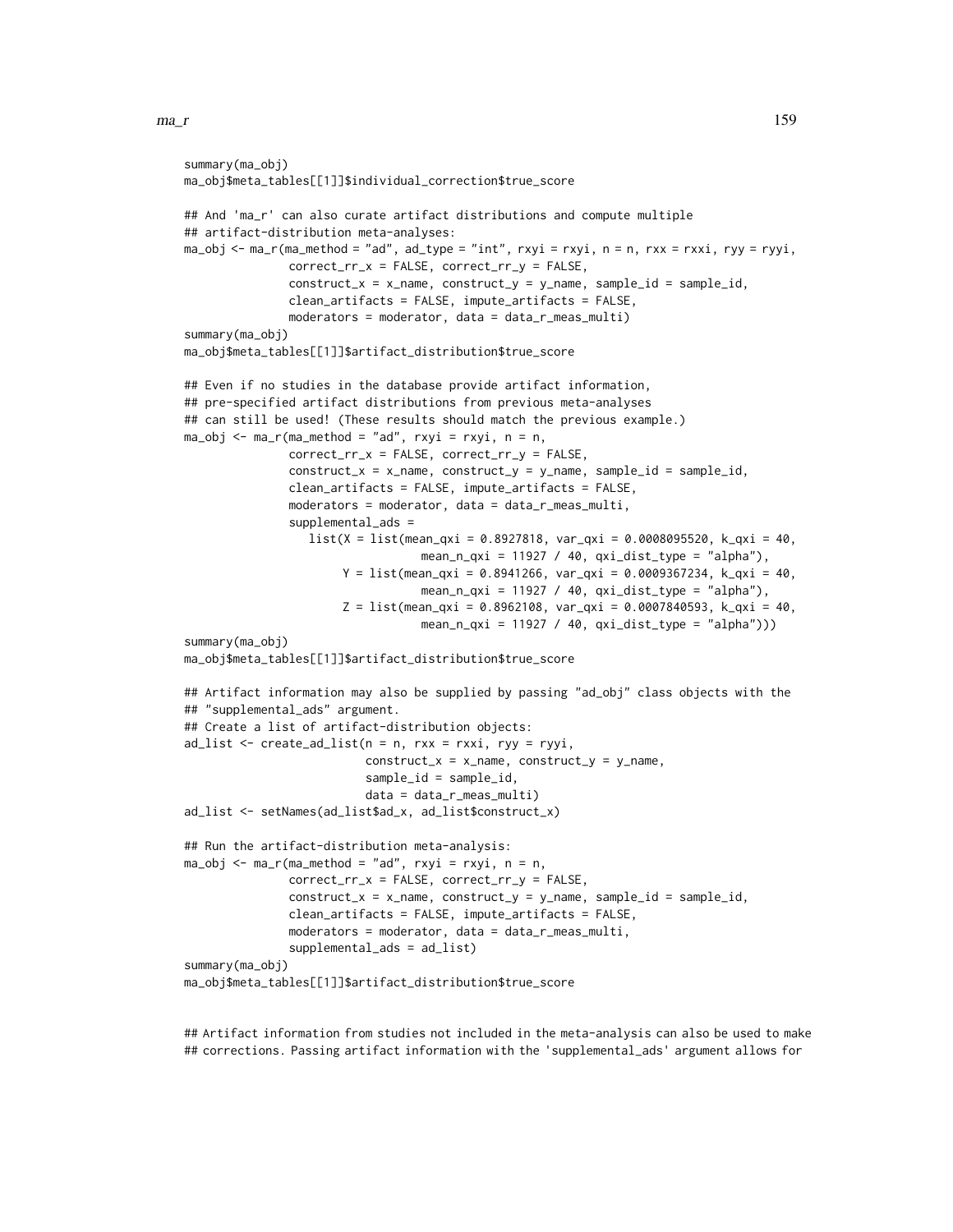```
summary(ma_obj)
ma_obj$meta_tables[[1]]$individual_correction$true_score

## And 'ma_r' can also curate artifact distributions and compute multiple
## artifact-distribution meta-analyses:
ma_obj <- ma_r(ma_method = "ad", ad_type = "int", rxyi = rxyi, n = n, rxx = rxxi, ryy = ryyi,
               correct_rr_x = FALSE, correct_rr_y = FALSE,
               construct_x = x_name, construct_y = y_name, sample_id = sample_id,
               clean_artifacts = FALSE, impute_artifacts = FALSE,
               moderators = moderator, data = data_r_meas_multi)
summary(ma_obj)
ma_obj$meta_tables[[1]]$artifact_distribution$true_score

## Even if no studies in the database provide artifact information,
## pre-specified artifact distributions from previous meta-analyses
## can still be used! (These results should match the previous example.)
ma_obj <- ma_r(ma_method = "ad", rxyi = rxyi, n = n,
               correct_rr_x = FALSE, correct_rr_y = FALSE,
               construct_x = x_name, construct_y = y_name, sample_id = sample_id,
               clean_artifacts = FALSE, impute_artifacts = FALSE,
               moderators = moderator, data = data_r_meas_multi,
               supplemental_ads =
                  list(X = list(mean_qxi = 0.8927818, var_qxi = 0.0008095520, k_qxi = 40,
                                mean_n_qxi = 11927 / 40, qxi_dist_type = "alpha"),
                       Y = list(mean_qxi = 0.8941266, var_qxi = 0.0009367234, k_qxi = 40,
                                mean_n_qxi = 11927 / 40, qxi_dist_type = "alpha"),
                       Z = list(mean_qxi = 0.8962108, var_qxi = 0.0007840593, k_qxi = 40,
                                mean_n_qxi = 11927 / 40, qxi_dist_type = "alpha")))
summary(ma_obj)
ma_obj$meta_tables[[1]]$artifact_distribution$true_score

## Artifact information may also be supplied by passing "ad_obj" class objects with the
## "supplemental_ads" argument.
## Create a list of artifact-distribution objects:
ad_list <- create_ad_list(n = n, rxx = rxxi, ryy = ryyi,
                          construct_x = x_name, construct_y = y_name,
                          sample_id = sample_id,
                          data = data_r_meas_multi)
ad_list <- setNames(ad_list$ad_x, ad_list$construct_x)

## Run the artifact-distribution meta-analysis:
ma_obj <- ma_r(ma_method = "ad", rxyi = rxyi, n = n,
               correct_rr_x = FALSE, correct_rr_y = FALSE,
               construct_x = x_name, construct_y = y_name, sample_id = sample_id,
               clean_artifacts = FALSE, impute_artifacts = FALSE,
               moderators = moderator, data = data_r_meas_multi,
               supplemental_ads = ad_list)
summary(ma_obj)
ma_obj$meta_tables[[1]]$artifact_distribution$true_score


## Artifact information from studies not included in the meta-analysis can also be used to make
## corrections. Passing artifact information with the 'supplemental_ads' argument allows for
```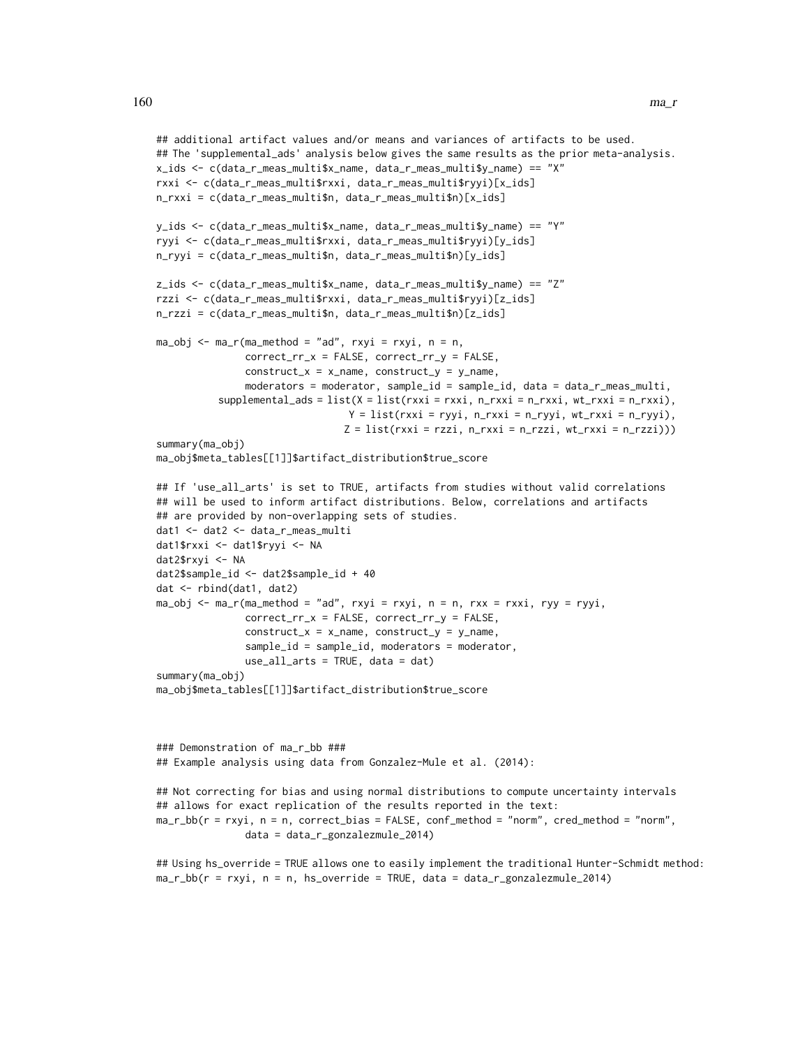```
## additional artifact values and/or means and variances of artifacts to be used.
## The 'supplemental_ads' analysis below gives the same results as the prior meta-analysis.
x_ids <- c(data_r_meas_multi$x_name, data_r_meas_multi$y_name) == "X"
rxxi <- c(data_r_meas_multi$rxxi, data_r_meas_multi$ryyi)[x_ids]
n_rxxi = c(data_r_meas_multi$n, data_r_meas_multi$n)[x_ids]

y_ids <- c(data_r_meas_multi$x_name, data_r_meas_multi$y_name) == "Y"
ryyi <- c(data_r_meas_multi$rxxi, data_r_meas_multi$ryyi)[y_ids]
n_ryyi = c(data_r_meas_multi$n, data_r_meas_multi$n)[y_ids]

z_ids <- c(data_r_meas_multi$x_name, data_r_meas_multi$y_name) == "Z"
rzzi <- c(data_r_meas_multi$rxxi, data_r_meas_multi$ryyi)[z_ids]
n_rzzi = c(data_r_meas_multi$n, data_r_meas_multi$n)[z_ids]

ma_obj <- ma_r(ma_method = "ad", rxyi = rxyi, n = n,
               correct_rr_x = FALSE, correct_rr_y = FALSE,
               construct_x = x_name, construct_y = y_name,
               moderators = moderator, sample_id = sample_id, data = data_r_meas_multi,
          supplemental_ads = list(X = list(rxxi = rxxi, n_rxxi = n_rxxi, wt_rxxi = n_rxxi),
                                  Y = list(rxxi = ryyi, n_rxxi = n_ryyi, wt_rxxi = n_ryyi),
                                 Z = list(rxxi = rzzi, n_rxxi = n_rzzi, wt_rxxi = n_rzzi)))
summary(ma_obj)
ma_obj$meta_tables[[1]]$artifact_distribution$true_score

## If 'use_all_arts' is set to TRUE, artifacts from studies without valid correlations
## will be used to inform artifact distributions. Below, correlations and artifacts
## are provided by non-overlapping sets of studies.
dat1 <- dat2 <- data_r_meas_multi
dat1$rxxi <- dat1$ryyi <- NA
dat2$rxyi <- NA
dat2$sample_id <- dat2$sample_id + 40
dat <- rbind(dat1, dat2)
ma_obj <- ma_r(ma_method = "ad", rxyi = rxyi, n = n, rxx = rxxi, ryy = ryyi,
               correct_rr_x = FALSE, correct_rr_y = FALSE,
               construct_x = x_name, construct_y = y_name,
               sample_id = sample_id, moderators = moderator,
               use_all_arts = TRUE, data = dat)
summary(ma_obj)
ma_obj$meta_tables[[1]]$artifact_distribution$true_score



### Demonstration of ma_r_bb ###
## Example analysis using data from Gonzalez-Mule et al. (2014):

## Not correcting for bias and using normal distributions to compute uncertainty intervals
## allows for exact replication of the results reported in the text:
ma_r_bb(r = rxyi, n = n, correct_bias = FALSE, conf_method = "norm", cred_method = "norm",
               data = data_r_gonzalezmule_2014)

## Using hs_override = TRUE allows one to easily implement the traditional Hunter-Schmidt method:
ma_r_bb(r = rxyi, n = n, hs_override = TRUE, data = data_r_gonzalezmule_2014)
```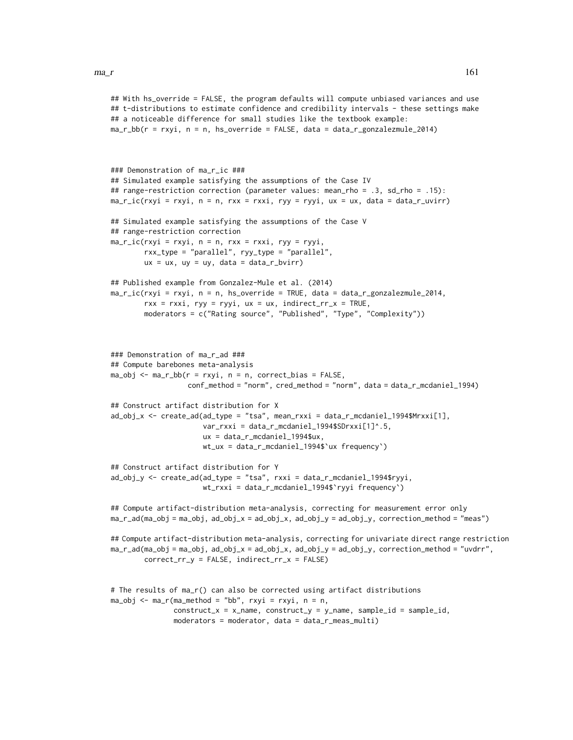```
## With hs_override = FALSE, the program defaults will compute unbiased variances and use
## t-distributions to estimate confidence and credibility intervals - these settings make
## a noticeable difference for small studies like the textbook example:
ma_r_bb(r = rxyi, n = n, hs_override = FALSE, data = data_r_gonzalezmule_2014)



### Demonstration of ma_r_ic ###
## Simulated example satisfying the assumptions of the Case IV
## range-restriction correction (parameter values: mean_rho = .3, sd_rho = .15):
ma_r_ic(rxyi = rxyi, n = n, rxx = rxxi, ryy = ryyi, ux = ux, data = data_r_uvirr)

## Simulated example satisfying the assumptions of the Case V
## range-restriction correction
ma_r_ic(rxyi = rxyi, n = n, rxx = rxxi, ryy = ryyi,
        rxx_type = "parallel", ryy_type = "parallel",
        ux = ux, uy = uy, data = data_r_bvirr)

## Published example from Gonzalez-Mule et al. (2014)
ma_r_ic(rxyi = rxyi, n = n, hs_override = TRUE, data = data_r_gonzalezmule_2014,
        rxx = rxxi, ryy = ryyi, ux = ux, indirect_rr_x = TRUE,
        moderators = c("Rating source", "Published", "Type", "Complexity"))



### Demonstration of ma_r_ad ###
## Compute barebones meta-analysis
ma_obj <- ma_r_bb(r = rxyi, n = n, correct_bias = FALSE,
                  conf_method = "norm", cred_method = "norm", data = data_r_mcdaniel_1994)

## Construct artifact distribution for X
ad_obj_x <- create_ad(ad_type = "tsa", mean_rxxi = data_r_mcdaniel_1994$Mrxxi[1],
                      var_rxxi = data_r_mcdaniel_1994$SDrxxi[1]^.5,
                      ux = data_r_mcdaniel_1994$ux,
                      wt_ux = data_r_mcdaniel_1994$`ux frequency`)

## Construct artifact distribution for Y
ad_obj_y <- create_ad(ad_type = "tsa", rxxi = data_r_mcdaniel_1994$ryyi,
                      wt_rxxi = data_r_mcdaniel_1994$`ryyi frequency`)

## Compute artifact-distribution meta-analysis, correcting for measurement error only
ma_r_ad(ma_obj = ma_obj, ad_obj_x = ad_obj_x, ad_obj_y = ad_obj_y, correction_method = "meas")

## Compute artifact-distribution meta-analysis, correcting for univariate direct range restriction
ma_r_ad(ma_obj = ma_obj, ad_obj_x = ad_obj_x, ad_obj_y = ad_obj_y, correction_method = "uvdrr",
        correct_rr_y = FALSE, indirect_rr_x = FALSE)


# The results of ma_r() can also be corrected using artifact distributions
ma_obj <- ma_r(ma_method = "bb", rxyi = rxyi, n = n,
               construct_x = x_name, construct_y = y_name, sample_id = sample_id,
               moderators = moderator, data = data_r_meas_multi)
```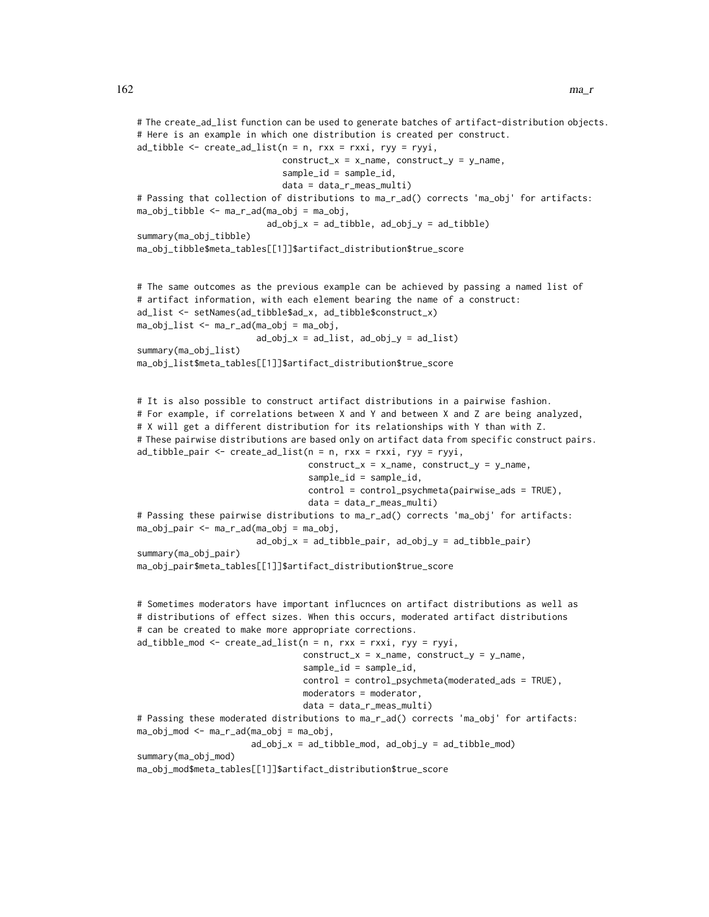```
# The create_ad_list function can be used to generate batches of artifact-distribution objects.
# Here is an example in which one distribution is created per construct.
ad_tibble <- create_ad_list(n = n, rxx = rxxi, ryy = ryyi,
                            construct_x = x_name, construct_y = y_name,
                            sample_id = sample_id,
                            data = data_r_meas_multi)
# Passing that collection of distributions to ma_r_ad() corrects 'ma_obj' for artifacts:
ma_obj_tibble <- ma_r_ad(ma_obj = ma_obj,
                         ad_obj_x = ad_tibble, ad_obj_y = ad_tibble)
summary(ma_obj_tibble)
ma_obj_tibble$meta_tables[[1]]$artifact_distribution$true_score


# The same outcomes as the previous example can be achieved by passing a named list of
# artifact information, with each element bearing the name of a construct:
ad_list <- setNames(ad_tibble$ad_x, ad_tibble$construct_x)
ma_obj_list <- ma_r_ad(ma_obj = ma_obj,
                       ad_obj_x = ad_list, ad_obj_y = ad_list)
summary(ma_obj_list)
ma_obj_list$meta_tables[[1]]$artifact_distribution$true_score


# It is also possible to construct artifact distributions in a pairwise fashion.
# For example, if correlations between X and Y and between X and Z are being analyzed,
# X will get a different distribution for its relationships with Y than with Z.
# These pairwise distributions are based only on artifact data from specific construct pairs.
ad_tibble_pair <- create_ad_list(n = n, rxx = rxxi, ryy = ryyi,
                                 construct_x = x_name, construct_y = y_name,
                                 sample_id = sample_id,
                                 control = control_psychmeta(pairwise_ads = TRUE),
                                 data = data_r_meas_multi)
# Passing these pairwise distributions to ma_r_ad() corrects 'ma_obj' for artifacts:
ma_obj_pair <- ma_r_ad(ma_obj = ma_obj,
                       ad_obj_x = ad_tibble_pair, ad_obj_y = ad_tibble_pair)
summary(ma_obj_pair)
ma_obj_pair$meta_tables[[1]]$artifact_distribution$true_score


# Sometimes moderators have important influcnces on artifact distributions as well as
# distributions of effect sizes. When this occurs, moderated artifact distributions
# can be created to make more appropriate corrections.
ad_tibble_mod <- create_ad_list(n = n, rxx = rxxi, ryy = ryyi,
                                construct_x = x_name, construct_y = y_name,
                                sample_id = sample_id,
                                control = control_psychmeta(moderated_ads = TRUE),
                                moderators = moderator,
                                data = data_r_meas_multi)
# Passing these moderated distributions to ma_r_ad() corrects 'ma_obj' for artifacts:
ma_obj_mod <- ma_r_ad(ma_obj = ma_obj,
                      ad_obj_x = ad_tibble_mod, ad_obj_y = ad_tibble_mod)
summary(ma_obj_mod)
ma_obj_mod$meta_tables[[1]]$artifact_distribution$true_score
```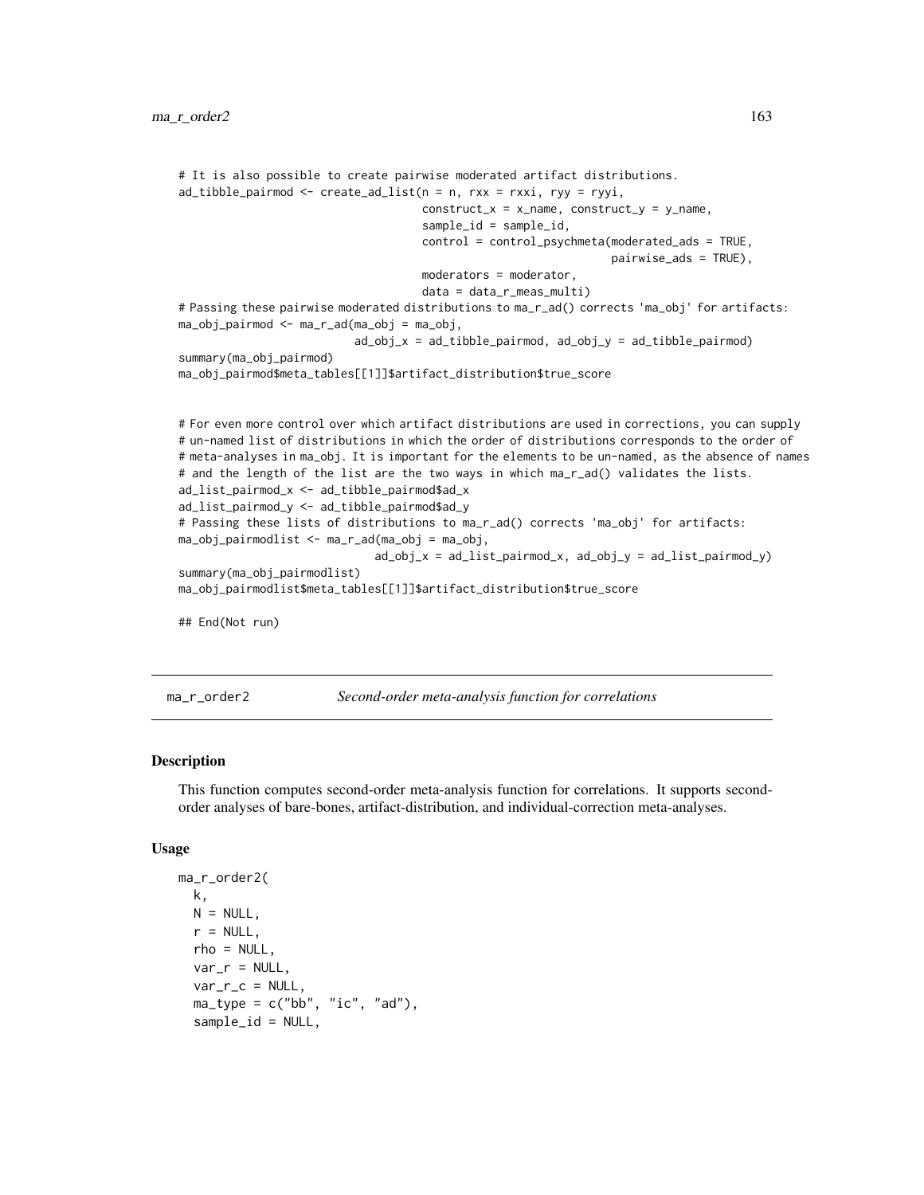```
# It is also possible to create pairwise moderated artifact distributions.
ad_tibble_pairmod <- create_ad_list(n = n, rxx = rxxi, ryy = ryyi,
                                    construct_x = x_name, construct_y = y_name,
                                    sample_id = sample_id,
                                    control = control_psychmeta(moderated_ads = TRUE,
                                                                pairwise_ads = TRUE),
                                    moderators = moderator,
                                    data = data_r_meas_multi)
# Passing these pairwise moderated distributions to ma_r_ad() corrects 'ma_obj' for artifacts:
ma_obj_pairmod <- ma_r_ad(ma_obj = ma_obj,
                          ad_obj_x = ad_tibble_pairmod, ad_obj_y = ad_tibble_pairmod)
summary(ma_obj_pairmod)
ma_obj_pairmod$meta_tables[[1]]$artifact_distribution$true_score


# For even more control over which artifact distributions are used in corrections, you can supply
# un-named list of distributions in which the order of distributions corresponds to the order of
# meta-analyses in ma_obj. It is important for the elements to be un-named, as the absence of names
# and the length of the list are the two ways in which ma_r_ad() validates the lists.
ad_list_pairmod_x <- ad_tibble_pairmod$ad_x
ad_list_pairmod_y <- ad_tibble_pairmod$ad_y
# Passing these lists of distributions to ma_r_ad() corrects 'ma_obj' for artifacts:
ma_obj_pairmodlist <- ma_r_ad(ma_obj = ma_obj,
                              ad_obj_x = ad_list_pairmod_x, ad_obj_y = ad_list_pairmod_y)
summary(ma_obj_pairmodlist)
ma_obj_pairmodlist$meta_tables[[1]]$artifact_distribution$true_score

## End(Not run)
```

## ma_r_order2 — *Second-order meta-analysis function for correlations*

### Description

This function computes second-order meta-analysis function for correlations. It supports second-order analyses of bare-bones, artifact-distribution, and individual-correction meta-analyses.

### Usage

```
ma_r_order2(
  k,
  N = NULL,
  r = NULL,
  rho = NULL,
  var_r = NULL,
  var_r_c = NULL,
  ma_type = c("bb", "ic", "ad"),
  sample_id = NULL,
```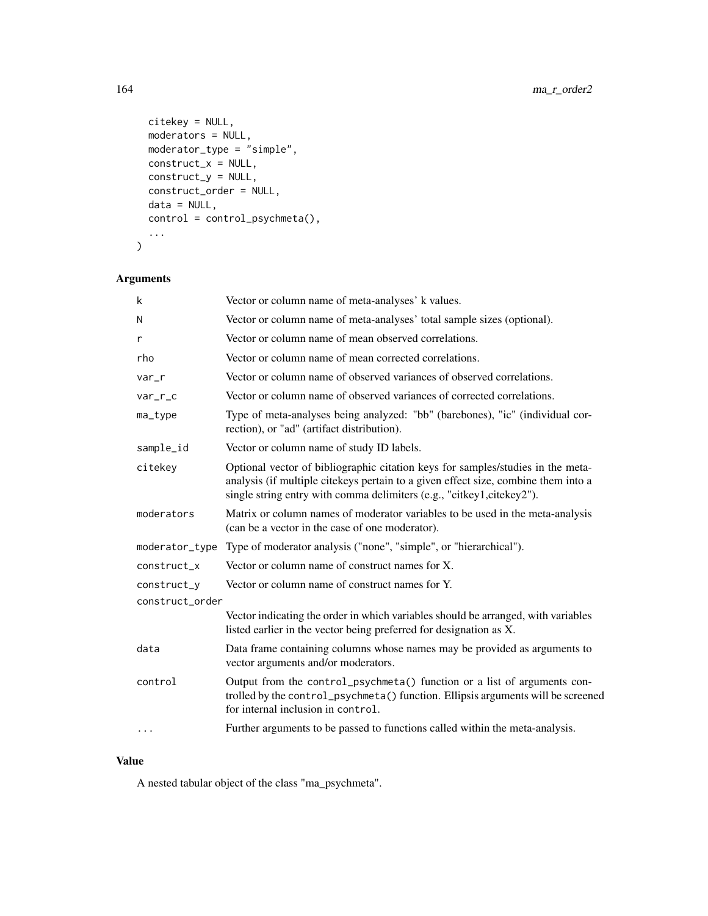```
  citekey = NULL,
  moderators = NULL,
  moderator_type = "simple",
  construct_x = NULL,
  construct_y = NULL,
  construct_order = NULL,
  data = NULL,
  control = control_psychmeta(),
  ...
)
```

## Arguments

| | |
|---|---|
| k | Vector or column name of meta-analyses' k values. |
| N | Vector or column name of meta-analyses' total sample sizes (optional). |
| r | Vector or column name of mean observed correlations. |
| rho | Vector or column name of mean corrected correlations. |
| var_r | Vector or column name of observed variances of observed correlations. |
| var_r_c | Vector or column name of observed variances of corrected correlations. |
| ma_type | Type of meta-analyses being analyzed: "bb" (barebones), "ic" (individual correction), or "ad" (artifact distribution). |
| sample_id | Vector or column name of study ID labels. |
| citekey | Optional vector of bibliographic citation keys for samples/studies in the meta-analysis (if multiple citekeys pertain to a given effect size, combine them into a single string entry with comma delimiters (e.g., "citkey1,citekey2"). |
| moderators | Matrix or column names of moderator variables to be used in the meta-analysis (can be a vector in the case of one moderator). |
| moderator_type | Type of moderator analysis ("none", "simple", or "hierarchical"). |
| construct_x | Vector or column name of construct names for X. |
| construct_y | Vector or column name of construct names for Y. |
| construct_order | Vector indicating the order in which variables should be arranged, with variables listed earlier in the vector being preferred for designation as X. |
| data | Data frame containing columns whose names may be provided as arguments to vector arguments and/or moderators. |
| control | Output from the `control_psychmeta()` function or a list of arguments controlled by the `control_psychmeta()` function. Ellipsis arguments will be screened for internal inclusion in `control`. |
| ... | Further arguments to be passed to functions called within the meta-analysis. |

## Value

A nested tabular object of the class "ma_psychmeta".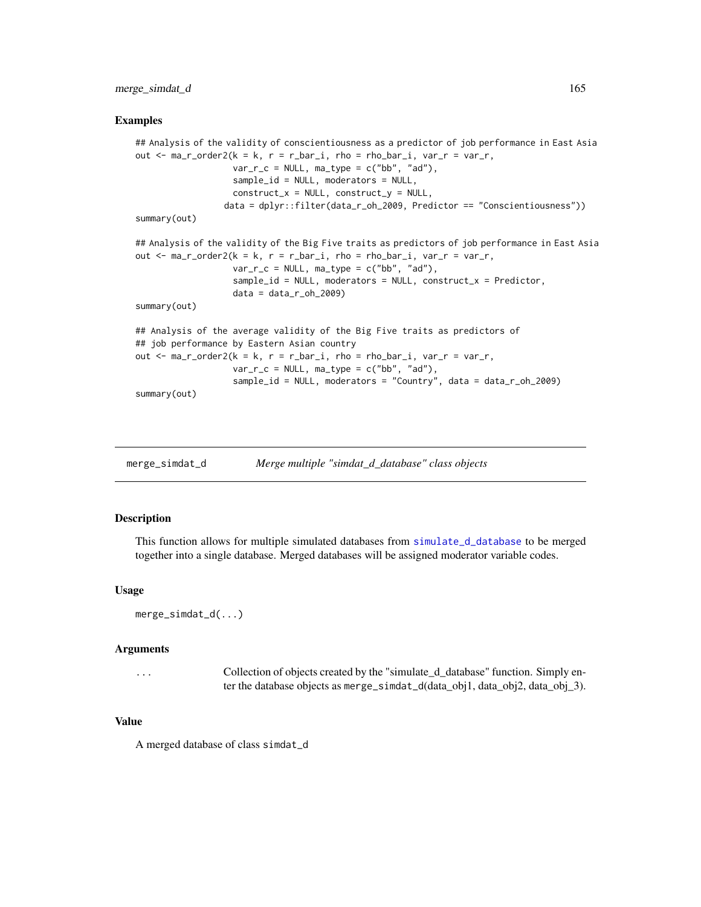### Examples

```
## Analysis of the validity of conscientiousness as a predictor of job performance in East Asia
out <- ma_r_order2(k = k, r = r_bar_i, rho = rho_bar_i, var_r = var_r,
                   var_r_c = NULL, ma_type = c("bb", "ad"),
                   sample_id = NULL, moderators = NULL,
                   construct_x = NULL, construct_y = NULL,
                 data = dplyr::filter(data_r_oh_2009, Predictor == "Conscientiousness"))
summary(out)

## Analysis of the validity of the Big Five traits as predictors of job performance in East Asia
out <- ma_r_order2(k = k, r = r_bar_i, rho = rho_bar_i, var_r = var_r,
                   var_r_c = NULL, ma_type = c("bb", "ad"),
                   sample_id = NULL, moderators = NULL, construct_x = Predictor,
                   data = data_r_oh_2009)
summary(out)

## Analysis of the average validity of the Big Five traits as predictors of
## job performance by Eastern Asian country
out <- ma_r_order2(k = k, r = r_bar_i, rho = rho_bar_i, var_r = var_r,
                   var_r_c = NULL, ma_type = c("bb", "ad"),
                   sample_id = NULL, moderators = "Country", data = data_r_oh_2009)
summary(out)
```

---

## merge_simdat_d — *Merge multiple "simdat_d_database" class objects*

### Description

This function allows for multiple simulated databases from simulate_d_database to be merged together into a single database. Merged databases will be assigned moderator variable codes.

### Usage

```
merge_simdat_d(...)
```

### Arguments

| | |
|---|---|
| ... | Collection of objects created by the "simulate_d_database" function. Simply enter the database objects as `merge_simdat_d`(data_obj1, data_obj2, data_obj_3). |

### Value

A merged database of class `simdat_d`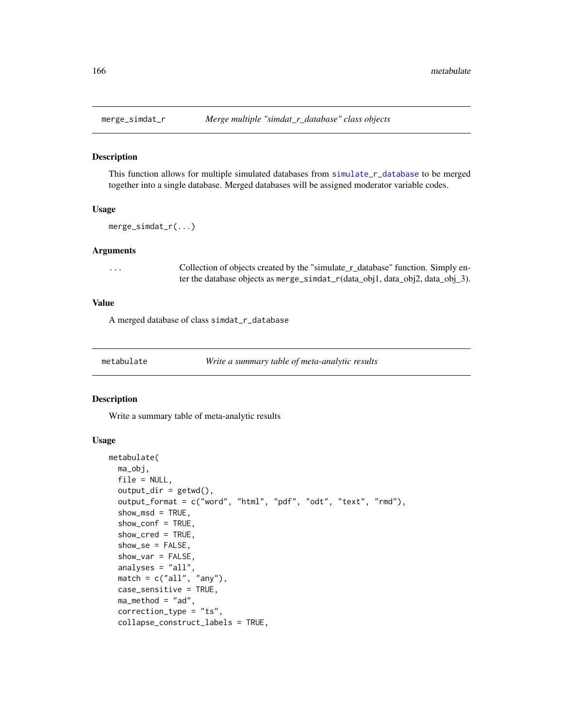## merge_simdat_r *Merge multiple "simdat_r_database" class objects*

### Description

This function allows for multiple simulated databases from simulate_r_database to be merged together into a single database. Merged databases will be assigned moderator variable codes.

### Usage

```
merge_simdat_r(...)
```

### Arguments

| | |
|---|---|
| ... | Collection of objects created by the "simulate_r_database" function. Simply enter the database objects as merge_simdat_r(data_obj1, data_obj2, data_obj_3). |

### Value

A merged database of class simdat_r_database

## metabulate *Write a summary table of meta-analytic results*

### Description

Write a summary table of meta-analytic results

### Usage

```
metabulate(
  ma_obj,
  file = NULL,
  output_dir = getwd(),
  output_format = c("word", "html", "pdf", "odt", "text", "rmd"),
  show_msd = TRUE,
  show_conf = TRUE,
  show_cred = TRUE,
  show_se = FALSE,
  show_var = FALSE,
  analyses = "all",
  match = c("all", "any"),
  case_sensitive = TRUE,
  ma_method = "ad",
  correction_type = "ts",
  collapse_construct_labels = TRUE,
```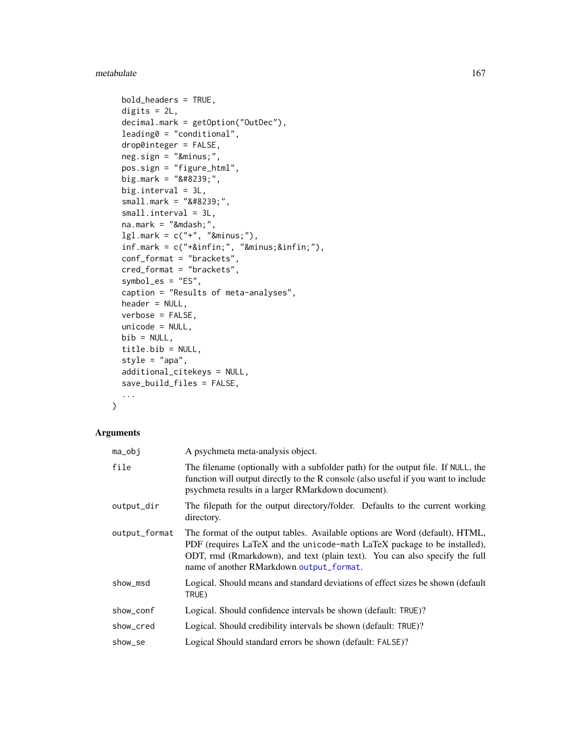```
  bold_headers = TRUE,
  digits = 2L,
  decimal.mark = getOption("OutDec"),
  leading0 = "conditional",
  drop0integer = FALSE,
  neg.sign = "&minus;",
  pos.sign = "figure_html",
  big.mark = "&#8239;",
  big.interval = 3L,
  small.mark = "&#8239;",
  small.interval = 3L,
  na.mark = "&mdash;",
  lgl.mark = c("+", "&minus;"),
  inf.mark = c("+&infin;", "&minus;&infin;"),
  conf_format = "brackets",
  cred_format = "brackets",
  symbol_es = "ES",
  caption = "Results of meta-analyses",
  header = NULL,
  verbose = FALSE,
  unicode = NULL,
  bib = NULL,
  title.bib = NULL,
  style = "apa",
  additional_citekeys = NULL,
  save_build_files = FALSE,
  ...
)
```

## Arguments

| | |
|---|---|
| `ma_obj` | A psychmeta meta-analysis object. |
| `file` | The filename (optionally with a subfolder path) for the output file. If `NULL`, the function will output directly to the R console (also useful if you want to include psychmeta results in a larger RMarkdown document). |
| `output_dir` | The filepath for the output directory/folder. Defaults to the current working directory. |
| `output_format` | The format of the output tables. Available options are Word (default), HTML, PDF (requires LaTeX and the `unicode-math` LaTeX package to be installed), ODT, rmd (Rmarkdown), and text (plain text). You can also specify the full name of another RMarkdown `output_format`. |
| `show_msd` | Logical. Should means and standard deviations of effect sizes be shown (default `TRUE`) |
| `show_conf` | Logical. Should confidence intervals be shown (default: `TRUE`)? |
| `show_cred` | Logical. Should credibility intervals be shown (default: `TRUE`)? |
| `show_se` | Logical Should standard errors be shown (default: `FALSE`)? |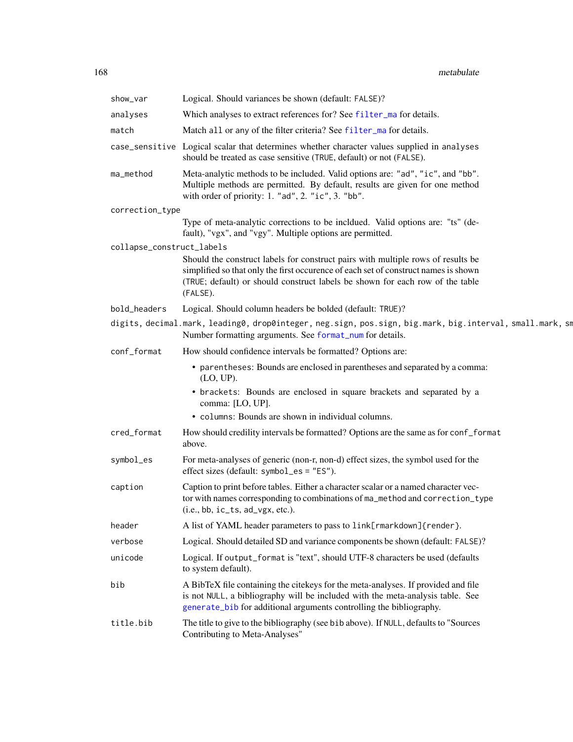| | |
|---|---|
| show_var | Logical. Should variances be shown (default: FALSE)? |
| analyses | Which analyses to extract references for? See filter_ma for details. |
| match | Match all or any of the filter criteria? See filter_ma for details. |
| case_sensitive | Logical scalar that determines whether character values supplied in analyses should be treated as case sensitive (TRUE, default) or not (FALSE). |
| ma_method | Meta-analytic methods to be included. Valid options are: "ad", "ic", and "bb". Multiple methods are permitted. By default, results are given for one method with order of priority: 1. "ad", 2. "ic", 3. "bb". |
| correction_type | Type of meta-analytic corrections to be incldued. Valid options are: "ts" (default), "vgx", and "vgy". Multiple options are permitted. |
| collapse_construct_labels | Should the construct labels for construct pairs with multiple rows of results be simplified so that only the first occurence of each set of construct names is shown (TRUE; default) or should construct labels be shown for each row of the table (FALSE). |
| bold_headers | Logical. Should column headers be bolded (default: TRUE)? |
| digits, decimal.mark, leading0, drop0integer, neg.sign, pos.sign, big.mark, big.interval, small.mark, sm | Number formatting arguments. See format_num for details. |
| conf_format | How should confidence intervals be formatted? Options are:<br>• parentheses: Bounds are enclosed in parentheses and separated by a comma: (LO, UP).<br>• brackets: Bounds are enclosed in square brackets and separated by a comma: [LO, UP].<br>• columns: Bounds are shown in individual columns. |
| cred_format | How should credility intervals be formatted? Options are the same as for conf_format above. |
| symbol_es | For meta-analyses of generic (non-r, non-d) effect sizes, the symbol used for the effect sizes (default: symbol_es = "ES"). |
| caption | Caption to print before tables. Either a character scalar or a named character vector with names corresponding to combinations of ma_method and correction_type (i.e., bb, ic_ts, ad_vgx, etc.). |
| header | A list of YAML header parameters to pass to link[rmarkdown]{render}. |
| verbose | Logical. Should detailed SD and variance components be shown (default: FALSE)? |
| unicode | Logical. If output_format is "text", should UTF-8 characters be used (defaults to system default). |
| bib | A BibTeX file containing the citekeys for the meta-analyses. If provided and file is not NULL, a bibliography will be included with the meta-analysis table. See generate_bib for additional arguments controlling the bibliography. |
| title.bib | The title to give to the bibliography (see bib above). If NULL, defaults to "Sources Contributing to Meta-Analyses" |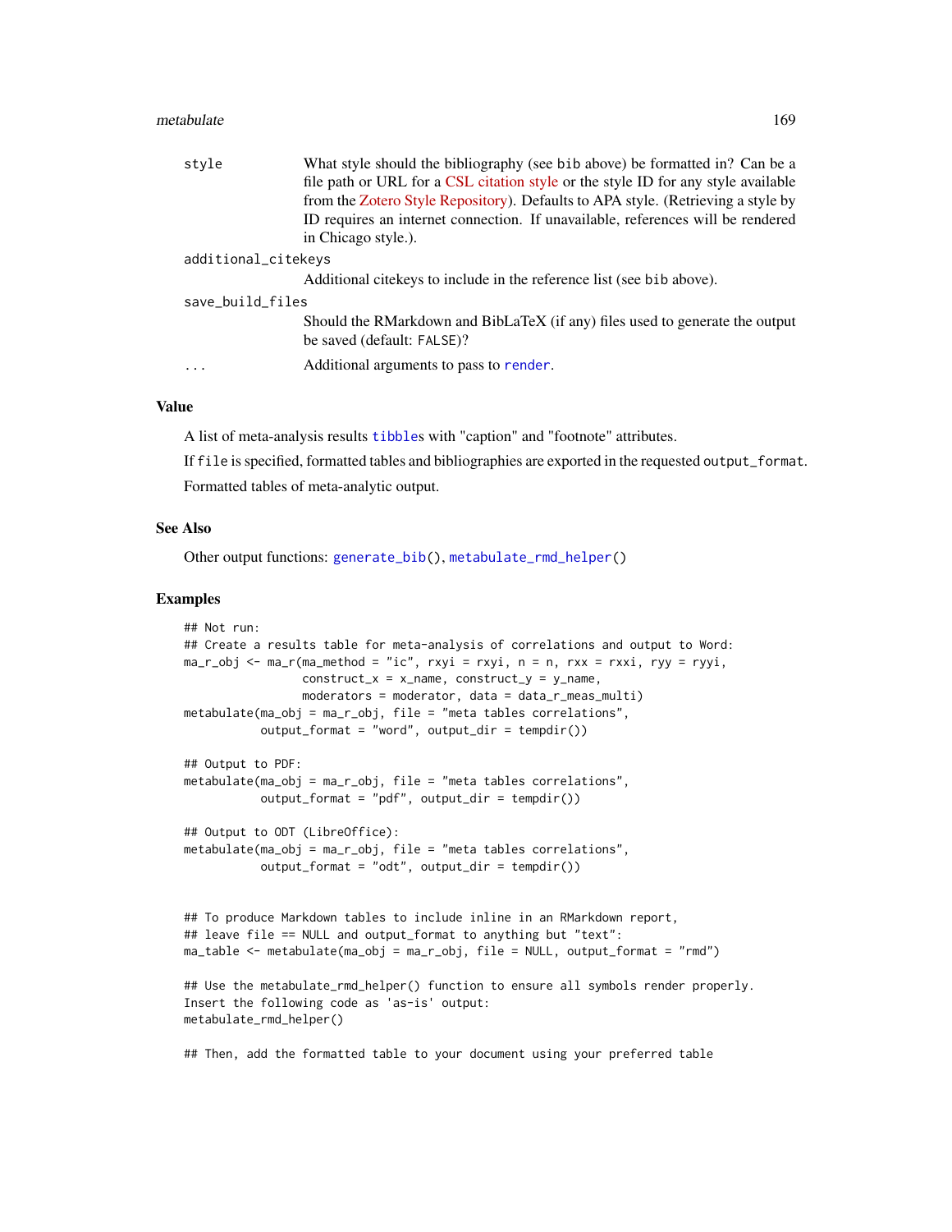| | |
|---|---|
| style | What style should the bibliography (see bib above) be formatted in? Can be a file path or URL for a CSL citation style or the style ID for any style available from the Zotero Style Repository). Defaults to APA style. (Retrieving a style by ID requires an internet connection. If unavailable, references will be rendered in Chicago style.). |
| additional_citekeys | Additional citekeys to include in the reference list (see bib above). |
| save_build_files | Should the RMarkdown and BibLaTeX (if any) files used to generate the output be saved (default: FALSE)? |
| ... | Additional arguments to pass to render. |

## Value

A list of meta-analysis results tibbles with "caption" and "footnote" attributes.

If file is specified, formatted tables and bibliographies are exported in the requested output_format.

Formatted tables of meta-analytic output.

## See Also

Other output functions: generate_bib(), metabulate_rmd_helper()

## Examples

```
## Not run:
## Create a results table for meta-analysis of correlations and output to Word:
ma_r_obj <- ma_r(ma_method = "ic", rxyi = rxyi, n = n, rxx = rxxi, ryy = ryyi,
                 construct_x = x_name, construct_y = y_name,
                 moderators = moderator, data = data_r_meas_multi)
metabulate(ma_obj = ma_r_obj, file = "meta tables correlations",
           output_format = "word", output_dir = tempdir())

## Output to PDF:
metabulate(ma_obj = ma_r_obj, file = "meta tables correlations",
           output_format = "pdf", output_dir = tempdir())

## Output to ODT (LibreOffice):
metabulate(ma_obj = ma_r_obj, file = "meta tables correlations",
           output_format = "odt", output_dir = tempdir())


## To produce Markdown tables to include inline in an RMarkdown report,
## leave file == NULL and output_format to anything but "text":
ma_table <- metabulate(ma_obj = ma_r_obj, file = NULL, output_format = "rmd")

## Use the metabulate_rmd_helper() function to ensure all symbols render properly.
Insert the following code as 'as-is' output:
metabulate_rmd_helper()

## Then, add the formatted table to your document using your preferred table
```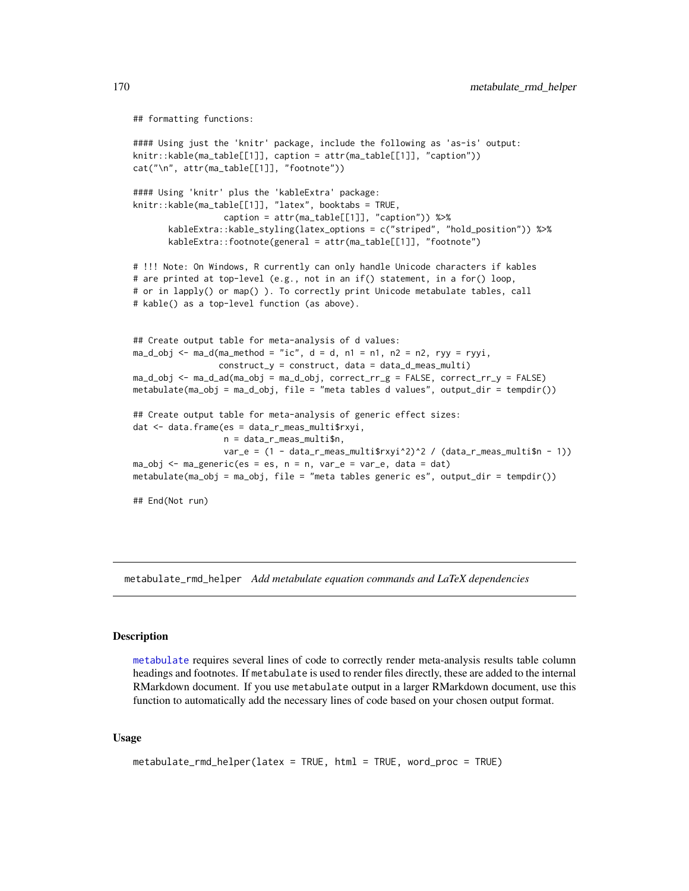```
## formatting functions:

#### Using just the 'knitr' package, include the following as 'as-is' output:
knitr::kable(ma_table[[1]], caption = attr(ma_table[[1]], "caption"))
cat("\n", attr(ma_table[[1]], "footnote"))

#### Using 'knitr' plus the 'kableExtra' package:
knitr::kable(ma_table[[1]], "latex", booktabs = TRUE,
                 caption = attr(ma_table[[1]], "caption")) %>%
       kableExtra::kable_styling(latex_options = c("striped", "hold_position")) %>%
       kableExtra::footnote(general = attr(ma_table[[1]], "footnote")

# !!! Note: On Windows, R currently can only handle Unicode characters if kables
# are printed at top-level (e.g., not in an if() statement, in a for() loop,
# or in lapply() or map() ). To correctly print Unicode metabulate tables, call
# kable() as a top-level function (as above).


## Create output table for meta-analysis of d values:
ma_d_obj <- ma_d(ma_method = "ic", d = d, n1 = n1, n2 = n2, ryy = ryyi,
                construct_y = construct, data = data_d_meas_multi)
ma_d_obj <- ma_d_ad(ma_obj = ma_d_obj, correct_rr_g = FALSE, correct_rr_y = FALSE)
metabulate(ma_obj = ma_d_obj, file = "meta tables d values", output_dir = tempdir())

## Create output table for meta-analysis of generic effect sizes:
dat <- data.frame(es = data_r_meas_multi$rxyi,
                 n = data_r_meas_multi$n,
                 var_e = (1 - data_r_meas_multi$rxyi^2)^2 / (data_r_meas_multi$n - 1))
ma_obj <- ma_generic(es = es, n = n, var_e = var_e, data = dat)
metabulate(ma_obj = ma_obj, file = "meta tables generic es", output_dir = tempdir())

## End(Not run)
```

---

## metabulate_rmd_helper    *Add metabulate equation commands and LaTeX dependencies*

### Description

metabulate requires several lines of code to correctly render meta-analysis results table column headings and footnotes. If metabulate is used to render files directly, these are added to the internal RMarkdown document. If you use metabulate output in a larger RMarkdown document, use this function to automatically add the necessary lines of code based on your chosen output format.

### Usage

```
metabulate_rmd_helper(latex = TRUE, html = TRUE, word_proc = TRUE)
```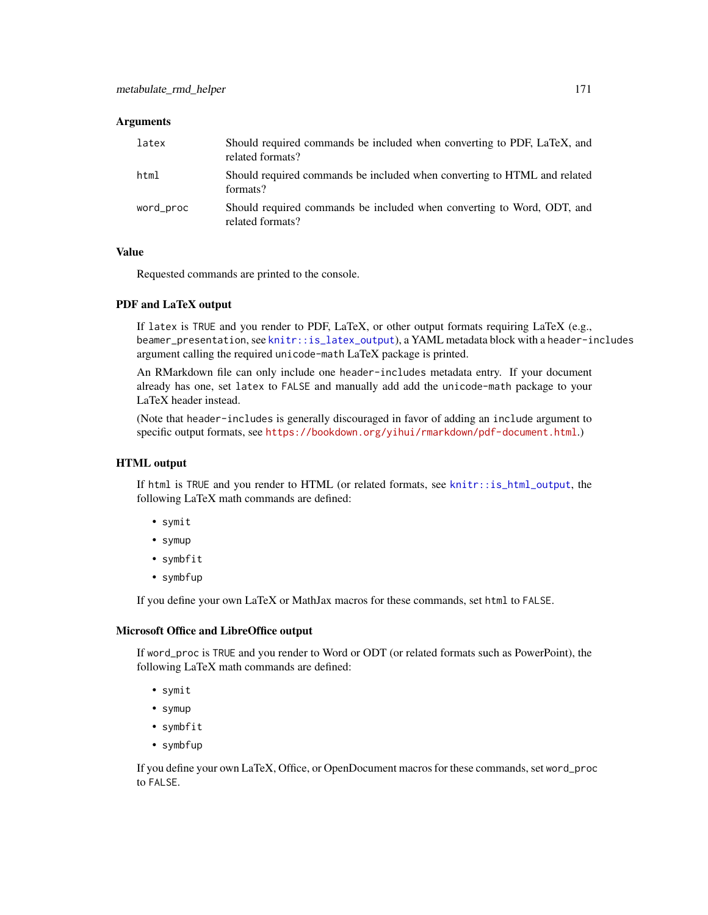### Arguments

| | |
|---|---|
| `latex` | Should required commands be included when converting to PDF, LaTeX, and related formats? |
| `html` | Should required commands be included when converting to HTML and related formats? |
| `word_proc` | Should required commands be included when converting to Word, ODT, and related formats? |

### Value

Requested commands are printed to the console.

### PDF and LaTeX output

If `latex` is `TRUE` and you render to PDF, LaTeX, or other output formats requiring LaTeX (e.g., `beamer_presentation`, see `knitr::is_latex_output`), a YAML metadata block with a `header-includes` argument calling the required `unicode-math` LaTeX package is printed.

An RMarkdown file can only include one `header-includes` metadata entry. If your document already has one, set `latex` to `FALSE` and manually add add the `unicode-math` package to your LaTeX header instead.

(Note that `header-includes` is generally discouraged in favor of adding an `include` argument to specific output formats, see `https://bookdown.org/yihui/rmarkdown/pdf-document.html`.)

### HTML output

If `html` is `TRUE` and you render to HTML (or related formats, see `knitr::is_html_output`, the following LaTeX math commands are defined:

- `symit`
- `symup`
- `symbfit`
- `symbfup`

If you define your own LaTeX or MathJax macros for these commands, set `html` to `FALSE`.

### Microsoft Office and LibreOffice output

If `word_proc` is `TRUE` and you render to Word or ODT (or related formats such as PowerPoint), the following LaTeX math commands are defined:

- `symit`
- `symup`
- `symbfit`
- `symbfup`

If you define your own LaTeX, Office, or OpenDocument macros for these commands, set `word_proc` to `FALSE`.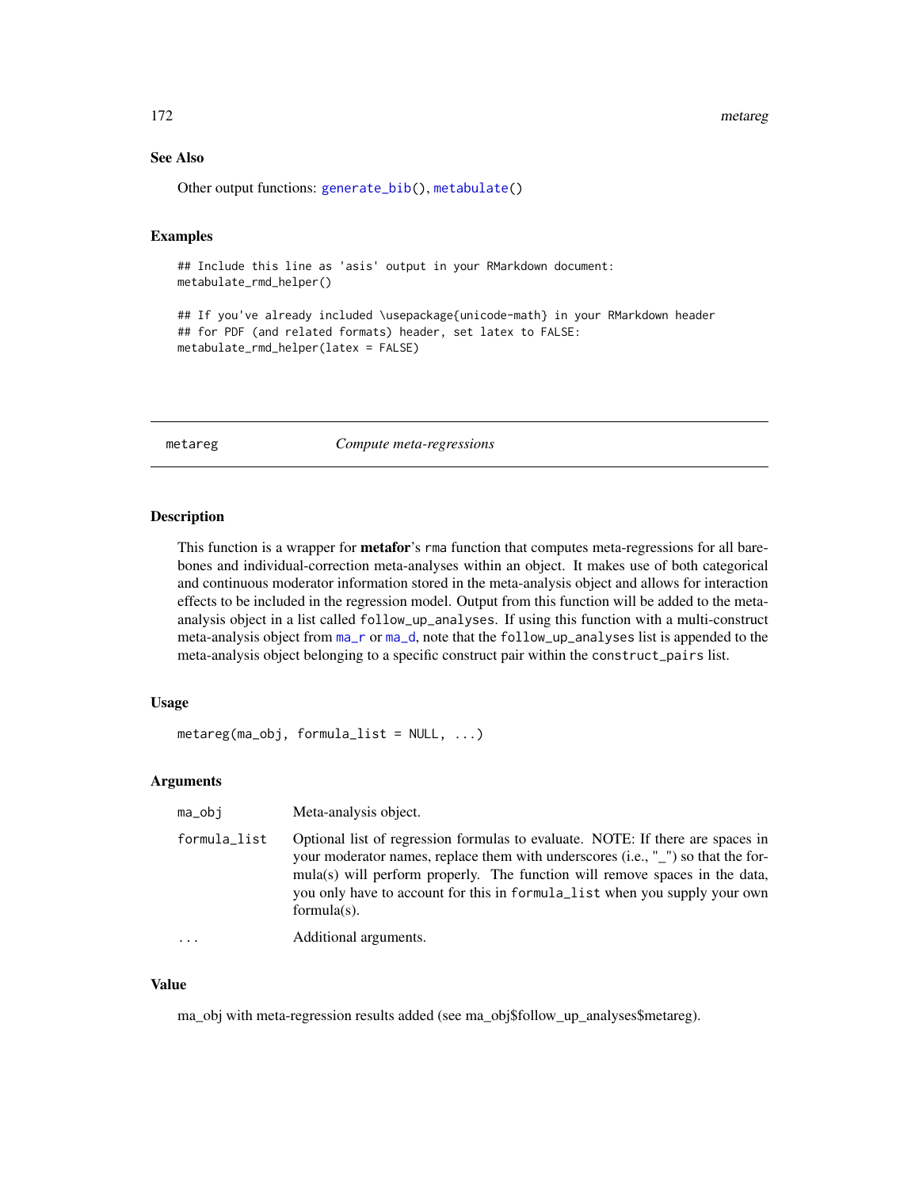### See Also

Other output functions: generate_bib(), metabulate()

### Examples

```
## Include this line as 'asis' output in your RMarkdown document:
metabulate_rmd_helper()

## If you've already included \usepackage{unicode-math} in your RMarkdown header
## for PDF (and related formats) header, set latex to FALSE:
metabulate_rmd_helper(latex = FALSE)
```

---

## metareg    *Compute meta-regressions*

---

### Description

This function is a wrapper for **metafor**'s rma function that computes meta-regressions for all bare-bones and individual-correction meta-analyses within an object. It makes use of both categorical and continuous moderator information stored in the meta-analysis object and allows for interaction effects to be included in the regression model. Output from this function will be added to the meta-analysis object in a list called follow_up_analyses. If using this function with a multi-construct meta-analysis object from ma_r or ma_d, note that the follow_up_analyses list is appended to the meta-analysis object belonging to a specific construct pair within the construct_pairs list.

### Usage

```
metareg(ma_obj, formula_list = NULL, ...)
```

### Arguments

| | |
|---|---|
| ma_obj | Meta-analysis object. |
| formula_list | Optional list of regression formulas to evaluate. NOTE: If there are spaces in your moderator names, replace them with underscores (i.e., "_") so that the formula(s) will perform properly. The function will remove spaces in the data, you only have to account for this in formula_list when you supply your own formula(s). |
| ... | Additional arguments. |

### Value

ma_obj with meta-regression results added (see ma_obj$follow_up_analyses$metareg).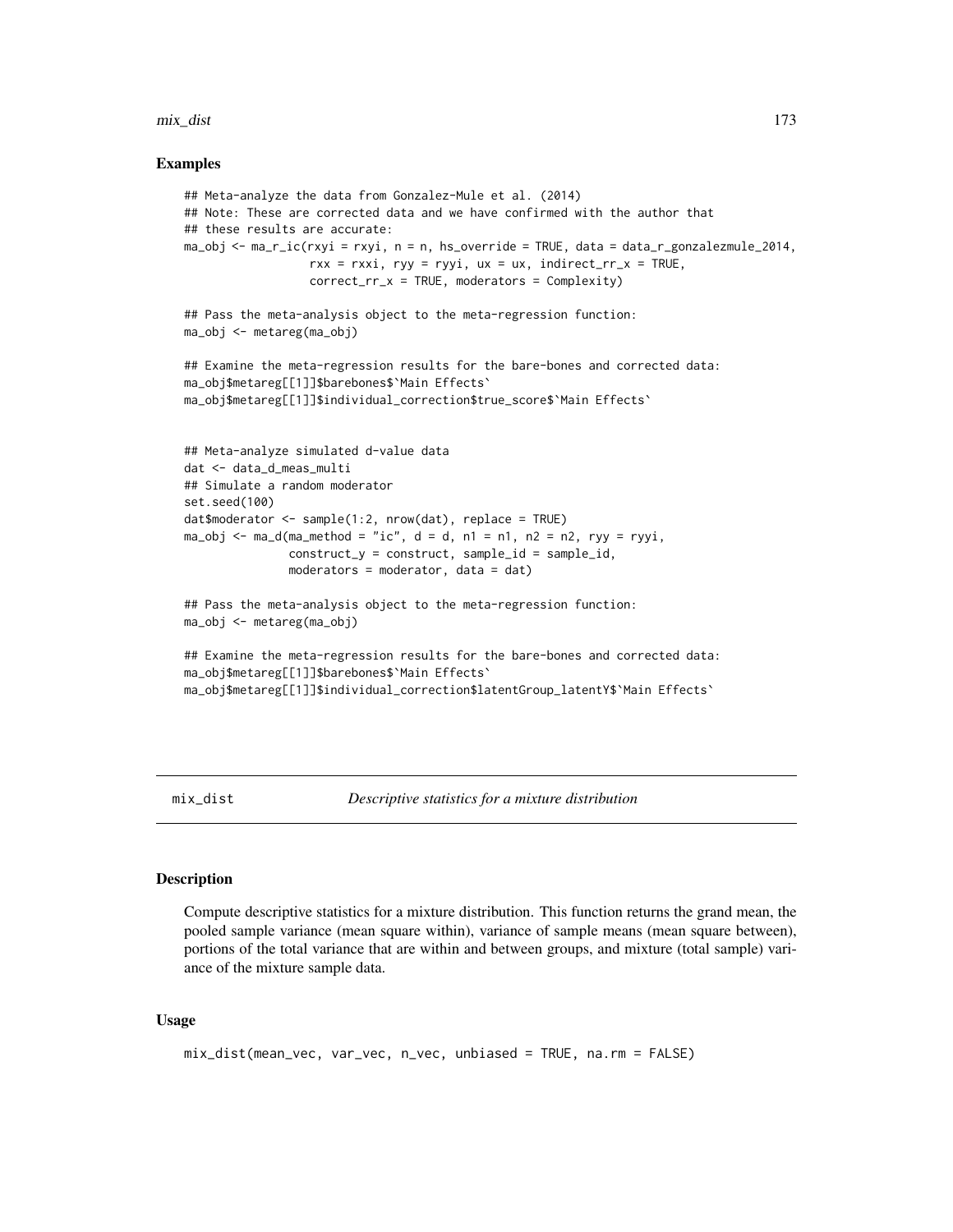### Examples

```
## Meta-analyze the data from Gonzalez-Mule et al. (2014)
## Note: These are corrected data and we have confirmed with the author that
## these results are accurate:
ma_obj <- ma_r_ic(rxyi = rxyi, n = n, hs_override = TRUE, data = data_r_gonzalezmule_2014,
                  rxx = rxxi, ryy = ryyi, ux = ux, indirect_rr_x = TRUE,
                  correct_rr_x = TRUE, moderators = Complexity)

## Pass the meta-analysis object to the meta-regression function:
ma_obj <- metareg(ma_obj)

## Examine the meta-regression results for the bare-bones and corrected data:
ma_obj$metareg[[1]]$barebones$`Main Effects`
ma_obj$metareg[[1]]$individual_correction$true_score$`Main Effects`


## Meta-analyze simulated d-value data
dat <- data_d_meas_multi
## Simulate a random moderator
set.seed(100)
dat$moderator <- sample(1:2, nrow(dat), replace = TRUE)
ma_obj <- ma_d(ma_method = "ic", d = d, n1 = n1, n2 = n2, ryy = ryyi,
               construct_y = construct, sample_id = sample_id,
               moderators = moderator, data = dat)

## Pass the meta-analysis object to the meta-regression function:
ma_obj <- metareg(ma_obj)

## Examine the meta-regression results for the bare-bones and corrected data:
ma_obj$metareg[[1]]$barebones$`Main Effects`
ma_obj$metareg[[1]]$individual_correction$latentGroup_latentY$`Main Effects`
```

---

## mix_dist — *Descriptive statistics for a mixture distribution*

---

### Description

Compute descriptive statistics for a mixture distribution. This function returns the grand mean, the pooled sample variance (mean square within), variance of sample means (mean square between), portions of the total variance that are within and between groups, and mixture (total sample) variance of the mixture sample data.

### Usage

```
mix_dist(mean_vec, var_vec, n_vec, unbiased = TRUE, na.rm = FALSE)
```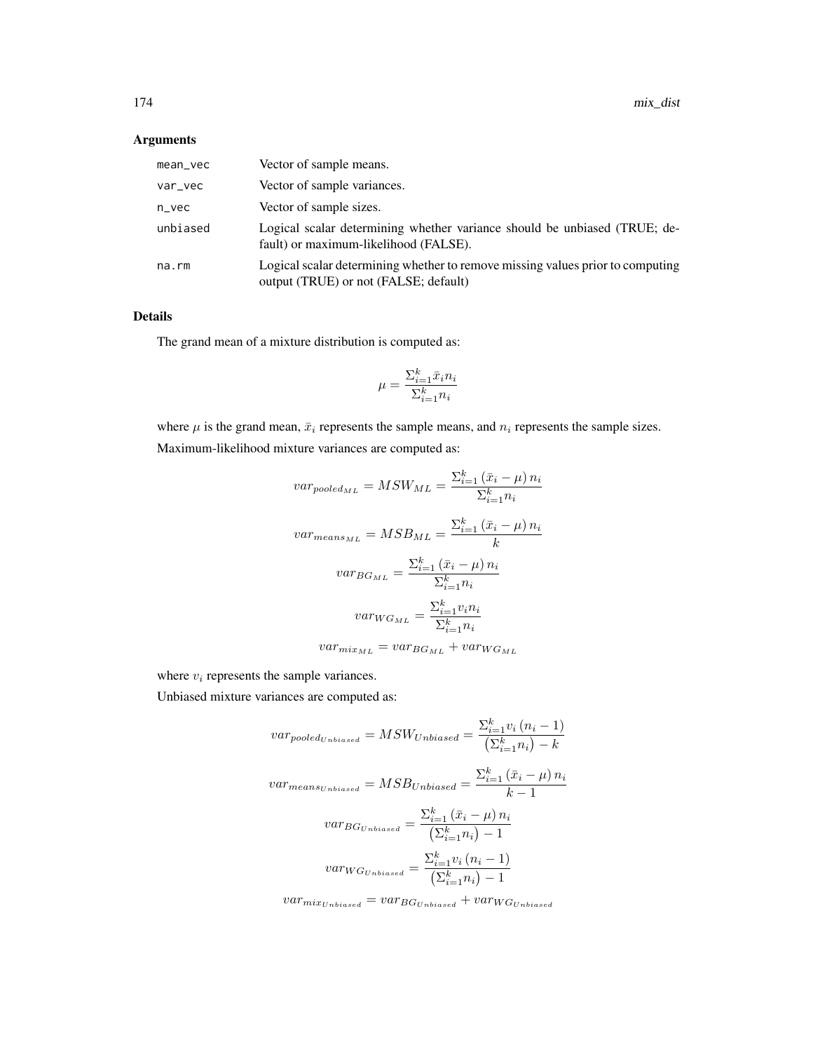## Arguments

| | |
|---|---|
| mean_vec | Vector of sample means. |
| var_vec | Vector of sample variances. |
| n_vec | Vector of sample sizes. |
| unbiased | Logical scalar determining whether variance should be unbiased (TRUE; default) or maximum-likelihood (FALSE). |
| na.rm | Logical scalar determining whether to remove missing values prior to computing output (TRUE) or not (FALSE; default) |

## Details

The grand mean of a mixture distribution is computed as:

$$\mu = \frac{\Sigma_{i=1}^{k} \bar{x}_i n_i}{\Sigma_{i=1}^{k} n_i}$$

where $\mu$ is the grand mean, $\bar{x}_i$ represents the sample means, and $n_i$ represents the sample sizes.

Maximum-likelihood mixture variances are computed as:

$$var_{pooled_{ML}} = MSW_{ML} = \frac{\Sigma_{i=1}^{k} \left(\bar{x}_i - \mu\right) n_i}{\Sigma_{i=1}^{k} n_i}$$

$$var_{means_{ML}} = MSB_{ML} = \frac{\Sigma_{i=1}^{k} \left(\bar{x}_i - \mu\right) n_i}{k}$$

$$var_{BG_{ML}} = \frac{\Sigma_{i=1}^{k} \left(\bar{x}_i - \mu\right) n_i}{\Sigma_{i=1}^{k} n_i}$$

$$var_{WG_{ML}} = \frac{\Sigma_{i=1}^{k} v_i n_i}{\Sigma_{i=1}^{k} n_i}$$

$$var_{mix_{ML}} = var_{BG_{ML}} + var_{WG_{ML}}$$

where $v_i$ represents the sample variances.

Unbiased mixture variances are computed as:

$$var_{pooled_{Unbiased}} = MSW_{Unbiased} = \frac{\Sigma_{i=1}^{k} v_i \left(n_i - 1\right)}{\left(\Sigma_{i=1}^{k} n_i\right) - k}$$

$$var_{means_{Unbiased}} = MSB_{Unbiased} = \frac{\Sigma_{i=1}^{k} \left(\bar{x}_i - \mu\right) n_i}{k - 1}$$

$$var_{BG_{Unbiased}} = \frac{\Sigma_{i=1}^{k} \left(\bar{x}_i - \mu\right) n_i}{\left(\Sigma_{i=1}^{k} n_i\right) - 1}$$

$$var_{WG_{Unbiased}} = \frac{\Sigma_{i=1}^{k} v_i \left(n_i - 1\right)}{\left(\Sigma_{i=1}^{k} n_i\right) - 1}$$

$$var_{mix_{Unbiased}} = var_{BG_{Unbiased}} + var_{WG_{Unbiased}}$$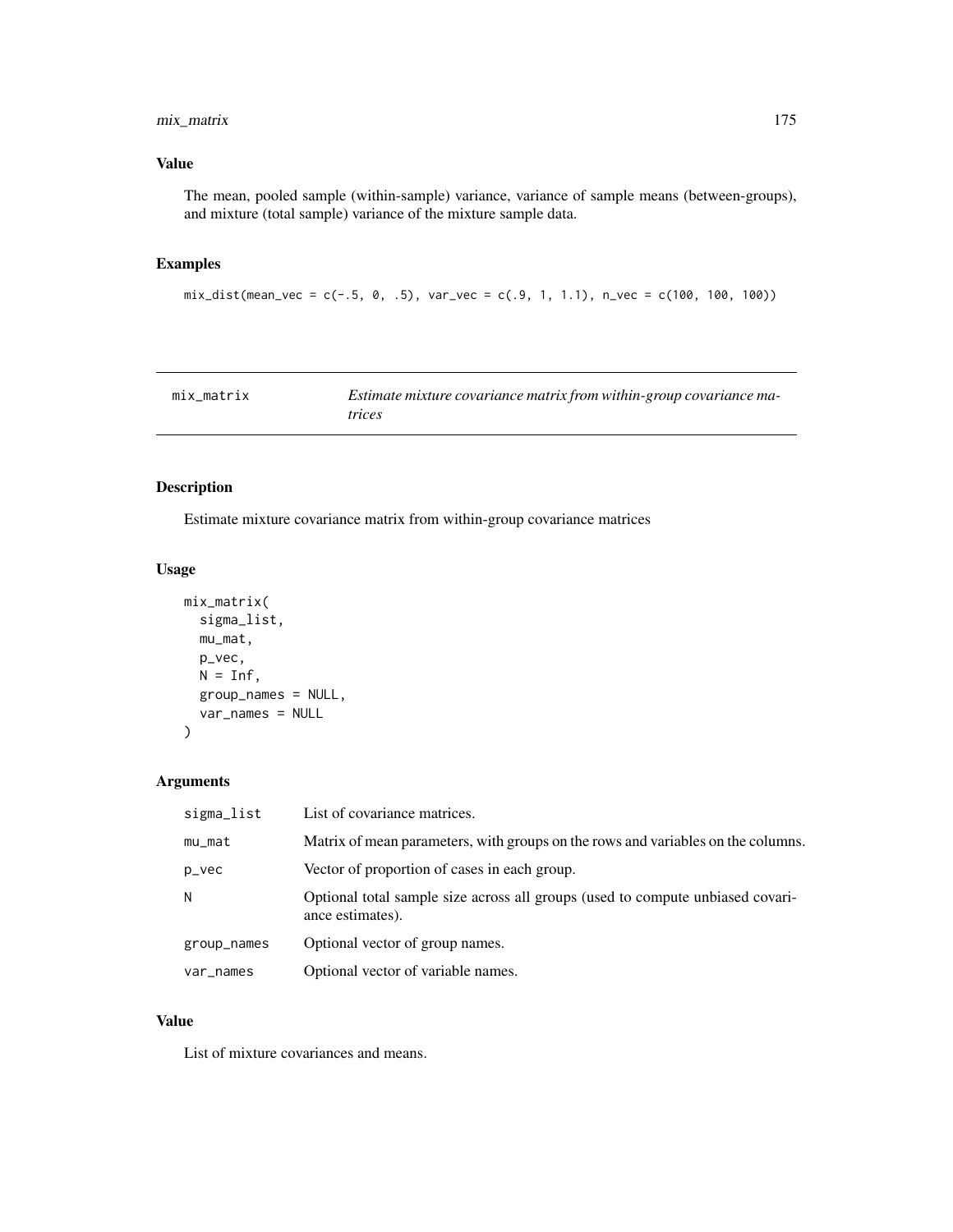## Value

The mean, pooled sample (within-sample) variance, variance of sample means (between-groups), and mixture (total sample) variance of the mixture sample data.

## Examples

```
mix_dist(mean_vec = c(-.5, 0, .5), var_vec = c(.9, 1, 1.1), n_vec = c(100, 100, 100))
```

---

# mix_matrix — *Estimate mixture covariance matrix from within-group covariance matrices*

---

## Description

Estimate mixture covariance matrix from within-group covariance matrices

## Usage

```
mix_matrix(
  sigma_list,
  mu_mat,
  p_vec,
  N = Inf,
  group_names = NULL,
  var_names = NULL
)
```

## Arguments

| | |
|---|---|
| sigma_list | List of covariance matrices. |
| mu_mat | Matrix of mean parameters, with groups on the rows and variables on the columns. |
| p_vec | Vector of proportion of cases in each group. |
| N | Optional total sample size across all groups (used to compute unbiased covariance estimates). |
| group_names | Optional vector of group names. |
| var_names | Optional vector of variable names. |

## Value

List of mixture covariances and means.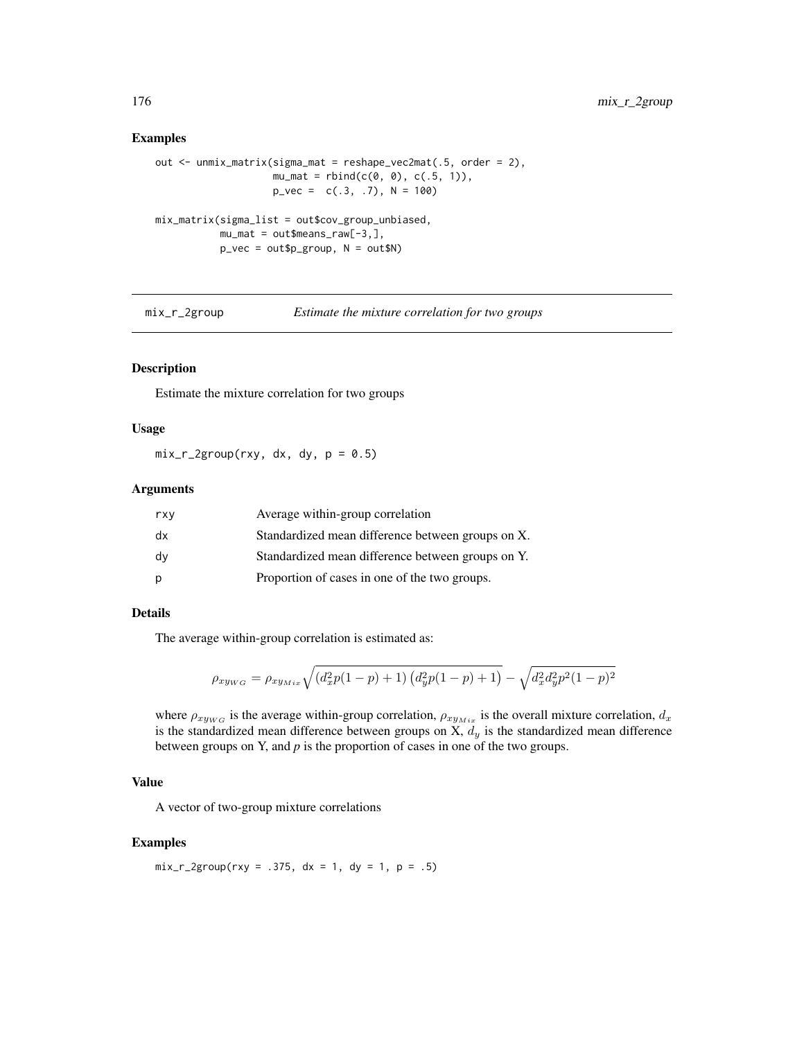## Examples

```
out <- unmix_matrix(sigma_mat = reshape_vec2mat(.5, order = 2),
                    mu_mat = rbind(c(0, 0), c(.5, 1)),
                    p_vec =  c(.3, .7), N = 100)

mix_matrix(sigma_list = out$cov_group_unbiased,
           mu_mat = out$means_raw[-3,],
           p_vec = out$p_group, N = out$N)
```

---

# mix_r_2group — *Estimate the mixture correlation for two groups*

---

## Description

Estimate the mixture correlation for two groups

## Usage

```
mix_r_2group(rxy, dx, dy, p = 0.5)
```

## Arguments

| | |
|---|---|
| rxy | Average within-group correlation |
| dx | Standardized mean difference between groups on X. |
| dy | Standardized mean difference between groups on Y. |
| p | Proportion of cases in one of the two groups. |

## Details

The average within-group correlation is estimated as:

$$\rho_{xy_{WG}} = \rho_{xy_{Mix}} \sqrt{\left(d_x^2 p(1-p) + 1\right)\left(d_y^2 p(1-p) + 1\right)} - \sqrt{d_x^2 d_y^2 p^2 (1-p)^2}$$

where $\rho_{xy_{WG}}$ is the average within-group correlation, $\rho_{xy_{Mix}}$ is the overall mixture correlation, $d_x$ is the standardized mean difference between groups on X, $d_y$ is the standardized mean difference between groups on Y, and *p* is the proportion of cases in one of the two groups.

## Value

A vector of two-group mixture correlations

## Examples

```
mix_r_2group(rxy = .375, dx = 1, dy = 1, p = .5)
```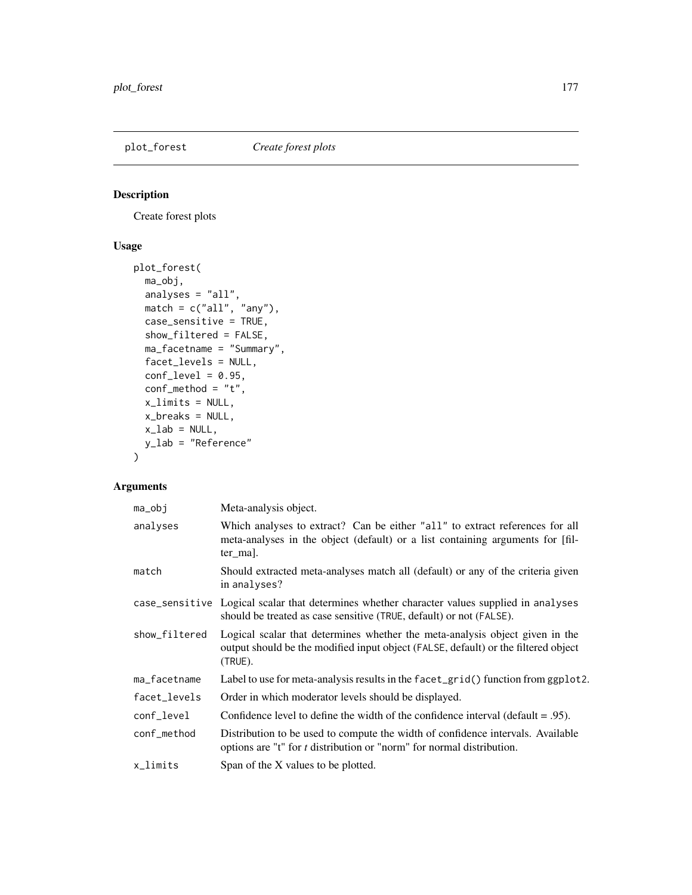## plot_forest *Create forest plots*

### Description

Create forest plots

### Usage

```
plot_forest(
  ma_obj,
  analyses = "all",
  match = c("all", "any"),
  case_sensitive = TRUE,
  show_filtered = FALSE,
  ma_facetname = "Summary",
  facet_levels = NULL,
  conf_level = 0.95,
  conf_method = "t",
  x_limits = NULL,
  x_breaks = NULL,
  x_lab = NULL,
  y_lab = "Reference"
)
```

### Arguments

| | |
|---|---|
| `ma_obj` | Meta-analysis object. |
| `analyses` | Which analyses to extract? Can be either "all" to extract references for all meta-analyses in the object (default) or a list containing arguments for [filter_ma]. |
| `match` | Should extracted meta-analyses match all (default) or any of the criteria given in `analyses`? |
| `case_sensitive` | Logical scalar that determines whether character values supplied in `analyses` should be treated as case sensitive (`TRUE`, default) or not (`FALSE`). |
| `show_filtered` | Logical scalar that determines whether the meta-analysis object given in the output should be the modified input object (`FALSE`, default) or the filtered object (`TRUE`). |
| `ma_facetname` | Label to use for meta-analysis results in the `facet_grid()` function from `ggplot2`. |
| `facet_levels` | Order in which moderator levels should be displayed. |
| `conf_level` | Confidence level to define the width of the confidence interval (default = .95). |
| `conf_method` | Distribution to be used to compute the width of confidence intervals. Available options are "t" for *t* distribution or "norm" for normal distribution. |
| `x_limits` | Span of the X values to be plotted. |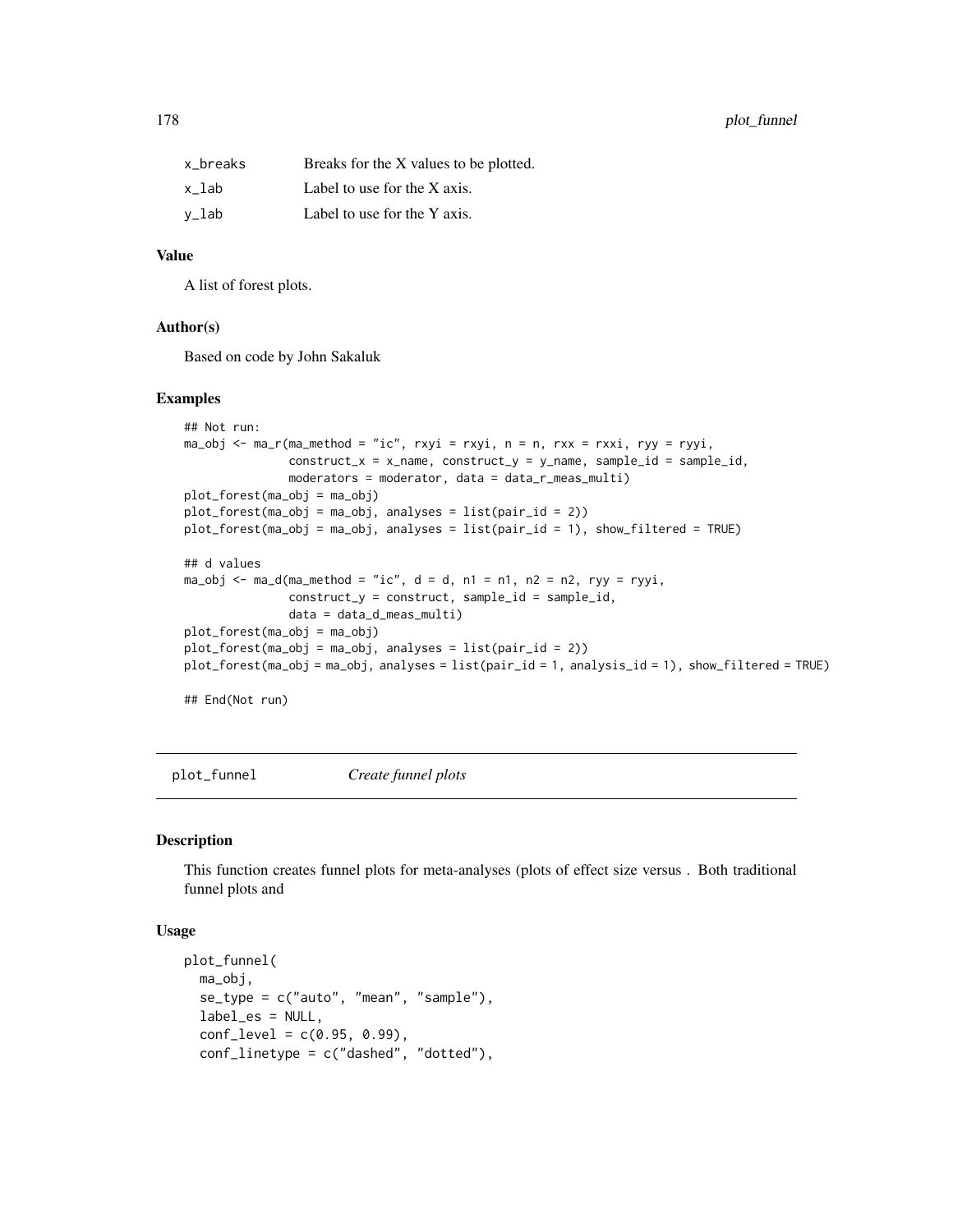| | |
|---|---|
| x_breaks | Breaks for the X values to be plotted. |
| x_lab | Label to use for the X axis. |
| y_lab | Label to use for the Y axis. |

### Value

A list of forest plots.

### Author(s)

Based on code by John Sakaluk

### Examples

```
## Not run:
ma_obj <- ma_r(ma_method = "ic", rxyi = rxyi, n = n, rxx = rxxi, ryy = ryyi,
               construct_x = x_name, construct_y = y_name, sample_id = sample_id,
               moderators = moderator, data = data_r_meas_multi)
plot_forest(ma_obj = ma_obj)
plot_forest(ma_obj = ma_obj, analyses = list(pair_id = 2))
plot_forest(ma_obj = ma_obj, analyses = list(pair_id = 1), show_filtered = TRUE)

## d values
ma_obj <- ma_d(ma_method = "ic", d = d, n1 = n1, n2 = n2, ryy = ryyi,
               construct_y = construct, sample_id = sample_id,
               data = data_d_meas_multi)
plot_forest(ma_obj = ma_obj)
plot_forest(ma_obj = ma_obj, analyses = list(pair_id = 2))
plot_forest(ma_obj = ma_obj, analyses = list(pair_id = 1, analysis_id = 1), show_filtered = TRUE)

## End(Not run)
```

## plot_funnel *Create funnel plots*

### Description

This function creates funnel plots for meta-analyses (plots of effect size versus . Both traditional funnel plots and

### Usage

```
plot_funnel(
  ma_obj,
  se_type = c("auto", "mean", "sample"),
  label_es = NULL,
  conf_level = c(0.95, 0.99),
  conf_linetype = c("dashed", "dotted"),
```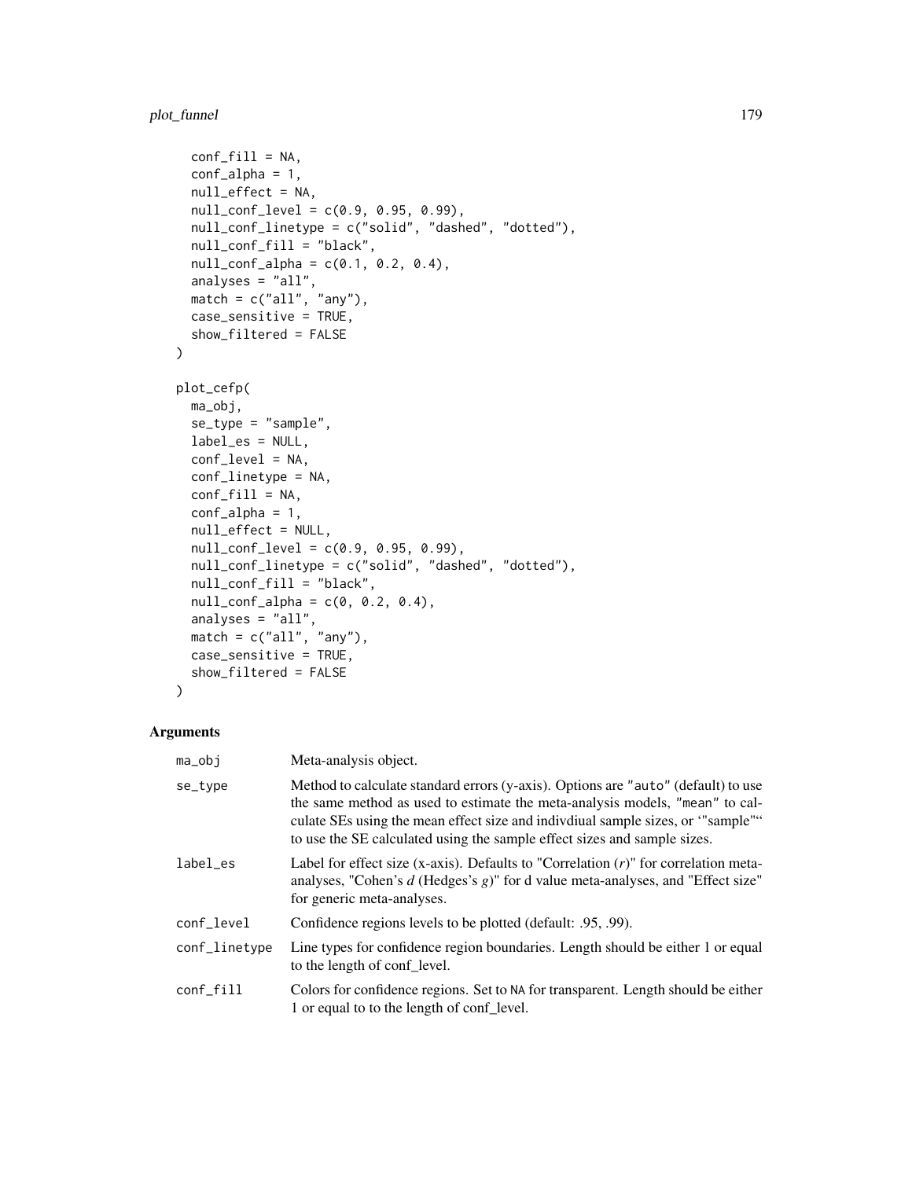```
  conf_fill = NA,
  conf_alpha = 1,
  null_effect = NA,
  null_conf_level = c(0.9, 0.95, 0.99),
  null_conf_linetype = c("solid", "dashed", "dotted"),
  null_conf_fill = "black",
  null_conf_alpha = c(0.1, 0.2, 0.4),
  analyses = "all",
  match = c("all", "any"),
  case_sensitive = TRUE,
  show_filtered = FALSE
)

plot_cefp(
  ma_obj,
  se_type = "sample",
  label_es = NULL,
  conf_level = NA,
  conf_linetype = NA,
  conf_fill = NA,
  conf_alpha = 1,
  null_effect = NULL,
  null_conf_level = c(0.9, 0.95, 0.99),
  null_conf_linetype = c("solid", "dashed", "dotted"),
  null_conf_fill = "black",
  null_conf_alpha = c(0, 0.2, 0.4),
  analyses = "all",
  match = c("all", "any"),
  case_sensitive = TRUE,
  show_filtered = FALSE
)
```

## Arguments

| | |
|---|---|
| ma_obj | Meta-analysis object. |
| se_type | Method to calculate standard errors (y-axis). Options are "auto" (default) to use the same method as used to estimate the meta-analysis models, "mean" to calculate SEs using the mean effect size and indivdiual sample sizes, or '"sample"" to use the SE calculated using the sample effect sizes and sample sizes. |
| label_es | Label for effect size (x-axis). Defaults to "Correlation (*r*)" for correlation meta-analyses, "Cohen's *d* (Hedges's *g*)" for d value meta-analyses, and "Effect size" for generic meta-analyses. |
| conf_level | Confidence regions levels to be plotted (default: .95, .99). |
| conf_linetype | Line types for confidence region boundaries. Length should be either 1 or equal to the length of conf_level. |
| conf_fill | Colors for confidence regions. Set to NA for transparent. Length should be either 1 or equal to to the length of conf_level. |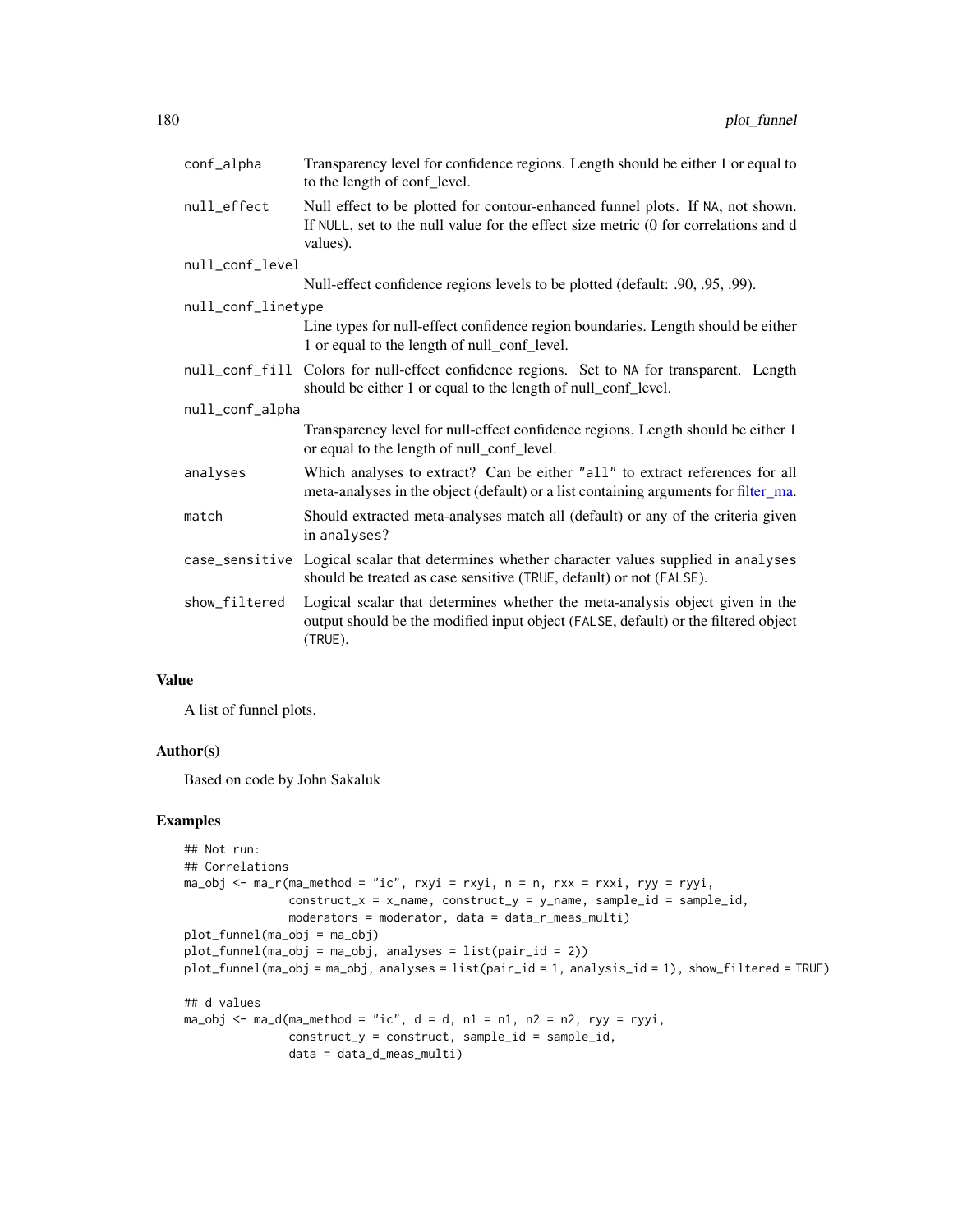| | |
|---|---|
| conf_alpha | Transparency level for confidence regions. Length should be either 1 or equal to to the length of conf_level. |
| null_effect | Null effect to be plotted for contour-enhanced funnel plots. If NA, not shown. If NULL, set to the null value for the effect size metric (0 for correlations and d values). |
| null_conf_level | Null-effect confidence regions levels to be plotted (default: .90, .95, .99). |
| null_conf_linetype | Line types for null-effect confidence region boundaries. Length should be either 1 or equal to the length of null_conf_level. |
| null_conf_fill | Colors for null-effect confidence regions. Set to NA for transparent. Length should be either 1 or equal to the length of null_conf_level. |
| null_conf_alpha | Transparency level for null-effect confidence regions. Length should be either 1 or equal to the length of null_conf_level. |
| analyses | Which analyses to extract? Can be either "all" to extract references for all meta-analyses in the object (default) or a list containing arguments for filter_ma. |
| match | Should extracted meta-analyses match all (default) or any of the criteria given in analyses? |
| case_sensitive | Logical scalar that determines whether character values supplied in analyses should be treated as case sensitive (TRUE, default) or not (FALSE). |
| show_filtered | Logical scalar that determines whether the meta-analysis object given in the output should be the modified input object (FALSE, default) or the filtered object (TRUE). |

### Value

A list of funnel plots.

### Author(s)

Based on code by John Sakaluk

### Examples

```
## Not run:
## Correlations
ma_obj <- ma_r(ma_method = "ic", rxyi = rxyi, n = n, rxx = rxxi, ryy = ryyi,
               construct_x = x_name, construct_y = y_name, sample_id = sample_id,
               moderators = moderator, data = data_r_meas_multi)
plot_funnel(ma_obj = ma_obj)
plot_funnel(ma_obj = ma_obj, analyses = list(pair_id = 2))
plot_funnel(ma_obj = ma_obj, analyses = list(pair_id = 1, analysis_id = 1), show_filtered = TRUE)

## d values
ma_obj <- ma_d(ma_method = "ic", d = d, n1 = n1, n2 = n2, ryy = ryyi,
               construct_y = construct, sample_id = sample_id,
               data = data_d_meas_multi)
```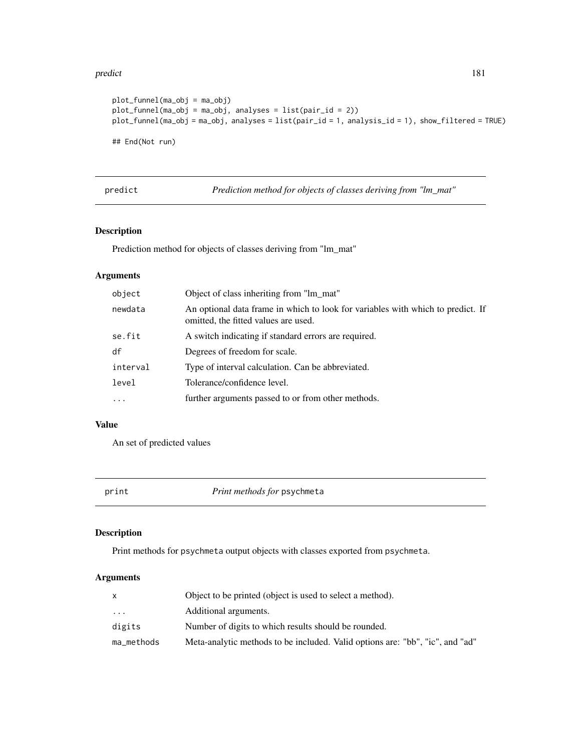```
plot_funnel(ma_obj = ma_obj)
plot_funnel(ma_obj = ma_obj, analyses = list(pair_id = 2))
plot_funnel(ma_obj = ma_obj, analyses = list(pair_id = 1, analysis_id = 1), show_filtered = TRUE)

## End(Not run)
```

## predict — *Prediction method for objects of classes deriving from "lm_mat"*

### Description

Prediction method for objects of classes deriving from "lm_mat"

### Arguments

| | |
|---|---|
| `object` | Object of class inheriting from "lm_mat" |
| `newdata` | An optional data frame in which to look for variables with which to predict. If omitted, the fitted values are used. |
| `se.fit` | A switch indicating if standard errors are required. |
| `df` | Degrees of freedom for scale. |
| `interval` | Type of interval calculation. Can be abbreviated. |
| `level` | Tolerance/confidence level. |
| `...` | further arguments passed to or from other methods. |

### Value

An set of predicted values

## print — *Print methods for* `psychmeta`

### Description

Print methods for `psychmeta` output objects with classes exported from `psychmeta`.

### Arguments

| | |
|---|---|
| `x` | Object to be printed (object is used to select a method). |
| `...` | Additional arguments. |
| `digits` | Number of digits to which results should be rounded. |
| `ma_methods` | Meta-analytic methods to be included. Valid options are: "bb", "ic", and "ad" |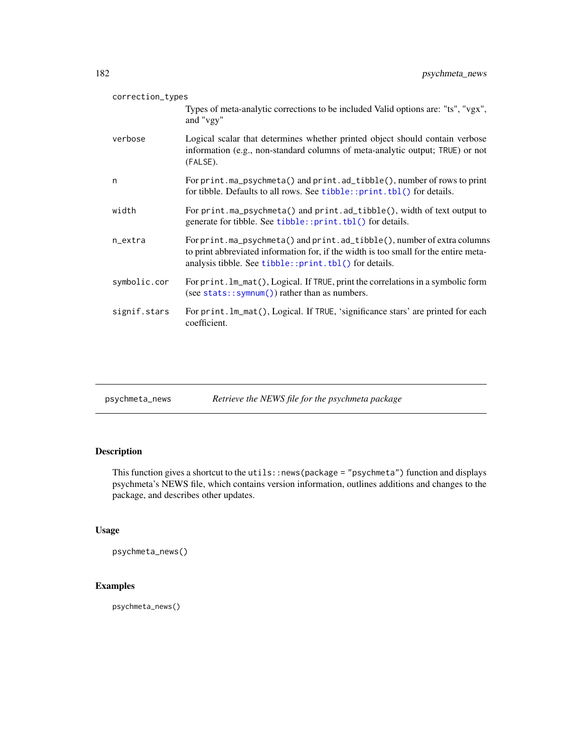| | |
|---|---|
| `correction_types` | Types of meta-analytic corrections to be included Valid options are: "ts", "vgx", and "vgy" |
| `verbose` | Logical scalar that determines whether printed object should contain verbose information (e.g., non-standard columns of meta-analytic output; `TRUE`) or not (`FALSE`). |
| `n` | For `print.ma_psychmeta()` and `print.ad_tibble()`, number of rows to print for tibble. Defaults to all rows. See `tibble::print.tbl()` for details. |
| `width` | For `print.ma_psychmeta()` and `print.ad_tibble()`, width of text output to generate for tibble. See `tibble::print.tbl()` for details. |
| `n_extra` | For `print.ma_psychmeta()` and `print.ad_tibble()`, number of extra columns to print abbreviated information for, if the width is too small for the entire meta-analysis tibble. See `tibble::print.tbl()` for details. |
| `symbolic.cor` | For `print.lm_mat()`, Logical. If `TRUE`, print the correlations in a symbolic form (see `stats::symnum()`) rather than as numbers. |
| `signif.stars` | For `print.lm_mat()`, Logical. If `TRUE`, 'significance stars' are printed for each coefficient. |

## psychmeta_news — *Retrieve the NEWS file for the psychmeta package*

### Description

This function gives a shortcut to the `utils::news(package = "psychmeta")` function and displays psychmeta's NEWS file, which contains version information, outlines additions and changes to the package, and describes other updates.

### Usage

```
psychmeta_news()
```

### Examples

```
psychmeta_news()
```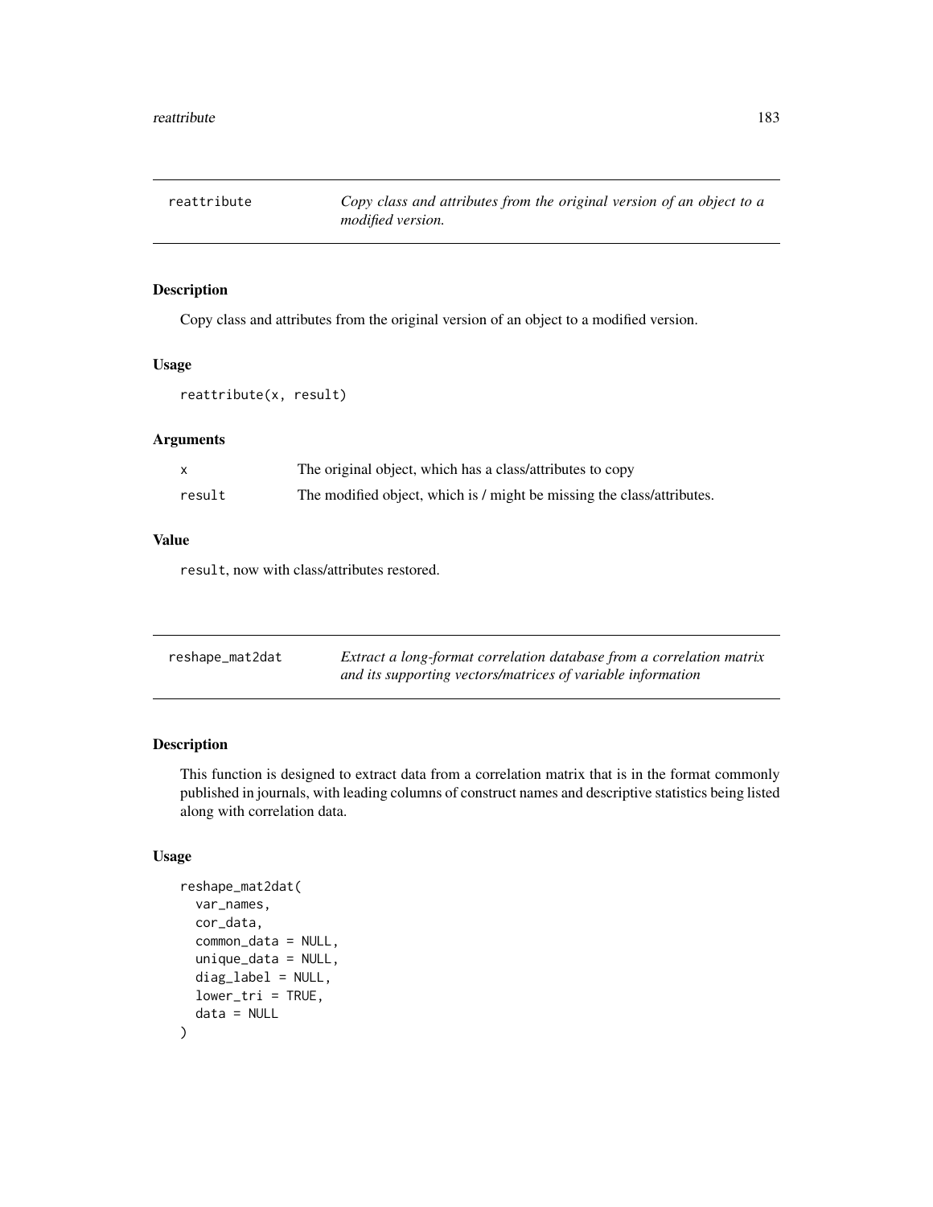## reattribute

*Copy class and attributes from the original version of an object to a modified version.*

### Description

Copy class and attributes from the original version of an object to a modified version.

### Usage

```
reattribute(x, result)
```

### Arguments

| | |
|---|---|
| x | The original object, which has a class/attributes to copy |
| result | The modified object, which is / might be missing the class/attributes. |

### Value

result, now with class/attributes restored.

## reshape_mat2dat

*Extract a long-format correlation database from a correlation matrix and its supporting vectors/matrices of variable information*

### Description

This function is designed to extract data from a correlation matrix that is in the format commonly published in journals, with leading columns of construct names and descriptive statistics being listed along with correlation data.

### Usage

```
reshape_mat2dat(
  var_names,
  cor_data,
  common_data = NULL,
  unique_data = NULL,
  diag_label = NULL,
  lower_tri = TRUE,
  data = NULL
)
```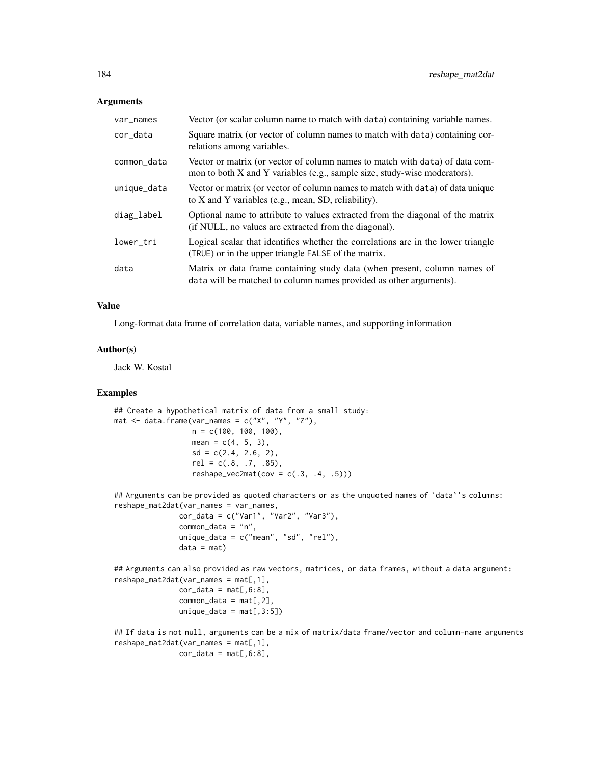### Arguments

| | |
|---|---|
| var_names | Vector (or scalar column name to match with data) containing variable names. |
| cor_data | Square matrix (or vector of column names to match with data) containing correlations among variables. |
| common_data | Vector or matrix (or vector of column names to match with data) of data common to both X and Y variables (e.g., sample size, study-wise moderators). |
| unique_data | Vector or matrix (or vector of column names to match with data) of data unique to X and Y variables (e.g., mean, SD, reliability). |
| diag_label | Optional name to attribute to values extracted from the diagonal of the matrix (if NULL, no values are extracted from the diagonal). |
| lower_tri | Logical scalar that identifies whether the correlations are in the lower triangle (TRUE) or in the upper triangle FALSE of the matrix. |
| data | Matrix or data frame containing study data (when present, column names of data will be matched to column names provided as other arguments). |

### Value

Long-format data frame of correlation data, variable names, and supporting information

### Author(s)

Jack W. Kostal

### Examples

```
## Create a hypothetical matrix of data from a small study:
mat <- data.frame(var_names = c("X", "Y", "Z"),
                  n = c(100, 100, 100),
                  mean = c(4, 5, 3),
                  sd = c(2.4, 2.6, 2),
                  rel = c(.8, .7, .85),
                  reshape_vec2mat(cov = c(.3, .4, .5)))

## Arguments can be provided as quoted characters or as the unquoted names of `data`'s columns:
reshape_mat2dat(var_names = var_names,
               cor_data = c("Var1", "Var2", "Var3"),
               common_data = "n",
               unique_data = c("mean", "sd", "rel"),
               data = mat)

## Arguments can also provided as raw vectors, matrices, or data frames, without a data argument:
reshape_mat2dat(var_names = mat[,1],
               cor_data = mat[,6:8],
               common_data = mat[,2],
               unique_data = mat[,3:5])

## If data is not null, arguments can be a mix of matrix/data frame/vector and column-name arguments
reshape_mat2dat(var_names = mat[,1],
               cor_data = mat[,6:8],
```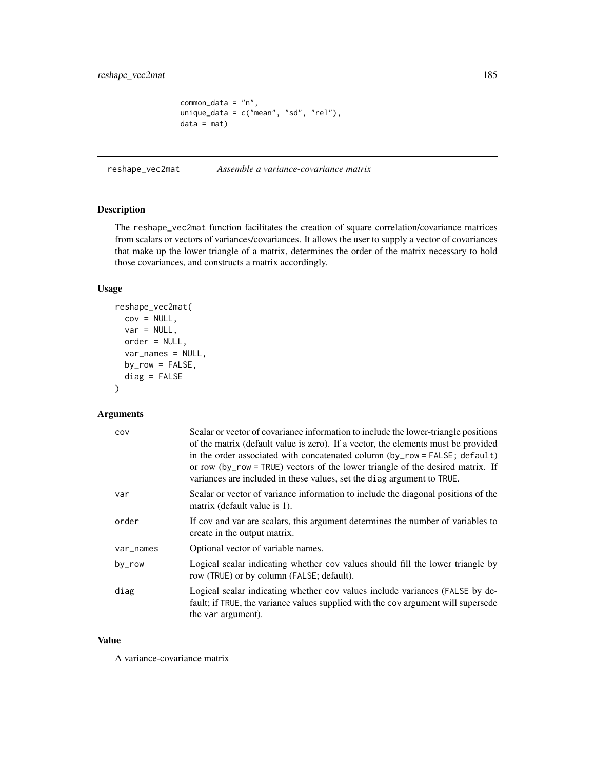```
common_data = "n",
unique_data = c("mean", "sd", "rel"),
data = mat)
```

## reshape_vec2mat *Assemble a variance-covariance matrix*

### Description

The reshape_vec2mat function facilitates the creation of square correlation/covariance matrices from scalars or vectors of variances/covariances. It allows the user to supply a vector of covariances that make up the lower triangle of a matrix, determines the order of the matrix necessary to hold those covariances, and constructs a matrix accordingly.

### Usage

```
reshape_vec2mat(
  cov = NULL,
  var = NULL,
  order = NULL,
  var_names = NULL,
  by_row = FALSE,
  diag = FALSE
)
```

### Arguments

| | |
|---|---|
| cov | Scalar or vector of covariance information to include the lower-triangle positions of the matrix (default value is zero). If a vector, the elements must be provided in the order associated with concatenated column (by_row = FALSE; default) or row (by_row = TRUE) vectors of the lower triangle of the desired matrix. If variances are included in these values, set the diag argument to TRUE. |
| var | Scalar or vector of variance information to include the diagonal positions of the matrix (default value is 1). |
| order | If cov and var are scalars, this argument determines the number of variables to create in the output matrix. |
| var_names | Optional vector of variable names. |
| by_row | Logical scalar indicating whether cov values should fill the lower triangle by row (TRUE) or by column (FALSE; default). |
| diag | Logical scalar indicating whether cov values include variances (FALSE by default; if TRUE, the variance values supplied with the cov argument will supersede the var argument). |

### Value

A variance-covariance matrix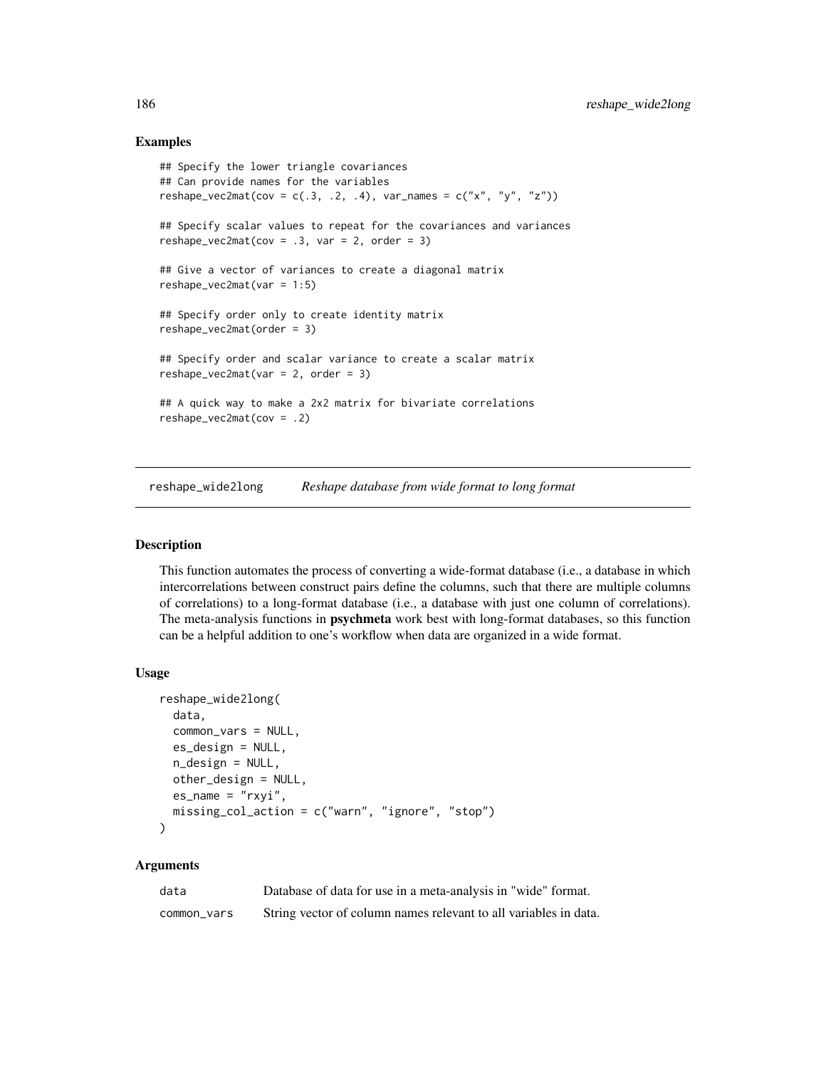## Examples

```
## Specify the lower triangle covariances
## Can provide names for the variables
reshape_vec2mat(cov = c(.3, .2, .4), var_names = c("x", "y", "z"))

## Specify scalar values to repeat for the covariances and variances
reshape_vec2mat(cov = .3, var = 2, order = 3)

## Give a vector of variances to create a diagonal matrix
reshape_vec2mat(var = 1:5)

## Specify order only to create identity matrix
reshape_vec2mat(order = 3)

## Specify order and scalar variance to create a scalar matrix
reshape_vec2mat(var = 2, order = 3)

## A quick way to make a 2x2 matrix for bivariate correlations
reshape_vec2mat(cov = .2)
```

---

# reshape_wide2long *Reshape database from wide format to long format*

---

## Description

This function automates the process of converting a wide-format database (i.e., a database in which intercorrelations between construct pairs define the columns, such that there are multiple columns of correlations) to a long-format database (i.e., a database with just one column of correlations). The meta-analysis functions in **psychmeta** work best with long-format databases, so this function can be a helpful addition to one's workflow when data are organized in a wide format.

## Usage

```
reshape_wide2long(
  data,
  common_vars = NULL,
  es_design = NULL,
  n_design = NULL,
  other_design = NULL,
  es_name = "rxyi",
  missing_col_action = c("warn", "ignore", "stop")
)
```

## Arguments

| | |
|---|---|
| data | Database of data for use in a meta-analysis in "wide" format. |
| common_vars | String vector of column names relevant to all variables in data. |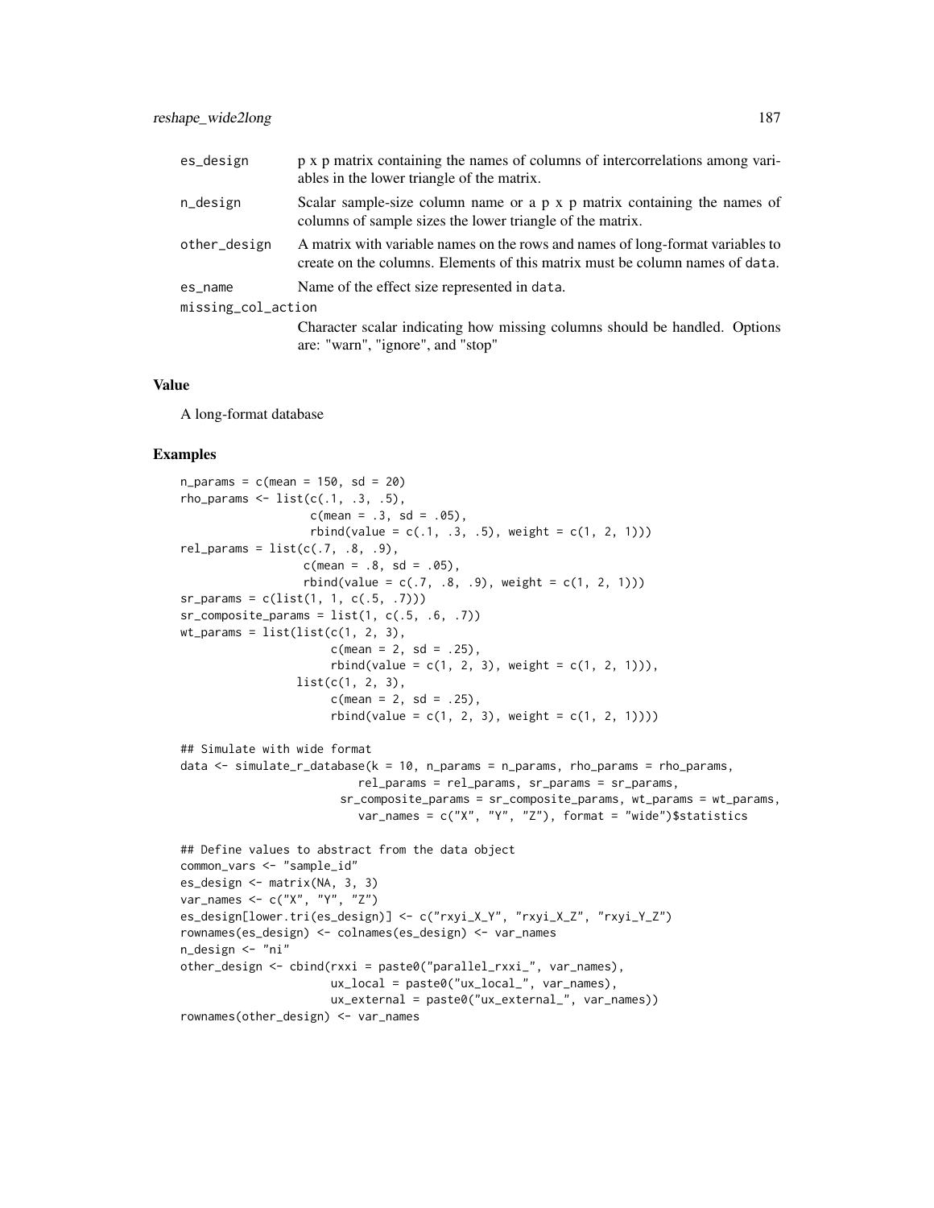| | |
|---|---|
| es_design | p x p matrix containing the names of columns of intercorrelations among variables in the lower triangle of the matrix. |
| n_design | Scalar sample-size column name or a p x p matrix containing the names of columns of sample sizes the lower triangle of the matrix. |
| other_design | A matrix with variable names on the rows and names of long-format variables to create on the columns. Elements of this matrix must be column names of data. |
| es_name | Name of the effect size represented in data. |
| missing_col_action | Character scalar indicating how missing columns should be handled. Options are: "warn", "ignore", and "stop" |

## Value

A long-format database

## Examples

```
n_params = c(mean = 150, sd = 20)
rho_params <- list(c(.1, .3, .5),
                   c(mean = .3, sd = .05),
                   rbind(value = c(.1, .3, .5), weight = c(1, 2, 1)))
rel_params = list(c(.7, .8, .9),
                  c(mean = .8, sd = .05),
                  rbind(value = c(.7, .8, .9), weight = c(1, 2, 1)))
sr_params = c(list(1, 1, c(.5, .7)))
sr_composite_params = list(1, c(.5, .6, .7))
wt_params = list(list(c(1, 2, 3),
                      c(mean = 2, sd = .25),
                      rbind(value = c(1, 2, 3), weight = c(1, 2, 1))),
                 list(c(1, 2, 3),
                      c(mean = 2, sd = .25),
                      rbind(value = c(1, 2, 3), weight = c(1, 2, 1))))

## Simulate with wide format
data <- simulate_r_database(k = 10, n_params = n_params, rho_params = rho_params,
                        rel_params = rel_params, sr_params = sr_params,
                      sr_composite_params = sr_composite_params, wt_params = wt_params,
                        var_names = c("X", "Y", "Z"), format = "wide")$statistics

## Define values to abstract from the data object
common_vars <- "sample_id"
es_design <- matrix(NA, 3, 3)
var_names <- c("X", "Y", "Z")
es_design[lower.tri(es_design)] <- c("rxyi_X_Y", "rxyi_X_Z", "rxyi_Y_Z")
rownames(es_design) <- colnames(es_design) <- var_names
n_design <- "ni"
other_design <- cbind(rxxi = paste0("parallel_rxxi_", var_names),
                      ux_local = paste0("ux_local_", var_names),
                      ux_external = paste0("ux_external_", var_names))
rownames(other_design) <- var_names
```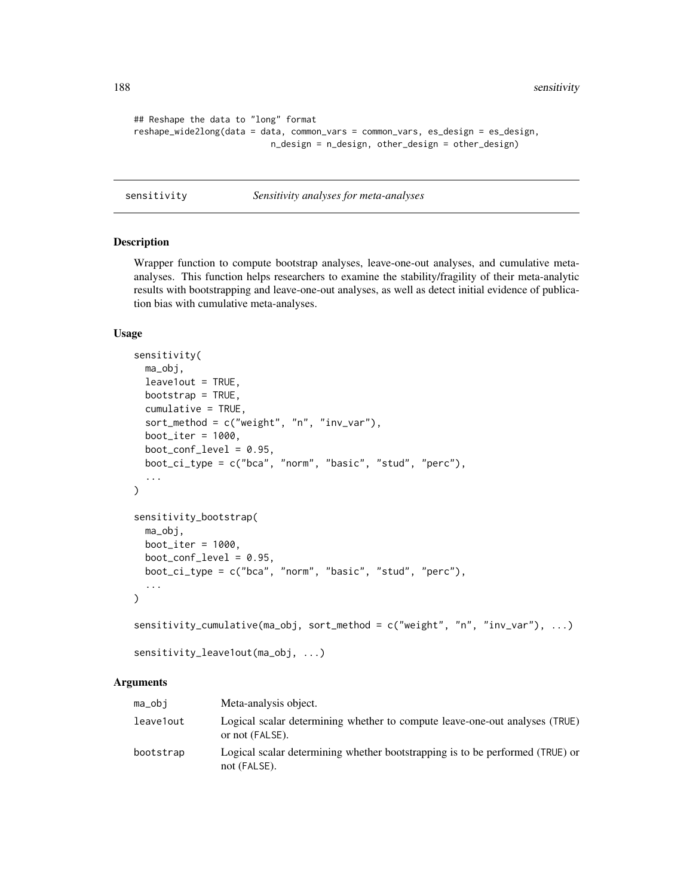```
## Reshape the data to "long" format
reshape_wide2long(data = data, common_vars = common_vars, es_design = es_design,
                  n_design = n_design, other_design = other_design)
```

---

## sensitivity — *Sensitivity analyses for meta-analyses*

### Description

Wrapper function to compute bootstrap analyses, leave-one-out analyses, and cumulative meta-analyses. This function helps researchers to examine the stability/fragility of their meta-analytic results with bootstrapping and leave-one-out analyses, as well as detect initial evidence of publication bias with cumulative meta-analyses.

### Usage

```
sensitivity(
  ma_obj,
  leave1out = TRUE,
  bootstrap = TRUE,
  cumulative = TRUE,
  sort_method = c("weight", "n", "inv_var"),
  boot_iter = 1000,
  boot_conf_level = 0.95,
  boot_ci_type = c("bca", "norm", "basic", "stud", "perc"),
  ...
)

sensitivity_bootstrap(
  ma_obj,
  boot_iter = 1000,
  boot_conf_level = 0.95,
  boot_ci_type = c("bca", "norm", "basic", "stud", "perc"),
  ...
)

sensitivity_cumulative(ma_obj, sort_method = c("weight", "n", "inv_var"), ...)

sensitivity_leave1out(ma_obj, ...)
```

### Arguments

| | |
|---|---|
| `ma_obj` | Meta-analysis object. |
| `leave1out` | Logical scalar determining whether to compute leave-one-out analyses (TRUE) or not (FALSE). |
| `bootstrap` | Logical scalar determining whether bootstrapping is to be performed (TRUE) or not (FALSE). |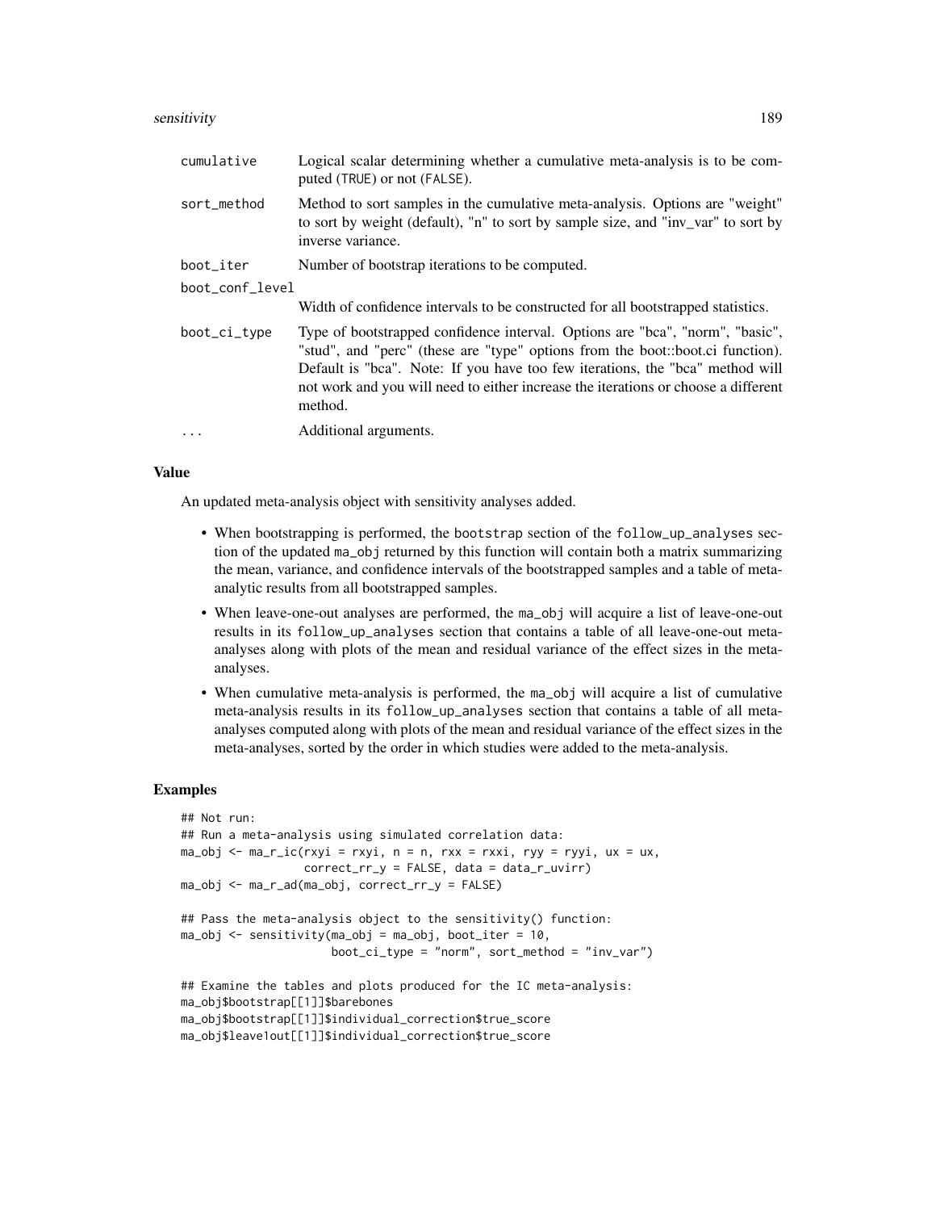| | |
|---|---|
| cumulative | Logical scalar determining whether a cumulative meta-analysis is to be computed (TRUE) or not (FALSE). |
| sort_method | Method to sort samples in the cumulative meta-analysis. Options are "weight" to sort by weight (default), "n" to sort by sample size, and "inv_var" to sort by inverse variance. |
| boot_iter | Number of bootstrap iterations to be computed. |
| boot_conf_level | Width of confidence intervals to be constructed for all bootstrapped statistics. |
| boot_ci_type | Type of bootstrapped confidence interval. Options are "bca", "norm", "basic", "stud", and "perc" (these are "type" options from the boot::boot.ci function). Default is "bca". Note: If you have too few iterations, the "bca" method will not work and you will need to either increase the iterations or choose a different method. |
| ... | Additional arguments. |

### Value

An updated meta-analysis object with sensitivity analyses added.

- When bootstrapping is performed, the bootstrap section of the follow_up_analyses section of the updated ma_obj returned by this function will contain both a matrix summarizing the mean, variance, and confidence intervals of the bootstrapped samples and a table of meta-analytic results from all bootstrapped samples.
- When leave-one-out analyses are performed, the ma_obj will acquire a list of leave-one-out results in its follow_up_analyses section that contains a table of all leave-one-out meta-analyses along with plots of the mean and residual variance of the effect sizes in the meta-analyses.
- When cumulative meta-analysis is performed, the ma_obj will acquire a list of cumulative meta-analysis results in its follow_up_analyses section that contains a table of all meta-analyses computed along with plots of the mean and residual variance of the effect sizes in the meta-analyses, sorted by the order in which studies were added to the meta-analysis.

### Examples

```
## Not run:
## Run a meta-analysis using simulated correlation data:
ma_obj <- ma_r_ic(rxyi = rxyi, n = n, rxx = rxxi, ryy = ryyi, ux = ux,
                  correct_rr_y = FALSE, data = data_r_uvirr)
ma_obj <- ma_r_ad(ma_obj, correct_rr_y = FALSE)

## Pass the meta-analysis object to the sensitivity() function:
ma_obj <- sensitivity(ma_obj = ma_obj, boot_iter = 10,
                      boot_ci_type = "norm", sort_method = "inv_var")

## Examine the tables and plots produced for the IC meta-analysis:
ma_obj$bootstrap[[1]]$barebones
ma_obj$bootstrap[[1]]$individual_correction$true_score
ma_obj$leave1out[[1]]$individual_correction$true_score
```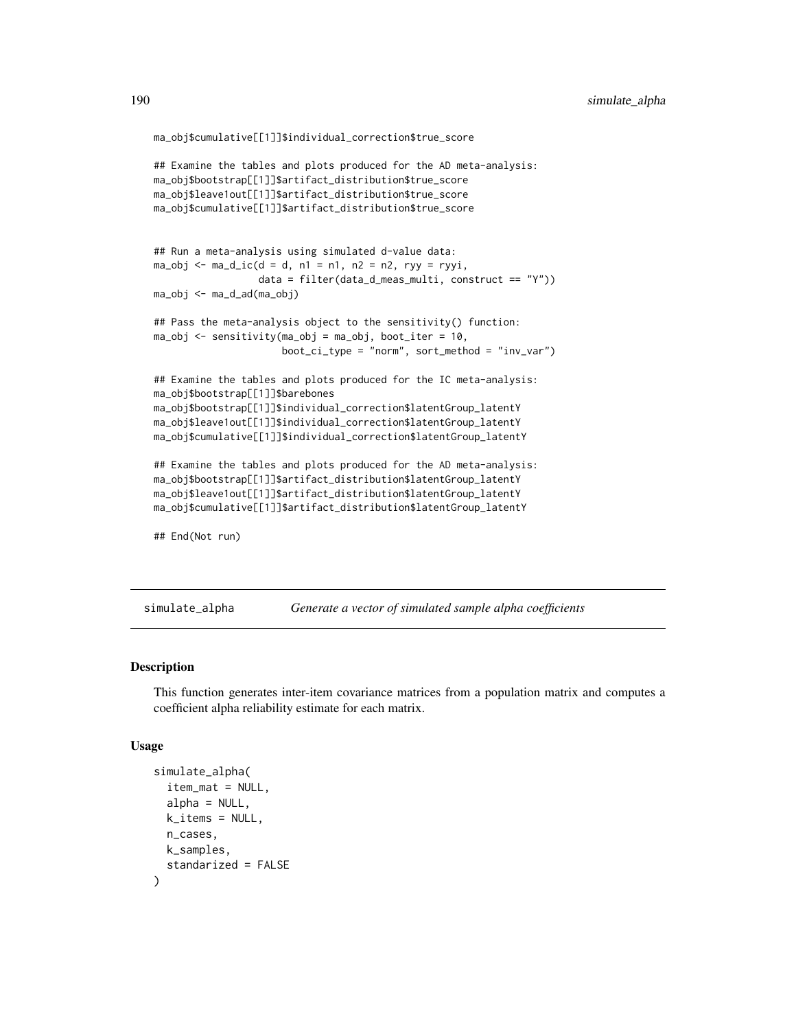```
ma_obj$cumulative[[1]]$individual_correction$true_score

## Examine the tables and plots produced for the AD meta-analysis:
ma_obj$bootstrap[[1]]$artifact_distribution$true_score
ma_obj$leave1out[[1]]$artifact_distribution$true_score
ma_obj$cumulative[[1]]$artifact_distribution$true_score


## Run a meta-analysis using simulated d-value data:
ma_obj <- ma_d_ic(d = d, n1 = n1, n2 = n2, ryy = ryyi,
                  data = filter(data_d_meas_multi, construct == "Y"))
ma_obj <- ma_d_ad(ma_obj)

## Pass the meta-analysis object to the sensitivity() function:
ma_obj <- sensitivity(ma_obj = ma_obj, boot_iter = 10,
                      boot_ci_type = "norm", sort_method = "inv_var")

## Examine the tables and plots produced for the IC meta-analysis:
ma_obj$bootstrap[[1]]$barebones
ma_obj$bootstrap[[1]]$individual_correction$latentGroup_latentY
ma_obj$leave1out[[1]]$individual_correction$latentGroup_latentY
ma_obj$cumulative[[1]]$individual_correction$latentGroup_latentY

## Examine the tables and plots produced for the AD meta-analysis:
ma_obj$bootstrap[[1]]$artifact_distribution$latentGroup_latentY
ma_obj$leave1out[[1]]$artifact_distribution$latentGroup_latentY
ma_obj$cumulative[[1]]$artifact_distribution$latentGroup_latentY

## End(Not run)
```

---

# simulate_alpha — *Generate a vector of simulated sample alpha coefficients*

---

### Description

This function generates inter-item covariance matrices from a population matrix and computes a coefficient alpha reliability estimate for each matrix.

### Usage

```
simulate_alpha(
  item_mat = NULL,
  alpha = NULL,
  k_items = NULL,
  n_cases,
  k_samples,
  standarized = FALSE
)
```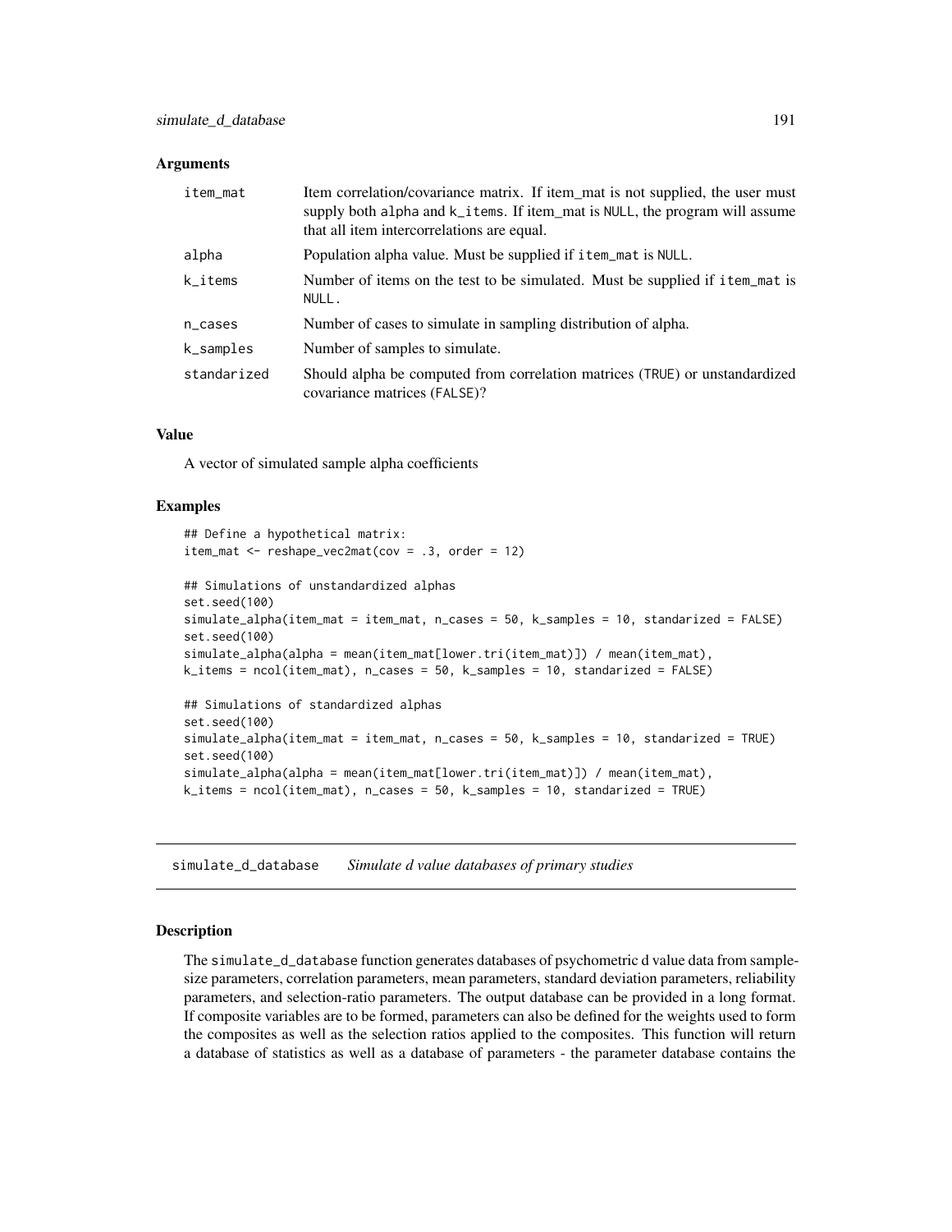### Arguments

| | |
|---|---|
| item_mat | Item correlation/covariance matrix. If item_mat is not supplied, the user must supply both alpha and k_items. If item_mat is NULL, the program will assume that all item intercorrelations are equal. |
| alpha | Population alpha value. Must be supplied if item_mat is NULL. |
| k_items | Number of items on the test to be simulated. Must be supplied if item_mat is NULL. |
| n_cases | Number of cases to simulate in sampling distribution of alpha. |
| k_samples | Number of samples to simulate. |
| standarized | Should alpha be computed from correlation matrices (TRUE) or unstandardized covariance matrices (FALSE)? |

### Value

A vector of simulated sample alpha coefficients

### Examples

```
## Define a hypothetical matrix:
item_mat <- reshape_vec2mat(cov = .3, order = 12)

## Simulations of unstandardized alphas
set.seed(100)
simulate_alpha(item_mat = item_mat, n_cases = 50, k_samples = 10, standarized = FALSE)
set.seed(100)
simulate_alpha(alpha = mean(item_mat[lower.tri(item_mat)]) / mean(item_mat),
k_items = ncol(item_mat), n_cases = 50, k_samples = 10, standarized = FALSE)

## Simulations of standardized alphas
set.seed(100)
simulate_alpha(item_mat = item_mat, n_cases = 50, k_samples = 10, standarized = TRUE)
set.seed(100)
simulate_alpha(alpha = mean(item_mat[lower.tri(item_mat)]) / mean(item_mat),
k_items = ncol(item_mat), n_cases = 50, k_samples = 10, standarized = TRUE)
```

---

## simulate_d_database *Simulate d value databases of primary studies*

---

### Description

The simulate_d_database function generates databases of psychometric d value data from sample-size parameters, correlation parameters, mean parameters, standard deviation parameters, reliability parameters, and selection-ratio parameters. The output database can be provided in a long format. If composite variables are to be formed, parameters can also be defined for the weights used to form the composites as well as the selection ratios applied to the composites. This function will return a database of statistics as well as a database of parameters - the parameter database contains the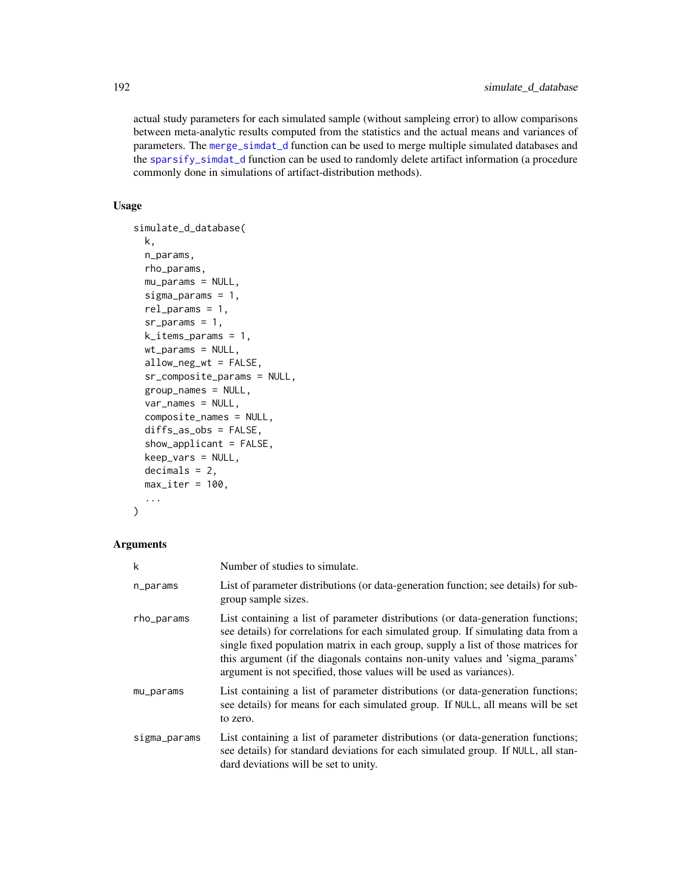actual study parameters for each simulated sample (without sampleing error) to allow comparisons between meta-analytic results computed from the statistics and the actual means and variances of parameters. The merge_simdat_d function can be used to merge multiple simulated databases and the sparsify_simdat_d function can be used to randomly delete artifact information (a procedure commonly done in simulations of artifact-distribution methods).

### Usage

```
simulate_d_database(
  k,
  n_params,
  rho_params,
  mu_params = NULL,
  sigma_params = 1,
  rel_params = 1,
  sr_params = 1,
  k_items_params = 1,
  wt_params = NULL,
  allow_neg_wt = FALSE,
  sr_composite_params = NULL,
  group_names = NULL,
  var_names = NULL,
  composite_names = NULL,
  diffs_as_obs = FALSE,
  show_applicant = FALSE,
  keep_vars = NULL,
  decimals = 2,
  max_iter = 100,
  ...
)
```

### Arguments

| | |
|---|---|
| k | Number of studies to simulate. |
| n_params | List of parameter distributions (or data-generation function; see details) for subgroup sample sizes. |
| rho_params | List containing a list of parameter distributions (or data-generation functions; see details) for correlations for each simulated group. If simulating data from a single fixed population matrix in each group, supply a list of those matrices for this argument (if the diagonals contains non-unity values and 'sigma_params' argument is not specified, those values will be used as variances). |
| mu_params | List containing a list of parameter distributions (or data-generation functions; see details) for means for each simulated group. If NULL, all means will be set to zero. |
| sigma_params | List containing a list of parameter distributions (or data-generation functions; see details) for standard deviations for each simulated group. If NULL, all standard deviations will be set to unity. |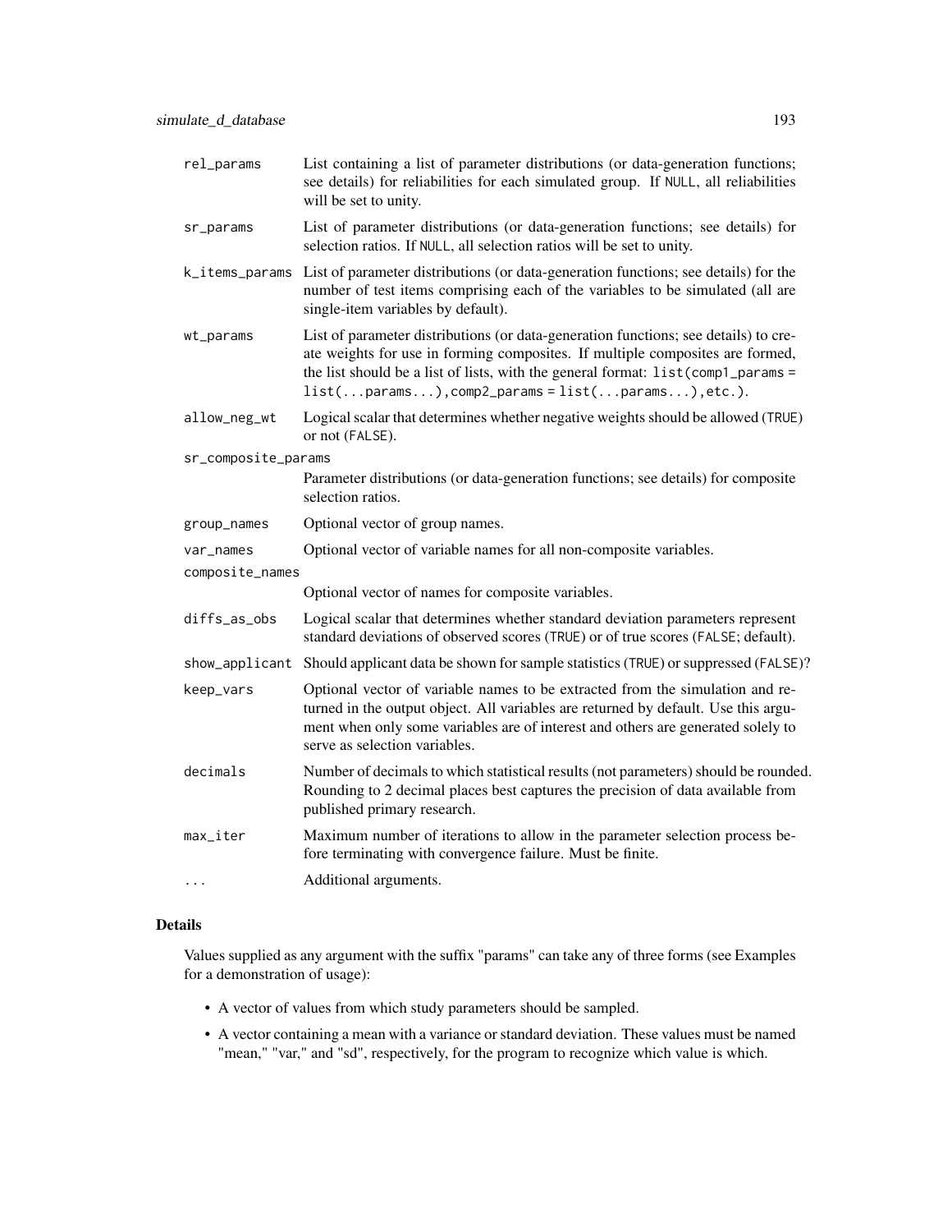| | |
|---|---|
| `rel_params` | List containing a list of parameter distributions (or data-generation functions; see details) for reliabilities for each simulated group. If `NULL`, all reliabilities will be set to unity. |
| `sr_params` | List of parameter distributions (or data-generation functions; see details) for selection ratios. If `NULL`, all selection ratios will be set to unity. |
| `k_items_params` | List of parameter distributions (or data-generation functions; see details) for the number of test items comprising each of the variables to be simulated (all are single-item variables by default). |
| `wt_params` | List of parameter distributions (or data-generation functions; see details) to create weights for use in forming composites. If multiple composites are formed, the list should be a list of lists, with the general format: `list(comp1_params = list(...params...),comp2_params = list(...params...),etc.)`. |
| `allow_neg_wt` | Logical scalar that determines whether negative weights should be allowed (`TRUE`) or not (`FALSE`). |
| `sr_composite_params` | Parameter distributions (or data-generation functions; see details) for composite selection ratios. |
| `group_names` | Optional vector of group names. |
| `var_names` | Optional vector of variable names for all non-composite variables. |
| `composite_names` | Optional vector of names for composite variables. |
| `diffs_as_obs` | Logical scalar that determines whether standard deviation parameters represent standard deviations of observed scores (`TRUE`) or of true scores (`FALSE`; default). |
| `show_applicant` | Should applicant data be shown for sample statistics (`TRUE`) or suppressed (`FALSE`)? |
| `keep_vars` | Optional vector of variable names to be extracted from the simulation and returned in the output object. All variables are returned by default. Use this argument when only some variables are of interest and others are generated solely to serve as selection variables. |
| `decimals` | Number of decimals to which statistical results (not parameters) should be rounded. Rounding to 2 decimal places best captures the precision of data available from published primary research. |
| `max_iter` | Maximum number of iterations to allow in the parameter selection process before terminating with convergence failure. Must be finite. |
| `...` | Additional arguments. |

## Details

Values supplied as any argument with the suffix "params" can take any of three forms (see Examples for a demonstration of usage):

- A vector of values from which study parameters should be sampled.
- A vector containing a mean with a variance or standard deviation. These values must be named "mean," "var," and "sd", respectively, for the program to recognize which value is which.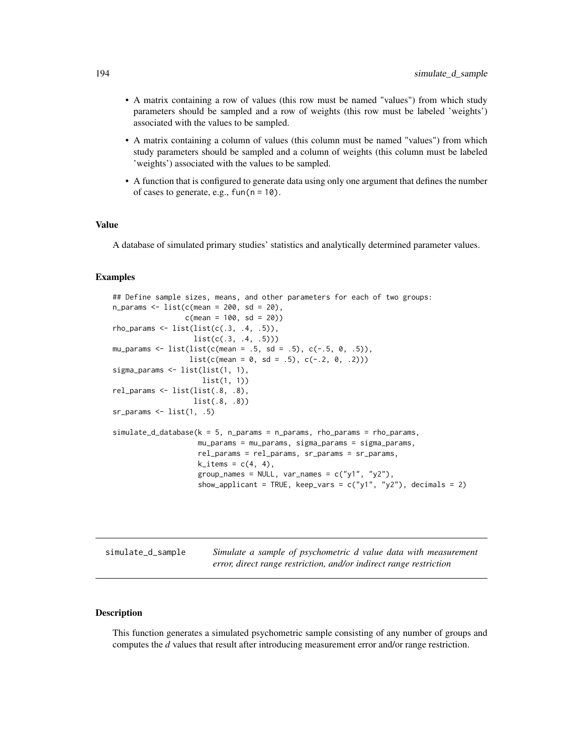- A matrix containing a row of values (this row must be named "values") from which study parameters should be sampled and a row of weights (this row must be labeled 'weights') associated with the values to be sampled.
- A matrix containing a column of values (this column must be named "values") from which study parameters should be sampled and a column of weights (this column must be labeled 'weights') associated with the values to be sampled.
- A function that is configured to generate data using only one argument that defines the number of cases to generate, e.g., `fun(n = 10)`.

### Value

A database of simulated primary studies' statistics and analytically determined parameter values.

### Examples

```
## Define sample sizes, means, and other parameters for each of two groups:
n_params <- list(c(mean = 200, sd = 20),
                 c(mean = 100, sd = 20))
rho_params <- list(list(c(.3, .4, .5)),
                   list(c(.3, .4, .5)))
mu_params <- list(list(c(mean = .5, sd = .5), c(-.5, 0, .5)),
                  list(c(mean = 0, sd = .5), c(-.2, 0, .2)))
sigma_params <- list(list(1, 1),
                     list(1, 1))
rel_params <- list(list(.8, .8),
                   list(.8, .8))
sr_params <- list(1, .5)

simulate_d_database(k = 5, n_params = n_params, rho_params = rho_params,
                    mu_params = mu_params, sigma_params = sigma_params,
                    rel_params = rel_params, sr_params = sr_params,
                    k_items = c(4, 4),
                    group_names = NULL, var_names = c("y1", "y2"),
                    show_applicant = TRUE, keep_vars = c("y1", "y2"), decimals = 2)
```

---

## simulate_d_sample    *Simulate a sample of psychometric d value data with measurement error, direct range restriction, and/or indirect range restriction*

---

### Description

This function generates a simulated psychometric sample consisting of any number of groups and computes the *d* values that result after introducing measurement error and/or range restriction.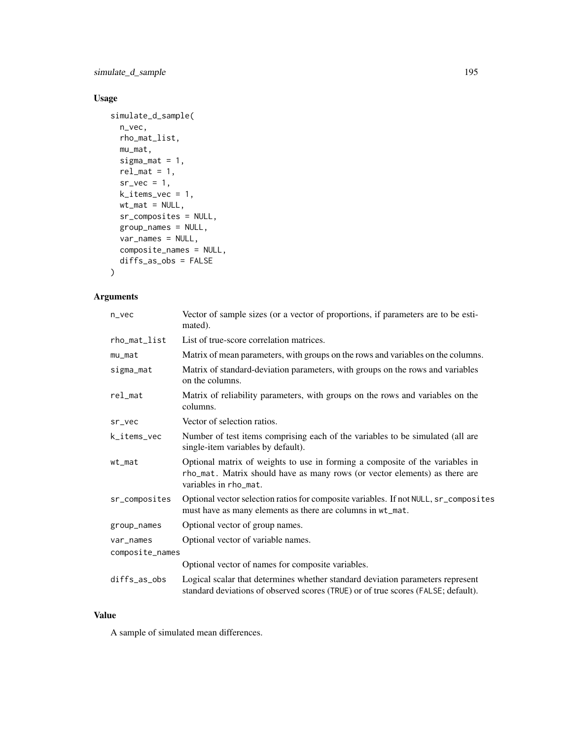## Usage

```
simulate_d_sample(
  n_vec,
  rho_mat_list,
  mu_mat,
  sigma_mat = 1,
  rel_mat = 1,
  sr_vec = 1,
  k_items_vec = 1,
  wt_mat = NULL,
  sr_composites = NULL,
  group_names = NULL,
  var_names = NULL,
  composite_names = NULL,
  diffs_as_obs = FALSE
)
```

## Arguments

| | |
|---|---|
| n_vec | Vector of sample sizes (or a vector of proportions, if parameters are to be estimated). |
| rho_mat_list | List of true-score correlation matrices. |
| mu_mat | Matrix of mean parameters, with groups on the rows and variables on the columns. |
| sigma_mat | Matrix of standard-deviation parameters, with groups on the rows and variables on the columns. |
| rel_mat | Matrix of reliability parameters, with groups on the rows and variables on the columns. |
| sr_vec | Vector of selection ratios. |
| k_items_vec | Number of test items comprising each of the variables to be simulated (all are single-item variables by default). |
| wt_mat | Optional matrix of weights to use in forming a composite of the variables in rho_mat. Matrix should have as many rows (or vector elements) as there are variables in rho_mat. |
| sr_composites | Optional vector selection ratios for composite variables. If not NULL, sr_composites must have as many elements as there are columns in wt_mat. |
| group_names | Optional vector of group names. |
| var_names | Optional vector of variable names. |
| composite_names | Optional vector of names for composite variables. |
| diffs_as_obs | Logical scalar that determines whether standard deviation parameters represent standard deviations of observed scores (TRUE) or of true scores (FALSE; default). |

## Value

A sample of simulated mean differences.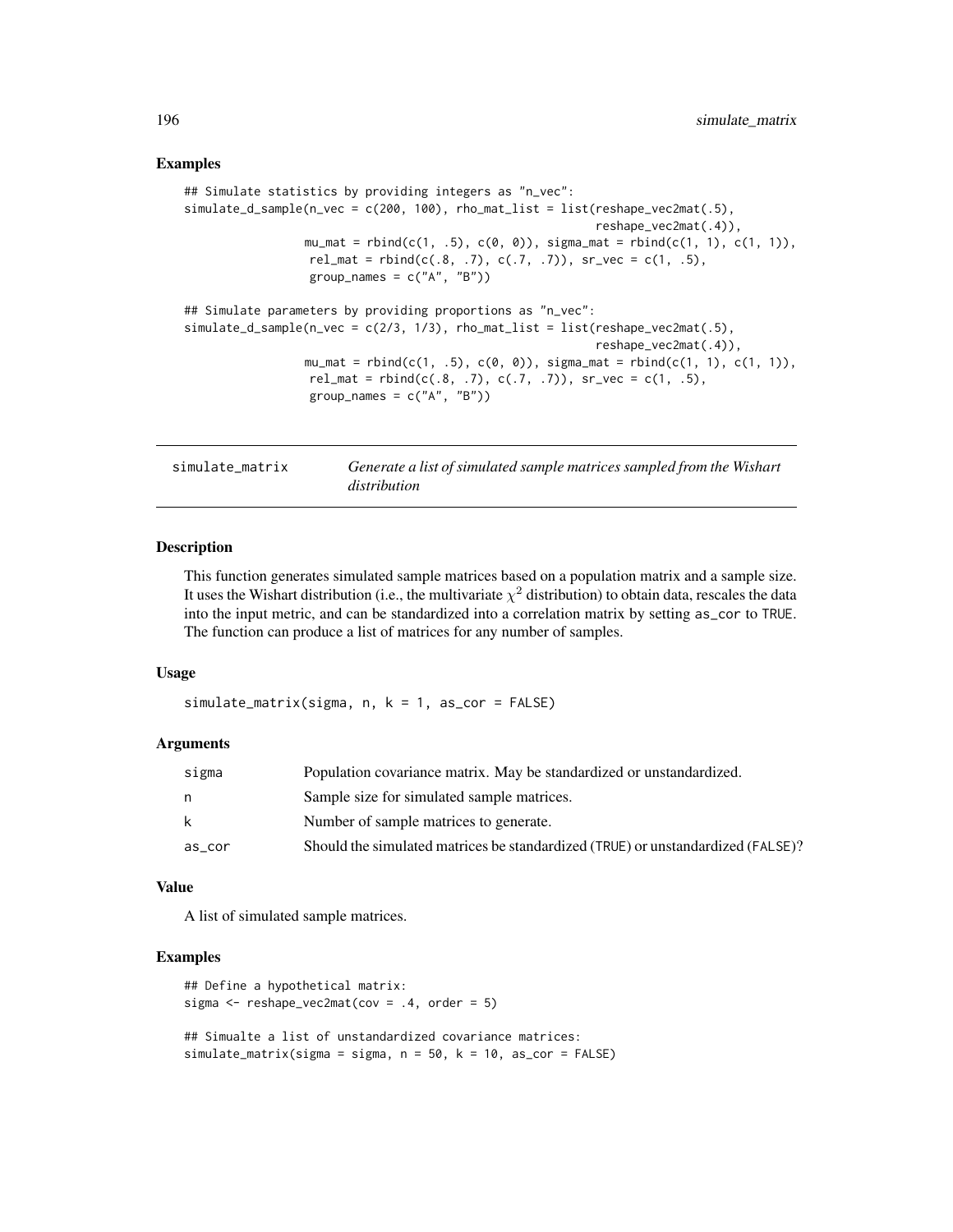## Examples

```
## Simulate statistics by providing integers as "n_vec":
simulate_d_sample(n_vec = c(200, 100), rho_mat_list = list(reshape_vec2mat(.5),
                                                          reshape_vec2mat(.4)),
                  mu_mat = rbind(c(1, .5), c(0, 0)), sigma_mat = rbind(c(1, 1), c(1, 1)),
                   rel_mat = rbind(c(.8, .7), c(.7, .7)), sr_vec = c(1, .5),
                   group_names = c("A", "B"))

## Simulate parameters by providing proportions as "n_vec":
simulate_d_sample(n_vec = c(2/3, 1/3), rho_mat_list = list(reshape_vec2mat(.5),
                                                          reshape_vec2mat(.4)),
                  mu_mat = rbind(c(1, .5), c(0, 0)), sigma_mat = rbind(c(1, 1), c(1, 1)),
                   rel_mat = rbind(c(.8, .7), c(.7, .7)), sr_vec = c(1, .5),
                   group_names = c("A", "B"))
```

# simulate_matrix — *Generate a list of simulated sample matrices sampled from the Wishart distribution*

## Description

This function generates simulated sample matrices based on a population matrix and a sample size. It uses the Wishart distribution (i.e., the multivariate $\chi^2$ distribution) to obtain data, rescales the data into the input metric, and can be standardized into a correlation matrix by setting `as_cor` to `TRUE`. The function can produce a list of matrices for any number of samples.

## Usage

```
simulate_matrix(sigma, n, k = 1, as_cor = FALSE)
```

## Arguments

| | |
|---|---|
| sigma | Population covariance matrix. May be standardized or unstandardized. |
| n | Sample size for simulated sample matrices. |
| k | Number of sample matrices to generate. |
| as_cor | Should the simulated matrices be standardized (TRUE) or unstandardized (FALSE)? |

## Value

A list of simulated sample matrices.

## Examples

```
## Define a hypothetical matrix:
sigma <- reshape_vec2mat(cov = .4, order = 5)

## Simualte a list of unstandardized covariance matrices:
simulate_matrix(sigma = sigma, n = 50, k = 10, as_cor = FALSE)
```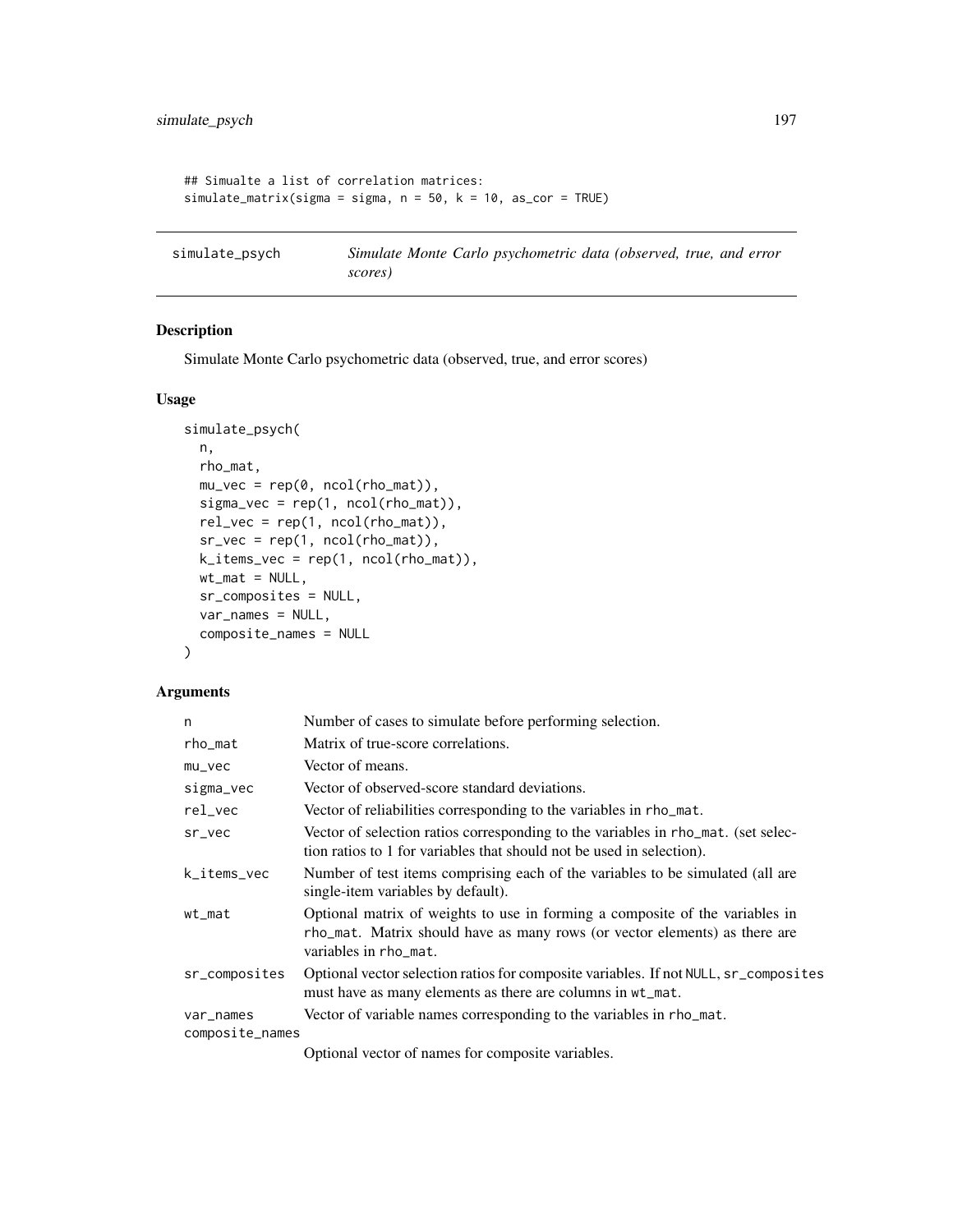```
## Simualte a list of correlation matrices:
simulate_matrix(sigma = sigma, n = 50, k = 10, as_cor = TRUE)
```

## simulate_psych — *Simulate Monte Carlo psychometric data (observed, true, and error scores)*

### Description

Simulate Monte Carlo psychometric data (observed, true, and error scores)

### Usage

```
simulate_psych(
  n,
  rho_mat,
  mu_vec = rep(0, ncol(rho_mat)),
  sigma_vec = rep(1, ncol(rho_mat)),
  rel_vec = rep(1, ncol(rho_mat)),
  sr_vec = rep(1, ncol(rho_mat)),
  k_items_vec = rep(1, ncol(rho_mat)),
  wt_mat = NULL,
  sr_composites = NULL,
  var_names = NULL,
  composite_names = NULL
)
```

### Arguments

| Argument | Description |
|---|---|
| n | Number of cases to simulate before performing selection. |
| rho_mat | Matrix of true-score correlations. |
| mu_vec | Vector of means. |
| sigma_vec | Vector of observed-score standard deviations. |
| rel_vec | Vector of reliabilities corresponding to the variables in rho_mat. |
| sr_vec | Vector of selection ratios corresponding to the variables in rho_mat. (set selection ratios to 1 for variables that should not be used in selection). |
| k_items_vec | Number of test items comprising each of the variables to be simulated (all are single-item variables by default). |
| wt_mat | Optional matrix of weights to use in forming a composite of the variables in rho_mat. Matrix should have as many rows (or vector elements) as there are variables in rho_mat. |
| sr_composites | Optional vector selection ratios for composite variables. If not NULL, sr_composites must have as many elements as there are columns in wt_mat. |
| var_names | Vector of variable names corresponding to the variables in rho_mat. |
| composite_names | Optional vector of names for composite variables. |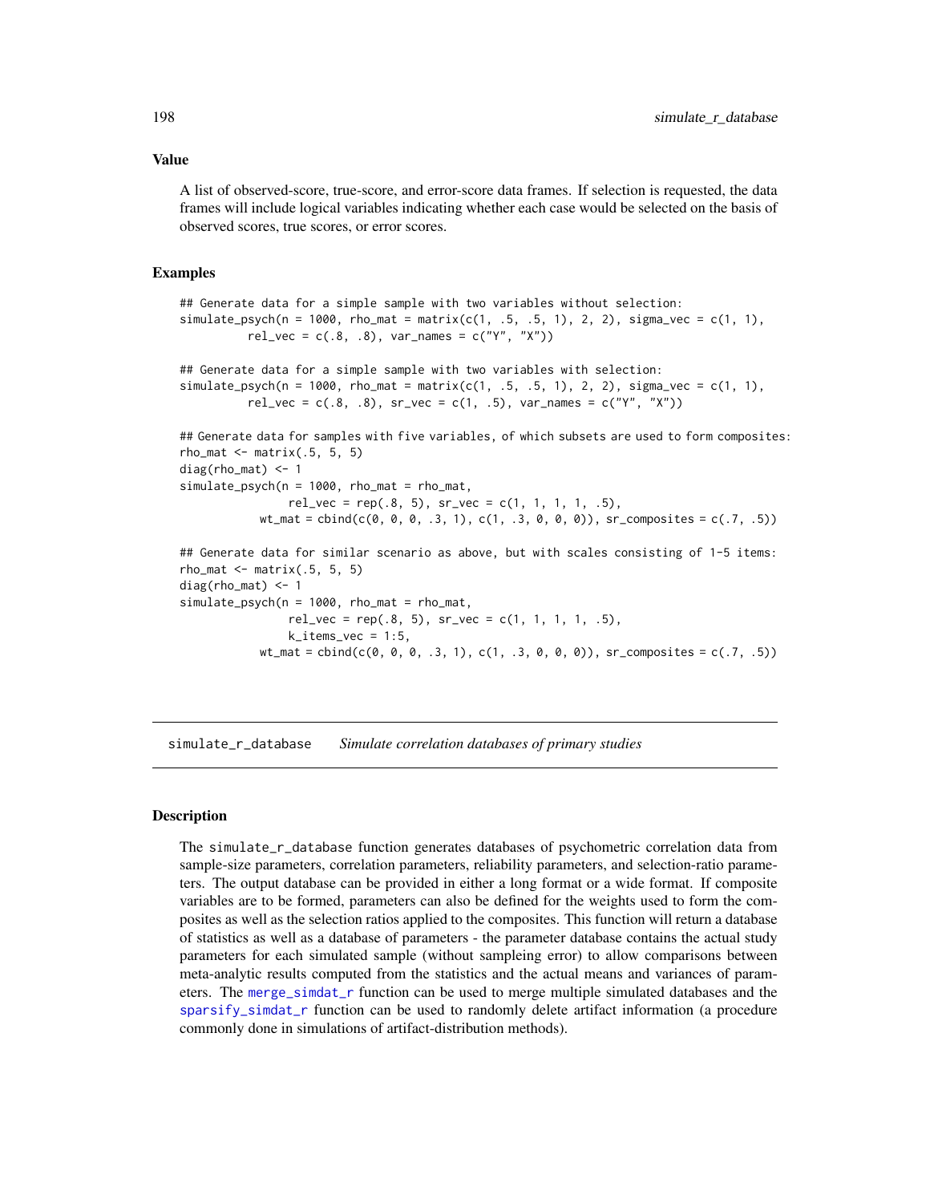### Value

A list of observed-score, true-score, and error-score data frames. If selection is requested, the data frames will include logical variables indicating whether each case would be selected on the basis of observed scores, true scores, or error scores.

### Examples

```
## Generate data for a simple sample with two variables without selection:
simulate_psych(n = 1000, rho_mat = matrix(c(1, .5, .5, 1), 2, 2), sigma_vec = c(1, 1),
          rel_vec = c(.8, .8), var_names = c("Y", "X"))

## Generate data for a simple sample with two variables with selection:
simulate_psych(n = 1000, rho_mat = matrix(c(1, .5, .5, 1), 2, 2), sigma_vec = c(1, 1),
          rel_vec = c(.8, .8), sr_vec = c(1, .5), var_names = c("Y", "X"))

## Generate data for samples with five variables, of which subsets are used to form composites:
rho_mat <- matrix(.5, 5, 5)
diag(rho_mat) <- 1
simulate_psych(n = 1000, rho_mat = rho_mat,
                rel_vec = rep(.8, 5), sr_vec = c(1, 1, 1, 1, .5),
            wt_mat = cbind(c(0, 0, 0, .3, 1), c(1, .3, 0, 0, 0)), sr_composites = c(.7, .5))

## Generate data for similar scenario as above, but with scales consisting of 1-5 items:
rho_mat <- matrix(.5, 5, 5)
diag(rho_mat) <- 1
simulate_psych(n = 1000, rho_mat = rho_mat,
                rel_vec = rep(.8, 5), sr_vec = c(1, 1, 1, 1, .5),
                k_items_vec = 1:5,
            wt_mat = cbind(c(0, 0, 0, .3, 1), c(1, .3, 0, 0, 0)), sr_composites = c(.7, .5))
```

## simulate_r_database *Simulate correlation databases of primary studies*

### Description

The simulate_r_database function generates databases of psychometric correlation data from sample-size parameters, correlation parameters, reliability parameters, and selection-ratio parameters. The output database can be provided in either a long format or a wide format. If composite variables are to be formed, parameters can also be defined for the weights used to form the composites as well as the selection ratios applied to the composites. This function will return a database of statistics as well as a database of parameters - the parameter database contains the actual study parameters for each simulated sample (without sampleing error) to allow comparisons between meta-analytic results computed from the statistics and the actual means and variances of parameters. The merge_simdat_r function can be used to merge multiple simulated databases and the sparsify_simdat_r function can be used to randomly delete artifact information (a procedure commonly done in simulations of artifact-distribution methods).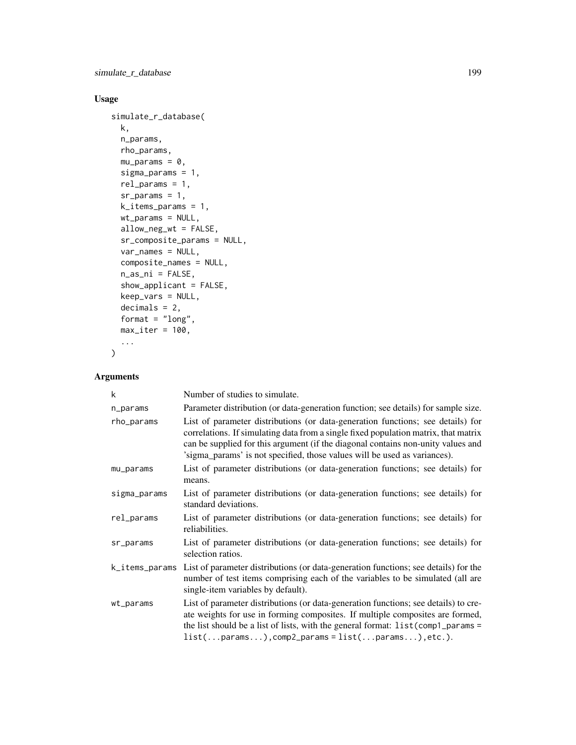### Usage

```
simulate_r_database(
  k,
  n_params,
  rho_params,
  mu_params = 0,
  sigma_params = 1,
  rel_params = 1,
  sr_params = 1,
  k_items_params = 1,
  wt_params = NULL,
  allow_neg_wt = FALSE,
  sr_composite_params = NULL,
  var_names = NULL,
  composite_names = NULL,
  n_as_ni = FALSE,
  show_applicant = FALSE,
  keep_vars = NULL,
  decimals = 2,
  format = "long",
  max_iter = 100,
  ...
)
```

### Arguments

| Argument | Description |
| --- | --- |
| k | Number of studies to simulate. |
| n_params | Parameter distribution (or data-generation function; see details) for sample size. |
| rho_params | List of parameter distributions (or data-generation functions; see details) for correlations. If simulating data from a single fixed population matrix, that matrix can be supplied for this argument (if the diagonal contains non-unity values and 'sigma_params' is not specified, those values will be used as variances). |
| mu_params | List of parameter distributions (or data-generation functions; see details) for means. |
| sigma_params | List of parameter distributions (or data-generation functions; see details) for standard deviations. |
| rel_params | List of parameter distributions (or data-generation functions; see details) for reliabilities. |
| sr_params | List of parameter distributions (or data-generation functions; see details) for selection ratios. |
| k_items_params | List of parameter distributions (or data-generation functions; see details) for the number of test items comprising each of the variables to be simulated (all are single-item variables by default). |
| wt_params | List of parameter distributions (or data-generation functions; see details) to create weights for use in forming composites. If multiple composites are formed, the list should be a list of lists, with the general format: `list(comp1_params = list(...params...),comp2_params = list(...params...),etc.)`. |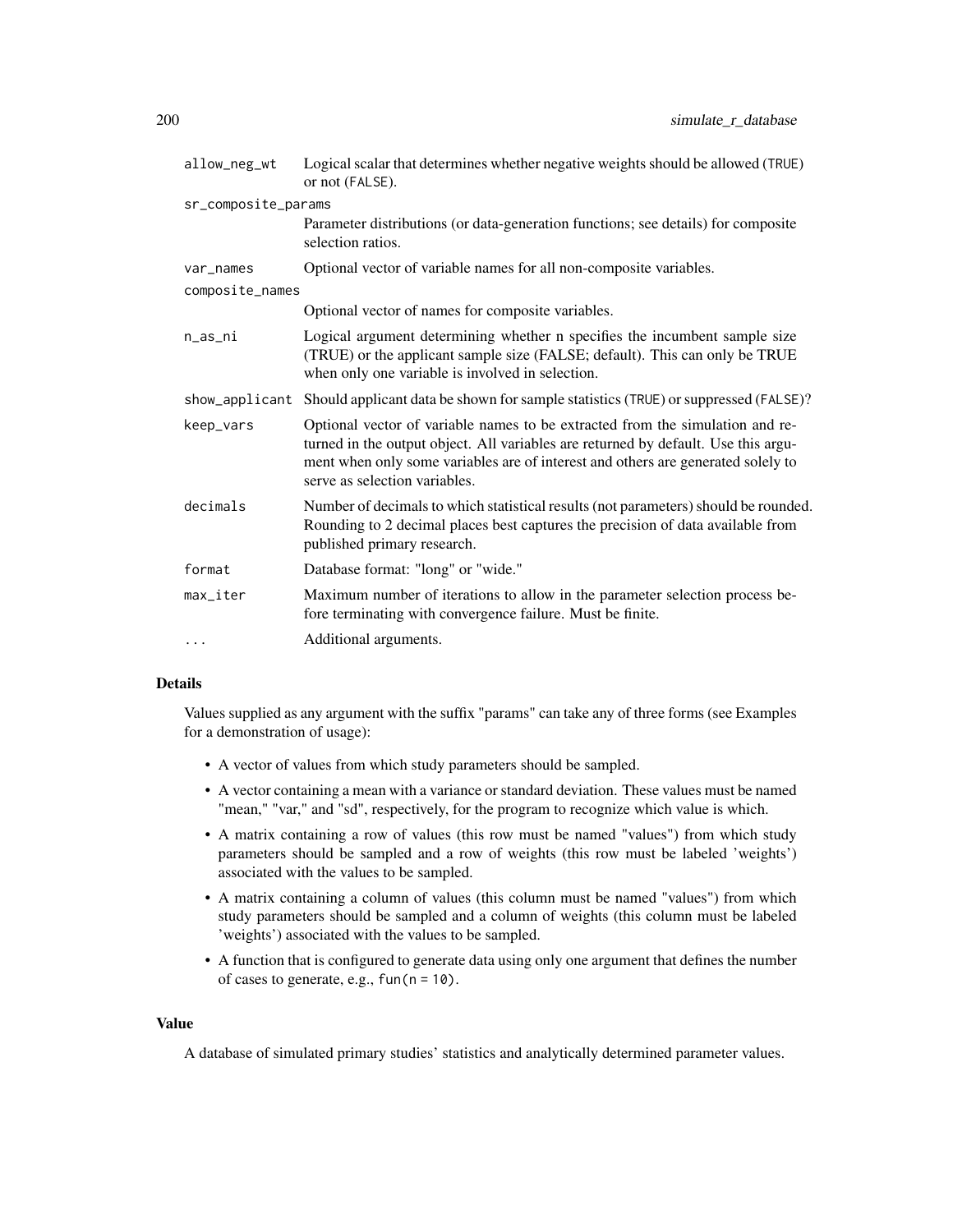| | |
|---|---|
| `allow_neg_wt` | Logical scalar that determines whether negative weights should be allowed (`TRUE`) or not (`FALSE`). |
| `sr_composite_params` | Parameter distributions (or data-generation functions; see details) for composite selection ratios. |
| `var_names` | Optional vector of variable names for all non-composite variables. |
| `composite_names` | Optional vector of names for composite variables. |
| `n_as_ni` | Logical argument determining whether n specifies the incumbent sample size (TRUE) or the applicant sample size (FALSE; default). This can only be TRUE when only one variable is involved in selection. |
| `show_applicant` | Should applicant data be shown for sample statistics (`TRUE`) or suppressed (`FALSE`)? |
| `keep_vars` | Optional vector of variable names to be extracted from the simulation and returned in the output object. All variables are returned by default. Use this argument when only some variables are of interest and others are generated solely to serve as selection variables. |
| `decimals` | Number of decimals to which statistical results (not parameters) should be rounded. Rounding to 2 decimal places best captures the precision of data available from published primary research. |
| `format` | Database format: "long" or "wide." |
| `max_iter` | Maximum number of iterations to allow in the parameter selection process before terminating with convergence failure. Must be finite. |
| `...` | Additional arguments. |

## Details

Values supplied as any argument with the suffix "params" can take any of three forms (see Examples for a demonstration of usage):

- A vector of values from which study parameters should be sampled.
- A vector containing a mean with a variance or standard deviation. These values must be named "mean," "var," and "sd", respectively, for the program to recognize which value is which.
- A matrix containing a row of values (this row must be named "values") from which study parameters should be sampled and a row of weights (this row must be labeled 'weights') associated with the values to be sampled.
- A matrix containing a column of values (this column must be named "values") from which study parameters should be sampled and a column of weights (this column must be labeled 'weights') associated with the values to be sampled.
- A function that is configured to generate data using only one argument that defines the number of cases to generate, e.g., `fun(n = 10)`.

## Value

A database of simulated primary studies' statistics and analytically determined parameter values.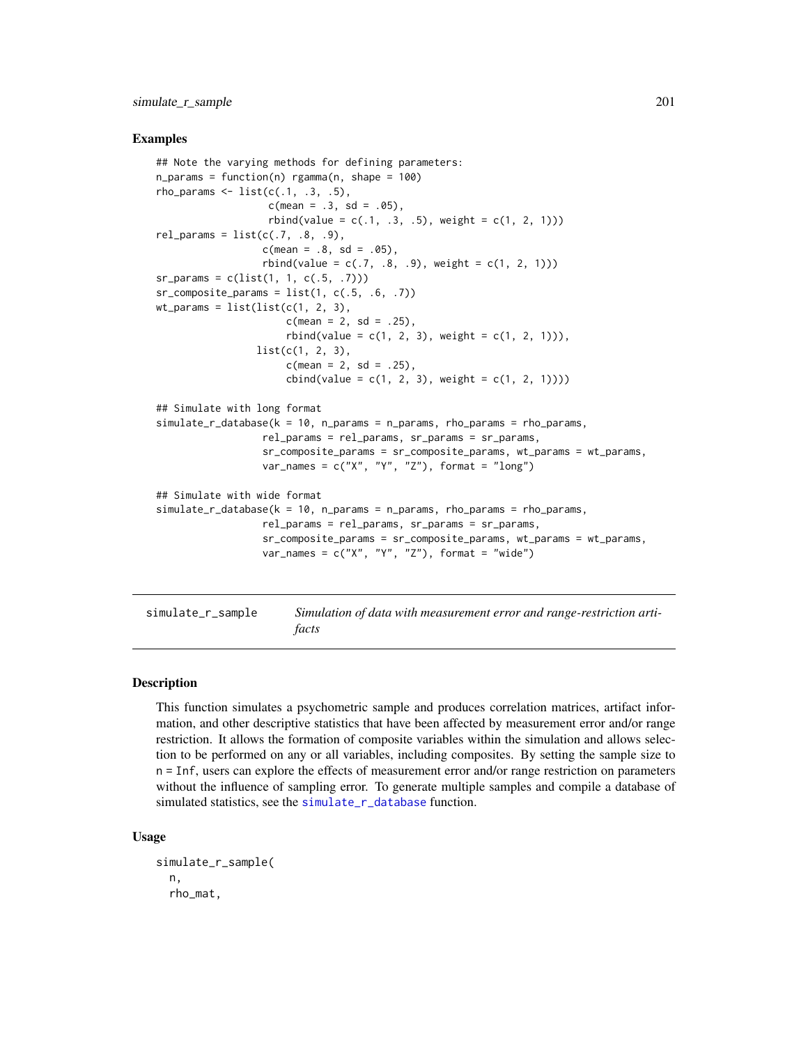### Examples

```
## Note the varying methods for defining parameters:
n_params = function(n) rgamma(n, shape = 100)
rho_params <- list(c(.1, .3, .5),
                   c(mean = .3, sd = .05),
                   rbind(value = c(.1, .3, .5), weight = c(1, 2, 1)))
rel_params = list(c(.7, .8, .9),
                  c(mean = .8, sd = .05),
                  rbind(value = c(.7, .8, .9), weight = c(1, 2, 1)))
sr_params = c(list(1, 1, c(.5, .7)))
sr_composite_params = list(1, c(.5, .6, .7))
wt_params = list(list(c(1, 2, 3),
                      c(mean = 2, sd = .25),
                      rbind(value = c(1, 2, 3), weight = c(1, 2, 1))),
                 list(c(1, 2, 3),
                      c(mean = 2, sd = .25),
                      cbind(value = c(1, 2, 3), weight = c(1, 2, 1))))

## Simulate with long format
simulate_r_database(k = 10, n_params = n_params, rho_params = rho_params,
                  rel_params = rel_params, sr_params = sr_params,
                  sr_composite_params = sr_composite_params, wt_params = wt_params,
                  var_names = c("X", "Y", "Z"), format = "long")

## Simulate with wide format
simulate_r_database(k = 10, n_params = n_params, rho_params = rho_params,
                  rel_params = rel_params, sr_params = sr_params,
                  sr_composite_params = sr_composite_params, wt_params = wt_params,
                  var_names = c("X", "Y", "Z"), format = "wide")
```

---

## simulate_r_sample — *Simulation of data with measurement error and range-restriction artifacts*

### Description

This function simulates a psychometric sample and produces correlation matrices, artifact information, and other descriptive statistics that have been affected by measurement error and/or range restriction. It allows the formation of composite variables within the simulation and allows selection to be performed on any or all variables, including composites. By setting the sample size to n = Inf, users can explore the effects of measurement error and/or range restriction on parameters without the influence of sampling error. To generate multiple samples and compile a database of simulated statistics, see the simulate_r_database function.

### Usage

```
simulate_r_sample(
  n,
  rho_mat,
```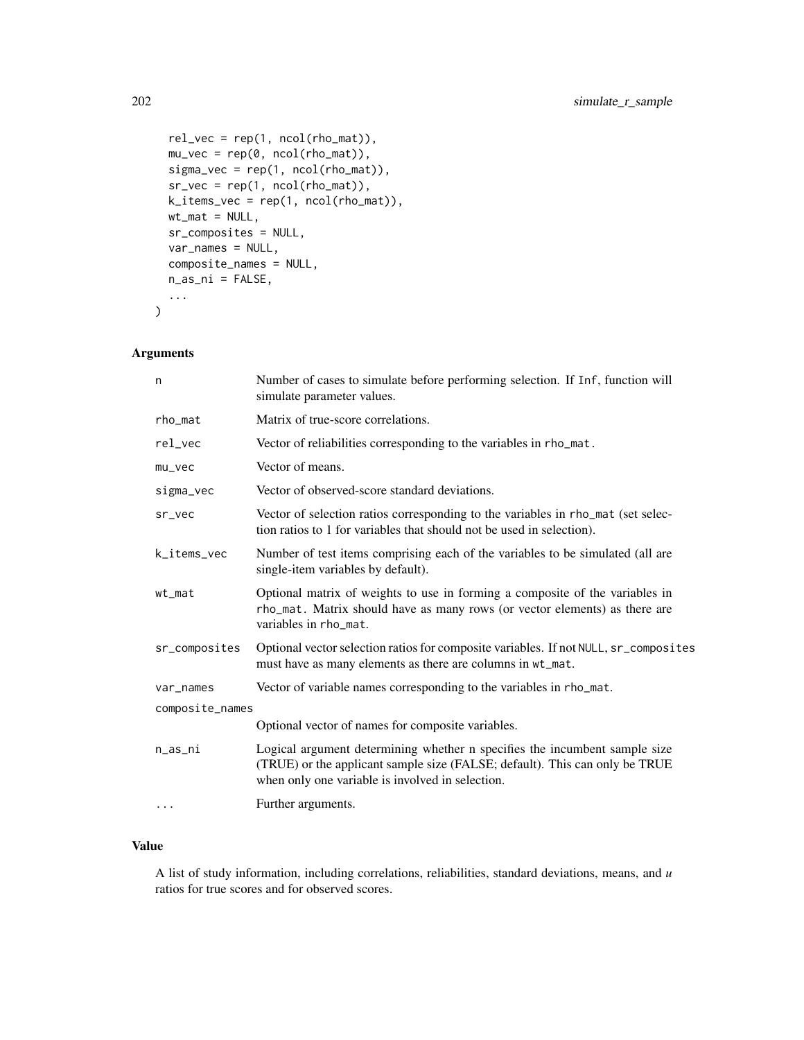```
  rel_vec = rep(1, ncol(rho_mat)),
  mu_vec = rep(0, ncol(rho_mat)),
  sigma_vec = rep(1, ncol(rho_mat)),
  sr_vec = rep(1, ncol(rho_mat)),
  k_items_vec = rep(1, ncol(rho_mat)),
  wt_mat = NULL,
  sr_composites = NULL,
  var_names = NULL,
  composite_names = NULL,
  n_as_ni = FALSE,
  ...
)
```

## Arguments

| | |
|---|---|
| n | Number of cases to simulate before performing selection. If Inf, function will simulate parameter values. |
| rho_mat | Matrix of true-score correlations. |
| rel_vec | Vector of reliabilities corresponding to the variables in rho_mat. |
| mu_vec | Vector of means. |
| sigma_vec | Vector of observed-score standard deviations. |
| sr_vec | Vector of selection ratios corresponding to the variables in rho_mat (set selection ratios to 1 for variables that should not be used in selection). |
| k_items_vec | Number of test items comprising each of the variables to be simulated (all are single-item variables by default). |
| wt_mat | Optional matrix of weights to use in forming a composite of the variables in rho_mat. Matrix should have as many rows (or vector elements) as there are variables in rho_mat. |
| sr_composites | Optional vector selection ratios for composite variables. If not NULL, sr_composites must have as many elements as there are columns in wt_mat. |
| var_names | Vector of variable names corresponding to the variables in rho_mat. |
| composite_names | Optional vector of names for composite variables. |
| n_as_ni | Logical argument determining whether n specifies the incumbent sample size (TRUE) or the applicant sample size (FALSE; default). This can only be TRUE when only one variable is involved in selection. |
| ... | Further arguments. |

## Value

A list of study information, including correlations, reliabilities, standard deviations, means, and $u$ ratios for true scores and for observed scores.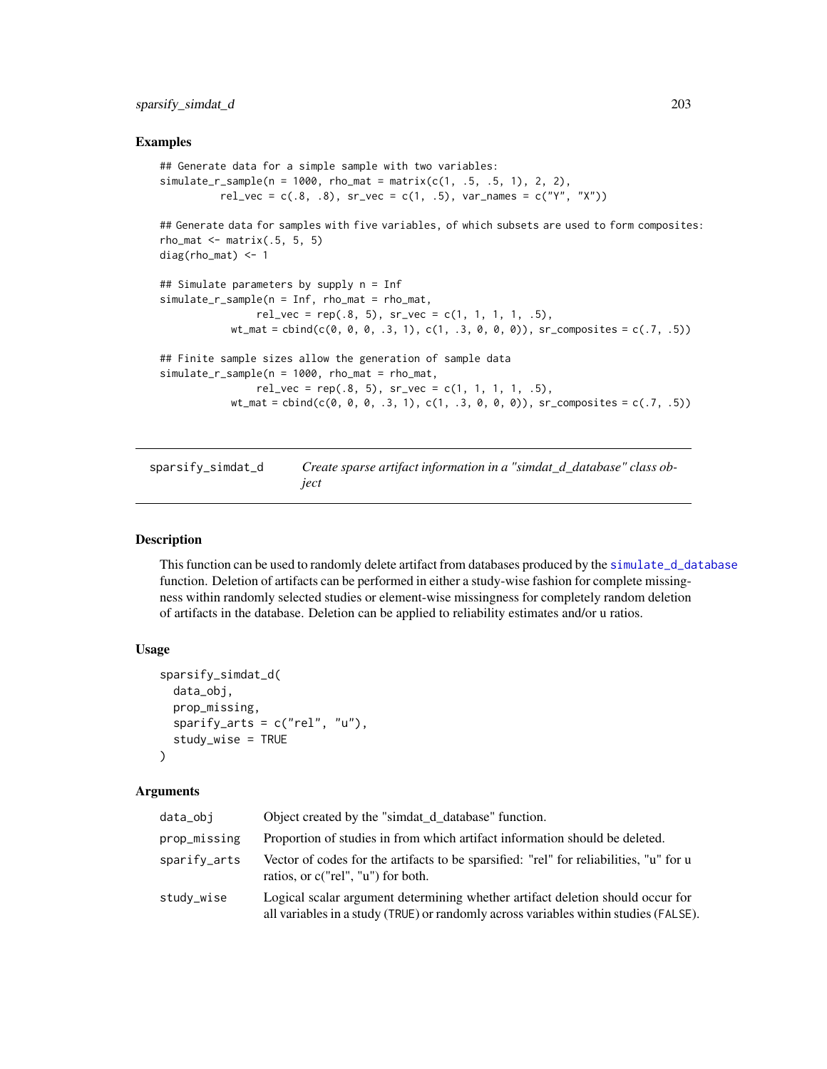## Examples

```
## Generate data for a simple sample with two variables:
simulate_r_sample(n = 1000, rho_mat = matrix(c(1, .5, .5, 1), 2, 2),
          rel_vec = c(.8, .8), sr_vec = c(1, .5), var_names = c("Y", "X"))

## Generate data for samples with five variables, of which subsets are used to form composites:
rho_mat <- matrix(.5, 5, 5)
diag(rho_mat) <- 1

## Simulate parameters by supply n = Inf
simulate_r_sample(n = Inf, rho_mat = rho_mat,
               rel_vec = rep(.8, 5), sr_vec = c(1, 1, 1, 1, .5),
            wt_mat = cbind(c(0, 0, 0, .3, 1), c(1, .3, 0, 0, 0)), sr_composites = c(.7, .5))

## Finite sample sizes allow the generation of sample data
simulate_r_sample(n = 1000, rho_mat = rho_mat,
               rel_vec = rep(.8, 5), sr_vec = c(1, 1, 1, 1, .5),
            wt_mat = cbind(c(0, 0, 0, .3, 1), c(1, .3, 0, 0, 0)), sr_composites = c(.7, .5))
```

---

# sparsify_simdat_d — *Create sparse artifact information in a "simdat_d_database" class object*

## Description

This function can be used to randomly delete artifact from databases produced by the simulate_d_database function. Deletion of artifacts can be performed in either a study-wise fashion for complete missingness within randomly selected studies or element-wise missingness for completely random deletion of artifacts in the database. Deletion can be applied to reliability estimates and/or u ratios.

## Usage

```
sparsify_simdat_d(
  data_obj,
  prop_missing,
  sparify_arts = c("rel", "u"),
  study_wise = TRUE
)
```

## Arguments

| | |
|---|---|
| data_obj | Object created by the "simdat_d_database" function. |
| prop_missing | Proportion of studies in from which artifact information should be deleted. |
| sparify_arts | Vector of codes for the artifacts to be sparsified: "rel" for reliabilities, "u" for u ratios, or c("rel", "u") for both. |
| study_wise | Logical scalar argument determining whether artifact deletion should occur for all variables in a study (TRUE) or randomly across variables within studies (FALSE). |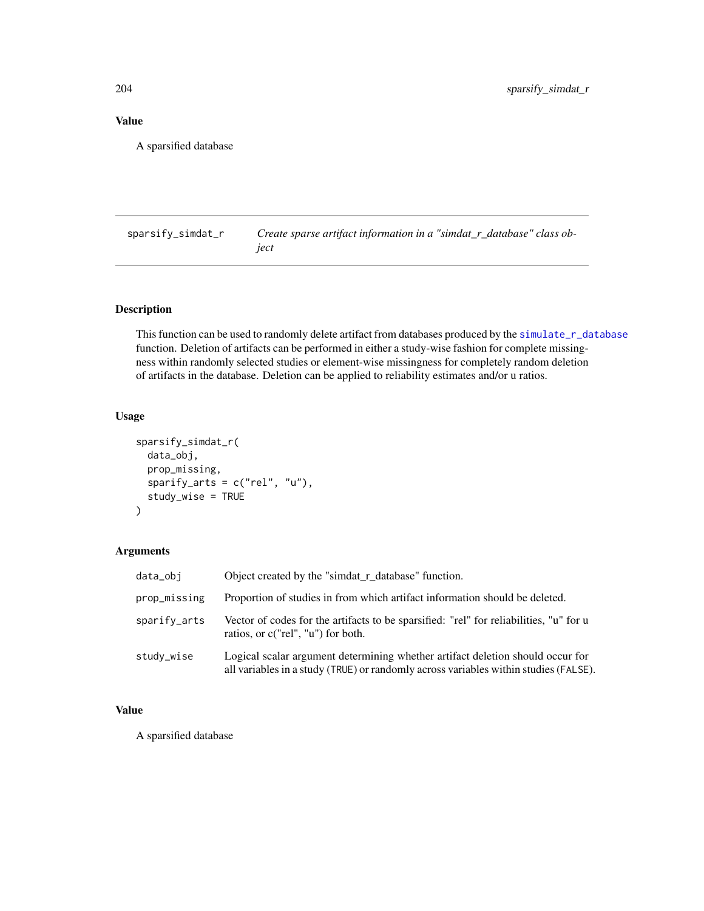## Value

A sparsified database

---

## sparsify_simdat_r — *Create sparse artifact information in a "simdat_r_database" class object*

---

### Description

This function can be used to randomly delete artifact from databases produced by the simulate_r_database function. Deletion of artifacts can be performed in either a study-wise fashion for complete missingness within randomly selected studies or element-wise missingness for completely random deletion of artifacts in the database. Deletion can be applied to reliability estimates and/or u ratios.

### Usage

```
sparsify_simdat_r(
  data_obj,
  prop_missing,
  sparify_arts = c("rel", "u"),
  study_wise = TRUE
)
```

### Arguments

| | |
|---|---|
| data_obj | Object created by the "simdat_r_database" function. |
| prop_missing | Proportion of studies in from which artifact information should be deleted. |
| sparify_arts | Vector of codes for the artifacts to be sparsified: "rel" for reliabilities, "u" for u ratios, or c("rel", "u") for both. |
| study_wise | Logical scalar argument determining whether artifact deletion should occur for all variables in a study (TRUE) or randomly across variables within studies (FALSE). |

### Value

A sparsified database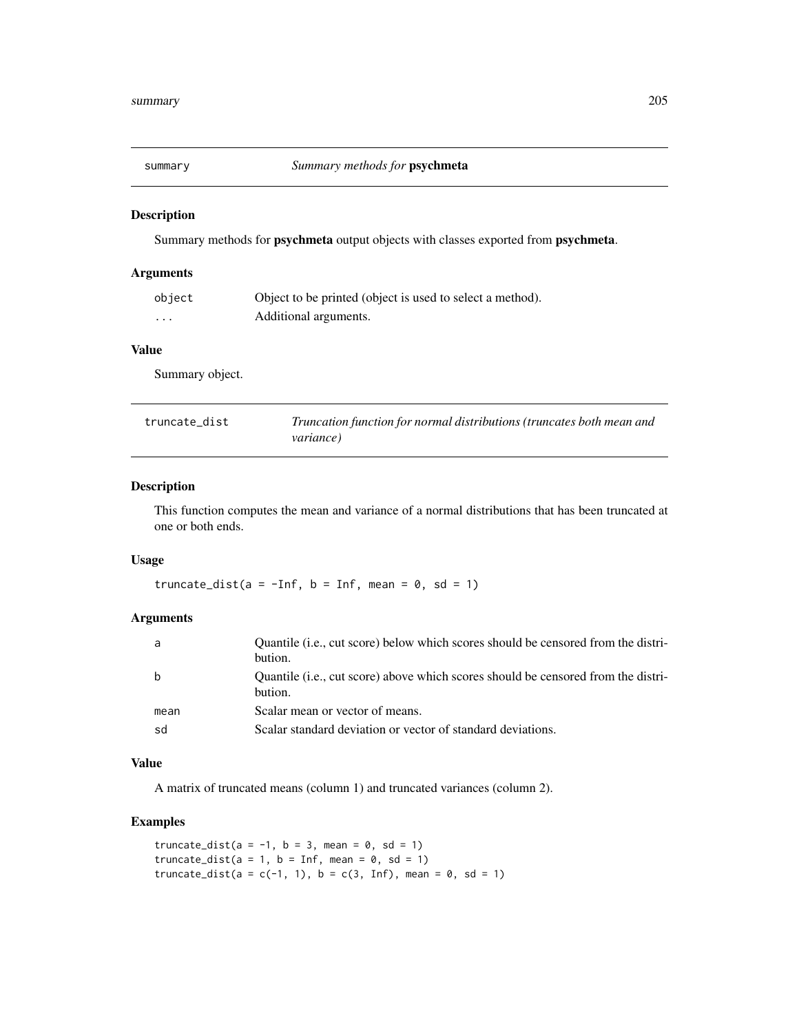## summary — *Summary methods for* **psychmeta**

### Description

Summary methods for **psychmeta** output objects with classes exported from **psychmeta**.

### Arguments

| | |
|---|---|
| object | Object to be printed (object is used to select a method). |
| ... | Additional arguments. |

### Value

Summary object.

## truncate_dist — *Truncation function for normal distributions (truncates both mean and variance)*

### Description

This function computes the mean and variance of a normal distributions that has been truncated at one or both ends.

### Usage

```
truncate_dist(a = -Inf, b = Inf, mean = 0, sd = 1)
```

### Arguments

| | |
|---|---|
| a | Quantile (i.e., cut score) below which scores should be censored from the distribution. |
| b | Quantile (i.e., cut score) above which scores should be censored from the distribution. |
| mean | Scalar mean or vector of means. |
| sd | Scalar standard deviation or vector of standard deviations. |

### Value

A matrix of truncated means (column 1) and truncated variances (column 2).

### Examples

```
truncate_dist(a = -1, b = 3, mean = 0, sd = 1)
truncate_dist(a = 1, b = Inf, mean = 0, sd = 1)
truncate_dist(a = c(-1, 1), b = c(3, Inf), mean = 0, sd = 1)
```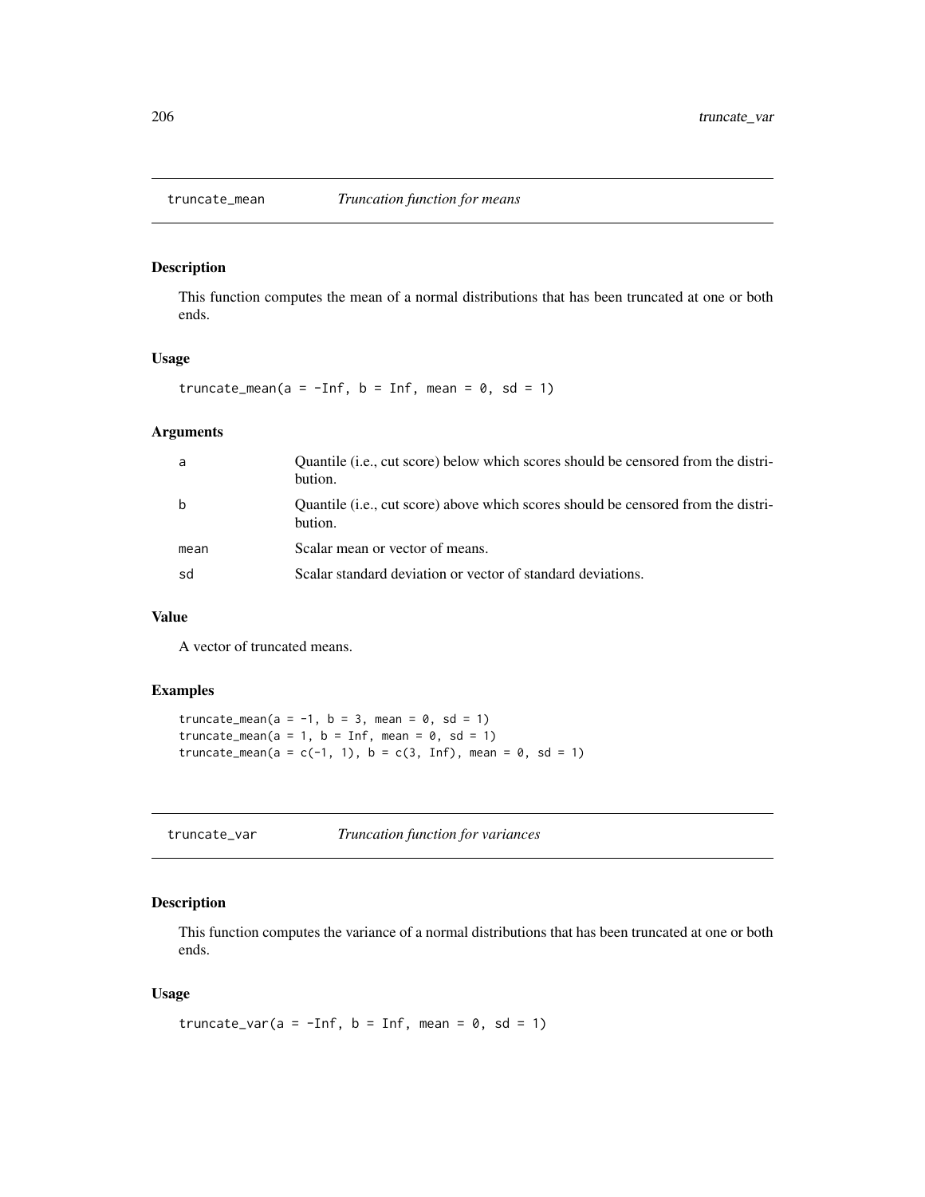## truncate_mean *Truncation function for means*

### Description

This function computes the mean of a normal distributions that has been truncated at one or both ends.

### Usage

```
truncate_mean(a = -Inf, b = Inf, mean = 0, sd = 1)
```

### Arguments

| | |
|---|---|
| a | Quantile (i.e., cut score) below which scores should be censored from the distribution. |
| b | Quantile (i.e., cut score) above which scores should be censored from the distribution. |
| mean | Scalar mean or vector of means. |
| sd | Scalar standard deviation or vector of standard deviations. |

### Value

A vector of truncated means.

### Examples

```
truncate_mean(a = -1, b = 3, mean = 0, sd = 1)
truncate_mean(a = 1, b = Inf, mean = 0, sd = 1)
truncate_mean(a = c(-1, 1), b = c(3, Inf), mean = 0, sd = 1)
```

## truncate_var *Truncation function for variances*

### Description

This function computes the variance of a normal distributions that has been truncated at one or both ends.

### Usage

```
truncate_var(a = -Inf, b = Inf, mean = 0, sd = 1)
```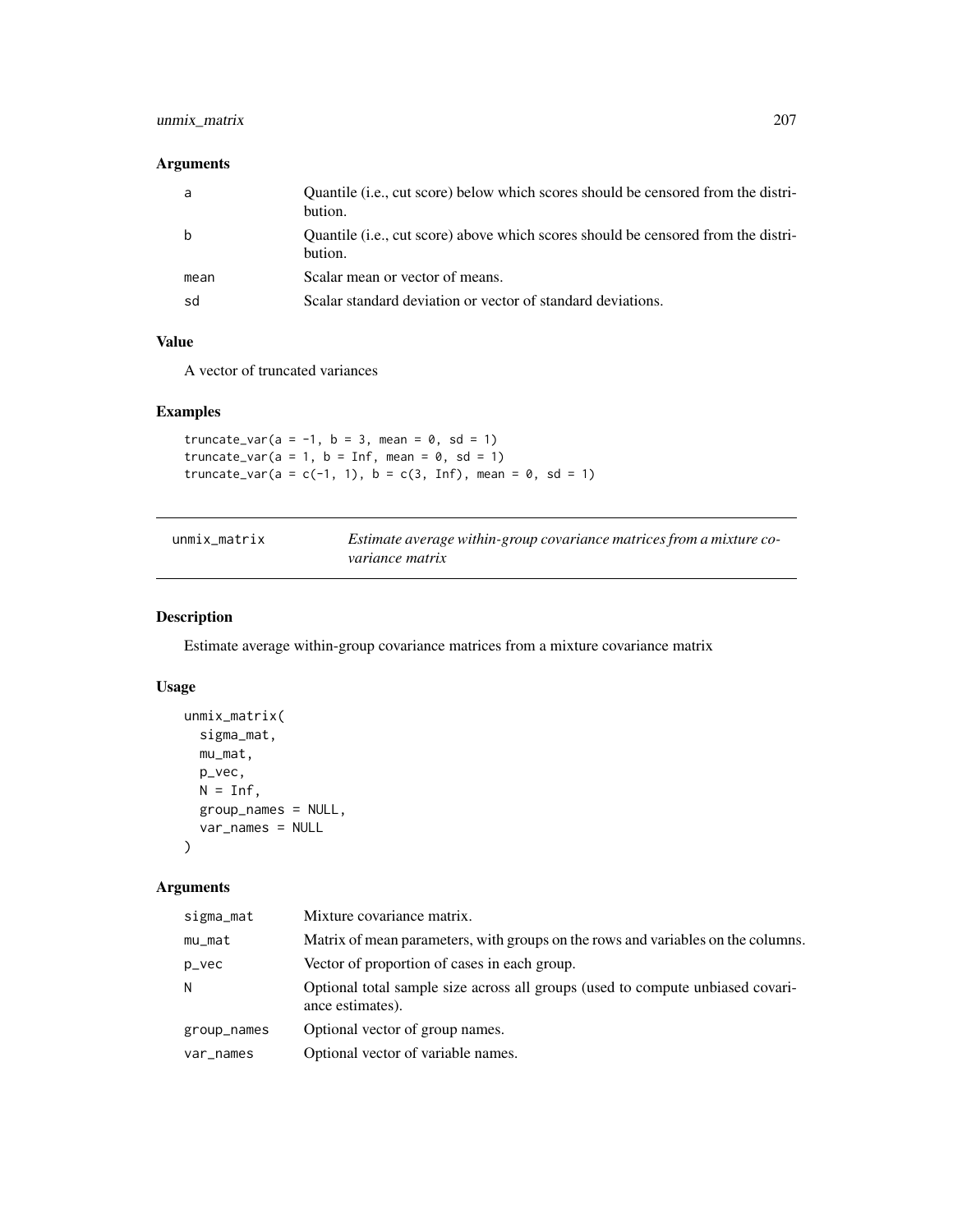### Arguments

| | |
|---|---|
| a | Quantile (i.e., cut score) below which scores should be censored from the distribution. |
| b | Quantile (i.e., cut score) above which scores should be censored from the distribution. |
| mean | Scalar mean or vector of means. |
| sd | Scalar standard deviation or vector of standard deviations. |

### Value

A vector of truncated variances

### Examples

```
truncate_var(a = -1, b = 3, mean = 0, sd = 1)
truncate_var(a = 1, b = Inf, mean = 0, sd = 1)
truncate_var(a = c(-1, 1), b = c(3, Inf), mean = 0, sd = 1)
```

---

## unmix_matrix — *Estimate average within-group covariance matrices from a mixture covariance matrix*

### Description

Estimate average within-group covariance matrices from a mixture covariance matrix

### Usage

```
unmix_matrix(
  sigma_mat,
  mu_mat,
  p_vec,
  N = Inf,
  group_names = NULL,
  var_names = NULL
)
```

### Arguments

| | |
|---|---|
| sigma_mat | Mixture covariance matrix. |
| mu_mat | Matrix of mean parameters, with groups on the rows and variables on the columns. |
| p_vec | Vector of proportion of cases in each group. |
| N | Optional total sample size across all groups (used to compute unbiased covariance estimates). |
| group_names | Optional vector of group names. |
| var_names | Optional vector of variable names. |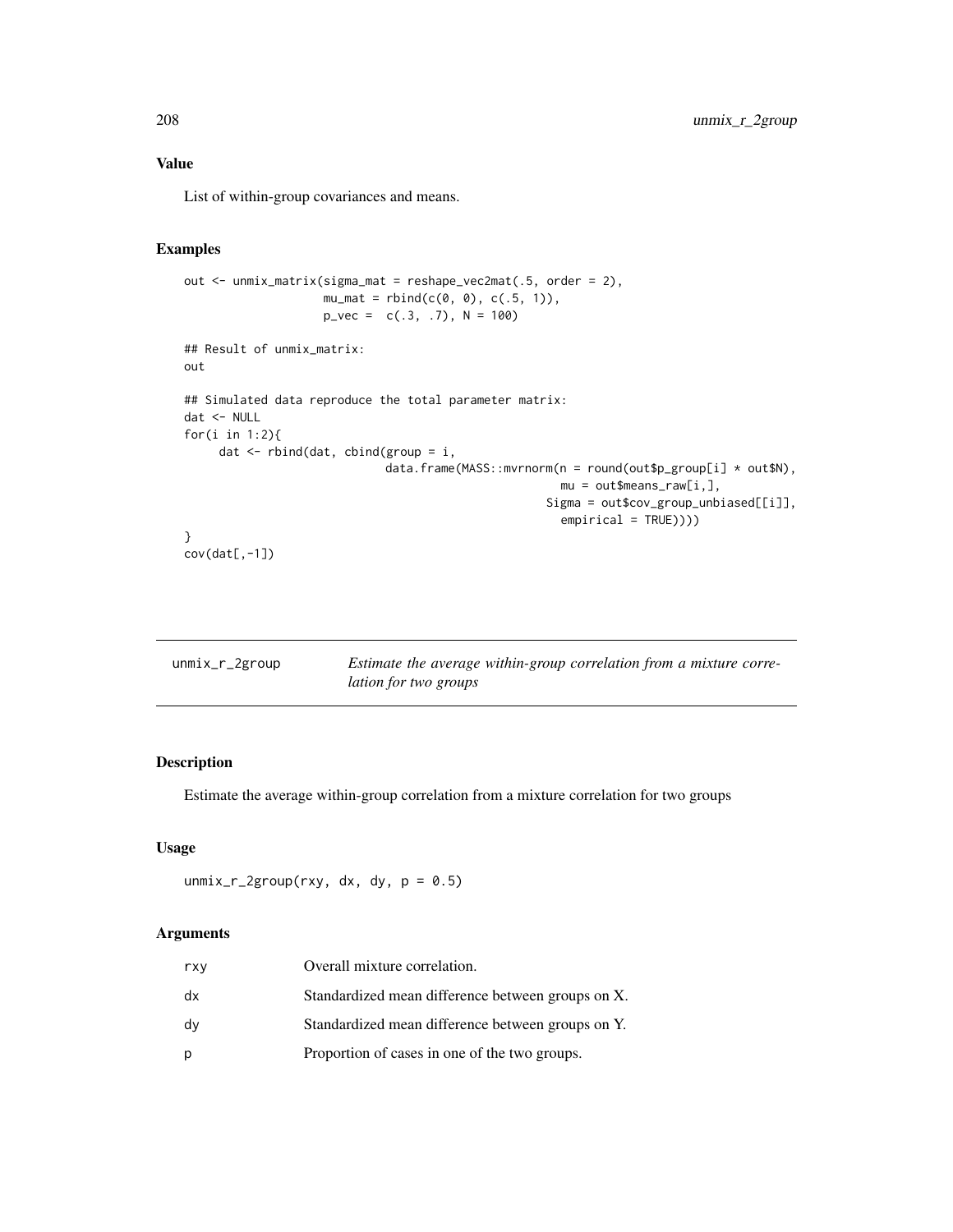### Value

List of within-group covariances and means.

### Examples

```
out <- unmix_matrix(sigma_mat = reshape_vec2mat(.5, order = 2),
                    mu_mat = rbind(c(0, 0), c(.5, 1)),
                    p_vec =  c(.3, .7), N = 100)

## Result of unmix_matrix:
out

## Simulated data reproduce the total parameter matrix:
dat <- NULL
for(i in 1:2){
     dat <- rbind(dat, cbind(group = i,
                             data.frame(MASS::mvrnorm(n = round(out$p_group[i] * out$N),
                                                      mu = out$means_raw[i,],
                                                    Sigma = out$cov_group_unbiased[[i]],
                                                      empirical = TRUE))))
}
cov(dat[,-1])
```

---

## unmix_r_2group — *Estimate the average within-group correlation from a mixture correlation for two groups*

---

### Description

Estimate the average within-group correlation from a mixture correlation for two groups

### Usage

```
unmix_r_2group(rxy, dx, dy, p = 0.5)
```

### Arguments

| | |
|---|---|
| rxy | Overall mixture correlation. |
| dx | Standardized mean difference between groups on X. |
| dy | Standardized mean difference between groups on Y. |
| p | Proportion of cases in one of the two groups. |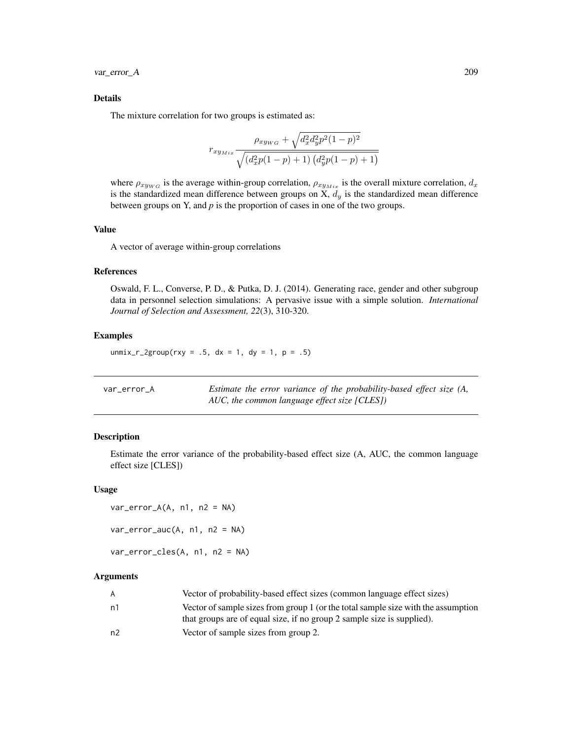### Details

The mixture correlation for two groups is estimated as:

$$r_{xy_{Mix}} \frac{\rho_{xy_{WG}} + \sqrt{d_x^2 d_y^2 p^2 (1-p)^2}}{\sqrt{\left(d_x^2 p(1-p) + 1\right)\left(d_y^2 p(1-p) + 1\right)}}$$

where $\rho_{xy_{WG}}$ is the average within-group correlation, $\rho_{xy_{Mix}}$ is the overall mixture correlation, $d_x$ is the standardized mean difference between groups on X, $d_y$ is the standardized mean difference between groups on Y, and *p* is the proportion of cases in one of the two groups.

### Value

A vector of average within-group correlations

### References

Oswald, F. L., Converse, P. D., & Putka, D. J. (2014). Generating race, gender and other subgroup data in personnel selection simulations: A pervasive issue with a simple solution. *International Journal of Selection and Assessment, 22*(3), 310-320.

### Examples

```
unmix_r_2group(rxy = .5, dx = 1, dy = 1, p = .5)
```

---

## var_error_A — *Estimate the error variance of the probability-based effect size (A, AUC, the common language effect size [CLES])*

### Description

Estimate the error variance of the probability-based effect size (A, AUC, the common language effect size [CLES])

### Usage

```
var_error_A(A, n1, n2 = NA)

var_error_auc(A, n1, n2 = NA)

var_error_cles(A, n1, n2 = NA)
```

### Arguments

| | |
|---|---|
| A | Vector of probability-based effect sizes (common language effect sizes) |
| n1 | Vector of sample sizes from group 1 (or the total sample size with the assumption that groups are of equal size, if no group 2 sample size is supplied). |
| n2 | Vector of sample sizes from group 2. |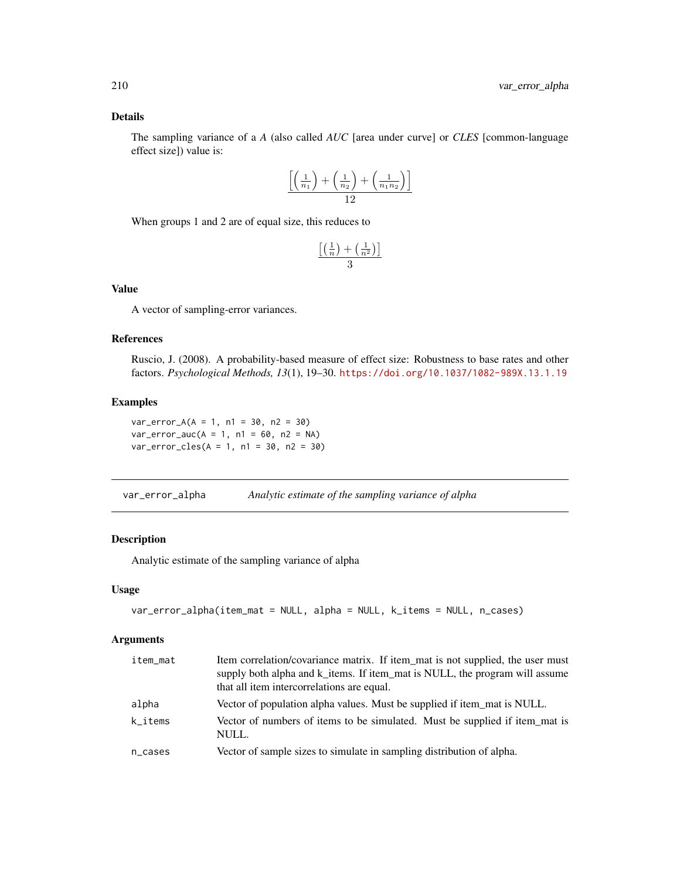### Details

The sampling variance of a *A* (also called *AUC* [area under curve] or *CLES* [common-language effect size]) value is:

$$\frac{\left[\left(\frac{1}{n_1}\right)+\left(\frac{1}{n_2}\right)+\left(\frac{1}{n_1 n_2}\right)\right]}{12}$$

When groups 1 and 2 are of equal size, this reduces to

$$\frac{\left[\left(\frac{1}{n}\right)+\left(\frac{1}{n^2}\right)\right]}{3}$$

### Value

A vector of sampling-error variances.

### References

Ruscio, J. (2008). A probability-based measure of effect size: Robustness to base rates and other factors. *Psychological Methods, 13*(1), 19–30. https://doi.org/10.1037/1082-989X.13.1.19

### Examples

```
var_error_A(A = 1, n1 = 30, n2 = 30)
var_error_auc(A = 1, n1 = 60, n2 = NA)
var_error_cles(A = 1, n1 = 30, n2 = 30)
```

---

## var_error_alpha — *Analytic estimate of the sampling variance of alpha*

### Description

Analytic estimate of the sampling variance of alpha

### Usage

```
var_error_alpha(item_mat = NULL, alpha = NULL, k_items = NULL, n_cases)
```

### Arguments

| | |
|---|---|
| item_mat | Item correlation/covariance matrix. If item_mat is not supplied, the user must supply both alpha and k_items. If item_mat is NULL, the program will assume that all item intercorrelations are equal. |
| alpha | Vector of population alpha values. Must be supplied if item_mat is NULL. |
| k_items | Vector of numbers of items to be simulated. Must be supplied if item_mat is NULL. |
| n_cases | Vector of sample sizes to simulate in sampling distribution of alpha. |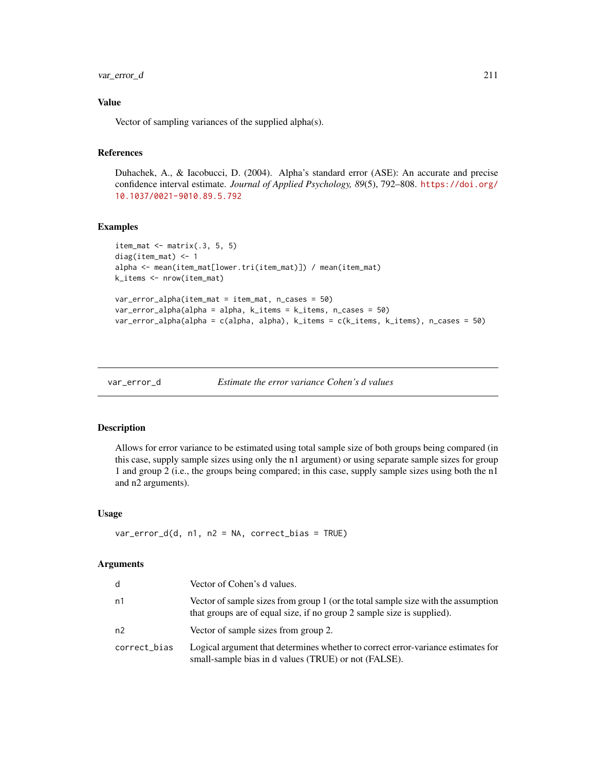## Value

Vector of sampling variances of the supplied alpha(s).

## References

Duhachek, A., & Iacobucci, D. (2004). Alpha's standard error (ASE): An accurate and precise confidence interval estimate. *Journal of Applied Psychology, 89*(5), 792–808. https://doi.org/10.1037/0021-9010.89.5.792

## Examples

```
item_mat <- matrix(.3, 5, 5)
diag(item_mat) <- 1
alpha <- mean(item_mat[lower.tri(item_mat)]) / mean(item_mat)
k_items <- nrow(item_mat)

var_error_alpha(item_mat = item_mat, n_cases = 50)
var_error_alpha(alpha = alpha, k_items = k_items, n_cases = 50)
var_error_alpha(alpha = c(alpha, alpha), k_items = c(k_items, k_items), n_cases = 50)
```

---

# var_error_d — *Estimate the error variance Cohen's d values*

## Description

Allows for error variance to be estimated using total sample size of both groups being compared (in this case, supply sample sizes using only the n1 argument) or using separate sample sizes for group 1 and group 2 (i.e., the groups being compared; in this case, supply sample sizes using both the n1 and n2 arguments).

## Usage

```
var_error_d(d, n1, n2 = NA, correct_bias = TRUE)
```

## Arguments

| | |
|---|---|
| `d` | Vector of Cohen's d values. |
| `n1` | Vector of sample sizes from group 1 (or the total sample size with the assumption that groups are of equal size, if no group 2 sample size is supplied). |
| `n2` | Vector of sample sizes from group 2. |
| `correct_bias` | Logical argument that determines whether to correct error-variance estimates for small-sample bias in d values (TRUE) or not (FALSE). |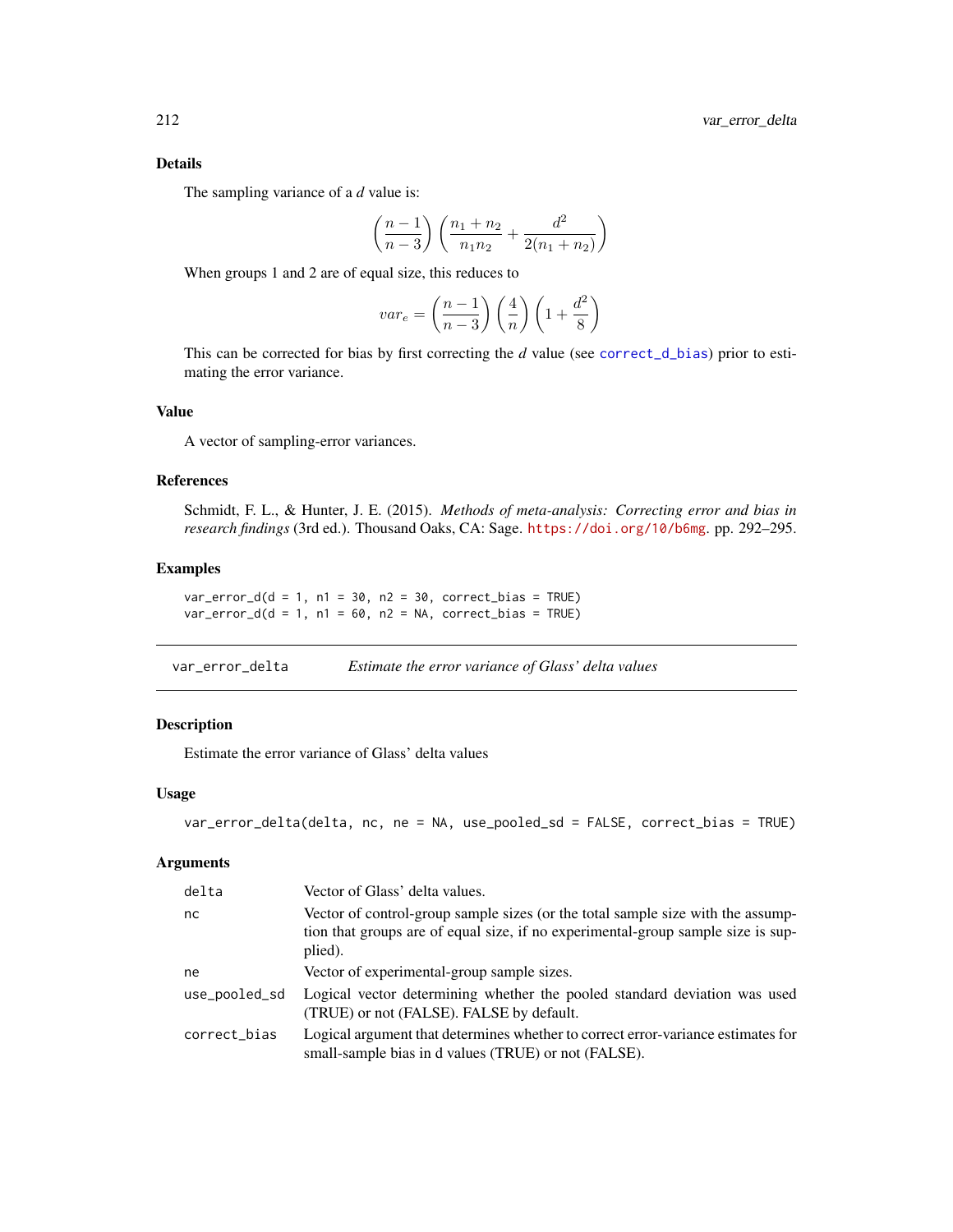### Details

The sampling variance of a $d$ value is:

$$\left(\frac{n-1}{n-3}\right)\left(\frac{n_1+n_2}{n_1 n_2}+\frac{d^2}{2(n_1+n_2)}\right)$$

When groups 1 and 2 are of equal size, this reduces to

$$var_e=\left(\frac{n-1}{n-3}\right)\left(\frac{4}{n}\right)\left(1+\frac{d^2}{8}\right)$$

This can be corrected for bias by first correcting the $d$ value (see correct_d_bias) prior to estimating the error variance.

### Value

A vector of sampling-error variances.

### References

Schmidt, F. L., & Hunter, J. E. (2015). *Methods of meta-analysis: Correcting error and bias in research findings* (3rd ed.). Thousand Oaks, CA: Sage. https://doi.org/10/b6mg. pp. 292–295.

### Examples

```
var_error_d(d = 1, n1 = 30, n2 = 30, correct_bias = TRUE)
var_error_d(d = 1, n1 = 60, n2 = NA, correct_bias = TRUE)
```

---

## var_error_delta — *Estimate the error variance of Glass' delta values*

### Description

Estimate the error variance of Glass' delta values

### Usage

```
var_error_delta(delta, nc, ne = NA, use_pooled_sd = FALSE, correct_bias = TRUE)
```

### Arguments

| | |
|---|---|
| delta | Vector of Glass' delta values. |
| nc | Vector of control-group sample sizes (or the total sample size with the assumption that groups are of equal size, if no experimental-group sample size is supplied). |
| ne | Vector of experimental-group sample sizes. |
| use_pooled_sd | Logical vector determining whether the pooled standard deviation was used (TRUE) or not (FALSE). FALSE by default. |
| correct_bias | Logical argument that determines whether to correct error-variance estimates for small-sample bias in d values (TRUE) or not (FALSE). |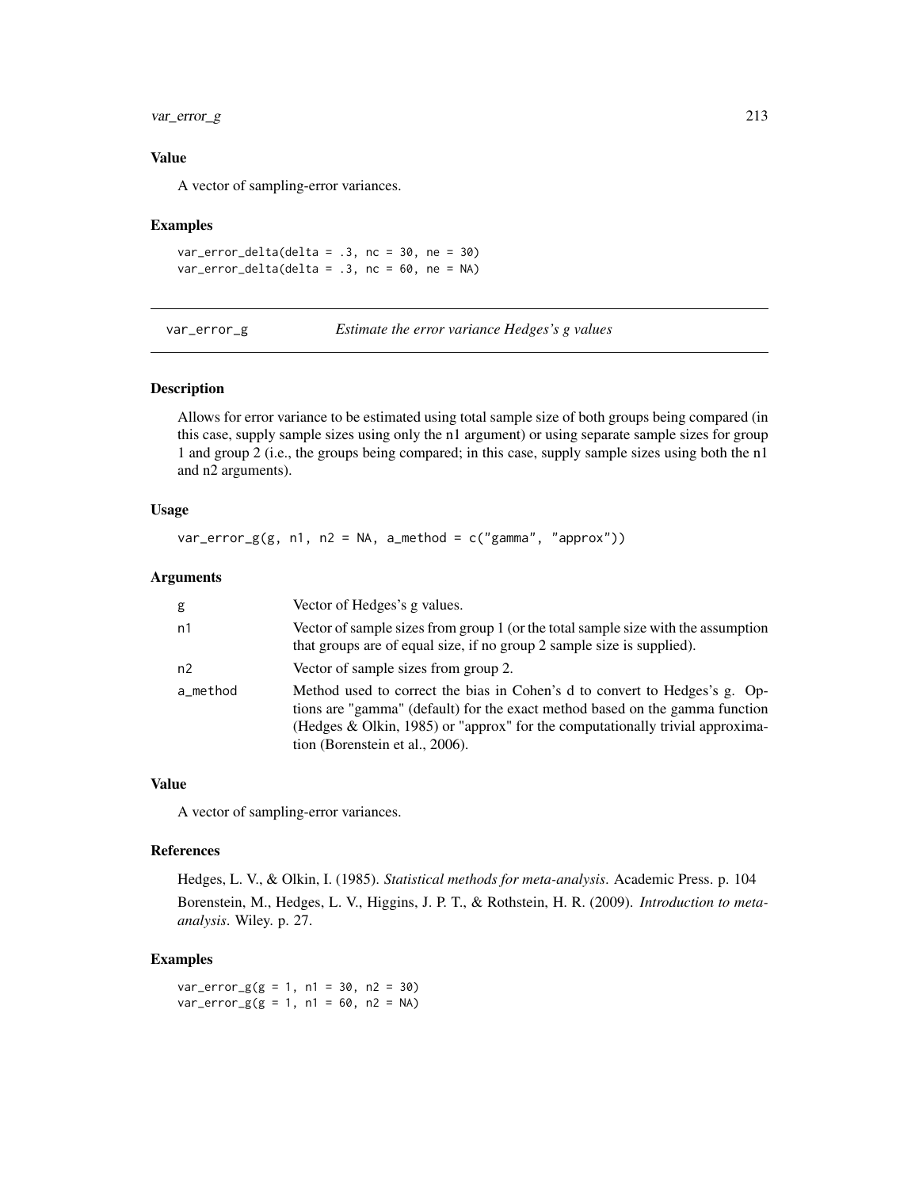### Value

A vector of sampling-error variances.

### Examples

```
var_error_delta(delta = .3, nc = 30, ne = 30)
var_error_delta(delta = .3, nc = 60, ne = NA)
```

---

## var_error_g &nbsp;&nbsp;&nbsp; *Estimate the error variance Hedges's g values*

### Description

Allows for error variance to be estimated using total sample size of both groups being compared (in this case, supply sample sizes using only the n1 argument) or using separate sample sizes for group 1 and group 2 (i.e., the groups being compared; in this case, supply sample sizes using both the n1 and n2 arguments).

### Usage

```
var_error_g(g, n1, n2 = NA, a_method = c("gamma", "approx"))
```

### Arguments

| | |
|---|---|
| g | Vector of Hedges's g values. |
| n1 | Vector of sample sizes from group 1 (or the total sample size with the assumption that groups are of equal size, if no group 2 sample size is supplied). |
| n2 | Vector of sample sizes from group 2. |
| a_method | Method used to correct the bias in Cohen's d to convert to Hedges's g. Options are "gamma" (default) for the exact method based on the gamma function (Hedges & Olkin, 1985) or "approx" for the computationally trivial approximation (Borenstein et al., 2006). |

### Value

A vector of sampling-error variances.

### References

Hedges, L. V., & Olkin, I. (1985). *Statistical methods for meta-analysis*. Academic Press. p. 104

Borenstein, M., Hedges, L. V., Higgins, J. P. T., & Rothstein, H. R. (2009). *Introduction to meta-analysis*. Wiley. p. 27.

### Examples

```
var_error_g(g = 1, n1 = 30, n2 = 30)
var_error_g(g = 1, n1 = 60, n2 = NA)
```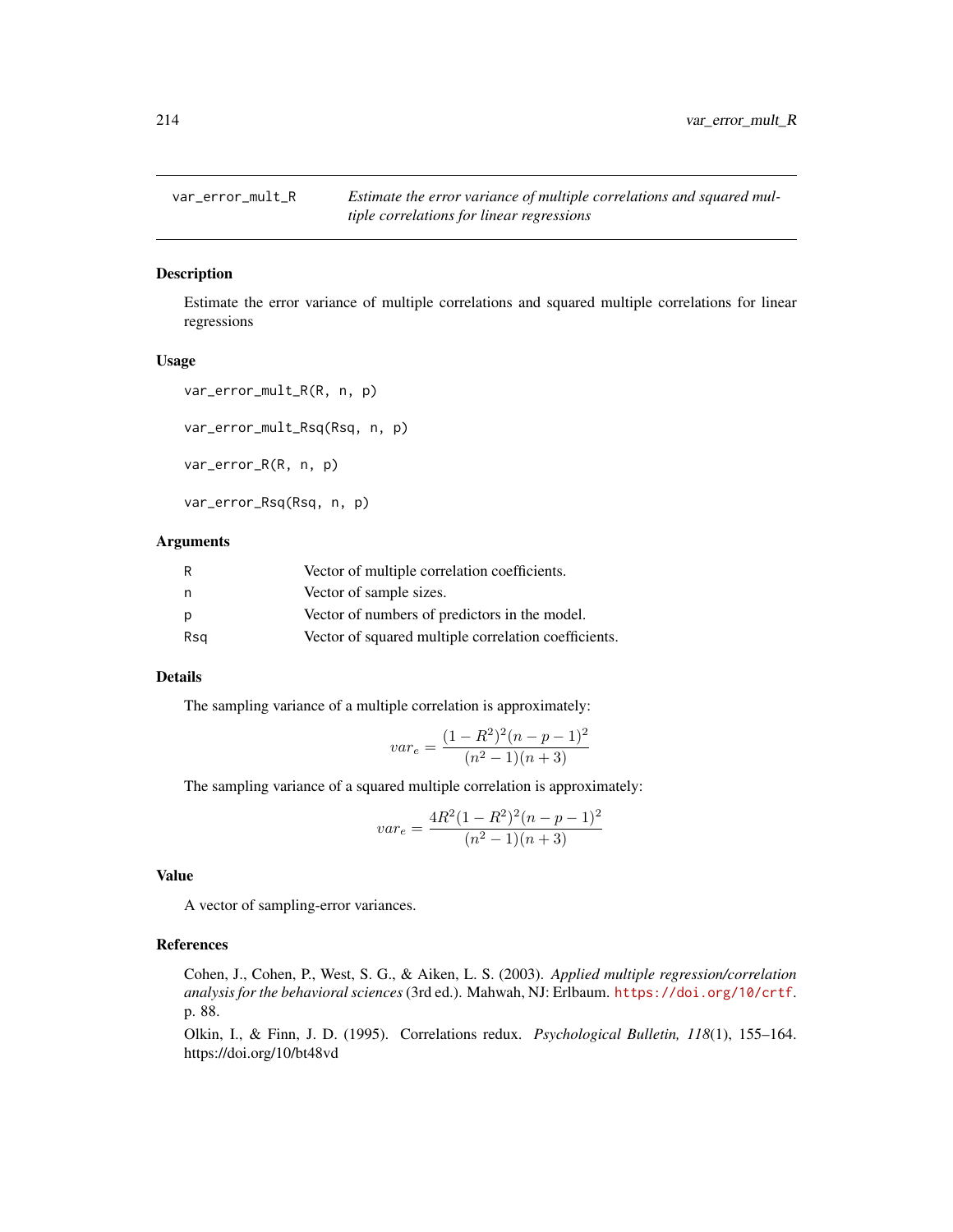## var_error_mult_R — *Estimate the error variance of multiple correlations and squared multiple correlations for linear regressions*

### Description

Estimate the error variance of multiple correlations and squared multiple correlations for linear regressions

### Usage

```
var_error_mult_R(R, n, p)

var_error_mult_Rsq(Rsq, n, p)

var_error_R(R, n, p)

var_error_Rsq(Rsq, n, p)
```

### Arguments

| | |
|---|---|
| R | Vector of multiple correlation coefficients. |
| n | Vector of sample sizes. |
| p | Vector of numbers of predictors in the model. |
| Rsq | Vector of squared multiple correlation coefficients. |

### Details

The sampling variance of a multiple correlation is approximately:

$$var_e = \frac{(1 - R^2)^2 (n - p - 1)^2}{(n^2 - 1)(n + 3)}$$

The sampling variance of a squared multiple correlation is approximately:

$$var_e = \frac{4R^2 (1 - R^2)^2 (n - p - 1)^2}{(n^2 - 1)(n + 3)}$$

### Value

A vector of sampling-error variances.

### References

Cohen, J., Cohen, P., West, S. G., & Aiken, L. S. (2003). *Applied multiple regression/correlation analysis for the behavioral sciences* (3rd ed.). Mahwah, NJ: Erlbaum. https://doi.org/10/crtf. p. 88.

Olkin, I., & Finn, J. D. (1995). Correlations redux. *Psychological Bulletin, 118*(1), 155–164. https://doi.org/10/bt48vd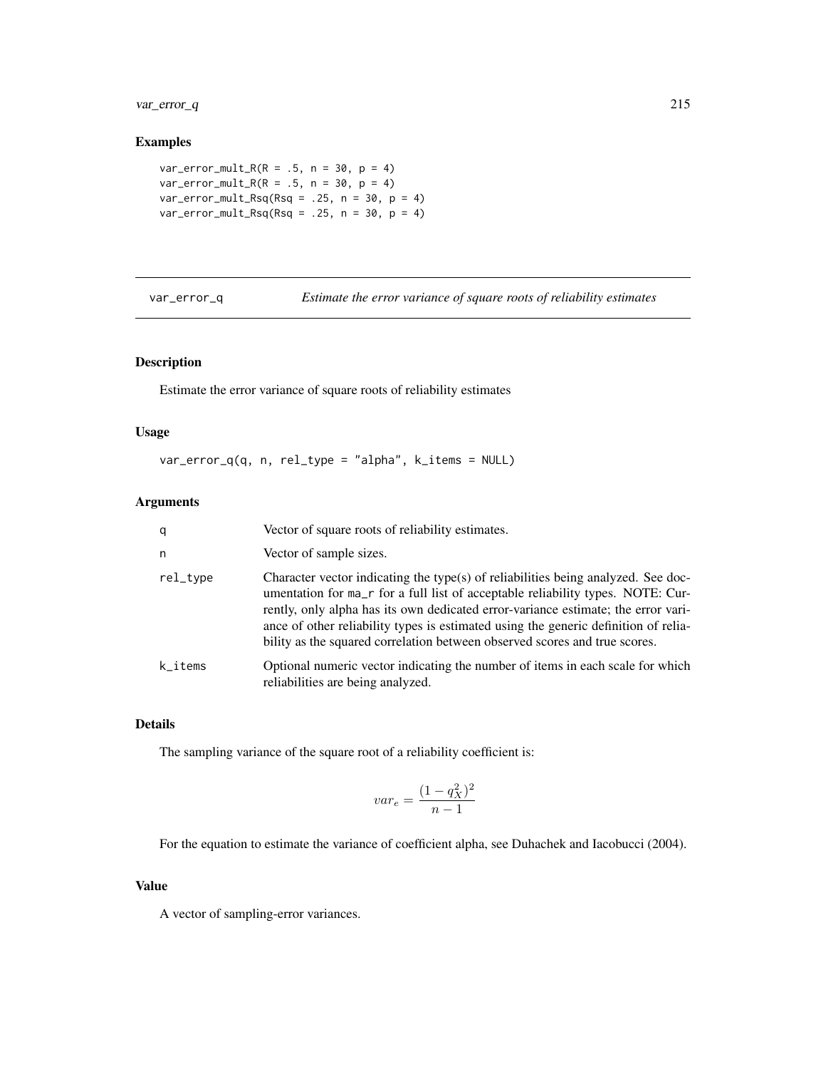## Examples

```
var_error_mult_R(R = .5, n = 30, p = 4)
var_error_mult_R(R = .5, n = 30, p = 4)
var_error_mult_Rsq(Rsq = .25, n = 30, p = 4)
var_error_mult_Rsq(Rsq = .25, n = 30, p = 4)
```

---

## var_error_q — *Estimate the error variance of square roots of reliability estimates*

### Description

Estimate the error variance of square roots of reliability estimates

### Usage

```
var_error_q(q, n, rel_type = "alpha", k_items = NULL)
```

### Arguments

| | |
|---|---|
| q | Vector of square roots of reliability estimates. |
| n | Vector of sample sizes. |
| rel_type | Character vector indicating the type(s) of reliabilities being analyzed. See documentation for ma_r for a full list of acceptable reliability types. NOTE: Currently, only alpha has its own dedicated error-variance estimate; the error variance of other reliability types is estimated using the generic definition of reliability as the squared correlation between observed scores and true scores. |
| k_items | Optional numeric vector indicating the number of items in each scale for which reliabilities are being analyzed. |

### Details

The sampling variance of the square root of a reliability coefficient is:

$$var_e = \frac{(1 - q_X^2)^2}{n - 1}$$

For the equation to estimate the variance of coefficient alpha, see Duhachek and Iacobucci (2004).

### Value

A vector of sampling-error variances.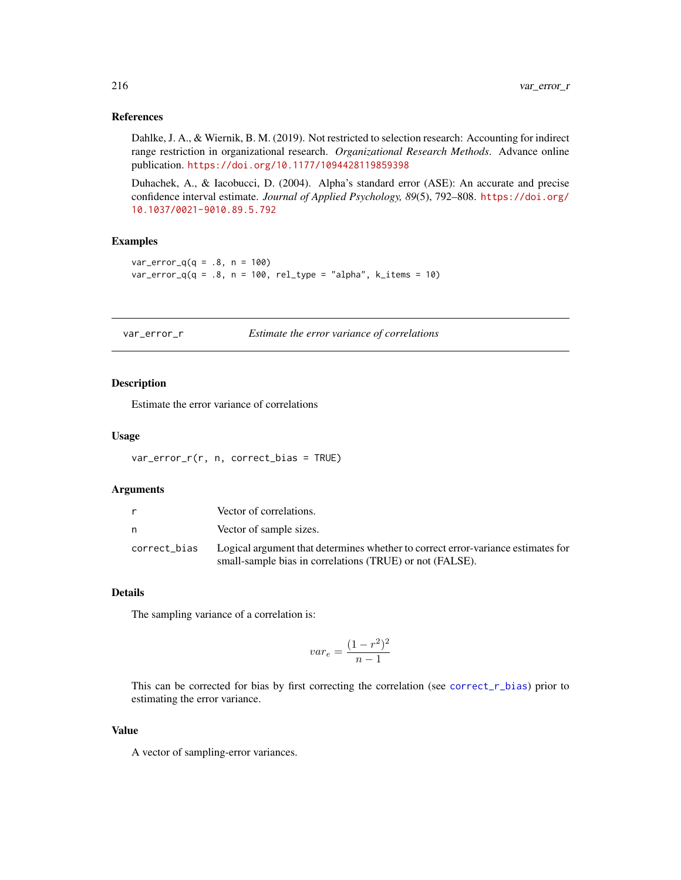### References

Dahlke, J. A., & Wiernik, B. M. (2019). Not restricted to selection research: Accounting for indirect range restriction in organizational research. *Organizational Research Methods*. Advance online publication. https://doi.org/10.1177/1094428119859398

Duhachek, A., & Iacobucci, D. (2004). Alpha's standard error (ASE): An accurate and precise confidence interval estimate. *Journal of Applied Psychology, 89*(5), 792–808. https://doi.org/10.1037/0021-9010.89.5.792

### Examples

```
var_error_q(q = .8, n = 100)
var_error_q(q = .8, n = 100, rel_type = "alpha", k_items = 10)
```

---

## var_error_r — *Estimate the error variance of correlations*

---

### Description

Estimate the error variance of correlations

### Usage

```
var_error_r(r, n, correct_bias = TRUE)
```

### Arguments

| | |
|---|---|
| r | Vector of correlations. |
| n | Vector of sample sizes. |
| correct_bias | Logical argument that determines whether to correct error-variance estimates for small-sample bias in correlations (TRUE) or not (FALSE). |

### Details

The sampling variance of a correlation is:

$$var_e = \frac{(1 - r^2)^2}{n - 1}$$

This can be corrected for bias by first correcting the correlation (see correct_r_bias) prior to estimating the error variance.

### Value

A vector of sampling-error variances.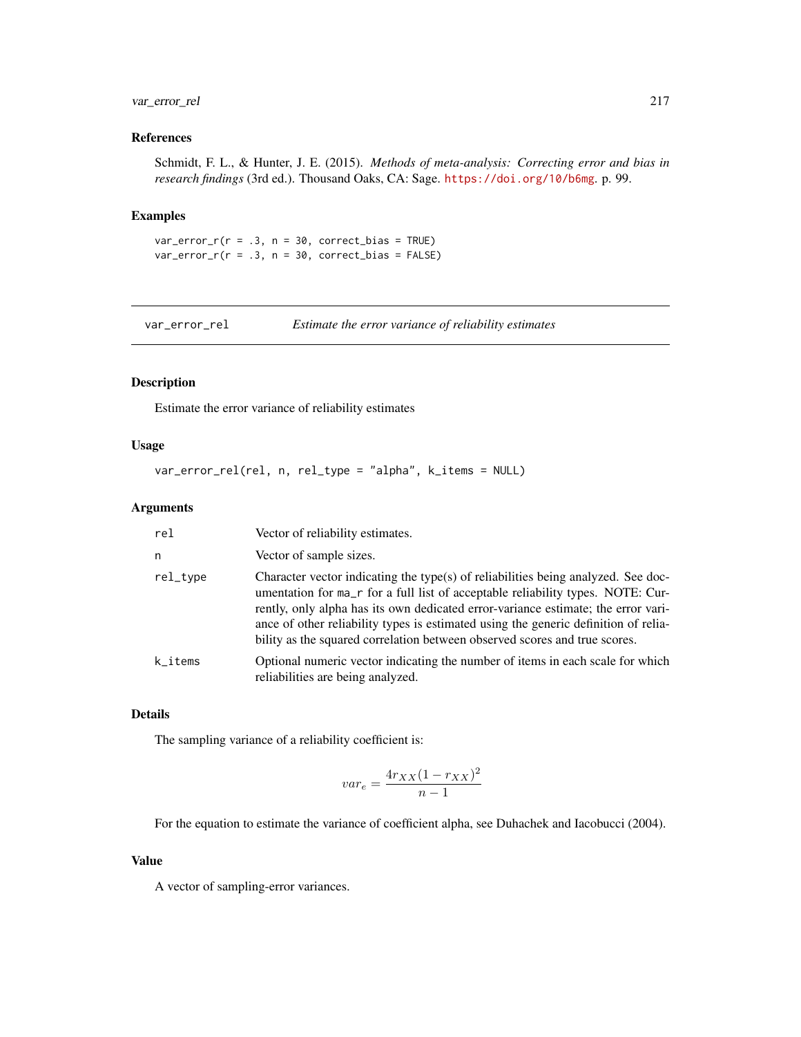## References

Schmidt, F. L., & Hunter, J. E. (2015). *Methods of meta-analysis: Correcting error and bias in research findings* (3rd ed.). Thousand Oaks, CA: Sage. https://doi.org/10/b6mg. p. 99.

## Examples

```
var_error_r(r = .3, n = 30, correct_bias = TRUE)
var_error_r(r = .3, n = 30, correct_bias = FALSE)
```

---

# var_error_rel — *Estimate the error variance of reliability estimates*

## Description

Estimate the error variance of reliability estimates

## Usage

```
var_error_rel(rel, n, rel_type = "alpha", k_items = NULL)
```

## Arguments

| | |
|---|---|
| `rel` | Vector of reliability estimates. |
| `n` | Vector of sample sizes. |
| `rel_type` | Character vector indicating the type(s) of reliabilities being analyzed. See documentation for `ma_r` for a full list of acceptable reliability types. NOTE: Currently, only alpha has its own dedicated error-variance estimate; the error variance of other reliability types is estimated using the generic definition of reliability as the squared correlation between observed scores and true scores. |
| `k_items` | Optional numeric vector indicating the number of items in each scale for which reliabilities are being analyzed. |

## Details

The sampling variance of a reliability coefficient is:

$$var_e = \frac{4r_{XX}(1 - r_{XX})^2}{n - 1}$$

For the equation to estimate the variance of coefficient alpha, see Duhachek and Iacobucci (2004).

## Value

A vector of sampling-error variances.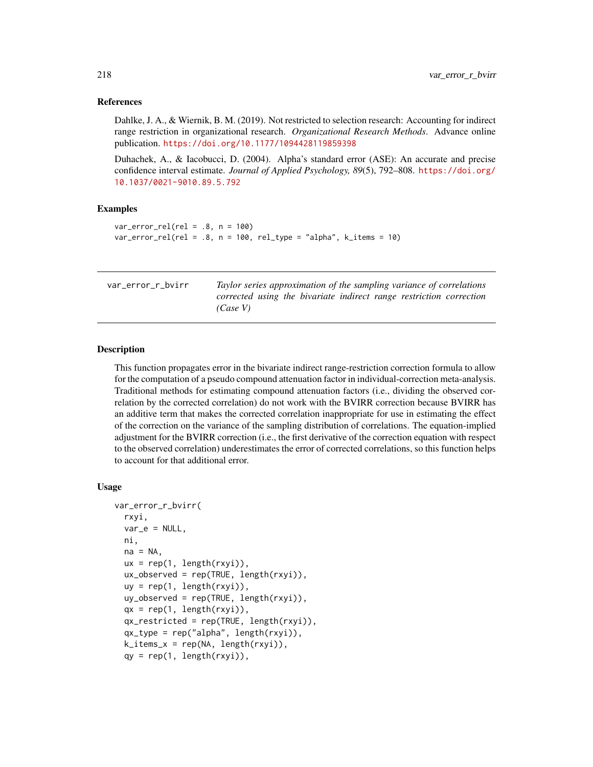### References

Dahlke, J. A., & Wiernik, B. M. (2019). Not restricted to selection research: Accounting for indirect range restriction in organizational research. *Organizational Research Methods*. Advance online publication. https://doi.org/10.1177/1094428119859398

Duhachek, A., & Iacobucci, D. (2004). Alpha's standard error (ASE): An accurate and precise confidence interval estimate. *Journal of Applied Psychology, 89*(5), 792–808. https://doi.org/10.1037/0021-9010.89.5.792

### Examples

```
var_error_rel(rel = .8, n = 100)
var_error_rel(rel = .8, n = 100, rel_type = "alpha", k_items = 10)
```

---

## var_error_r_bvirr — *Taylor series approximation of the sampling variance of correlations corrected using the bivariate indirect range restriction correction (Case V)*

---

### Description

This function propagates error in the bivariate indirect range-restriction correction formula to allow for the computation of a pseudo compound attenuation factor in individual-correction meta-analysis. Traditional methods for estimating compound attenuation factors (i.e., dividing the observed correlation by the corrected correlation) do not work with the BVIRR correction because BVIRR has an additive term that makes the corrected correlation inappropriate for use in estimating the effect of the correction on the variance of the sampling distribution of correlations. The equation-implied adjustment for the BVIRR correction (i.e., the first derivative of the correction equation with respect to the observed correlation) underestimates the error of corrected correlations, so this function helps to account for that additional error.

### Usage

```
var_error_r_bvirr(
  rxyi,
  var_e = NULL,
  ni,
  na = NA,
  ux = rep(1, length(rxyi)),
  ux_observed = rep(TRUE, length(rxyi)),
  uy = rep(1, length(rxyi)),
  uy_observed = rep(TRUE, length(rxyi)),
  qx = rep(1, length(rxyi)),
  qx_restricted = rep(TRUE, length(rxyi)),
  qx_type = rep("alpha", length(rxyi)),
  k_items_x = rep(NA, length(rxyi)),
  qy = rep(1, length(rxyi)),
```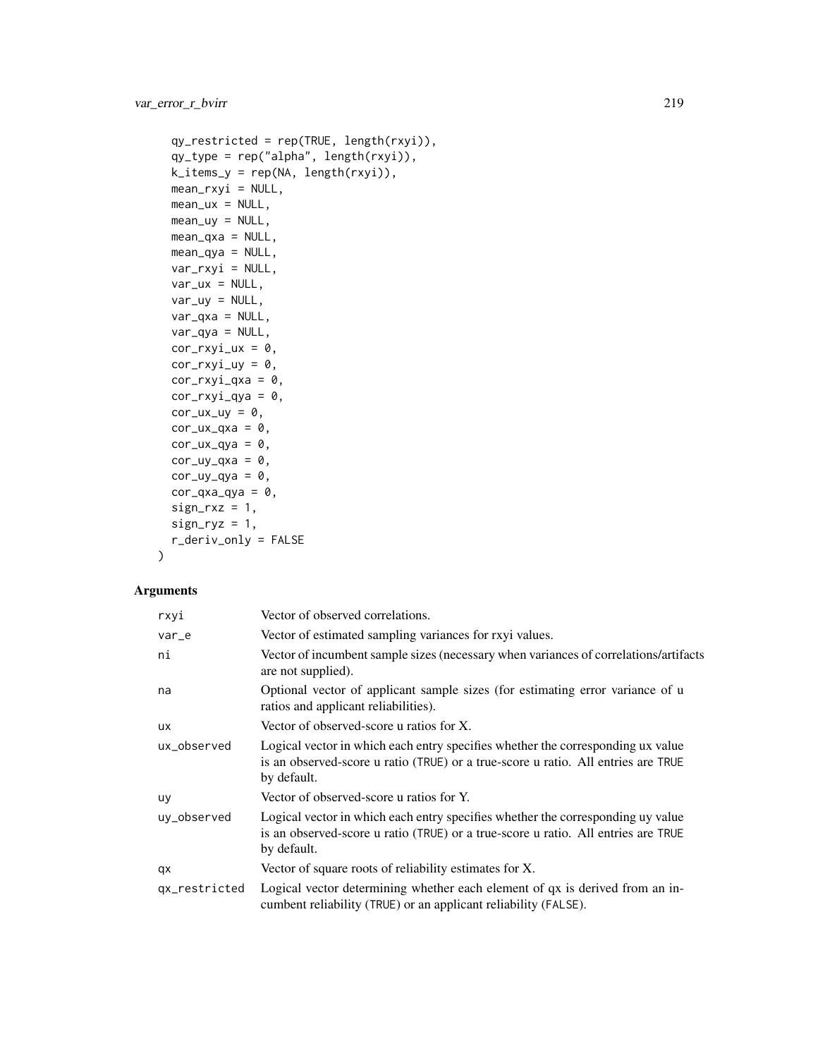```
  qy_restricted = rep(TRUE, length(rxyi)),
  qy_type = rep("alpha", length(rxyi)),
  k_items_y = rep(NA, length(rxyi)),
  mean_rxyi = NULL,
  mean_ux = NULL,
  mean_uy = NULL,
  mean_qxa = NULL,
  mean_qya = NULL,
  var_rxyi = NULL,
  var_ux = NULL,
  var_uy = NULL,
  var_qxa = NULL,
  var_qya = NULL,
  cor_rxyi_ux = 0,
  cor_rxyi_uy = 0,
  cor_rxyi_qxa = 0,
  cor_rxyi_qya = 0,
  cor_ux_uy = 0,
  cor_ux_qxa = 0,
  cor_ux_qya = 0,
  cor_uy_qxa = 0,
  cor_uy_qya = 0,
  cor_qxa_qya = 0,
  sign_rxz = 1,
  sign_ryz = 1,
  r_deriv_only = FALSE
)
```

## Arguments

| | |
|---|---|
| rxyi | Vector of observed correlations. |
| var_e | Vector of estimated sampling variances for rxyi values. |
| ni | Vector of incumbent sample sizes (necessary when variances of correlations/artifacts are not supplied). |
| na | Optional vector of applicant sample sizes (for estimating error variance of u ratios and applicant reliabilities). |
| ux | Vector of observed-score u ratios for X. |
| ux_observed | Logical vector in which each entry specifies whether the corresponding ux value is an observed-score u ratio (TRUE) or a true-score u ratio. All entries are TRUE by default. |
| uy | Vector of observed-score u ratios for Y. |
| uy_observed | Logical vector in which each entry specifies whether the corresponding uy value is an observed-score u ratio (TRUE) or a true-score u ratio. All entries are TRUE by default. |
| qx | Vector of square roots of reliability estimates for X. |
| qx_restricted | Logical vector determining whether each element of qx is derived from an incumbent reliability (TRUE) or an applicant reliability (FALSE). |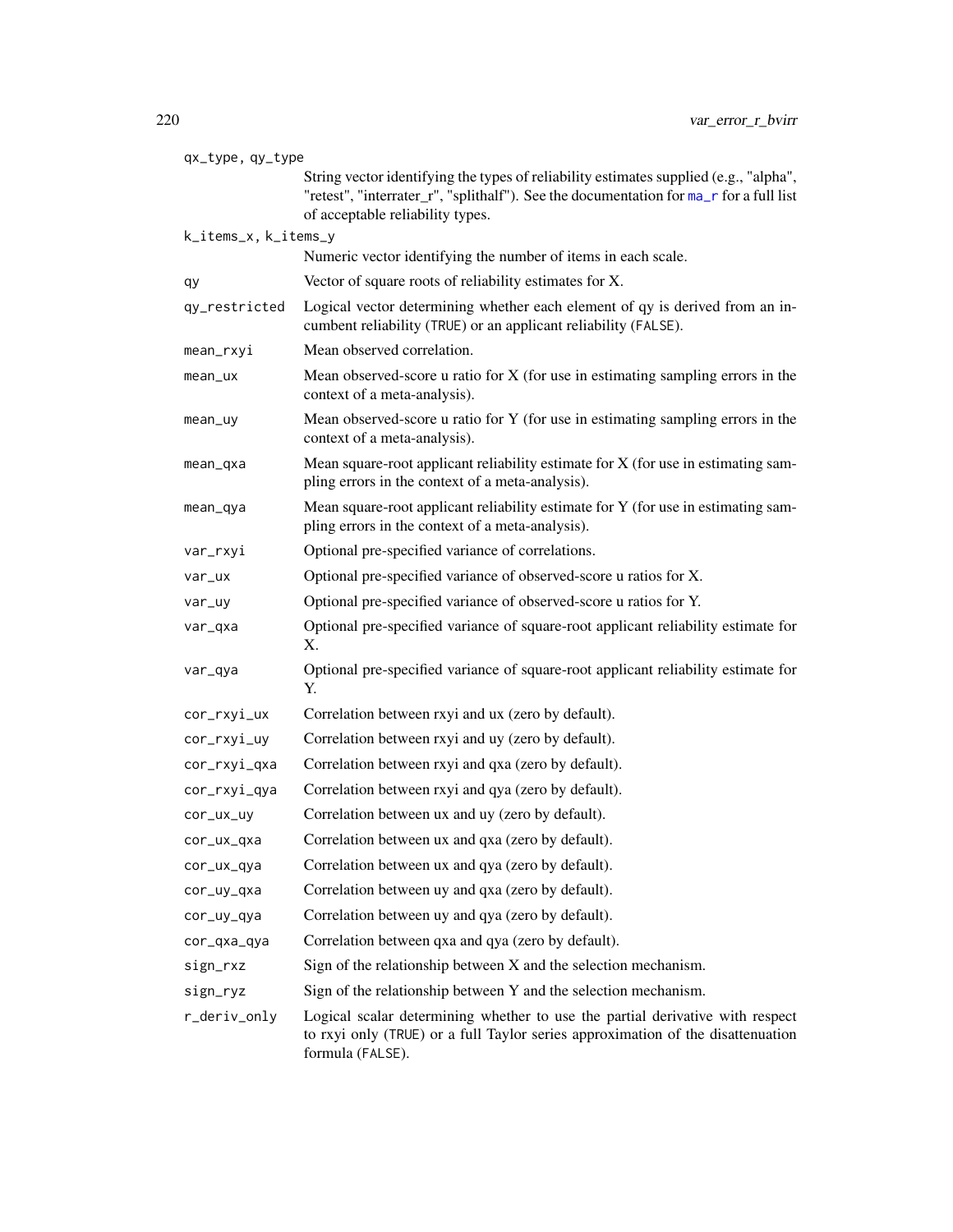| Argument | Description |
| --- | --- |
| qx_type, qy_type | String vector identifying the types of reliability estimates supplied (e.g., "alpha", "retest", "interrater_r", "splithalf"). See the documentation for ma_r for a full list of acceptable reliability types. |
| k_items_x, k_items_y | Numeric vector identifying the number of items in each scale. |
| qy | Vector of square roots of reliability estimates for X. |
| qy_restricted | Logical vector determining whether each element of qy is derived from an incumbent reliability (TRUE) or an applicant reliability (FALSE). |
| mean_rxyi | Mean observed correlation. |
| mean_ux | Mean observed-score u ratio for X (for use in estimating sampling errors in the context of a meta-analysis). |
| mean_uy | Mean observed-score u ratio for Y (for use in estimating sampling errors in the context of a meta-analysis). |
| mean_qxa | Mean square-root applicant reliability estimate for X (for use in estimating sampling errors in the context of a meta-analysis). |
| mean_qya | Mean square-root applicant reliability estimate for Y (for use in estimating sampling errors in the context of a meta-analysis). |
| var_rxyi | Optional pre-specified variance of correlations. |
| var_ux | Optional pre-specified variance of observed-score u ratios for X. |
| var_uy | Optional pre-specified variance of observed-score u ratios for Y. |
| var_qxa | Optional pre-specified variance of square-root applicant reliability estimate for X. |
| var_qya | Optional pre-specified variance of square-root applicant reliability estimate for Y. |
| cor_rxyi_ux | Correlation between rxyi and ux (zero by default). |
| cor_rxyi_uy | Correlation between rxyi and uy (zero by default). |
| cor_rxyi_qxa | Correlation between rxyi and qxa (zero by default). |
| cor_rxyi_qya | Correlation between rxyi and qya (zero by default). |
| cor_ux_uy | Correlation between ux and uy (zero by default). |
| cor_ux_qxa | Correlation between ux and qxa (zero by default). |
| cor_ux_qya | Correlation between ux and qya (zero by default). |
| cor_uy_qxa | Correlation between uy and qxa (zero by default). |
| cor_uy_qya | Correlation between uy and qya (zero by default). |
| cor_qxa_qya | Correlation between qxa and qya (zero by default). |
| sign_rxz | Sign of the relationship between X and the selection mechanism. |
| sign_ryz | Sign of the relationship between Y and the selection mechanism. |
| r_deriv_only | Logical scalar determining whether to use the partial derivative with respect to rxyi only (TRUE) or a full Taylor series approximation of the disattenuation formula (FALSE). |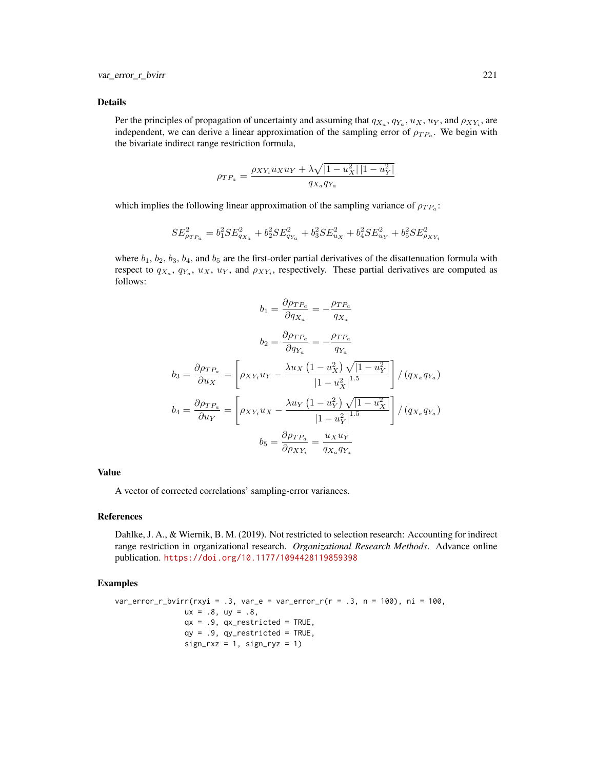## Details

Per the principles of propagation of uncertainty and assuming that $q_{X_a}$, $q_{Y_a}$, $u_X$, $u_Y$, and $\rho_{XY_i}$, are independent, we can derive a linear approximation of the sampling error of $\rho_{TP_a}$. We begin with the bivariate indirect range restriction formula,

$$\rho_{TP_a} = \frac{\rho_{XY_i} u_X u_Y + \lambda \sqrt{|1 - u_X^2| \, |1 - u_Y^2|}}{q_{X_a} q_{Y_a}}$$

which implies the following linear approximation of the sampling variance of $\rho_{TP_a}$:

$$SE_{\rho_{TP_a}}^2 = b_1^2 SE_{q_{X_a}}^2 + b_2^2 SE_{q_{Y_a}}^2 + b_3^2 SE_{u_X}^2 + b_4^2 SE_{u_Y}^2 + b_5^2 SE_{\rho_{XY_i}}^2$$

where $b_1$, $b_2$, $b_3$, $b_4$, and $b_5$ are the first-order partial derivatives of the disattenuation formula with respect to $q_{X_a}$, $q_{Y_a}$, $u_X$, $u_Y$, and $\rho_{XY_i}$, respectively. These partial derivatives are computed as follows:

$$b_1 = \frac{\partial \rho_{TP_a}}{\partial q_{X_a}} = -\frac{\rho_{TP_a}}{q_{X_a}}$$

$$b_2 = \frac{\partial \rho_{TP_a}}{\partial q_{Y_a}} = -\frac{\rho_{TP_a}}{q_{Y_a}}$$

$$b_3 = \frac{\partial \rho_{TP_a}}{\partial u_X} = \left[ \rho_{XY_i} u_Y - \frac{\lambda u_X \left(1 - u_X^2\right) \sqrt{|1 - u_Y^2|}}{|1 - u_X^2|^{1.5}} \right] / \left(q_{X_a} q_{Y_a}\right)$$

$$b_4 = \frac{\partial \rho_{TP_a}}{\partial u_Y} = \left[ \rho_{XY_i} u_X - \frac{\lambda u_Y \left(1 - u_Y^2\right) \sqrt{|1 - u_X^2|}}{|1 - u_Y^2|^{1.5}} \right] / \left(q_{X_a} q_{Y_a}\right)$$

$$b_5 = \frac{\partial \rho_{TP_a}}{\partial \rho_{XY_i}} = \frac{u_X u_Y}{q_{X_a} q_{Y_a}}$$

## Value

A vector of corrected correlations' sampling-error variances.

## References

Dahlke, J. A., & Wiernik, B. M. (2019). Not restricted to selection research: Accounting for indirect range restriction in organizational research. *Organizational Research Methods*. Advance online publication. https://doi.org/10.1177/1094428119859398

## Examples

```
var_error_r_bvirr(rxyi = .3, var_e = var_error_r(r = .3, n = 100), ni = 100,
                  ux = .8, uy = .8,
                  qx = .9, qx_restricted = TRUE,
                  qy = .9, qy_restricted = TRUE,
                  sign_rxz = 1, sign_ryz = 1)
```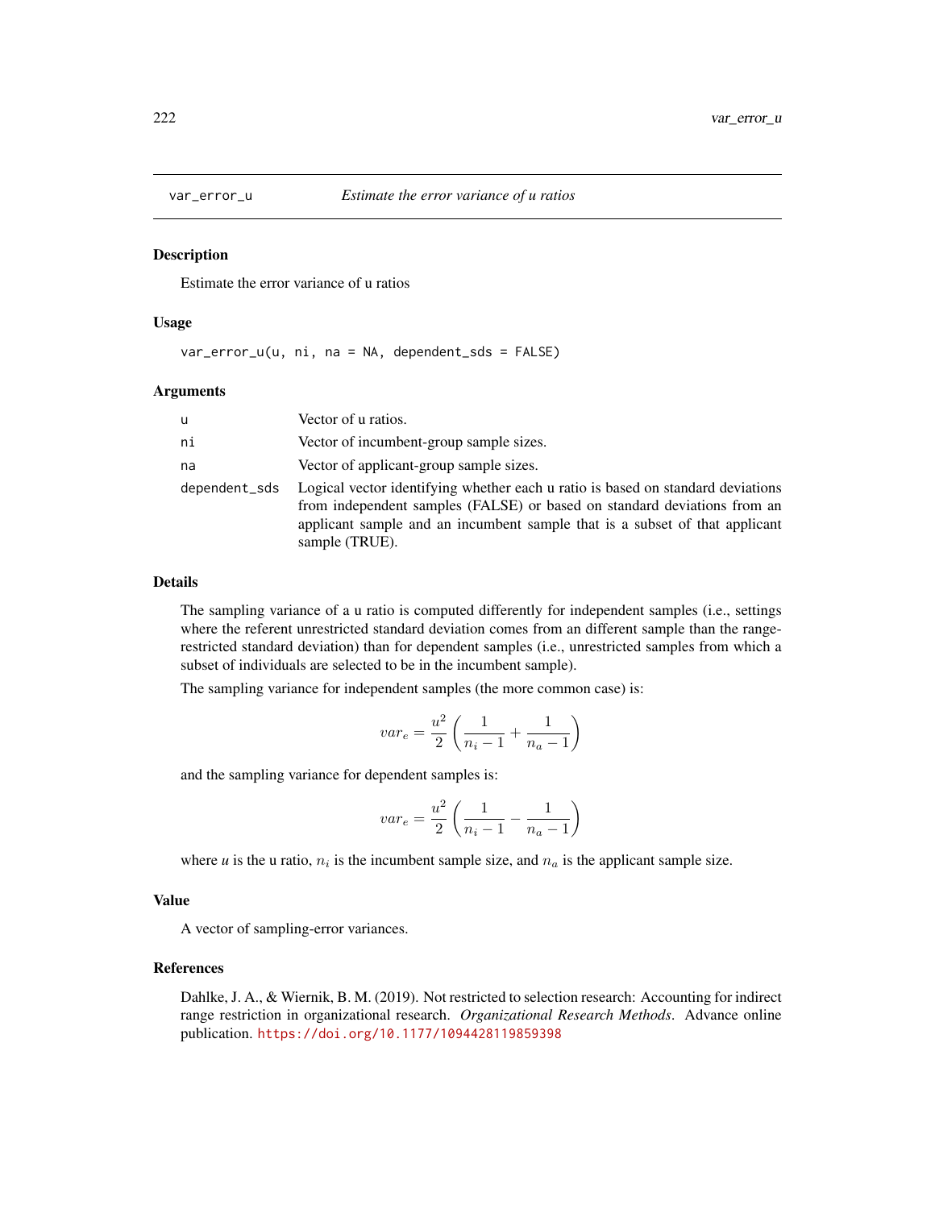`var_error_u` *Estimate the error variance of u ratios*

## Description

Estimate the error variance of u ratios

## Usage

```
var_error_u(u, ni, na = NA, dependent_sds = FALSE)
```

## Arguments

| | |
|---|---|
| `u` | Vector of u ratios. |
| `ni` | Vector of incumbent-group sample sizes. |
| `na` | Vector of applicant-group sample sizes. |
| `dependent_sds` | Logical vector identifying whether each u ratio is based on standard deviations from independent samples (FALSE) or based on standard deviations from an applicant sample and an incumbent sample that is a subset of that applicant sample (TRUE). |

## Details

The sampling variance of a u ratio is computed differently for independent samples (i.e., settings where the referent unrestricted standard deviation comes from an different sample than the range-restricted standard deviation) than for dependent samples (i.e., unrestricted samples from which a subset of individuals are selected to be in the incumbent sample).

The sampling variance for independent samples (the more common case) is:

$$var_e = \frac{u^2}{2}\left(\frac{1}{n_i - 1} + \frac{1}{n_a - 1}\right)$$

and the sampling variance for dependent samples is:

$$var_e = \frac{u^2}{2}\left(\frac{1}{n_i - 1} - \frac{1}{n_a - 1}\right)$$

where $u$ is the u ratio, $n_i$ is the incumbent sample size, and $n_a$ is the applicant sample size.

## Value

A vector of sampling-error variances.

## References

Dahlke, J. A., & Wiernik, B. M. (2019). Not restricted to selection research: Accounting for indirect range restriction in organizational research. *Organizational Research Methods*. Advance online publication. https://doi.org/10.1177/1094428119859398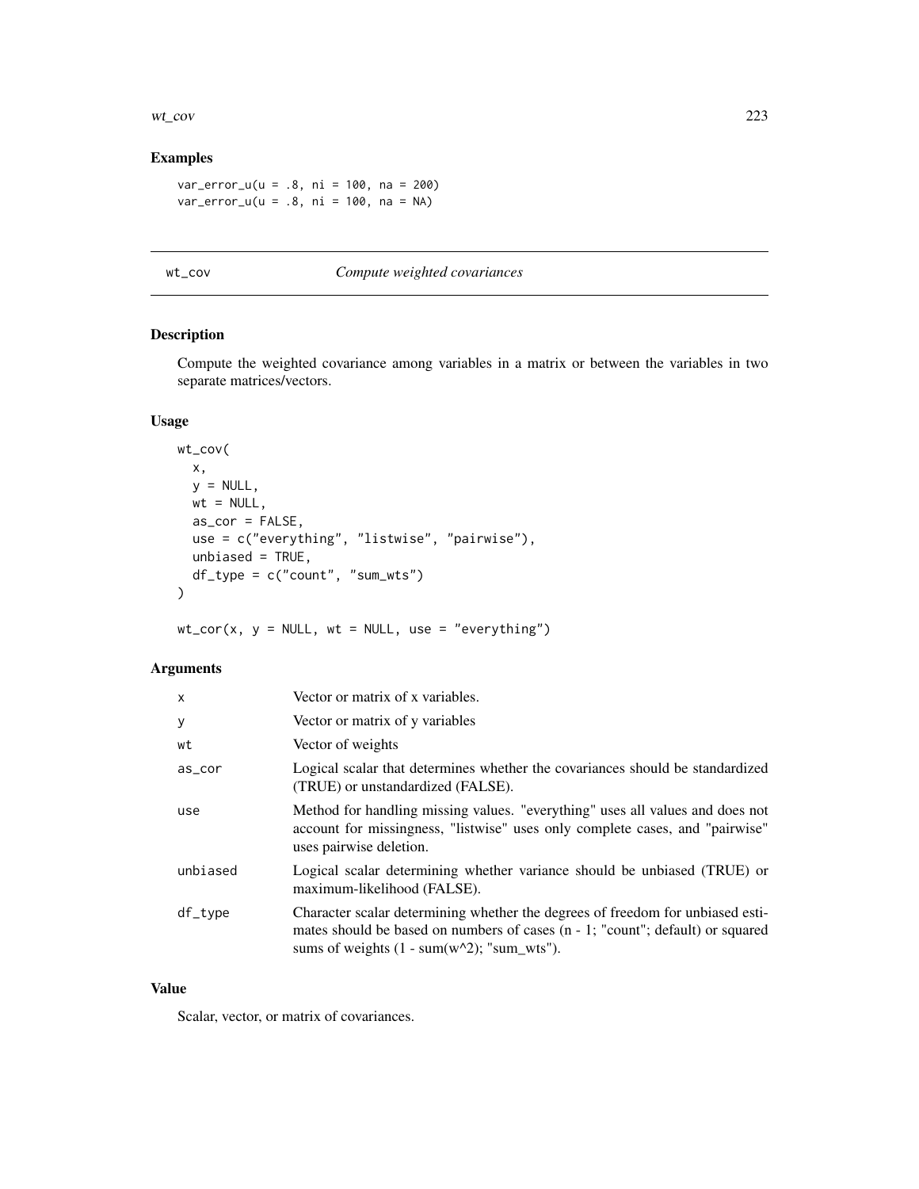## Examples

```
var_error_u(u = .8, ni = 100, na = 200)
var_error_u(u = .8, ni = 100, na = NA)
```

---

# wt_cov — *Compute weighted covariances*

## Description

Compute the weighted covariance among variables in a matrix or between the variables in two separate matrices/vectors.

## Usage

```
wt_cov(
  x,
  y = NULL,
  wt = NULL,
  as_cor = FALSE,
  use = c("everything", "listwise", "pairwise"),
  unbiased = TRUE,
  df_type = c("count", "sum_wts")
)

wt_cor(x, y = NULL, wt = NULL, use = "everything")
```

## Arguments

| | |
|---|---|
| x | Vector or matrix of x variables. |
| y | Vector or matrix of y variables |
| wt | Vector of weights |
| as_cor | Logical scalar that determines whether the covariances should be standardized (TRUE) or unstandardized (FALSE). |
| use | Method for handling missing values. "everything" uses all values and does not account for missingness, "listwise" uses only complete cases, and "pairwise" uses pairwise deletion. |
| unbiased | Logical scalar determining whether variance should be unbiased (TRUE) or maximum-likelihood (FALSE). |
| df_type | Character scalar determining whether the degrees of freedom for unbiased estimates should be based on numbers of cases (n - 1; "count"; default) or squared sums of weights (1 - sum(w^2); "sum_wts"). |

## Value

Scalar, vector, or matrix of covariances.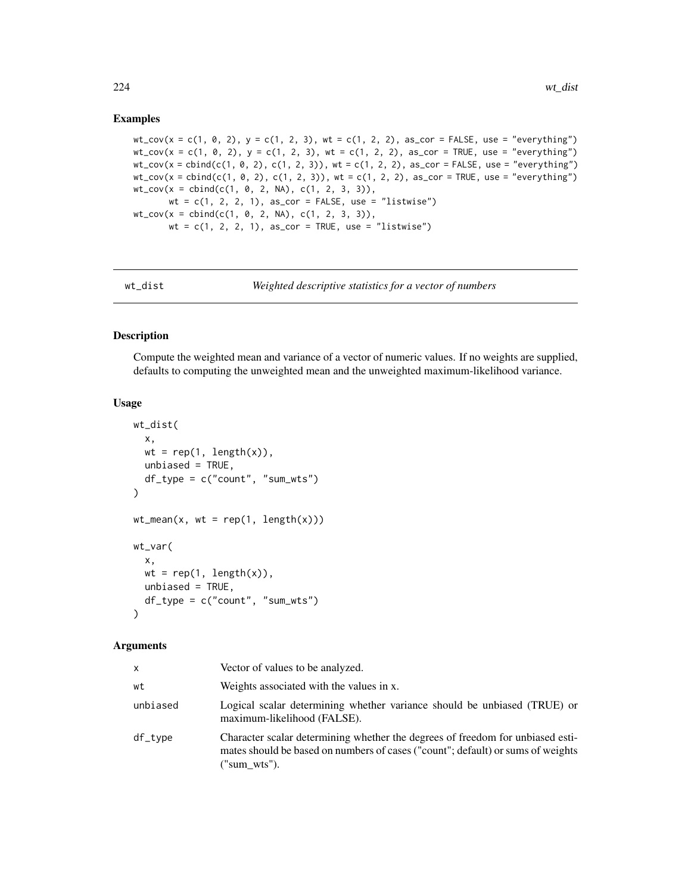## Examples

```
wt_cov(x = c(1, 0, 2), y = c(1, 2, 3), wt = c(1, 2, 2), as_cor = FALSE, use = "everything")
wt_cov(x = c(1, 0, 2), y = c(1, 2, 3), wt = c(1, 2, 2), as_cor = TRUE, use = "everything")
wt_cov(x = cbind(c(1, 0, 2), c(1, 2, 3)), wt = c(1, 2, 2), as_cor = FALSE, use = "everything")
wt_cov(x = cbind(c(1, 0, 2), c(1, 2, 3)), wt = c(1, 2, 2), as_cor = TRUE, use = "everything")
wt_cov(x = cbind(c(1, 0, 2, NA), c(1, 2, 3, 3)),
       wt = c(1, 2, 2, 1), as_cor = FALSE, use = "listwise")
wt_cov(x = cbind(c(1, 0, 2, NA), c(1, 2, 3, 3)),
       wt = c(1, 2, 2, 1), as_cor = TRUE, use = "listwise")
```

---

# wt_dist — *Weighted descriptive statistics for a vector of numbers*

---

## Description

Compute the weighted mean and variance of a vector of numeric values. If no weights are supplied, defaults to computing the unweighted mean and the unweighted maximum-likelihood variance.

## Usage

```
wt_dist(
  x,
  wt = rep(1, length(x)),
  unbiased = TRUE,
  df_type = c("count", "sum_wts")
)

wt_mean(x, wt = rep(1, length(x)))

wt_var(
  x,
  wt = rep(1, length(x)),
  unbiased = TRUE,
  df_type = c("count", "sum_wts")
)
```

## Arguments

| | |
|---|---|
| x | Vector of values to be analyzed. |
| wt | Weights associated with the values in x. |
| unbiased | Logical scalar determining whether variance should be unbiased (TRUE) or maximum-likelihood (FALSE). |
| df_type | Character scalar determining whether the degrees of freedom for unbiased estimates should be based on numbers of cases ("count"; default) or sums of weights ("sum_wts"). |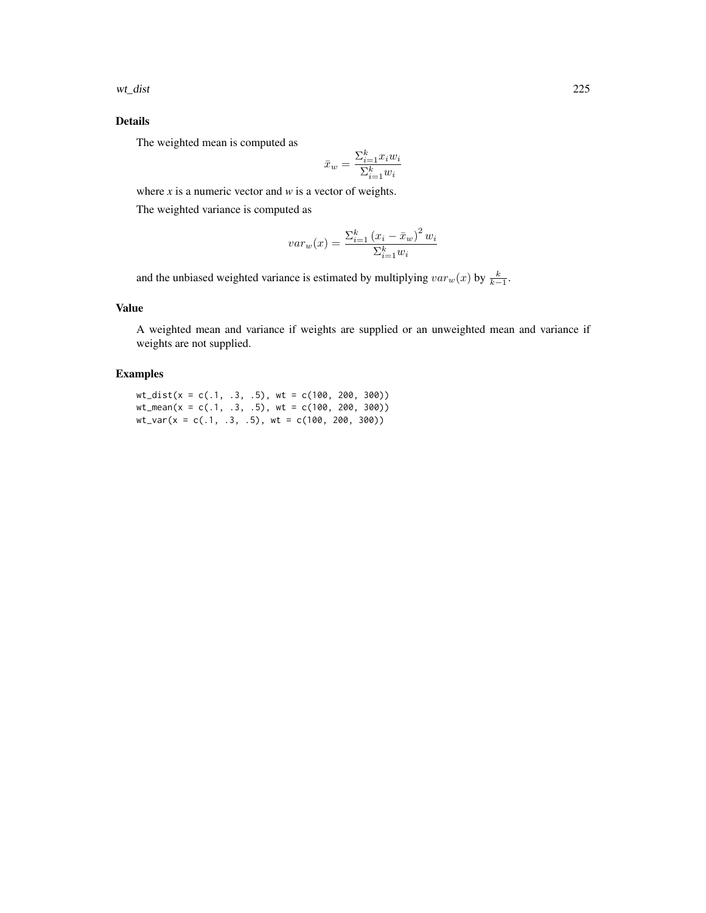## Details

The weighted mean is computed as

$$\bar{x}_w = \frac{\Sigma_{i=1}^{k} x_i w_i}{\Sigma_{i=1}^{k} w_i}$$

where *x* is a numeric vector and *w* is a vector of weights.

The weighted variance is computed as

$$var_w(x) = \frac{\Sigma_{i=1}^{k} \left(x_i - \bar{x}_w\right)^2 w_i}{\Sigma_{i=1}^{k} w_i}$$

and the unbiased weighted variance is estimated by multiplying $var_w(x)$ by $\frac{k}{k-1}$.

## Value

A weighted mean and variance if weights are supplied or an unweighted mean and variance if weights are not supplied.

## Examples

```
wt_dist(x = c(.1, .3, .5), wt = c(100, 200, 300))
wt_mean(x = c(.1, .3, .5), wt = c(100, 200, 300))
wt_var(x = c(.1, .3, .5), wt = c(100, 200, 300))
```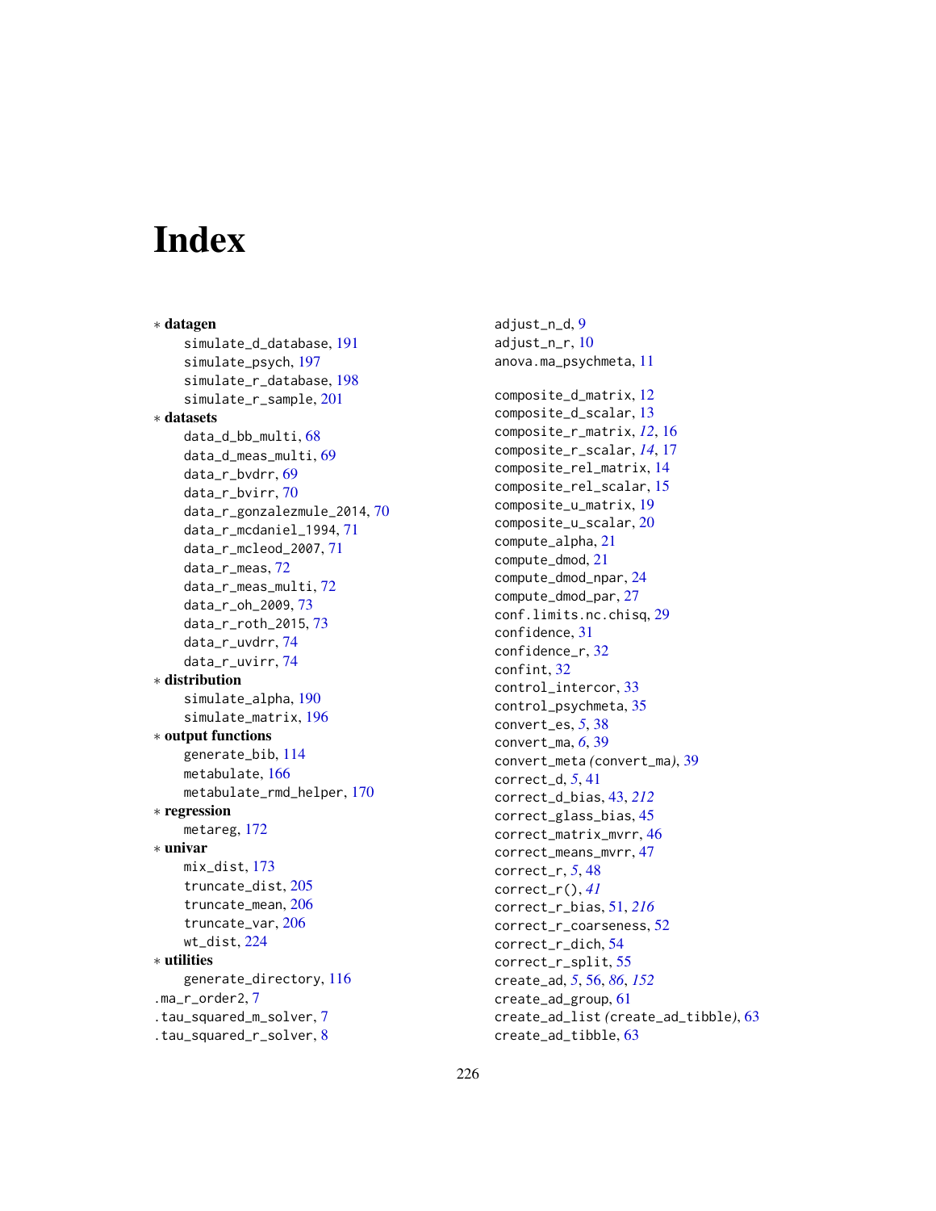# Index

∗ **datagen**
  simulate_d_database, 191
  simulate_psych, 197
  simulate_r_database, 198
  simulate_r_sample, 201

∗ **datasets**
  data_d_bb_multi, 68
  data_d_meas_multi, 69
  data_r_bvdrr, 69
  data_r_bvirr, 70
  data_r_gonzalezmule_2014, 70
  data_r_mcdaniel_1994, 71
  data_r_mcleod_2007, 71
  data_r_meas, 72
  data_r_meas_multi, 72
  data_r_oh_2009, 73
  data_r_roth_2015, 73
  data_r_uvdrr, 74
  data_r_uvirr, 74

∗ **distribution**
  simulate_alpha, 190
  simulate_matrix, 196

∗ **output functions**
  generate_bib, 114
  metabulate, 166
  metabulate_rmd_helper, 170

∗ **regression**
  metareg, 172

∗ **univar**
  mix_dist, 173
  truncate_dist, 205
  truncate_mean, 206
  truncate_var, 206
  wt_dist, 224

∗ **utilities**
  generate_directory, 116

.ma_r_order2, 7
.tau_squared_m_solver, 7
.tau_squared_r_solver, 8

adjust_n_d, 9
adjust_n_r, 10
anova.ma_psychmeta, 11

composite_d_matrix, 12
composite_d_scalar, 13
composite_r_matrix, *12*, 16
composite_r_scalar, *14*, 17
composite_rel_matrix, 14
composite_rel_scalar, 15
composite_u_matrix, 19
composite_u_scalar, 20
compute_alpha, 21
compute_dmod, 21
compute_dmod_npar, 24
compute_dmod_par, 27
conf.limits.nc.chisq, 29
confidence, 31
confidence_r, 32
confint, 32
control_intercor, 33
control_psychmeta, 35
convert_es, *5*, 38
convert_ma, *6*, 39
convert_meta (convert_ma), 39
correct_d, *5*, 41
correct_d_bias, 43, *212*
correct_glass_bias, 45
correct_matrix_mvrr, 46
correct_means_mvrr, 47
correct_r, *5*, 48
correct_r(), *41*
correct_r_bias, 51, *216*
correct_r_coarseness, 52
correct_r_dich, 54
correct_r_split, 55
create_ad, *5*, 56, *86*, *152*
create_ad_group, 61
create_ad_list (create_ad_tibble), 63
create_ad_tibble, 63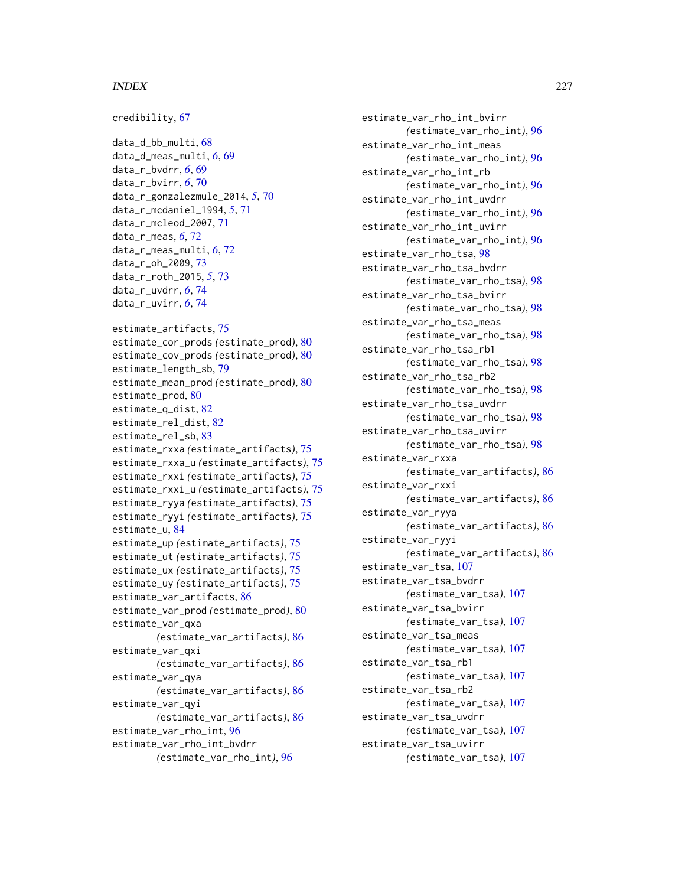credibility, 67

data_d_bb_multi, 68
data_d_meas_multi, *6*, 69
data_r_bvdrr, *6*, 69
data_r_bvirr, *6*, 70
data_r_gonzalezmule_2014, *5*, 70
data_r_mcdaniel_1994, *5*, 71
data_r_mcleod_2007, 71
data_r_meas, *6*, 72
data_r_meas_multi, *6*, 72
data_r_oh_2009, 73
data_r_roth_2015, *5*, 73
data_r_uvdrr, *6*, 74
data_r_uvirr, *6*, 74

estimate_artifacts, 75
estimate_cor_prods *(*estimate_prod*)*, 80
estimate_cov_prods *(*estimate_prod*)*, 80
estimate_length_sb, 79
estimate_mean_prod *(*estimate_prod*)*, 80
estimate_prod, 80
estimate_q_dist, 82
estimate_rel_dist, 82
estimate_rel_sb, 83
estimate_rxxa *(*estimate_artifacts*)*, 75
estimate_rxxa_u *(*estimate_artifacts*)*, 75
estimate_rxxi *(*estimate_artifacts*)*, 75
estimate_rxxi_u *(*estimate_artifacts*)*, 75
estimate_ryya *(*estimate_artifacts*)*, 75
estimate_ryyi *(*estimate_artifacts*)*, 75
estimate_u, 84
estimate_up *(*estimate_artifacts*)*, 75
estimate_ut *(*estimate_artifacts*)*, 75
estimate_ux *(*estimate_artifacts*)*, 75
estimate_uy *(*estimate_artifacts*)*, 75
estimate_var_artifacts, 86
estimate_var_prod *(*estimate_prod*)*, 80
estimate_var_qxa *(*estimate_var_artifacts*)*, 86
estimate_var_qxi *(*estimate_var_artifacts*)*, 86
estimate_var_qya *(*estimate_var_artifacts*)*, 86
estimate_var_qyi *(*estimate_var_artifacts*)*, 86
estimate_var_rho_int, 96
estimate_var_rho_int_bvdrr *(*estimate_var_rho_int*)*, 96
estimate_var_rho_int_bvirr *(*estimate_var_rho_int*)*, 96
estimate_var_rho_int_meas *(*estimate_var_rho_int*)*, 96
estimate_var_rho_int_rb *(*estimate_var_rho_int*)*, 96
estimate_var_rho_int_uvdrr *(*estimate_var_rho_int*)*, 96
estimate_var_rho_int_uvirr *(*estimate_var_rho_int*)*, 96
estimate_var_rho_tsa, 98
estimate_var_rho_tsa_bvdrr *(*estimate_var_rho_tsa*)*, 98
estimate_var_rho_tsa_bvirr *(*estimate_var_rho_tsa*)*, 98
estimate_var_rho_tsa_meas *(*estimate_var_rho_tsa*)*, 98
estimate_var_rho_tsa_rb1 *(*estimate_var_rho_tsa*)*, 98
estimate_var_rho_tsa_rb2 *(*estimate_var_rho_tsa*)*, 98
estimate_var_rho_tsa_uvdrr *(*estimate_var_rho_tsa*)*, 98
estimate_var_rho_tsa_uvirr *(*estimate_var_rho_tsa*)*, 98
estimate_var_rxxa *(*estimate_var_artifacts*)*, 86
estimate_var_rxxi *(*estimate_var_artifacts*)*, 86
estimate_var_ryya *(*estimate_var_artifacts*)*, 86
estimate_var_ryyi *(*estimate_var_artifacts*)*, 86
estimate_var_tsa, 107
estimate_var_tsa_bvdrr *(*estimate_var_tsa*)*, 107
estimate_var_tsa_bvirr *(*estimate_var_tsa*)*, 107
estimate_var_tsa_meas *(*estimate_var_tsa*)*, 107
estimate_var_tsa_rb1 *(*estimate_var_tsa*)*, 107
estimate_var_tsa_rb2 *(*estimate_var_tsa*)*, 107
estimate_var_tsa_uvdrr *(*estimate_var_tsa*)*, 107
estimate_var_tsa_uvirr *(*estimate_var_tsa*)*, 107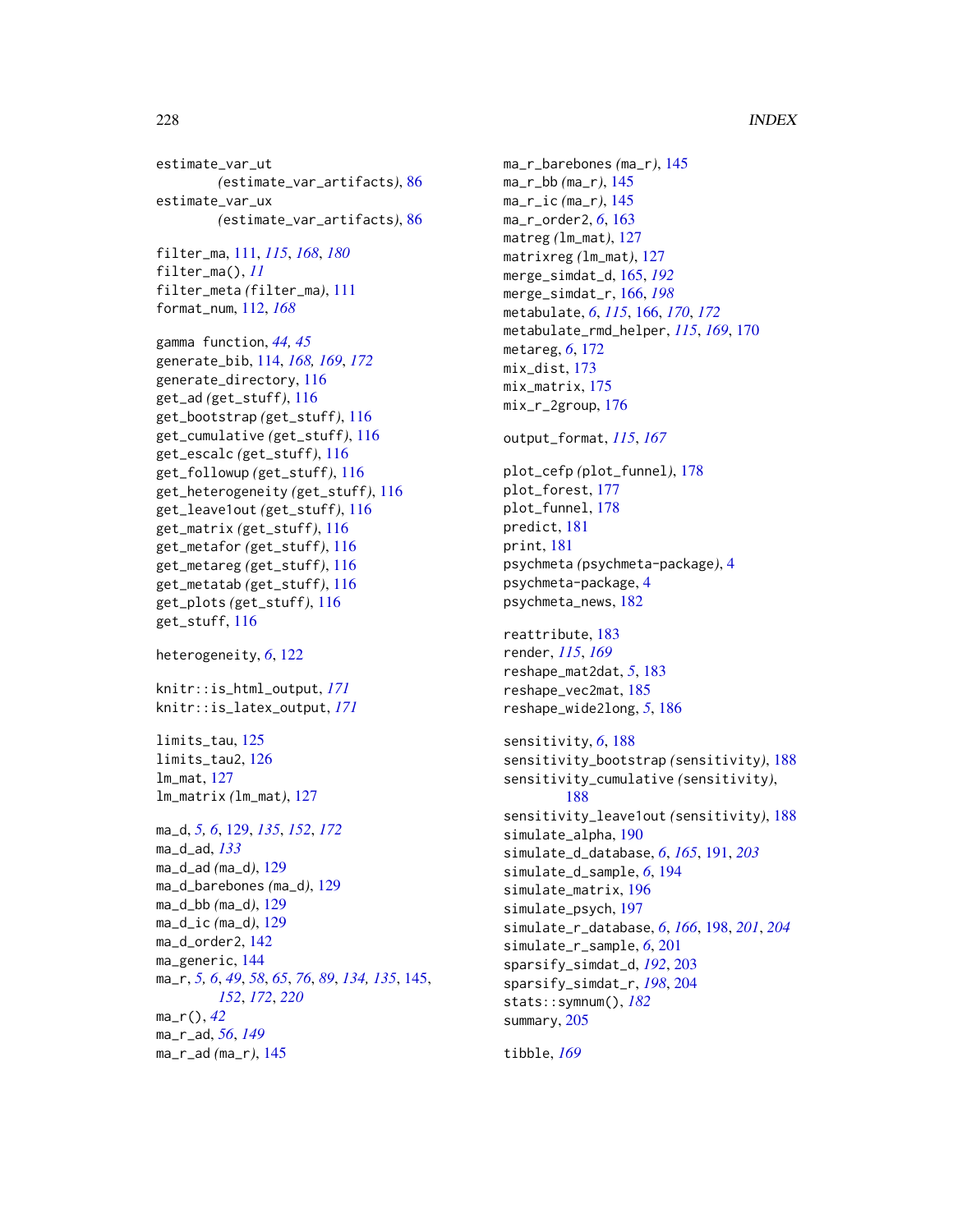estimate_var_ut
(estimate_var_artifacts), 86
estimate_var_ux
(estimate_var_artifacts), 86

filter_ma, 111, *115*, *168*, *180*
filter_ma(), *11*
filter_meta (filter_ma), 111
format_num, 112, *168*

gamma function, *44, 45*
generate_bib, 114, *168, 169*, *172*
generate_directory, 116
get_ad (get_stuff), 116
get_bootstrap (get_stuff), 116
get_cumulative (get_stuff), 116
get_escalc (get_stuff), 116
get_followup (get_stuff), 116
get_heterogeneity (get_stuff), 116
get_leave1out (get_stuff), 116
get_matrix (get_stuff), 116
get_metafor (get_stuff), 116
get_metareg (get_stuff), 116
get_metatab (get_stuff), 116
get_plots (get_stuff), 116
get_stuff, 116

heterogeneity, *6*, 122

knitr::is_html_output, *171*
knitr::is_latex_output, *171*

limits_tau, 125
limits_tau2, 126
lm_mat, 127
lm_matrix (lm_mat), 127

ma_d, *5, 6*, 129, *135*, *152*, *172*
ma_d_ad, *133*
ma_d_ad (ma_d), 129
ma_d_barebones (ma_d), 129
ma_d_bb (ma_d), 129
ma_d_ic (ma_d), 129
ma_d_order2, 142
ma_generic, 144
ma_r, *5, 6*, *49*, *58*, *65*, *76*, *89*, *134, 135*, 145, *152*, *172*, *220*
ma_r(), *42*
ma_r_ad, *56*, *149*
ma_r_ad (ma_r), 145
ma_r_barebones (ma_r), 145
ma_r_bb (ma_r), 145
ma_r_ic (ma_r), 145
ma_r_order2, *6*, 163
matreg (lm_mat), 127
matrixreg (lm_mat), 127
merge_simdat_d, 165, *192*
merge_simdat_r, 166, *198*
metabulate, *6*, *115*, 166, *170*, *172*
metabulate_rmd_helper, *115*, *169*, 170
metareg, *6*, 172
mix_dist, 173
mix_matrix, 175
mix_r_2group, 176

output_format, *115*, *167*

plot_cefp (plot_funnel), 178
plot_forest, 177
plot_funnel, 178
predict, 181
print, 181
psychmeta (psychmeta-package), 4
psychmeta-package, 4
psychmeta_news, 182

reattribute, 183
render, *115*, *169*
reshape_mat2dat, *5*, 183
reshape_vec2mat, 185
reshape_wide2long, *5*, 186

sensitivity, *6*, 188
sensitivity_bootstrap (sensitivity), 188
sensitivity_cumulative (sensitivity), 188
sensitivity_leave1out (sensitivity), 188
simulate_alpha, 190
simulate_d_database, *6*, *165*, 191, *203*
simulate_d_sample, *6*, 194
simulate_matrix, 196
simulate_psych, 197
simulate_r_database, *6*, *166*, 198, *201*, *204*
simulate_r_sample, *6*, 201
sparsify_simdat_d, *192*, 203
sparsify_simdat_r, *198*, 204
stats::symnum(), *182*
summary, 205

tibble, *169*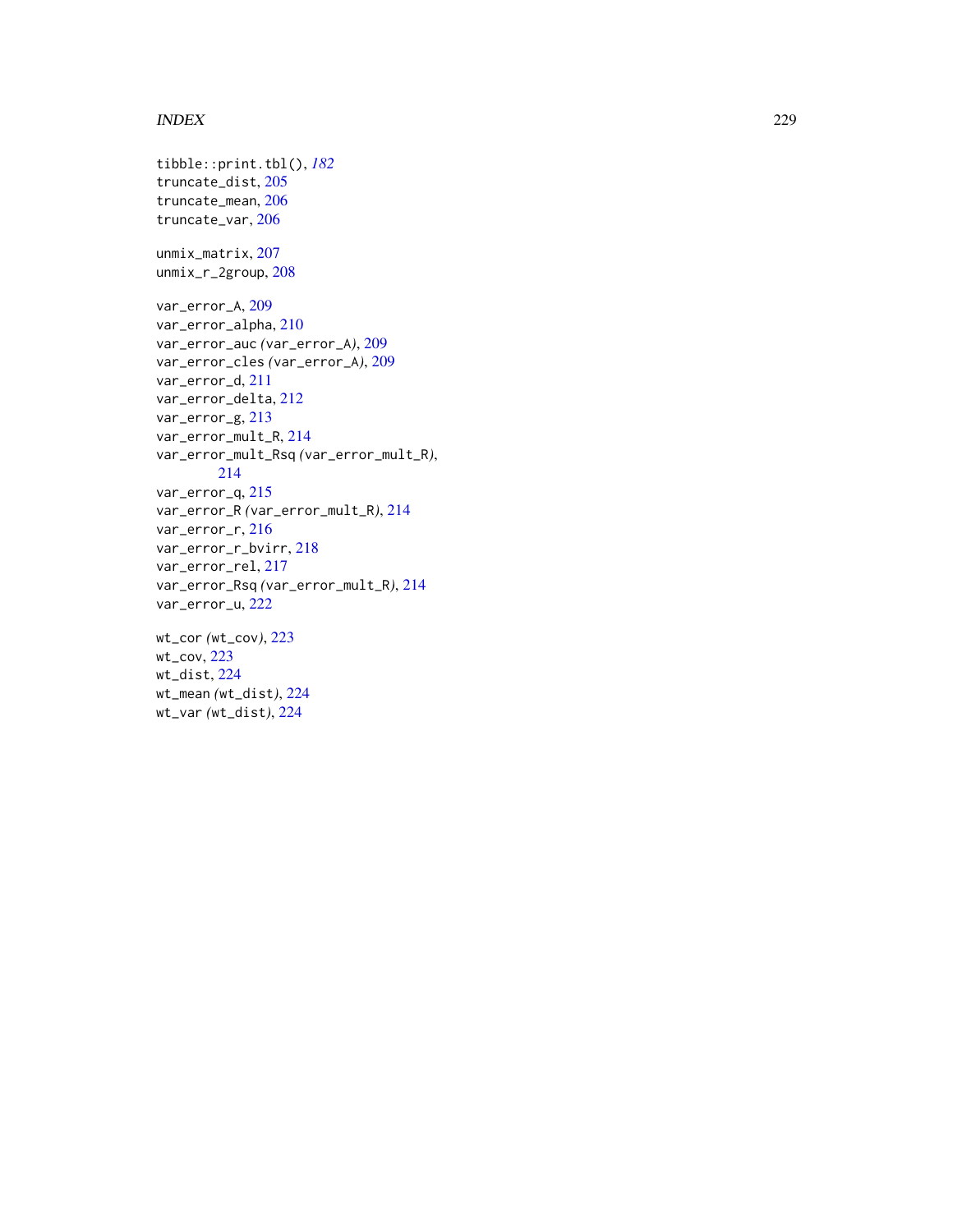tibble::print.tbl(), *182*
truncate_dist, 205
truncate_mean, 206
truncate_var, 206

unmix_matrix, 207
unmix_r_2group, 208

var_error_A, 209
var_error_alpha, 210
var_error_auc *(*var_error_A*)*, 209
var_error_cles *(*var_error_A*)*, 209
var_error_d, 211
var_error_delta, 212
var_error_g, 213
var_error_mult_R, 214
var_error_mult_Rsq *(*var_error_mult_R*)*, 214
var_error_q, 215
var_error_R *(*var_error_mult_R*)*, 214
var_error_r, 216
var_error_r_bvirr, 218
var_error_rel, 217
var_error_Rsq *(*var_error_mult_R*)*, 214
var_error_u, 222

wt_cor *(*wt_cov*)*, 223
wt_cov, 223
wt_dist, 224
wt_mean *(*wt_dist*)*, 224
wt_var *(*wt_dist*)*, 224